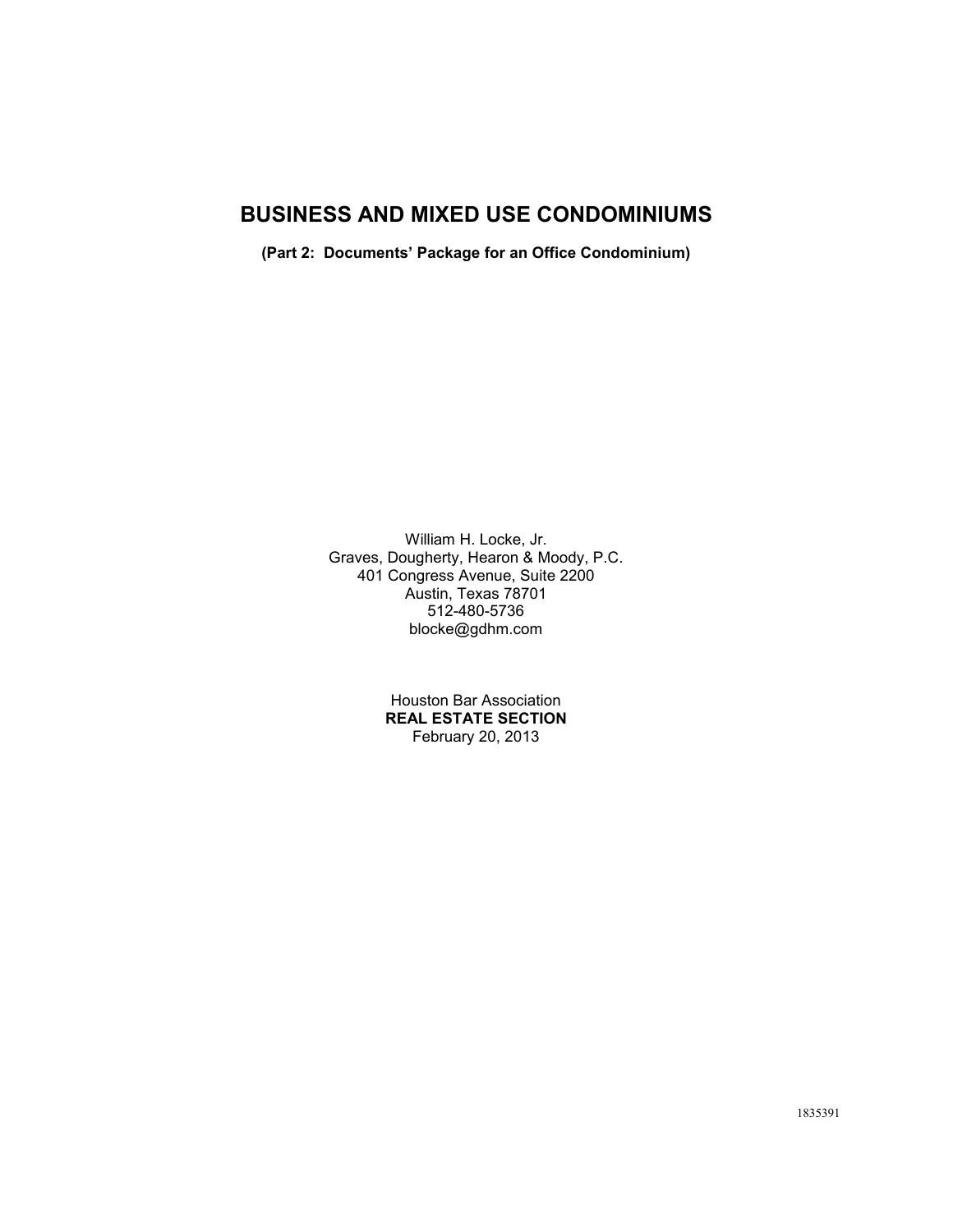# BUSINESS AND MIXED USE CONDOMINIUMS

**(Part 2: Documents' Package for an Office Condominium)**

William H. Locke, Jr.
Graves, Dougherty, Hearon & Moody, P.C.
401 Congress Avenue, Suite 2200
Austin, Texas 78701
512-480-5736
blocke@gdhm.com

Houston Bar Association
**REAL ESTATE SECTION**
February 20, 2013

1835391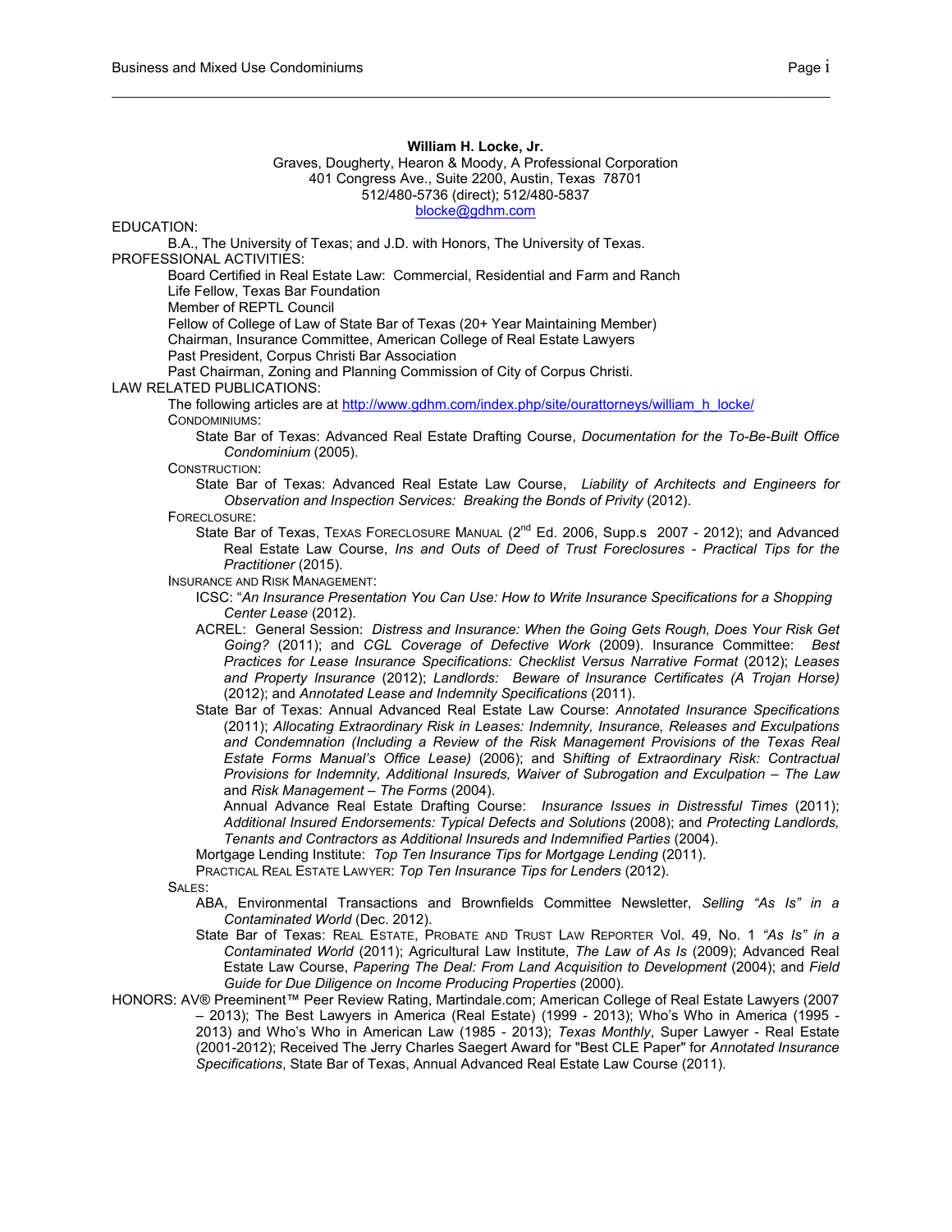**William H. Locke, Jr.**
Graves, Dougherty, Hearon & Moody, A Professional Corporation
401 Congress Ave., Suite 2200, Austin, Texas 78701
512/480-5736 (direct); 512/480-5837
blocke@gdhm.com

EDUCATION:

B.A., The University of Texas; and J.D. with Honors, The University of Texas.

PROFESSIONAL ACTIVITIES:

Board Certified in Real Estate Law: Commercial, Residential and Farm and Ranch
Life Fellow, Texas Bar Foundation
Member of REPTL Council
Fellow of College of Law of State Bar of Texas (20+ Year Maintaining Member)
Chairman, Insurance Committee, American College of Real Estate Lawyers
Past President, Corpus Christi Bar Association
Past Chairman, Zoning and Planning Commission of City of Corpus Christi.

LAW RELATED PUBLICATIONS:

The following articles are at http://www.gdhm.com/index.php/site/ourattorneys/william_h_locke/

CONDOMINIUMS:

State Bar of Texas: Advanced Real Estate Drafting Course, *Documentation for the To-Be-Built Office Condominium* (2005).

CONSTRUCTION:

State Bar of Texas: Advanced Real Estate Law Course, *Liability of Architects and Engineers for Observation and Inspection Services: Breaking the Bonds of Privity* (2012).

FORECLOSURE:

State Bar of Texas, TEXAS FORECLOSURE MANUAL (2nd Ed. 2006, Supp.s 2007 - 2012); and Advanced Real Estate Law Course, *Ins and Outs of Deed of Trust Foreclosures - Practical Tips for the Practitioner* (2015).

INSURANCE AND RISK MANAGEMENT:

ICSC: "*An Insurance Presentation You Can Use: How to Write Insurance Specifications for a Shopping Center Lease* (2012).

ACREL: General Session: *Distress and Insurance: When the Going Gets Rough, Does Your Risk Get Going?* (2011); and *CGL Coverage of Defective Work* (2009). Insurance Committee: *Best Practices for Lease Insurance Specifications: Checklist Versus Narrative Format* (2012); *Leases and Property Insurance* (2012); *Landlords: Beware of Insurance Certificates (A Trojan Horse)* (2012); and *Annotated Lease and Indemnity Specifications* (2011).

State Bar of Texas: Annual Advanced Real Estate Law Course: *Annotated Insurance Specifications* (2011); *Allocating Extraordinary Risk in Leases: Indemnity, Insurance, Releases and Exculpations and Condemnation (Including a Review of the Risk Management Provisions of the Texas Real Estate Forms Manual's Office Lease)* (2006); and *Shifting of Extraordinary Risk: Contractual Provisions for Indemnity, Additional Insureds, Waiver of Subrogation and Exculpation – The Law* and *Risk Management – The Forms* (2004).

Annual Advance Real Estate Drafting Course: *Insurance Issues in Distressful Times* (2011); *Additional Insured Endorsements: Typical Defects and Solutions* (2008); and *Protecting Landlords, Tenants and Contractors as Additional Insureds and Indemnified Parties* (2004).

Mortgage Lending Institute: *Top Ten Insurance Tips for Mortgage Lending* (2011).

PRACTICAL REAL ESTATE LAWYER: *Top Ten Insurance Tips for Lenders* (2012).

SALES:

ABA, Environmental Transactions and Brownfields Committee Newsletter, *Selling "As Is" in a Contaminated World* (Dec. 2012).

State Bar of Texas: REAL ESTATE, PROBATE AND TRUST LAW REPORTER Vol. 49, No. 1 *"As Is" in a Contaminated World* (2011); Agricultural Law Institute, *The Law of As Is* (2009); Advanced Real Estate Law Course, *Papering The Deal: From Land Acquisition to Development* (2004); and *Field Guide for Due Diligence on Income Producing Properties* (2000).

HONORS: AV® Preeminent™ Peer Review Rating, Martindale.com; American College of Real Estate Lawyers (2007 – 2013); The Best Lawyers in America (Real Estate) (1999 - 2013); Who's Who in America (1995 - 2013) and Who's Who in American Law (1985 - 2013); *Texas Monthly*, Super Lawyer - Real Estate (2001-2012); Received The Jerry Charles Saegert Award for "Best CLE Paper" for *Annotated Insurance Specifications*, State Bar of Texas, Annual Advanced Real Estate Law Course (2011).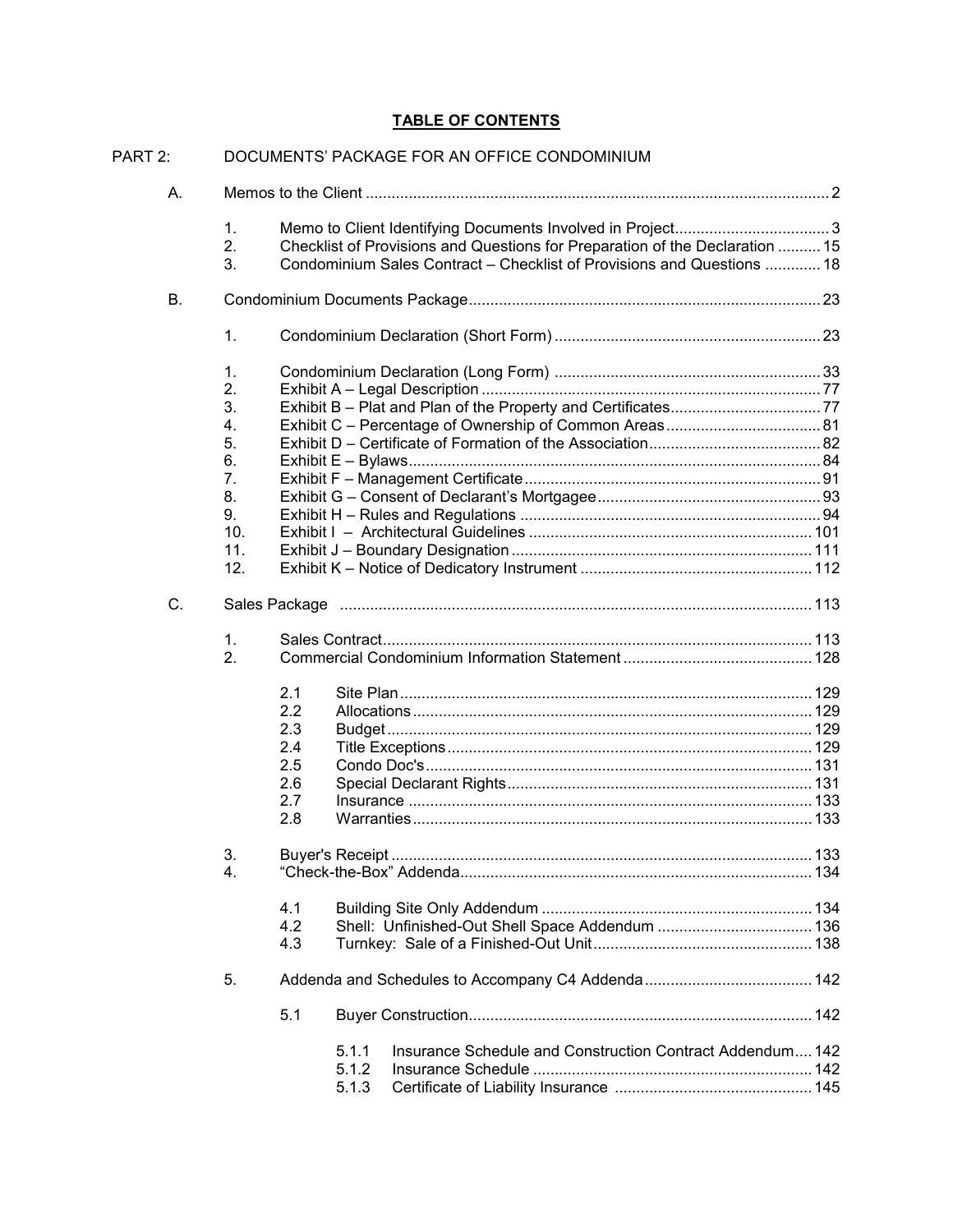# TABLE OF CONTENTS

PART 2: DOCUMENTS' PACKAGE FOR AN OFFICE CONDOMINIUM

A. Memos to the Client ........................................................................................................... 2

1. Memo to Client Identifying Documents Involved in Project.................................... 3
2. Checklist of Provisions and Questions for Preparation of the Declaration .......... 15
3. Condominium Sales Contract – Checklist of Provisions and Questions ............. 18

B. Condominium Documents Package................................................................................ 23

1. Condominium Declaration (Short Form) ............................................................. 23

1. Condominium Declaration (Long Form) ............................................................. 33
2. Exhibit A – Legal Description .............................................................................. 77
3. Exhibit B – Plat and Plan of the Property and Certificates................................... 77
4. Exhibit C – Percentage of Ownership of Common Areas.................................... 81
5. Exhibit D – Certificate of Formation of the Association........................................ 82
6. Exhibit E – Bylaws............................................................................................... 84
7. Exhibit F – Management Certificate..................................................................... 91
8. Exhibit G – Consent of Declarant's Mortgagee.................................................... 93
9. Exhibit H – Rules and Regulations ...................................................................... 94
10. Exhibit I – Architectural Guidelines .................................................................. 101
11. Exhibit J – Boundary Designation ..................................................................... 111
12. Exhibit K – Notice of Dedicatory Instrument ...................................................... 112

C. Sales Package ............................................................................................................ 113

1. Sales Contract.................................................................................................... 113
2. Commercial Condominium Information Statement ............................................ 128
   - 2.1 Site Plan ............................................................................................... 129
   - 2.2 Allocations ............................................................................................ 129
   - 2.3 Budget .................................................................................................. 129
   - 2.4 Title Exceptions .................................................................................... 129
   - 2.5 Condo Doc's.......................................................................................... 131
   - 2.6 Special Declarant Rights ....................................................................... 131
   - 2.7 Insurance ............................................................................................. 133
   - 2.8 Warranties ............................................................................................ 133
3. Buyer's Receipt ................................................................................................. 133
4. "Check-the-Box" Addenda................................................................................. 134
   - 4.1 Building Site Only Addendum .............................................................. 134
   - 4.2 Shell: Unfinished-Out Shell Space Addendum .................................... 136
   - 4.3 Turnkey: Sale of a Finished-Out Unit................................................... 138
5. Addenda and Schedules to Accompany C4 Addenda....................................... 142
   - 5.1 Buyer Construction................................................................................ 142
     - 5.1.1 Insurance Schedule and Construction Contract Addendum.... 142
     - 5.1.2 Insurance Schedule ................................................................. 142
     - 5.1.3 Certificate of Liability Insurance .............................................. 145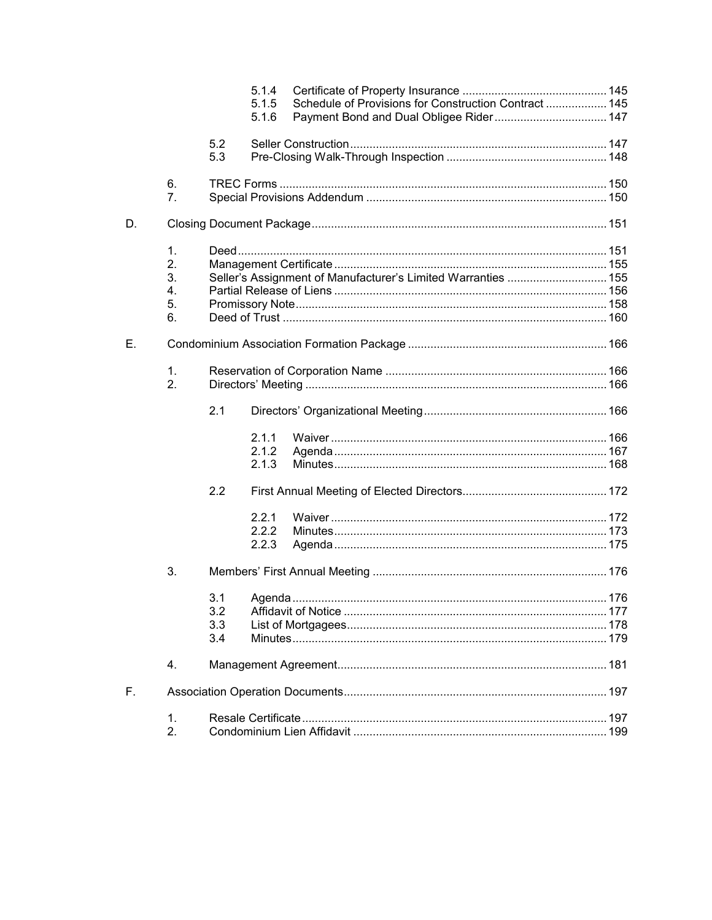- 5.1.4 Certificate of Property Insurance ............................................ 145
- 5.1.5 Schedule of Provisions for Construction Contract ................... 145
- 5.1.6 Payment Bond and Dual Obligee Rider .................................. 147

- 5.2 Seller Construction ............................................................................... 147
- 5.3 Pre-Closing Walk-Through Inspection ................................................. 148

6. TREC Forms ..................................................................................................... 150
7. Special Provisions Addendum .......................................................................... 150

D. Closing Document Package ........................................................................................... 151

1. Deed .................................................................................................................. 151
2. Management Certificate .................................................................................... 155
3. Seller's Assignment of Manufacturer's Limited Warranties ............................... 155
4. Partial Release of Liens .................................................................................... 156
5. Promissory Note ................................................................................................ 158
6. Deed of Trust .................................................................................................... 160

E. Condominium Association Formation Package ............................................................. 166

1. Reservation of Corporation Name .................................................................... 166
2. Directors' Meeting ............................................................................................. 166

   - 2.1 Directors' Organizational Meeting ......................................................... 166
     - 2.1.1 Waiver ...................................................................................... 166
     - 2.1.2 Agenda ..................................................................................... 167
     - 2.1.3 Minutes .................................................................................... 168
   - 2.2 First Annual Meeting of Elected Directors ............................................ 172
     - 2.2.1 Waiver ...................................................................................... 172
     - 2.2.2 Minutes .................................................................................... 173
     - 2.2.3 Agenda ..................................................................................... 175

3. Members' First Annual Meeting ........................................................................ 176

   - 3.1 Agenda ................................................................................................. 176
   - 3.2 Affidavit of Notice ................................................................................. 177
   - 3.3 List of Mortgagees ................................................................................ 178
   - 3.4 Minutes ................................................................................................. 179

4. Management Agreement ................................................................................... 181

F. Association Operation Documents ................................................................................. 197

1. Resale Certificate .............................................................................................. 197
2. Condominium Lien Affidavit .............................................................................. 199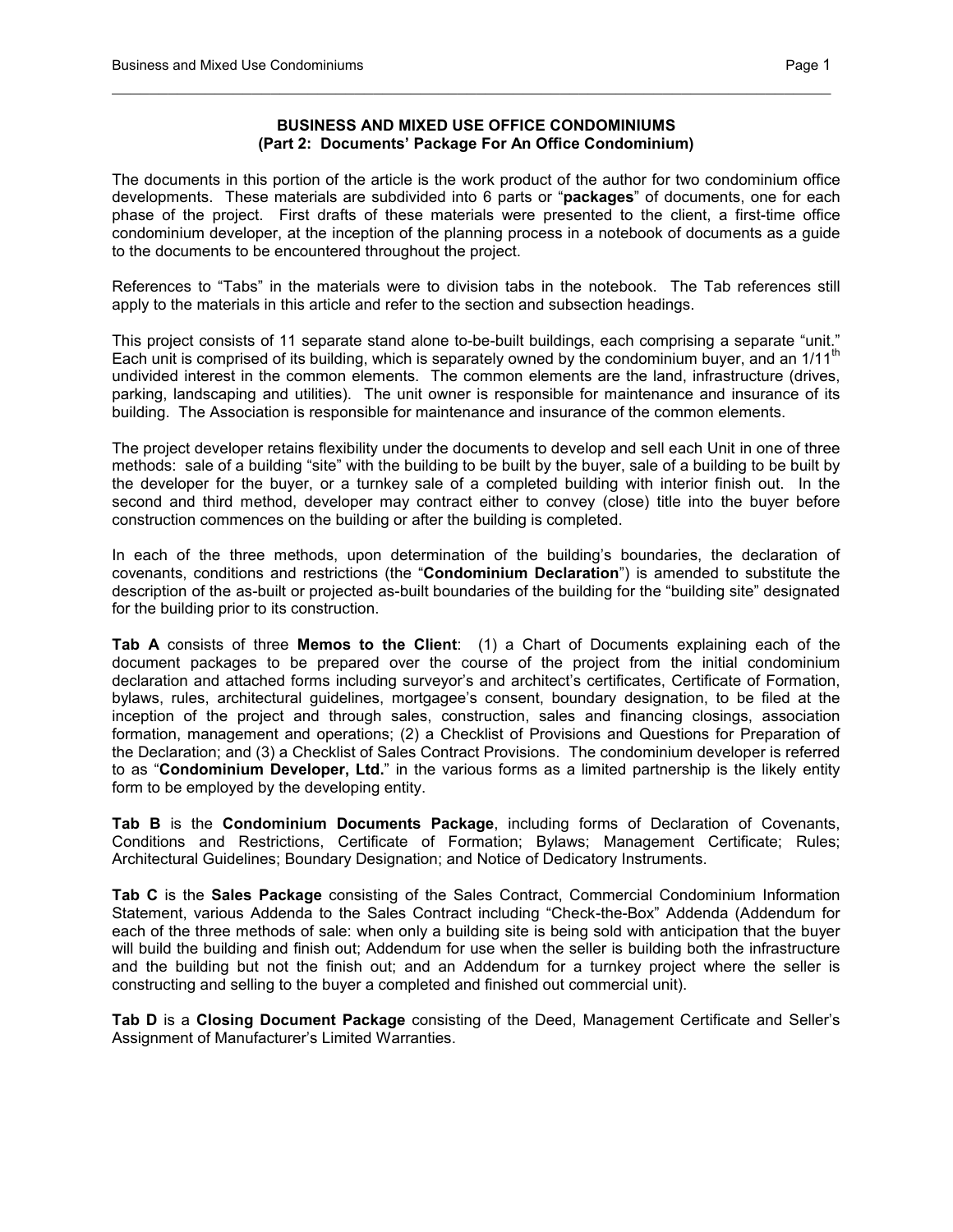# BUSINESS AND MIXED USE OFFICE CONDOMINIUMS
## (Part 2: Documents' Package For An Office Condominium)

The documents in this portion of the article is the work product of the author for two condominium office developments. These materials are subdivided into 6 parts or "**packages**" of documents, one for each phase of the project. First drafts of these materials were presented to the client, a first-time office condominium developer, at the inception of the planning process in a notebook of documents as a guide to the documents to be encountered throughout the project.

References to "Tabs" in the materials were to division tabs in the notebook. The Tab references still apply to the materials in this article and refer to the section and subsection headings.

This project consists of 11 separate stand alone to-be-built buildings, each comprising a separate "unit." Each unit is comprised of its building, which is separately owned by the condominium buyer, and an 1/11th undivided interest in the common elements. The common elements are the land, infrastructure (drives, parking, landscaping and utilities). The unit owner is responsible for maintenance and insurance of its building. The Association is responsible for maintenance and insurance of the common elements.

The project developer retains flexibility under the documents to develop and sell each Unit in one of three methods: sale of a building "site" with the building to be built by the buyer, sale of a building to be built by the developer for the buyer, or a turnkey sale of a completed building with interior finish out. In the second and third method, developer may contract either to convey (close) title into the buyer before construction commences on the building or after the building is completed.

In each of the three methods, upon determination of the building's boundaries, the declaration of covenants, conditions and restrictions (the "**Condominium Declaration**") is amended to substitute the description of the as-built or projected as-built boundaries of the building for the "building site" designated for the building prior to its construction.

**Tab A** consists of three **Memos to the Client**: (1) a Chart of Documents explaining each of the document packages to be prepared over the course of the project from the initial condominium declaration and attached forms including surveyor's and architect's certificates, Certificate of Formation, bylaws, rules, architectural guidelines, mortgagee's consent, boundary designation, to be filed at the inception of the project and through sales, construction, sales and financing closings, association formation, management and operations; (2) a Checklist of Provisions and Questions for Preparation of the Declaration; and (3) a Checklist of Sales Contract Provisions. The condominium developer is referred to as "**Condominium Developer, Ltd.**" in the various forms as a limited partnership is the likely entity form to be employed by the developing entity.

**Tab B** is the **Condominium Documents Package**, including forms of Declaration of Covenants, Conditions and Restrictions, Certificate of Formation; Bylaws; Management Certificate; Rules; Architectural Guidelines; Boundary Designation; and Notice of Dedicatory Instruments.

**Tab C** is the **Sales Package** consisting of the Sales Contract, Commercial Condominium Information Statement, various Addenda to the Sales Contract including "Check-the-Box" Addenda (Addendum for each of the three methods of sale: when only a building site is being sold with anticipation that the buyer will build the building and finish out; Addendum for use when the seller is building both the infrastructure and the building but not the finish out; and an Addendum for a turnkey project where the seller is constructing and selling to the buyer a completed and finished out commercial unit).

**Tab D** is a **Closing Document Package** consisting of the Deed, Management Certificate and Seller's Assignment of Manufacturer's Limited Warranties.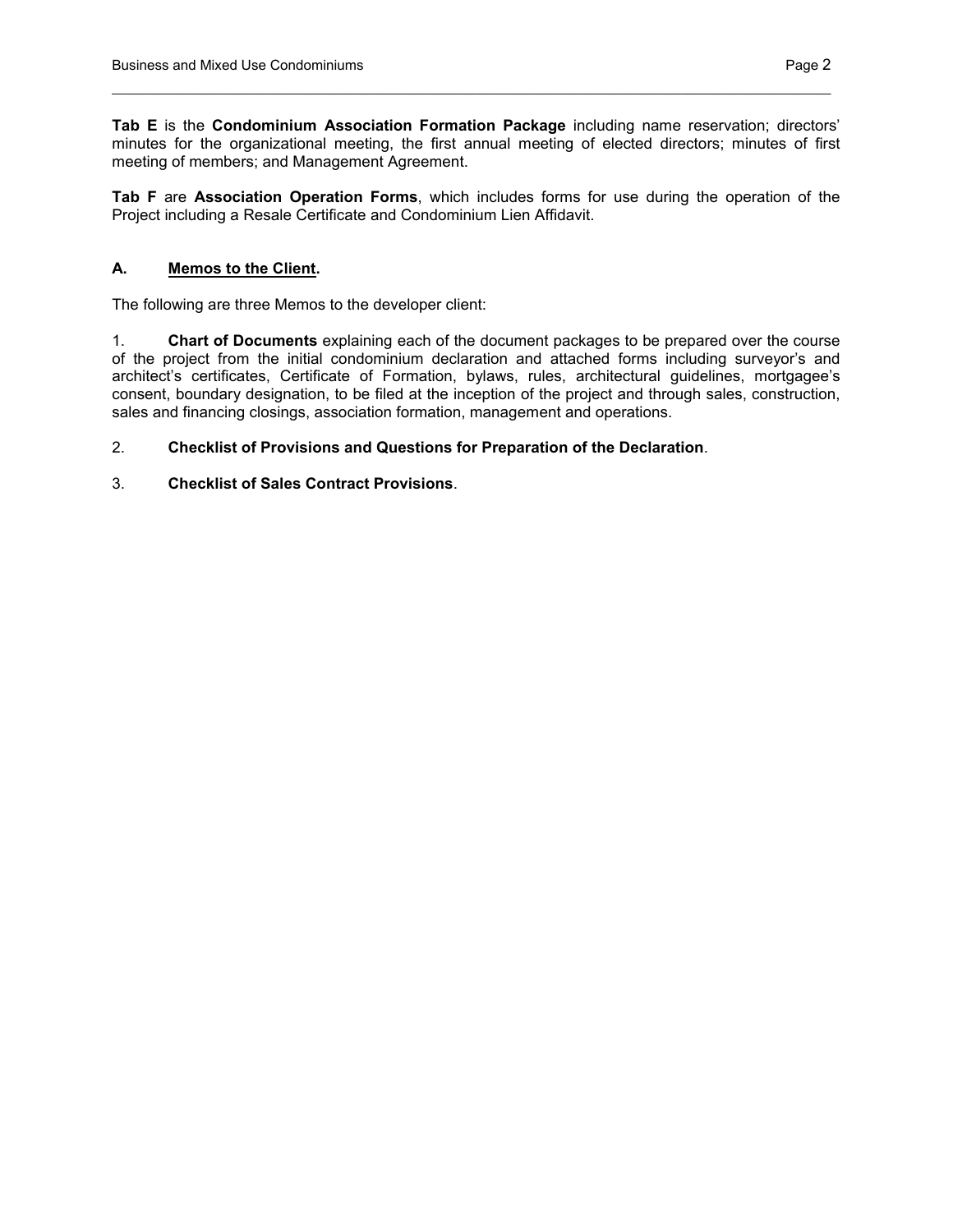**Tab E** is the **Condominium Association Formation Package** including name reservation; directors' minutes for the organizational meeting, the first annual meeting of elected directors; minutes of first meeting of members; and Management Agreement.

**Tab F** are **Association Operation Forms**, which includes forms for use during the operation of the Project including a Resale Certificate and Condominium Lien Affidavit.

## A. Memos to the Client.

The following are three Memos to the developer client:

1. **Chart of Documents** explaining each of the document packages to be prepared over the course of the project from the initial condominium declaration and attached forms including surveyor's and architect's certificates, Certificate of Formation, bylaws, rules, architectural guidelines, mortgagee's consent, boundary designation, to be filed at the inception of the project and through sales, construction, sales and financing closings, association formation, management and operations.

2. **Checklist of Provisions and Questions for Preparation of the Declaration**.

3. **Checklist of Sales Contract Provisions**.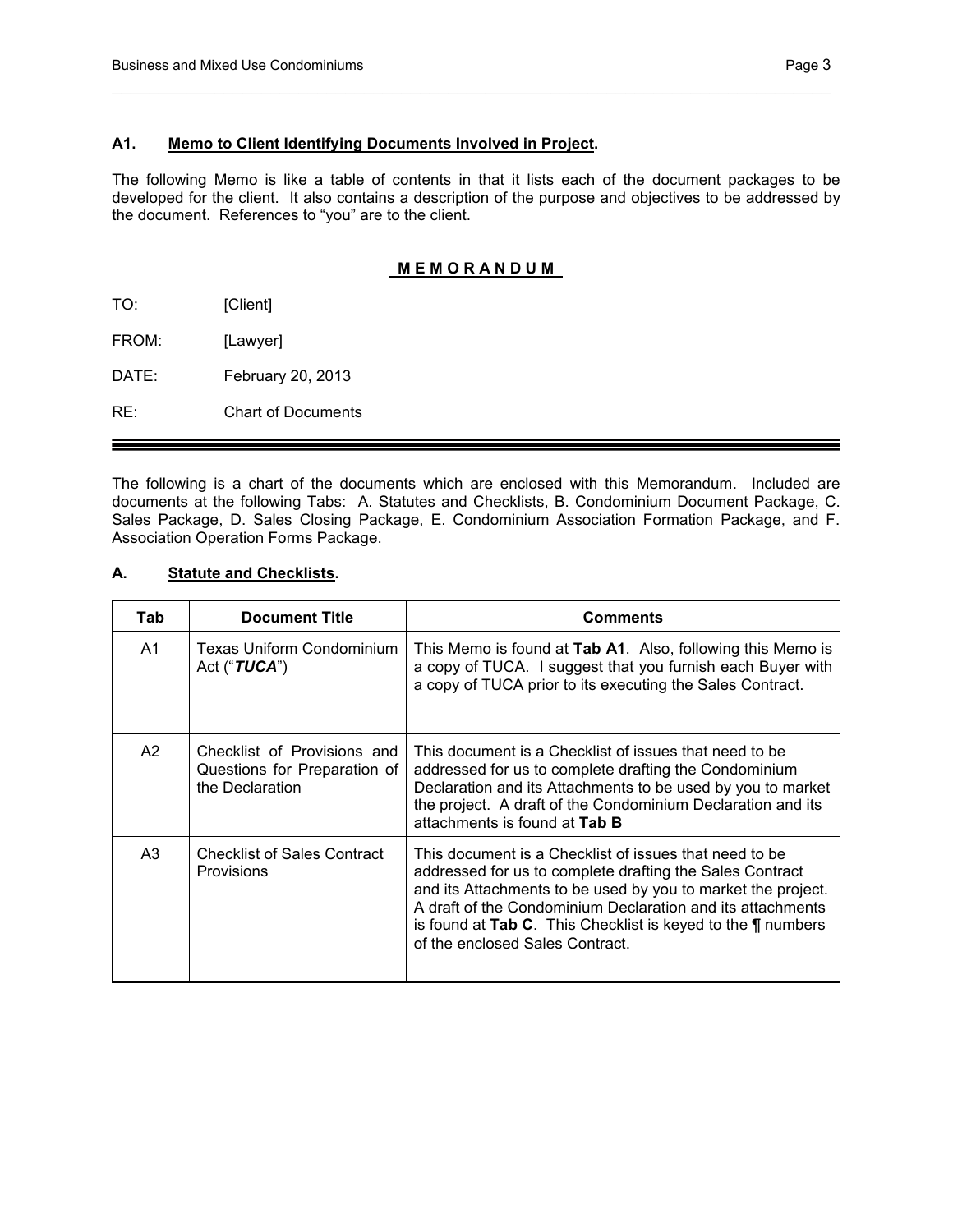### A1. Memo to Client Identifying Documents Involved in Project.

The following Memo is like a table of contents in that it lists each of the document packages to be developed for the client. It also contains a description of the purpose and objectives to be addressed by the document. References to "you" are to the client.

**M E M O R A N D U M**

TO: [Client]

FROM: [Lawyer]

DATE: February 20, 2013

RE: Chart of Documents

---

The following is a chart of the documents which are enclosed with this Memorandum. Included are documents at the following Tabs: A. Statutes and Checklists, B. Condominium Document Package, C. Sales Package, D. Sales Closing Package, E. Condominium Association Formation Package, and F. Association Operation Forms Package.

### A. Statute and Checklists.

| Tab | Document Title | Comments |
|---|---|---|
| A1 | Texas Uniform Condominium Act ("***TUCA***") | This Memo is found at **Tab A1**. Also, following this Memo is a copy of TUCA. I suggest that you furnish each Buyer with a copy of TUCA prior to its executing the Sales Contract. |
| A2 | Checklist of Provisions and Questions for Preparation of the Declaration | This document is a Checklist of issues that need to be addressed for us to complete drafting the Condominium Declaration and its Attachments to be used by you to market the project. A draft of the Condominium Declaration and its attachments is found at **Tab B** |
| A3 | Checklist of Sales Contract Provisions | This document is a Checklist of issues that need to be addressed for us to complete drafting the Sales Contract and its Attachments to be used by you to market the project. A draft of the Condominium Declaration and its attachments is found at **Tab C**. This Checklist is keyed to the ¶ numbers of the enclosed Sales Contract. |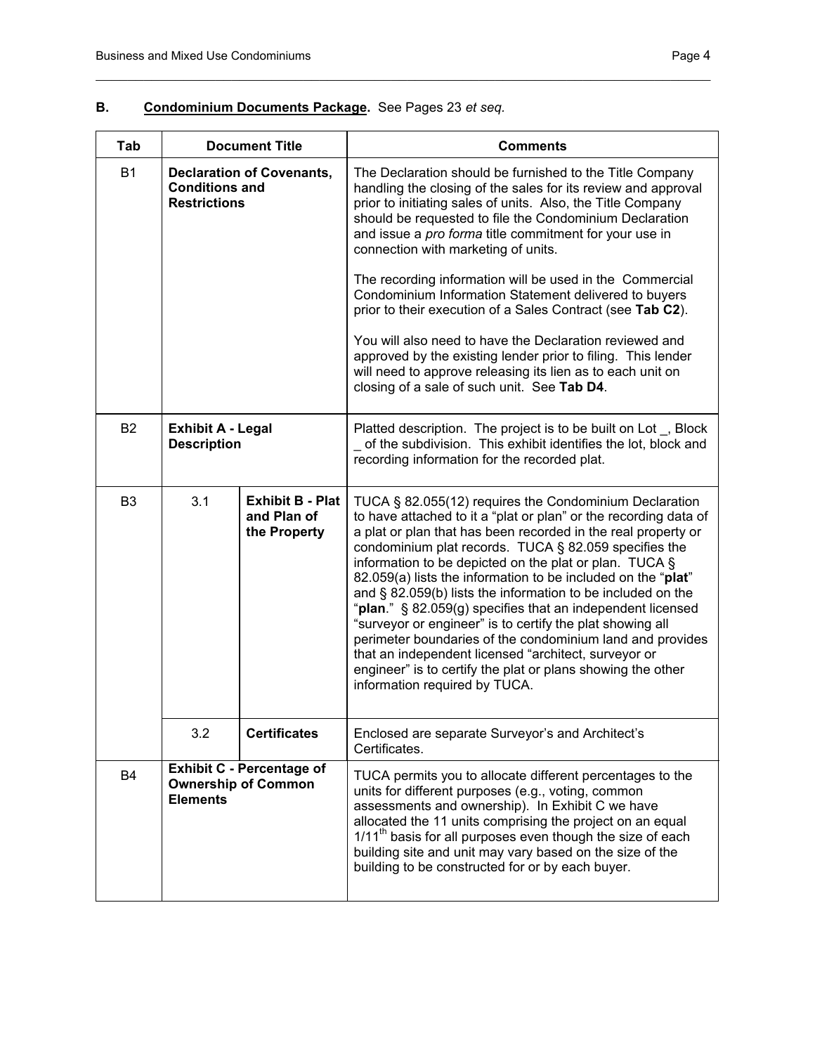**B. Condominium Documents Package.** See Pages 23 *et seq.*

| Tab | Document Title | | Comments |
|---|---|---|---|
| B1 | **Declaration of Covenants, Conditions and Restrictions** | | The Declaration should be furnished to the Title Company handling the closing of the sales for its review and approval prior to initiating sales of units. Also, the Title Company should be requested to file the Condominium Declaration and issue a *pro forma* title commitment for your use in connection with marketing of units.<br><br>The recording information will be used in the Commercial Condominium Information Statement delivered to buyers prior to their execution of a Sales Contract (see **Tab C2**).<br><br>You will also need to have the Declaration reviewed and approved by the existing lender prior to filing. This lender will need to approve releasing its lien as to each unit on closing of a sale of such unit. See **Tab D4**. |
| B2 | **Exhibit A - Legal Description** | | Platted description. The project is to be built on Lot _, Block _ of the subdivision. This exhibit identifies the lot, block and recording information for the recorded plat. |
| B3 | 3.1 | **Exhibit B - Plat and Plan of the Property** | TUCA § 82.055(12) requires the Condominium Declaration to have attached to it a "plat or plan" or the recording data of a plat or plan that has been recorded in the real property or condominium plat records. TUCA § 82.059 specifies the information to be depicted on the plat or plan. TUCA § 82.059(a) lists the information to be included on the "**plat**" and § 82.059(b) lists the information to be included on the "**plan**." § 82.059(g) specifies that an independent licensed "surveyor or engineer" is to certify the plat showing all perimeter boundaries of the condominium land and provides that an independent licensed "architect, surveyor or engineer" is to certify the plat or plans showing the other information required by TUCA. |
| | 3.2 | **Certificates** | Enclosed are separate Surveyor's and Architect's Certificates. |
| B4 | **Exhibit C - Percentage of Ownership of Common Elements** | | TUCA permits you to allocate different percentages to the units for different purposes (e.g., voting, common assessments and ownership). In Exhibit C we have allocated the 11 units comprising the project on an equal $1/11^{th}$ basis for all purposes even though the size of each building site and unit may vary based on the size of the building to be constructed for or by each buyer. |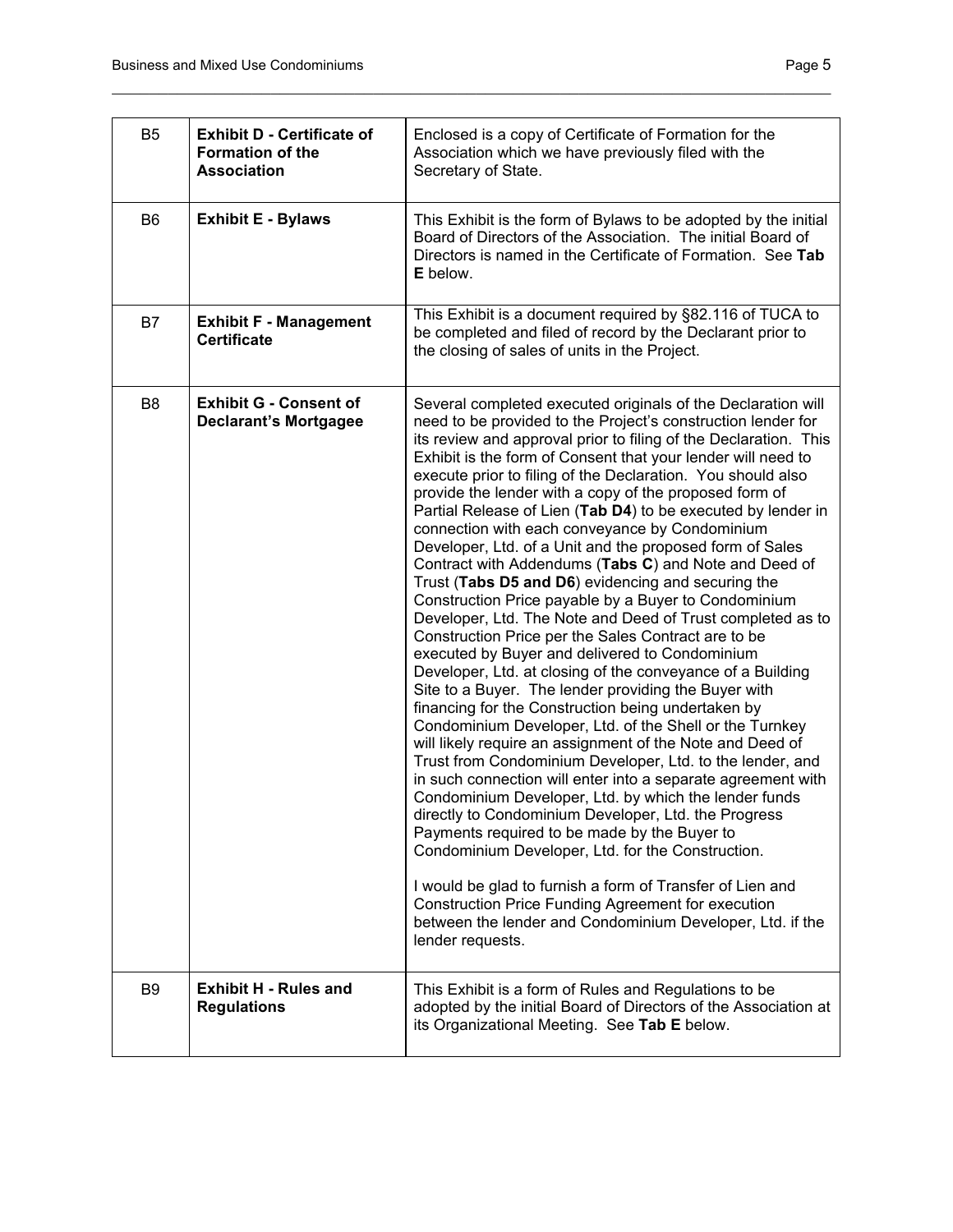| | | |
|---|---|---|
| B5 | **Exhibit D - Certificate of Formation of the Association** | Enclosed is a copy of Certificate of Formation for the Association which we have previously filed with the Secretary of State. |
| B6 | **Exhibit E - Bylaws** | This Exhibit is the form of Bylaws to be adopted by the initial Board of Directors of the Association. The initial Board of Directors is named in the Certificate of Formation. See **Tab E** below. |
| B7 | **Exhibit F - Management Certificate** | This Exhibit is a document required by §82.116 of TUCA to be completed and filed of record by the Declarant prior to the closing of sales of units in the Project. |
| B8 | **Exhibit G - Consent of Declarant's Mortgagee** | Several completed executed originals of the Declaration will need to be provided to the Project's construction lender for its review and approval prior to filing of the Declaration. This Exhibit is the form of Consent that your lender will need to execute prior to filing of the Declaration. You should also provide the lender with a copy of the proposed form of Partial Release of Lien (**Tab D4**) to be executed by lender in connection with each conveyance by Condominium Developer, Ltd. of a Unit and the proposed form of Sales Contract with Addendums (**Tabs C**) and Note and Deed of Trust (**Tabs D5 and D6**) evidencing and securing the Construction Price payable by a Buyer to Condominium Developer, Ltd. The Note and Deed of Trust completed as to Construction Price per the Sales Contract are to be executed by Buyer and delivered to Condominium Developer, Ltd. at closing of the conveyance of a Building Site to a Buyer. The lender providing the Buyer with financing for the Construction being undertaken by Condominium Developer, Ltd. of the Shell or the Turnkey will likely require an assignment of the Note and Deed of Trust from Condominium Developer, Ltd. to the lender, and in such connection will enter into a separate agreement with Condominium Developer, Ltd. by which the lender funds directly to Condominium Developer, Ltd. the Progress Payments required to be made by the Buyer to Condominium Developer, Ltd. for the Construction.<br><br>I would be glad to furnish a form of Transfer of Lien and Construction Price Funding Agreement for execution between the lender and Condominium Developer, Ltd. if the lender requests. |
| B9 | **Exhibit H - Rules and Regulations** | This Exhibit is a form of Rules and Regulations to be adopted by the initial Board of Directors of the Association at its Organizational Meeting. See **Tab E** below. |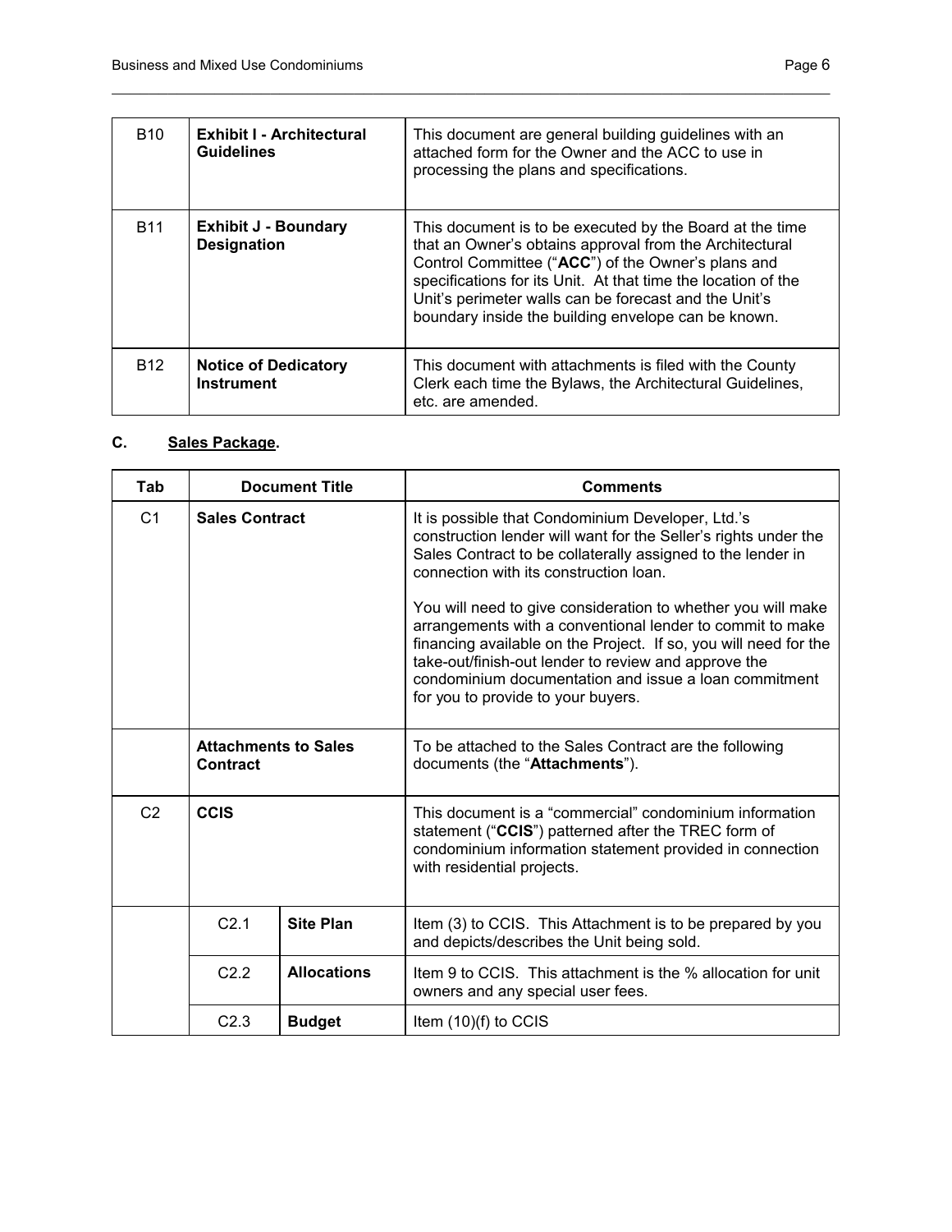| B10 | **Exhibit I - Architectural Guidelines** | This document are general building guidelines with an attached form for the Owner and the ACC to use in processing the plans and specifications. |
|---|---|---|
| B11 | **Exhibit J - Boundary Designation** | This document is to be executed by the Board at the time that an Owner's obtains approval from the Architectural Control Committee ("**ACC**") of the Owner's plans and specifications for its Unit. At that time the location of the Unit's perimeter walls can be forecast and the Unit's boundary inside the building envelope can be known. |
| B12 | **Notice of Dedicatory Instrument** | This document with attachments is filed with the County Clerk each time the Bylaws, the Architectural Guidelines, etc. are amended. |

**C. <u>Sales Package</u>.**

| Tab | Document Title | | Comments |
|---|---|---|---|
| C1 | **Sales Contract** | | It is possible that Condominium Developer, Ltd.'s construction lender will want for the Seller's rights under the Sales Contract to be collaterally assigned to the lender in connection with its construction loan.<br><br>You will need to give consideration to whether you will make arrangements with a conventional lender to commit to make financing available on the Project. If so, you will need for the take-out/finish-out lender to review and approve the condominium documentation and issue a loan commitment for you to provide to your buyers. |
| | **Attachments to Sales Contract** | | To be attached to the Sales Contract are the following documents (the "**Attachments**"). |
| C2 | **CCIS** | | This document is a "commercial" condominium information statement ("**CCIS**") patterned after the TREC form of condominium information statement provided in connection with residential projects. |
| | C2.1 | **Site Plan** | Item (3) to CCIS. This Attachment is to be prepared by you and depicts/describes the Unit being sold. |
| | C2.2 | **Allocations** | Item 9 to CCIS. This attachment is the % allocation for unit owners and any special user fees. |
| | C2.3 | **Budget** | Item (10)(f) to CCIS |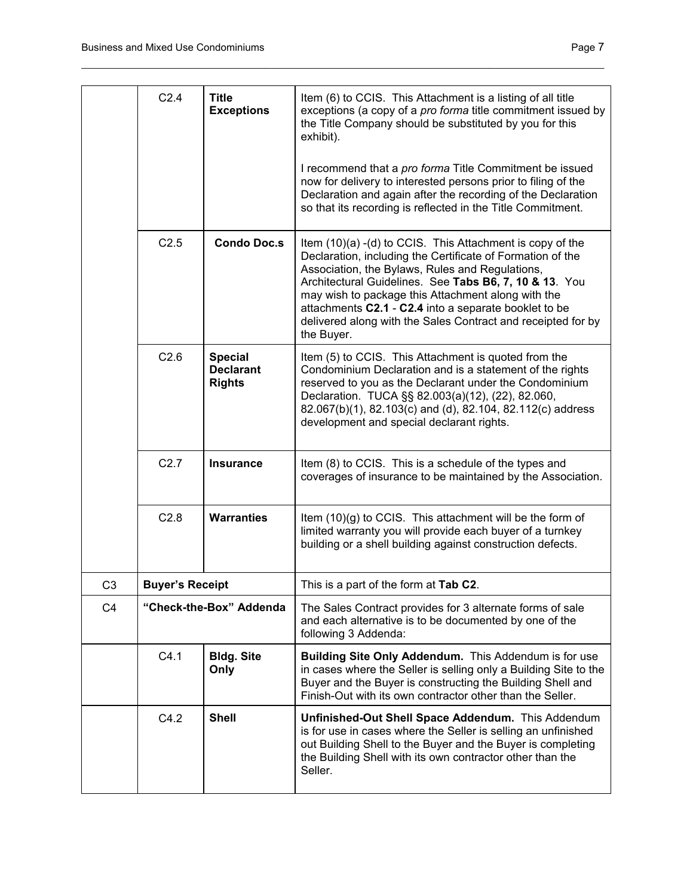| | | | |
|---|---|---|---|
| | C2.4 | **Title Exceptions** | Item (6) to CCIS. This Attachment is a listing of all title exceptions (a copy of a *pro forma* title commitment issued by the Title Company should be substituted by you for this exhibit).<br><br>I recommend that a *pro forma* Title Commitment be issued now for delivery to interested persons prior to filing of the Declaration and again after the recording of the Declaration so that its recording is reflected in the Title Commitment. |
| | C2.5 | **Condo Doc.s** | Item (10)(a) -(d) to CCIS. This Attachment is copy of the Declaration, including the Certificate of Formation of the Association, the Bylaws, Rules and Regulations, Architectural Guidelines. See **Tabs B6, 7, 10 & 13**. You may wish to package this Attachment along with the attachments **C2.1** - **C2.4** into a separate booklet to be delivered along with the Sales Contract and receipted for by the Buyer. |
| | C2.6 | **Special Declarant Rights** | Item (5) to CCIS. This Attachment is quoted from the Condominium Declaration and is a statement of the rights reserved to you as the Declarant under the Condominium Declaration. TUCA §§ 82.003(a)(12), (22), 82.060, 82.067(b)(1), 82.103(c) and (d), 82.104, 82.112(c) address development and special declarant rights. |
| | C2.7 | **Insurance** | Item (8) to CCIS. This is a schedule of the types and coverages of insurance to be maintained by the Association. |
| | C2.8 | **Warranties** | Item (10)(g) to CCIS. This attachment will be the form of limited warranty you will provide each buyer of a turnkey building or a shell building against construction defects. |
| C3 | **Buyer's Receipt** | | This is a part of the form at **Tab C2**. |
| C4 | **"Check-the-Box" Addenda** | | The Sales Contract provides for 3 alternate forms of sale and each alternative is to be documented by one of the following 3 Addenda: |
| | C4.1 | **Bldg. Site Only** | **Building Site Only Addendum.** This Addendum is for use in cases where the Seller is selling only a Building Site to the Buyer and the Buyer is constructing the Building Shell and Finish-Out with its own contractor other than the Seller. |
| | C4.2 | **Shell** | **Unfinished-Out Shell Space Addendum.** This Addendum is for use in cases where the Seller is selling an unfinished out Building Shell to the Buyer and the Buyer is completing the Building Shell with its own contractor other than the Seller. |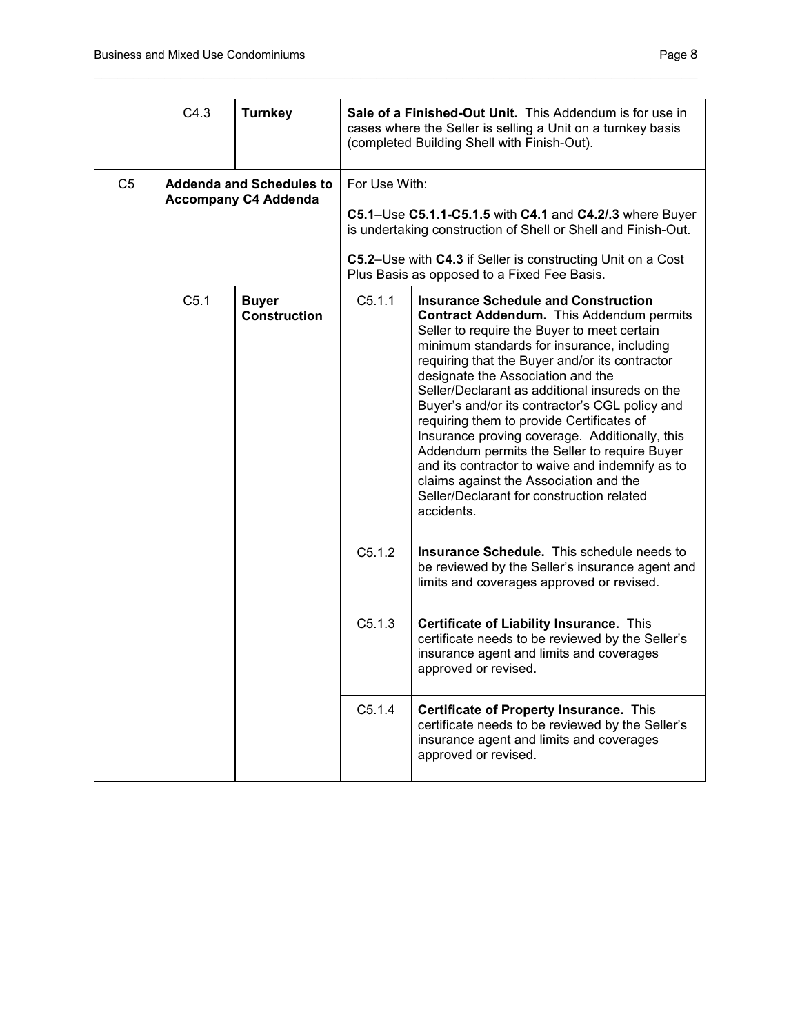| | | | | |
|---|---|---|---|---|
| | C4.3 | **Turnkey** | **Sale of a Finished-Out Unit.** This Addendum is for use in cases where the Seller is selling a Unit on a turnkey basis (completed Building Shell with Finish-Out). | |
| C5 | **Addenda and Schedules to Accompany C4 Addenda** | | For Use With:<br><br>**C5.1**–Use **C5.1.1-C5.1.5** with **C4.1** and **C4.2/.3** where Buyer is undertaking construction of Shell or Shell and Finish-Out.<br><br>**C5.2**–Use with **C4.3** if Seller is constructing Unit on a Cost Plus Basis as opposed to a Fixed Fee Basis. | |
| | C5.1 | **Buyer Construction** | C5.1.1 | **Insurance Schedule and Construction Contract Addendum.** This Addendum permits Seller to require the Buyer to meet certain minimum standards for insurance, including requiring that the Buyer and/or its contractor designate the Association and the Seller/Declarant as additional insureds on the Buyer's and/or its contractor's CGL policy and requiring them to provide Certificates of Insurance proving coverage. Additionally, this Addendum permits the Seller to require Buyer and its contractor to waive and indemnify as to claims against the Association and the Seller/Declarant for construction related accidents. |
| | | | C5.1.2 | **Insurance Schedule.** This schedule needs to be reviewed by the Seller's insurance agent and limits and coverages approved or revised. |
| | | | C5.1.3 | **Certificate of Liability Insurance.** This certificate needs to be reviewed by the Seller's insurance agent and limits and coverages approved or revised. |
| | | | C5.1.4 | **Certificate of Property Insurance.** This certificate needs to be reviewed by the Seller's insurance agent and limits and coverages approved or revised. |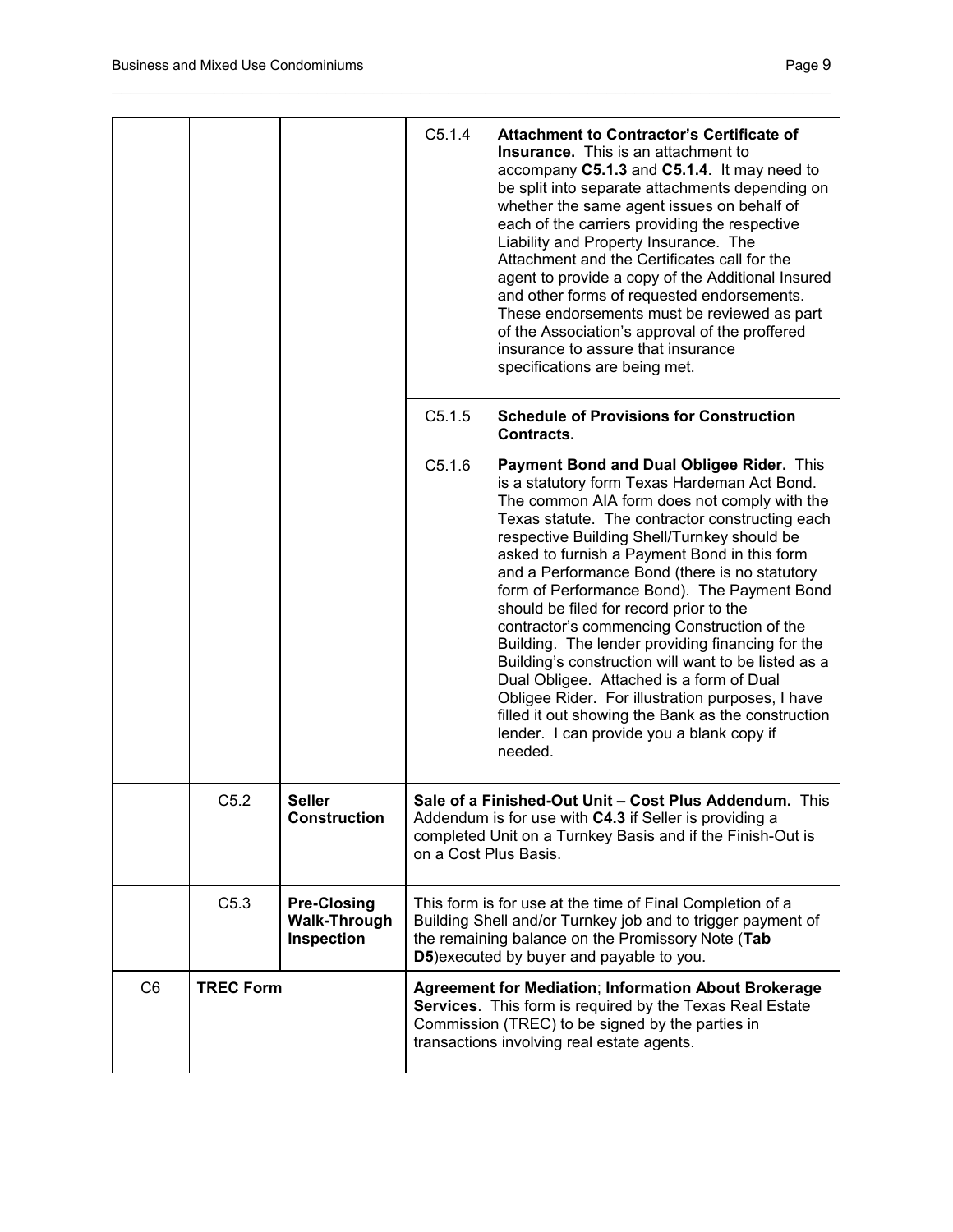| | | | | |
|---|---|---|---|---|
| | | | C5.1.4 | **Attachment to Contractor's Certificate of Insurance.** This is an attachment to accompany **C5.1.3** and **C5.1.4**. It may need to be split into separate attachments depending on whether the same agent issues on behalf of each of the carriers providing the respective Liability and Property Insurance. The Attachment and the Certificates call for the agent to provide a copy of the Additional Insured and other forms of requested endorsements. These endorsements must be reviewed as part of the Association's approval of the proffered insurance to assure that insurance specifications are being met. |
| | | | C5.1.5 | **Schedule of Provisions for Construction Contracts.** |
| | | | C5.1.6 | **Payment Bond and Dual Obligee Rider.** This is a statutory form Texas Hardeman Act Bond. The common AIA form does not comply with the Texas statute. The contractor constructing each respective Building Shell/Turnkey should be asked to furnish a Payment Bond in this form and a Performance Bond (there is no statutory form of Performance Bond). The Payment Bond should be filed for record prior to the contractor's commencing Construction of the Building. The lender providing financing for the Building's construction will want to be listed as a Dual Obligee. Attached is a form of Dual Obligee Rider. For illustration purposes, I have filled it out showing the Bank as the construction lender. I can provide you a blank copy if needed. |
| | C5.2 | **Seller Construction** | **Sale of a Finished-Out Unit – Cost Plus Addendum.** This Addendum is for use with **C4.3** if Seller is providing a completed Unit on a Turnkey Basis and if the Finish-Out is on a Cost Plus Basis. | |
| | C5.3 | **Pre-Closing Walk-Through Inspection** | This form is for use at the time of Final Completion of a Building Shell and/or Turnkey job and to trigger payment of the remaining balance on the Promissory Note (**Tab D5**)executed by buyer and payable to you. | |
| C6 | **TREC Form** | | **Agreement for Mediation**; **Information About Brokerage Services**. This form is required by the Texas Real Estate Commission (TREC) to be signed by the parties in transactions involving real estate agents. | |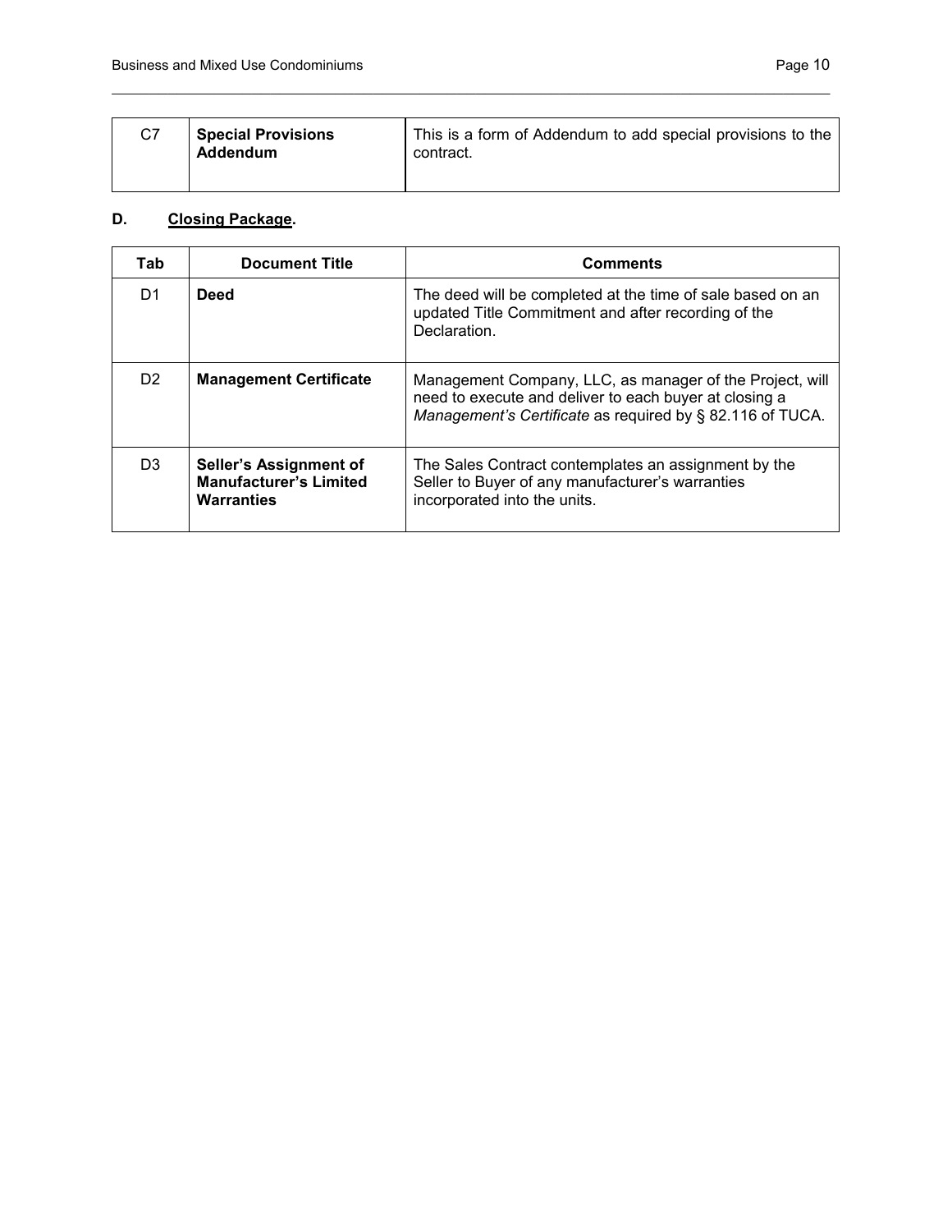| | | |
|---|---|---|
| C7 | **Special Provisions Addendum** | This is a form of Addendum to add special provisions to the contract. |

**D. <u>Closing Package</u>.**

| Tab | Document Title | Comments |
|---|---|---|
| D1 | **Deed** | The deed will be completed at the time of sale based on an updated Title Commitment and after recording of the Declaration. |
| D2 | **Management Certificate** | Management Company, LLC, as manager of the Project, will need to execute and deliver to each buyer at closing a *Management's Certificate* as required by § 82.116 of TUCA. |
| D3 | **Seller's Assignment of Manufacturer's Limited Warranties** | The Sales Contract contemplates an assignment by the Seller to Buyer of any manufacturer's warranties incorporated into the units. |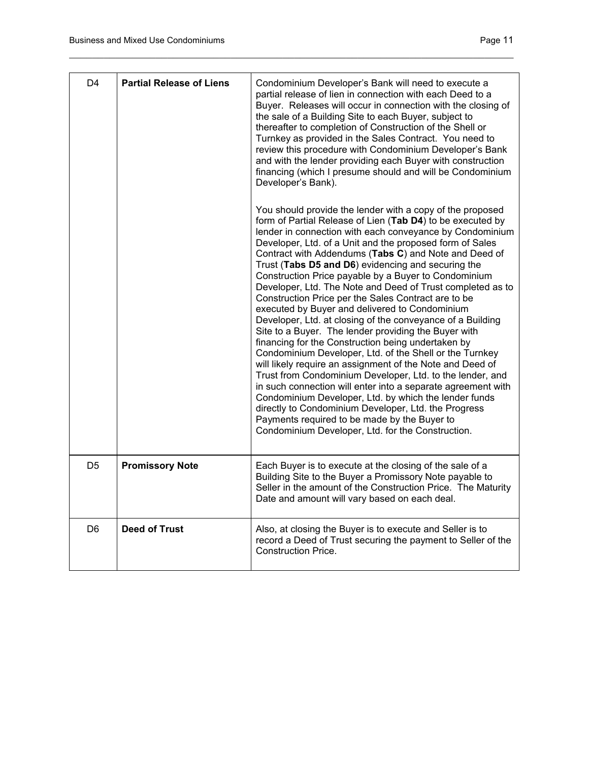| | | |
|---|---|---|
| D4 | **Partial Release of Liens** | Condominium Developer's Bank will need to execute a partial release of lien in connection with each Deed to a Buyer. Releases will occur in connection with the closing of the sale of a Building Site to each Buyer, subject to thereafter to completion of Construction of the Shell or Turnkey as provided in the Sales Contract. You need to review this procedure with Condominium Developer's Bank and with the lender providing each Buyer with construction financing (which I presume should and will be Condominium Developer's Bank).<br><br>You should provide the lender with a copy of the proposed form of Partial Release of Lien (**Tab D4**) to be executed by lender in connection with each conveyance by Condominium Developer, Ltd. of a Unit and the proposed form of Sales Contract with Addendums (**Tabs C**) and Note and Deed of Trust (**Tabs D5 and D6**) evidencing and securing the Construction Price payable by a Buyer to Condominium Developer, Ltd. The Note and Deed of Trust completed as to Construction Price per the Sales Contract are to be executed by Buyer and delivered to Condominium Developer, Ltd. at closing of the conveyance of a Building Site to a Buyer. The lender providing the Buyer with financing for the Construction being undertaken by Condominium Developer, Ltd. of the Shell or the Turnkey will likely require an assignment of the Note and Deed of Trust from Condominium Developer, Ltd. to the lender, and in such connection will enter into a separate agreement with Condominium Developer, Ltd. by which the lender funds directly to Condominium Developer, Ltd. the Progress Payments required to be made by the Buyer to Condominium Developer, Ltd. for the Construction. |
| D5 | **Promissory Note** | Each Buyer is to execute at the closing of the sale of a Building Site to the Buyer a Promissory Note payable to Seller in the amount of the Construction Price. The Maturity Date and amount will vary based on each deal. |
| D6 | **Deed of Trust** | Also, at closing the Buyer is to execute and Seller is to record a Deed of Trust securing the payment to Seller of the Construction Price. |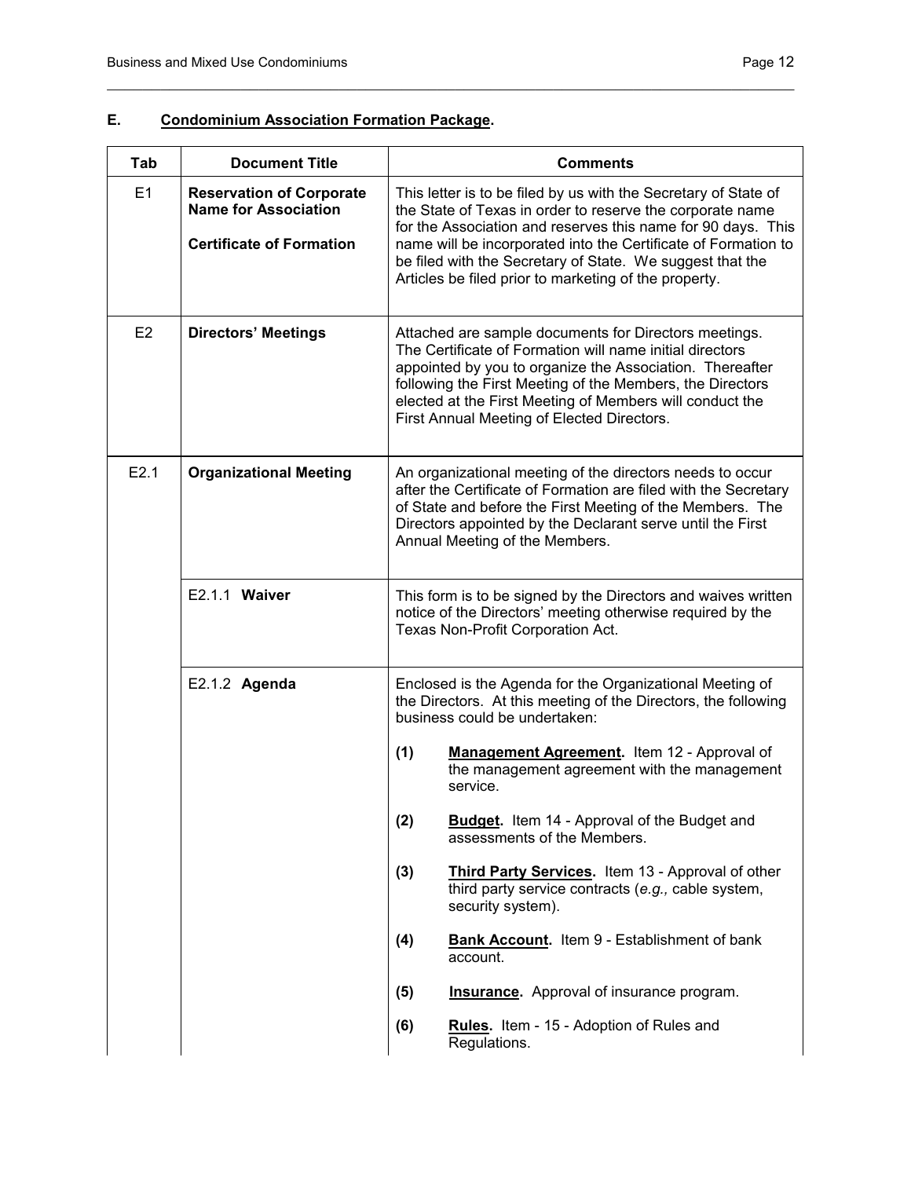## E. <u>Condominium Association Formation Package</u>.

| Tab | Document Title | Comments |
|---|---|---|
| E1 | **Reservation of Corporate Name for Association**<br><br>**Certificate of Formation** | This letter is to be filed by us with the Secretary of State of the State of Texas in order to reserve the corporate name for the Association and reserves this name for 90 days. This name will be incorporated into the Certificate of Formation to be filed with the Secretary of State. We suggest that the Articles be filed prior to marketing of the property. |
| E2 | **Directors' Meetings** | Attached are sample documents for Directors meetings. The Certificate of Formation will name initial directors appointed by you to organize the Association. Thereafter following the First Meeting of the Members, the Directors elected at the First Meeting of Members will conduct the First Annual Meeting of Elected Directors. |
| E2.1 | **Organizational Meeting** | An organizational meeting of the directors needs to occur after the Certificate of Formation are filed with the Secretary of State and before the First Meeting of the Members. The Directors appointed by the Declarant serve until the First Annual Meeting of the Members. |
| | E2.1.1 **Waiver** | This form is to be signed by the Directors and waives written notice of the Directors' meeting otherwise required by the Texas Non-Profit Corporation Act. |
| | E2.1.2 **Agenda** | Enclosed is the Agenda for the Organizational Meeting of the Directors. At this meeting of the Directors, the following business could be undertaken:<br><br>**(1)** **<u>Management Agreement</u>.** Item 12 - Approval of the management agreement with the management service.<br><br>**(2)** **<u>Budget</u>.** Item 14 - Approval of the Budget and assessments of the Members.<br><br>**(3)** **<u>Third Party Services</u>.** Item 13 - Approval of other third party service contracts (*e.g.,* cable system, security system).<br><br>**(4)** **<u>Bank Account</u>.** Item 9 - Establishment of bank account.<br><br>**(5)** **<u>Insurance</u>.** Approval of insurance program.<br><br>**(6)** **<u>Rules</u>.** Item - 15 - Adoption of Rules and Regulations. |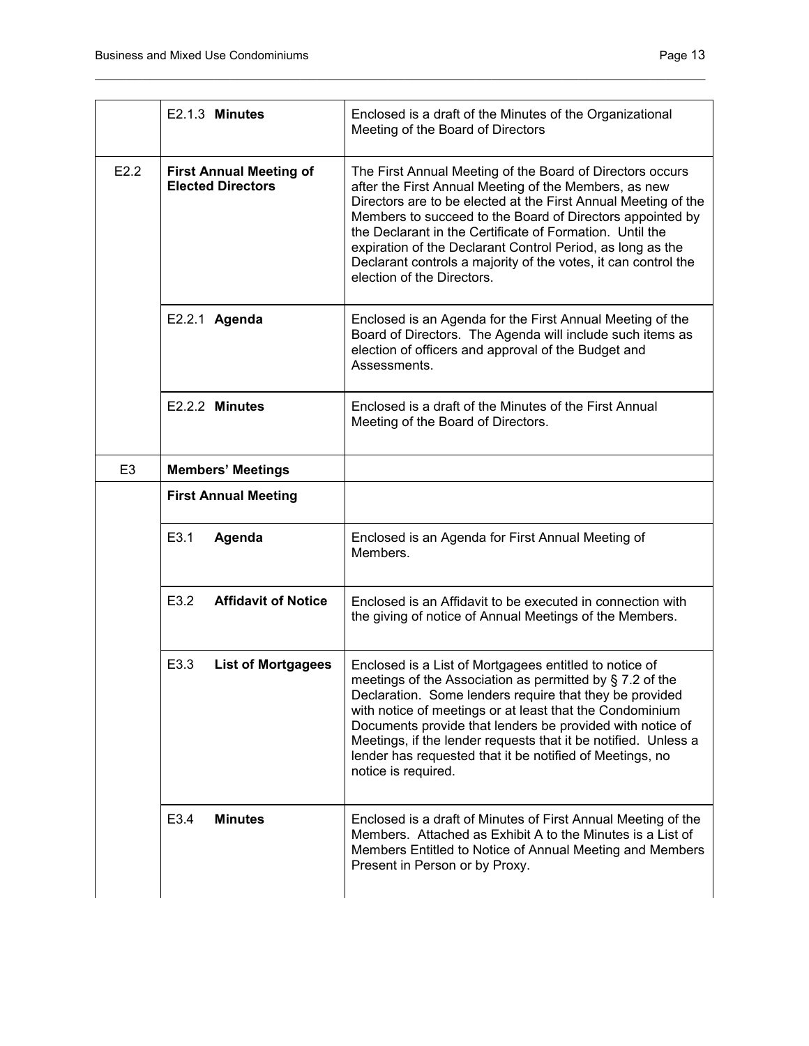| | | |
|---|---|---|
| | E2.1.3 **Minutes** | Enclosed is a draft of the Minutes of the Organizational Meeting of the Board of Directors |
| E2.2 | **First Annual Meeting of Elected Directors** | The First Annual Meeting of the Board of Directors occurs after the First Annual Meeting of the Members, as new Directors are to be elected at the First Annual Meeting of the Members to succeed to the Board of Directors appointed by the Declarant in the Certificate of Formation. Until the expiration of the Declarant Control Period, as long as the Declarant controls a majority of the votes, it can control the election of the Directors. |
| | E2.2.1 **Agenda** | Enclosed is an Agenda for the First Annual Meeting of the Board of Directors. The Agenda will include such items as election of officers and approval of the Budget and Assessments. |
| | E2.2.2 **Minutes** | Enclosed is a draft of the Minutes of the First Annual Meeting of the Board of Directors. |
| E3 | **Members' Meetings** | |
| | **First Annual Meeting** | |
| | E3.1 **Agenda** | Enclosed is an Agenda for First Annual Meeting of Members. |
| | E3.2 **Affidavit of Notice** | Enclosed is an Affidavit to be executed in connection with the giving of notice of Annual Meetings of the Members. |
| | E3.3 **List of Mortgagees** | Enclosed is a List of Mortgagees entitled to notice of meetings of the Association as permitted by § 7.2 of the Declaration. Some lenders require that they be provided with notice of meetings or at least that the Condominium Documents provide that lenders be provided with notice of Meetings, if the lender requests that it be notified. Unless a lender has requested that it be notified of Meetings, no notice is required. |
| | E3.4 **Minutes** | Enclosed is a draft of Minutes of First Annual Meeting of the Members. Attached as Exhibit A to the Minutes is a List of Members Entitled to Notice of Annual Meeting and Members Present in Person or by Proxy. |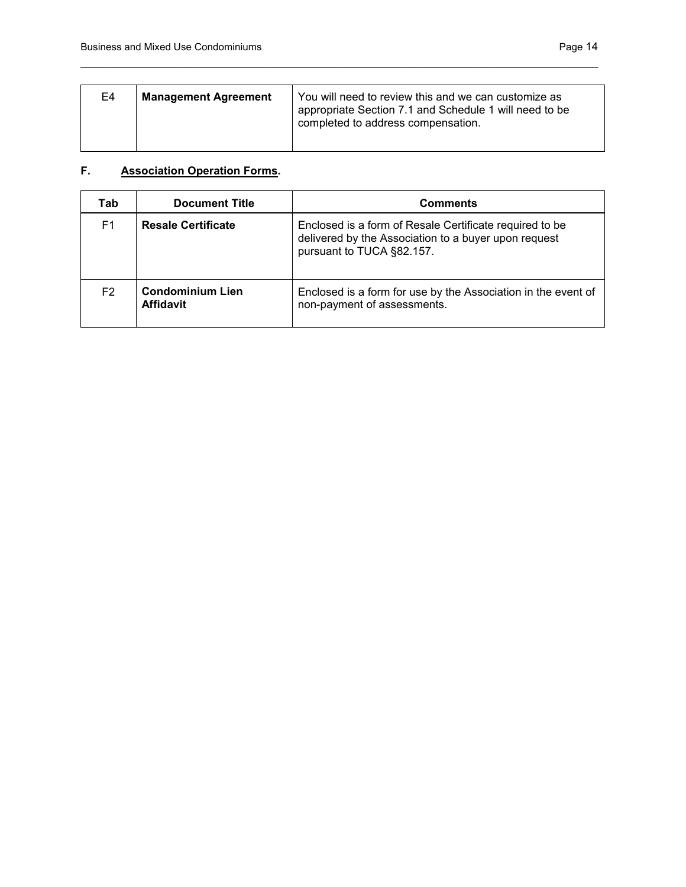| E4 | **Management Agreement** | You will need to review this and we can customize as appropriate Section 7.1 and Schedule 1 will need to be completed to address compensation. |
|---|---|---|

## F. Association Operation Forms.

| Tab | Document Title | Comments |
|---|---|---|
| F1 | **Resale Certificate** | Enclosed is a form of Resale Certificate required to be delivered by the Association to a buyer upon request pursuant to TUCA §82.157. |
| F2 | **Condominium Lien Affidavit** | Enclosed is a form for use by the Association in the event of non-payment of assessments. |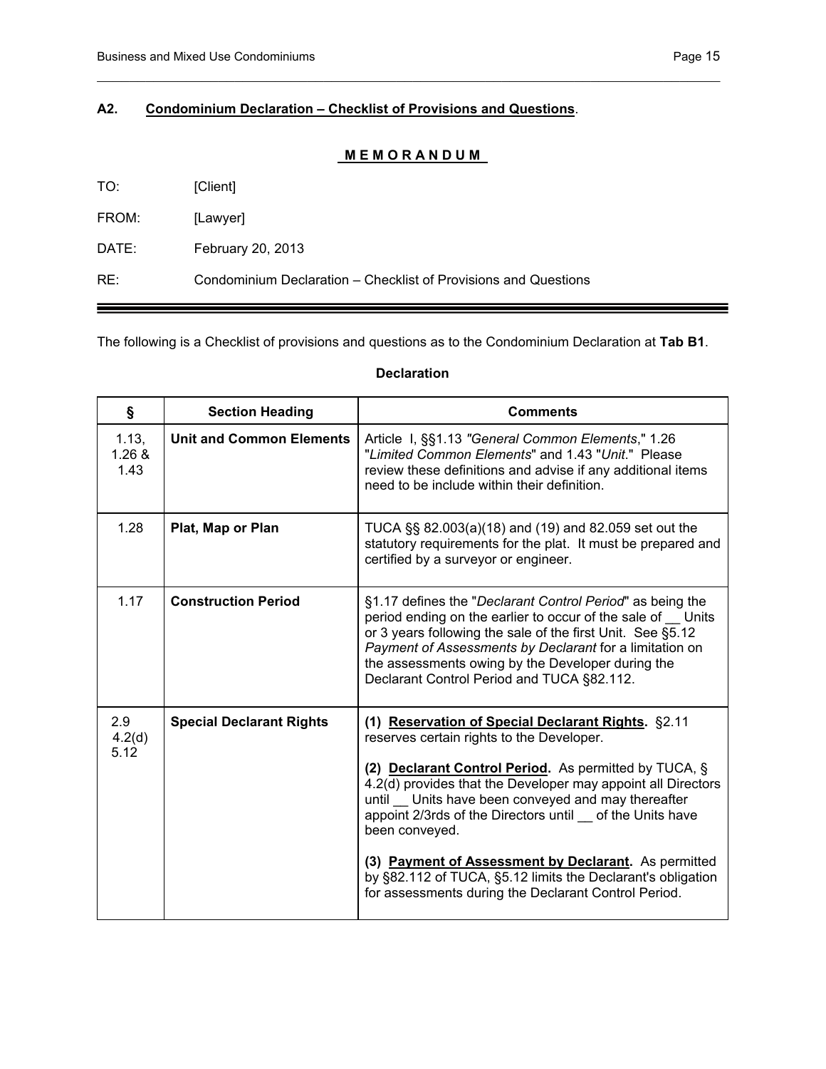## A2. Condominium Declaration – Checklist of Provisions and Questions.

**MEMORANDUM**

TO: [Client]

FROM: [Lawyer]

DATE: February 20, 2013

RE: Condominium Declaration – Checklist of Provisions and Questions

The following is a Checklist of provisions and questions as to the Condominium Declaration at **Tab B1**.

**Declaration**

| § | Section Heading | Comments |
|---|---|---|
| 1.13, 1.26 & 1.43 | **Unit and Common Elements** | Article I, §§1.13 *"General Common Elements*," 1.26 "*Limited Common Elements*" and 1.43 "*Unit*." Please review these definitions and advise if any additional items need to be include within their definition. |
| 1.28 | **Plat, Map or Plan** | TUCA §§ 82.003(a)(18) and (19) and 82.059 set out the statutory requirements for the plat. It must be prepared and certified by a surveyor or engineer. |
| 1.17 | **Construction Period** | §1.17 defines the "*Declarant Control Period*" as being the period ending on the earlier to occur of the sale of __ Units or 3 years following the sale of the first Unit. See §5.12 *Payment of Assessments by Declarant* for a limitation on the assessments owing by the Developer during the Declarant Control Period and TUCA §82.112. |
| 2.9<br>4.2(d)<br>5.12 | **Special Declarant Rights** | **(1) Reservation of Special Declarant Rights.** §2.11 reserves certain rights to the Developer.<br><br>**(2) Declarant Control Period.** As permitted by TUCA, § 4.2(d) provides that the Developer may appoint all Directors until __ Units have been conveyed and may thereafter appoint 2/3rds of the Directors until __ of the Units have been conveyed.<br><br>**(3) Payment of Assessment by Declarant.** As permitted by §82.112 of TUCA, §5.12 limits the Declarant's obligation for assessments during the Declarant Control Period. |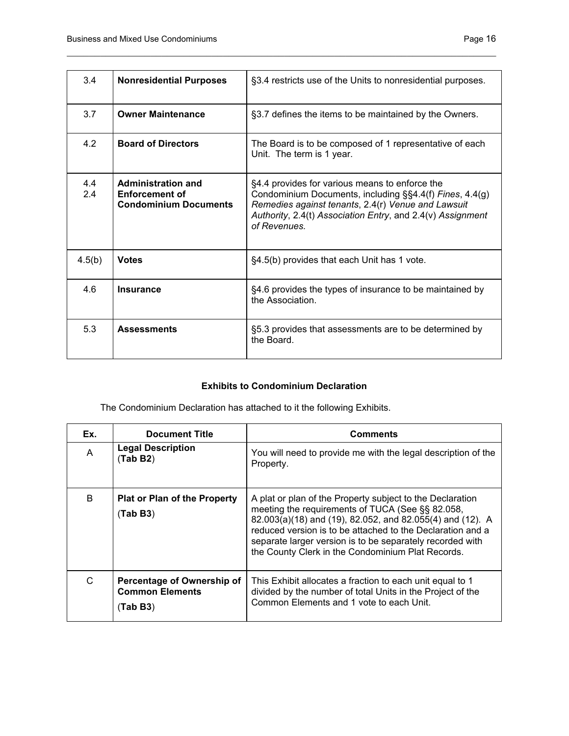| | | |
|---|---|---|
| 3.4 | **Nonresidential Purposes** | §3.4 restricts use of the Units to nonresidential purposes. |
| 3.7 | **Owner Maintenance** | §3.7 defines the items to be maintained by the Owners. |
| 4.2 | **Board of Directors** | The Board is to be composed of 1 representative of each Unit. The term is 1 year. |
| 4.4<br>2.4 | **Administration and Enforcement of Condominium Documents** | §4.4 provides for various means to enforce the Condominium Documents, including §§4.4(f) *Fines*, 4.4(g) *Remedies against tenants*, 2.4(r) *Venue and Lawsuit Authority*, 2.4(t) *Association Entry*, and 2.4(v) *Assignment of Revenues.* |
| 4.5(b) | **Votes** | §4.5(b) provides that each Unit has 1 vote. |
| 4.6 | **Insurance** | §4.6 provides the types of insurance to be maintained by the Association. |
| 5.3 | **Assessments** | §5.3 provides that assessments are to be determined by the Board. |

**Exhibits to Condominium Declaration**

The Condominium Declaration has attached to it the following Exhibits.

| Ex. | Document Title | Comments |
|---|---|---|
| A | **Legal Description** (**Tab B2**) | You will need to provide me with the legal description of the Property. |
| B | **Plat or Plan of the Property** (**Tab B3**) | A plat or plan of the Property subject to the Declaration meeting the requirements of TUCA (See §§ 82.058, 82.003(a)(18) and (19), 82.052, and 82.055(4) and (12). A reduced version is to be attached to the Declaration and a separate larger version is to be separately recorded with the County Clerk in the Condominium Plat Records. |
| C | **Percentage of Ownership of Common Elements** (**Tab B3**) | This Exhibit allocates a fraction to each unit equal to 1 divided by the number of total Units in the Project of the Common Elements and 1 vote to each Unit. |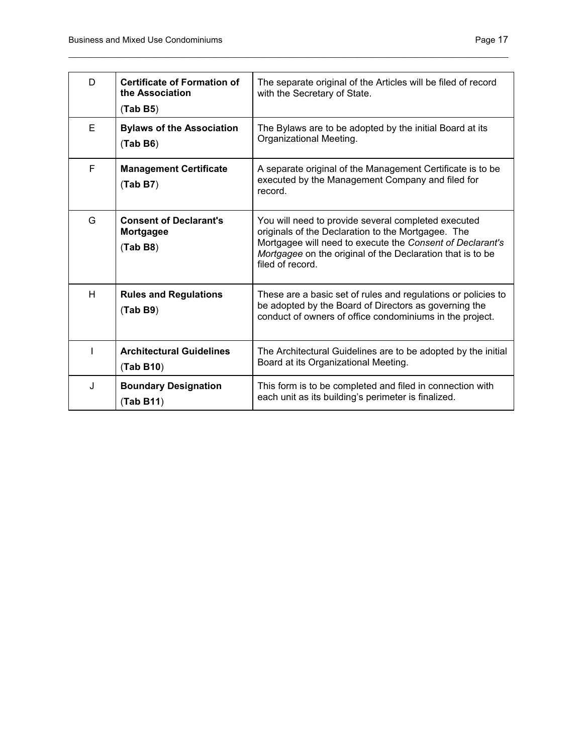| | | |
|---|---|---|
| D | **Certificate of Formation of the Association** (**Tab B5**) | The separate original of the Articles will be filed of record with the Secretary of State. |
| E | **Bylaws of the Association** (**Tab B6**) | The Bylaws are to be adopted by the initial Board at its Organizational Meeting. |
| F | **Management Certificate** (**Tab B7**) | A separate original of the Management Certificate is to be executed by the Management Company and filed for record. |
| G | **Consent of Declarant's Mortgagee** (**Tab B8**) | You will need to provide several completed executed originals of the Declaration to the Mortgagee. The Mortgagee will need to execute the *Consent of Declarant's Mortgagee* on the original of the Declaration that is to be filed of record. |
| H | **Rules and Regulations** (**Tab B9**) | These are a basic set of rules and regulations or policies to be adopted by the Board of Directors as governing the conduct of owners of office condominiums in the project. |
| I | **Architectural Guidelines** (**Tab B10**) | The Architectural Guidelines are to be adopted by the initial Board at its Organizational Meeting. |
| J | **Boundary Designation** (**Tab B11**) | This form is to be completed and filed in connection with each unit as its building's perimeter is finalized. |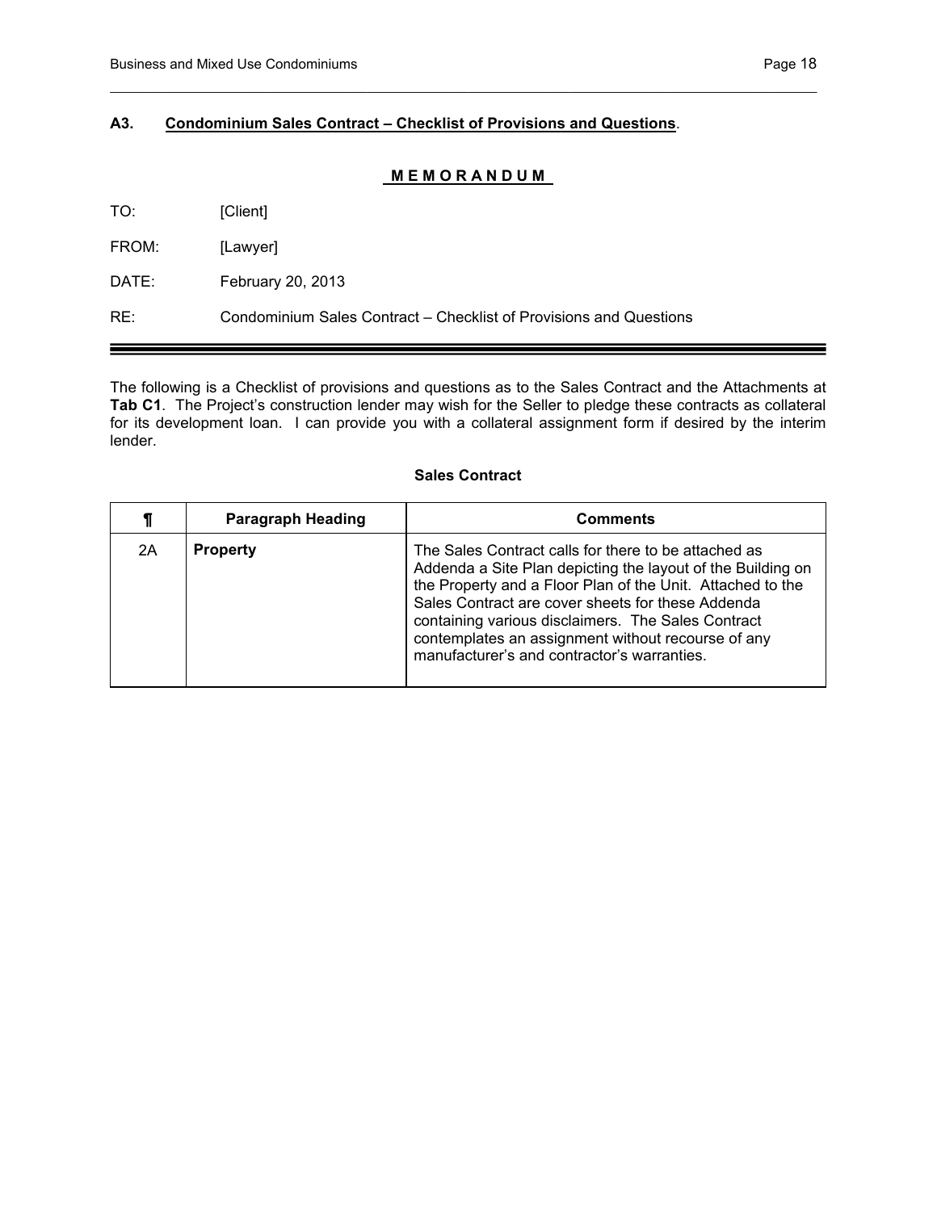### A3. **Condominium Sales Contract – Checklist of Provisions and Questions**.

**MEMORANDUM**

TO: [Client]

FROM: [Lawyer]

DATE: February 20, 2013

RE: Condominium Sales Contract – Checklist of Provisions and Questions

---

The following is a Checklist of provisions and questions as to the Sales Contract and the Attachments at **Tab C1**. The Project's construction lender may wish for the Seller to pledge these contracts as collateral for its development loan. I can provide you with a collateral assignment form if desired by the interim lender.

**Sales Contract**

| ¶ | Paragraph Heading | Comments |
|---|---|---|
| 2A | **Property** | The Sales Contract calls for there to be attached as Addenda a Site Plan depicting the layout of the Building on the Property and a Floor Plan of the Unit. Attached to the Sales Contract are cover sheets for these Addenda containing various disclaimers. The Sales Contract contemplates an assignment without recourse of any manufacturer's and contractor's warranties. |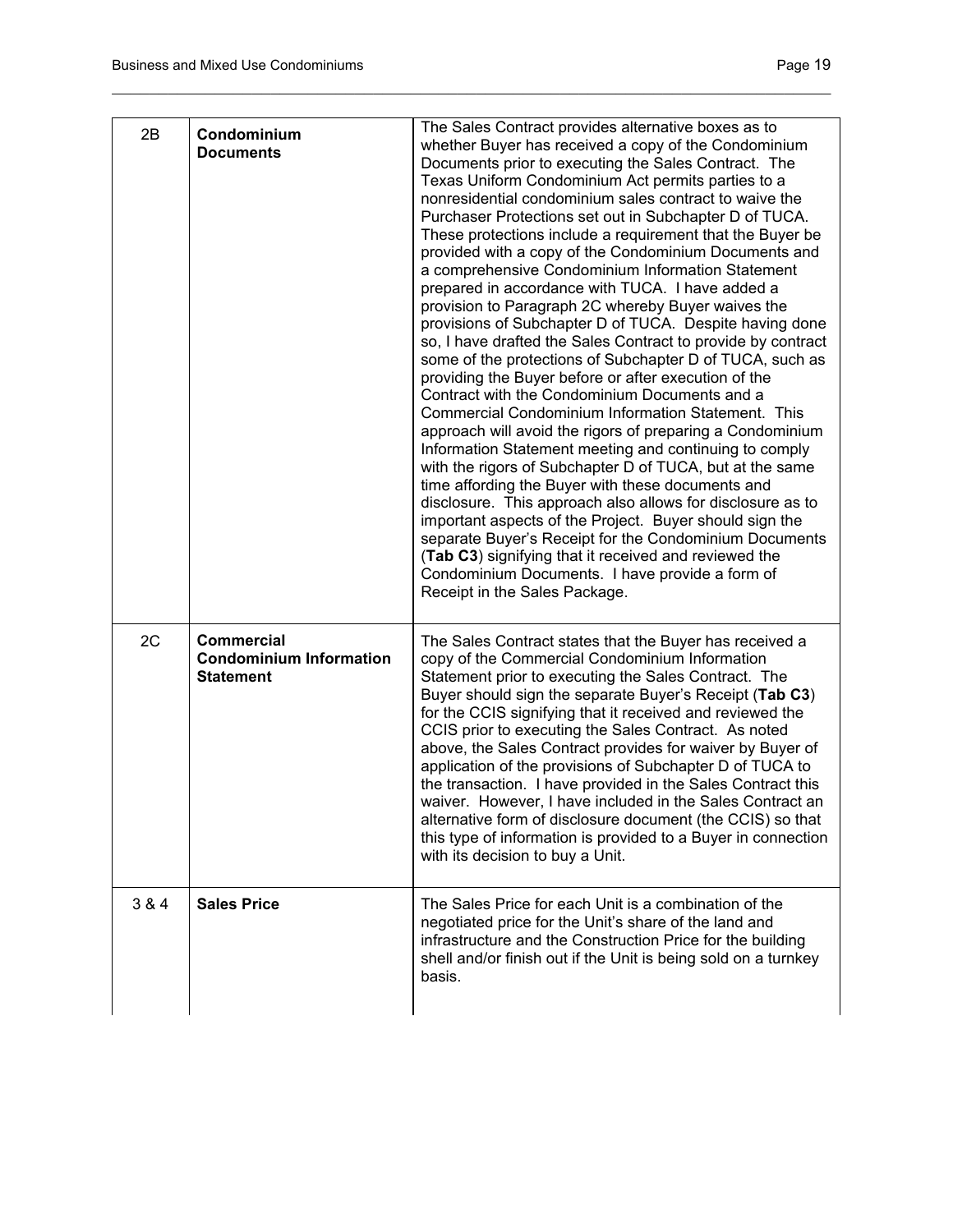| | | |
|---|---|---|
| 2B | **Condominium Documents** | The Sales Contract provides alternative boxes as to whether Buyer has received a copy of the Condominium Documents prior to executing the Sales Contract. The Texas Uniform Condominium Act permits parties to a nonresidential condominium sales contract to waive the Purchaser Protections set out in Subchapter D of TUCA. These protections include a requirement that the Buyer be provided with a copy of the Condominium Documents and a comprehensive Condominium Information Statement prepared in accordance with TUCA. I have added a provision to Paragraph 2C whereby Buyer waives the provisions of Subchapter D of TUCA. Despite having done so, I have drafted the Sales Contract to provide by contract some of the protections of Subchapter D of TUCA, such as providing the Buyer before or after execution of the Contract with the Condominium Documents and a Commercial Condominium Information Statement. This approach will avoid the rigors of preparing a Condominium Information Statement meeting and continuing to comply with the rigors of Subchapter D of TUCA, but at the same time affording the Buyer with these documents and disclosure. This approach also allows for disclosure as to important aspects of the Project. Buyer should sign the separate Buyer's Receipt for the Condominium Documents (**Tab C3**) signifying that it received and reviewed the Condominium Documents. I have provide a form of Receipt in the Sales Package. |
| 2C | **Commercial Condominium Information Statement** | The Sales Contract states that the Buyer has received a copy of the Commercial Condominium Information Statement prior to executing the Sales Contract. The Buyer should sign the separate Buyer's Receipt (**Tab C3**) for the CCIS signifying that it received and reviewed the CCIS prior to executing the Sales Contract. As noted above, the Sales Contract provides for waiver by Buyer of application of the provisions of Subchapter D of TUCA to the transaction. I have provided in the Sales Contract this waiver. However, I have included in the Sales Contract an alternative form of disclosure document (the CCIS) so that this type of information is provided to a Buyer in connection with its decision to buy a Unit. |
| 3 & 4 | **Sales Price** | The Sales Price for each Unit is a combination of the negotiated price for the Unit's share of the land and infrastructure and the Construction Price for the building shell and/or finish out if the Unit is being sold on a turnkey basis. |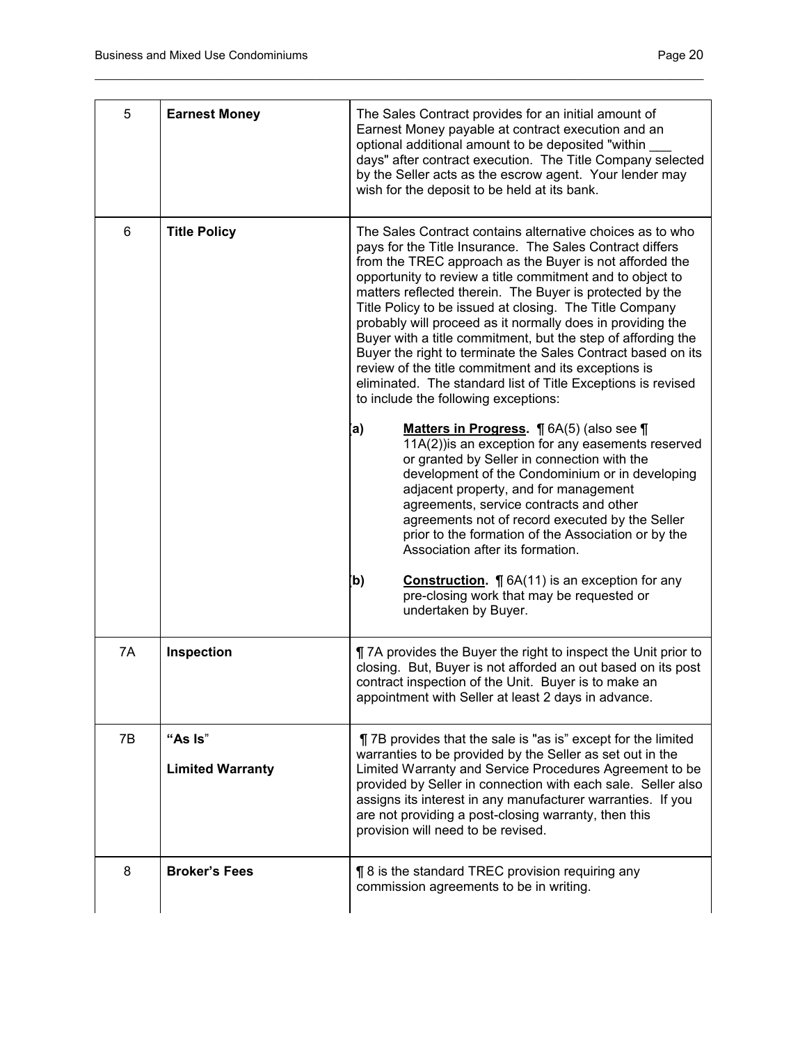| | | |
|---|---|---|
| 5 | **Earnest Money** | The Sales Contract provides for an initial amount of Earnest Money payable at contract execution and an optional additional amount to be deposited "within ___ days" after contract execution. The Title Company selected by the Seller acts as the escrow agent. Your lender may wish for the deposit to be held at its bank. |
| 6 | **Title Policy** | The Sales Contract contains alternative choices as to who pays for the Title Insurance. The Sales Contract differs from the TREC approach as the Buyer is not afforded the opportunity to review a title commitment and to object to matters reflected therein. The Buyer is protected by the Title Policy to be issued at closing. The Title Company probably will proceed as it normally does in providing the Buyer with a title commitment, but the step of affording the Buyer the right to terminate the Sales Contract based on its review of the title commitment and its exceptions is eliminated. The standard list of Title Exceptions is revised to include the following exceptions:<br><br>**(a)** <u>**Matters in Progress**</u>**.** ¶ 6A(5) (also see ¶ 11A(2))is an exception for any easements reserved or granted by Seller in connection with the development of the Condominium or in developing adjacent property, and for management agreements, service contracts and other agreements not of record executed by the Seller prior to the formation of the Association or by the Association after its formation.<br><br>**(b)** <u>**Construction**</u>**.** ¶ 6A(11) is an exception for any pre-closing work that may be requested or undertaken by Buyer. |
| 7A | **Inspection** | ¶ 7A provides the Buyer the right to inspect the Unit prior to closing. But, Buyer is not afforded an out based on its post contract inspection of the Unit. Buyer is to make an appointment with Seller at least 2 days in advance. |
| 7B | **"As Is"**<br><br>**Limited Warranty** | ¶ 7B provides that the sale is "as is" except for the limited warranties to be provided by the Seller as set out in the Limited Warranty and Service Procedures Agreement to be provided by Seller in connection with each sale. Seller also assigns its interest in any manufacturer warranties. If you are not providing a post-closing warranty, then this provision will need to be revised. |
| 8 | **Broker's Fees** | ¶ 8 is the standard TREC provision requiring any commission agreements to be in writing. |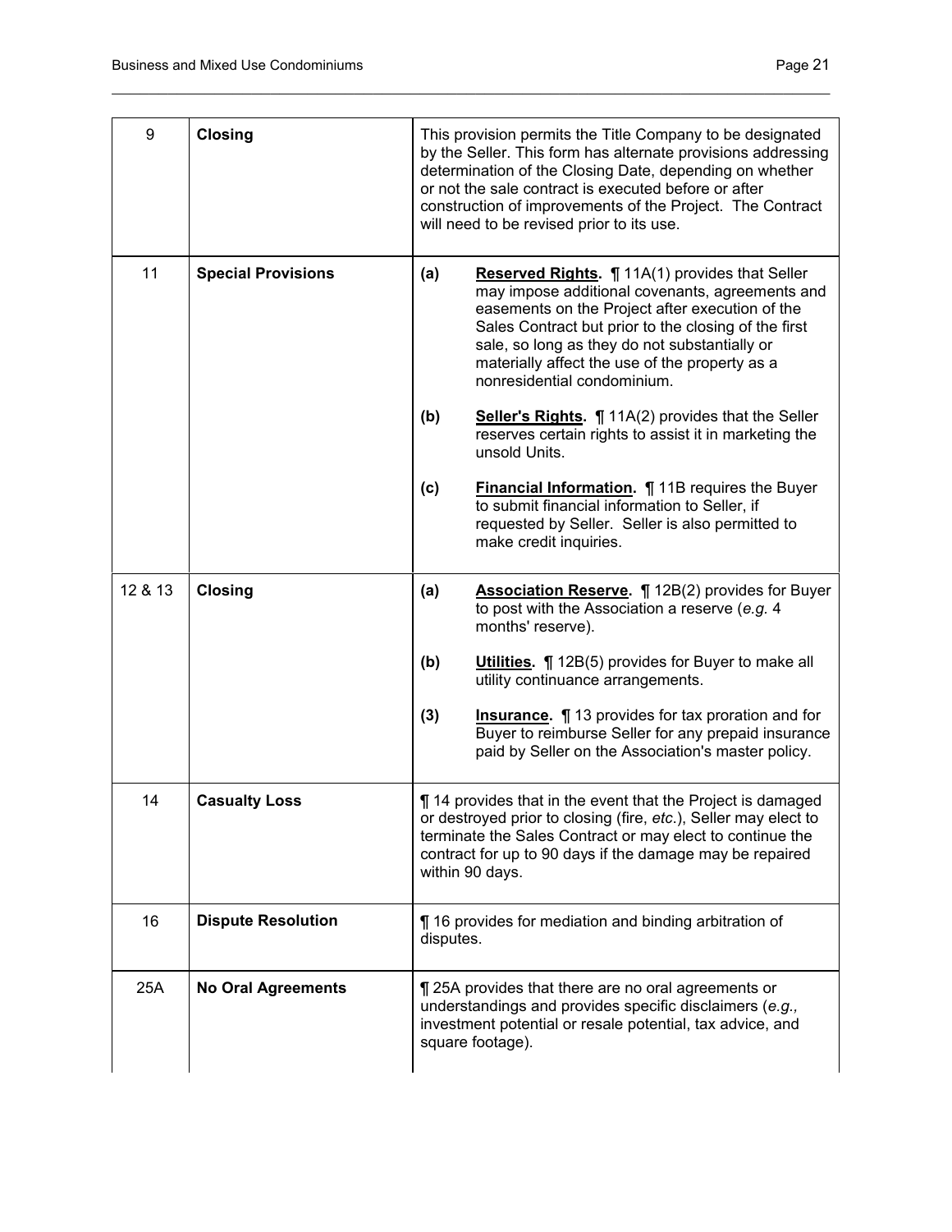| | | |
|---|---|---|
| 9 | **Closing** | This provision permits the Title Company to be designated by the Seller. This form has alternate provisions addressing determination of the Closing Date, depending on whether or not the sale contract is executed before or after construction of improvements of the Project. The Contract will need to be revised prior to its use. |
| 11 | **Special Provisions** | **(a)** **Reserved Rights.** ¶ 11A(1) provides that Seller may impose additional covenants, agreements and easements on the Project after execution of the Sales Contract but prior to the closing of the first sale, so long as they do not substantially or materially affect the use of the property as a nonresidential condominium.<br><br>**(b)** **Seller's Rights.** ¶ 11A(2) provides that the Seller reserves certain rights to assist it in marketing the unsold Units.<br><br>**(c)** **Financial Information.** ¶ 11B requires the Buyer to submit financial information to Seller, if requested by Seller. Seller is also permitted to make credit inquiries. |
| 12 & 13 | **Closing** | **(a)** **Association Reserve.** ¶ 12B(2) provides for Buyer to post with the Association a reserve (*e.g.* 4 months' reserve).<br><br>**(b)** **Utilities.** ¶ 12B(5) provides for Buyer to make all utility continuance arrangements.<br><br>**(3)** **Insurance.** ¶ 13 provides for tax proration and for Buyer to reimburse Seller for any prepaid insurance paid by Seller on the Association's master policy. |
| 14 | **Casualty Loss** | ¶ 14 provides that in the event that the Project is damaged or destroyed prior to closing (fire, *etc*.), Seller may elect to terminate the Sales Contract or may elect to continue the contract for up to 90 days if the damage may be repaired within 90 days. |
| 16 | **Dispute Resolution** | ¶ 16 provides for mediation and binding arbitration of disputes. |
| 25A | **No Oral Agreements** | ¶ 25A provides that there are no oral agreements or understandings and provides specific disclaimers (*e.g.,* investment potential or resale potential, tax advice, and square footage). |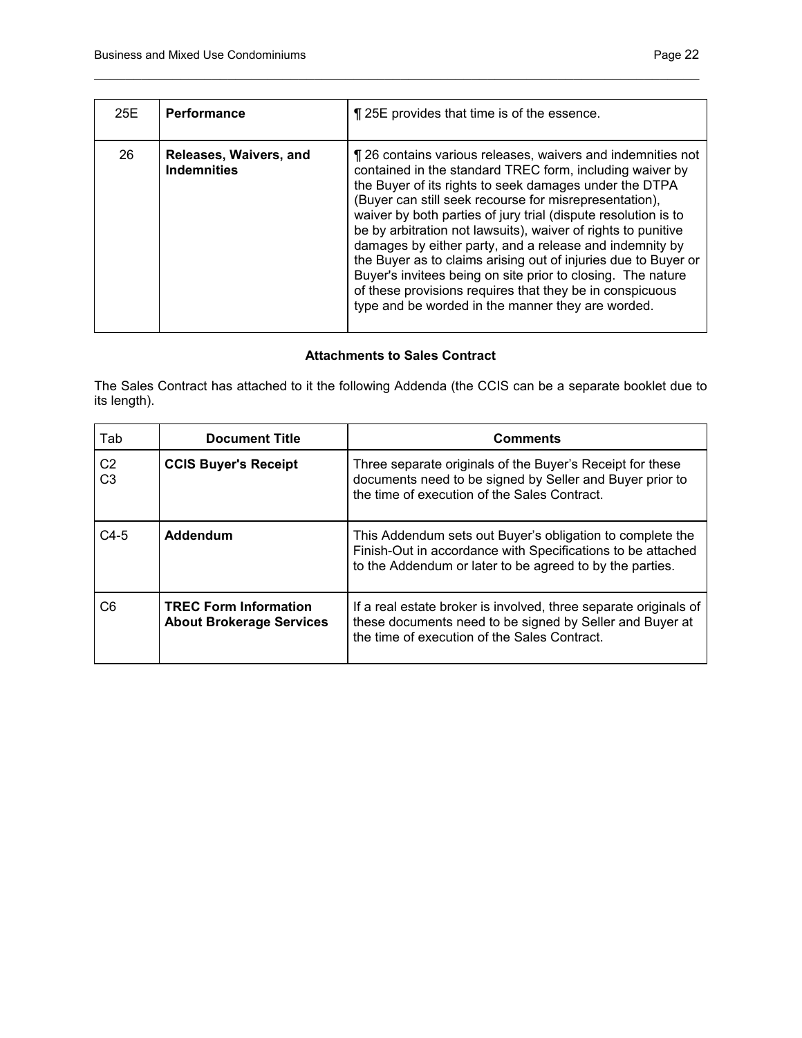| 25E | **Performance** | ¶ 25E provides that time is of the essence. |
|---|---|---|
| 26 | **Releases, Waivers, and Indemnities** | ¶ 26 contains various releases, waivers and indemnities not contained in the standard TREC form, including waiver by the Buyer of its rights to seek damages under the DTPA (Buyer can still seek recourse for misrepresentation), waiver by both parties of jury trial (dispute resolution is to be by arbitration not lawsuits), waiver of rights to punitive damages by either party, and a release and indemnity by the Buyer as to claims arising out of injuries due to Buyer or Buyer's invitees being on site prior to closing. The nature of these provisions requires that they be in conspicuous type and be worded in the manner they are worded. |

**Attachments to Sales Contract**

The Sales Contract has attached to it the following Addenda (the CCIS can be a separate booklet due to its length).

| Tab | Document Title | Comments |
|---|---|---|
| C2<br>C3 | **CCIS Buyer's Receipt** | Three separate originals of the Buyer's Receipt for these documents need to be signed by Seller and Buyer prior to the time of execution of the Sales Contract. |
| C4-5 | **Addendum** | This Addendum sets out Buyer's obligation to complete the Finish-Out in accordance with Specifications to be attached to the Addendum or later to be agreed to by the parties. |
| C6 | **TREC Form Information About Brokerage Services** | If a real estate broker is involved, three separate originals of these documents need to be signed by Seller and Buyer at the time of execution of the Sales Contract. |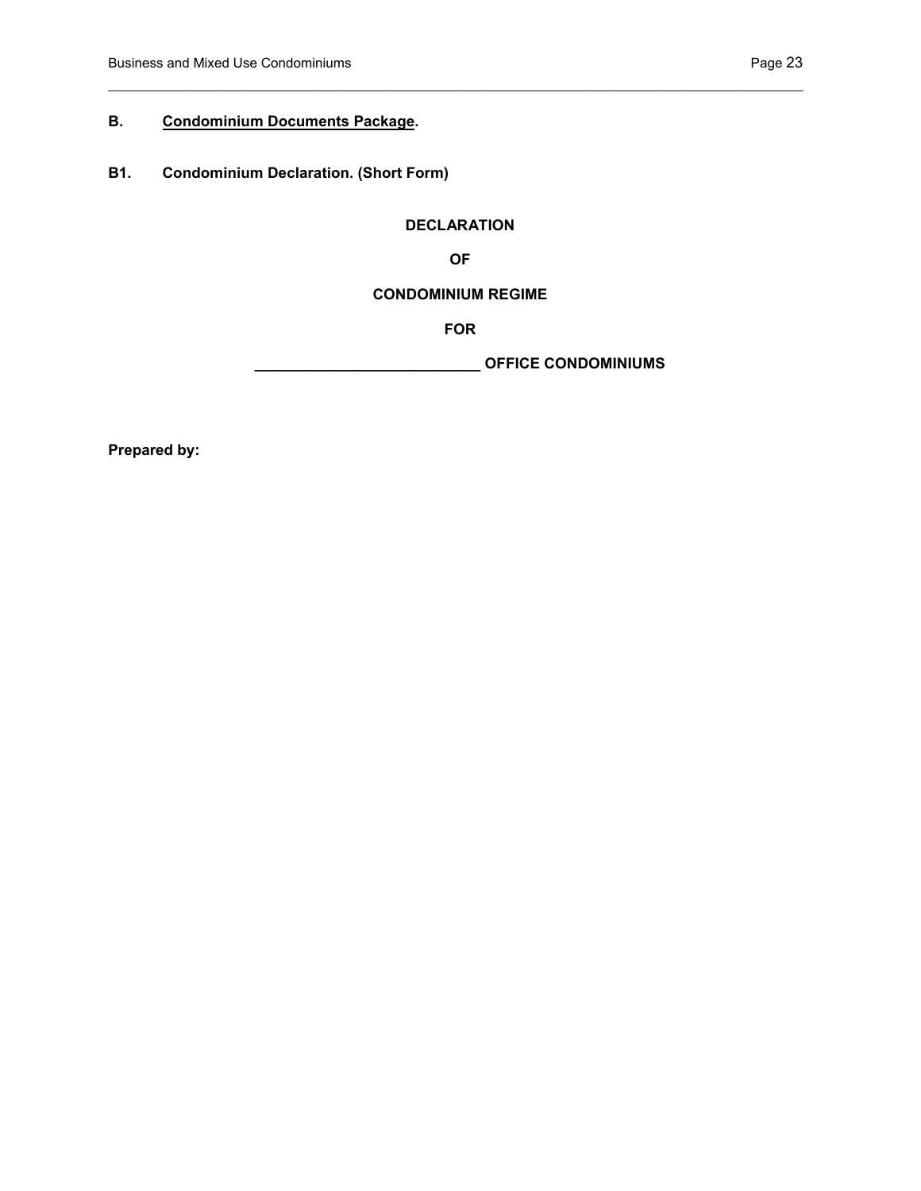**B.** **<u>Condominium Documents Package</u>.**

**B1.** **Condominium Declaration. (Short Form)**

**DECLARATION**

**OF**

**CONDOMINIUM REGIME**

**FOR**

**___________________________ OFFICE CONDOMINIUMS**

**Prepared by:**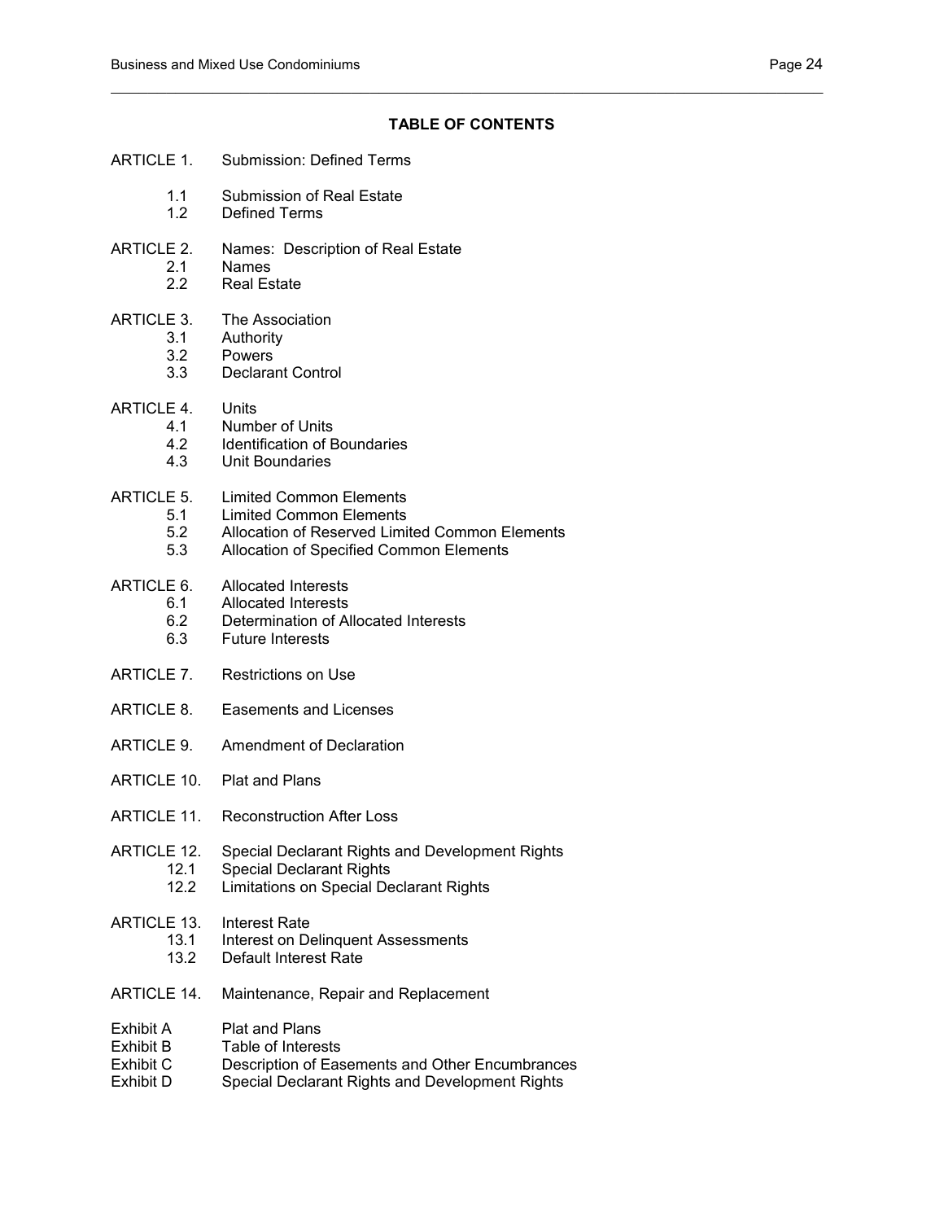## TABLE OF CONTENTS

ARTICLE 1. Submission: Defined Terms

- 1.1 Submission of Real Estate
- 1.2 Defined Terms

ARTICLE 2. Names: Description of Real Estate

- 2.1 Names
- 2.2 Real Estate

ARTICLE 3. The Association

- 3.1 Authority
- 3.2 Powers
- 3.3 Declarant Control

ARTICLE 4. Units

- 4.1 Number of Units
- 4.2 Identification of Boundaries
- 4.3 Unit Boundaries

ARTICLE 5. Limited Common Elements

- 5.1 Limited Common Elements
- 5.2 Allocation of Reserved Limited Common Elements
- 5.3 Allocation of Specified Common Elements

ARTICLE 6. Allocated Interests

- 6.1 Allocated Interests
- 6.2 Determination of Allocated Interests
- 6.3 Future Interests

ARTICLE 7. Restrictions on Use

ARTICLE 8. Easements and Licenses

ARTICLE 9. Amendment of Declaration

ARTICLE 10. Plat and Plans

ARTICLE 11. Reconstruction After Loss

ARTICLE 12. Special Declarant Rights and Development Rights

- 12.1 Special Declarant Rights
- 12.2 Limitations on Special Declarant Rights

ARTICLE 13. Interest Rate

- 13.1 Interest on Delinquent Assessments
- 13.2 Default Interest Rate

ARTICLE 14. Maintenance, Repair and Replacement

Exhibit A Plat and Plans
Exhibit B Table of Interests
Exhibit C Description of Easements and Other Encumbrances
Exhibit D Special Declarant Rights and Development Rights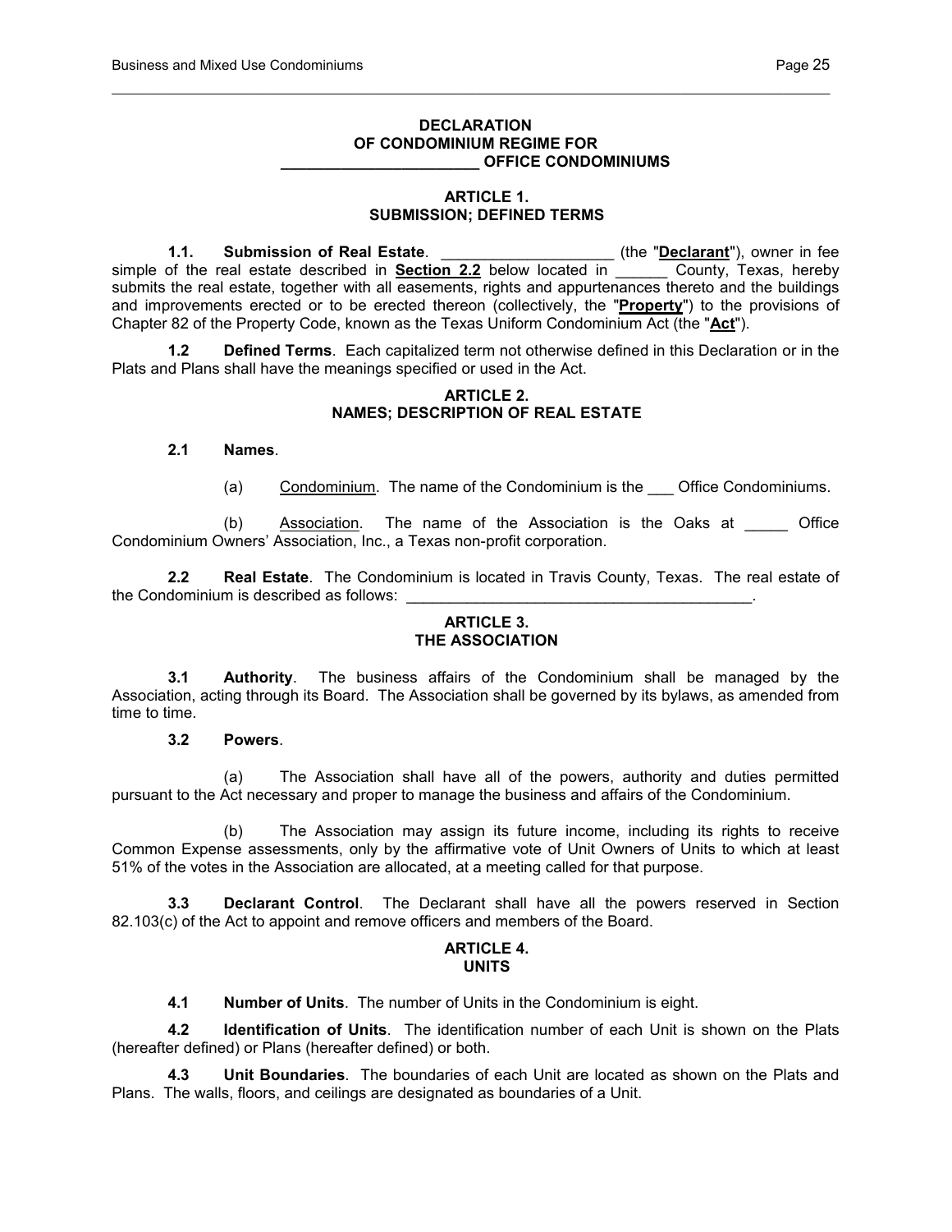**DECLARATION**
**OF CONDOMINIUM REGIME FOR**
**_______________________ OFFICE CONDOMINIUMS**

**ARTICLE 1.**
**SUBMISSION; DEFINED TERMS**

**1.1. Submission of Real Estate**. ____________________ (the "**Declarant**"), owner in fee simple of the real estate described in **Section 2.2** below located in ______ County, Texas, hereby submits the real estate, together with all easements, rights and appurtenances thereto and the buildings and improvements erected or to be erected thereon (collectively, the "**Property**") to the provisions of Chapter 82 of the Property Code, known as the Texas Uniform Condominium Act (the "**Act**").

**1.2 Defined Terms**. Each capitalized term not otherwise defined in this Declaration or in the Plats and Plans shall have the meanings specified or used in the Act.

**ARTICLE 2.**
**NAMES; DESCRIPTION OF REAL ESTATE**

**2.1 Names**.

(a) Condominium. The name of the Condominium is the ___ Office Condominiums.

(b) Association. The name of the Association is the Oaks at _____ Office Condominium Owners' Association, Inc., a Texas non-profit corporation.

**2.2 Real Estate**. The Condominium is located in Travis County, Texas. The real estate of the Condominium is described as follows: __________________________________________.

**ARTICLE 3.**
**THE ASSOCIATION**

**3.1 Authority**. The business affairs of the Condominium shall be managed by the Association, acting through its Board. The Association shall be governed by its bylaws, as amended from time to time.

**3.2 Powers**.

(a) The Association shall have all of the powers, authority and duties permitted pursuant to the Act necessary and proper to manage the business and affairs of the Condominium.

(b) The Association may assign its future income, including its rights to receive Common Expense assessments, only by the affirmative vote of Unit Owners of Units to which at least 51% of the votes in the Association are allocated, at a meeting called for that purpose.

**3.3 Declarant Control**. The Declarant shall have all the powers reserved in Section 82.103(c) of the Act to appoint and remove officers and members of the Board.

**ARTICLE 4.**
**UNITS**

**4.1 Number of Units**. The number of Units in the Condominium is eight.

**4.2 Identification of Units**. The identification number of each Unit is shown on the Plats (hereafter defined) or Plans (hereafter defined) or both.

**4.3 Unit Boundaries**. The boundaries of each Unit are located as shown on the Plats and Plans. The walls, floors, and ceilings are designated as boundaries of a Unit.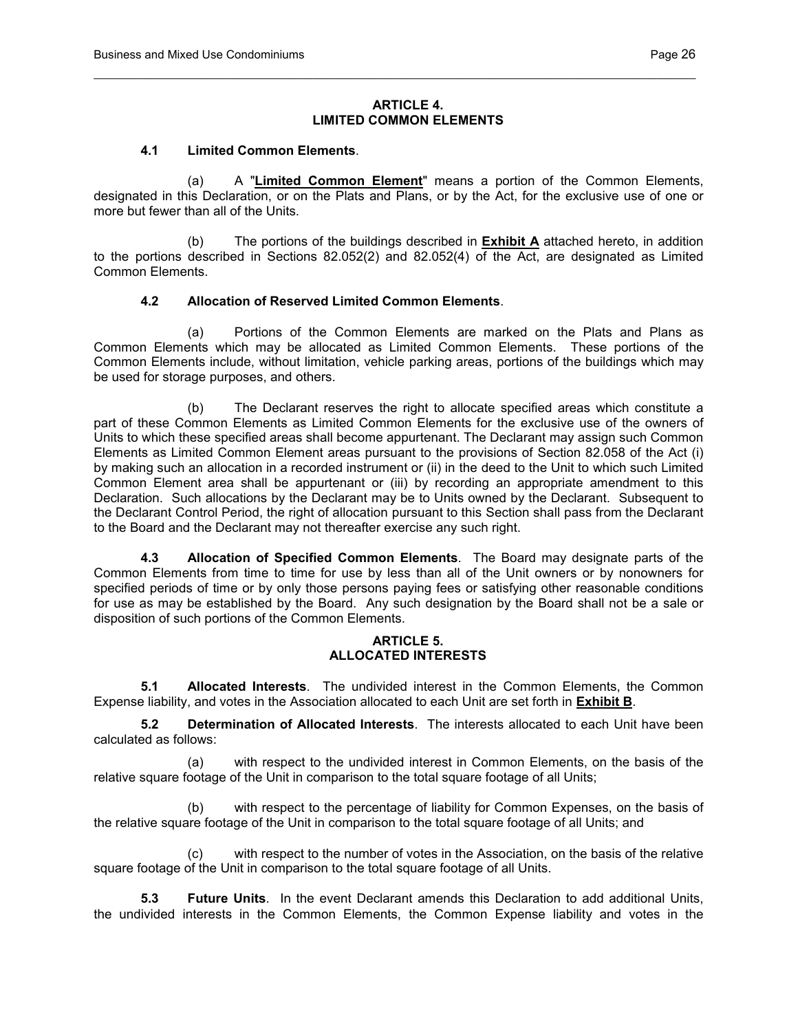## ARTICLE 4.
## LIMITED COMMON ELEMENTS

**4.1 Limited Common Elements**.

(a) A "**Limited Common Element**" means a portion of the Common Elements, designated in this Declaration, or on the Plats and Plans, or by the Act, for the exclusive use of one or more but fewer than all of the Units.

(b) The portions of the buildings described in **Exhibit A** attached hereto, in addition to the portions described in Sections 82.052(2) and 82.052(4) of the Act, are designated as Limited Common Elements.

**4.2 Allocation of Reserved Limited Common Elements**.

(a) Portions of the Common Elements are marked on the Plats and Plans as Common Elements which may be allocated as Limited Common Elements. These portions of the Common Elements include, without limitation, vehicle parking areas, portions of the buildings which may be used for storage purposes, and others.

(b) The Declarant reserves the right to allocate specified areas which constitute a part of these Common Elements as Limited Common Elements for the exclusive use of the owners of Units to which these specified areas shall become appurtenant. The Declarant may assign such Common Elements as Limited Common Element areas pursuant to the provisions of Section 82.058 of the Act (i) by making such an allocation in a recorded instrument or (ii) in the deed to the Unit to which such Limited Common Element area shall be appurtenant or (iii) by recording an appropriate amendment to this Declaration. Such allocations by the Declarant may be to Units owned by the Declarant. Subsequent to the Declarant Control Period, the right of allocation pursuant to this Section shall pass from the Declarant to the Board and the Declarant may not thereafter exercise any such right.

**4.3 Allocation of Specified Common Elements**. The Board may designate parts of the Common Elements from time to time for use by less than all of the Unit owners or by nonowners for specified periods of time or by only those persons paying fees or satisfying other reasonable conditions for use as may be established by the Board. Any such designation by the Board shall not be a sale or disposition of such portions of the Common Elements.

## ARTICLE 5.
## ALLOCATED INTERESTS

**5.1 Allocated Interests**. The undivided interest in the Common Elements, the Common Expense liability, and votes in the Association allocated to each Unit are set forth in **Exhibit B**.

**5.2 Determination of Allocated Interests**. The interests allocated to each Unit have been calculated as follows:

(a) with respect to the undivided interest in Common Elements, on the basis of the relative square footage of the Unit in comparison to the total square footage of all Units;

(b) with respect to the percentage of liability for Common Expenses, on the basis of the relative square footage of the Unit in comparison to the total square footage of all Units; and

(c) with respect to the number of votes in the Association, on the basis of the relative square footage of the Unit in comparison to the total square footage of all Units.

**5.3 Future Units**. In the event Declarant amends this Declaration to add additional Units, the undivided interests in the Common Elements, the Common Expense liability and votes in the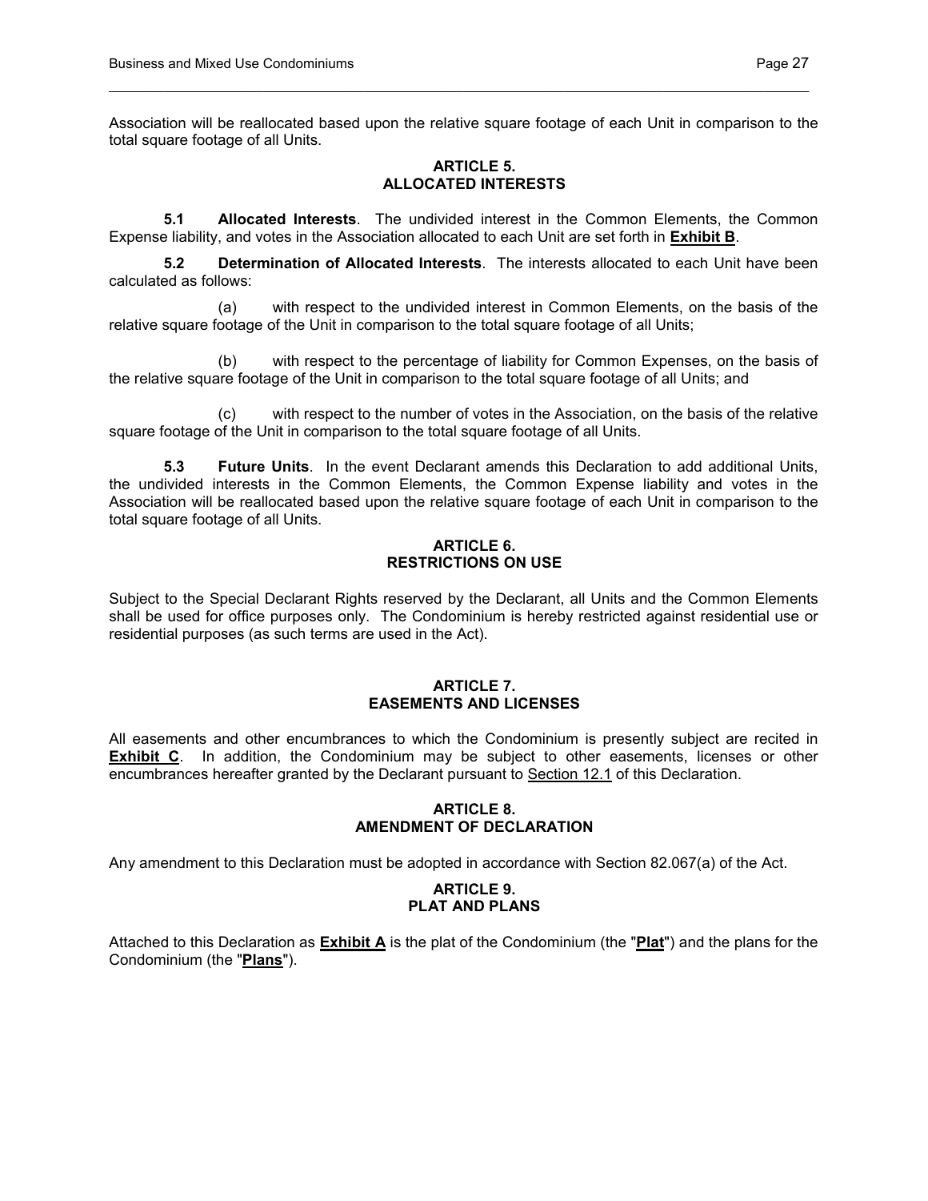Association will be reallocated based upon the relative square footage of each Unit in comparison to the total square footage of all Units.

## ARTICLE 5.
## ALLOCATED INTERESTS

**5.1 Allocated Interests**. The undivided interest in the Common Elements, the Common Expense liability, and votes in the Association allocated to each Unit are set forth in **Exhibit B**.

**5.2 Determination of Allocated Interests**. The interests allocated to each Unit have been calculated as follows:

(a) with respect to the undivided interest in Common Elements, on the basis of the relative square footage of the Unit in comparison to the total square footage of all Units;

(b) with respect to the percentage of liability for Common Expenses, on the basis of the relative square footage of the Unit in comparison to the total square footage of all Units; and

(c) with respect to the number of votes in the Association, on the basis of the relative square footage of the Unit in comparison to the total square footage of all Units.

**5.3 Future Units**. In the event Declarant amends this Declaration to add additional Units, the undivided interests in the Common Elements, the Common Expense liability and votes in the Association will be reallocated based upon the relative square footage of each Unit in comparison to the total square footage of all Units.

## ARTICLE 6.
## RESTRICTIONS ON USE

Subject to the Special Declarant Rights reserved by the Declarant, all Units and the Common Elements shall be used for office purposes only. The Condominium is hereby restricted against residential use or residential purposes (as such terms are used in the Act).

## ARTICLE 7.
## EASEMENTS AND LICENSES

All easements and other encumbrances to which the Condominium is presently subject are recited in **Exhibit C**. In addition, the Condominium may be subject to other easements, licenses or other encumbrances hereafter granted by the Declarant pursuant to Section 12.1 of this Declaration.

## ARTICLE 8.
## AMENDMENT OF DECLARATION

Any amendment to this Declaration must be adopted in accordance with Section 82.067(a) of the Act.

## ARTICLE 9.
## PLAT AND PLANS

Attached to this Declaration as **Exhibit A** is the plat of the Condominium (the "**Plat**") and the plans for the Condominium (the "**Plans**").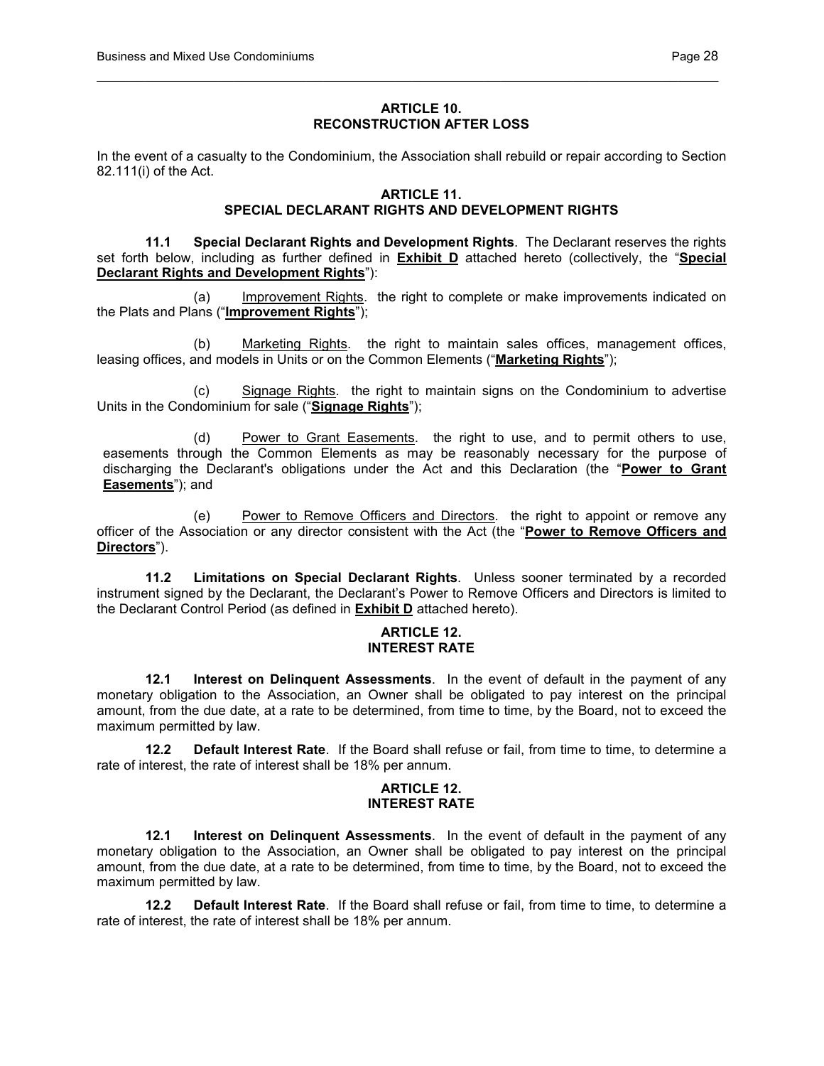## ARTICLE 10.
## RECONSTRUCTION AFTER LOSS

In the event of a casualty to the Condominium, the Association shall rebuild or repair according to Section 82.111(i) of the Act.

## ARTICLE 11.
## SPECIAL DECLARANT RIGHTS AND DEVELOPMENT RIGHTS

**11.1 Special Declarant Rights and Development Rights**. The Declarant reserves the rights set forth below, including as further defined in **Exhibit D** attached hereto (collectively, the "**Special Declarant Rights and Development Rights**"):

(a) Improvement Rights. the right to complete or make improvements indicated on the Plats and Plans ("**Improvement Rights**");

(b) Marketing Rights. the right to maintain sales offices, management offices, leasing offices, and models in Units or on the Common Elements ("**Marketing Rights**");

(c) Signage Rights. the right to maintain signs on the Condominium to advertise Units in the Condominium for sale ("**Signage Rights**");

(d) Power to Grant Easements. the right to use, and to permit others to use, easements through the Common Elements as may be reasonably necessary for the purpose of discharging the Declarant's obligations under the Act and this Declaration (the "**Power to Grant Easements**"); and

(e) Power to Remove Officers and Directors. the right to appoint or remove any officer of the Association or any director consistent with the Act (the "**Power to Remove Officers and Directors**").

**11.2 Limitations on Special Declarant Rights**. Unless sooner terminated by a recorded instrument signed by the Declarant, the Declarant's Power to Remove Officers and Directors is limited to the Declarant Control Period (as defined in **Exhibit D** attached hereto).

## ARTICLE 12.
## INTEREST RATE

**12.1 Interest on Delinquent Assessments**. In the event of default in the payment of any monetary obligation to the Association, an Owner shall be obligated to pay interest on the principal amount, from the due date, at a rate to be determined, from time to time, by the Board, not to exceed the maximum permitted by law.

**12.2 Default Interest Rate**. If the Board shall refuse or fail, from time to time, to determine a rate of interest, the rate of interest shall be 18% per annum.

## ARTICLE 12.
## INTEREST RATE

**12.1 Interest on Delinquent Assessments**. In the event of default in the payment of any monetary obligation to the Association, an Owner shall be obligated to pay interest on the principal amount, from the due date, at a rate to be determined, from time to time, by the Board, not to exceed the maximum permitted by law.

**12.2 Default Interest Rate**. If the Board shall refuse or fail, from time to time, to determine a rate of interest, the rate of interest shall be 18% per annum.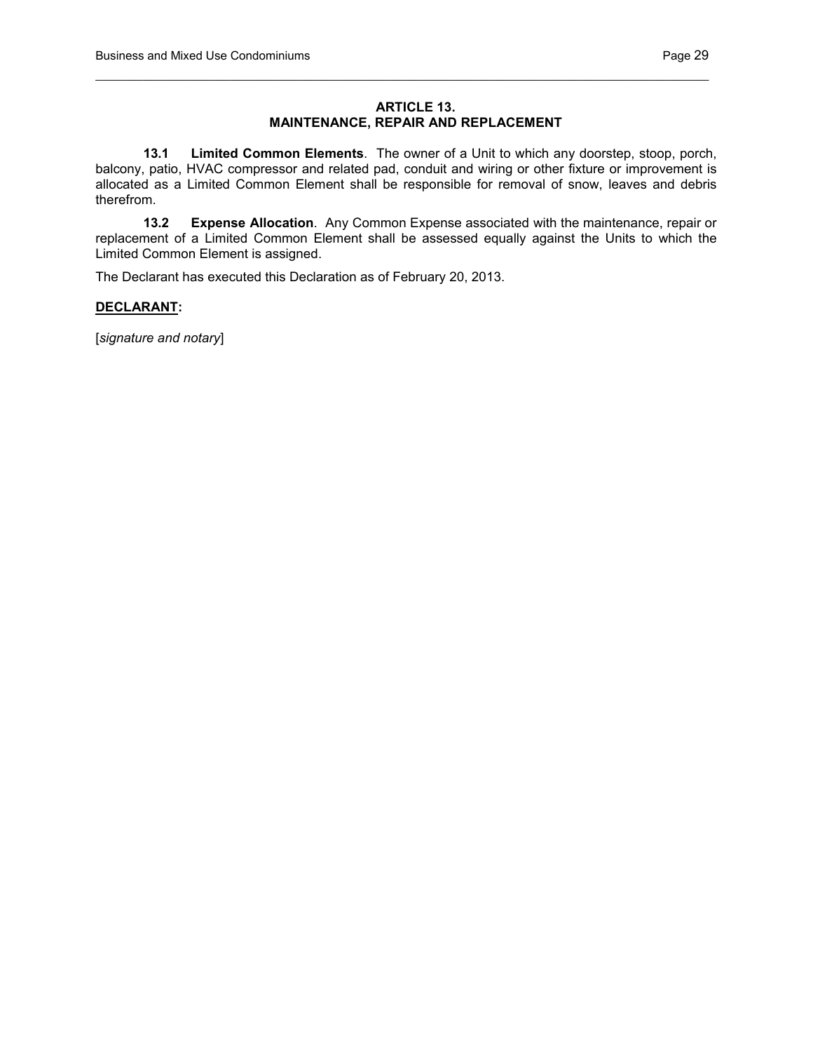## ARTICLE 13.
## MAINTENANCE, REPAIR AND REPLACEMENT

**13.1 Limited Common Elements**. The owner of a Unit to which any doorstep, stoop, porch, balcony, patio, HVAC compressor and related pad, conduit and wiring or other fixture or improvement is allocated as a Limited Common Element shall be responsible for removal of snow, leaves and debris therefrom.

**13.2 Expense Allocation**. Any Common Expense associated with the maintenance, repair or replacement of a Limited Common Element shall be assessed equally against the Units to which the Limited Common Element is assigned.

The Declarant has executed this Declaration as of February 20, 2013.

**DECLARANT:**

[*signature and notary*]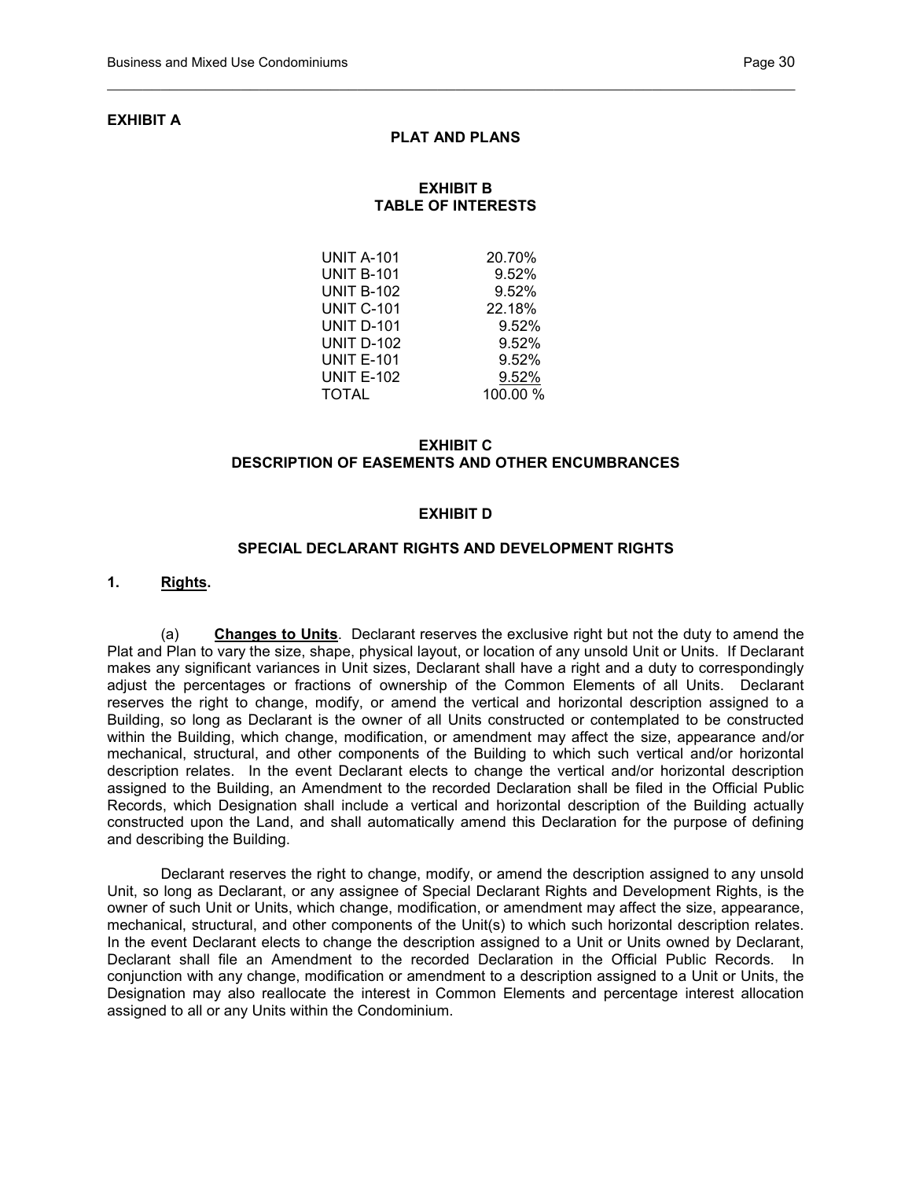**EXHIBIT A**

**PLAT AND PLANS**

**EXHIBIT B**
**TABLE OF INTERESTS**

| | |
|---|---|
| UNIT A-101 | 20.70% |
| UNIT B-101 | 9.52% |
| UNIT B-102 | 9.52% |
| UNIT C-101 | 22.18% |
| UNIT D-101 | 9.52% |
| UNIT D-102 | 9.52% |
| UNIT E-101 | 9.52% |
| UNIT E-102 | 9.52% |
| TOTAL | 100.00 % |

**EXHIBIT C**
**DESCRIPTION OF EASEMENTS AND OTHER ENCUMBRANCES**

**EXHIBIT D**

**SPECIAL DECLARANT RIGHTS AND DEVELOPMENT RIGHTS**

**1. Rights.**

(a) **Changes to Units**. Declarant reserves the exclusive right but not the duty to amend the Plat and Plan to vary the size, shape, physical layout, or location of any unsold Unit or Units. If Declarant makes any significant variances in Unit sizes, Declarant shall have a right and a duty to correspondingly adjust the percentages or fractions of ownership of the Common Elements of all Units. Declarant reserves the right to change, modify, or amend the vertical and horizontal description assigned to a Building, so long as Declarant is the owner of all Units constructed or contemplated to be constructed within the Building, which change, modification, or amendment may affect the size, appearance and/or mechanical, structural, and other components of the Building to which such vertical and/or horizontal description relates. In the event Declarant elects to change the vertical and/or horizontal description assigned to the Building, an Amendment to the recorded Declaration shall be filed in the Official Public Records, which Designation shall include a vertical and horizontal description of the Building actually constructed upon the Land, and shall automatically amend this Declaration for the purpose of defining and describing the Building.

Declarant reserves the right to change, modify, or amend the description assigned to any unsold Unit, so long as Declarant, or any assignee of Special Declarant Rights and Development Rights, is the owner of such Unit or Units, which change, modification, or amendment may affect the size, appearance, mechanical, structural, and other components of the Unit(s) to which such horizontal description relates. In the event Declarant elects to change the description assigned to a Unit or Units owned by Declarant, Declarant shall file an Amendment to the recorded Declaration in the Official Public Records. In conjunction with any change, modification or amendment to a description assigned to a Unit or Units, the Designation may also reallocate the interest in Common Elements and percentage interest allocation assigned to all or any Units within the Condominium.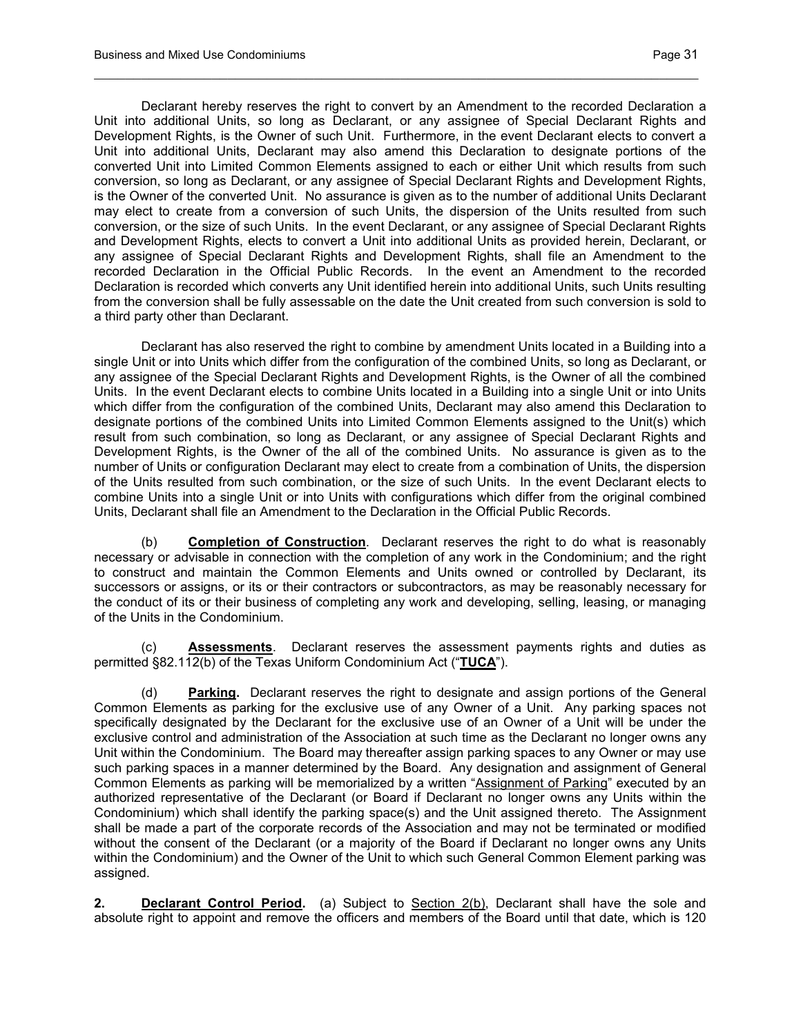Declarant hereby reserves the right to convert by an Amendment to the recorded Declaration a Unit into additional Units, so long as Declarant, or any assignee of Special Declarant Rights and Development Rights, is the Owner of such Unit. Furthermore, in the event Declarant elects to convert a Unit into additional Units, Declarant may also amend this Declaration to designate portions of the converted Unit into Limited Common Elements assigned to each or either Unit which results from such conversion, so long as Declarant, or any assignee of Special Declarant Rights and Development Rights, is the Owner of the converted Unit. No assurance is given as to the number of additional Units Declarant may elect to create from a conversion of such Units, the dispersion of the Units resulted from such conversion, or the size of such Units. In the event Declarant, or any assignee of Special Declarant Rights and Development Rights, elects to convert a Unit into additional Units as provided herein, Declarant, or any assignee of Special Declarant Rights and Development Rights, shall file an Amendment to the recorded Declaration in the Official Public Records. In the event an Amendment to the recorded Declaration is recorded which converts any Unit identified herein into additional Units, such Units resulting from the conversion shall be fully assessable on the date the Unit created from such conversion is sold to a third party other than Declarant.

Declarant has also reserved the right to combine by amendment Units located in a Building into a single Unit or into Units which differ from the configuration of the combined Units, so long as Declarant, or any assignee of the Special Declarant Rights and Development Rights, is the Owner of all the combined Units. In the event Declarant elects to combine Units located in a Building into a single Unit or into Units which differ from the configuration of the combined Units, Declarant may also amend this Declaration to designate portions of the combined Units into Limited Common Elements assigned to the Unit(s) which result from such combination, so long as Declarant, or any assignee of Special Declarant Rights and Development Rights, is the Owner of the all of the combined Units. No assurance is given as to the number of Units or configuration Declarant may elect to create from a combination of Units, the dispersion of the Units resulted from such combination, or the size of such Units. In the event Declarant elects to combine Units into a single Unit or into Units with configurations which differ from the original combined Units, Declarant shall file an Amendment to the Declaration in the Official Public Records.

(b) **Completion of Construction**. Declarant reserves the right to do what is reasonably necessary or advisable in connection with the completion of any work in the Condominium; and the right to construct and maintain the Common Elements and Units owned or controlled by Declarant, its successors or assigns, or its or their contractors or subcontractors, as may be reasonably necessary for the conduct of its or their business of completing any work and developing, selling, leasing, or managing of the Units in the Condominium.

(c) **Assessments**. Declarant reserves the assessment payments rights and duties as permitted §82.112(b) of the Texas Uniform Condominium Act ("**TUCA**").

(d) **Parking.** Declarant reserves the right to designate and assign portions of the General Common Elements as parking for the exclusive use of any Owner of a Unit. Any parking spaces not specifically designated by the Declarant for the exclusive use of an Owner of a Unit will be under the exclusive control and administration of the Association at such time as the Declarant no longer owns any Unit within the Condominium. The Board may thereafter assign parking spaces to any Owner or may use such parking spaces in a manner determined by the Board. Any designation and assignment of General Common Elements as parking will be memorialized by a written "Assignment of Parking" executed by an authorized representative of the Declarant (or Board if Declarant no longer owns any Units within the Condominium) which shall identify the parking space(s) and the Unit assigned thereto. The Assignment shall be made a part of the corporate records of the Association and may not be terminated or modified without the consent of the Declarant (or a majority of the Board if Declarant no longer owns any Units within the Condominium) and the Owner of the Unit to which such General Common Element parking was assigned.

**2. Declarant Control Period.** (a) Subject to Section 2(b), Declarant shall have the sole and absolute right to appoint and remove the officers and members of the Board until that date, which is 120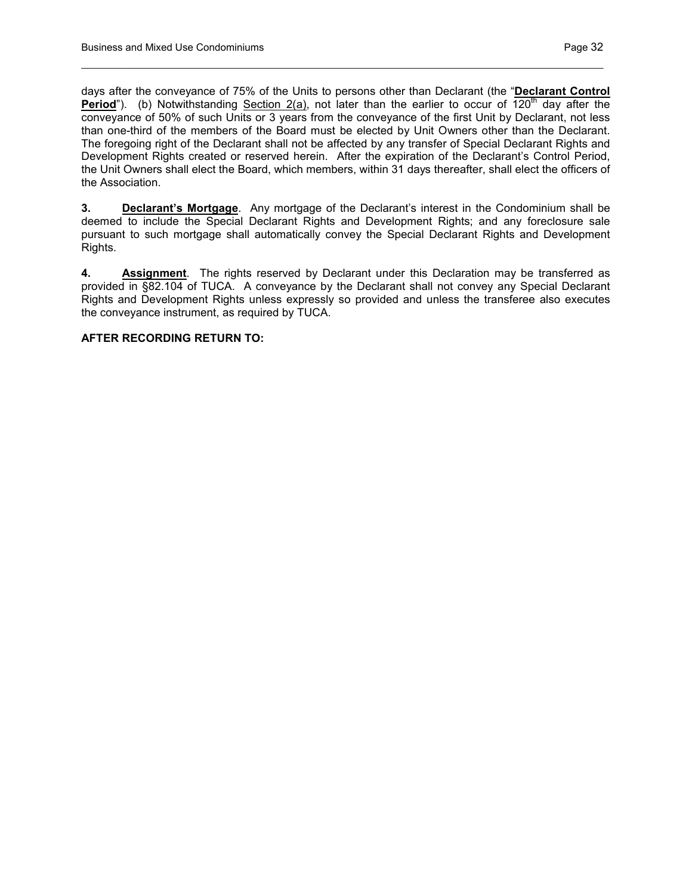days after the conveyance of 75% of the Units to persons other than Declarant (the "**Declarant Control Period**"). (b) Notwithstanding Section 2(a), not later than the earlier to occur of 120th day after the conveyance of 50% of such Units or 3 years from the conveyance of the first Unit by Declarant, not less than one-third of the members of the Board must be elected by Unit Owners other than the Declarant. The foregoing right of the Declarant shall not be affected by any transfer of Special Declarant Rights and Development Rights created or reserved herein. After the expiration of the Declarant's Control Period, the Unit Owners shall elect the Board, which members, within 31 days thereafter, shall elect the officers of the Association.

**3. Declarant's Mortgage**. Any mortgage of the Declarant's interest in the Condominium shall be deemed to include the Special Declarant Rights and Development Rights; and any foreclosure sale pursuant to such mortgage shall automatically convey the Special Declarant Rights and Development Rights.

**4. Assignment**. The rights reserved by Declarant under this Declaration may be transferred as provided in §82.104 of TUCA. A conveyance by the Declarant shall not convey any Special Declarant Rights and Development Rights unless expressly so provided and unless the transferee also executes the conveyance instrument, as required by TUCA.

**AFTER RECORDING RETURN TO:**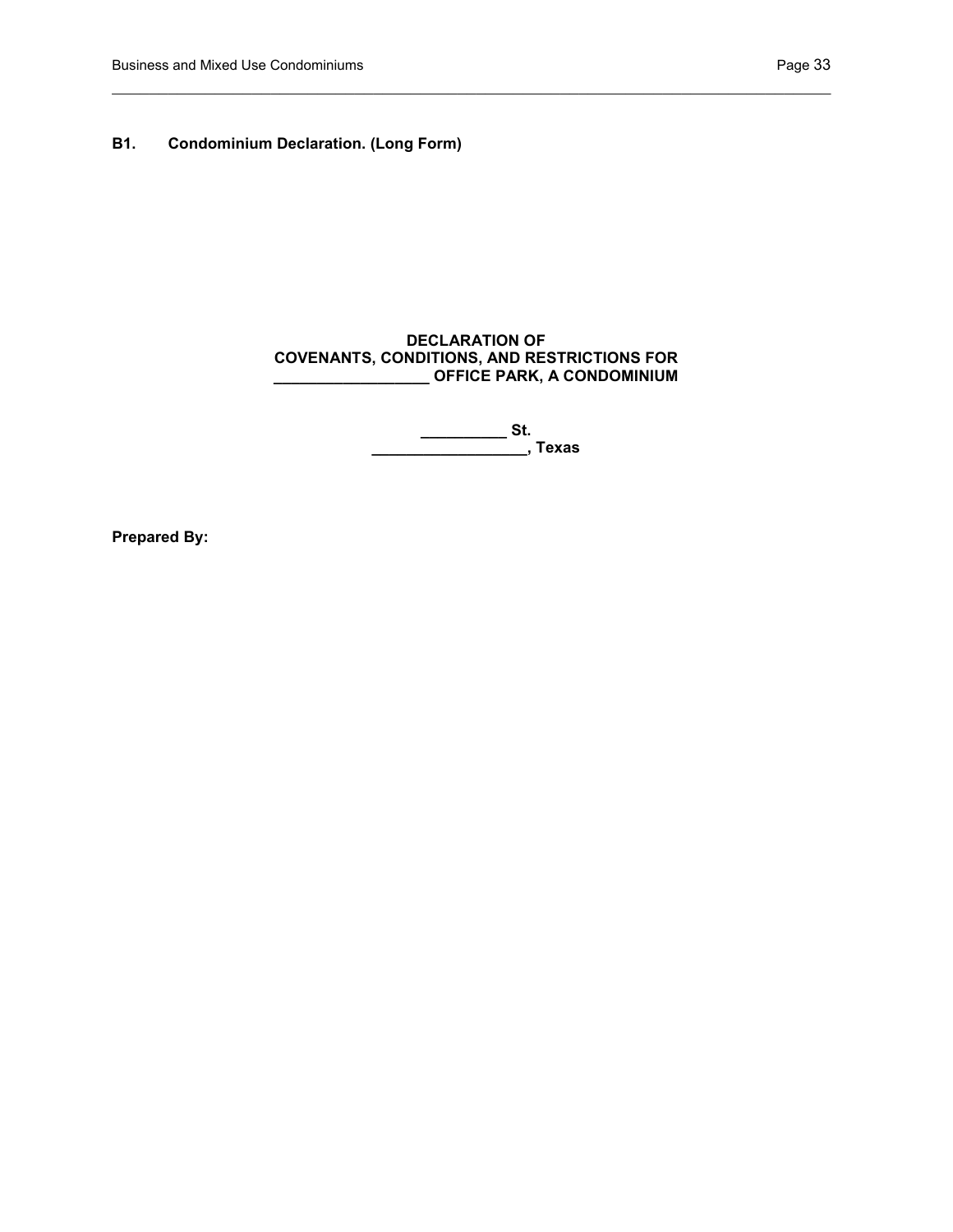## B1. Condominium Declaration. (Long Form)

**DECLARATION OF**
**COVENANTS, CONDITIONS, AND RESTRICTIONS FOR**
**__________________ OFFICE PARK, A CONDOMINIUM**

**__________ St.**
**__________________, Texas**

**Prepared By:**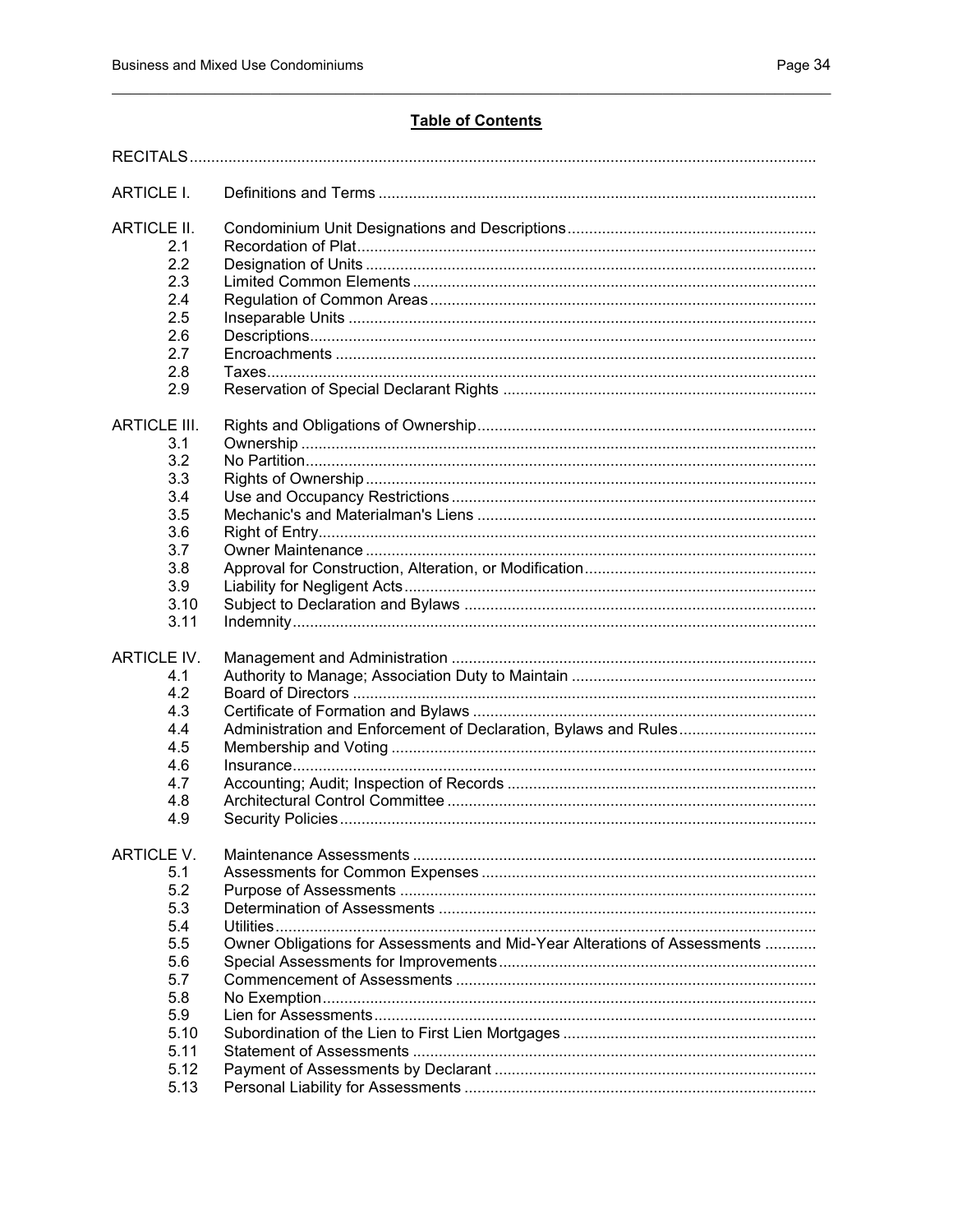**Table of Contents**

| | |
|---|---|
| RECITALS | |
| ARTICLE I. | Definitions and Terms |
| ARTICLE II. | Condominium Unit Designations and Descriptions |
| 2.1 | Recordation of Plat |
| 2.2 | Designation of Units |
| 2.3 | Limited Common Elements |
| 2.4 | Regulation of Common Areas |
| 2.5 | Inseparable Units |
| 2.6 | Descriptions |
| 2.7 | Encroachments |
| 2.8 | Taxes |
| 2.9 | Reservation of Special Declarant Rights |
| ARTICLE III. | Rights and Obligations of Ownership |
| 3.1 | Ownership |
| 3.2 | No Partition |
| 3.3 | Rights of Ownership |
| 3.4 | Use and Occupancy Restrictions |
| 3.5 | Mechanic's and Materialman's Liens |
| 3.6 | Right of Entry |
| 3.7 | Owner Maintenance |
| 3.8 | Approval for Construction, Alteration, or Modification |
| 3.9 | Liability for Negligent Acts |
| 3.10 | Subject to Declaration and Bylaws |
| 3.11 | Indemnity |
| ARTICLE IV. | Management and Administration |
| 4.1 | Authority to Manage; Association Duty to Maintain |
| 4.2 | Board of Directors |
| 4.3 | Certificate of Formation and Bylaws |
| 4.4 | Administration and Enforcement of Declaration, Bylaws and Rules |
| 4.5 | Membership and Voting |
| 4.6 | Insurance |
| 4.7 | Accounting; Audit; Inspection of Records |
| 4.8 | Architectural Control Committee |
| 4.9 | Security Policies |
| ARTICLE V. | Maintenance Assessments |
| 5.1 | Assessments for Common Expenses |
| 5.2 | Purpose of Assessments |
| 5.3 | Determination of Assessments |
| 5.4 | Utilities |
| 5.5 | Owner Obligations for Assessments and Mid-Year Alterations of Assessments |
| 5.6 | Special Assessments for Improvements |
| 5.7 | Commencement of Assessments |
| 5.8 | No Exemption |
| 5.9 | Lien for Assessments |
| 5.10 | Subordination of the Lien to First Lien Mortgages |
| 5.11 | Statement of Assessments |
| 5.12 | Payment of Assessments by Declarant |
| 5.13 | Personal Liability for Assessments |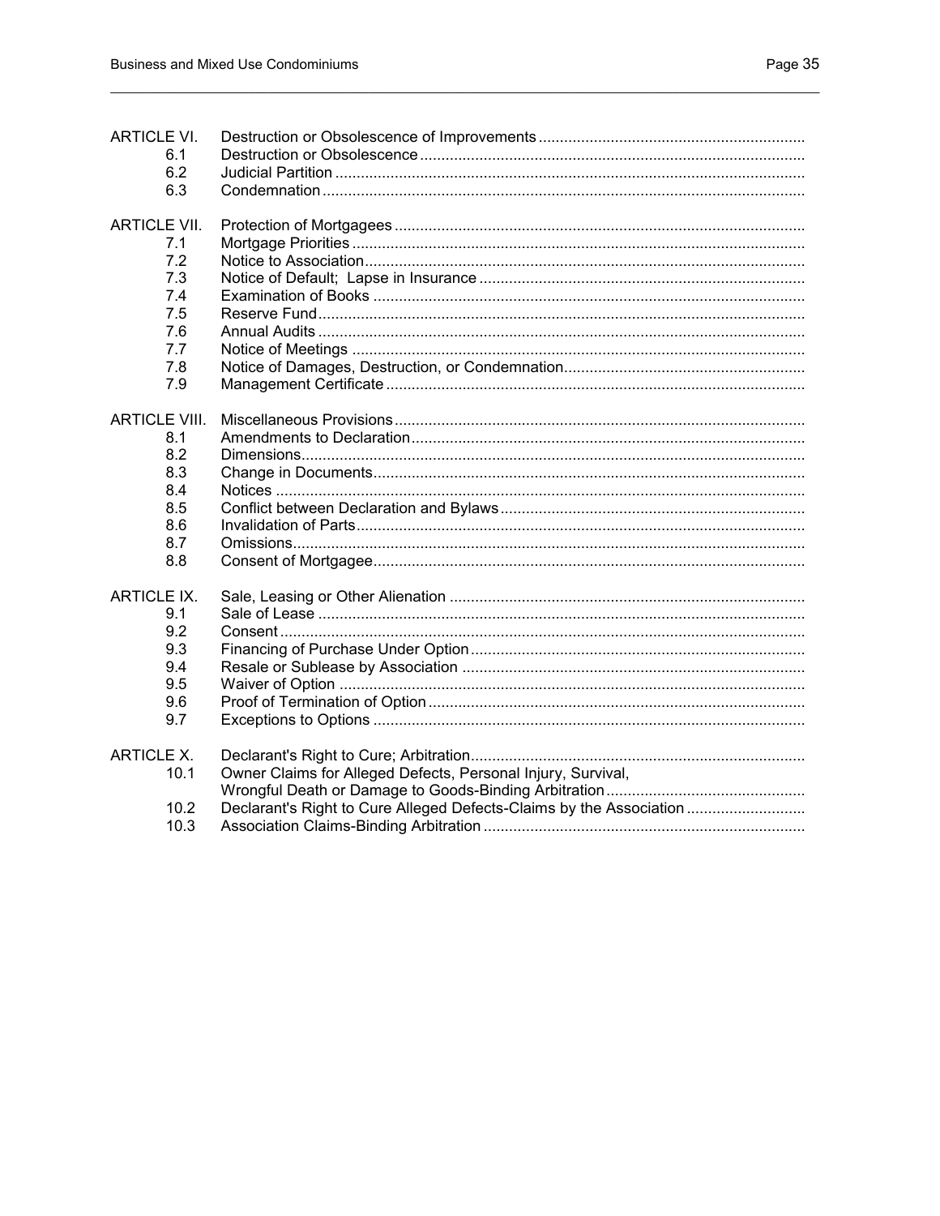ARTICLE VI. Destruction or Obsolescence of Improvements
- 6.1 Destruction or Obsolescence
- 6.2 Judicial Partition
- 6.3 Condemnation

ARTICLE VII. Protection of Mortgagees
- 7.1 Mortgage Priorities
- 7.2 Notice to Association
- 7.3 Notice of Default; Lapse in Insurance
- 7.4 Examination of Books
- 7.5 Reserve Fund
- 7.6 Annual Audits
- 7.7 Notice of Meetings
- 7.8 Notice of Damages, Destruction, or Condemnation
- 7.9 Management Certificate

ARTICLE VIII. Miscellaneous Provisions
- 8.1 Amendments to Declaration
- 8.2 Dimensions
- 8.3 Change in Documents
- 8.4 Notices
- 8.5 Conflict between Declaration and Bylaws
- 8.6 Invalidation of Parts
- 8.7 Omissions
- 8.8 Consent of Mortgagee

ARTICLE IX. Sale, Leasing or Other Alienation
- 9.1 Sale of Lease
- 9.2 Consent
- 9.3 Financing of Purchase Under Option
- 9.4 Resale or Sublease by Association
- 9.5 Waiver of Option
- 9.6 Proof of Termination of Option
- 9.7 Exceptions to Options

ARTICLE X. Declarant's Right to Cure; Arbitration
- 10.1 Owner Claims for Alleged Defects, Personal Injury, Survival, Wrongful Death or Damage to Goods-Binding Arbitration
- 10.2 Declarant's Right to Cure Alleged Defects-Claims by the Association
- 10.3 Association Claims-Binding Arbitration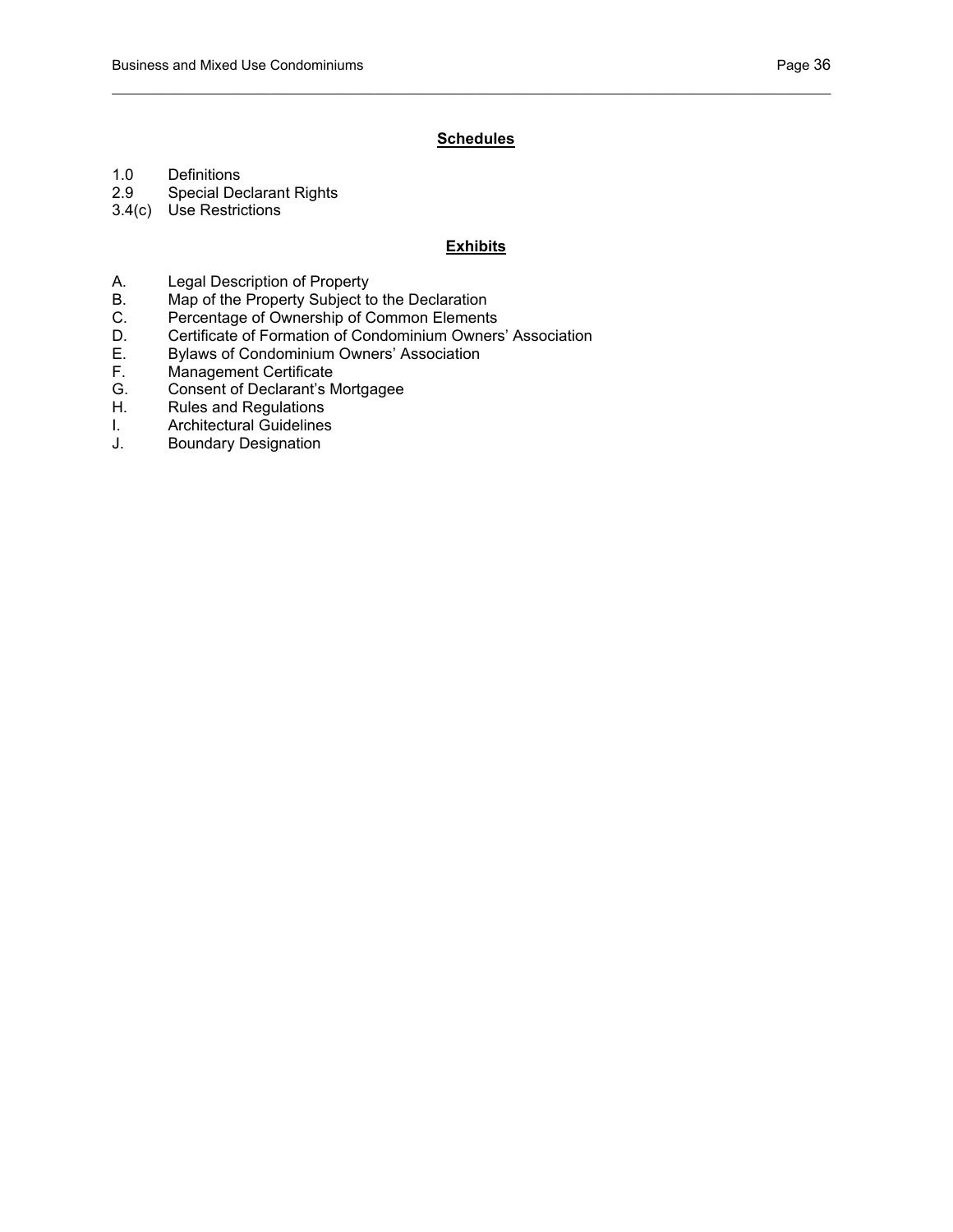## Schedules

1.0 Definitions
2.9 Special Declarant Rights
3.4(c) Use Restrictions

## Exhibits

A. Legal Description of Property
B. Map of the Property Subject to the Declaration
C. Percentage of Ownership of Common Elements
D. Certificate of Formation of Condominium Owners' Association
E. Bylaws of Condominium Owners' Association
F. Management Certificate
G. Consent of Declarant's Mortgagee
H. Rules and Regulations
I. Architectural Guidelines
J. Boundary Designation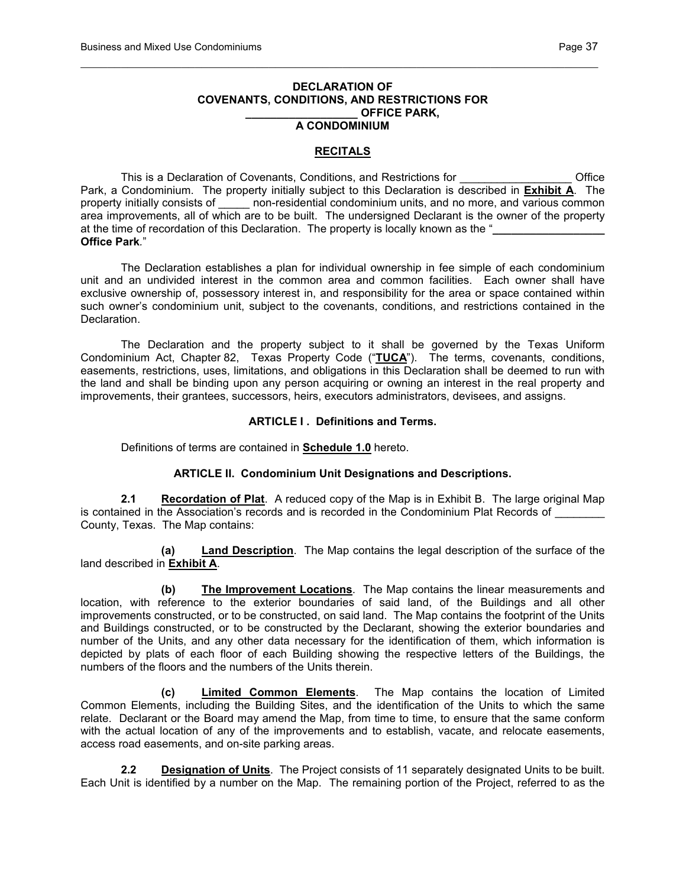**DECLARATION OF**
**COVENANTS, CONDITIONS, AND RESTRICTIONS FOR**
**__________________ OFFICE PARK,**
**A CONDOMINIUM**

**RECITALS**

This is a Declaration of Covenants, Conditions, and Restrictions for __________________ Office Park, a Condominium. The property initially subject to this Declaration is described in **Exhibit A**. The property initially consists of _____ non-residential condominium units, and no more, and various common area improvements, all of which are to be built. The undersigned Declarant is the owner of the property at the time of recordation of this Declaration. The property is locally known as the "**__________________ Office Park**."

The Declaration establishes a plan for individual ownership in fee simple of each condominium unit and an undivided interest in the common area and common facilities. Each owner shall have exclusive ownership of, possessory interest in, and responsibility for the area or space contained within such owner's condominium unit, subject to the covenants, conditions, and restrictions contained in the Declaration.

The Declaration and the property subject to it shall be governed by the Texas Uniform Condominium Act, Chapter 82, Texas Property Code ("**TUCA**"). The terms, covenants, conditions, easements, restrictions, uses, limitations, and obligations in this Declaration shall be deemed to run with the land and shall be binding upon any person acquiring or owning an interest in the real property and improvements, their grantees, successors, heirs, executors administrators, devisees, and assigns.

**ARTICLE I . Definitions and Terms.**

Definitions of terms are contained in **Schedule 1.0** hereto.

**ARTICLE II. Condominium Unit Designations and Descriptions.**

**2.1 Recordation of Plat**. A reduced copy of the Map is in Exhibit B. The large original Map is contained in the Association's records and is recorded in the Condominium Plat Records of ________ County, Texas. The Map contains:

**(a) Land Description**. The Map contains the legal description of the surface of the land described in **Exhibit A**.

**(b) The Improvement Locations**. The Map contains the linear measurements and location, with reference to the exterior boundaries of said land, of the Buildings and all other improvements constructed, or to be constructed, on said land. The Map contains the footprint of the Units and Buildings constructed, or to be constructed by the Declarant, showing the exterior boundaries and number of the Units, and any other data necessary for the identification of them, which information is depicted by plats of each floor of each Building showing the respective letters of the Buildings, the numbers of the floors and the numbers of the Units therein.

**(c) Limited Common Elements**. The Map contains the location of Limited Common Elements, including the Building Sites, and the identification of the Units to which the same relate. Declarant or the Board may amend the Map, from time to time, to ensure that the same conform with the actual location of any of the improvements and to establish, vacate, and relocate easements, access road easements, and on-site parking areas.

**2.2 Designation of Units**. The Project consists of 11 separately designated Units to be built. Each Unit is identified by a number on the Map. The remaining portion of the Project, referred to as the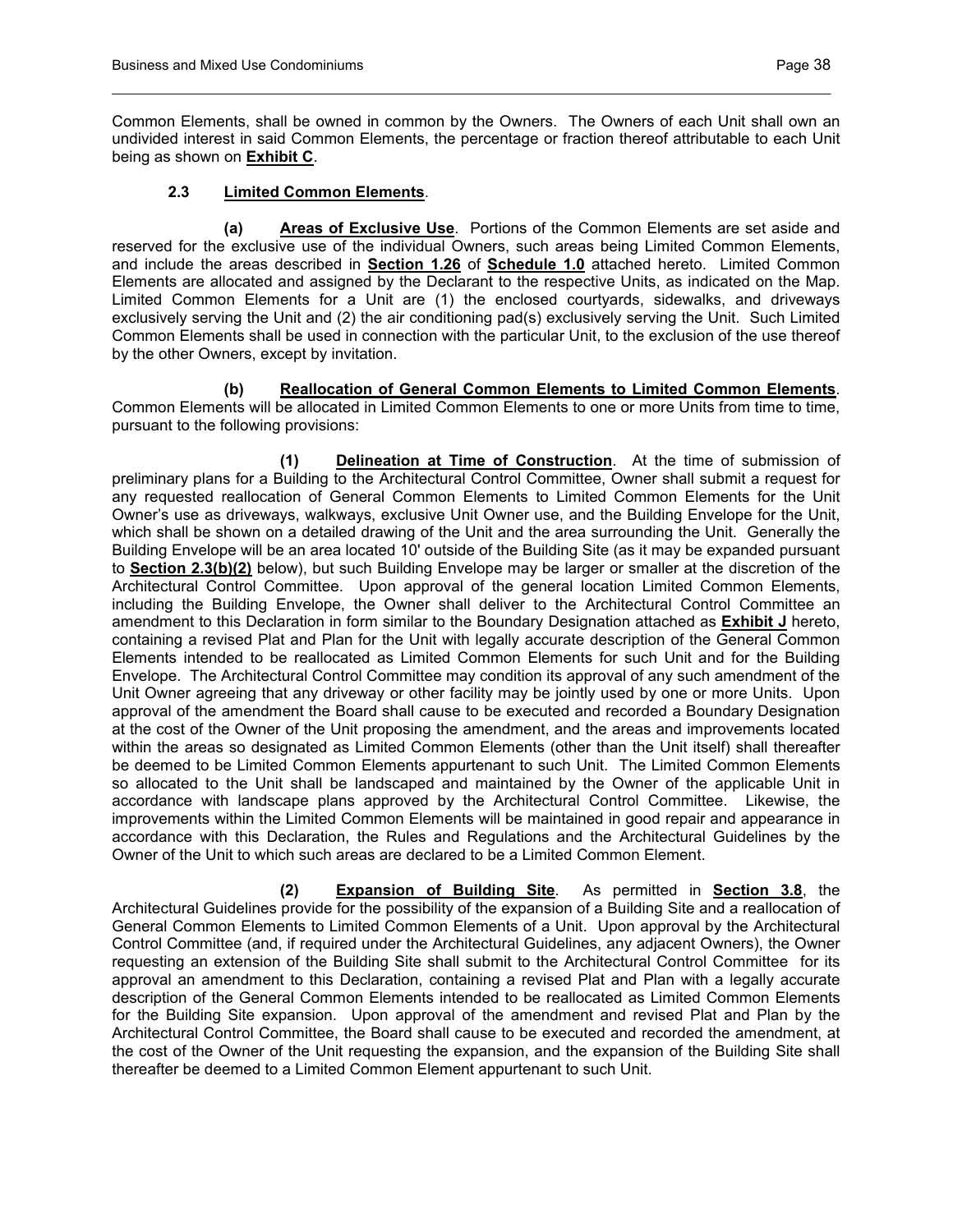Common Elements, shall be owned in common by the Owners. The Owners of each Unit shall own an undivided interest in said Common Elements, the percentage or fraction thereof attributable to each Unit being as shown on **Exhibit C**.

**2.3 Limited Common Elements**.

**(a) Areas of Exclusive Use**. Portions of the Common Elements are set aside and reserved for the exclusive use of the individual Owners, such areas being Limited Common Elements, and include the areas described in **Section 1.26** of **Schedule 1.0** attached hereto. Limited Common Elements are allocated and assigned by the Declarant to the respective Units, as indicated on the Map. Limited Common Elements for a Unit are (1) the enclosed courtyards, sidewalks, and driveways exclusively serving the Unit and (2) the air conditioning pad(s) exclusively serving the Unit. Such Limited Common Elements shall be used in connection with the particular Unit, to the exclusion of the use thereof by the other Owners, except by invitation.

**(b) Reallocation of General Common Elements to Limited Common Elements**. Common Elements will be allocated in Limited Common Elements to one or more Units from time to time, pursuant to the following provisions:

**(1) Delineation at Time of Construction**. At the time of submission of preliminary plans for a Building to the Architectural Control Committee, Owner shall submit a request for any requested reallocation of General Common Elements to Limited Common Elements for the Unit Owner's use as driveways, walkways, exclusive Unit Owner use, and the Building Envelope for the Unit, which shall be shown on a detailed drawing of the Unit and the area surrounding the Unit. Generally the Building Envelope will be an area located 10' outside of the Building Site (as it may be expanded pursuant to **Section 2.3(b)(2)** below), but such Building Envelope may be larger or smaller at the discretion of the Architectural Control Committee. Upon approval of the general location Limited Common Elements, including the Building Envelope, the Owner shall deliver to the Architectural Control Committee an amendment to this Declaration in form similar to the Boundary Designation attached as **Exhibit J** hereto, containing a revised Plat and Plan for the Unit with legally accurate description of the General Common Elements intended to be reallocated as Limited Common Elements for such Unit and for the Building Envelope. The Architectural Control Committee may condition its approval of any such amendment of the Unit Owner agreeing that any driveway or other facility may be jointly used by one or more Units. Upon approval of the amendment the Board shall cause to be executed and recorded a Boundary Designation at the cost of the Owner of the Unit proposing the amendment, and the areas and improvements located within the areas so designated as Limited Common Elements (other than the Unit itself) shall thereafter be deemed to be Limited Common Elements appurtenant to such Unit. The Limited Common Elements so allocated to the Unit shall be landscaped and maintained by the Owner of the applicable Unit in accordance with landscape plans approved by the Architectural Control Committee. Likewise, the improvements within the Limited Common Elements will be maintained in good repair and appearance in accordance with this Declaration, the Rules and Regulations and the Architectural Guidelines by the Owner of the Unit to which such areas are declared to be a Limited Common Element.

**(2) Expansion of Building Site**. As permitted in **Section 3.8**, the Architectural Guidelines provide for the possibility of the expansion of a Building Site and a reallocation of General Common Elements to Limited Common Elements of a Unit. Upon approval by the Architectural Control Committee (and, if required under the Architectural Guidelines, any adjacent Owners), the Owner requesting an extension of the Building Site shall submit to the Architectural Control Committee for its approval an amendment to this Declaration, containing a revised Plat and Plan with a legally accurate description of the General Common Elements intended to be reallocated as Limited Common Elements for the Building Site expansion. Upon approval of the amendment and revised Plat and Plan by the Architectural Control Committee, the Board shall cause to be executed and recorded the amendment, at the cost of the Owner of the Unit requesting the expansion, and the expansion of the Building Site shall thereafter be deemed to a Limited Common Element appurtenant to such Unit.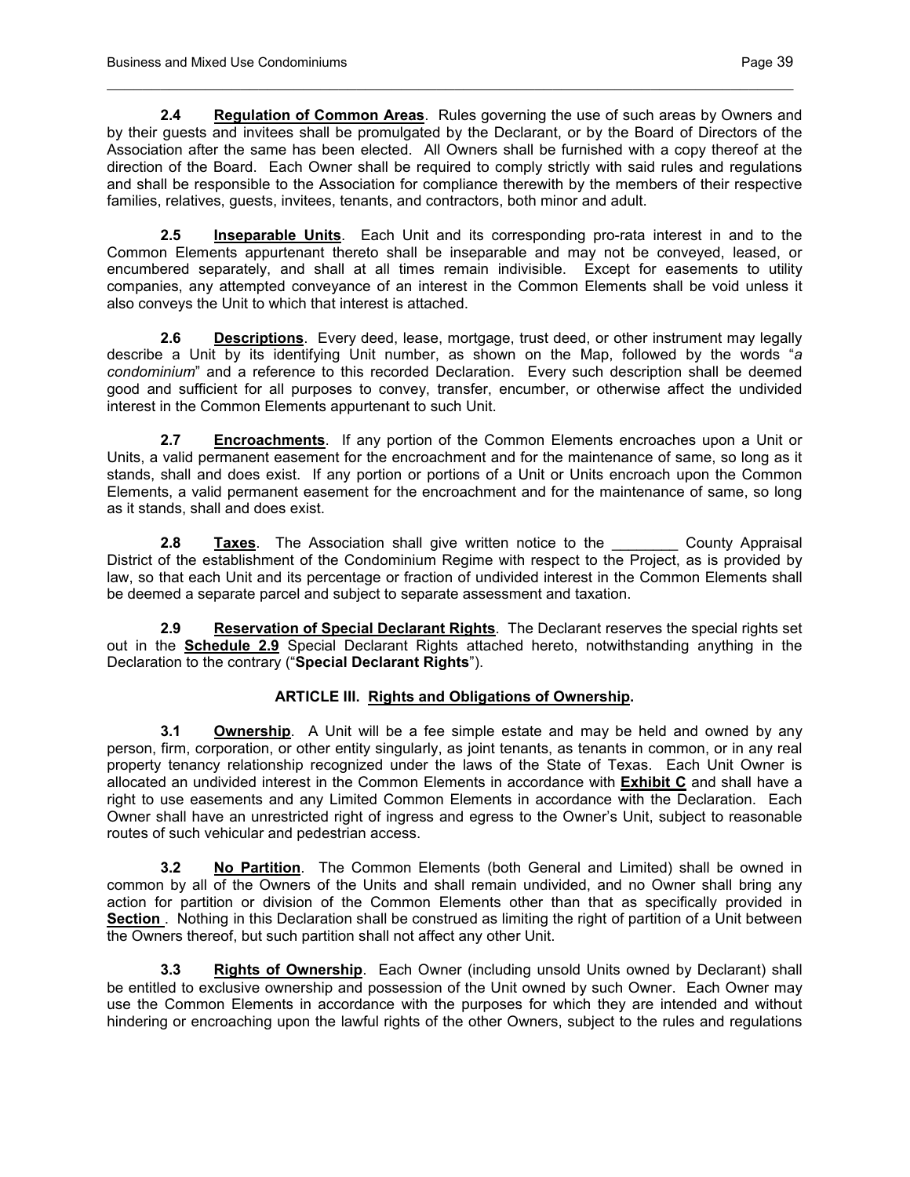**2.4 Regulation of Common Areas**. Rules governing the use of such areas by Owners and by their guests and invitees shall be promulgated by the Declarant, or by the Board of Directors of the Association after the same has been elected. All Owners shall be furnished with a copy thereof at the direction of the Board. Each Owner shall be required to comply strictly with said rules and regulations and shall be responsible to the Association for compliance therewith by the members of their respective families, relatives, guests, invitees, tenants, and contractors, both minor and adult.

**2.5 Inseparable Units**. Each Unit and its corresponding pro-rata interest in and to the Common Elements appurtenant thereto shall be inseparable and may not be conveyed, leased, or encumbered separately, and shall at all times remain indivisible. Except for easements to utility companies, any attempted conveyance of an interest in the Common Elements shall be void unless it also conveys the Unit to which that interest is attached.

**2.6 Descriptions**. Every deed, lease, mortgage, trust deed, or other instrument may legally describe a Unit by its identifying Unit number, as shown on the Map, followed by the words "*a condominium*" and a reference to this recorded Declaration. Every such description shall be deemed good and sufficient for all purposes to convey, transfer, encumber, or otherwise affect the undivided interest in the Common Elements appurtenant to such Unit.

**2.7 Encroachments**. If any portion of the Common Elements encroaches upon a Unit or Units, a valid permanent easement for the encroachment and for the maintenance of same, so long as it stands, shall and does exist. If any portion or portions of a Unit or Units encroach upon the Common Elements, a valid permanent easement for the encroachment and for the maintenance of same, so long as it stands, shall and does exist.

**2.8 Taxes**. The Association shall give written notice to the ________ County Appraisal District of the establishment of the Condominium Regime with respect to the Project, as is provided by law, so that each Unit and its percentage or fraction of undivided interest in the Common Elements shall be deemed a separate parcel and subject to separate assessment and taxation.

**2.9 Reservation of Special Declarant Rights**. The Declarant reserves the special rights set out in the **Schedule 2.9** Special Declarant Rights attached hereto, notwithstanding anything in the Declaration to the contrary ("**Special Declarant Rights**").

## ARTICLE III. Rights and Obligations of Ownership.

**3.1 Ownership**. A Unit will be a fee simple estate and may be held and owned by any person, firm, corporation, or other entity singularly, as joint tenants, as tenants in common, or in any real property tenancy relationship recognized under the laws of the State of Texas. Each Unit Owner is allocated an undivided interest in the Common Elements in accordance with **Exhibit C** and shall have a right to use easements and any Limited Common Elements in accordance with the Declaration. Each Owner shall have an unrestricted right of ingress and egress to the Owner's Unit, subject to reasonable routes of such vehicular and pedestrian access.

**3.2 No Partition**. The Common Elements (both General and Limited) shall be owned in common by all of the Owners of the Units and shall remain undivided, and no Owner shall bring any action for partition or division of the Common Elements other than that as specifically provided in **Section** . Nothing in this Declaration shall be construed as limiting the right of partition of a Unit between the Owners thereof, but such partition shall not affect any other Unit.

**3.3 Rights of Ownership**. Each Owner (including unsold Units owned by Declarant) shall be entitled to exclusive ownership and possession of the Unit owned by such Owner. Each Owner may use the Common Elements in accordance with the purposes for which they are intended and without hindering or encroaching upon the lawful rights of the other Owners, subject to the rules and regulations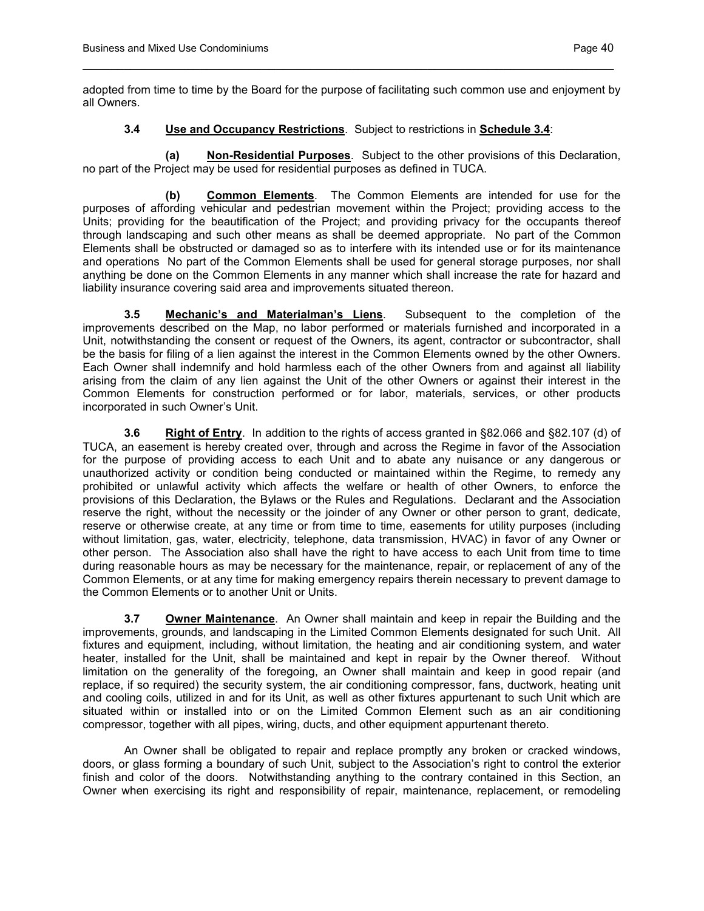adopted from time to time by the Board for the purpose of facilitating such common use and enjoyment by all Owners.

**3.4 Use and Occupancy Restrictions**. Subject to restrictions in **Schedule 3.4**:

**(a) Non-Residential Purposes**. Subject to the other provisions of this Declaration, no part of the Project may be used for residential purposes as defined in TUCA.

**(b) Common Elements**. The Common Elements are intended for use for the purposes of affording vehicular and pedestrian movement within the Project; providing access to the Units; providing for the beautification of the Project; and providing privacy for the occupants thereof through landscaping and such other means as shall be deemed appropriate. No part of the Common Elements shall be obstructed or damaged so as to interfere with its intended use or for its maintenance and operations No part of the Common Elements shall be used for general storage purposes, nor shall anything be done on the Common Elements in any manner which shall increase the rate for hazard and liability insurance covering said area and improvements situated thereon.

**3.5 Mechanic's and Materialman's Liens**. Subsequent to the completion of the improvements described on the Map, no labor performed or materials furnished and incorporated in a Unit, notwithstanding the consent or request of the Owners, its agent, contractor or subcontractor, shall be the basis for filing of a lien against the interest in the Common Elements owned by the other Owners. Each Owner shall indemnify and hold harmless each of the other Owners from and against all liability arising from the claim of any lien against the Unit of the other Owners or against their interest in the Common Elements for construction performed or for labor, materials, services, or other products incorporated in such Owner's Unit.

**3.6 Right of Entry**. In addition to the rights of access granted in §82.066 and §82.107 (d) of TUCA, an easement is hereby created over, through and across the Regime in favor of the Association for the purpose of providing access to each Unit and to abate any nuisance or any dangerous or unauthorized activity or condition being conducted or maintained within the Regime, to remedy any prohibited or unlawful activity which affects the welfare or health of other Owners, to enforce the provisions of this Declaration, the Bylaws or the Rules and Regulations. Declarant and the Association reserve the right, without the necessity or the joinder of any Owner or other person to grant, dedicate, reserve or otherwise create, at any time or from time to time, easements for utility purposes (including without limitation, gas, water, electricity, telephone, data transmission, HVAC) in favor of any Owner or other person. The Association also shall have the right to have access to each Unit from time to time during reasonable hours as may be necessary for the maintenance, repair, or replacement of any of the Common Elements, or at any time for making emergency repairs therein necessary to prevent damage to the Common Elements or to another Unit or Units.

**3.7 Owner Maintenance**. An Owner shall maintain and keep in repair the Building and the improvements, grounds, and landscaping in the Limited Common Elements designated for such Unit. All fixtures and equipment, including, without limitation, the heating and air conditioning system, and water heater, installed for the Unit, shall be maintained and kept in repair by the Owner thereof. Without limitation on the generality of the foregoing, an Owner shall maintain and keep in good repair (and replace, if so required) the security system, the air conditioning compressor, fans, ductwork, heating unit and cooling coils, utilized in and for its Unit, as well as other fixtures appurtenant to such Unit which are situated within or installed into or on the Limited Common Element such as an air conditioning compressor, together with all pipes, wiring, ducts, and other equipment appurtenant thereto.

An Owner shall be obligated to repair and replace promptly any broken or cracked windows, doors, or glass forming a boundary of such Unit, subject to the Association's right to control the exterior finish and color of the doors. Notwithstanding anything to the contrary contained in this Section, an Owner when exercising its right and responsibility of repair, maintenance, replacement, or remodeling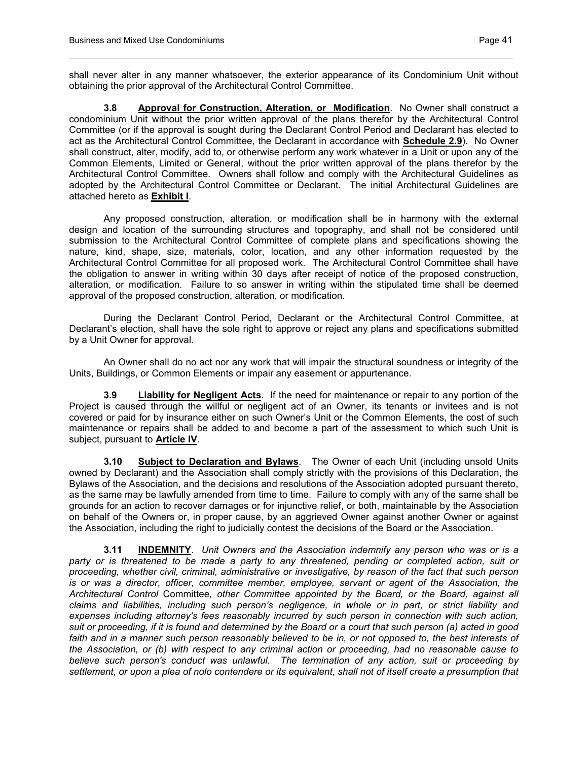shall never alter in any manner whatsoever, the exterior appearance of its Condominium Unit without obtaining the prior approval of the Architectural Control Committee.

**3.8 Approval for Construction, Alteration, or Modification**. No Owner shall construct a condominium Unit without the prior written approval of the plans therefor by the Architectural Control Committee (or if the approval is sought during the Declarant Control Period and Declarant has elected to act as the Architectural Control Committee, the Declarant in accordance with **Schedule 2.9**). No Owner shall construct, alter, modify, add to, or otherwise perform any work whatever in a Unit or upon any of the Common Elements, Limited or General, without the prior written approval of the plans therefor by the Architectural Control Committee. Owners shall follow and comply with the Architectural Guidelines as adopted by the Architectural Control Committee or Declarant. The initial Architectural Guidelines are attached hereto as **Exhibit I**.

Any proposed construction, alteration, or modification shall be in harmony with the external design and location of the surrounding structures and topography, and shall not be considered until submission to the Architectural Control Committee of complete plans and specifications showing the nature, kind, shape, size, materials, color, location, and any other information requested by the Architectural Control Committee for all proposed work. The Architectural Control Committee shall have the obligation to answer in writing within 30 days after receipt of notice of the proposed construction, alteration, or modification. Failure to so answer in writing within the stipulated time shall be deemed approval of the proposed construction, alteration, or modification.

During the Declarant Control Period, Declarant or the Architectural Control Committee, at Declarant's election, shall have the sole right to approve or reject any plans and specifications submitted by a Unit Owner for approval.

An Owner shall do no act nor any work that will impair the structural soundness or integrity of the Units, Buildings, or Common Elements or impair any easement or appurtenance.

**3.9 Liability for Negligent Acts**. If the need for maintenance or repair to any portion of the Project is caused through the willful or negligent act of an Owner, its tenants or invitees and is not covered or paid for by insurance either on such Owner's Unit or the Common Elements, the cost of such maintenance or repairs shall be added to and become a part of the assessment to which such Unit is subject, pursuant to **Article IV**.

**3.10 Subject to Declaration and Bylaws**. The Owner of each Unit (including unsold Units owned by Declarant) and the Association shall comply strictly with the provisions of this Declaration, the Bylaws of the Association, and the decisions and resolutions of the Association adopted pursuant thereto, as the same may be lawfully amended from time to time. Failure to comply with any of the same shall be grounds for an action to recover damages or for injunctive relief, or both, maintainable by the Association on behalf of the Owners or, in proper cause, by an aggrieved Owner against another Owner or against the Association, including the right to judicially contest the decisions of the Board or the Association.

**3.11 INDEMNITY**. *Unit Owners and the Association indemnify any person who was or is a party or is threatened to be made a party to any threatened, pending or completed action, suit or proceeding, whether civil, criminal, administrative or investigative, by reason of the fact that such person is or was a director, officer, committee member, employee, servant or agent of the Association, the Architectural Control* Committee*, other Committee appointed by the Board, or the Board, against all claims and liabilities, including such person's negligence, in whole or in part, or strict liability and expenses including attorney's fees reasonably incurred by such person in connection with such action, suit or proceeding, if it is found and determined by the Board or a court that such person (a) acted in good faith and in a manner such person reasonably believed to be in, or not opposed to, the best interests of the Association, or (b) with respect to any criminal action or proceeding, had no reasonable cause to believe such person's conduct was unlawful. The termination of any action, suit or proceeding by settlement, or upon a plea of nolo contendere or its equivalent, shall not of itself create a presumption that*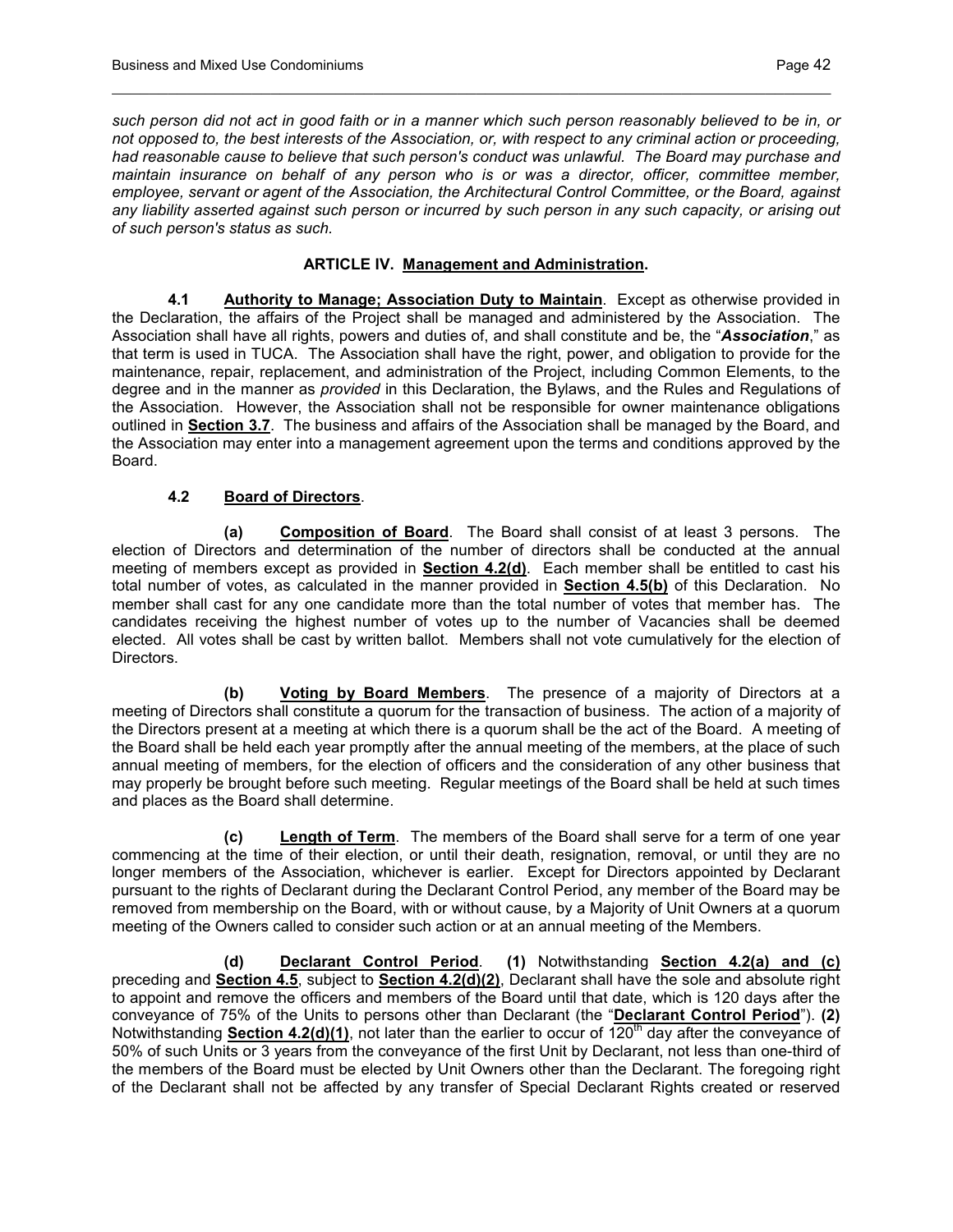*such person did not act in good faith or in a manner which such person reasonably believed to be in, or not opposed to, the best interests of the Association, or, with respect to any criminal action or proceeding, had reasonable cause to believe that such person's conduct was unlawful. The Board may purchase and maintain insurance on behalf of any person who is or was a director, officer, committee member, employee, servant or agent of the Association, the Architectural Control Committee, or the Board, against any liability asserted against such person or incurred by such person in any such capacity, or arising out of such person's status as such.*

## ARTICLE IV. Management and Administration.

**4.1 Authority to Manage; Association Duty to Maintain**. Except as otherwise provided in the Declaration, the affairs of the Project shall be managed and administered by the Association. The Association shall have all rights, powers and duties of, and shall constitute and be, the "***Association***," as that term is used in TUCA. The Association shall have the right, power, and obligation to provide for the maintenance, repair, replacement, and administration of the Project, including Common Elements, to the degree and in the manner as *provided* in this Declaration, the Bylaws, and the Rules and Regulations of the Association. However, the Association shall not be responsible for owner maintenance obligations outlined in **Section 3.7**. The business and affairs of the Association shall be managed by the Board, and the Association may enter into a management agreement upon the terms and conditions approved by the Board.

**4.2 Board of Directors**.

**(a) Composition of Board**. The Board shall consist of at least 3 persons. The election of Directors and determination of the number of directors shall be conducted at the annual meeting of members except as provided in **Section 4.2(d)**. Each member shall be entitled to cast his total number of votes, as calculated in the manner provided in **Section 4.5(b)** of this Declaration. No member shall cast for any one candidate more than the total number of votes that member has. The candidates receiving the highest number of votes up to the number of Vacancies shall be deemed elected. All votes shall be cast by written ballot. Members shall not vote cumulatively for the election of Directors.

**(b) Voting by Board Members**. The presence of a majority of Directors at a meeting of Directors shall constitute a quorum for the transaction of business. The action of a majority of the Directors present at a meeting at which there is a quorum shall be the act of the Board. A meeting of the Board shall be held each year promptly after the annual meeting of the members, at the place of such annual meeting of members, for the election of officers and the consideration of any other business that may properly be brought before such meeting. Regular meetings of the Board shall be held at such times and places as the Board shall determine.

**(c) Length of Term**. The members of the Board shall serve for a term of one year commencing at the time of their election, or until their death, resignation, removal, or until they are no longer members of the Association, whichever is earlier. Except for Directors appointed by Declarant pursuant to the rights of Declarant during the Declarant Control Period, any member of the Board may be removed from membership on the Board, with or without cause, by a Majority of Unit Owners at a quorum meeting of the Owners called to consider such action or at an annual meeting of the Members.

**(d) Declarant Control Period**. **(1)** Notwithstanding **Section 4.2(a) and (c)** preceding and **Section 4.5**, subject to **Section 4.2(d)(2)**, Declarant shall have the sole and absolute right to appoint and remove the officers and members of the Board until that date, which is 120 days after the conveyance of 75% of the Units to persons other than Declarant (the "**Declarant Control Period**"). **(2)** Notwithstanding **Section 4.2(d)(1)**, not later than the earlier to occur of 120th day after the conveyance of 50% of such Units or 3 years from the conveyance of the first Unit by Declarant, not less than one-third of the members of the Board must be elected by Unit Owners other than the Declarant. The foregoing right of the Declarant shall not be affected by any transfer of Special Declarant Rights created or reserved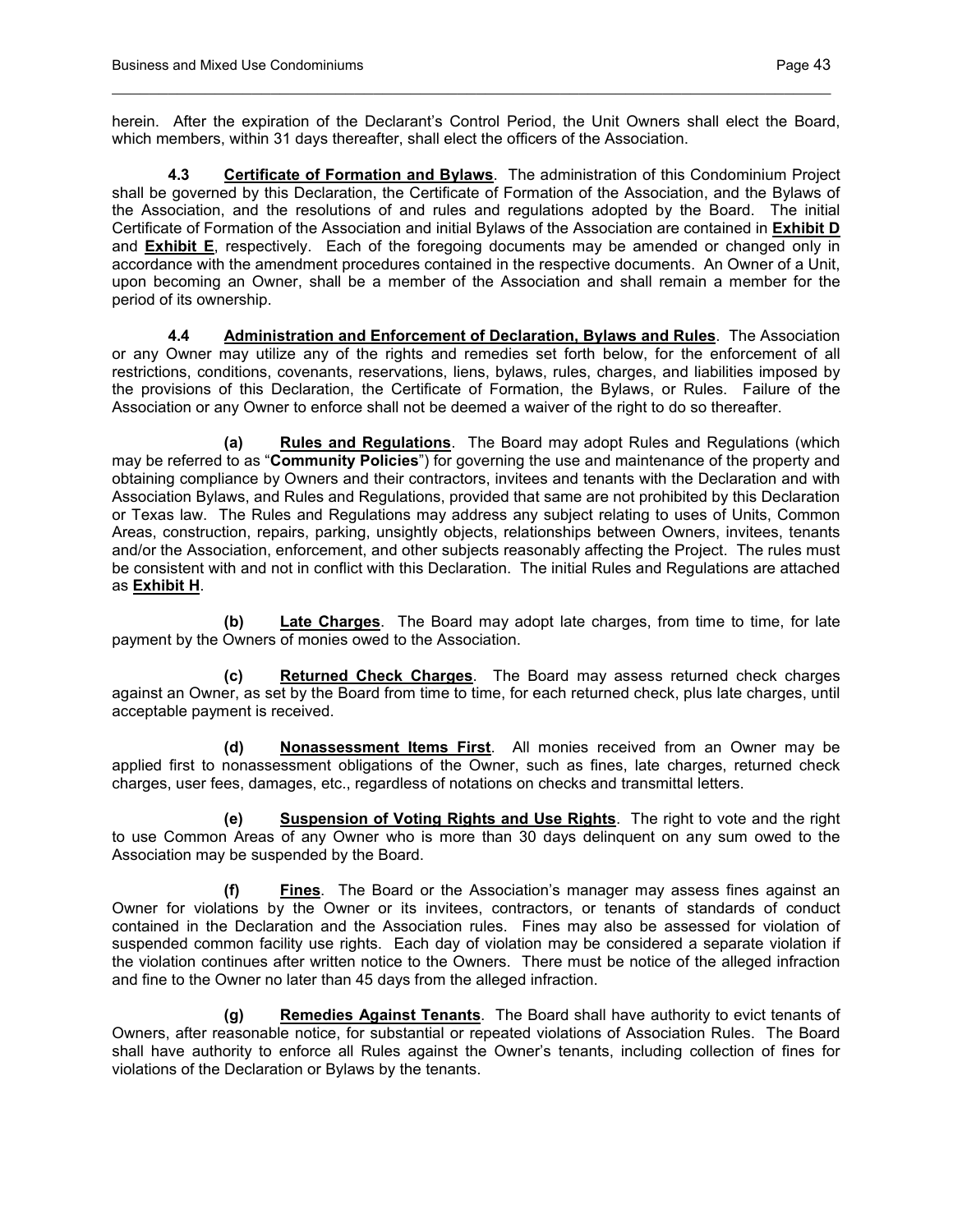herein. After the expiration of the Declarant's Control Period, the Unit Owners shall elect the Board, which members, within 31 days thereafter, shall elect the officers of the Association.

**4.3 Certificate of Formation and Bylaws**. The administration of this Condominium Project shall be governed by this Declaration, the Certificate of Formation of the Association, and the Bylaws of the Association, and the resolutions of and rules and regulations adopted by the Board. The initial Certificate of Formation of the Association and initial Bylaws of the Association are contained in **Exhibit D** and **Exhibit E**, respectively. Each of the foregoing documents may be amended or changed only in accordance with the amendment procedures contained in the respective documents. An Owner of a Unit, upon becoming an Owner, shall be a member of the Association and shall remain a member for the period of its ownership.

**4.4 Administration and Enforcement of Declaration, Bylaws and Rules**. The Association or any Owner may utilize any of the rights and remedies set forth below, for the enforcement of all restrictions, conditions, covenants, reservations, liens, bylaws, rules, charges, and liabilities imposed by the provisions of this Declaration, the Certificate of Formation, the Bylaws, or Rules. Failure of the Association or any Owner to enforce shall not be deemed a waiver of the right to do so thereafter.

**(a) Rules and Regulations**. The Board may adopt Rules and Regulations (which may be referred to as "**Community Policies**") for governing the use and maintenance of the property and obtaining compliance by Owners and their contractors, invitees and tenants with the Declaration and with Association Bylaws, and Rules and Regulations, provided that same are not prohibited by this Declaration or Texas law. The Rules and Regulations may address any subject relating to uses of Units, Common Areas, construction, repairs, parking, unsightly objects, relationships between Owners, invitees, tenants and/or the Association, enforcement, and other subjects reasonably affecting the Project. The rules must be consistent with and not in conflict with this Declaration. The initial Rules and Regulations are attached as **Exhibit H**.

**(b) Late Charges**. The Board may adopt late charges, from time to time, for late payment by the Owners of monies owed to the Association.

**(c) Returned Check Charges**. The Board may assess returned check charges against an Owner, as set by the Board from time to time, for each returned check, plus late charges, until acceptable payment is received.

**(d) Nonassessment Items First**. All monies received from an Owner may be applied first to nonassessment obligations of the Owner, such as fines, late charges, returned check charges, user fees, damages, etc., regardless of notations on checks and transmittal letters.

**(e) Suspension of Voting Rights and Use Rights**. The right to vote and the right to use Common Areas of any Owner who is more than 30 days delinquent on any sum owed to the Association may be suspended by the Board.

**(f) Fines**. The Board or the Association's manager may assess fines against an Owner for violations by the Owner or its invitees, contractors, or tenants of standards of conduct contained in the Declaration and the Association rules. Fines may also be assessed for violation of suspended common facility use rights. Each day of violation may be considered a separate violation if the violation continues after written notice to the Owners. There must be notice of the alleged infraction and fine to the Owner no later than 45 days from the alleged infraction.

**(g) Remedies Against Tenants**. The Board shall have authority to evict tenants of Owners, after reasonable notice, for substantial or repeated violations of Association Rules. The Board shall have authority to enforce all Rules against the Owner's tenants, including collection of fines for violations of the Declaration or Bylaws by the tenants.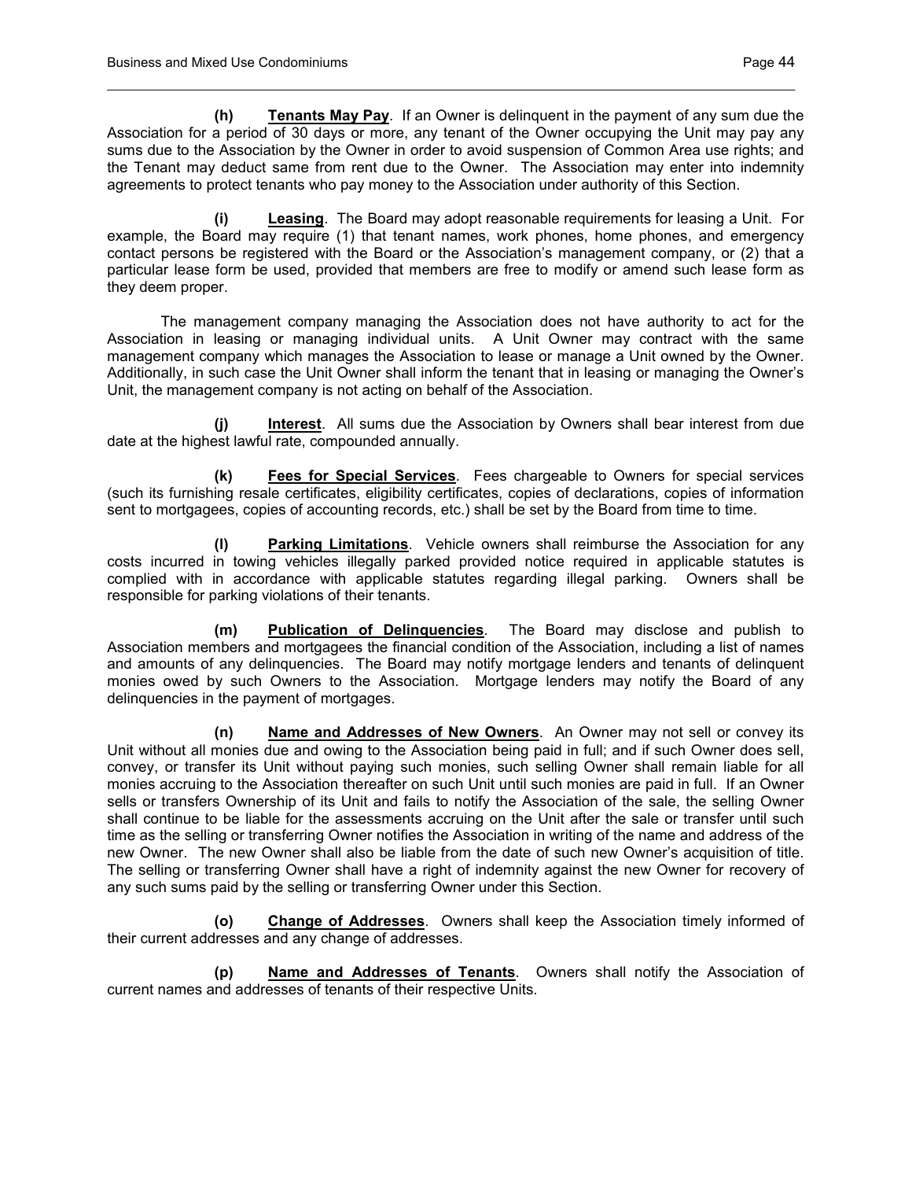**(h)** **Tenants May Pay**. If an Owner is delinquent in the payment of any sum due the Association for a period of 30 days or more, any tenant of the Owner occupying the Unit may pay any sums due to the Association by the Owner in order to avoid suspension of Common Area use rights; and the Tenant may deduct same from rent due to the Owner. The Association may enter into indemnity agreements to protect tenants who pay money to the Association under authority of this Section.

**(i)** **Leasing**. The Board may adopt reasonable requirements for leasing a Unit. For example, the Board may require (1) that tenant names, work phones, home phones, and emergency contact persons be registered with the Board or the Association's management company, or (2) that a particular lease form be used, provided that members are free to modify or amend such lease form as they deem proper.

The management company managing the Association does not have authority to act for the Association in leasing or managing individual units. A Unit Owner may contract with the same management company which manages the Association to lease or manage a Unit owned by the Owner. Additionally, in such case the Unit Owner shall inform the tenant that in leasing or managing the Owner's Unit, the management company is not acting on behalf of the Association.

**(j)** **Interest**. All sums due the Association by Owners shall bear interest from due date at the highest lawful rate, compounded annually.

**(k)** **Fees for Special Services**. Fees chargeable to Owners for special services (such its furnishing resale certificates, eligibility certificates, copies of declarations, copies of information sent to mortgagees, copies of accounting records, etc.) shall be set by the Board from time to time.

**(l)** **Parking Limitations**. Vehicle owners shall reimburse the Association for any costs incurred in towing vehicles illegally parked provided notice required in applicable statutes is complied with in accordance with applicable statutes regarding illegal parking. Owners shall be responsible for parking violations of their tenants.

**(m)** **Publication of Delinquencies**. The Board may disclose and publish to Association members and mortgagees the financial condition of the Association, including a list of names and amounts of any delinquencies. The Board may notify mortgage lenders and tenants of delinquent monies owed by such Owners to the Association. Mortgage lenders may notify the Board of any delinquencies in the payment of mortgages.

**(n)** **Name and Addresses of New Owners**. An Owner may not sell or convey its Unit without all monies due and owing to the Association being paid in full; and if such Owner does sell, convey, or transfer its Unit without paying such monies, such selling Owner shall remain liable for all monies accruing to the Association thereafter on such Unit until such monies are paid in full. If an Owner sells or transfers Ownership of its Unit and fails to notify the Association of the sale, the selling Owner shall continue to be liable for the assessments accruing on the Unit after the sale or transfer until such time as the selling or transferring Owner notifies the Association in writing of the name and address of the new Owner. The new Owner shall also be liable from the date of such new Owner's acquisition of title. The selling or transferring Owner shall have a right of indemnity against the new Owner for recovery of any such sums paid by the selling or transferring Owner under this Section.

**(o)** **Change of Addresses**. Owners shall keep the Association timely informed of their current addresses and any change of addresses.

**(p)** **Name and Addresses of Tenants**. Owners shall notify the Association of current names and addresses of tenants of their respective Units.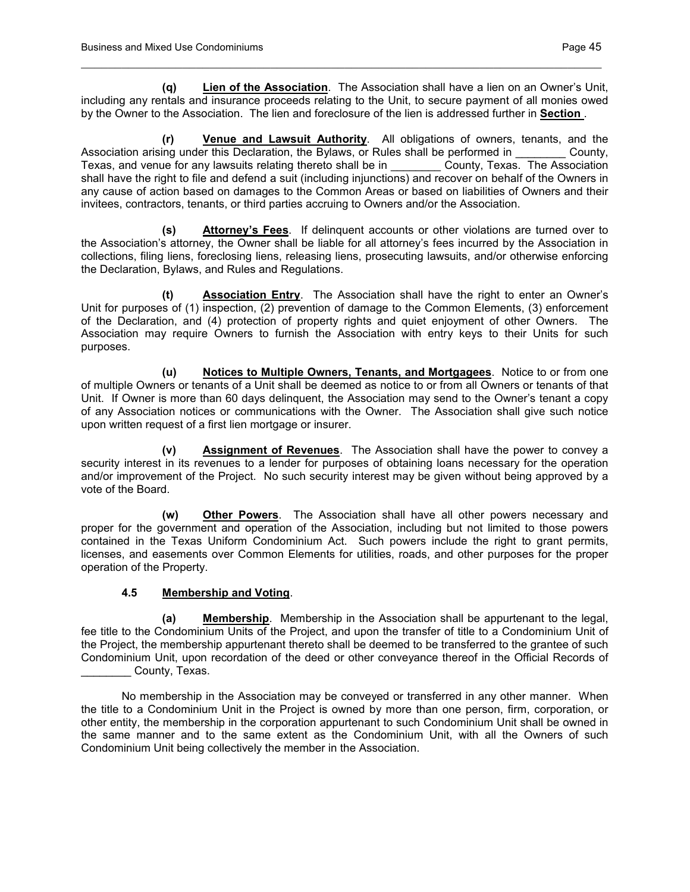**(q) Lien of the Association**. The Association shall have a lien on an Owner's Unit, including any rentals and insurance proceeds relating to the Unit, to secure payment of all monies owed by the Owner to the Association. The lien and foreclosure of the lien is addressed further in **Section** .

**(r) Venue and Lawsuit Authority**. All obligations of owners, tenants, and the Association arising under this Declaration, the Bylaws, or Rules shall be performed in ________ County, Texas, and venue for any lawsuits relating thereto shall be in ________ County, Texas. The Association shall have the right to file and defend a suit (including injunctions) and recover on behalf of the Owners in any cause of action based on damages to the Common Areas or based on liabilities of Owners and their invitees, contractors, tenants, or third parties accruing to Owners and/or the Association.

**(s) Attorney's Fees**. If delinquent accounts or other violations are turned over to the Association's attorney, the Owner shall be liable for all attorney's fees incurred by the Association in collections, filing liens, foreclosing liens, releasing liens, prosecuting lawsuits, and/or otherwise enforcing the Declaration, Bylaws, and Rules and Regulations.

**(t) Association Entry**. The Association shall have the right to enter an Owner's Unit for purposes of (1) inspection, (2) prevention of damage to the Common Elements, (3) enforcement of the Declaration, and (4) protection of property rights and quiet enjoyment of other Owners. The Association may require Owners to furnish the Association with entry keys to their Units for such purposes.

**(u) Notices to Multiple Owners, Tenants, and Mortgagees**. Notice to or from one of multiple Owners or tenants of a Unit shall be deemed as notice to or from all Owners or tenants of that Unit. If Owner is more than 60 days delinquent, the Association may send to the Owner's tenant a copy of any Association notices or communications with the Owner. The Association shall give such notice upon written request of a first lien mortgage or insurer.

**(v) Assignment of Revenues**. The Association shall have the power to convey a security interest in its revenues to a lender for purposes of obtaining loans necessary for the operation and/or improvement of the Project. No such security interest may be given without being approved by a vote of the Board.

**(w) Other Powers**. The Association shall have all other powers necessary and proper for the government and operation of the Association, including but not limited to those powers contained in the Texas Uniform Condominium Act. Such powers include the right to grant permits, licenses, and easements over Common Elements for utilities, roads, and other purposes for the proper operation of the Property.

**4.5 Membership and Voting**.

**(a) Membership**. Membership in the Association shall be appurtenant to the legal, fee title to the Condominium Units of the Project, and upon the transfer of title to a Condominium Unit of the Project, the membership appurtenant thereto shall be deemed to be transferred to the grantee of such Condominium Unit, upon recordation of the deed or other conveyance thereof in the Official Records of ________ County, Texas.

No membership in the Association may be conveyed or transferred in any other manner. When the title to a Condominium Unit in the Project is owned by more than one person, firm, corporation, or other entity, the membership in the corporation appurtenant to such Condominium Unit shall be owned in the same manner and to the same extent as the Condominium Unit, with all the Owners of such Condominium Unit being collectively the member in the Association.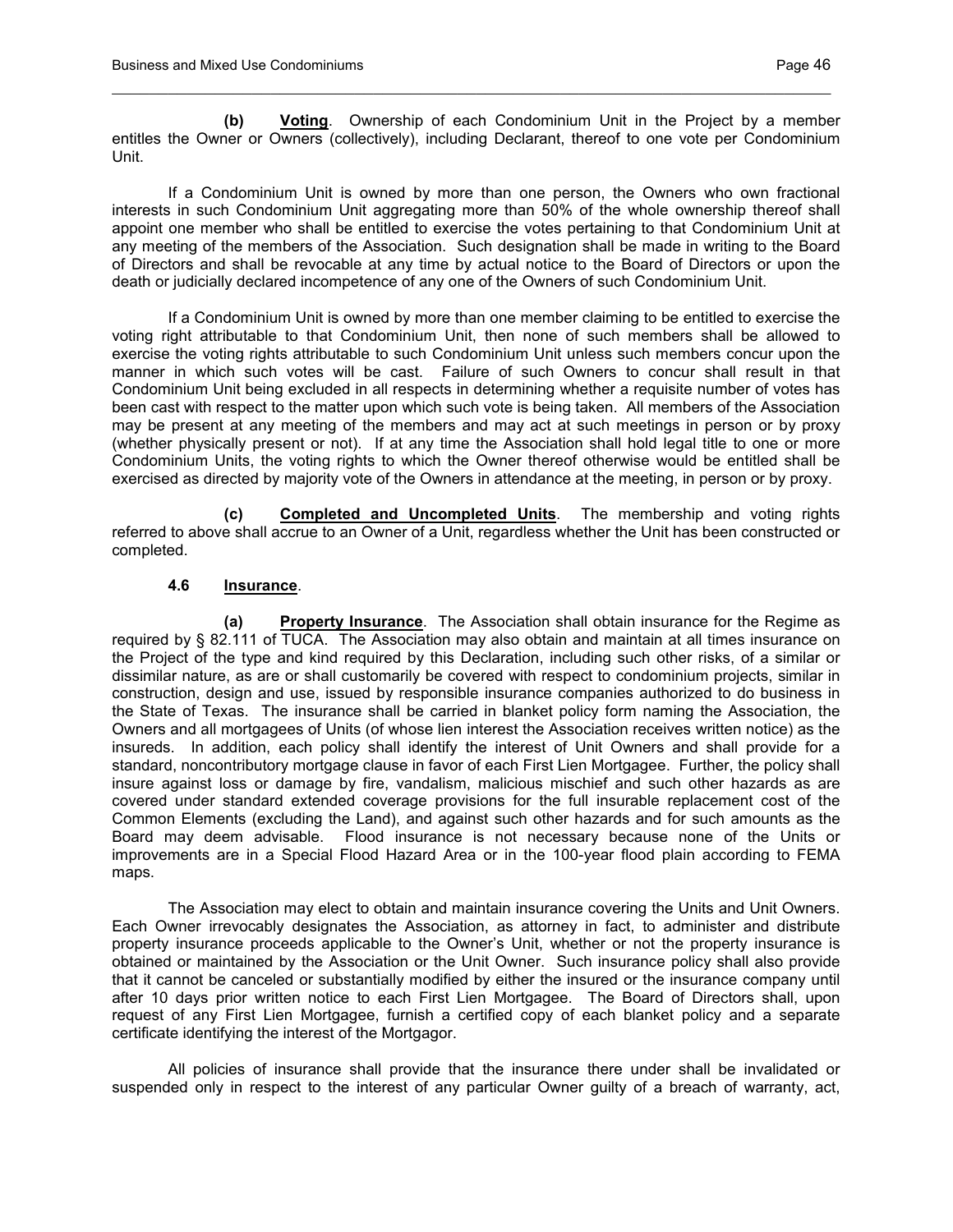**(b) Voting**. Ownership of each Condominium Unit in the Project by a member entitles the Owner or Owners (collectively), including Declarant, thereof to one vote per Condominium Unit.

If a Condominium Unit is owned by more than one person, the Owners who own fractional interests in such Condominium Unit aggregating more than 50% of the whole ownership thereof shall appoint one member who shall be entitled to exercise the votes pertaining to that Condominium Unit at any meeting of the members of the Association. Such designation shall be made in writing to the Board of Directors and shall be revocable at any time by actual notice to the Board of Directors or upon the death or judicially declared incompetence of any one of the Owners of such Condominium Unit.

If a Condominium Unit is owned by more than one member claiming to be entitled to exercise the voting right attributable to that Condominium Unit, then none of such members shall be allowed to exercise the voting rights attributable to such Condominium Unit unless such members concur upon the manner in which such votes will be cast. Failure of such Owners to concur shall result in that Condominium Unit being excluded in all respects in determining whether a requisite number of votes has been cast with respect to the matter upon which such vote is being taken. All members of the Association may be present at any meeting of the members and may act at such meetings in person or by proxy (whether physically present or not). If at any time the Association shall hold legal title to one or more Condominium Units, the voting rights to which the Owner thereof otherwise would be entitled shall be exercised as directed by majority vote of the Owners in attendance at the meeting, in person or by proxy.

**(c) Completed and Uncompleted Units**. The membership and voting rights referred to above shall accrue to an Owner of a Unit, regardless whether the Unit has been constructed or completed.

**4.6 Insurance**.

**(a) Property Insurance**. The Association shall obtain insurance for the Regime as required by § 82.111 of TUCA. The Association may also obtain and maintain at all times insurance on the Project of the type and kind required by this Declaration, including such other risks, of a similar or dissimilar nature, as are or shall customarily be covered with respect to condominium projects, similar in construction, design and use, issued by responsible insurance companies authorized to do business in the State of Texas. The insurance shall be carried in blanket policy form naming the Association, the Owners and all mortgagees of Units (of whose lien interest the Association receives written notice) as the insureds. In addition, each policy shall identify the interest of Unit Owners and shall provide for a standard, noncontributory mortgage clause in favor of each First Lien Mortgagee. Further, the policy shall insure against loss or damage by fire, vandalism, malicious mischief and such other hazards as are covered under standard extended coverage provisions for the full insurable replacement cost of the Common Elements (excluding the Land), and against such other hazards and for such amounts as the Board may deem advisable. Flood insurance is not necessary because none of the Units or improvements are in a Special Flood Hazard Area or in the 100-year flood plain according to FEMA maps.

The Association may elect to obtain and maintain insurance covering the Units and Unit Owners. Each Owner irrevocably designates the Association, as attorney in fact, to administer and distribute property insurance proceeds applicable to the Owner's Unit, whether or not the property insurance is obtained or maintained by the Association or the Unit Owner. Such insurance policy shall also provide that it cannot be canceled or substantially modified by either the insured or the insurance company until after 10 days prior written notice to each First Lien Mortgagee. The Board of Directors shall, upon request of any First Lien Mortgagee, furnish a certified copy of each blanket policy and a separate certificate identifying the interest of the Mortgagor.

All policies of insurance shall provide that the insurance there under shall be invalidated or suspended only in respect to the interest of any particular Owner guilty of a breach of warranty, act,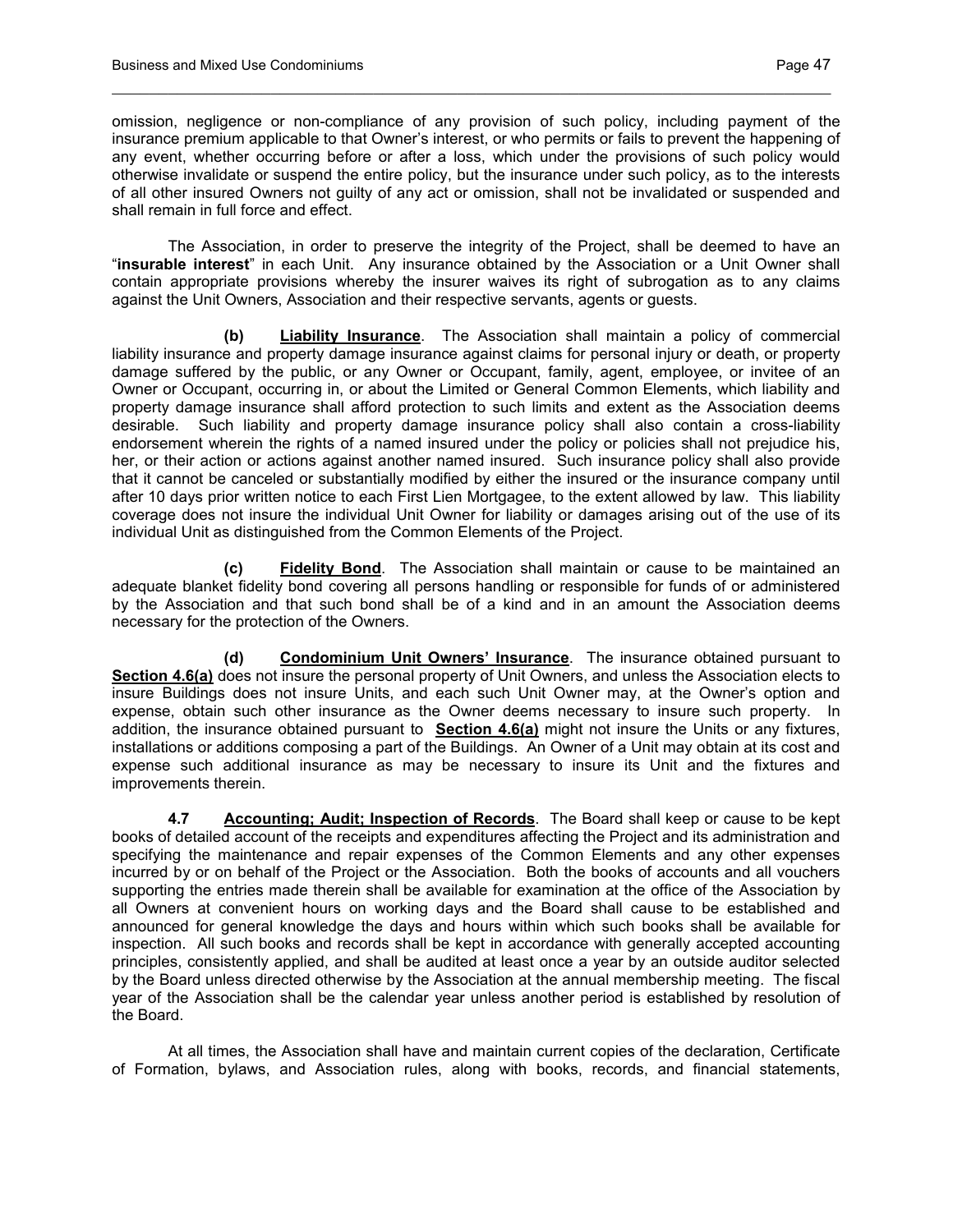omission, negligence or non-compliance of any provision of such policy, including payment of the insurance premium applicable to that Owner's interest, or who permits or fails to prevent the happening of any event, whether occurring before or after a loss, which under the provisions of such policy would otherwise invalidate or suspend the entire policy, but the insurance under such policy, as to the interests of all other insured Owners not guilty of any act or omission, shall not be invalidated or suspended and shall remain in full force and effect.

The Association, in order to preserve the integrity of the Project, shall be deemed to have an "**insurable interest**" in each Unit. Any insurance obtained by the Association or a Unit Owner shall contain appropriate provisions whereby the insurer waives its right of subrogation as to any claims against the Unit Owners, Association and their respective servants, agents or guests.

**(b) Liability Insurance**. The Association shall maintain a policy of commercial liability insurance and property damage insurance against claims for personal injury or death, or property damage suffered by the public, or any Owner or Occupant, family, agent, employee, or invitee of an Owner or Occupant, occurring in, or about the Limited or General Common Elements, which liability and property damage insurance shall afford protection to such limits and extent as the Association deems desirable. Such liability and property damage insurance policy shall also contain a cross-liability endorsement wherein the rights of a named insured under the policy or policies shall not prejudice his, her, or their action or actions against another named insured. Such insurance policy shall also provide that it cannot be canceled or substantially modified by either the insured or the insurance company until after 10 days prior written notice to each First Lien Mortgagee, to the extent allowed by law. This liability coverage does not insure the individual Unit Owner for liability or damages arising out of the use of its individual Unit as distinguished from the Common Elements of the Project.

**(c) Fidelity Bond**. The Association shall maintain or cause to be maintained an adequate blanket fidelity bond covering all persons handling or responsible for funds of or administered by the Association and that such bond shall be of a kind and in an amount the Association deems necessary for the protection of the Owners.

**(d) Condominium Unit Owners' Insurance**. The insurance obtained pursuant to **Section 4.6(a)** does not insure the personal property of Unit Owners, and unless the Association elects to insure Buildings does not insure Units, and each such Unit Owner may, at the Owner's option and expense, obtain such other insurance as the Owner deems necessary to insure such property. In addition, the insurance obtained pursuant to **Section 4.6(a)** might not insure the Units or any fixtures, installations or additions composing a part of the Buildings. An Owner of a Unit may obtain at its cost and expense such additional insurance as may be necessary to insure its Unit and the fixtures and improvements therein.

**4.7 Accounting; Audit; Inspection of Records**. The Board shall keep or cause to be kept books of detailed account of the receipts and expenditures affecting the Project and its administration and specifying the maintenance and repair expenses of the Common Elements and any other expenses incurred by or on behalf of the Project or the Association. Both the books of accounts and all vouchers supporting the entries made therein shall be available for examination at the office of the Association by all Owners at convenient hours on working days and the Board shall cause to be established and announced for general knowledge the days and hours within which such books shall be available for inspection. All such books and records shall be kept in accordance with generally accepted accounting principles, consistently applied, and shall be audited at least once a year by an outside auditor selected by the Board unless directed otherwise by the Association at the annual membership meeting. The fiscal year of the Association shall be the calendar year unless another period is established by resolution of the Board.

At all times, the Association shall have and maintain current copies of the declaration, Certificate of Formation, bylaws, and Association rules, along with books, records, and financial statements,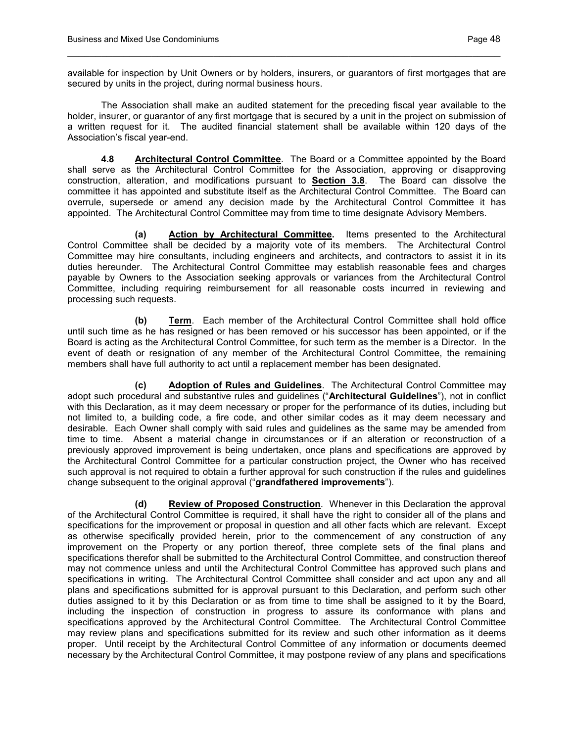available for inspection by Unit Owners or by holders, insurers, or guarantors of first mortgages that are secured by units in the project, during normal business hours.

The Association shall make an audited statement for the preceding fiscal year available to the holder, insurer, or guarantor of any first mortgage that is secured by a unit in the project on submission of a written request for it. The audited financial statement shall be available within 120 days of the Association's fiscal year-end.

**4.8 Architectural Control Committee**. The Board or a Committee appointed by the Board shall serve as the Architectural Control Committee for the Association, approving or disapproving construction, alteration, and modifications pursuant to **Section 3.8**. The Board can dissolve the committee it has appointed and substitute itself as the Architectural Control Committee. The Board can overrule, supersede or amend any decision made by the Architectural Control Committee it has appointed. The Architectural Control Committee may from time to time designate Advisory Members.

**(a) Action by Architectural Committee.** Items presented to the Architectural Control Committee shall be decided by a majority vote of its members. The Architectural Control Committee may hire consultants, including engineers and architects, and contractors to assist it in its duties hereunder. The Architectural Control Committee may establish reasonable fees and charges payable by Owners to the Association seeking approvals or variances from the Architectural Control Committee, including requiring reimbursement for all reasonable costs incurred in reviewing and processing such requests.

**(b) Term**. Each member of the Architectural Control Committee shall hold office until such time as he has resigned or has been removed or his successor has been appointed, or if the Board is acting as the Architectural Control Committee, for such term as the member is a Director. In the event of death or resignation of any member of the Architectural Control Committee, the remaining members shall have full authority to act until a replacement member has been designated.

**(c) Adoption of Rules and Guidelines**. The Architectural Control Committee may adopt such procedural and substantive rules and guidelines ("**Architectural Guidelines**"), not in conflict with this Declaration, as it may deem necessary or proper for the performance of its duties, including but not limited to, a building code, a fire code, and other similar codes as it may deem necessary and desirable. Each Owner shall comply with said rules and guidelines as the same may be amended from time to time. Absent a material change in circumstances or if an alteration or reconstruction of a previously approved improvement is being undertaken, once plans and specifications are approved by the Architectural Control Committee for a particular construction project, the Owner who has received such approval is not required to obtain a further approval for such construction if the rules and guidelines change subsequent to the original approval ("**grandfathered improvements**").

**(d) Review of Proposed Construction**. Whenever in this Declaration the approval of the Architectural Control Committee is required, it shall have the right to consider all of the plans and specifications for the improvement or proposal in question and all other facts which are relevant. Except as otherwise specifically provided herein, prior to the commencement of any construction of any improvement on the Property or any portion thereof, three complete sets of the final plans and specifications therefor shall be submitted to the Architectural Control Committee, and construction thereof may not commence unless and until the Architectural Control Committee has approved such plans and specifications in writing. The Architectural Control Committee shall consider and act upon any and all plans and specifications submitted for is approval pursuant to this Declaration, and perform such other duties assigned to it by this Declaration or as from time to time shall be assigned to it by the Board, including the inspection of construction in progress to assure its conformance with plans and specifications approved by the Architectural Control Committee. The Architectural Control Committee may review plans and specifications submitted for its review and such other information as it deems proper. Until receipt by the Architectural Control Committee of any information or documents deemed necessary by the Architectural Control Committee, it may postpone review of any plans and specifications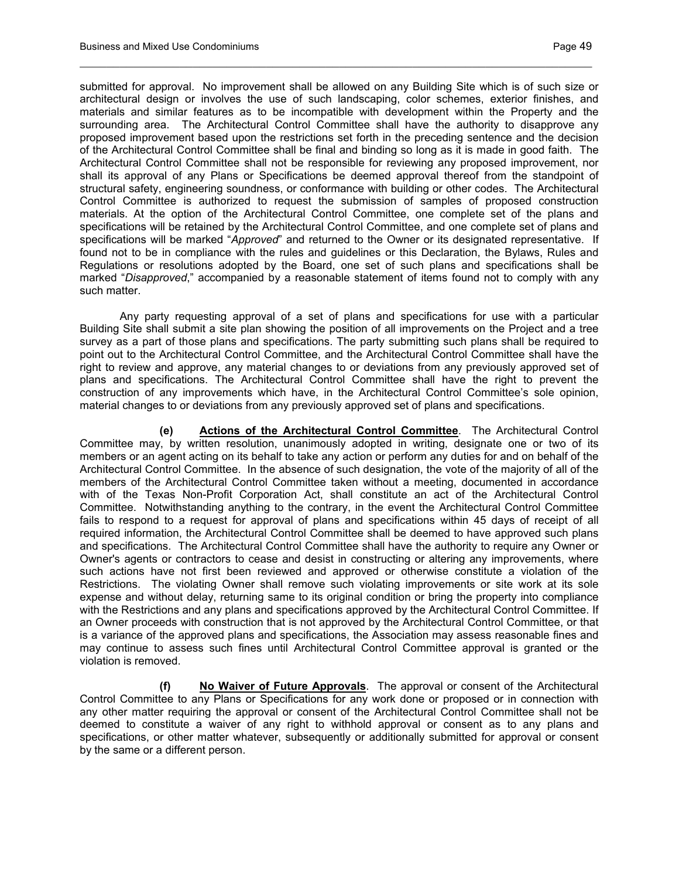submitted for approval. No improvement shall be allowed on any Building Site which is of such size or architectural design or involves the use of such landscaping, color schemes, exterior finishes, and materials and similar features as to be incompatible with development within the Property and the surrounding area. The Architectural Control Committee shall have the authority to disapprove any proposed improvement based upon the restrictions set forth in the preceding sentence and the decision of the Architectural Control Committee shall be final and binding so long as it is made in good faith. The Architectural Control Committee shall not be responsible for reviewing any proposed improvement, nor shall its approval of any Plans or Specifications be deemed approval thereof from the standpoint of structural safety, engineering soundness, or conformance with building or other codes. The Architectural Control Committee is authorized to request the submission of samples of proposed construction materials. At the option of the Architectural Control Committee, one complete set of the plans and specifications will be retained by the Architectural Control Committee, and one complete set of plans and specifications will be marked "*Approved*" and returned to the Owner or its designated representative. If found not to be in compliance with the rules and guidelines or this Declaration, the Bylaws, Rules and Regulations or resolutions adopted by the Board, one set of such plans and specifications shall be marked "*Disapproved*," accompanied by a reasonable statement of items found not to comply with any such matter.

Any party requesting approval of a set of plans and specifications for use with a particular Building Site shall submit a site plan showing the position of all improvements on the Project and a tree survey as a part of those plans and specifications. The party submitting such plans shall be required to point out to the Architectural Control Committee, and the Architectural Control Committee shall have the right to review and approve, any material changes to or deviations from any previously approved set of plans and specifications. The Architectural Control Committee shall have the right to prevent the construction of any improvements which have, in the Architectural Control Committee's sole opinion, material changes to or deviations from any previously approved set of plans and specifications.

**(e) Actions of the Architectural Control Committee**. The Architectural Control Committee may, by written resolution, unanimously adopted in writing, designate one or two of its members or an agent acting on its behalf to take any action or perform any duties for and on behalf of the Architectural Control Committee. In the absence of such designation, the vote of the majority of all of the members of the Architectural Control Committee taken without a meeting, documented in accordance with of the Texas Non-Profit Corporation Act, shall constitute an act of the Architectural Control Committee. Notwithstanding anything to the contrary, in the event the Architectural Control Committee fails to respond to a request for approval of plans and specifications within 45 days of receipt of all required information, the Architectural Control Committee shall be deemed to have approved such plans and specifications. The Architectural Control Committee shall have the authority to require any Owner or Owner's agents or contractors to cease and desist in constructing or altering any improvements, where such actions have not first been reviewed and approved or otherwise constitute a violation of the Restrictions. The violating Owner shall remove such violating improvements or site work at its sole expense and without delay, returning same to its original condition or bring the property into compliance with the Restrictions and any plans and specifications approved by the Architectural Control Committee. If an Owner proceeds with construction that is not approved by the Architectural Control Committee, or that is a variance of the approved plans and specifications, the Association may assess reasonable fines and may continue to assess such fines until Architectural Control Committee approval is granted or the violation is removed.

**(f) No Waiver of Future Approvals**. The approval or consent of the Architectural Control Committee to any Plans or Specifications for any work done or proposed or in connection with any other matter requiring the approval or consent of the Architectural Control Committee shall not be deemed to constitute a waiver of any right to withhold approval or consent as to any plans and specifications, or other matter whatever, subsequently or additionally submitted for approval or consent by the same or a different person.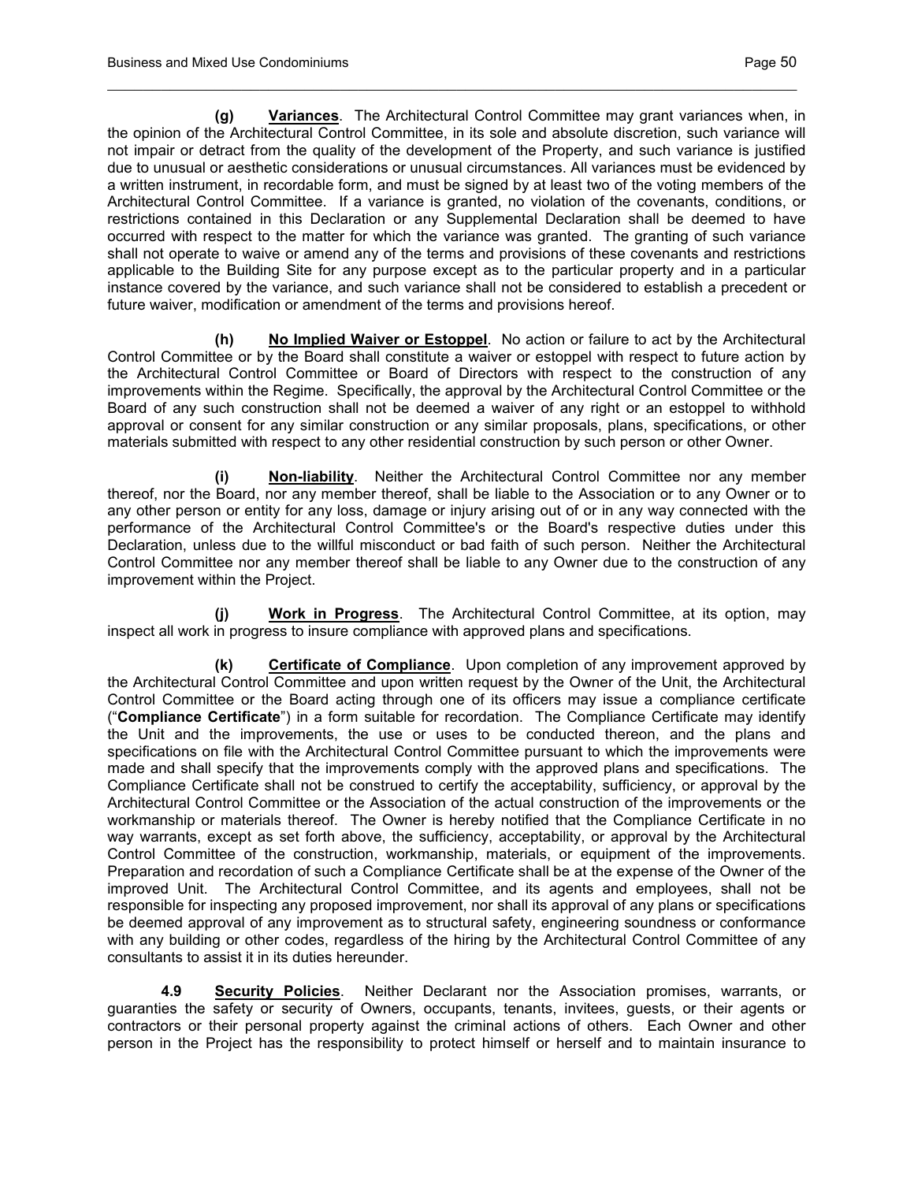**(g) <u>Variances</u>**. The Architectural Control Committee may grant variances when, in the opinion of the Architectural Control Committee, in its sole and absolute discretion, such variance will not impair or detract from the quality of the development of the Property, and such variance is justified due to unusual or aesthetic considerations or unusual circumstances. All variances must be evidenced by a written instrument, in recordable form, and must be signed by at least two of the voting members of the Architectural Control Committee. If a variance is granted, no violation of the covenants, conditions, or restrictions contained in this Declaration or any Supplemental Declaration shall be deemed to have occurred with respect to the matter for which the variance was granted. The granting of such variance shall not operate to waive or amend any of the terms and provisions of these covenants and restrictions applicable to the Building Site for any purpose except as to the particular property and in a particular instance covered by the variance, and such variance shall not be considered to establish a precedent or future waiver, modification or amendment of the terms and provisions hereof.

**(h) <u>No Implied Waiver or Estoppel</u>**. No action or failure to act by the Architectural Control Committee or by the Board shall constitute a waiver or estoppel with respect to future action by the Architectural Control Committee or Board of Directors with respect to the construction of any improvements within the Regime. Specifically, the approval by the Architectural Control Committee or the Board of any such construction shall not be deemed a waiver of any right or an estoppel to withhold approval or consent for any similar construction or any similar proposals, plans, specifications, or other materials submitted with respect to any other residential construction by such person or other Owner.

**(i) <u>Non-liability</u>**. Neither the Architectural Control Committee nor any member thereof, nor the Board, nor any member thereof, shall be liable to the Association or to any Owner or to any other person or entity for any loss, damage or injury arising out of or in any way connected with the performance of the Architectural Control Committee's or the Board's respective duties under this Declaration, unless due to the willful misconduct or bad faith of such person. Neither the Architectural Control Committee nor any member thereof shall be liable to any Owner due to the construction of any improvement within the Project.

**(j) <u>Work in Progress</u>**. The Architectural Control Committee, at its option, may inspect all work in progress to insure compliance with approved plans and specifications.

**(k) <u>Certificate of Compliance</u>**. Upon completion of any improvement approved by the Architectural Control Committee and upon written request by the Owner of the Unit, the Architectural Control Committee or the Board acting through one of its officers may issue a compliance certificate ("**Compliance Certificate**") in a form suitable for recordation. The Compliance Certificate may identify the Unit and the improvements, the use or uses to be conducted thereon, and the plans and specifications on file with the Architectural Control Committee pursuant to which the improvements were made and shall specify that the improvements comply with the approved plans and specifications. The Compliance Certificate shall not be construed to certify the acceptability, sufficiency, or approval by the Architectural Control Committee or the Association of the actual construction of the improvements or the workmanship or materials thereof. The Owner is hereby notified that the Compliance Certificate in no way warrants, except as set forth above, the sufficiency, acceptability, or approval by the Architectural Control Committee of the construction, workmanship, materials, or equipment of the improvements. Preparation and recordation of such a Compliance Certificate shall be at the expense of the Owner of the improved Unit. The Architectural Control Committee, and its agents and employees, shall not be responsible for inspecting any proposed improvement, nor shall its approval of any plans or specifications be deemed approval of any improvement as to structural safety, engineering soundness or conformance with any building or other codes, regardless of the hiring by the Architectural Control Committee of any consultants to assist it in its duties hereunder.

**4.9 <u>Security Policies</u>**. Neither Declarant nor the Association promises, warrants, or guaranties the safety or security of Owners, occupants, tenants, invitees, guests, or their agents or contractors or their personal property against the criminal actions of others. Each Owner and other person in the Project has the responsibility to protect himself or herself and to maintain insurance to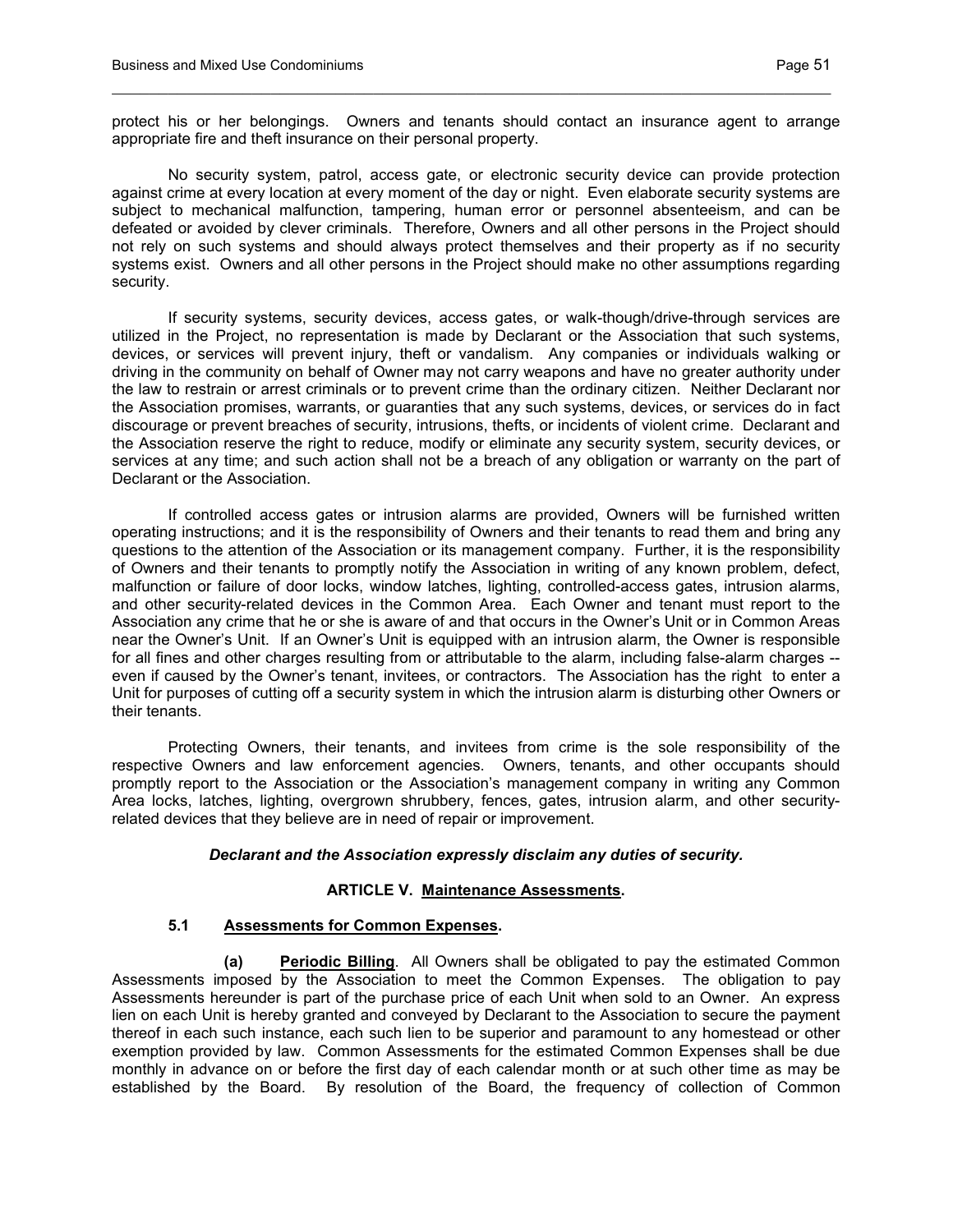protect his or her belongings. Owners and tenants should contact an insurance agent to arrange appropriate fire and theft insurance on their personal property.

No security system, patrol, access gate, or electronic security device can provide protection against crime at every location at every moment of the day or night. Even elaborate security systems are subject to mechanical malfunction, tampering, human error or personnel absenteeism, and can be defeated or avoided by clever criminals. Therefore, Owners and all other persons in the Project should not rely on such systems and should always protect themselves and their property as if no security systems exist. Owners and all other persons in the Project should make no other assumptions regarding security.

If security systems, security devices, access gates, or walk-though/drive-through services are utilized in the Project, no representation is made by Declarant or the Association that such systems, devices, or services will prevent injury, theft or vandalism. Any companies or individuals walking or driving in the community on behalf of Owner may not carry weapons and have no greater authority under the law to restrain or arrest criminals or to prevent crime than the ordinary citizen. Neither Declarant nor the Association promises, warrants, or guaranties that any such systems, devices, or services do in fact discourage or prevent breaches of security, intrusions, thefts, or incidents of violent crime. Declarant and the Association reserve the right to reduce, modify or eliminate any security system, security devices, or services at any time; and such action shall not be a breach of any obligation or warranty on the part of Declarant or the Association.

If controlled access gates or intrusion alarms are provided, Owners will be furnished written operating instructions; and it is the responsibility of Owners and their tenants to read them and bring any questions to the attention of the Association or its management company. Further, it is the responsibility of Owners and their tenants to promptly notify the Association in writing of any known problem, defect, malfunction or failure of door locks, window latches, lighting, controlled-access gates, intrusion alarms, and other security-related devices in the Common Area. Each Owner and tenant must report to the Association any crime that he or she is aware of and that occurs in the Owner's Unit or in Common Areas near the Owner's Unit. If an Owner's Unit is equipped with an intrusion alarm, the Owner is responsible for all fines and other charges resulting from or attributable to the alarm, including false-alarm charges -- even if caused by the Owner's tenant, invitees, or contractors. The Association has the right to enter a Unit for purposes of cutting off a security system in which the intrusion alarm is disturbing other Owners or their tenants.

Protecting Owners, their tenants, and invitees from crime is the sole responsibility of the respective Owners and law enforcement agencies. Owners, tenants, and other occupants should promptly report to the Association or the Association's management company in writing any Common Area locks, latches, lighting, overgrown shrubbery, fences, gates, intrusion alarm, and other security-related devices that they believe are in need of repair or improvement.

***Declarant and the Association expressly disclaim any duties of security.***

## ARTICLE V. Maintenance Assessments.

### 5.1 Assessments for Common Expenses.

**(a) Periodic Billing**. All Owners shall be obligated to pay the estimated Common Assessments imposed by the Association to meet the Common Expenses. The obligation to pay Assessments hereunder is part of the purchase price of each Unit when sold to an Owner. An express lien on each Unit is hereby granted and conveyed by Declarant to the Association to secure the payment thereof in each such instance, each such lien to be superior and paramount to any homestead or other exemption provided by law. Common Assessments for the estimated Common Expenses shall be due monthly in advance on or before the first day of each calendar month or at such other time as may be established by the Board. By resolution of the Board, the frequency of collection of Common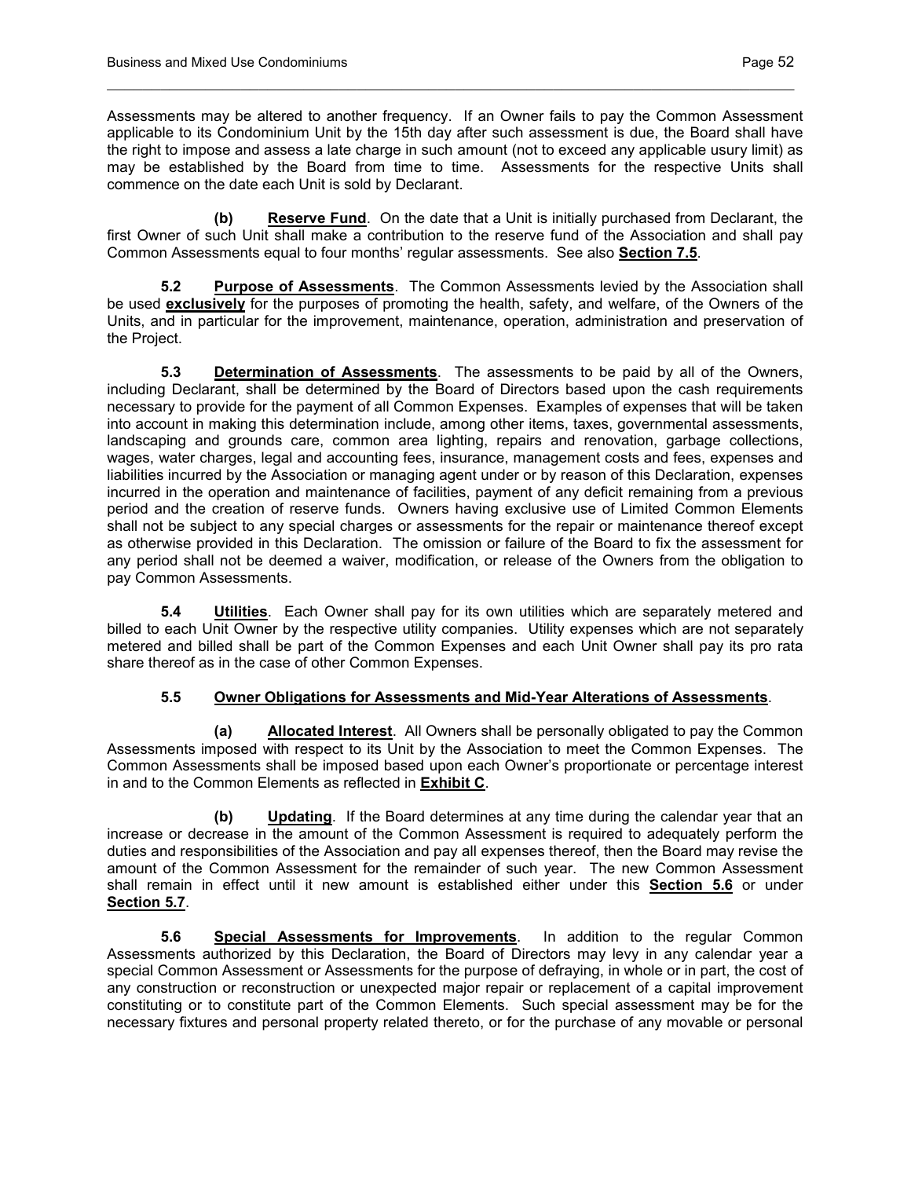Assessments may be altered to another frequency. If an Owner fails to pay the Common Assessment applicable to its Condominium Unit by the 15th day after such assessment is due, the Board shall have the right to impose and assess a late charge in such amount (not to exceed any applicable usury limit) as may be established by the Board from time to time. Assessments for the respective Units shall commence on the date each Unit is sold by Declarant.

**(b)** **Reserve Fund**. On the date that a Unit is initially purchased from Declarant, the first Owner of such Unit shall make a contribution to the reserve fund of the Association and shall pay Common Assessments equal to four months' regular assessments. See also **Section 7.5**.

**5.2** **Purpose of Assessments**. The Common Assessments levied by the Association shall be used **exclusively** for the purposes of promoting the health, safety, and welfare, of the Owners of the Units, and in particular for the improvement, maintenance, operation, administration and preservation of the Project.

**5.3** **Determination of Assessments**. The assessments to be paid by all of the Owners, including Declarant, shall be determined by the Board of Directors based upon the cash requirements necessary to provide for the payment of all Common Expenses. Examples of expenses that will be taken into account in making this determination include, among other items, taxes, governmental assessments, landscaping and grounds care, common area lighting, repairs and renovation, garbage collections, wages, water charges, legal and accounting fees, insurance, management costs and fees, expenses and liabilities incurred by the Association or managing agent under or by reason of this Declaration, expenses incurred in the operation and maintenance of facilities, payment of any deficit remaining from a previous period and the creation of reserve funds. Owners having exclusive use of Limited Common Elements shall not be subject to any special charges or assessments for the repair or maintenance thereof except as otherwise provided in this Declaration. The omission or failure of the Board to fix the assessment for any period shall not be deemed a waiver, modification, or release of the Owners from the obligation to pay Common Assessments.

**5.4** **Utilities**. Each Owner shall pay for its own utilities which are separately metered and billed to each Unit Owner by the respective utility companies. Utility expenses which are not separately metered and billed shall be part of the Common Expenses and each Unit Owner shall pay its pro rata share thereof as in the case of other Common Expenses.

**5.5** **Owner Obligations for Assessments and Mid-Year Alterations of Assessments**.

**(a)** **Allocated Interest**. All Owners shall be personally obligated to pay the Common Assessments imposed with respect to its Unit by the Association to meet the Common Expenses. The Common Assessments shall be imposed based upon each Owner's proportionate or percentage interest in and to the Common Elements as reflected in **Exhibit C**.

**(b)** **Updating**. If the Board determines at any time during the calendar year that an increase or decrease in the amount of the Common Assessment is required to adequately perform the duties and responsibilities of the Association and pay all expenses thereof, then the Board may revise the amount of the Common Assessment for the remainder of such year. The new Common Assessment shall remain in effect until it new amount is established either under this **Section 5.6** or under **Section 5.7**.

**5.6** **Special Assessments for Improvements**. In addition to the regular Common Assessments authorized by this Declaration, the Board of Directors may levy in any calendar year a special Common Assessment or Assessments for the purpose of defraying, in whole or in part, the cost of any construction or reconstruction or unexpected major repair or replacement of a capital improvement constituting or to constitute part of the Common Elements. Such special assessment may be for the necessary fixtures and personal property related thereto, or for the purchase of any movable or personal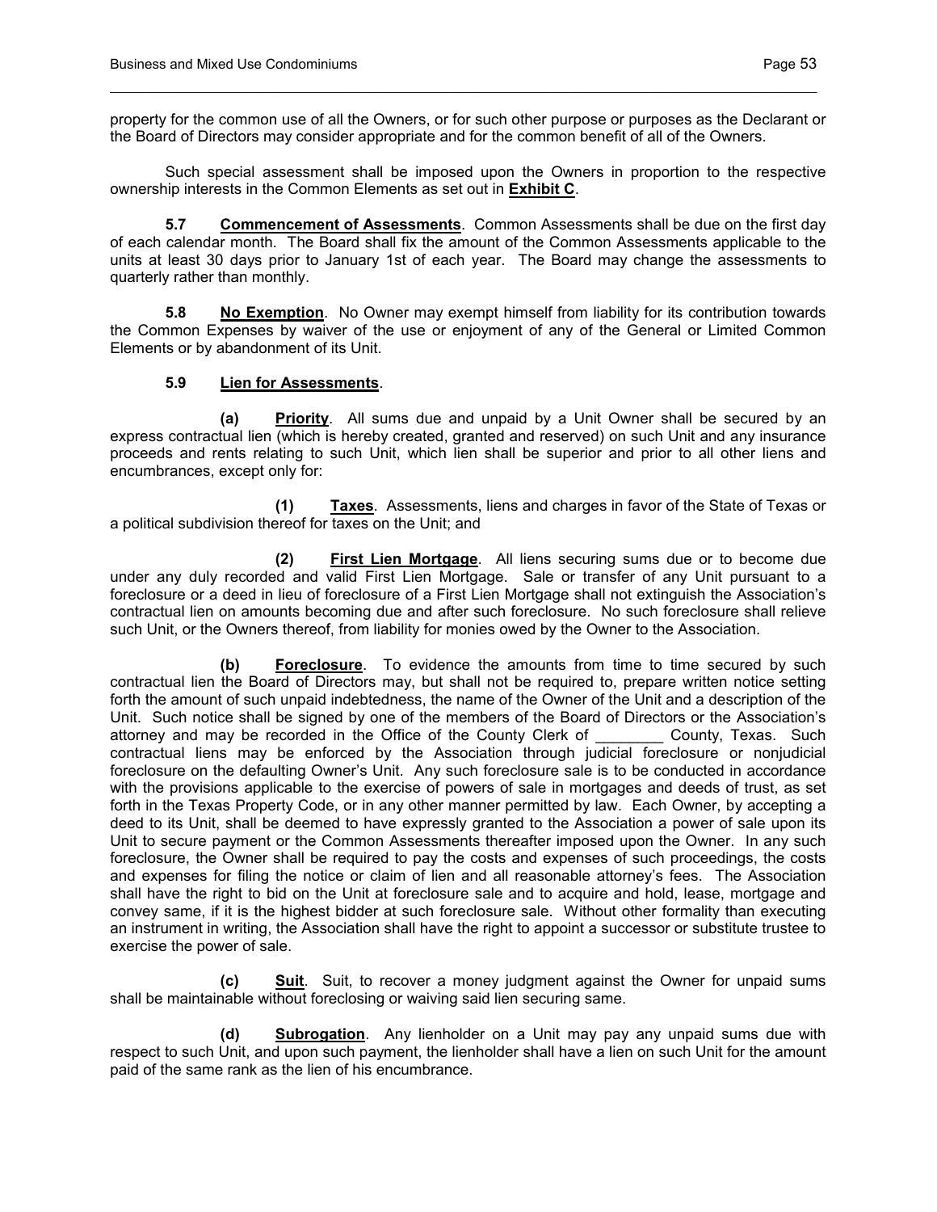property for the common use of all the Owners, or for such other purpose or purposes as the Declarant or the Board of Directors may consider appropriate and for the common benefit of all of the Owners.

Such special assessment shall be imposed upon the Owners in proportion to the respective ownership interests in the Common Elements as set out in **Exhibit C**.

**5.7 Commencement of Assessments**. Common Assessments shall be due on the first day of each calendar month. The Board shall fix the amount of the Common Assessments applicable to the units at least 30 days prior to January 1st of each year. The Board may change the assessments to quarterly rather than monthly.

**5.8 No Exemption**. No Owner may exempt himself from liability for its contribution towards the Common Expenses by waiver of the use or enjoyment of any of the General or Limited Common Elements or by abandonment of its Unit.

**5.9 Lien for Assessments**.

**(a) Priority**. All sums due and unpaid by a Unit Owner shall be secured by an express contractual lien (which is hereby created, granted and reserved) on such Unit and any insurance proceeds and rents relating to such Unit, which lien shall be superior and prior to all other liens and encumbrances, except only for:

**(1) Taxes**. Assessments, liens and charges in favor of the State of Texas or a political subdivision thereof for taxes on the Unit; and

**(2) First Lien Mortgage**. All liens securing sums due or to become due under any duly recorded and valid First Lien Mortgage. Sale or transfer of any Unit pursuant to a foreclosure or a deed in lieu of foreclosure of a First Lien Mortgage shall not extinguish the Association's contractual lien on amounts becoming due and after such foreclosure. No such foreclosure shall relieve such Unit, or the Owners thereof, from liability for monies owed by the Owner to the Association.

**(b) Foreclosure**. To evidence the amounts from time to time secured by such contractual lien the Board of Directors may, but shall not be required to, prepare written notice setting forth the amount of such unpaid indebtedness, the name of the Owner of the Unit and a description of the Unit. Such notice shall be signed by one of the members of the Board of Directors or the Association's attorney and may be recorded in the Office of the County Clerk of ________ County, Texas. Such contractual liens may be enforced by the Association through judicial foreclosure or nonjudicial foreclosure on the defaulting Owner's Unit. Any such foreclosure sale is to be conducted in accordance with the provisions applicable to the exercise of powers of sale in mortgages and deeds of trust, as set forth in the Texas Property Code, or in any other manner permitted by law. Each Owner, by accepting a deed to its Unit, shall be deemed to have expressly granted to the Association a power of sale upon its Unit to secure payment or the Common Assessments thereafter imposed upon the Owner. In any such foreclosure, the Owner shall be required to pay the costs and expenses of such proceedings, the costs and expenses for filing the notice or claim of lien and all reasonable attorney's fees. The Association shall have the right to bid on the Unit at foreclosure sale and to acquire and hold, lease, mortgage and convey same, if it is the highest bidder at such foreclosure sale. Without other formality than executing an instrument in writing, the Association shall have the right to appoint a successor or substitute trustee to exercise the power of sale.

**(c) Suit**. Suit, to recover a money judgment against the Owner for unpaid sums shall be maintainable without foreclosing or waiving said lien securing same.

**(d) Subrogation**. Any lienholder on a Unit may pay any unpaid sums due with respect to such Unit, and upon such payment, the lienholder shall have a lien on such Unit for the amount paid of the same rank as the lien of his encumbrance.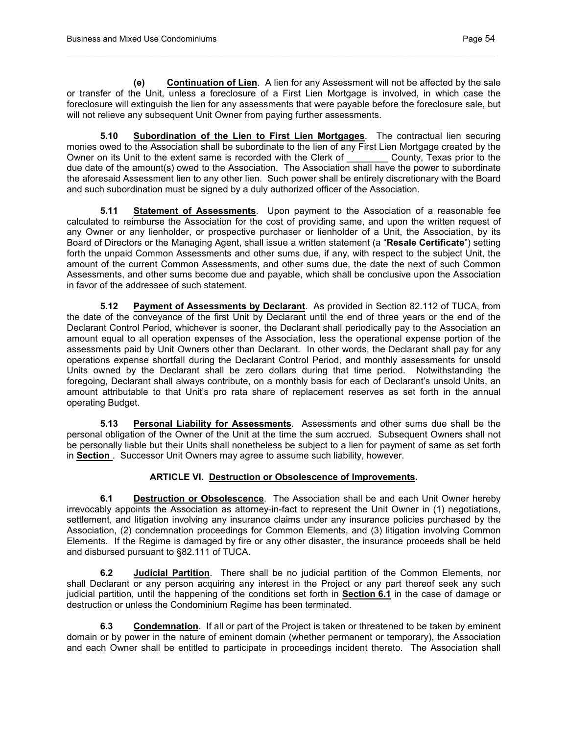**(e) Continuation of Lien**. A lien for any Assessment will not be affected by the sale or transfer of the Unit, unless a foreclosure of a First Lien Mortgage is involved, in which case the foreclosure will extinguish the lien for any assessments that were payable before the foreclosure sale, but will not relieve any subsequent Unit Owner from paying further assessments.

**5.10 Subordination of the Lien to First Lien Mortgages**. The contractual lien securing monies owed to the Association shall be subordinate to the lien of any First Lien Mortgage created by the Owner on its Unit to the extent same is recorded with the Clerk of ________ County, Texas prior to the due date of the amount(s) owed to the Association. The Association shall have the power to subordinate the aforesaid Assessment lien to any other lien. Such power shall be entirely discretionary with the Board and such subordination must be signed by a duly authorized officer of the Association.

**5.11 Statement of Assessments**. Upon payment to the Association of a reasonable fee calculated to reimburse the Association for the cost of providing same, and upon the written request of any Owner or any lienholder, or prospective purchaser or lienholder of a Unit, the Association, by its Board of Directors or the Managing Agent, shall issue a written statement (a "**Resale Certificate**") setting forth the unpaid Common Assessments and other sums due, if any, with respect to the subject Unit, the amount of the current Common Assessments, and other sums due, the date the next of such Common Assessments, and other sums become due and payable, which shall be conclusive upon the Association in favor of the addressee of such statement.

**5.12 Payment of Assessments by Declarant**. As provided in Section 82.112 of TUCA, from the date of the conveyance of the first Unit by Declarant until the end of three years or the end of the Declarant Control Period, whichever is sooner, the Declarant shall periodically pay to the Association an amount equal to all operation expenses of the Association, less the operational expense portion of the assessments paid by Unit Owners other than Declarant. In other words, the Declarant shall pay for any operations expense shortfall during the Declarant Control Period, and monthly assessments for unsold Units owned by the Declarant shall be zero dollars during that time period. Notwithstanding the foregoing, Declarant shall always contribute, on a monthly basis for each of Declarant's unsold Units, an amount attributable to that Unit's pro rata share of replacement reserves as set forth in the annual operating Budget.

**5.13 Personal Liability for Assessments**. Assessments and other sums due shall be the personal obligation of the Owner of the Unit at the time the sum accrued. Subsequent Owners shall not be personally liable but their Units shall nonetheless be subject to a lien for payment of same as set forth in **Section** . Successor Unit Owners may agree to assume such liability, however.

## ARTICLE VI. Destruction or Obsolescence of Improvements.

**6.1 Destruction or Obsolescence**. The Association shall be and each Unit Owner hereby irrevocably appoints the Association as attorney-in-fact to represent the Unit Owner in (1) negotiations, settlement, and litigation involving any insurance claims under any insurance policies purchased by the Association, (2) condemnation proceedings for Common Elements, and (3) litigation involving Common Elements. If the Regime is damaged by fire or any other disaster, the insurance proceeds shall be held and disbursed pursuant to §82.111 of TUCA.

**6.2 Judicial Partition**. There shall be no judicial partition of the Common Elements, nor shall Declarant or any person acquiring any interest in the Project or any part thereof seek any such judicial partition, until the happening of the conditions set forth in **Section 6.1** in the case of damage or destruction or unless the Condominium Regime has been terminated.

**6.3 Condemnation**. If all or part of the Project is taken or threatened to be taken by eminent domain or by power in the nature of eminent domain (whether permanent or temporary), the Association and each Owner shall be entitled to participate in proceedings incident thereto. The Association shall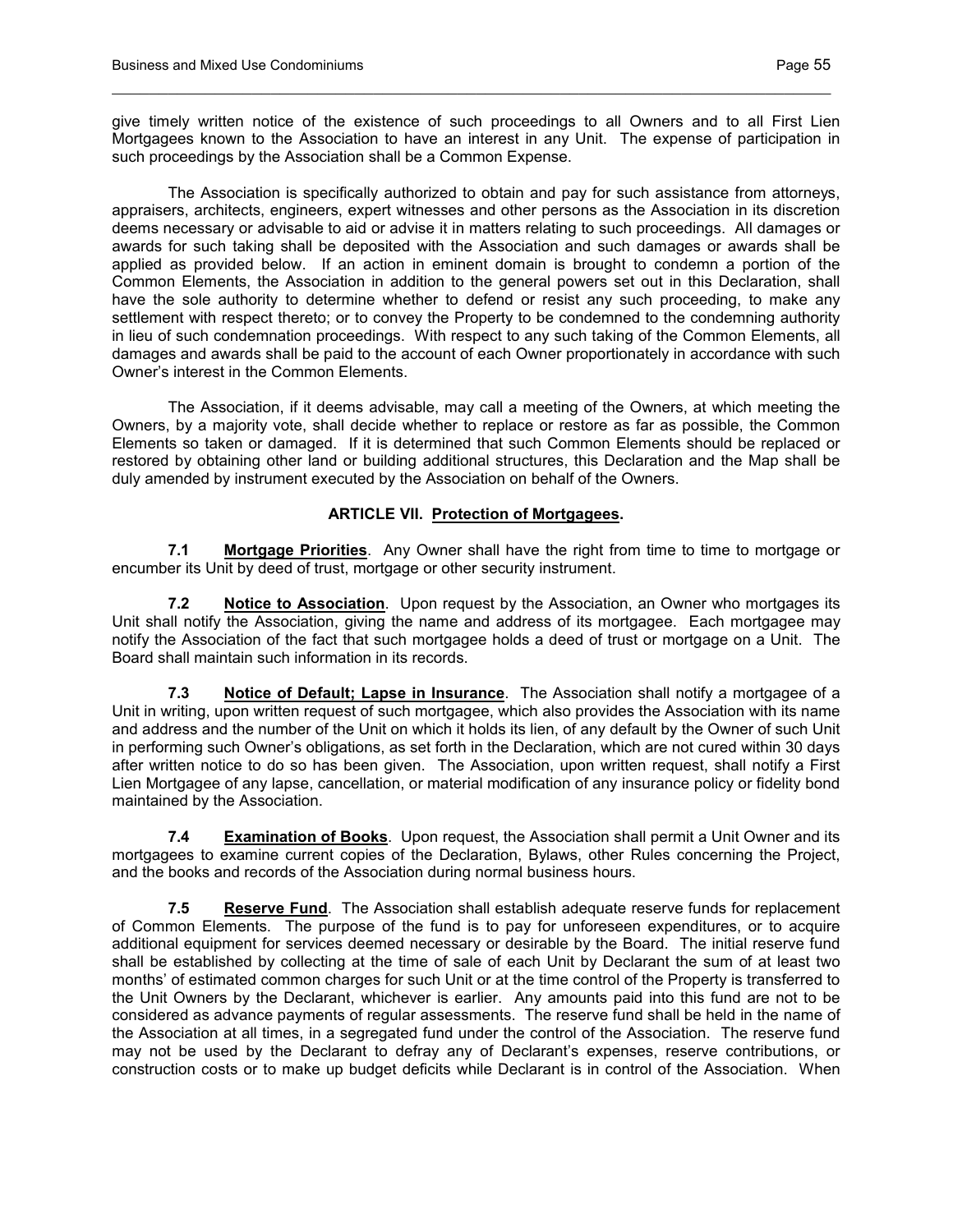give timely written notice of the existence of such proceedings to all Owners and to all First Lien Mortgagees known to the Association to have an interest in any Unit. The expense of participation in such proceedings by the Association shall be a Common Expense.

The Association is specifically authorized to obtain and pay for such assistance from attorneys, appraisers, architects, engineers, expert witnesses and other persons as the Association in its discretion deems necessary or advisable to aid or advise it in matters relating to such proceedings. All damages or awards for such taking shall be deposited with the Association and such damages or awards shall be applied as provided below. If an action in eminent domain is brought to condemn a portion of the Common Elements, the Association in addition to the general powers set out in this Declaration, shall have the sole authority to determine whether to defend or resist any such proceeding, to make any settlement with respect thereto; or to convey the Property to be condemned to the condemning authority in lieu of such condemnation proceedings. With respect to any such taking of the Common Elements, all damages and awards shall be paid to the account of each Owner proportionately in accordance with such Owner's interest in the Common Elements.

The Association, if it deems advisable, may call a meeting of the Owners, at which meeting the Owners, by a majority vote, shall decide whether to replace or restore as far as possible, the Common Elements so taken or damaged. If it is determined that such Common Elements should be replaced or restored by obtaining other land or building additional structures, this Declaration and the Map shall be duly amended by instrument executed by the Association on behalf of the Owners.

## ARTICLE VII. Protection of Mortgagees.

**7.1 Mortgage Priorities**. Any Owner shall have the right from time to time to mortgage or encumber its Unit by deed of trust, mortgage or other security instrument.

**7.2 Notice to Association**. Upon request by the Association, an Owner who mortgages its Unit shall notify the Association, giving the name and address of its mortgagee. Each mortgagee may notify the Association of the fact that such mortgagee holds a deed of trust or mortgage on a Unit. The Board shall maintain such information in its records.

**7.3 Notice of Default; Lapse in Insurance**. The Association shall notify a mortgagee of a Unit in writing, upon written request of such mortgagee, which also provides the Association with its name and address and the number of the Unit on which it holds its lien, of any default by the Owner of such Unit in performing such Owner's obligations, as set forth in the Declaration, which are not cured within 30 days after written notice to do so has been given. The Association, upon written request, shall notify a First Lien Mortgagee of any lapse, cancellation, or material modification of any insurance policy or fidelity bond maintained by the Association.

**7.4 Examination of Books**. Upon request, the Association shall permit a Unit Owner and its mortgagees to examine current copies of the Declaration, Bylaws, other Rules concerning the Project, and the books and records of the Association during normal business hours.

**7.5 Reserve Fund**. The Association shall establish adequate reserve funds for replacement of Common Elements. The purpose of the fund is to pay for unforeseen expenditures, or to acquire additional equipment for services deemed necessary or desirable by the Board. The initial reserve fund shall be established by collecting at the time of sale of each Unit by Declarant the sum of at least two months' of estimated common charges for such Unit or at the time control of the Property is transferred to the Unit Owners by the Declarant, whichever is earlier. Any amounts paid into this fund are not to be considered as advance payments of regular assessments. The reserve fund shall be held in the name of the Association at all times, in a segregated fund under the control of the Association. The reserve fund may not be used by the Declarant to defray any of Declarant's expenses, reserve contributions, or construction costs or to make up budget deficits while Declarant is in control of the Association. When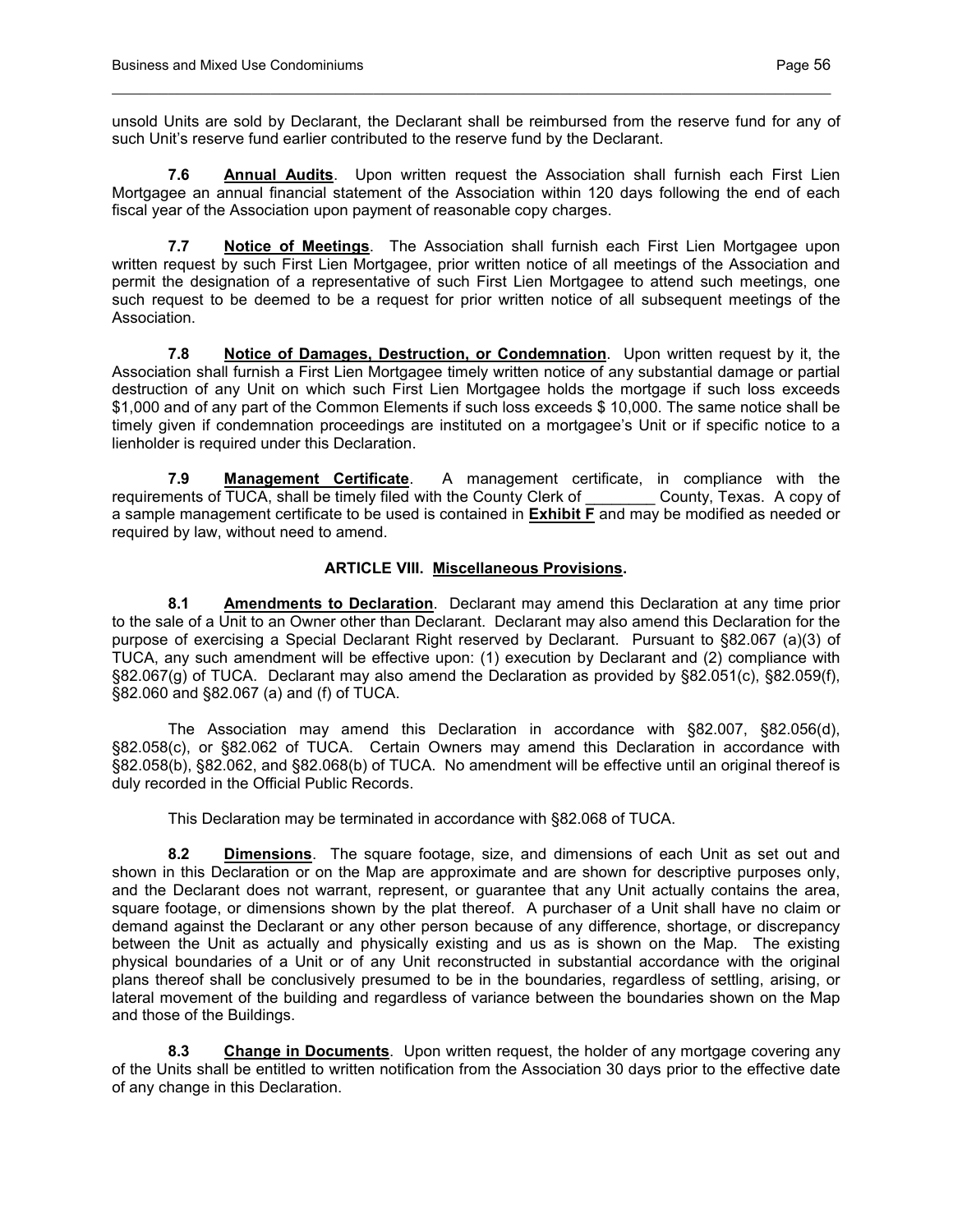unsold Units are sold by Declarant, the Declarant shall be reimbursed from the reserve fund for any of such Unit's reserve fund earlier contributed to the reserve fund by the Declarant.

**7.6** **Annual Audits**. Upon written request the Association shall furnish each First Lien Mortgagee an annual financial statement of the Association within 120 days following the end of each fiscal year of the Association upon payment of reasonable copy charges.

**7.7** **Notice of Meetings**. The Association shall furnish each First Lien Mortgagee upon written request by such First Lien Mortgagee, prior written notice of all meetings of the Association and permit the designation of a representative of such First Lien Mortgagee to attend such meetings, one such request to be deemed to be a request for prior written notice of all subsequent meetings of the Association.

**7.8** **Notice of Damages, Destruction, or Condemnation**. Upon written request by it, the Association shall furnish a First Lien Mortgagee timely written notice of any substantial damage or partial destruction of any Unit on which such First Lien Mortgagee holds the mortgage if such loss exceeds $1,000 and of any part of the Common Elements if such loss exceeds $ 10,000. The same notice shall be timely given if condemnation proceedings are instituted on a mortgagee's Unit or if specific notice to a lienholder is required under this Declaration.

**7.9** **Management Certificate**. A management certificate, in compliance with the requirements of TUCA, shall be timely filed with the County Clerk of ________ County, Texas. A copy of a sample management certificate to be used is contained in **Exhibit F** and may be modified as needed or required by law, without need to amend.

## ARTICLE VIII. Miscellaneous Provisions.

**8.1** **Amendments to Declaration**. Declarant may amend this Declaration at any time prior to the sale of a Unit to an Owner other than Declarant. Declarant may also amend this Declaration for the purpose of exercising a Special Declarant Right reserved by Declarant. Pursuant to §82.067 (a)(3) of TUCA, any such amendment will be effective upon: (1) execution by Declarant and (2) compliance with §82.067(g) of TUCA. Declarant may also amend the Declaration as provided by §82.051(c), §82.059(f), §82.060 and §82.067 (a) and (f) of TUCA.

The Association may amend this Declaration in accordance with §82.007, §82.056(d), §82.058(c), or §82.062 of TUCA. Certain Owners may amend this Declaration in accordance with §82.058(b), §82.062, and §82.068(b) of TUCA. No amendment will be effective until an original thereof is duly recorded in the Official Public Records.

This Declaration may be terminated in accordance with §82.068 of TUCA.

**8.2** **Dimensions**. The square footage, size, and dimensions of each Unit as set out and shown in this Declaration or on the Map are approximate and are shown for descriptive purposes only, and the Declarant does not warrant, represent, or guarantee that any Unit actually contains the area, square footage, or dimensions shown by the plat thereof. A purchaser of a Unit shall have no claim or demand against the Declarant or any other person because of any difference, shortage, or discrepancy between the Unit as actually and physically existing and us as is shown on the Map. The existing physical boundaries of a Unit or of any Unit reconstructed in substantial accordance with the original plans thereof shall be conclusively presumed to be in the boundaries, regardless of settling, arising, or lateral movement of the building and regardless of variance between the boundaries shown on the Map and those of the Buildings.

**8.3** **Change in Documents**. Upon written request, the holder of any mortgage covering any of the Units shall be entitled to written notification from the Association 30 days prior to the effective date of any change in this Declaration.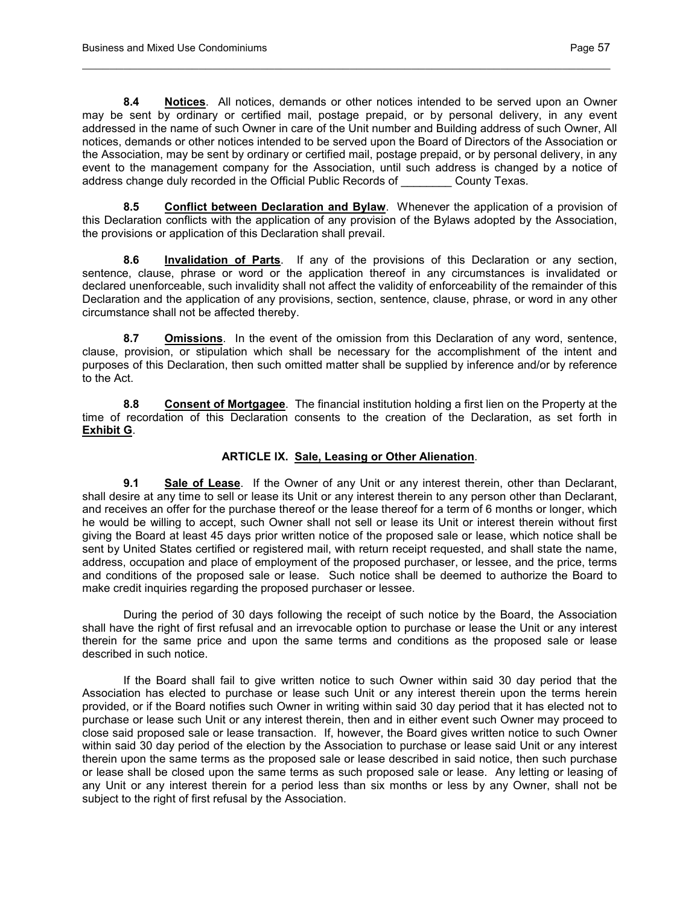**8.4 Notices**. All notices, demands or other notices intended to be served upon an Owner may be sent by ordinary or certified mail, postage prepaid, or by personal delivery, in any event addressed in the name of such Owner in care of the Unit number and Building address of such Owner, All notices, demands or other notices intended to be served upon the Board of Directors of the Association or the Association, may be sent by ordinary or certified mail, postage prepaid, or by personal delivery, in any event to the management company for the Association, until such address is changed by a notice of address change duly recorded in the Official Public Records of ________ County Texas.

**8.5 Conflict between Declaration and Bylaw**. Whenever the application of a provision of this Declaration conflicts with the application of any provision of the Bylaws adopted by the Association, the provisions or application of this Declaration shall prevail.

**8.6 Invalidation of Parts**. If any of the provisions of this Declaration or any section, sentence, clause, phrase or word or the application thereof in any circumstances is invalidated or declared unenforceable, such invalidity shall not affect the validity of enforceability of the remainder of this Declaration and the application of any provisions, section, sentence, clause, phrase, or word in any other circumstance shall not be affected thereby.

**8.7 Omissions**. In the event of the omission from this Declaration of any word, sentence, clause, provision, or stipulation which shall be necessary for the accomplishment of the intent and purposes of this Declaration, then such omitted matter shall be supplied by inference and/or by reference to the Act.

**8.8 Consent of Mortgagee**. The financial institution holding a first lien on the Property at the time of recordation of this Declaration consents to the creation of the Declaration, as set forth in **Exhibit G**.

## ARTICLE IX. Sale, Leasing or Other Alienation.

**9.1 Sale of Lease**. If the Owner of any Unit or any interest therein, other than Declarant, shall desire at any time to sell or lease its Unit or any interest therein to any person other than Declarant, and receives an offer for the purchase thereof or the lease thereof for a term of 6 months or longer, which he would be willing to accept, such Owner shall not sell or lease its Unit or interest therein without first giving the Board at least 45 days prior written notice of the proposed sale or lease, which notice shall be sent by United States certified or registered mail, with return receipt requested, and shall state the name, address, occupation and place of employment of the proposed purchaser, or lessee, and the price, terms and conditions of the proposed sale or lease. Such notice shall be deemed to authorize the Board to make credit inquiries regarding the proposed purchaser or lessee.

During the period of 30 days following the receipt of such notice by the Board, the Association shall have the right of first refusal and an irrevocable option to purchase or lease the Unit or any interest therein for the same price and upon the same terms and conditions as the proposed sale or lease described in such notice.

If the Board shall fail to give written notice to such Owner within said 30 day period that the Association has elected to purchase or lease such Unit or any interest therein upon the terms herein provided, or if the Board notifies such Owner in writing within said 30 day period that it has elected not to purchase or lease such Unit or any interest therein, then and in either event such Owner may proceed to close said proposed sale or lease transaction. If, however, the Board gives written notice to such Owner within said 30 day period of the election by the Association to purchase or lease said Unit or any interest therein upon the same terms as the proposed sale or lease described in said notice, then such purchase or lease shall be closed upon the same terms as such proposed sale or lease. Any letting or leasing of any Unit or any interest therein for a period less than six months or less by any Owner, shall not be subject to the right of first refusal by the Association.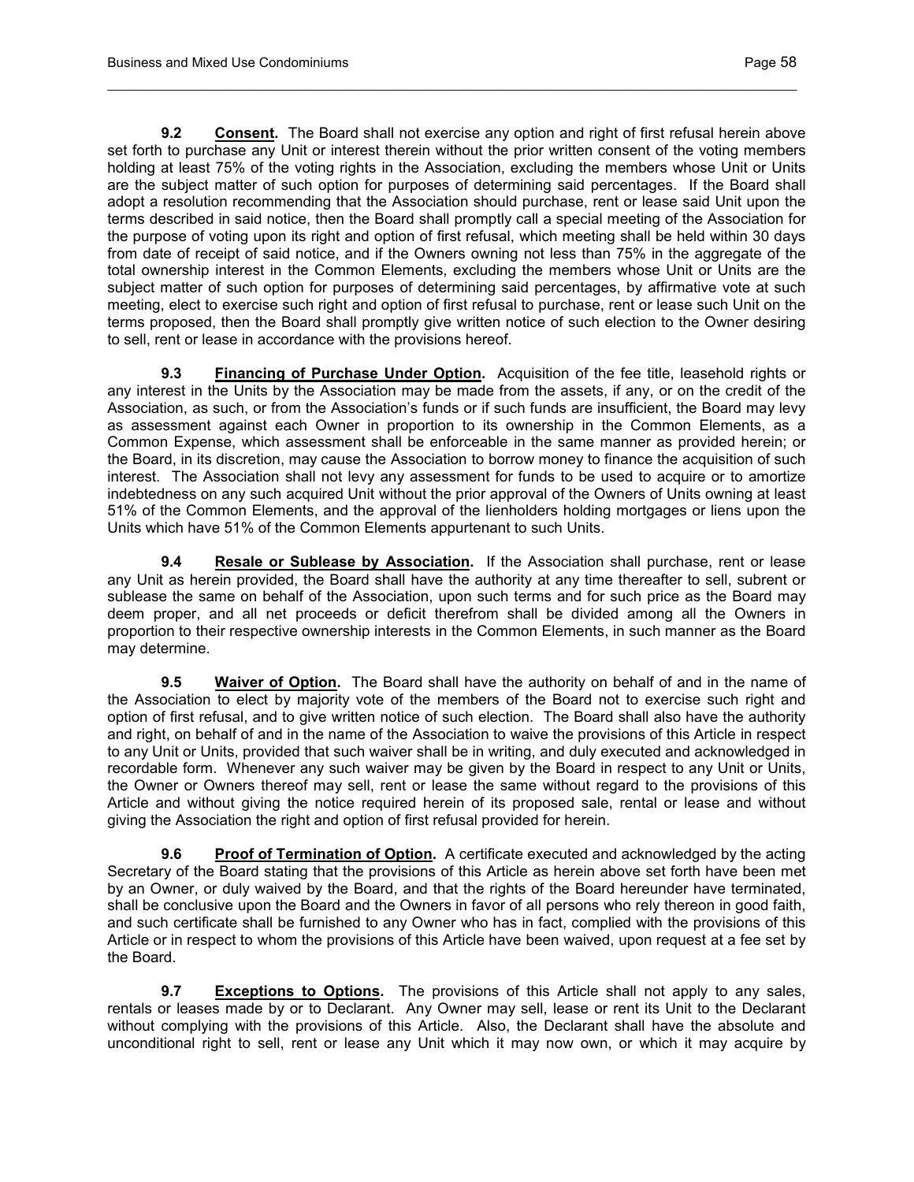**9.2 Consent.** The Board shall not exercise any option and right of first refusal herein above set forth to purchase any Unit or interest therein without the prior written consent of the voting members holding at least 75% of the voting rights in the Association, excluding the members whose Unit or Units are the subject matter of such option for purposes of determining said percentages. If the Board shall adopt a resolution recommending that the Association should purchase, rent or lease said Unit upon the terms described in said notice, then the Board shall promptly call a special meeting of the Association for the purpose of voting upon its right and option of first refusal, which meeting shall be held within 30 days from date of receipt of said notice, and if the Owners owning not less than 75% in the aggregate of the total ownership interest in the Common Elements, excluding the members whose Unit or Units are the subject matter of such option for purposes of determining said percentages, by affirmative vote at such meeting, elect to exercise such right and option of first refusal to purchase, rent or lease such Unit on the terms proposed, then the Board shall promptly give written notice of such election to the Owner desiring to sell, rent or lease in accordance with the provisions hereof.

**9.3 Financing of Purchase Under Option.** Acquisition of the fee title, leasehold rights or any interest in the Units by the Association may be made from the assets, if any, or on the credit of the Association, as such, or from the Association's funds or if such funds are insufficient, the Board may levy as assessment against each Owner in proportion to its ownership in the Common Elements, as a Common Expense, which assessment shall be enforceable in the same manner as provided herein; or the Board, in its discretion, may cause the Association to borrow money to finance the acquisition of such interest. The Association shall not levy any assessment for funds to be used to acquire or to amortize indebtedness on any such acquired Unit without the prior approval of the Owners of Units owning at least 51% of the Common Elements, and the approval of the lienholders holding mortgages or liens upon the Units which have 51% of the Common Elements appurtenant to such Units.

**9.4 Resale or Sublease by Association.** If the Association shall purchase, rent or lease any Unit as herein provided, the Board shall have the authority at any time thereafter to sell, subrent or sublease the same on behalf of the Association, upon such terms and for such price as the Board may deem proper, and all net proceeds or deficit therefrom shall be divided among all the Owners in proportion to their respective ownership interests in the Common Elements, in such manner as the Board may determine.

**9.5 Waiver of Option.** The Board shall have the authority on behalf of and in the name of the Association to elect by majority vote of the members of the Board not to exercise such right and option of first refusal, and to give written notice of such election. The Board shall also have the authority and right, on behalf of and in the name of the Association to waive the provisions of this Article in respect to any Unit or Units, provided that such waiver shall be in writing, and duly executed and acknowledged in recordable form. Whenever any such waiver may be given by the Board in respect to any Unit or Units, the Owner or Owners thereof may sell, rent or lease the same without regard to the provisions of this Article and without giving the notice required herein of its proposed sale, rental or lease and without giving the Association the right and option of first refusal provided for herein.

**9.6 Proof of Termination of Option.** A certificate executed and acknowledged by the acting Secretary of the Board stating that the provisions of this Article as herein above set forth have been met by an Owner, or duly waived by the Board, and that the rights of the Board hereunder have terminated, shall be conclusive upon the Board and the Owners in favor of all persons who rely thereon in good faith, and such certificate shall be furnished to any Owner who has in fact, complied with the provisions of this Article or in respect to whom the provisions of this Article have been waived, upon request at a fee set by the Board.

**9.7 Exceptions to Options.** The provisions of this Article shall not apply to any sales, rentals or leases made by or to Declarant. Any Owner may sell, lease or rent its Unit to the Declarant without complying with the provisions of this Article. Also, the Declarant shall have the absolute and unconditional right to sell, rent or lease any Unit which it may now own, or which it may acquire by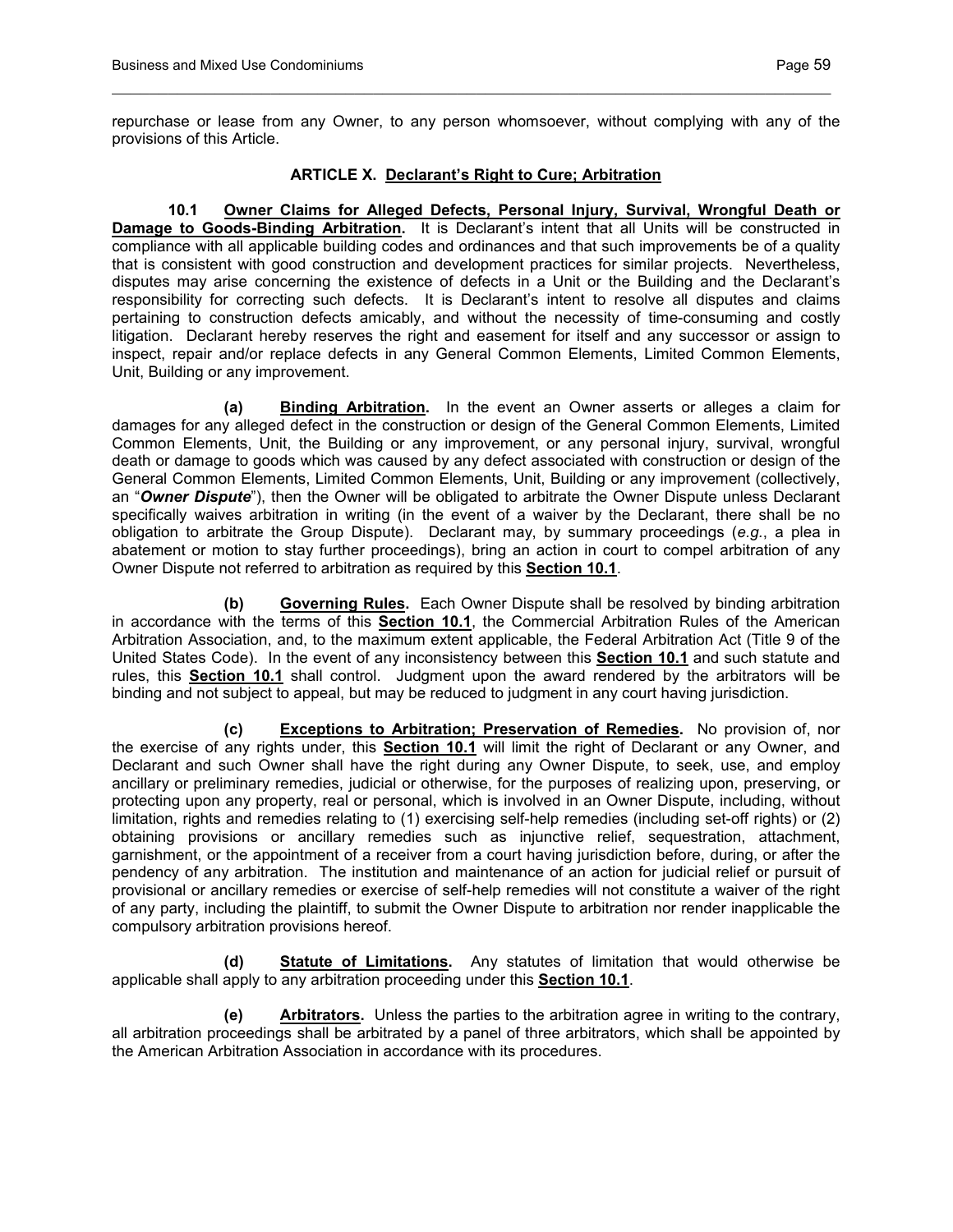repurchase or lease from any Owner, to any person whomsoever, without complying with any of the provisions of this Article.

## ARTICLE X. Declarant's Right to Cure; Arbitration

**10.1 Owner Claims for Alleged Defects, Personal Injury, Survival, Wrongful Death or Damage to Goods-Binding Arbitration.** It is Declarant's intent that all Units will be constructed in compliance with all applicable building codes and ordinances and that such improvements be of a quality that is consistent with good construction and development practices for similar projects. Nevertheless, disputes may arise concerning the existence of defects in a Unit or the Building and the Declarant's responsibility for correcting such defects. It is Declarant's intent to resolve all disputes and claims pertaining to construction defects amicably, and without the necessity of time-consuming and costly litigation. Declarant hereby reserves the right and easement for itself and any successor or assign to inspect, repair and/or replace defects in any General Common Elements, Limited Common Elements, Unit, Building or any improvement.

**(a) Binding Arbitration.** In the event an Owner asserts or alleges a claim for damages for any alleged defect in the construction or design of the General Common Elements, Limited Common Elements, Unit, the Building or any improvement, or any personal injury, survival, wrongful death or damage to goods which was caused by any defect associated with construction or design of the General Common Elements, Limited Common Elements, Unit, Building or any improvement (collectively, an "***Owner Dispute***"), then the Owner will be obligated to arbitrate the Owner Dispute unless Declarant specifically waives arbitration in writing (in the event of a waiver by the Declarant, there shall be no obligation to arbitrate the Group Dispute). Declarant may, by summary proceedings (*e.g.*, a plea in abatement or motion to stay further proceedings), bring an action in court to compel arbitration of any Owner Dispute not referred to arbitration as required by this **Section 10.1**.

**(b) Governing Rules.** Each Owner Dispute shall be resolved by binding arbitration in accordance with the terms of this **Section 10.1**, the Commercial Arbitration Rules of the American Arbitration Association, and, to the maximum extent applicable, the Federal Arbitration Act (Title 9 of the United States Code). In the event of any inconsistency between this **Section 10.1** and such statute and rules, this **Section 10.1** shall control. Judgment upon the award rendered by the arbitrators will be binding and not subject to appeal, but may be reduced to judgment in any court having jurisdiction.

**(c) Exceptions to Arbitration; Preservation of Remedies.** No provision of, nor the exercise of any rights under, this **Section 10.1** will limit the right of Declarant or any Owner, and Declarant and such Owner shall have the right during any Owner Dispute, to seek, use, and employ ancillary or preliminary remedies, judicial or otherwise, for the purposes of realizing upon, preserving, or protecting upon any property, real or personal, which is involved in an Owner Dispute, including, without limitation, rights and remedies relating to (1) exercising self-help remedies (including set-off rights) or (2) obtaining provisions or ancillary remedies such as injunctive relief, sequestration, attachment, garnishment, or the appointment of a receiver from a court having jurisdiction before, during, or after the pendency of any arbitration. The institution and maintenance of an action for judicial relief or pursuit of provisional or ancillary remedies or exercise of self-help remedies will not constitute a waiver of the right of any party, including the plaintiff, to submit the Owner Dispute to arbitration nor render inapplicable the compulsory arbitration provisions hereof.

**(d) Statute of Limitations.** Any statutes of limitation that would otherwise be applicable shall apply to any arbitration proceeding under this **Section 10.1**.

**(e) Arbitrators.** Unless the parties to the arbitration agree in writing to the contrary, all arbitration proceedings shall be arbitrated by a panel of three arbitrators, which shall be appointed by the American Arbitration Association in accordance with its procedures.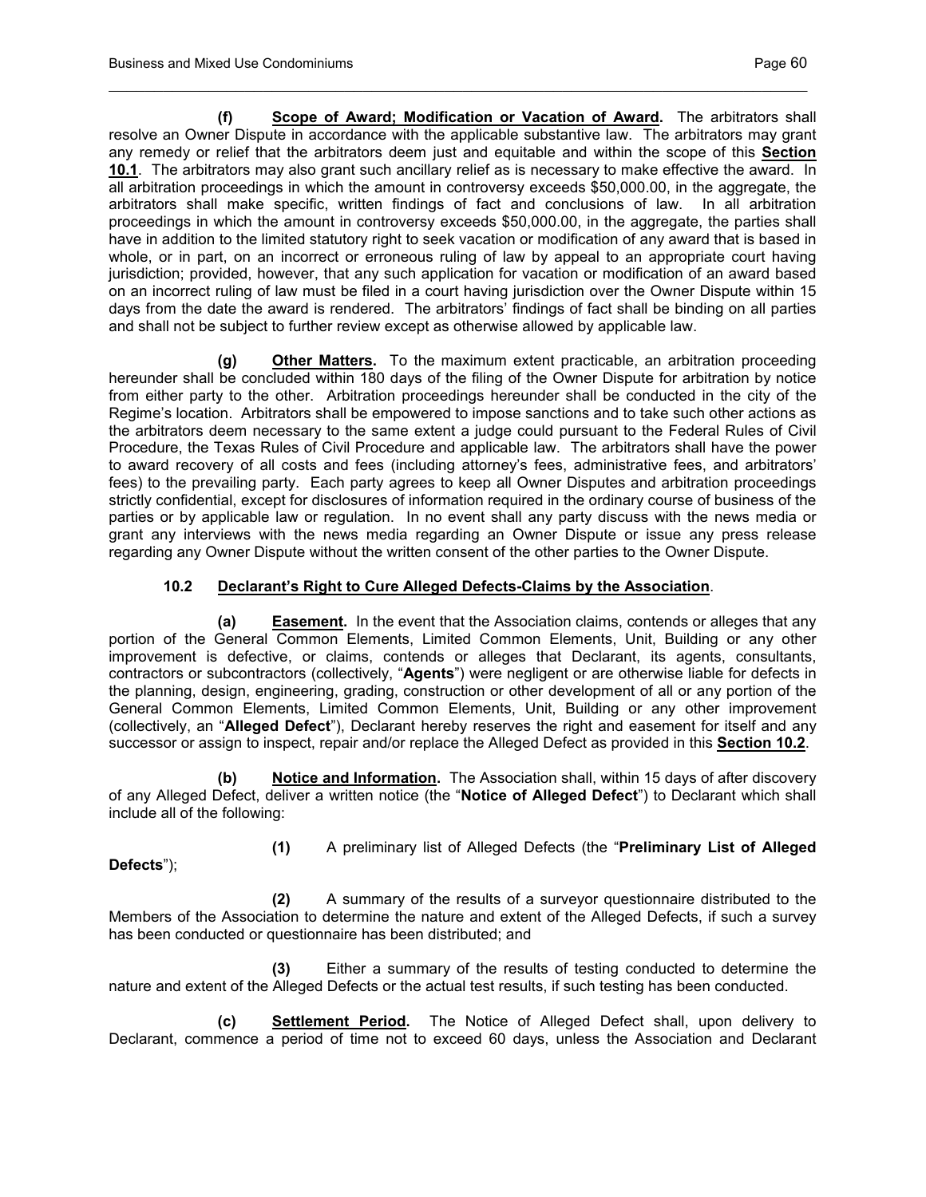**(f) Scope of Award; Modification or Vacation of Award.** The arbitrators shall resolve an Owner Dispute in accordance with the applicable substantive law. The arbitrators may grant any remedy or relief that the arbitrators deem just and equitable and within the scope of this **Section 10.1**. The arbitrators may also grant such ancillary relief as is necessary to make effective the award. In all arbitration proceedings in which the amount in controversy exceeds $50,000.00, in the aggregate, the arbitrators shall make specific, written findings of fact and conclusions of law. In all arbitration proceedings in which the amount in controversy exceeds $50,000.00, in the aggregate, the parties shall have in addition to the limited statutory right to seek vacation or modification of any award that is based in whole, or in part, on an incorrect or erroneous ruling of law by appeal to an appropriate court having jurisdiction; provided, however, that any such application for vacation or modification of an award based on an incorrect ruling of law must be filed in a court having jurisdiction over the Owner Dispute within 15 days from the date the award is rendered. The arbitrators' findings of fact shall be binding on all parties and shall not be subject to further review except as otherwise allowed by applicable law.

**(g) Other Matters.** To the maximum extent practicable, an arbitration proceeding hereunder shall be concluded within 180 days of the filing of the Owner Dispute for arbitration by notice from either party to the other. Arbitration proceedings hereunder shall be conducted in the city of the Regime's location. Arbitrators shall be empowered to impose sanctions and to take such other actions as the arbitrators deem necessary to the same extent a judge could pursuant to the Federal Rules of Civil Procedure, the Texas Rules of Civil Procedure and applicable law. The arbitrators shall have the power to award recovery of all costs and fees (including attorney's fees, administrative fees, and arbitrators' fees) to the prevailing party. Each party agrees to keep all Owner Disputes and arbitration proceedings strictly confidential, except for disclosures of information required in the ordinary course of business of the parties or by applicable law or regulation. In no event shall any party discuss with the news media or grant any interviews with the news media regarding an Owner Dispute or issue any press release regarding any Owner Dispute without the written consent of the other parties to the Owner Dispute.

**10.2 Declarant's Right to Cure Alleged Defects-Claims by the Association**.

**(a) Easement.** In the event that the Association claims, contends or alleges that any portion of the General Common Elements, Limited Common Elements, Unit, Building or any other improvement is defective, or claims, contends or alleges that Declarant, its agents, consultants, contractors or subcontractors (collectively, "**Agents**") were negligent or are otherwise liable for defects in the planning, design, engineering, grading, construction or other development of all or any portion of the General Common Elements, Limited Common Elements, Unit, Building or any other improvement (collectively, an "**Alleged Defect**"), Declarant hereby reserves the right and easement for itself and any successor or assign to inspect, repair and/or replace the Alleged Defect as provided in this **Section 10.2**.

**(b) Notice and Information.** The Association shall, within 15 days of after discovery of any Alleged Defect, deliver a written notice (the "**Notice of Alleged Defect**") to Declarant which shall include all of the following:

**(1)** A preliminary list of Alleged Defects (the "**Preliminary List of Alleged Defects**");

**(2)** A summary of the results of a surveyor questionnaire distributed to the Members of the Association to determine the nature and extent of the Alleged Defects, if such a survey has been conducted or questionnaire has been distributed; and

**(3)** Either a summary of the results of testing conducted to determine the nature and extent of the Alleged Defects or the actual test results, if such testing has been conducted.

**(c) Settlement Period.** The Notice of Alleged Defect shall, upon delivery to Declarant, commence a period of time not to exceed 60 days, unless the Association and Declarant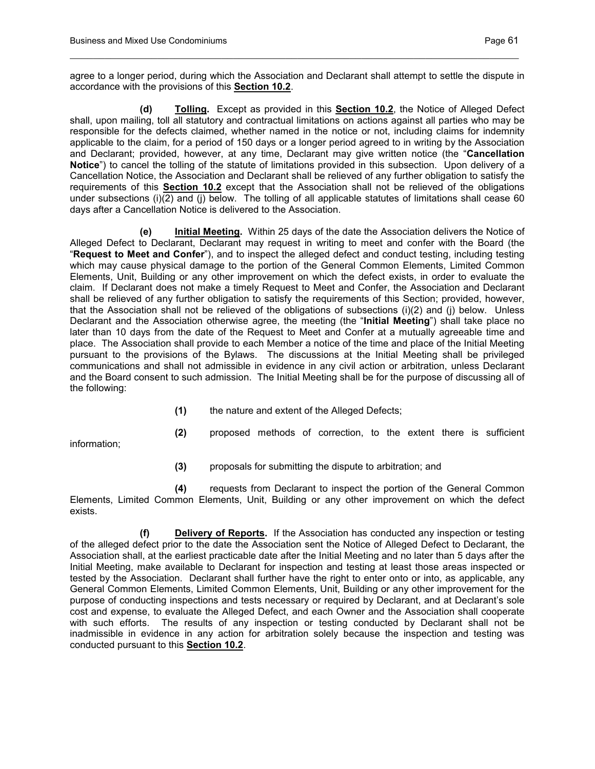agree to a longer period, during which the Association and Declarant shall attempt to settle the dispute in accordance with the provisions of this **Section 10.2**.

**(d) Tolling.** Except as provided in this **Section 10.2**, the Notice of Alleged Defect shall, upon mailing, toll all statutory and contractual limitations on actions against all parties who may be responsible for the defects claimed, whether named in the notice or not, including claims for indemnity applicable to the claim, for a period of 150 days or a longer period agreed to in writing by the Association and Declarant; provided, however, at any time, Declarant may give written notice (the "**Cancellation Notice**") to cancel the tolling of the statute of limitations provided in this subsection. Upon delivery of a Cancellation Notice, the Association and Declarant shall be relieved of any further obligation to satisfy the requirements of this **Section 10.2** except that the Association shall not be relieved of the obligations under subsections (i)(2) and (j) below. The tolling of all applicable statutes of limitations shall cease 60 days after a Cancellation Notice is delivered to the Association.

**(e) Initial Meeting.** Within 25 days of the date the Association delivers the Notice of Alleged Defect to Declarant, Declarant may request in writing to meet and confer with the Board (the "**Request to Meet and Confer**"), and to inspect the alleged defect and conduct testing, including testing which may cause physical damage to the portion of the General Common Elements, Limited Common Elements, Unit, Building or any other improvement on which the defect exists, in order to evaluate the claim. If Declarant does not make a timely Request to Meet and Confer, the Association and Declarant shall be relieved of any further obligation to satisfy the requirements of this Section; provided, however, that the Association shall not be relieved of the obligations of subsections (i)(2) and (j) below. Unless Declarant and the Association otherwise agree, the meeting (the "**Initial Meeting**") shall take place no later than 10 days from the date of the Request to Meet and Confer at a mutually agreeable time and place. The Association shall provide to each Member a notice of the time and place of the Initial Meeting pursuant to the provisions of the Bylaws. The discussions at the Initial Meeting shall be privileged communications and shall not admissible in evidence in any civil action or arbitration, unless Declarant and the Board consent to such admission. The Initial Meeting shall be for the purpose of discussing all of the following:

**(1)** the nature and extent of the Alleged Defects;

**(2)** proposed methods of correction, to the extent there is sufficient information;

**(3)** proposals for submitting the dispute to arbitration; and

**(4)** requests from Declarant to inspect the portion of the General Common Elements, Limited Common Elements, Unit, Building or any other improvement on which the defect exists.

**(f) Delivery of Reports.** If the Association has conducted any inspection or testing of the alleged defect prior to the date the Association sent the Notice of Alleged Defect to Declarant, the Association shall, at the earliest practicable date after the Initial Meeting and no later than 5 days after the Initial Meeting, make available to Declarant for inspection and testing at least those areas inspected or tested by the Association. Declarant shall further have the right to enter onto or into, as applicable, any General Common Elements, Limited Common Elements, Unit, Building or any other improvement for the purpose of conducting inspections and tests necessary or required by Declarant, and at Declarant's sole cost and expense, to evaluate the Alleged Defect, and each Owner and the Association shall cooperate with such efforts. The results of any inspection or testing conducted by Declarant shall not be inadmissible in evidence in any action for arbitration solely because the inspection and testing was conducted pursuant to this **Section 10.2**.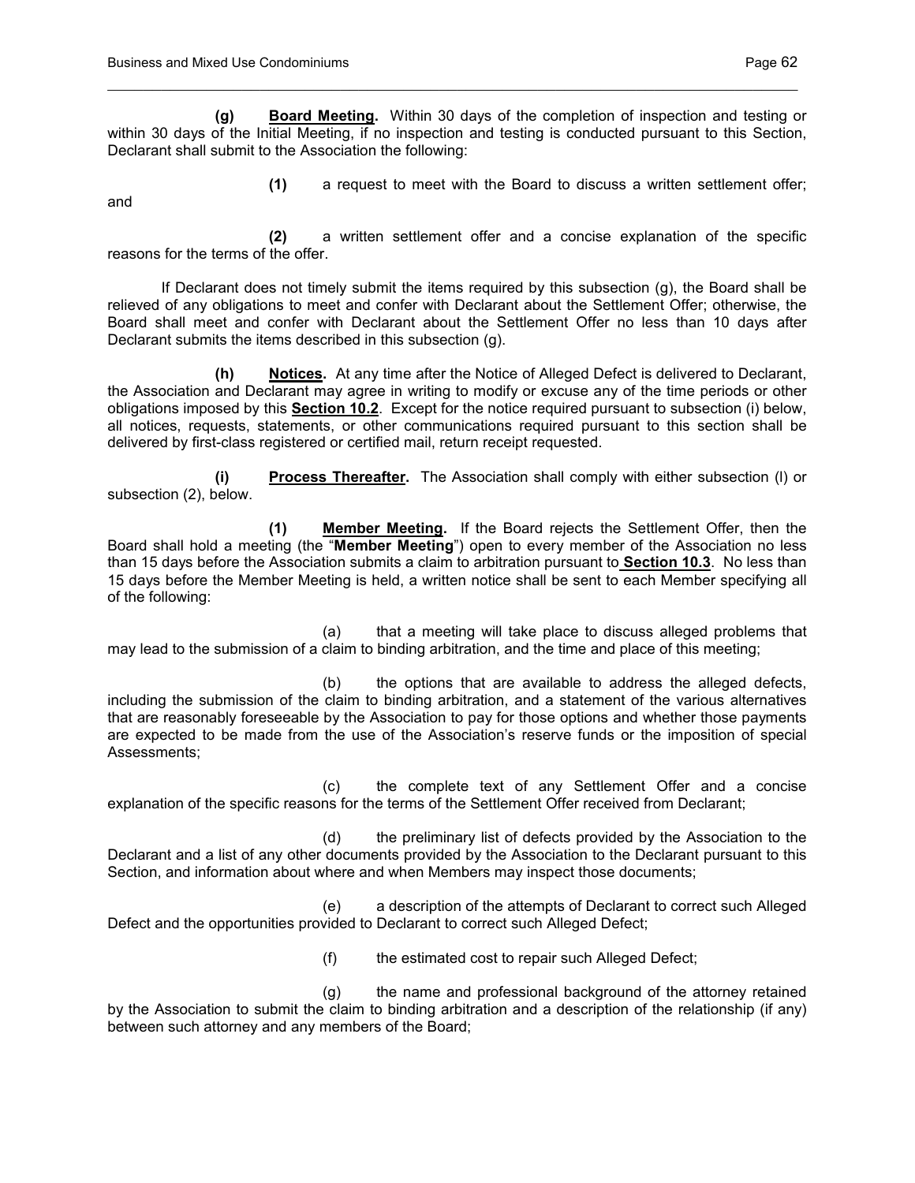**(g) <u>Board Meeting</u>.** Within 30 days of the completion of inspection and testing or within 30 days of the Initial Meeting, if no inspection and testing is conducted pursuant to this Section, Declarant shall submit to the Association the following:

**(1)** a request to meet with the Board to discuss a written settlement offer; and

**(2)** a written settlement offer and a concise explanation of the specific reasons for the terms of the offer.

If Declarant does not timely submit the items required by this subsection (g), the Board shall be relieved of any obligations to meet and confer with Declarant about the Settlement Offer; otherwise, the Board shall meet and confer with Declarant about the Settlement Offer no less than 10 days after Declarant submits the items described in this subsection (g).

**(h) <u>Notices</u>.** At any time after the Notice of Alleged Defect is delivered to Declarant, the Association and Declarant may agree in writing to modify or excuse any of the time periods or other obligations imposed by this **<u>Section 10.2</u>**. Except for the notice required pursuant to subsection (i) below, all notices, requests, statements, or other communications required pursuant to this section shall be delivered by first-class registered or certified mail, return receipt requested.

**(i) <u>Process Thereafter</u>.** The Association shall comply with either subsection (l) or subsection (2), below.

**(1) <u>Member Meeting</u>.** If the Board rejects the Settlement Offer, then the Board shall hold a meeting (the "**Member Meeting**") open to every member of the Association no less than 15 days before the Association submits a claim to arbitration pursuant to **<u>Section 10.3</u>**. No less than 15 days before the Member Meeting is held, a written notice shall be sent to each Member specifying all of the following:

(a) that a meeting will take place to discuss alleged problems that may lead to the submission of a claim to binding arbitration, and the time and place of this meeting;

(b) the options that are available to address the alleged defects, including the submission of the claim to binding arbitration, and a statement of the various alternatives that are reasonably foreseeable by the Association to pay for those options and whether those payments are expected to be made from the use of the Association's reserve funds or the imposition of special Assessments;

(c) the complete text of any Settlement Offer and a concise explanation of the specific reasons for the terms of the Settlement Offer received from Declarant;

(d) the preliminary list of defects provided by the Association to the Declarant and a list of any other documents provided by the Association to the Declarant pursuant to this Section, and information about where and when Members may inspect those documents;

(e) a description of the attempts of Declarant to correct such Alleged Defect and the opportunities provided to Declarant to correct such Alleged Defect;

(f) the estimated cost to repair such Alleged Defect;

(g) the name and professional background of the attorney retained by the Association to submit the claim to binding arbitration and a description of the relationship (if any) between such attorney and any members of the Board;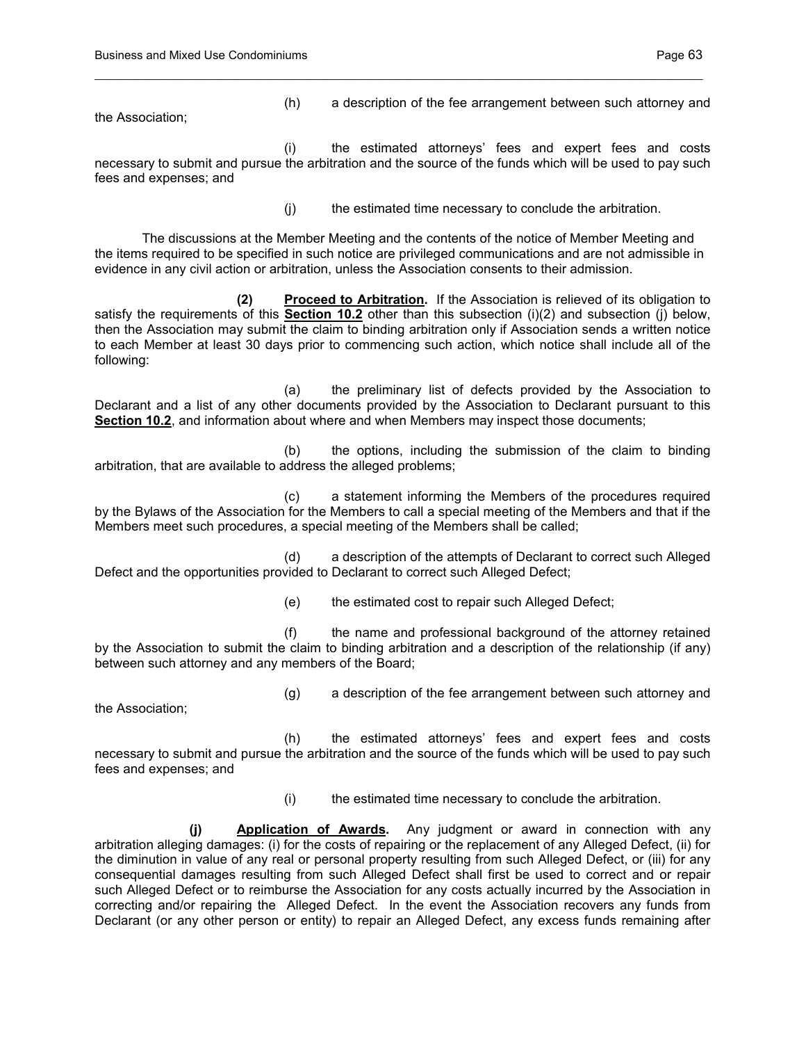(h) a description of the fee arrangement between such attorney and the Association;

(i) the estimated attorneys' fees and expert fees and costs necessary to submit and pursue the arbitration and the source of the funds which will be used to pay such fees and expenses; and

(j) the estimated time necessary to conclude the arbitration.

The discussions at the Member Meeting and the contents of the notice of Member Meeting and the items required to be specified in such notice are privileged communications and are not admissible in evidence in any civil action or arbitration, unless the Association consents to their admission.

**(2) Proceed to Arbitration.** If the Association is relieved of its obligation to satisfy the requirements of this **Section 10.2** other than this subsection (i)(2) and subsection (j) below, then the Association may submit the claim to binding arbitration only if Association sends a written notice to each Member at least 30 days prior to commencing such action, which notice shall include all of the following:

(a) the preliminary list of defects provided by the Association to Declarant and a list of any other documents provided by the Association to Declarant pursuant to this **Section 10.2**, and information about where and when Members may inspect those documents;

(b) the options, including the submission of the claim to binding arbitration, that are available to address the alleged problems;

(c) a statement informing the Members of the procedures required by the Bylaws of the Association for the Members to call a special meeting of the Members and that if the Members meet such procedures, a special meeting of the Members shall be called;

(d) a description of the attempts of Declarant to correct such Alleged Defect and the opportunities provided to Declarant to correct such Alleged Defect;

(e) the estimated cost to repair such Alleged Defect;

(f) the name and professional background of the attorney retained by the Association to submit the claim to binding arbitration and a description of the relationship (if any) between such attorney and any members of the Board;

(g) a description of the fee arrangement between such attorney and the Association;

(h) the estimated attorneys' fees and expert fees and costs necessary to submit and pursue the arbitration and the source of the funds which will be used to pay such fees and expenses; and

(i) the estimated time necessary to conclude the arbitration.

**(j) Application of Awards.** Any judgment or award in connection with any arbitration alleging damages: (i) for the costs of repairing or the replacement of any Alleged Defect, (ii) for the diminution in value of any real or personal property resulting from such Alleged Defect, or (iii) for any consequential damages resulting from such Alleged Defect shall first be used to correct and or repair such Alleged Defect or to reimburse the Association for any costs actually incurred by the Association in correcting and/or repairing the Alleged Defect. In the event the Association recovers any funds from Declarant (or any other person or entity) to repair an Alleged Defect, any excess funds remaining after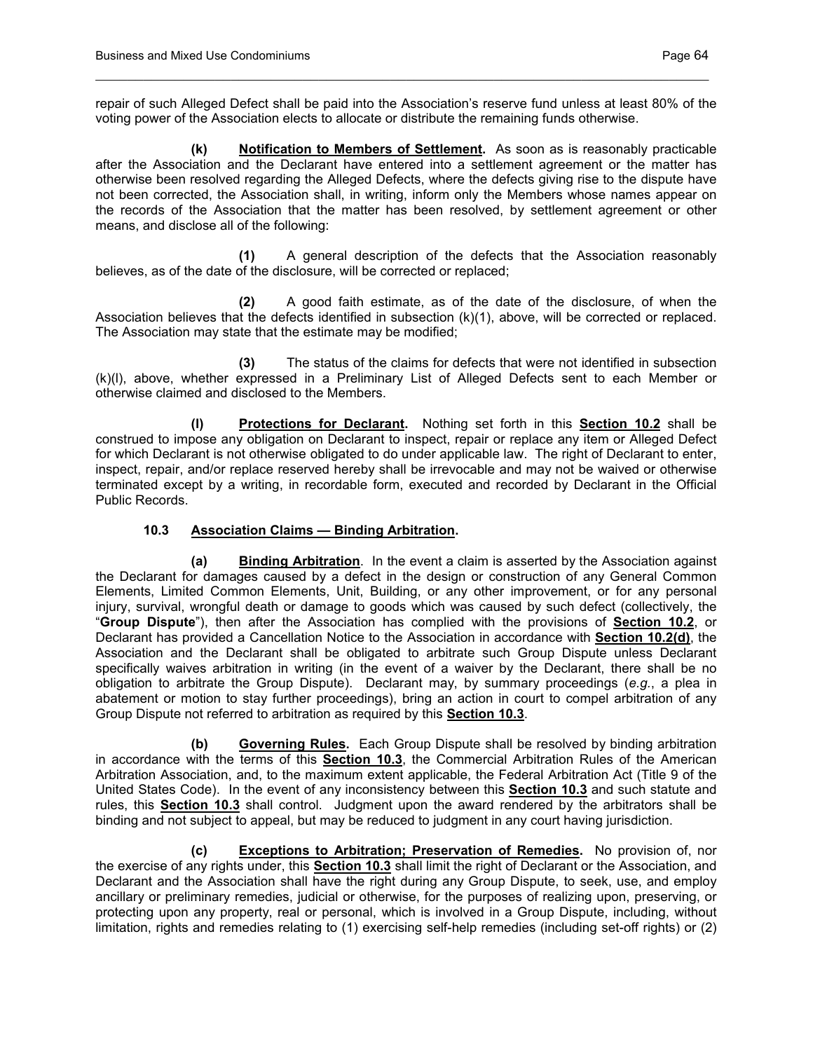repair of such Alleged Defect shall be paid into the Association's reserve fund unless at least 80% of the voting power of the Association elects to allocate or distribute the remaining funds otherwise.

**(k) Notification to Members of Settlement.** As soon as is reasonably practicable after the Association and the Declarant have entered into a settlement agreement or the matter has otherwise been resolved regarding the Alleged Defects, where the defects giving rise to the dispute have not been corrected, the Association shall, in writing, inform only the Members whose names appear on the records of the Association that the matter has been resolved, by settlement agreement or other means, and disclose all of the following:

**(1)** A general description of the defects that the Association reasonably believes, as of the date of the disclosure, will be corrected or replaced;

**(2)** A good faith estimate, as of the date of the disclosure, of when the Association believes that the defects identified in subsection (k)(1), above, will be corrected or replaced. The Association may state that the estimate may be modified;

**(3)** The status of the claims for defects that were not identified in subsection (k)(l), above, whether expressed in a Preliminary List of Alleged Defects sent to each Member or otherwise claimed and disclosed to the Members.

**(l) Protections for Declarant.** Nothing set forth in this **Section 10.2** shall be construed to impose any obligation on Declarant to inspect, repair or replace any item or Alleged Defect for which Declarant is not otherwise obligated to do under applicable law. The right of Declarant to enter, inspect, repair, and/or replace reserved hereby shall be irrevocable and may not be waived or otherwise terminated except by a writing, in recordable form, executed and recorded by Declarant in the Official Public Records.

**10.3 Association Claims — Binding Arbitration.**

**(a) Binding Arbitration**. In the event a claim is asserted by the Association against the Declarant for damages caused by a defect in the design or construction of any General Common Elements, Limited Common Elements, Unit, Building, or any other improvement, or for any personal injury, survival, wrongful death or damage to goods which was caused by such defect (collectively, the "**Group Dispute**"), then after the Association has complied with the provisions of **Section 10.2**, or Declarant has provided a Cancellation Notice to the Association in accordance with **Section 10.2(d)**, the Association and the Declarant shall be obligated to arbitrate such Group Dispute unless Declarant specifically waives arbitration in writing (in the event of a waiver by the Declarant, there shall be no obligation to arbitrate the Group Dispute). Declarant may, by summary proceedings (*e.g.*, a plea in abatement or motion to stay further proceedings), bring an action in court to compel arbitration of any Group Dispute not referred to arbitration as required by this **Section 10.3**.

**(b) Governing Rules.** Each Group Dispute shall be resolved by binding arbitration in accordance with the terms of this **Section 10.3**, the Commercial Arbitration Rules of the American Arbitration Association, and, to the maximum extent applicable, the Federal Arbitration Act (Title 9 of the United States Code). In the event of any inconsistency between this **Section 10.3** and such statute and rules, this **Section 10.3** shall control. Judgment upon the award rendered by the arbitrators shall be binding and not subject to appeal, but may be reduced to judgment in any court having jurisdiction.

**(c) Exceptions to Arbitration; Preservation of Remedies.** No provision of, nor the exercise of any rights under, this **Section 10.3** shall limit the right of Declarant or the Association, and Declarant and the Association shall have the right during any Group Dispute, to seek, use, and employ ancillary or preliminary remedies, judicial or otherwise, for the purposes of realizing upon, preserving, or protecting upon any property, real or personal, which is involved in a Group Dispute, including, without limitation, rights and remedies relating to (1) exercising self-help remedies (including set-off rights) or (2)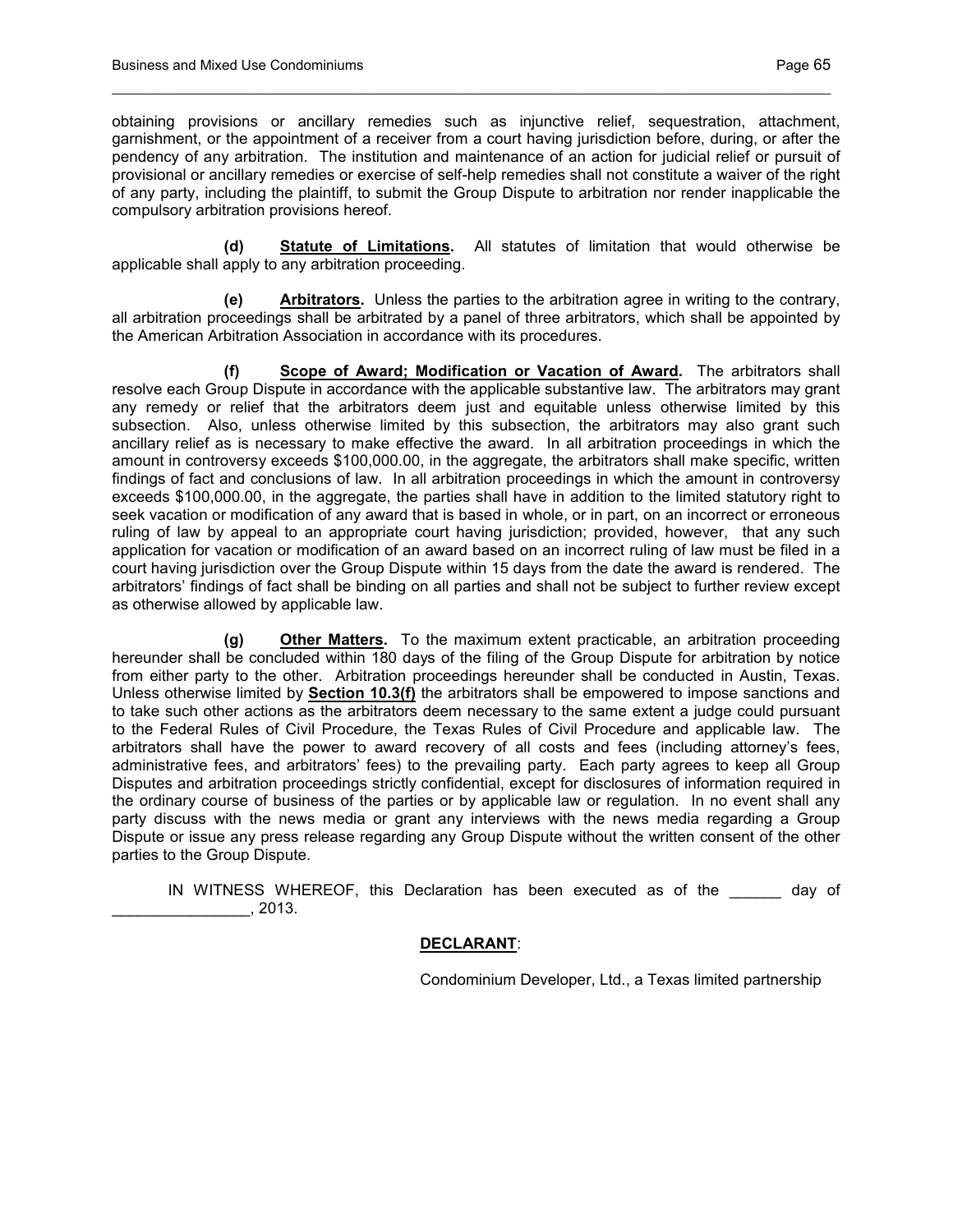obtaining provisions or ancillary remedies such as injunctive relief, sequestration, attachment, garnishment, or the appointment of a receiver from a court having jurisdiction before, during, or after the pendency of any arbitration. The institution and maintenance of an action for judicial relief or pursuit of provisional or ancillary remedies or exercise of self-help remedies shall not constitute a waiver of the right of any party, including the plaintiff, to submit the Group Dispute to arbitration nor render inapplicable the compulsory arbitration provisions hereof.

**(d)** **<u>Statute of Limitations</u>.** All statutes of limitation that would otherwise be applicable shall apply to any arbitration proceeding.

**(e)** **<u>Arbitrators</u>.** Unless the parties to the arbitration agree in writing to the contrary, all arbitration proceedings shall be arbitrated by a panel of three arbitrators, which shall be appointed by the American Arbitration Association in accordance with its procedures.

**(f)** **<u>Scope of Award; Modification or Vacation of Award</u>.** The arbitrators shall resolve each Group Dispute in accordance with the applicable substantive law. The arbitrators may grant any remedy or relief that the arbitrators deem just and equitable unless otherwise limited by this subsection. Also, unless otherwise limited by this subsection, the arbitrators may also grant such ancillary relief as is necessary to make effective the award. In all arbitration proceedings in which the amount in controversy exceeds $100,000.00, in the aggregate, the arbitrators shall make specific, written findings of fact and conclusions of law. In all arbitration proceedings in which the amount in controversy exceeds $100,000.00, in the aggregate, the parties shall have in addition to the limited statutory right to seek vacation or modification of any award that is based in whole, or in part, on an incorrect or erroneous ruling of law by appeal to an appropriate court having jurisdiction; provided, however, that any such application for vacation or modification of an award based on an incorrect ruling of law must be filed in a court having jurisdiction over the Group Dispute within 15 days from the date the award is rendered. The arbitrators' findings of fact shall be binding on all parties and shall not be subject to further review except as otherwise allowed by applicable law.

**(g)** **<u>Other Matters</u>.** To the maximum extent practicable, an arbitration proceeding hereunder shall be concluded within 180 days of the filing of the Group Dispute for arbitration by notice from either party to the other. Arbitration proceedings hereunder shall be conducted in Austin, Texas. Unless otherwise limited by **<u>Section 10.3(f)</u>** the arbitrators shall be empowered to impose sanctions and to take such other actions as the arbitrators deem necessary to the same extent a judge could pursuant to the Federal Rules of Civil Procedure, the Texas Rules of Civil Procedure and applicable law. The arbitrators shall have the power to award recovery of all costs and fees (including attorney's fees, administrative fees, and arbitrators' fees) to the prevailing party. Each party agrees to keep all Group Disputes and arbitration proceedings strictly confidential, except for disclosures of information required in the ordinary course of business of the parties or by applicable law or regulation. In no event shall any party discuss with the news media or grant any interviews with the news media regarding a Group Dispute or issue any press release regarding any Group Dispute without the written consent of the other parties to the Group Dispute.

IN WITNESS WHEREOF, this Declaration has been executed as of the ______ day of ________________, 2013.

**<u>DECLARANT</u>**:

Condominium Developer, Ltd., a Texas limited partnership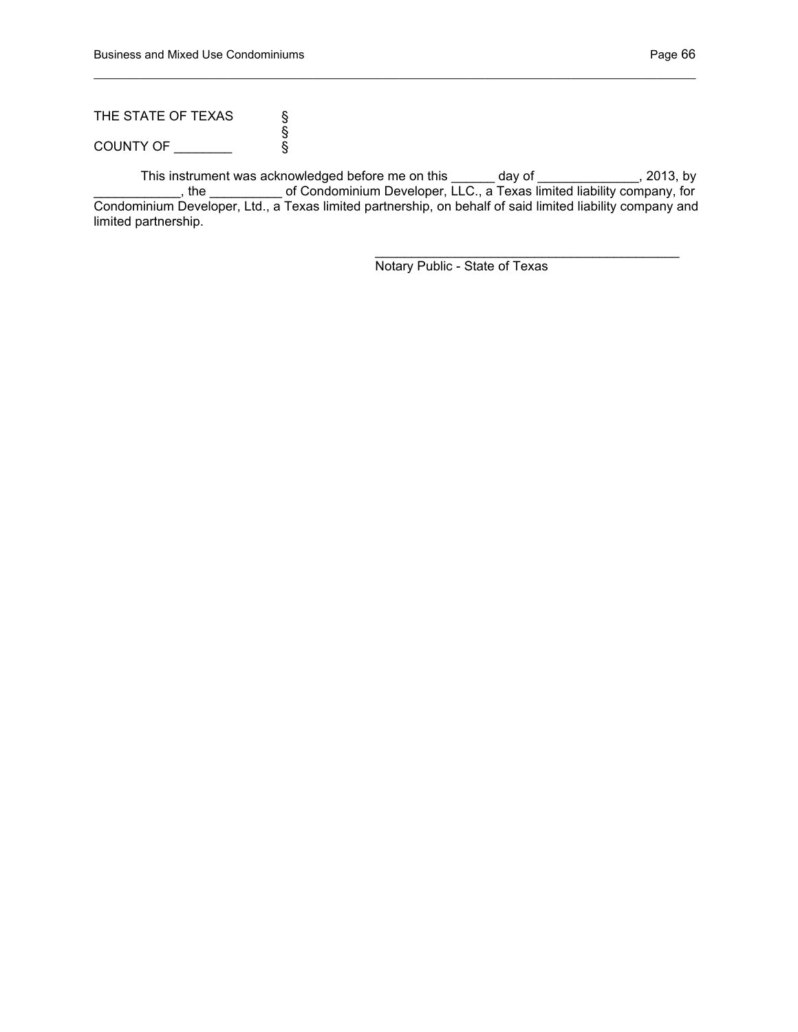THE STATE OF TEXAS §
§
COUNTY OF ________ §

This instrument was acknowledged before me on this ______ day of ______________, 2013, by ____________, the __________ of Condominium Developer, LLC., a Texas limited liability company, for Condominium Developer, Ltd., a Texas limited partnership, on behalf of said limited liability company and limited partnership.

_____________________________________________

Notary Public - State of Texas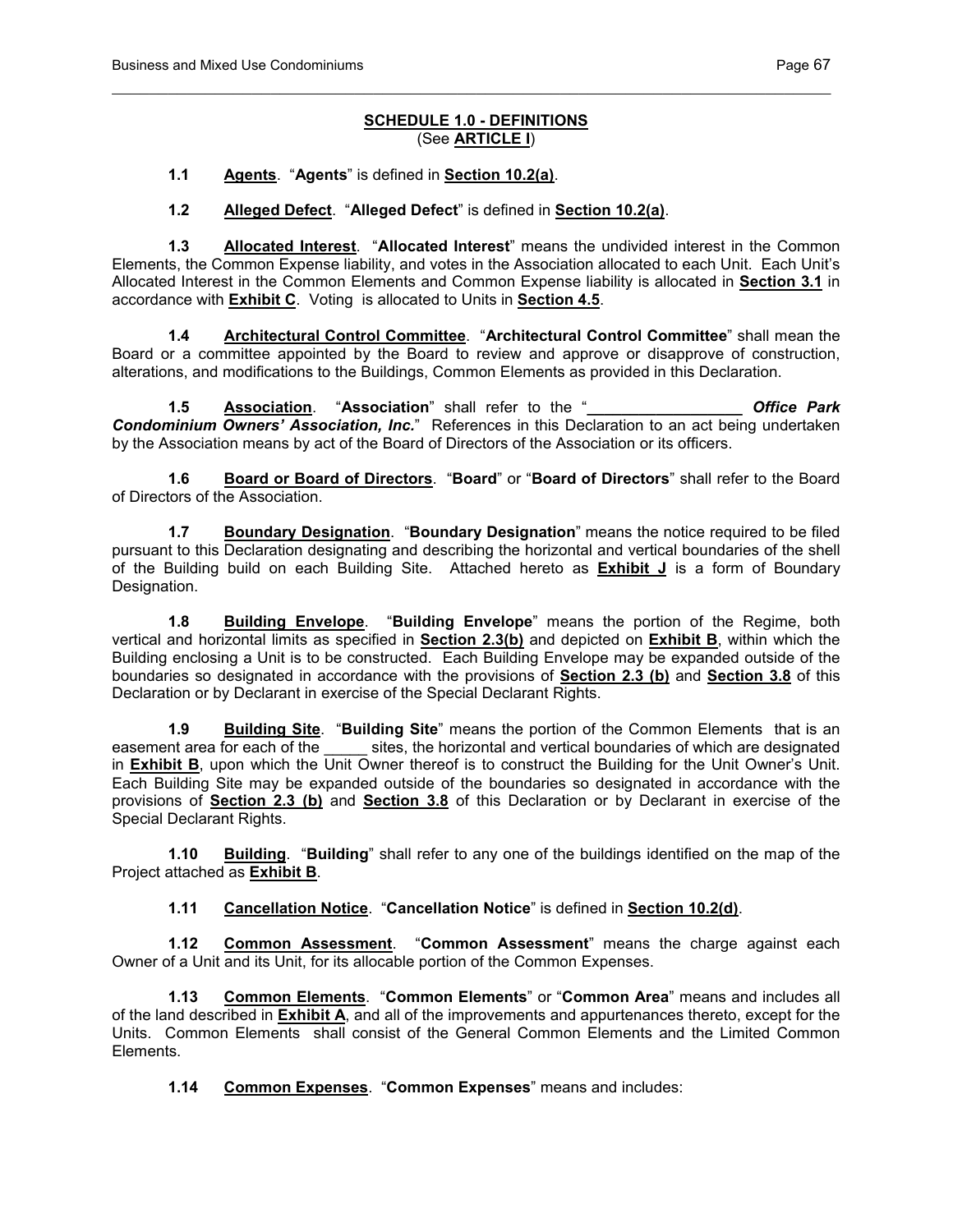## SCHEDULE 1.0 - DEFINITIONS
(See **ARTICLE I**)

**1.1 Agents**. "**Agents**" is defined in **Section 10.2(a)**.

**1.2 Alleged Defect**. "**Alleged Defect**" is defined in **Section 10.2(a)**.

**1.3 Allocated Interest**. "**Allocated Interest**" means the undivided interest in the Common Elements, the Common Expense liability, and votes in the Association allocated to each Unit. Each Unit's Allocated Interest in the Common Elements and Common Expense liability is allocated in **Section 3.1** in accordance with **Exhibit C**. Voting is allocated to Units in **Section 4.5**.

**1.4 Architectural Control Committee**. "**Architectural Control Committee**" shall mean the Board or a committee appointed by the Board to review and approve or disapprove of construction, alterations, and modifications to the Buildings, Common Elements as provided in this Declaration.

**1.5 Association**. "**Association**" shall refer to the "__________________ ***Office Park Condominium Owners' Association, Inc.***" References in this Declaration to an act being undertaken by the Association means by act of the Board of Directors of the Association or its officers.

**1.6 Board or Board of Directors**. "**Board**" or "**Board of Directors**" shall refer to the Board of Directors of the Association.

**1.7 Boundary Designation**. "**Boundary Designation**" means the notice required to be filed pursuant to this Declaration designating and describing the horizontal and vertical boundaries of the shell of the Building build on each Building Site. Attached hereto as **Exhibit J** is a form of Boundary Designation.

**1.8 Building Envelope**. "**Building Envelope**" means the portion of the Regime, both vertical and horizontal limits as specified in **Section 2.3(b)** and depicted on **Exhibit B**, within which the Building enclosing a Unit is to be constructed. Each Building Envelope may be expanded outside of the boundaries so designated in accordance with the provisions of **Section 2.3 (b)** and **Section 3.8** of this Declaration or by Declarant in exercise of the Special Declarant Rights.

**1.9 Building Site**. "**Building Site**" means the portion of the Common Elements that is an easement area for each of the _____ sites, the horizontal and vertical boundaries of which are designated in **Exhibit B**, upon which the Unit Owner thereof is to construct the Building for the Unit Owner's Unit. Each Building Site may be expanded outside of the boundaries so designated in accordance with the provisions of **Section 2.3 (b)** and **Section 3.8** of this Declaration or by Declarant in exercise of the Special Declarant Rights.

**1.10 Building**. "**Building**" shall refer to any one of the buildings identified on the map of the Project attached as **Exhibit B**.

**1.11 Cancellation Notice**. "**Cancellation Notice**" is defined in **Section 10.2(d)**.

**1.12 Common Assessment**. "**Common Assessment**" means the charge against each Owner of a Unit and its Unit, for its allocable portion of the Common Expenses.

**1.13 Common Elements**. "**Common Elements**" or "**Common Area**" means and includes all of the land described in **Exhibit A**, and all of the improvements and appurtenances thereto, except for the Units. Common Elements shall consist of the General Common Elements and the Limited Common Elements.

**1.14 Common Expenses**. "**Common Expenses**" means and includes: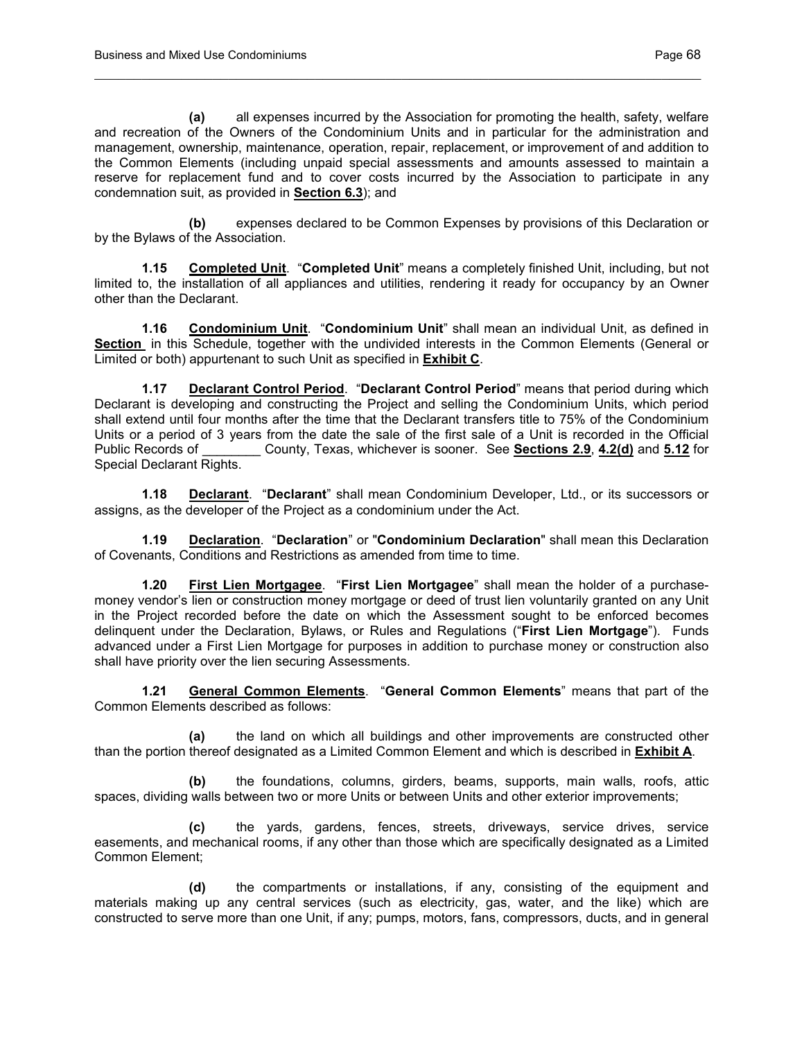**(a)** all expenses incurred by the Association for promoting the health, safety, welfare and recreation of the Owners of the Condominium Units and in particular for the administration and management, ownership, maintenance, operation, repair, replacement, or improvement of and addition to the Common Elements (including unpaid special assessments and amounts assessed to maintain a reserve for replacement fund and to cover costs incurred by the Association to participate in any condemnation suit, as provided in **Section 6.3**); and

**(b)** expenses declared to be Common Expenses by provisions of this Declaration or by the Bylaws of the Association.

**1.15 Completed Unit**. "**Completed Unit**" means a completely finished Unit, including, but not limited to, the installation of all appliances and utilities, rendering it ready for occupancy by an Owner other than the Declarant.

**1.16 Condominium Unit**. "**Condominium Unit**" shall mean an individual Unit, as defined in **Section** in this Schedule, together with the undivided interests in the Common Elements (General or Limited or both) appurtenant to such Unit as specified in **Exhibit C**.

**1.17 Declarant Control Period**. "**Declarant Control Period**" means that period during which Declarant is developing and constructing the Project and selling the Condominium Units, which period shall extend until four months after the time that the Declarant transfers title to 75% of the Condominium Units or a period of 3 years from the date the sale of the first sale of a Unit is recorded in the Official Public Records of ________ County, Texas, whichever is sooner. See **Sections 2.9**, **4.2(d)** and **5.12** for Special Declarant Rights.

**1.18 Declarant**. "**Declarant**" shall mean Condominium Developer, Ltd., or its successors or assigns, as the developer of the Project as a condominium under the Act.

**1.19 Declaration**. "**Declaration**" or "**Condominium Declaration**" shall mean this Declaration of Covenants, Conditions and Restrictions as amended from time to time.

**1.20 First Lien Mortgagee**. "**First Lien Mortgagee**" shall mean the holder of a purchase-money vendor's lien or construction money mortgage or deed of trust lien voluntarily granted on any Unit in the Project recorded before the date on which the Assessment sought to be enforced becomes delinquent under the Declaration, Bylaws, or Rules and Regulations ("**First Lien Mortgage**"). Funds advanced under a First Lien Mortgage for purposes in addition to purchase money or construction also shall have priority over the lien securing Assessments.

**1.21 General Common Elements**. "**General Common Elements**" means that part of the Common Elements described as follows:

**(a)** the land on which all buildings and other improvements are constructed other than the portion thereof designated as a Limited Common Element and which is described in **Exhibit A**.

**(b)** the foundations, columns, girders, beams, supports, main walls, roofs, attic spaces, dividing walls between two or more Units or between Units and other exterior improvements;

**(c)** the yards, gardens, fences, streets, driveways, service drives, service easements, and mechanical rooms, if any other than those which are specifically designated as a Limited Common Element;

**(d)** the compartments or installations, if any, consisting of the equipment and materials making up any central services (such as electricity, gas, water, and the like) which are constructed to serve more than one Unit, if any; pumps, motors, fans, compressors, ducts, and in general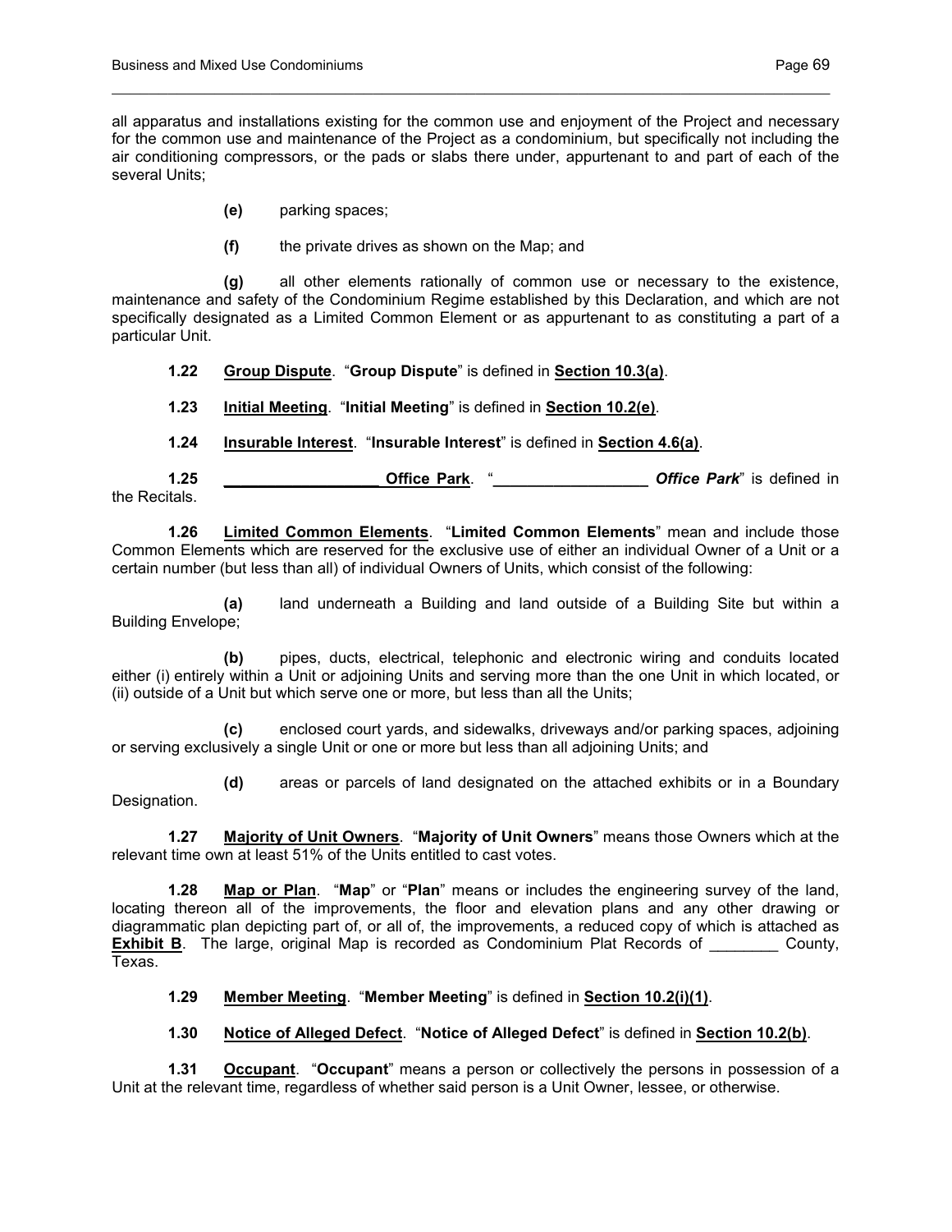all apparatus and installations existing for the common use and enjoyment of the Project and necessary for the common use and maintenance of the Project as a condominium, but specifically not including the air conditioning compressors, or the pads or slabs there under, appurtenant to and part of each of the several Units;

**(e)** parking spaces;

**(f)** the private drives as shown on the Map; and

**(g)** all other elements rationally of common use or necessary to the existence, maintenance and safety of the Condominium Regime established by this Declaration, and which are not specifically designated as a Limited Common Element or as appurtenant to as constituting a part of a particular Unit.

**1.22** **Group Dispute**. "**Group Dispute**" is defined in **Section 10.3(a)**.

**1.23** **Initial Meeting**. "**Initial Meeting**" is defined in **Section 10.2(e)**.

**1.24** **Insurable Interest**. "**Insurable Interest**" is defined in **Section 4.6(a)**.

**1.25** **__________________ Office Park**. "**__________________ *Office Park***" is defined in the Recitals.

**1.26** **Limited Common Elements**. "**Limited Common Elements**" mean and include those Common Elements which are reserved for the exclusive use of either an individual Owner of a Unit or a certain number (but less than all) of individual Owners of Units, which consist of the following:

**(a)** land underneath a Building and land outside of a Building Site but within a Building Envelope;

**(b)** pipes, ducts, electrical, telephonic and electronic wiring and conduits located either (i) entirely within a Unit or adjoining Units and serving more than the one Unit in which located, or (ii) outside of a Unit but which serve one or more, but less than all the Units;

**(c)** enclosed court yards, and sidewalks, driveways and/or parking spaces, adjoining or serving exclusively a single Unit or one or more but less than all adjoining Units; and

**(d)** areas or parcels of land designated on the attached exhibits or in a Boundary Designation.

**1.27** **Majority of Unit Owners**. "**Majority of Unit Owners**" means those Owners which at the relevant time own at least 51% of the Units entitled to cast votes.

**1.28** **Map or Plan**. "**Map**" or "**Plan**" means or includes the engineering survey of the land, locating thereon all of the improvements, the floor and elevation plans and any other drawing or diagrammatic plan depicting part of, or all of, the improvements, a reduced copy of which is attached as **Exhibit B**. The large, original Map is recorded as Condominium Plat Records of ________ County, Texas.

**1.29** **Member Meeting**. "**Member Meeting**" is defined in **Section 10.2(i)(1)**.

**1.30** **Notice of Alleged Defect**. "**Notice of Alleged Defect**" is defined in **Section 10.2(b)**.

**1.31** **Occupant**. "**Occupant**" means a person or collectively the persons in possession of a Unit at the relevant time, regardless of whether said person is a Unit Owner, lessee, or otherwise.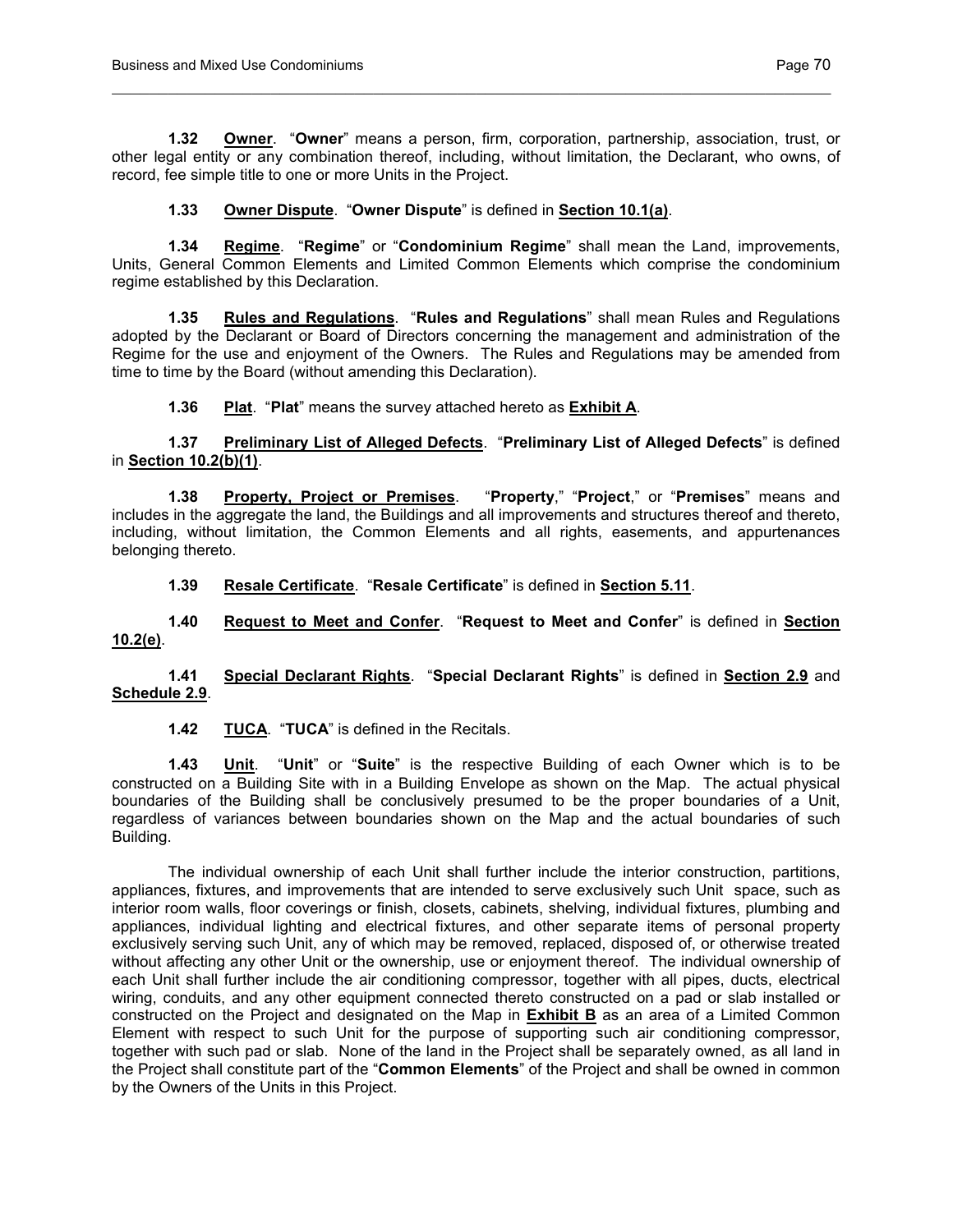**1.32 <u>Owner</u>**. "**Owner**" means a person, firm, corporation, partnership, association, trust, or other legal entity or any combination thereof, including, without limitation, the Declarant, who owns, of record, fee simple title to one or more Units in the Project.

**1.33 <u>Owner Dispute</u>**. "**Owner Dispute**" is defined in **<u>Section 10.1(a)</u>**.

**1.34 <u>Regime</u>**. "**Regime**" or "**Condominium Regime**" shall mean the Land, improvements, Units, General Common Elements and Limited Common Elements which comprise the condominium regime established by this Declaration.

**1.35 <u>Rules and Regulations</u>**. "**Rules and Regulations**" shall mean Rules and Regulations adopted by the Declarant or Board of Directors concerning the management and administration of the Regime for the use and enjoyment of the Owners. The Rules and Regulations may be amended from time to time by the Board (without amending this Declaration).

**1.36 <u>Plat</u>**. "**Plat**" means the survey attached hereto as **<u>Exhibit A</u>**.

**1.37 <u>Preliminary List of Alleged Defects</u>**. "**Preliminary List of Alleged Defects**" is defined in **<u>Section 10.2(b)(1)</u>**.

**1.38 <u>Property, Project or Premises</u>**. "**Property**," "**Project**," or "**Premises**" means and includes in the aggregate the land, the Buildings and all improvements and structures thereof and thereto, including, without limitation, the Common Elements and all rights, easements, and appurtenances belonging thereto.

**1.39 <u>Resale Certificate</u>**. "**Resale Certificate**" is defined in **<u>Section 5.11</u>**.

**1.40 <u>Request to Meet and Confer</u>**. "**Request to Meet and Confer**" is defined in **<u>Section 10.2(e)</u>**.

**1.41 <u>Special Declarant Rights</u>**. "**Special Declarant Rights**" is defined in **<u>Section 2.9</u>** and **<u>Schedule 2.9</u>**.

**1.42 <u>TUCA</u>**. "**TUCA**" is defined in the Recitals.

**1.43 <u>Unit</u>**. "**Unit**" or "**Suite**" is the respective Building of each Owner which is to be constructed on a Building Site with in a Building Envelope as shown on the Map. The actual physical boundaries of the Building shall be conclusively presumed to be the proper boundaries of a Unit, regardless of variances between boundaries shown on the Map and the actual boundaries of such Building.

The individual ownership of each Unit shall further include the interior construction, partitions, appliances, fixtures, and improvements that are intended to serve exclusively such Unit space, such as interior room walls, floor coverings or finish, closets, cabinets, shelving, individual fixtures, plumbing and appliances, individual lighting and electrical fixtures, and other separate items of personal property exclusively serving such Unit, any of which may be removed, replaced, disposed of, or otherwise treated without affecting any other Unit or the ownership, use or enjoyment thereof. The individual ownership of each Unit shall further include the air conditioning compressor, together with all pipes, ducts, electrical wiring, conduits, and any other equipment connected thereto constructed on a pad or slab installed or constructed on the Project and designated on the Map in **<u>Exhibit B</u>** as an area of a Limited Common Element with respect to such Unit for the purpose of supporting such air conditioning compressor, together with such pad or slab. None of the land in the Project shall be separately owned, as all land in the Project shall constitute part of the "**Common Elements**" of the Project and shall be owned in common by the Owners of the Units in this Project.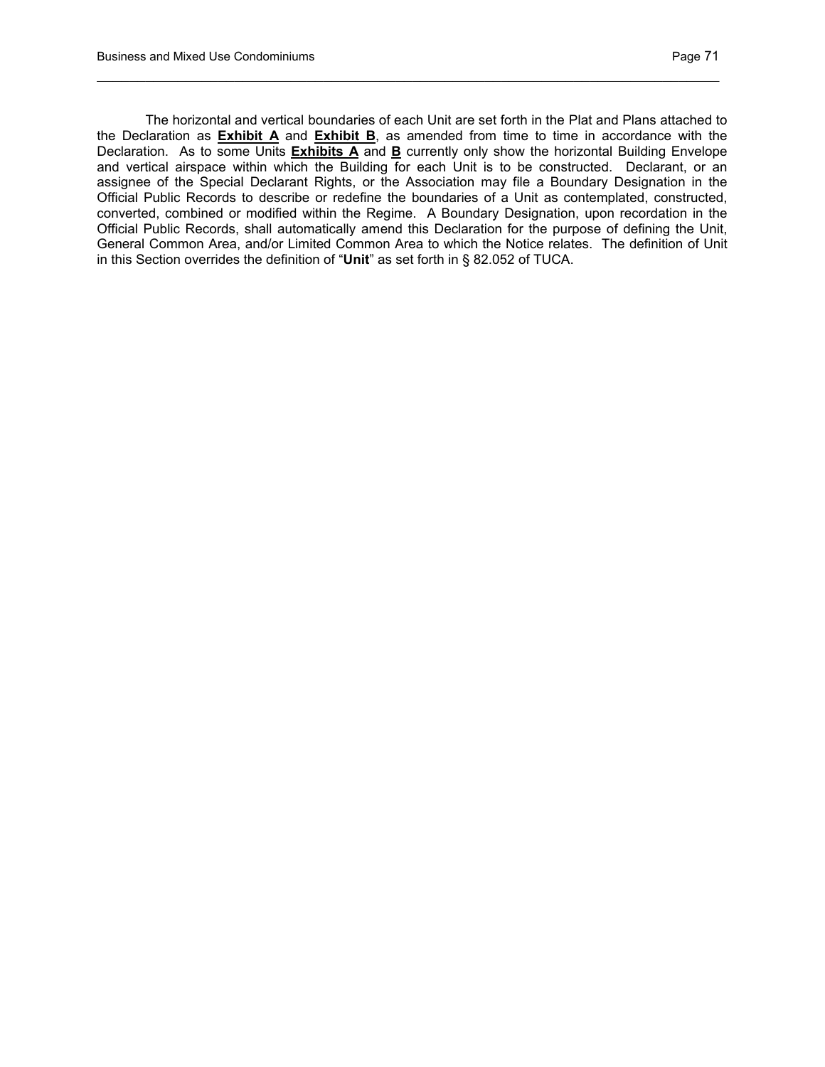The horizontal and vertical boundaries of each Unit are set forth in the Plat and Plans attached to the Declaration as **Exhibit A** and **Exhibit B**, as amended from time to time in accordance with the Declaration. As to some Units **Exhibits A** and **B** currently only show the horizontal Building Envelope and vertical airspace within which the Building for each Unit is to be constructed. Declarant, or an assignee of the Special Declarant Rights, or the Association may file a Boundary Designation in the Official Public Records to describe or redefine the boundaries of a Unit as contemplated, constructed, converted, combined or modified within the Regime. A Boundary Designation, upon recordation in the Official Public Records, shall automatically amend this Declaration for the purpose of defining the Unit, General Common Area, and/or Limited Common Area to which the Notice relates. The definition of Unit in this Section overrides the definition of "**Unit**" as set forth in § 82.052 of TUCA.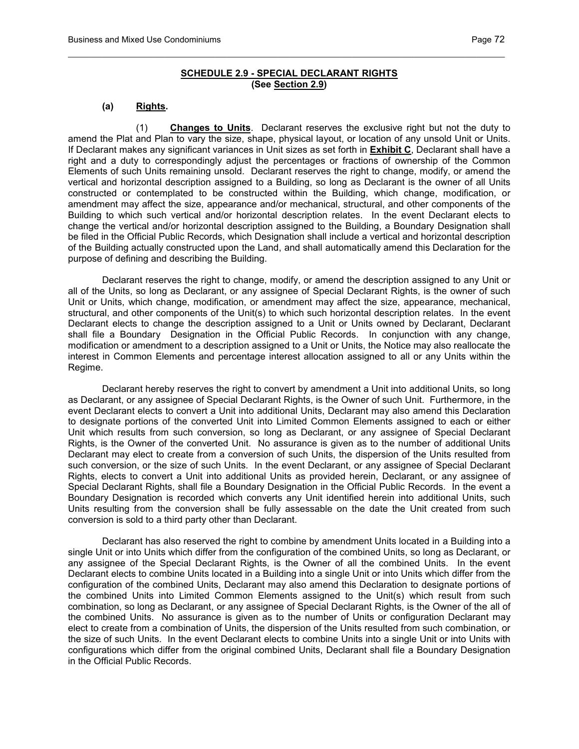## SCHEDULE 2.9 - SPECIAL DECLARANT RIGHTS
**(See Section 2.9)**

**(a) Rights.**

(1) **Changes to Units**. Declarant reserves the exclusive right but not the duty to amend the Plat and Plan to vary the size, shape, physical layout, or location of any unsold Unit or Units. If Declarant makes any significant variances in Unit sizes as set forth in **Exhibit C**, Declarant shall have a right and a duty to correspondingly adjust the percentages or fractions of ownership of the Common Elements of such Units remaining unsold. Declarant reserves the right to change, modify, or amend the vertical and horizontal description assigned to a Building, so long as Declarant is the owner of all Units constructed or contemplated to be constructed within the Building, which change, modification, or amendment may affect the size, appearance and/or mechanical, structural, and other components of the Building to which such vertical and/or horizontal description relates. In the event Declarant elects to change the vertical and/or horizontal description assigned to the Building, a Boundary Designation shall be filed in the Official Public Records, which Designation shall include a vertical and horizontal description of the Building actually constructed upon the Land, and shall automatically amend this Declaration for the purpose of defining and describing the Building.

Declarant reserves the right to change, modify, or amend the description assigned to any Unit or all of the Units, so long as Declarant, or any assignee of Special Declarant Rights, is the owner of such Unit or Units, which change, modification, or amendment may affect the size, appearance, mechanical, structural, and other components of the Unit(s) to which such horizontal description relates. In the event Declarant elects to change the description assigned to a Unit or Units owned by Declarant, Declarant shall file a Boundary Designation in the Official Public Records. In conjunction with any change, modification or amendment to a description assigned to a Unit or Units, the Notice may also reallocate the interest in Common Elements and percentage interest allocation assigned to all or any Units within the Regime.

Declarant hereby reserves the right to convert by amendment a Unit into additional Units, so long as Declarant, or any assignee of Special Declarant Rights, is the Owner of such Unit. Furthermore, in the event Declarant elects to convert a Unit into additional Units, Declarant may also amend this Declaration to designate portions of the converted Unit into Limited Common Elements assigned to each or either Unit which results from such conversion, so long as Declarant, or any assignee of Special Declarant Rights, is the Owner of the converted Unit. No assurance is given as to the number of additional Units Declarant may elect to create from a conversion of such Units, the dispersion of the Units resulted from such conversion, or the size of such Units. In the event Declarant, or any assignee of Special Declarant Rights, elects to convert a Unit into additional Units as provided herein, Declarant, or any assignee of Special Declarant Rights, shall file a Boundary Designation in the Official Public Records. In the event a Boundary Designation is recorded which converts any Unit identified herein into additional Units, such Units resulting from the conversion shall be fully assessable on the date the Unit created from such conversion is sold to a third party other than Declarant.

Declarant has also reserved the right to combine by amendment Units located in a Building into a single Unit or into Units which differ from the configuration of the combined Units, so long as Declarant, or any assignee of the Special Declarant Rights, is the Owner of all the combined Units. In the event Declarant elects to combine Units located in a Building into a single Unit or into Units which differ from the configuration of the combined Units, Declarant may also amend this Declaration to designate portions of the combined Units into Limited Common Elements assigned to the Unit(s) which result from such combination, so long as Declarant, or any assignee of Special Declarant Rights, is the Owner of the all of the combined Units. No assurance is given as to the number of Units or configuration Declarant may elect to create from a combination of Units, the dispersion of the Units resulted from such combination, or the size of such Units. In the event Declarant elects to combine Units into a single Unit or into Units with configurations which differ from the original combined Units, Declarant shall file a Boundary Designation in the Official Public Records.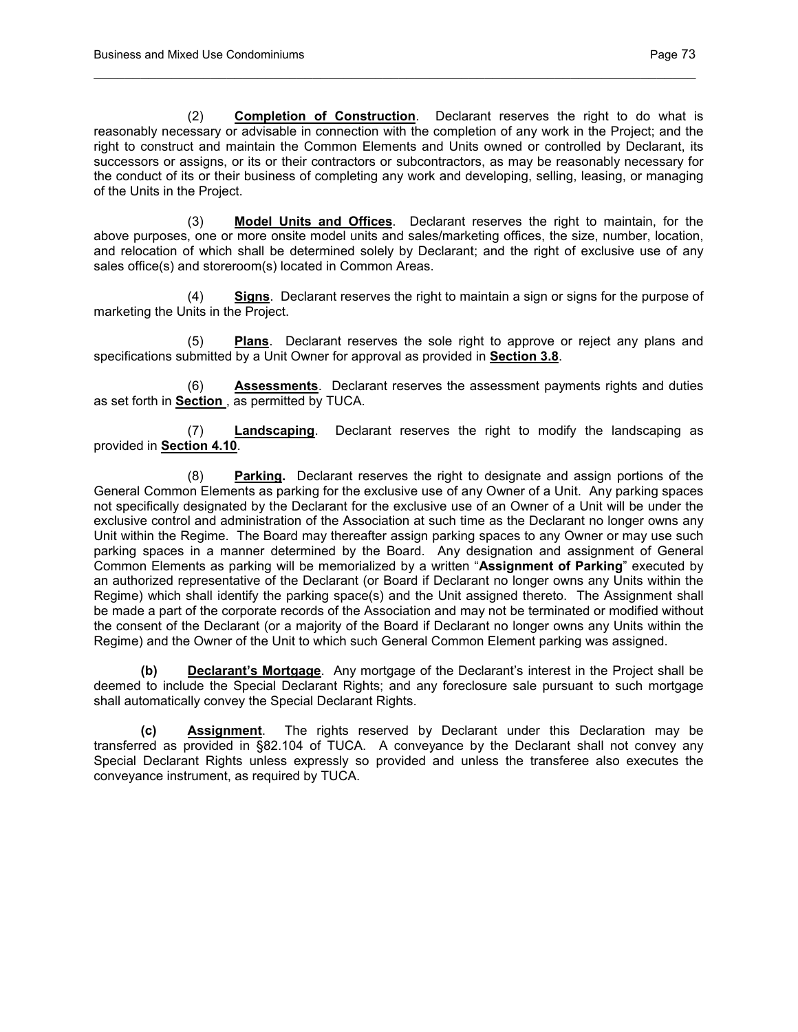(2) **Completion of Construction**. Declarant reserves the right to do what is reasonably necessary or advisable in connection with the completion of any work in the Project; and the right to construct and maintain the Common Elements and Units owned or controlled by Declarant, its successors or assigns, or its or their contractors or subcontractors, as may be reasonably necessary for the conduct of its or their business of completing any work and developing, selling, leasing, or managing of the Units in the Project.

(3) **Model Units and Offices**. Declarant reserves the right to maintain, for the above purposes, one or more onsite model units and sales/marketing offices, the size, number, location, and relocation of which shall be determined solely by Declarant; and the right of exclusive use of any sales office(s) and storeroom(s) located in Common Areas.

(4) **Signs**. Declarant reserves the right to maintain a sign or signs for the purpose of marketing the Units in the Project.

(5) **Plans**. Declarant reserves the sole right to approve or reject any plans and specifications submitted by a Unit Owner for approval as provided in **Section 3.8**.

(6) **Assessments**. Declarant reserves the assessment payments rights and duties as set forth in **Section** , as permitted by TUCA.

(7) **Landscaping**. Declarant reserves the right to modify the landscaping as provided in **Section 4.10**.

(8) **Parking.** Declarant reserves the right to designate and assign portions of the General Common Elements as parking for the exclusive use of any Owner of a Unit. Any parking spaces not specifically designated by the Declarant for the exclusive use of an Owner of a Unit will be under the exclusive control and administration of the Association at such time as the Declarant no longer owns any Unit within the Regime. The Board may thereafter assign parking spaces to any Owner or may use such parking spaces in a manner determined by the Board. Any designation and assignment of General Common Elements as parking will be memorialized by a written "**Assignment of Parking**" executed by an authorized representative of the Declarant (or Board if Declarant no longer owns any Units within the Regime) which shall identify the parking space(s) and the Unit assigned thereto. The Assignment shall be made a part of the corporate records of the Association and may not be terminated or modified without the consent of the Declarant (or a majority of the Board if Declarant no longer owns any Units within the Regime) and the Owner of the Unit to which such General Common Element parking was assigned.

**(b)** **Declarant's Mortgage**. Any mortgage of the Declarant's interest in the Project shall be deemed to include the Special Declarant Rights; and any foreclosure sale pursuant to such mortgage shall automatically convey the Special Declarant Rights.

**(c)** **Assignment**. The rights reserved by Declarant under this Declaration may be transferred as provided in §82.104 of TUCA. A conveyance by the Declarant shall not convey any Special Declarant Rights unless expressly so provided and unless the transferee also executes the conveyance instrument, as required by TUCA.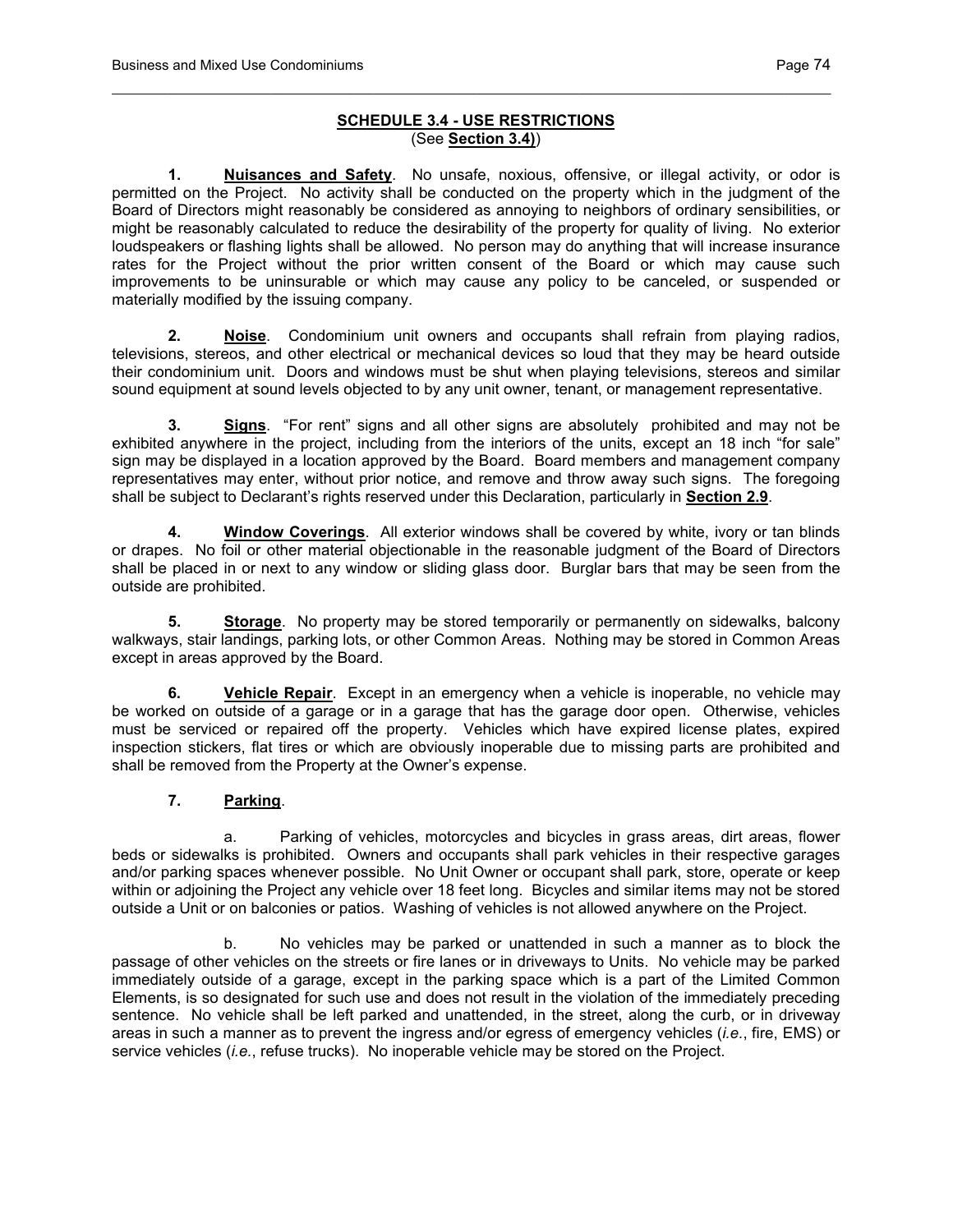## SCHEDULE 3.4 - USE RESTRICTIONS
(See **Section 3.4)**)

**1. Nuisances and Safety**. No unsafe, noxious, offensive, or illegal activity, or odor is permitted on the Project. No activity shall be conducted on the property which in the judgment of the Board of Directors might reasonably be considered as annoying to neighbors of ordinary sensibilities, or might be reasonably calculated to reduce the desirability of the property for quality of living. No exterior loudspeakers or flashing lights shall be allowed. No person may do anything that will increase insurance rates for the Project without the prior written consent of the Board or which may cause such improvements to be uninsurable or which may cause any policy to be canceled, or suspended or materially modified by the issuing company.

**2. Noise**. Condominium unit owners and occupants shall refrain from playing radios, televisions, stereos, and other electrical or mechanical devices so loud that they may be heard outside their condominium unit. Doors and windows must be shut when playing televisions, stereos and similar sound equipment at sound levels objected to by any unit owner, tenant, or management representative.

**3. Signs**. "For rent" signs and all other signs are absolutely prohibited and may not be exhibited anywhere in the project, including from the interiors of the units, except an 18 inch "for sale" sign may be displayed in a location approved by the Board. Board members and management company representatives may enter, without prior notice, and remove and throw away such signs. The foregoing shall be subject to Declarant's rights reserved under this Declaration, particularly in **Section 2.9**.

**4. Window Coverings**. All exterior windows shall be covered by white, ivory or tan blinds or drapes. No foil or other material objectionable in the reasonable judgment of the Board of Directors shall be placed in or next to any window or sliding glass door. Burglar bars that may be seen from the outside are prohibited.

**5. Storage**. No property may be stored temporarily or permanently on sidewalks, balcony walkways, stair landings, parking lots, or other Common Areas. Nothing may be stored in Common Areas except in areas approved by the Board.

**6. Vehicle Repair**. Except in an emergency when a vehicle is inoperable, no vehicle may be worked on outside of a garage or in a garage that has the garage door open. Otherwise, vehicles must be serviced or repaired off the property. Vehicles which have expired license plates, expired inspection stickers, flat tires or which are obviously inoperable due to missing parts are prohibited and shall be removed from the Property at the Owner's expense.

**7. Parking**.

a. Parking of vehicles, motorcycles and bicycles in grass areas, dirt areas, flower beds or sidewalks is prohibited. Owners and occupants shall park vehicles in their respective garages and/or parking spaces whenever possible. No Unit Owner or occupant shall park, store, operate or keep within or adjoining the Project any vehicle over 18 feet long. Bicycles and similar items may not be stored outside a Unit or on balconies or patios. Washing of vehicles is not allowed anywhere on the Project.

b. No vehicles may be parked or unattended in such a manner as to block the passage of other vehicles on the streets or fire lanes or in driveways to Units. No vehicle may be parked immediately outside of a garage, except in the parking space which is a part of the Limited Common Elements, is so designated for such use and does not result in the violation of the immediately preceding sentence. No vehicle shall be left parked and unattended, in the street, along the curb, or in driveway areas in such a manner as to prevent the ingress and/or egress of emergency vehicles (*i.e.*, fire, EMS) or service vehicles (*i.e.*, refuse trucks). No inoperable vehicle may be stored on the Project.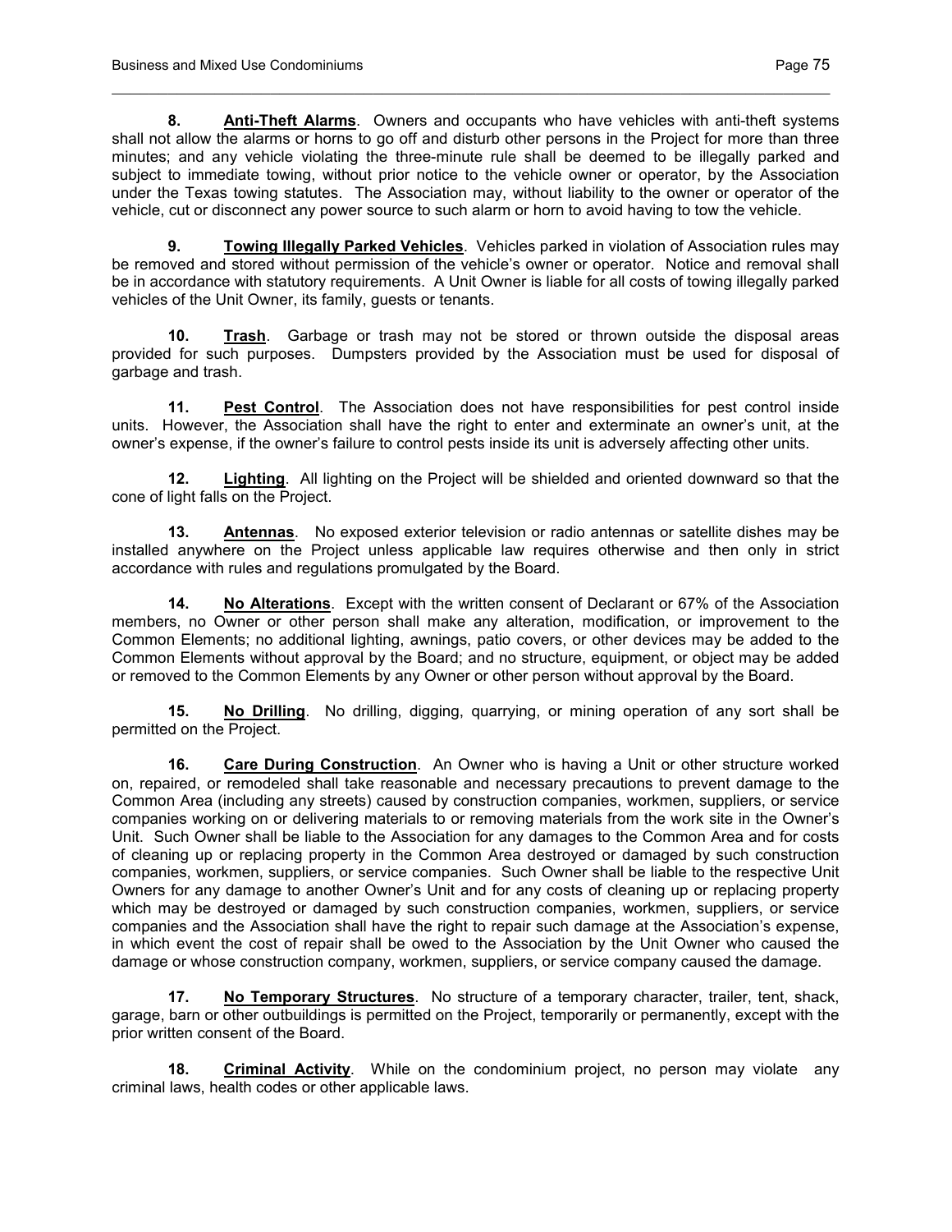**8. Anti-Theft Alarms**. Owners and occupants who have vehicles with anti-theft systems shall not allow the alarms or horns to go off and disturb other persons in the Project for more than three minutes; and any vehicle violating the three-minute rule shall be deemed to be illegally parked and subject to immediate towing, without prior notice to the vehicle owner or operator, by the Association under the Texas towing statutes. The Association may, without liability to the owner or operator of the vehicle, cut or disconnect any power source to such alarm or horn to avoid having to tow the vehicle.

**9. Towing Illegally Parked Vehicles**. Vehicles parked in violation of Association rules may be removed and stored without permission of the vehicle's owner or operator. Notice and removal shall be in accordance with statutory requirements. A Unit Owner is liable for all costs of towing illegally parked vehicles of the Unit Owner, its family, guests or tenants.

**10. Trash**. Garbage or trash may not be stored or thrown outside the disposal areas provided for such purposes. Dumpsters provided by the Association must be used for disposal of garbage and trash.

**11. Pest Control**. The Association does not have responsibilities for pest control inside units. However, the Association shall have the right to enter and exterminate an owner's unit, at the owner's expense, if the owner's failure to control pests inside its unit is adversely affecting other units.

**12. Lighting**. All lighting on the Project will be shielded and oriented downward so that the cone of light falls on the Project.

**13. Antennas**. No exposed exterior television or radio antennas or satellite dishes may be installed anywhere on the Project unless applicable law requires otherwise and then only in strict accordance with rules and regulations promulgated by the Board.

**14. No Alterations**. Except with the written consent of Declarant or 67% of the Association members, no Owner or other person shall make any alteration, modification, or improvement to the Common Elements; no additional lighting, awnings, patio covers, or other devices may be added to the Common Elements without approval by the Board; and no structure, equipment, or object may be added or removed to the Common Elements by any Owner or other person without approval by the Board.

**15. No Drilling**. No drilling, digging, quarrying, or mining operation of any sort shall be permitted on the Project.

**16. Care During Construction**. An Owner who is having a Unit or other structure worked on, repaired, or remodeled shall take reasonable and necessary precautions to prevent damage to the Common Area (including any streets) caused by construction companies, workmen, suppliers, or service companies working on or delivering materials to or removing materials from the work site in the Owner's Unit. Such Owner shall be liable to the Association for any damages to the Common Area and for costs of cleaning up or replacing property in the Common Area destroyed or damaged by such construction companies, workmen, suppliers, or service companies. Such Owner shall be liable to the respective Unit Owners for any damage to another Owner's Unit and for any costs of cleaning up or replacing property which may be destroyed or damaged by such construction companies, workmen, suppliers, or service companies and the Association shall have the right to repair such damage at the Association's expense, in which event the cost of repair shall be owed to the Association by the Unit Owner who caused the damage or whose construction company, workmen, suppliers, or service company caused the damage.

**17. No Temporary Structures**. No structure of a temporary character, trailer, tent, shack, garage, barn or other outbuildings is permitted on the Project, temporarily or permanently, except with the prior written consent of the Board.

**18. Criminal Activity**. While on the condominium project, no person may violate any criminal laws, health codes or other applicable laws.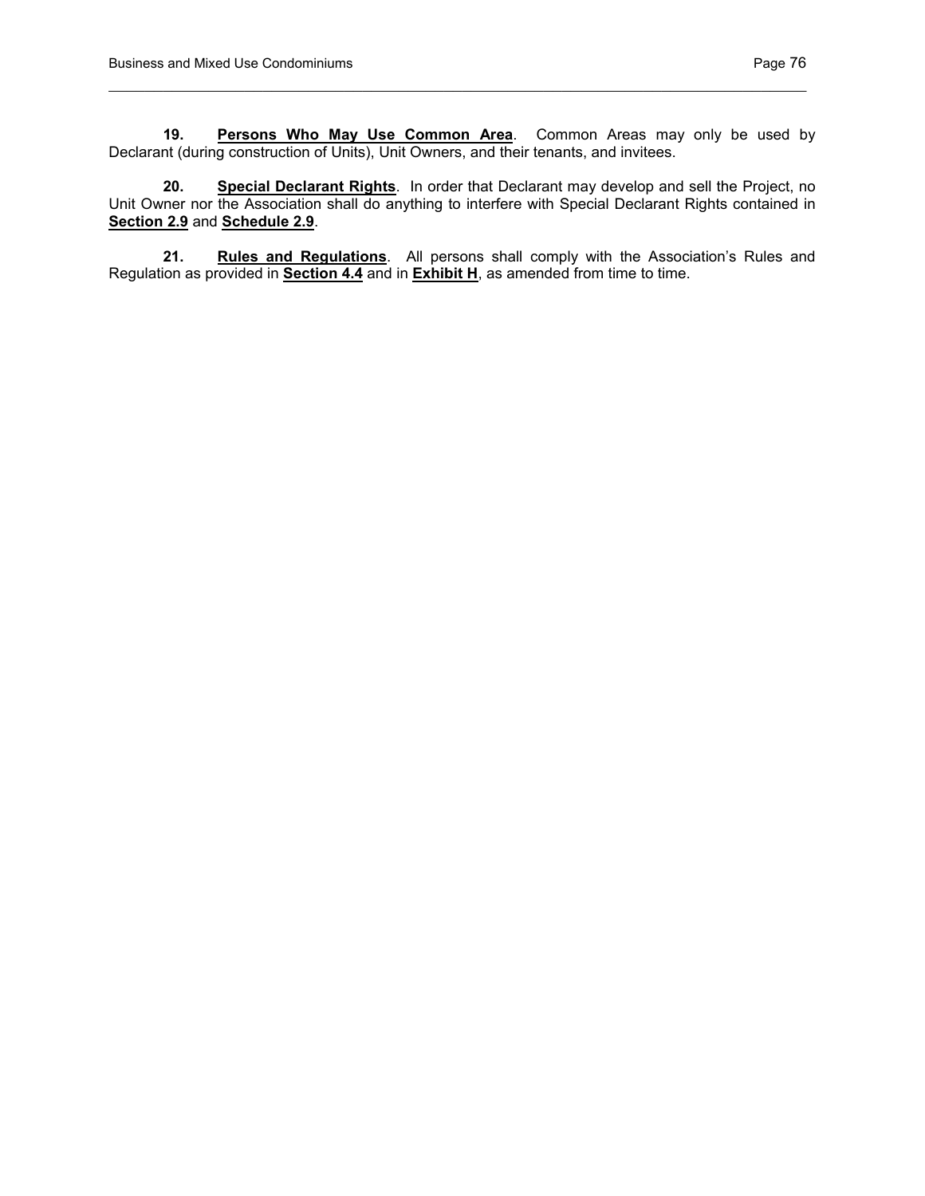**19.** **Persons Who May Use Common Area**. Common Areas may only be used by Declarant (during construction of Units), Unit Owners, and their tenants, and invitees.

**20.** **Special Declarant Rights**. In order that Declarant may develop and sell the Project, no Unit Owner nor the Association shall do anything to interfere with Special Declarant Rights contained in **Section 2.9** and **Schedule 2.9**.

**21.** **Rules and Regulations**. All persons shall comply with the Association's Rules and Regulation as provided in **Section 4.4** and in **Exhibit H**, as amended from time to time.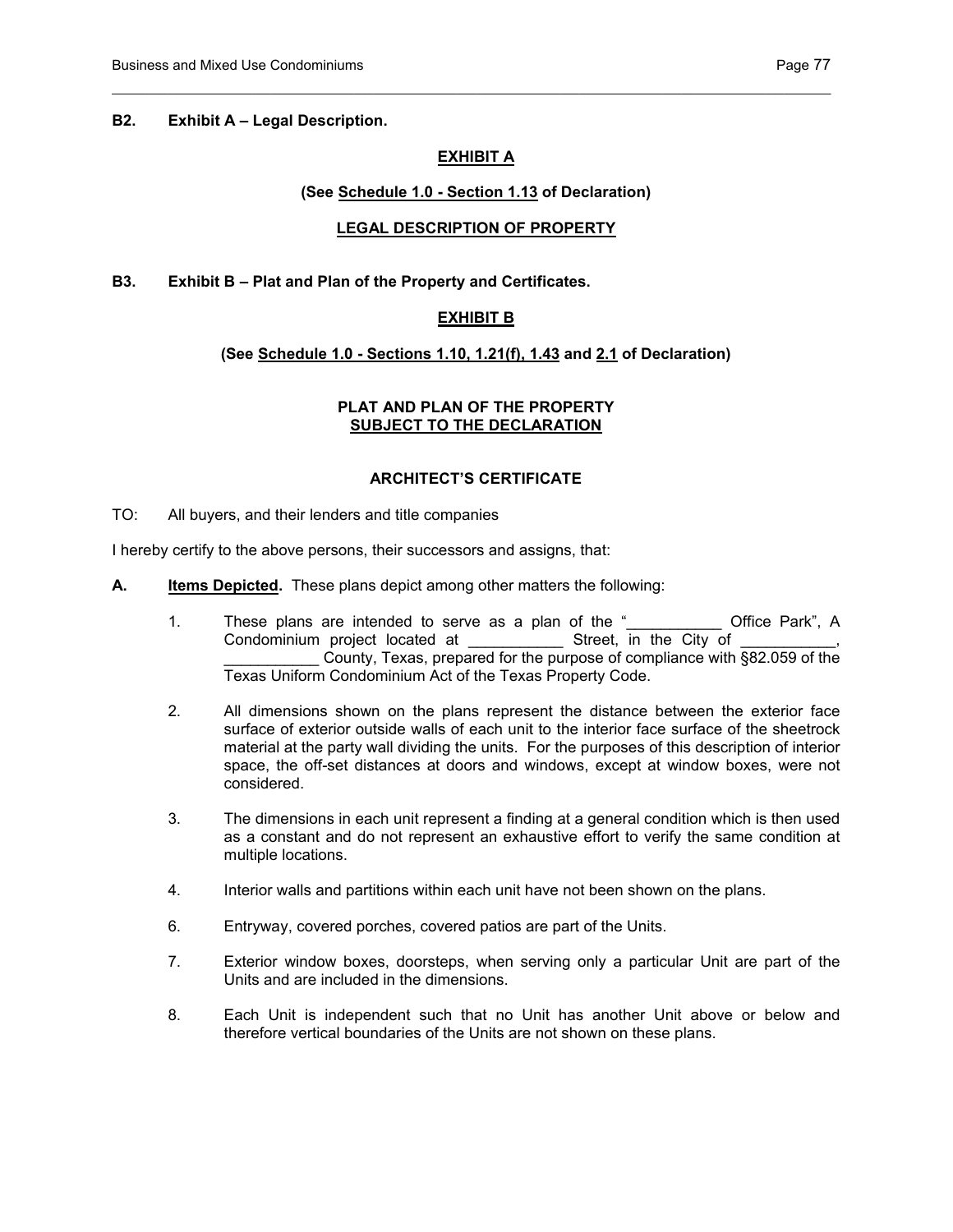**B2. Exhibit A – Legal Description.**

**EXHIBIT A**

**(See Schedule 1.0 - Section 1.13 of Declaration)**

**LEGAL DESCRIPTION OF PROPERTY**

**B3. Exhibit B – Plat and Plan of the Property and Certificates.**

**EXHIBIT B**

**(See Schedule 1.0 - Sections 1.10, 1.21(f), 1.43 and 2.1 of Declaration)**

**PLAT AND PLAN OF THE PROPERTY**
**SUBJECT TO THE DECLARATION**

**ARCHITECT'S CERTIFICATE**

TO: All buyers, and their lenders and title companies

I hereby certify to the above persons, their successors and assigns, that:

**A. Items Depicted.** These plans depict among other matters the following:

1. These plans are intended to serve as a plan of the "___________ Office Park", A Condominium project located at ___________ Street, in the City of ___________, ___________ County, Texas, prepared for the purpose of compliance with §82.059 of the Texas Uniform Condominium Act of the Texas Property Code.

2. All dimensions shown on the plans represent the distance between the exterior face surface of exterior outside walls of each unit to the interior face surface of the sheetrock material at the party wall dividing the units. For the purposes of this description of interior space, the off-set distances at doors and windows, except at window boxes, were not considered.

3. The dimensions in each unit represent a finding at a general condition which is then used as a constant and do not represent an exhaustive effort to verify the same condition at multiple locations.

4. Interior walls and partitions within each unit have not been shown on the plans.

6. Entryway, covered porches, covered patios are part of the Units.

7. Exterior window boxes, doorsteps, when serving only a particular Unit are part of the Units and are included in the dimensions.

8. Each Unit is independent such that no Unit has another Unit above or below and therefore vertical boundaries of the Units are not shown on these plans.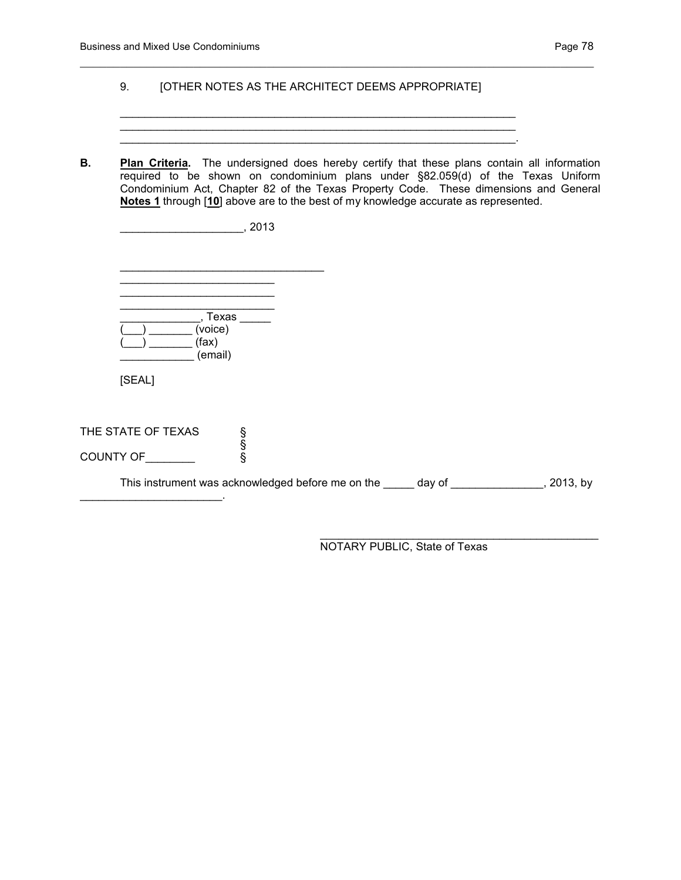9. [OTHER NOTES AS THE ARCHITECT DEEMS APPROPRIATE]

______________________________________________________________________
______________________________________________________________________
______________________________________________________________________.

**B.** **Plan Criteria.** The undersigned does hereby certify that these plans contain all information required to be shown on condominium plans under §82.059(d) of the Texas Uniform Condominium Act, Chapter 82 of the Texas Property Code. These dimensions and General **Notes 1** through [**10**] above are to the best of my knowledge accurate as represented.

____________________, 2013

__________________________________
__________________________
__________________________
__________________________
_____________, Texas _____
(___) _______ (voice)
(___) _______ (fax)
____________ (email)

[SEAL]

THE STATE OF TEXAS §
§
COUNTY OF________ §

This instrument was acknowledged before me on the _____ day of _______________, 2013, by _______________________.

______________________________________________
NOTARY PUBLIC, State of Texas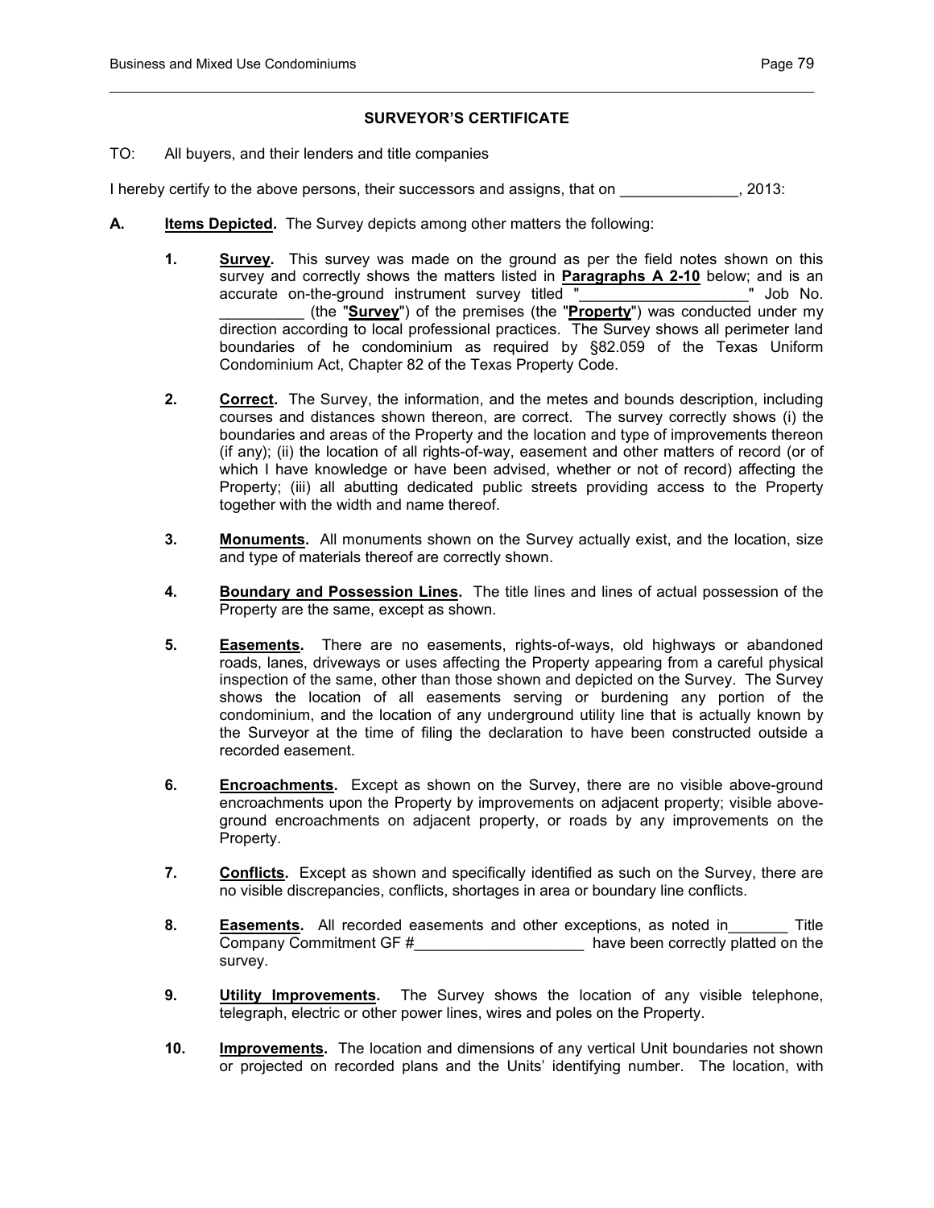## SURVEYOR'S CERTIFICATE

TO: All buyers, and their lenders and title companies

I hereby certify to the above persons, their successors and assigns, that on ______________, 2013:

**A. <u>Items Depicted</u>.** The Survey depicts among other matters the following:

1. **<u>Survey</u>.** This survey was made on the ground as per the field notes shown on this survey and correctly shows the matters listed in **<u>Paragraphs A 2-10</u>** below; and is an accurate on-the-ground instrument survey titled "____________________" Job No. __________ (the "**<u>Survey</u>**") of the premises (the "**<u>Property</u>**") was conducted under my direction according to local professional practices. The Survey shows all perimeter land boundaries of he condominium as required by §82.059 of the Texas Uniform Condominium Act, Chapter 82 of the Texas Property Code.

2. **<u>Correct</u>.** The Survey, the information, and the metes and bounds description, including courses and distances shown thereon, are correct. The survey correctly shows (i) the boundaries and areas of the Property and the location and type of improvements thereon (if any); (ii) the location of all rights-of-way, easement and other matters of record (or of which I have knowledge or have been advised, whether or not of record) affecting the Property; (iii) all abutting dedicated public streets providing access to the Property together with the width and name thereof.

3. **<u>Monuments</u>.** All monuments shown on the Survey actually exist, and the location, size and type of materials thereof are correctly shown.

4. **<u>Boundary and Possession Lines</u>.** The title lines and lines of actual possession of the Property are the same, except as shown.

5. **<u>Easements</u>.** There are no easements, rights-of-ways, old highways or abandoned roads, lanes, driveways or uses affecting the Property appearing from a careful physical inspection of the same, other than those shown and depicted on the Survey. The Survey shows the location of all easements serving or burdening any portion of the condominium, and the location of any underground utility line that is actually known by the Surveyor at the time of filing the declaration to have been constructed outside a recorded easement.

6. **<u>Encroachments</u>.** Except as shown on the Survey, there are no visible above-ground encroachments upon the Property by improvements on adjacent property; visible above-ground encroachments on adjacent property, or roads by any improvements on the Property.

7. **<u>Conflicts</u>.** Except as shown and specifically identified as such on the Survey, there are no visible discrepancies, conflicts, shortages in area or boundary line conflicts.

8. **<u>Easements</u>.** All recorded easements and other exceptions, as noted in_______ Title Company Commitment GF #____________________ have been correctly platted on the survey.

9. **<u>Utility Improvements</u>.** The Survey shows the location of any visible telephone, telegraph, electric or other power lines, wires and poles on the Property.

10. **<u>Improvements</u>.** The location and dimensions of any vertical Unit boundaries not shown or projected on recorded plans and the Units' identifying number. The location, with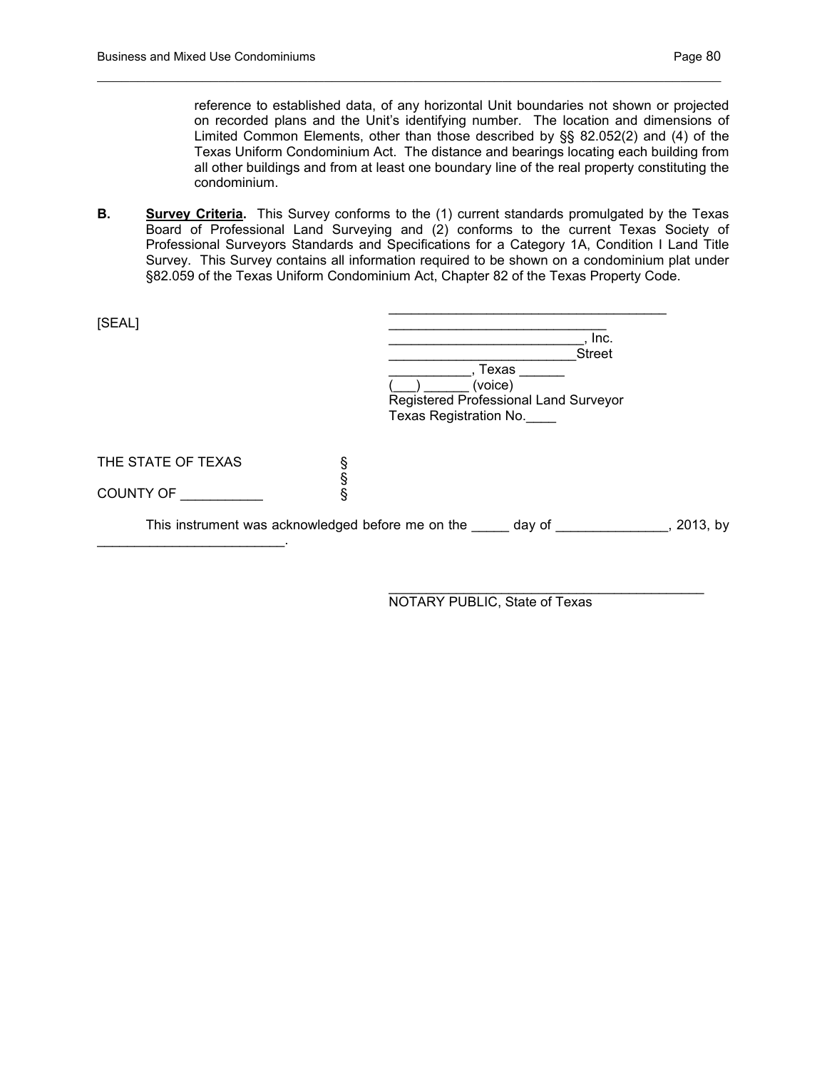reference to established data, of any horizontal Unit boundaries not shown or projected on recorded plans and the Unit's identifying number. The location and dimensions of Limited Common Elements, other than those described by §§ 82.052(2) and (4) of the Texas Uniform Condominium Act. The distance and bearings locating each building from all other buildings and from at least one boundary line of the real property constituting the condominium.

**B.** **Survey Criteria.** This Survey conforms to the (1) current standards promulgated by the Texas Board of Professional Land Surveying and (2) conforms to the current Texas Society of Professional Surveyors Standards and Specifications for a Category 1A, Condition I Land Title Survey. This Survey contains all information required to be shown on a condominium plat under §82.059 of the Texas Uniform Condominium Act, Chapter 82 of the Texas Property Code.

[SEAL]

_____________________________________
_____________________________
__________________________, Inc.
_________________________Street
___________, Texas ______
(___) ______ (voice)
Registered Professional Land Surveyor
Texas Registration No.____

THE STATE OF TEXAS §
§
COUNTY OF ___________ §

This instrument was acknowledged before me on the _____ day of _______________, 2013, by _________________________.

_________________________________________
NOTARY PUBLIC, State of Texas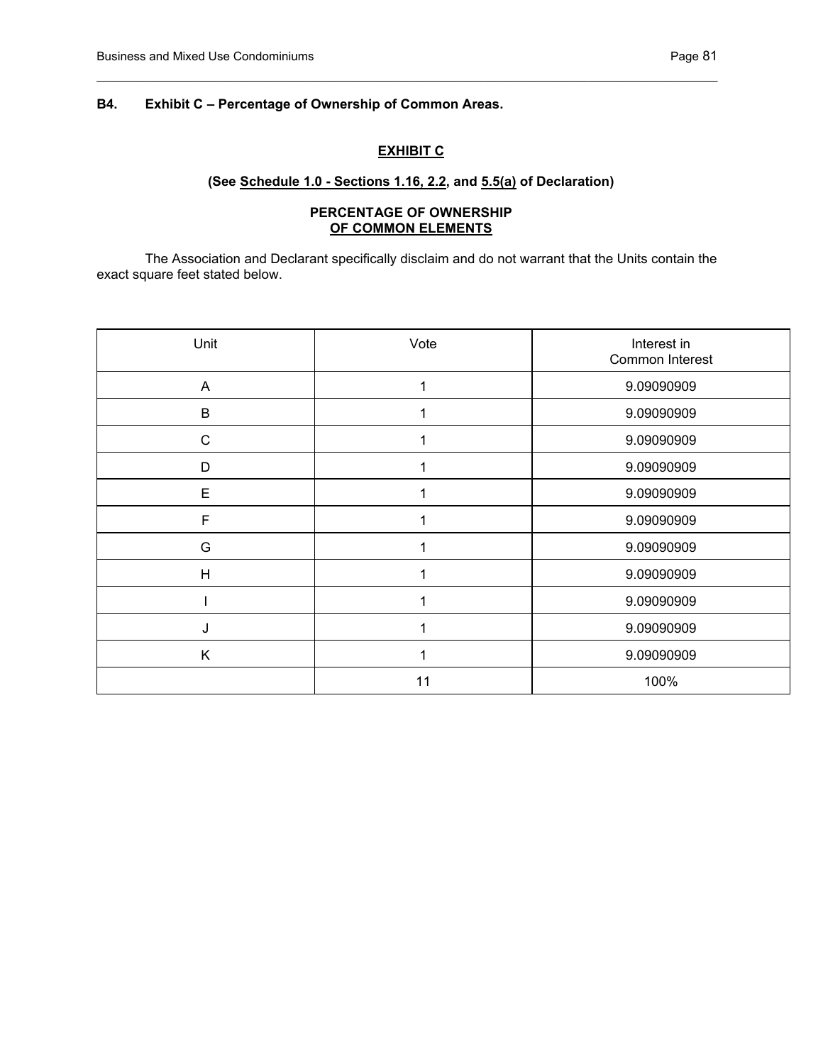## B4. Exhibit C – Percentage of Ownership of Common Areas.

**EXHIBIT C**

**(See Schedule 1.0 - Sections 1.16, 2.2, and 5.5(a) of Declaration)**

**PERCENTAGE OF OWNERSHIP**
**OF COMMON ELEMENTS**

The Association and Declarant specifically disclaim and do not warrant that the Units contain the exact square feet stated below.

| Unit | Vote | Interest in Common Interest |
|---|---|---|
| A | 1 | 9.09090909 |
| B | 1 | 9.09090909 |
| C | 1 | 9.09090909 |
| D | 1 | 9.09090909 |
| E | 1 | 9.09090909 |
| F | 1 | 9.09090909 |
| G | 1 | 9.09090909 |
| H | 1 | 9.09090909 |
| I | 1 | 9.09090909 |
| J | 1 | 9.09090909 |
| K | 1 | 9.09090909 |
| | 11 | 100% |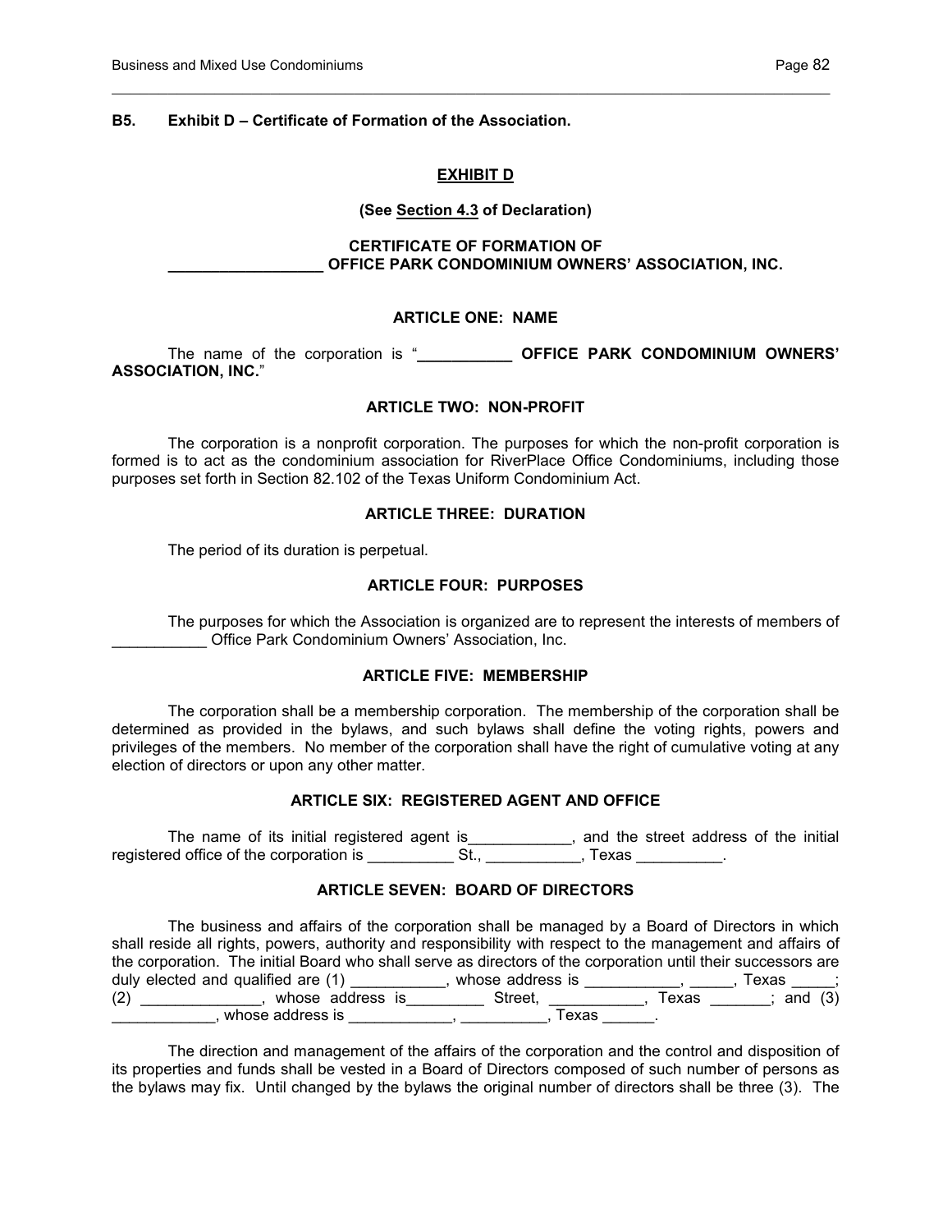**B5. Exhibit D – Certificate of Formation of the Association.**

**EXHIBIT D**

**(See Section 4.3 of Declaration)**

**CERTIFICATE OF FORMATION OF**
**_________________ OFFICE PARK CONDOMINIUM OWNERS' ASSOCIATION, INC.**

**ARTICLE ONE: NAME**

The name of the corporation is "**___________ OFFICE PARK CONDOMINIUM OWNERS' ASSOCIATION, INC.**"

**ARTICLE TWO: NON-PROFIT**

The corporation is a nonprofit corporation. The purposes for which the non-profit corporation is formed is to act as the condominium association for RiverPlace Office Condominiums, including those purposes set forth in Section 82.102 of the Texas Uniform Condominium Act.

**ARTICLE THREE: DURATION**

The period of its duration is perpetual.

**ARTICLE FOUR: PURPOSES**

The purposes for which the Association is organized are to represent the interests of members of ___________ Office Park Condominium Owners' Association, Inc.

**ARTICLE FIVE: MEMBERSHIP**

The corporation shall be a membership corporation. The membership of the corporation shall be determined as provided in the bylaws, and such bylaws shall define the voting rights, powers and privileges of the members. No member of the corporation shall have the right of cumulative voting at any election of directors or upon any other matter.

**ARTICLE SIX: REGISTERED AGENT AND OFFICE**

The name of its initial registered agent is____________, and the street address of the initial registered office of the corporation is __________ St., ___________, Texas __________.

**ARTICLE SEVEN: BOARD OF DIRECTORS**

The business and affairs of the corporation shall be managed by a Board of Directors in which shall reside all rights, powers, authority and responsibility with respect to the management and affairs of the corporation. The initial Board who shall serve as directors of the corporation until their successors are duly elected and qualified are (1) ___________, whose address is ___________, _____, Texas _____; (2) ______________, whose address is_________ Street, ___________, Texas _______; and (3) ____________, whose address is ____________, __________, Texas ______.

The direction and management of the affairs of the corporation and the control and disposition of its properties and funds shall be vested in a Board of Directors composed of such number of persons as the bylaws may fix. Until changed by the bylaws the original number of directors shall be three (3). The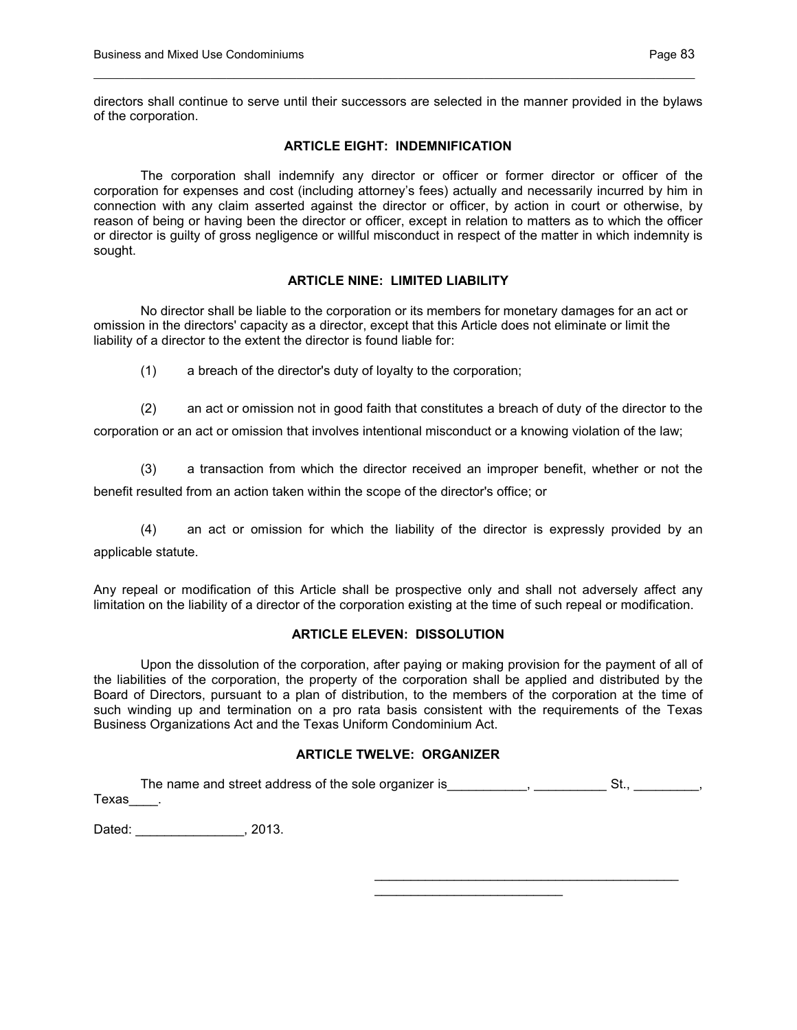directors shall continue to serve until their successors are selected in the manner provided in the bylaws of the corporation.

### ARTICLE EIGHT: INDEMNIFICATION

The corporation shall indemnify any director or officer or former director or officer of the corporation for expenses and cost (including attorney's fees) actually and necessarily incurred by him in connection with any claim asserted against the director or officer, by action in court or otherwise, by reason of being or having been the director or officer, except in relation to matters as to which the officer or director is guilty of gross negligence or willful misconduct in respect of the matter in which indemnity is sought.

### ARTICLE NINE: LIMITED LIABILITY

No director shall be liable to the corporation or its members for monetary damages for an act or omission in the directors' capacity as a director, except that this Article does not eliminate or limit the liability of a director to the extent the director is found liable for:

(1) a breach of the director's duty of loyalty to the corporation;

(2) an act or omission not in good faith that constitutes a breach of duty of the director to the corporation or an act or omission that involves intentional misconduct or a knowing violation of the law;

(3) a transaction from which the director received an improper benefit, whether or not the benefit resulted from an action taken within the scope of the director's office; or

(4) an act or omission for which the liability of the director is expressly provided by an applicable statute.

Any repeal or modification of this Article shall be prospective only and shall not adversely affect any limitation on the liability of a director of the corporation existing at the time of such repeal or modification.

### ARTICLE ELEVEN: DISSOLUTION

Upon the dissolution of the corporation, after paying or making provision for the payment of all of the liabilities of the corporation, the property of the corporation shall be applied and distributed by the Board of Directors, pursuant to a plan of distribution, to the members of the corporation at the time of such winding up and termination on a pro rata basis consistent with the requirements of the Texas Business Organizations Act and the Texas Uniform Condominium Act.

### ARTICLE TWELVE: ORGANIZER

The name and street address of the sole organizer is___________, __________ St., _________, Texas____.

Dated: _______________, 2013.

_____________________________________________
__________________________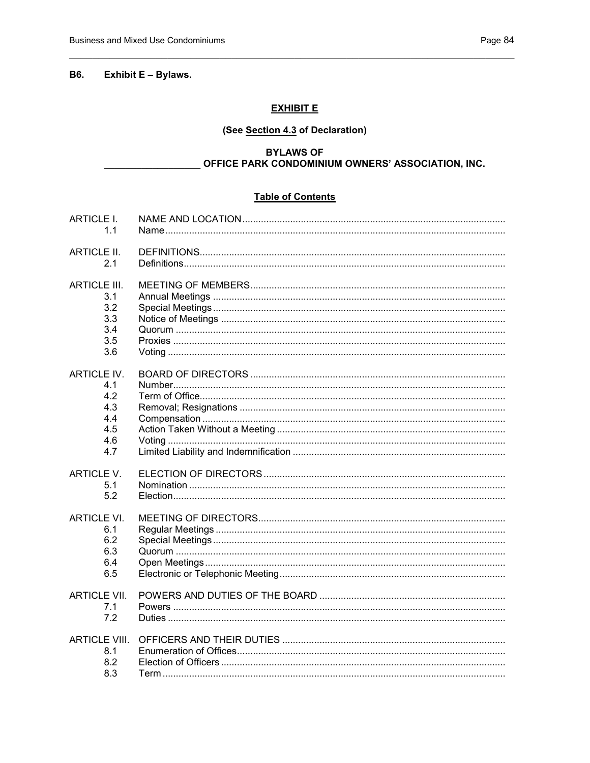## B6. Exhibit E – Bylaws.

**EXHIBIT E**

**(See Section 4.3 of Declaration)**

**BYLAWS OF**
**\_\_\_\_\_\_\_\_\_\_\_\_\_\_\_\_\_\_ OFFICE PARK CONDOMINIUM OWNERS' ASSOCIATION, INC.**

**Table of Contents**

| | |
|---|---|
| ARTICLE I. | NAME AND LOCATION |
| 1.1 | Name |
| ARTICLE II. | DEFINITIONS |
| 2.1 | Definitions |
| ARTICLE III. | MEETING OF MEMBERS |
| 3.1 | Annual Meetings |
| 3.2 | Special Meetings |
| 3.3 | Notice of Meetings |
| 3.4 | Quorum |
| 3.5 | Proxies |
| 3.6 | Voting |
| ARTICLE IV. | BOARD OF DIRECTORS |
| 4.1 | Number |
| 4.2 | Term of Office |
| 4.3 | Removal; Resignations |
| 4.4 | Compensation |
| 4.5 | Action Taken Without a Meeting |
| 4.6 | Voting |
| 4.7 | Limited Liability and Indemnification |
| ARTICLE V. | ELECTION OF DIRECTORS |
| 5.1 | Nomination |
| 5.2 | Election |
| ARTICLE VI. | MEETING OF DIRECTORS |
| 6.1 | Regular Meetings |
| 6.2 | Special Meetings |
| 6.3 | Quorum |
| 6.4 | Open Meetings |
| 6.5 | Electronic or Telephonic Meeting |
| ARTICLE VII. | POWERS AND DUTIES OF THE BOARD |
| 7.1 | Powers |
| 7.2 | Duties |
| ARTICLE VIII. | OFFICERS AND THEIR DUTIES |
| 8.1 | Enumeration of Offices |
| 8.2 | Election of Officers |
| 8.3 | Term |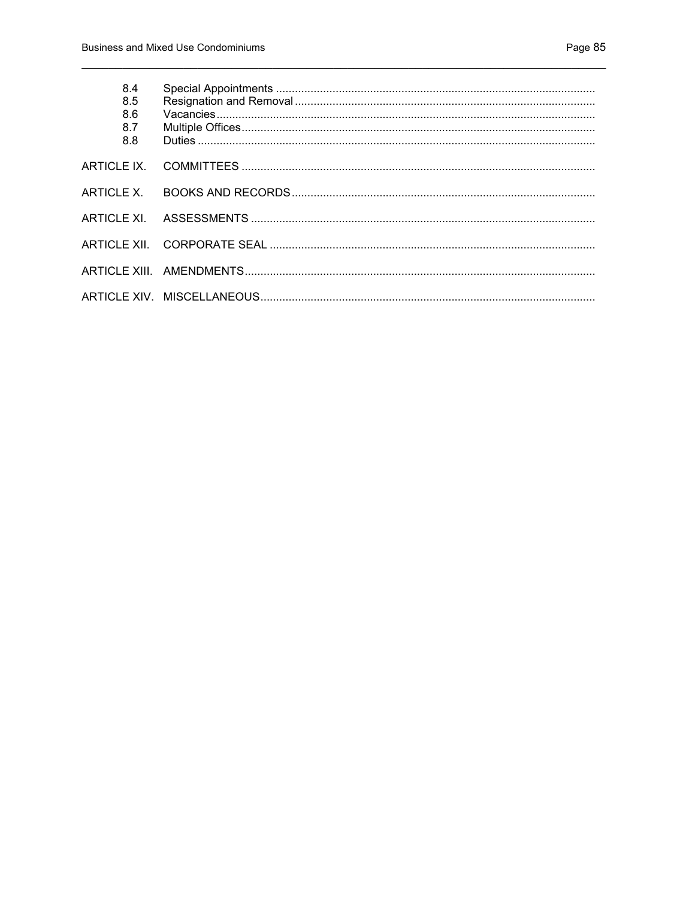| | |
|---|---|
| 8.4 | Special Appointments |
| 8.5 | Resignation and Removal |
| 8.6 | Vacancies |
| 8.7 | Multiple Offices |
| 8.8 | Duties |
| ARTICLE IX. | COMMITTEES |
| ARTICLE X. | BOOKS AND RECORDS |
| ARTICLE XI. | ASSESSMENTS |
| ARTICLE XII. | CORPORATE SEAL |
| ARTICLE XIII. | AMENDMENTS |
| ARTICLE XIV. | MISCELLANEOUS |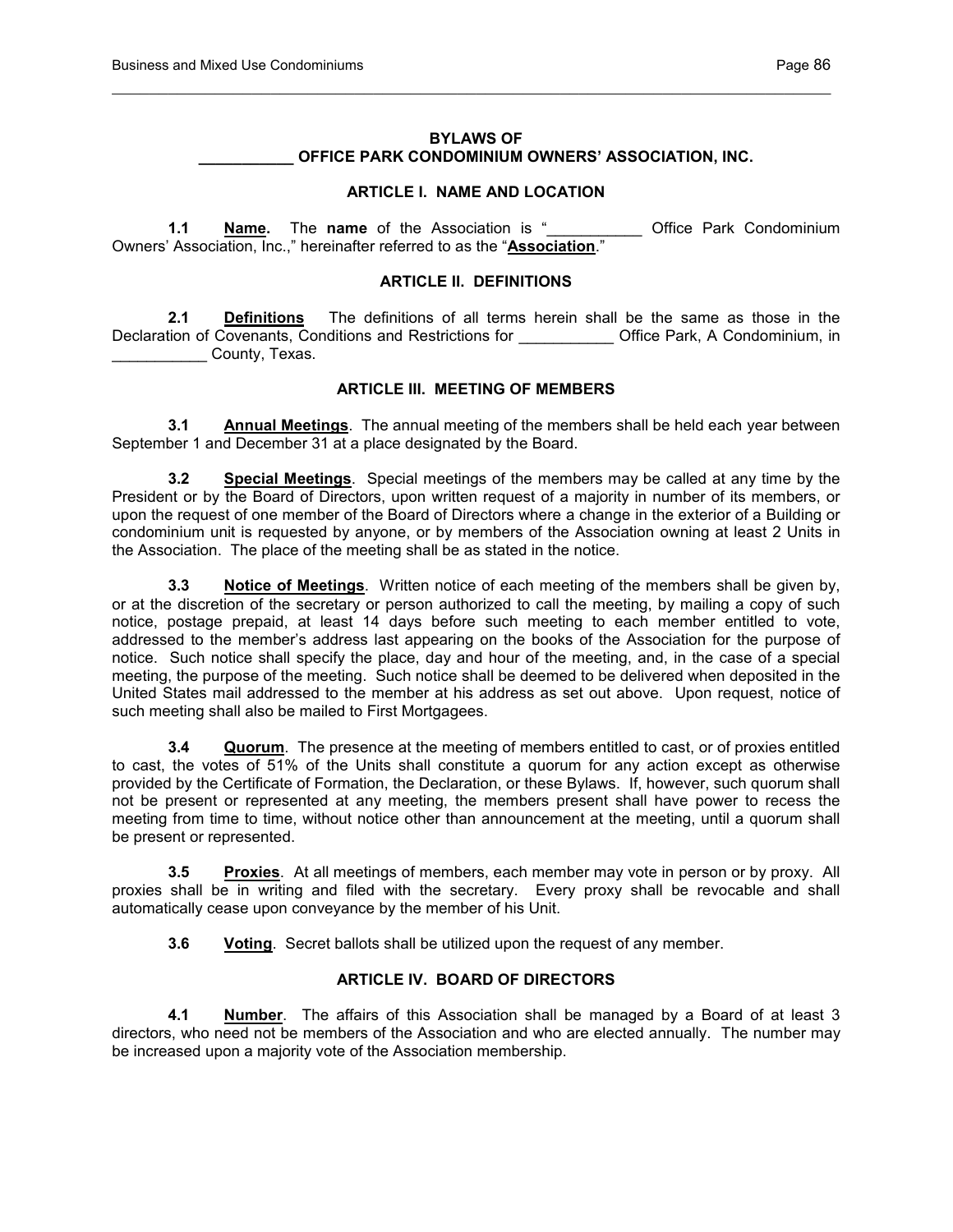**BYLAWS OF**
**___________ OFFICE PARK CONDOMINIUM OWNERS' ASSOCIATION, INC.**

### ARTICLE I. NAME AND LOCATION

**1.1 Name.** The **name** of the Association is "___________ Office Park Condominium Owners' Association, Inc.," hereinafter referred to as the "**Association**."

### ARTICLE II. DEFINITIONS

**2.1 Definitions** The definitions of all terms herein shall be the same as those in the Declaration of Covenants, Conditions and Restrictions for ___________ Office Park, A Condominium, in ___________ County, Texas.

### ARTICLE III. MEETING OF MEMBERS

**3.1 Annual Meetings**. The annual meeting of the members shall be held each year between September 1 and December 31 at a place designated by the Board.

**3.2 Special Meetings**. Special meetings of the members may be called at any time by the President or by the Board of Directors, upon written request of a majority in number of its members, or upon the request of one member of the Board of Directors where a change in the exterior of a Building or condominium unit is requested by anyone, or by members of the Association owning at least 2 Units in the Association. The place of the meeting shall be as stated in the notice.

**3.3 Notice of Meetings**. Written notice of each meeting of the members shall be given by, or at the discretion of the secretary or person authorized to call the meeting, by mailing a copy of such notice, postage prepaid, at least 14 days before such meeting to each member entitled to vote, addressed to the member's address last appearing on the books of the Association for the purpose of notice. Such notice shall specify the place, day and hour of the meeting, and, in the case of a special meeting, the purpose of the meeting. Such notice shall be deemed to be delivered when deposited in the United States mail addressed to the member at his address as set out above. Upon request, notice of such meeting shall also be mailed to First Mortgagees.

**3.4 Quorum**. The presence at the meeting of members entitled to cast, or of proxies entitled to cast, the votes of 51% of the Units shall constitute a quorum for any action except as otherwise provided by the Certificate of Formation, the Declaration, or these Bylaws. If, however, such quorum shall not be present or represented at any meeting, the members present shall have power to recess the meeting from time to time, without notice other than announcement at the meeting, until a quorum shall be present or represented.

**3.5 Proxies**. At all meetings of members, each member may vote in person or by proxy. All proxies shall be in writing and filed with the secretary. Every proxy shall be revocable and shall automatically cease upon conveyance by the member of his Unit.

**3.6 Voting**. Secret ballots shall be utilized upon the request of any member.

### ARTICLE IV. BOARD OF DIRECTORS

**4.1 Number**. The affairs of this Association shall be managed by a Board of at least 3 directors, who need not be members of the Association and who are elected annually. The number may be increased upon a majority vote of the Association membership.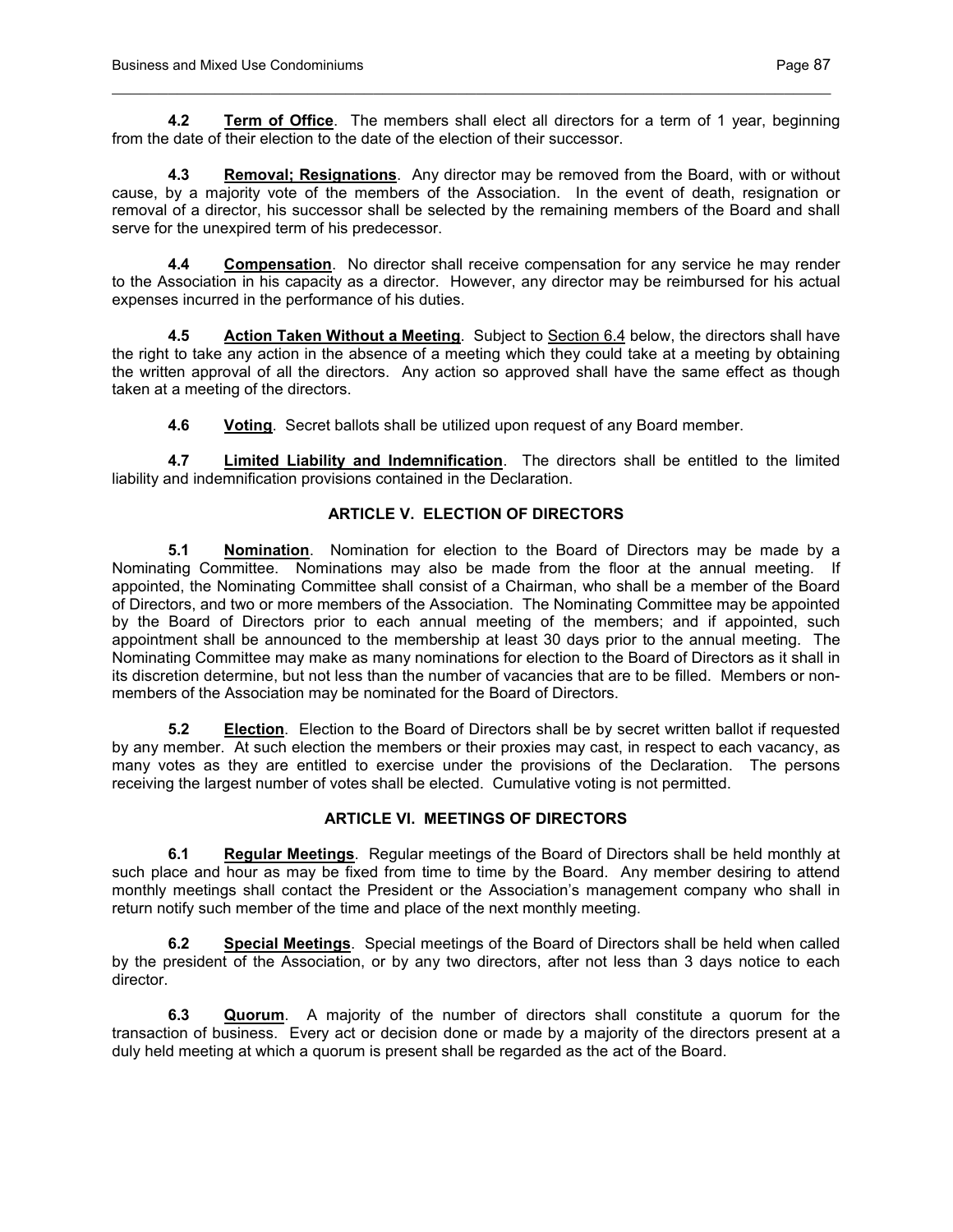**4.2 Term of Office**. The members shall elect all directors for a term of 1 year, beginning from the date of their election to the date of the election of their successor.

**4.3 Removal; Resignations**. Any director may be removed from the Board, with or without cause, by a majority vote of the members of the Association. In the event of death, resignation or removal of a director, his successor shall be selected by the remaining members of the Board and shall serve for the unexpired term of his predecessor.

**4.4 Compensation**. No director shall receive compensation for any service he may render to the Association in his capacity as a director. However, any director may be reimbursed for his actual expenses incurred in the performance of his duties.

**4.5 Action Taken Without a Meeting**. Subject to Section 6.4 below, the directors shall have the right to take any action in the absence of a meeting which they could take at a meeting by obtaining the written approval of all the directors. Any action so approved shall have the same effect as though taken at a meeting of the directors.

**4.6 Voting**. Secret ballots shall be utilized upon request of any Board member.

**4.7 Limited Liability and Indemnification**. The directors shall be entitled to the limited liability and indemnification provisions contained in the Declaration.

## ARTICLE V. ELECTION OF DIRECTORS

**5.1 Nomination**. Nomination for election to the Board of Directors may be made by a Nominating Committee. Nominations may also be made from the floor at the annual meeting. If appointed, the Nominating Committee shall consist of a Chairman, who shall be a member of the Board of Directors, and two or more members of the Association. The Nominating Committee may be appointed by the Board of Directors prior to each annual meeting of the members; and if appointed, such appointment shall be announced to the membership at least 30 days prior to the annual meeting. The Nominating Committee may make as many nominations for election to the Board of Directors as it shall in its discretion determine, but not less than the number of vacancies that are to be filled. Members or non-members of the Association may be nominated for the Board of Directors.

**5.2 Election**. Election to the Board of Directors shall be by secret written ballot if requested by any member. At such election the members or their proxies may cast, in respect to each vacancy, as many votes as they are entitled to exercise under the provisions of the Declaration. The persons receiving the largest number of votes shall be elected. Cumulative voting is not permitted.

## ARTICLE VI. MEETINGS OF DIRECTORS

**6.1 Regular Meetings**. Regular meetings of the Board of Directors shall be held monthly at such place and hour as may be fixed from time to time by the Board. Any member desiring to attend monthly meetings shall contact the President or the Association's management company who shall in return notify such member of the time and place of the next monthly meeting.

**6.2 Special Meetings**. Special meetings of the Board of Directors shall be held when called by the president of the Association, or by any two directors, after not less than 3 days notice to each director.

**6.3 Quorum**. A majority of the number of directors shall constitute a quorum for the transaction of business. Every act or decision done or made by a majority of the directors present at a duly held meeting at which a quorum is present shall be regarded as the act of the Board.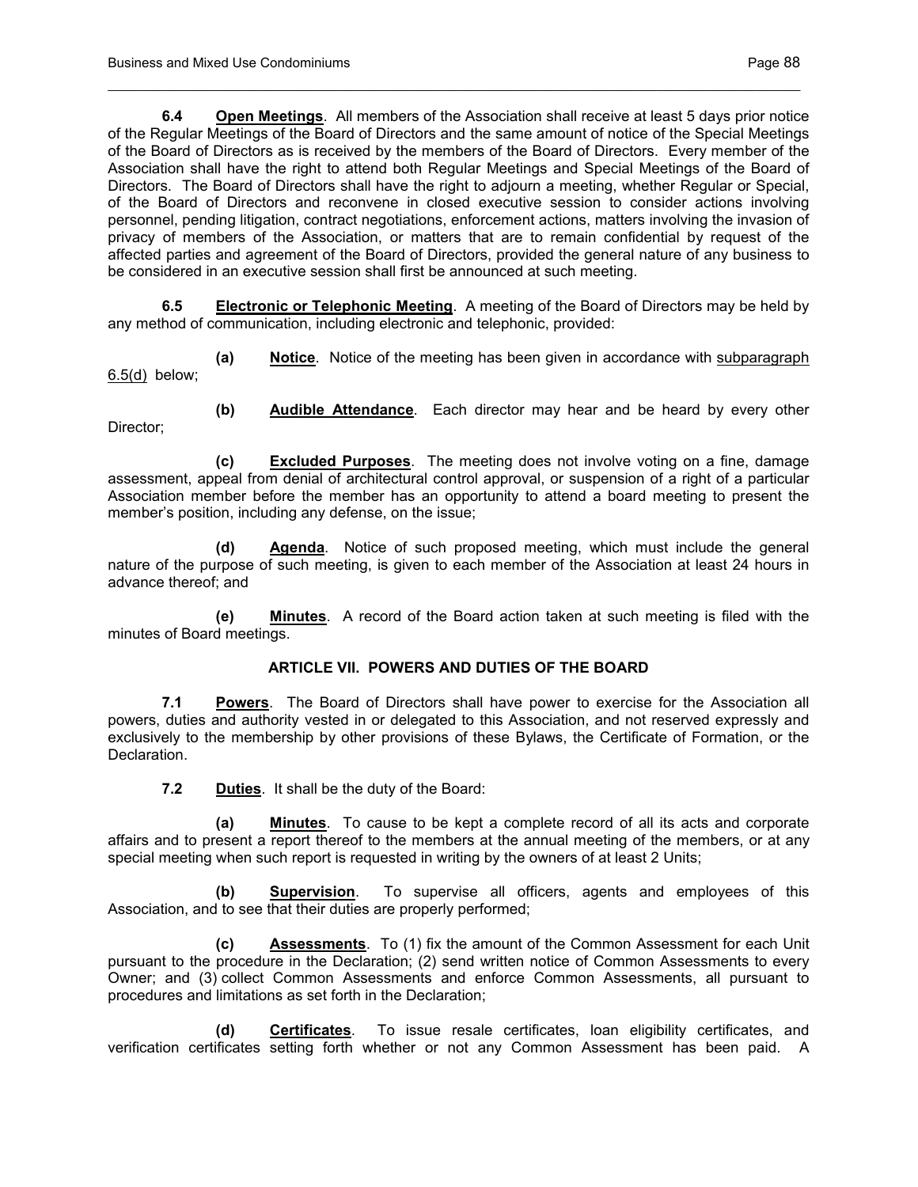**6.4 <u>Open Meetings</u>**. All members of the Association shall receive at least 5 days prior notice of the Regular Meetings of the Board of Directors and the same amount of notice of the Special Meetings of the Board of Directors as is received by the members of the Board of Directors. Every member of the Association shall have the right to attend both Regular Meetings and Special Meetings of the Board of Directors. The Board of Directors shall have the right to adjourn a meeting, whether Regular or Special, of the Board of Directors and reconvene in closed executive session to consider actions involving personnel, pending litigation, contract negotiations, enforcement actions, matters involving the invasion of privacy of members of the Association, or matters that are to remain confidential by request of the affected parties and agreement of the Board of Directors, provided the general nature of any business to be considered in an executive session shall first be announced at such meeting.

**6.5 <u>Electronic or Telephonic Meeting</u>**. A meeting of the Board of Directors may be held by any method of communication, including electronic and telephonic, provided:

**(a) <u>Notice</u>**. Notice of the meeting has been given in accordance with <u>subparagraph 6.5(d)</u> below;

**(b) <u>Audible Attendance</u>**. Each director may hear and be heard by every other Director;

**(c) <u>Excluded Purposes</u>**. The meeting does not involve voting on a fine, damage assessment, appeal from denial of architectural control approval, or suspension of a right of a particular Association member before the member has an opportunity to attend a board meeting to present the member's position, including any defense, on the issue;

**(d) <u>Agenda</u>**. Notice of such proposed meeting, which must include the general nature of the purpose of such meeting, is given to each member of the Association at least 24 hours in advance thereof; and

**(e) <u>Minutes</u>**. A record of the Board action taken at such meeting is filed with the minutes of Board meetings.

## ARTICLE VII. POWERS AND DUTIES OF THE BOARD

**7.1 <u>Powers</u>**. The Board of Directors shall have power to exercise for the Association all powers, duties and authority vested in or delegated to this Association, and not reserved expressly and exclusively to the membership by other provisions of these Bylaws, the Certificate of Formation, or the Declaration.

**7.2 <u>Duties</u>**. It shall be the duty of the Board:

**(a) <u>Minutes</u>**. To cause to be kept a complete record of all its acts and corporate affairs and to present a report thereof to the members at the annual meeting of the members, or at any special meeting when such report is requested in writing by the owners of at least 2 Units;

**(b) <u>Supervision</u>**. To supervise all officers, agents and employees of this Association, and to see that their duties are properly performed;

**(c) <u>Assessments</u>**. To (1) fix the amount of the Common Assessment for each Unit pursuant to the procedure in the Declaration; (2) send written notice of Common Assessments to every Owner; and (3) collect Common Assessments and enforce Common Assessments, all pursuant to procedures and limitations as set forth in the Declaration;

**(d) <u>Certificates</u>**. To issue resale certificates, loan eligibility certificates, and verification certificates setting forth whether or not any Common Assessment has been paid. A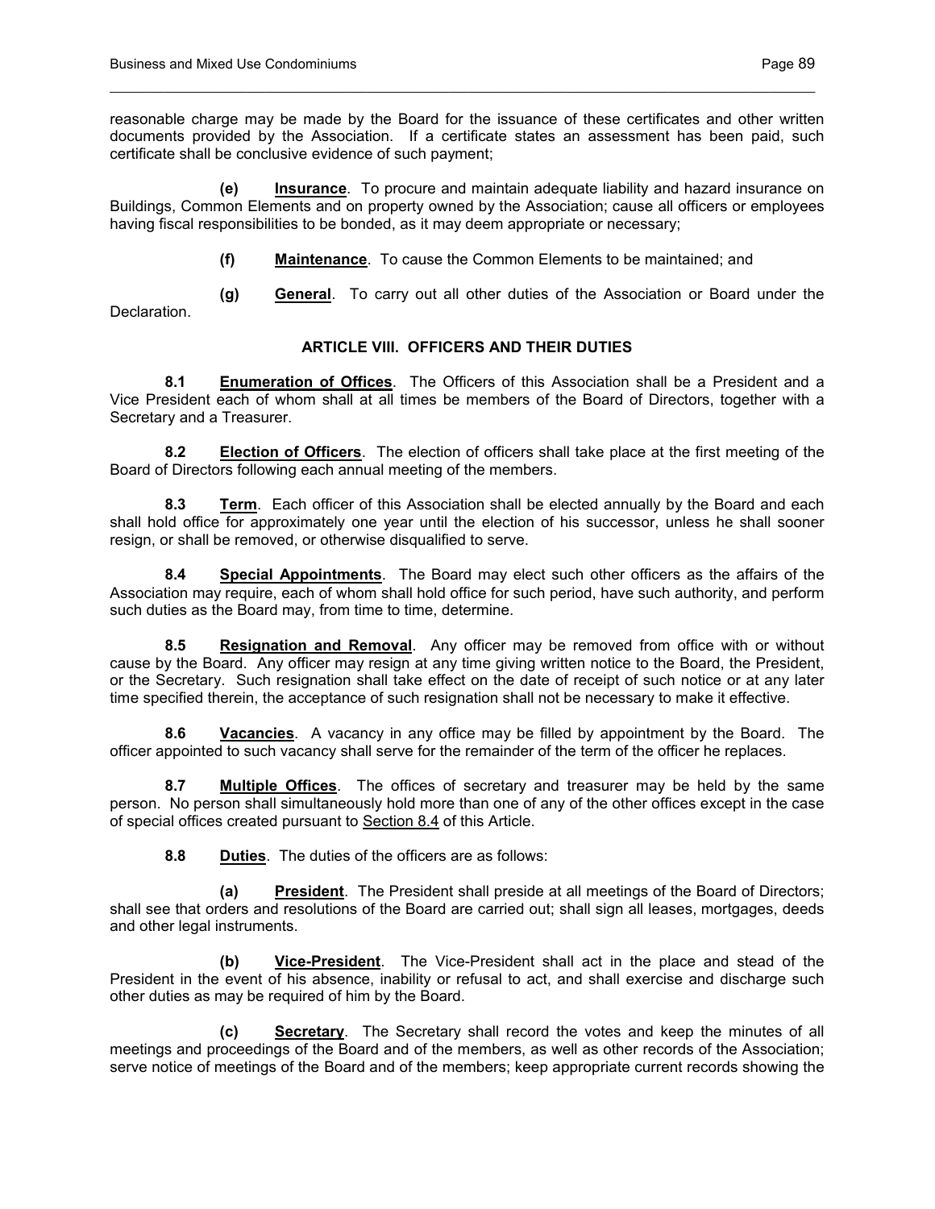reasonable charge may be made by the Board for the issuance of these certificates and other written documents provided by the Association. If a certificate states an assessment has been paid, such certificate shall be conclusive evidence of such payment;

**(e)** **Insurance**. To procure and maintain adequate liability and hazard insurance on Buildings, Common Elements and on property owned by the Association; cause all officers or employees having fiscal responsibilities to be bonded, as it may deem appropriate or necessary;

**(f)** **Maintenance**. To cause the Common Elements to be maintained; and

**(g)** **General**. To carry out all other duties of the Association or Board under the Declaration.

## ARTICLE VIII. OFFICERS AND THEIR DUTIES

**8.1** **Enumeration of Offices**. The Officers of this Association shall be a President and a Vice President each of whom shall at all times be members of the Board of Directors, together with a Secretary and a Treasurer.

**8.2** **Election of Officers**. The election of officers shall take place at the first meeting of the Board of Directors following each annual meeting of the members.

**8.3** **Term**. Each officer of this Association shall be elected annually by the Board and each shall hold office for approximately one year until the election of his successor, unless he shall sooner resign, or shall be removed, or otherwise disqualified to serve.

**8.4** **Special Appointments**. The Board may elect such other officers as the affairs of the Association may require, each of whom shall hold office for such period, have such authority, and perform such duties as the Board may, from time to time, determine.

**8.5** **Resignation and Removal**. Any officer may be removed from office with or without cause by the Board. Any officer may resign at any time giving written notice to the Board, the President, or the Secretary. Such resignation shall take effect on the date of receipt of such notice or at any later time specified therein, the acceptance of such resignation shall not be necessary to make it effective.

**8.6** **Vacancies**. A vacancy in any office may be filled by appointment by the Board. The officer appointed to such vacancy shall serve for the remainder of the term of the officer he replaces.

**8.7** **Multiple Offices**. The offices of secretary and treasurer may be held by the same person. No person shall simultaneously hold more than one of any of the other offices except in the case of special offices created pursuant to Section 8.4 of this Article.

**8.8** **Duties**. The duties of the officers are as follows:

**(a)** **President**. The President shall preside at all meetings of the Board of Directors; shall see that orders and resolutions of the Board are carried out; shall sign all leases, mortgages, deeds and other legal instruments.

**(b)** **Vice-President**. The Vice-President shall act in the place and stead of the President in the event of his absence, inability or refusal to act, and shall exercise and discharge such other duties as may be required of him by the Board.

**(c)** **Secretary**. The Secretary shall record the votes and keep the minutes of all meetings and proceedings of the Board and of the members, as well as other records of the Association; serve notice of meetings of the Board and of the members; keep appropriate current records showing the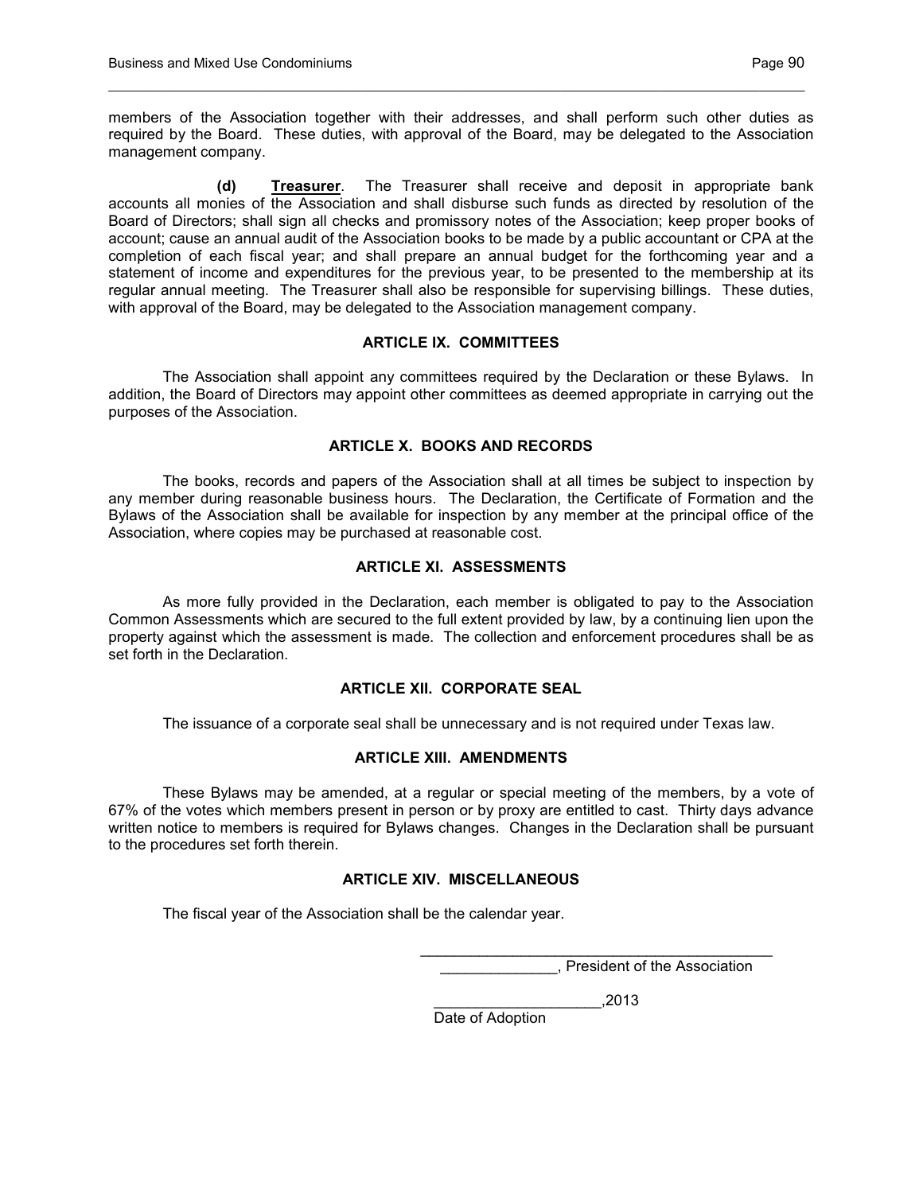members of the Association together with their addresses, and shall perform such other duties as required by the Board. These duties, with approval of the Board, may be delegated to the Association management company.

**(d) Treasurer**. The Treasurer shall receive and deposit in appropriate bank accounts all monies of the Association and shall disburse such funds as directed by resolution of the Board of Directors; shall sign all checks and promissory notes of the Association; keep proper books of account; cause an annual audit of the Association books to be made by a public accountant or CPA at the completion of each fiscal year; and shall prepare an annual budget for the forthcoming year and a statement of income and expenditures for the previous year, to be presented to the membership at its regular annual meeting. The Treasurer shall also be responsible for supervising billings. These duties, with approval of the Board, may be delegated to the Association management company.

## ARTICLE IX. COMMITTEES

The Association shall appoint any committees required by the Declaration or these Bylaws. In addition, the Board of Directors may appoint other committees as deemed appropriate in carrying out the purposes of the Association.

## ARTICLE X. BOOKS AND RECORDS

The books, records and papers of the Association shall at all times be subject to inspection by any member during reasonable business hours. The Declaration, the Certificate of Formation and the Bylaws of the Association shall be available for inspection by any member at the principal office of the Association, where copies may be purchased at reasonable cost.

## ARTICLE XI. ASSESSMENTS

As more fully provided in the Declaration, each member is obligated to pay to the Association Common Assessments which are secured to the full extent provided by law, by a continuing lien upon the property against which the assessment is made. The collection and enforcement procedures shall be as set forth in the Declaration.

## ARTICLE XII. CORPORATE SEAL

The issuance of a corporate seal shall be unnecessary and is not required under Texas law.

## ARTICLE XIII. AMENDMENTS

These Bylaws may be amended, at a regular or special meeting of the members, by a vote of 67% of the votes which members present in person or by proxy are entitled to cast. Thirty days advance written notice to members is required for Bylaws changes. Changes in the Declaration shall be pursuant to the procedures set forth therein.

## ARTICLE XIV. MISCELLANEOUS

The fiscal year of the Association shall be the calendar year.

\_\_\_\_\_\_\_\_\_\_\_\_\_\_\_\_\_\_\_\_\_\_\_\_\_\_\_\_\_\_\_\_\_\_\_\_\_\_\_\_\_\_\_\_\_\_
\_\_\_\_\_\_\_\_\_\_\_\_\_\_, President of the Association

\_\_\_\_\_\_\_\_\_\_\_\_\_\_\_\_\_\_\_\_,2013
Date of Adoption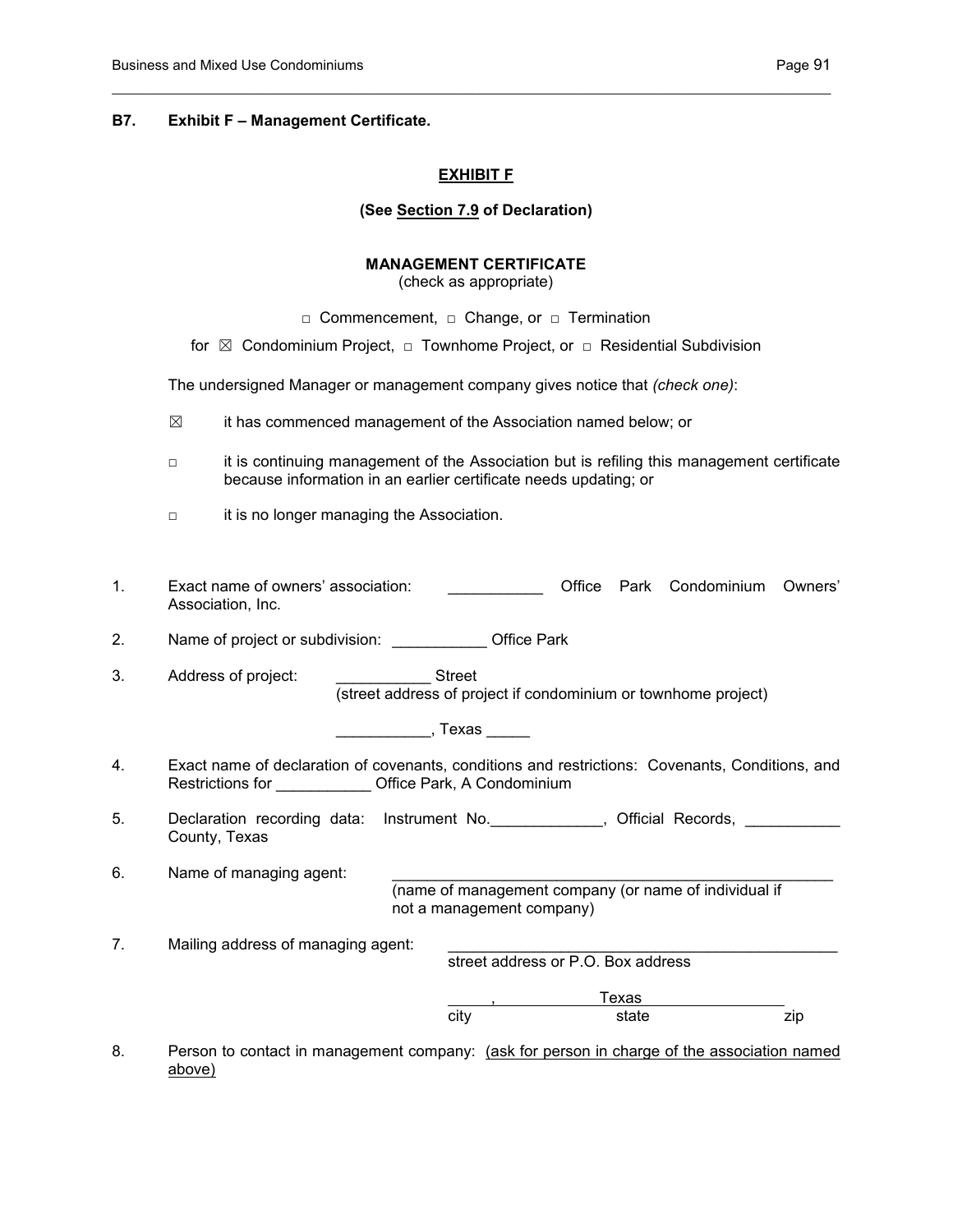**B7. Exhibit F – Management Certificate.**

**EXHIBIT F**

**(See Section 7.9 of Declaration)**

**MANAGEMENT CERTIFICATE**

(check as appropriate)

□ Commencement, □ Change, or □ Termination

for ☒ Condominium Project, □ Townhome Project, or □ Residential Subdivision

The undersigned Manager or management company gives notice that *(check one)*:

☒ it has commenced management of the Association named below; or

□ it is continuing management of the Association but is refiling this management certificate because information in an earlier certificate needs updating; or

□ it is no longer managing the Association.

1. Exact name of owners' association: ___________ Office Park Condominium Owners' Association, Inc.

2. Name of project or subdivision: ___________ Office Park

3. Address of project: ___________ Street
   (street address of project if condominium or townhome project)

   ___________, Texas _____

4. Exact name of declaration of covenants, conditions and restrictions: Covenants, Conditions, and Restrictions for ___________ Office Park, A Condominium

5. Declaration recording data: Instrument No.____________, Official Records, ___________ County, Texas

6. Name of managing agent: ___________________________________________________
   (name of management company (or name of individual if not a management company)

7. Mailing address of managing agent: _____________________________________________
   street address or P.O. Box address

   _____, _______________ Texas _______________
   city state zip

8. Person to contact in management company: (ask for person in charge of the association named above)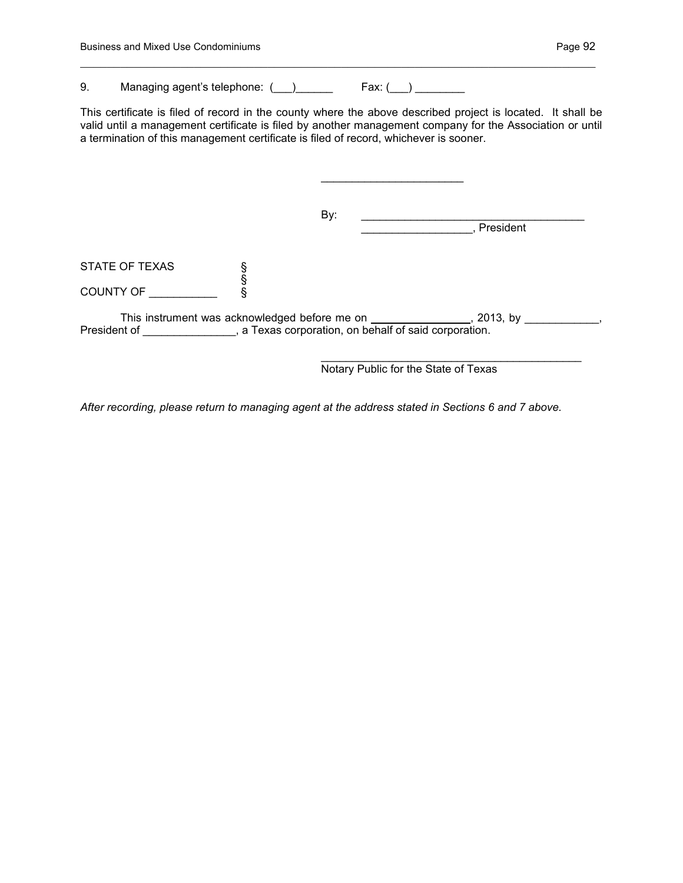9. Managing agent's telephone: (___)______ Fax: (___) ________

This certificate is filed of record in the county where the above described project is located. It shall be valid until a management certificate is filed by another management company for the Association or until a termination of this management certificate is filed of record, whichever is sooner.

_______________________

By: ____________________________________
__________________, President

STATE OF TEXAS §
§
COUNTY OF ___________ §

This instrument was acknowledged before me on ________________, 2013, by ____________, President of _______________, a Texas corporation, on behalf of said corporation.

___________________________________________
Notary Public for the State of Texas

*After recording, please return to managing agent at the address stated in Sections 6 and 7 above.*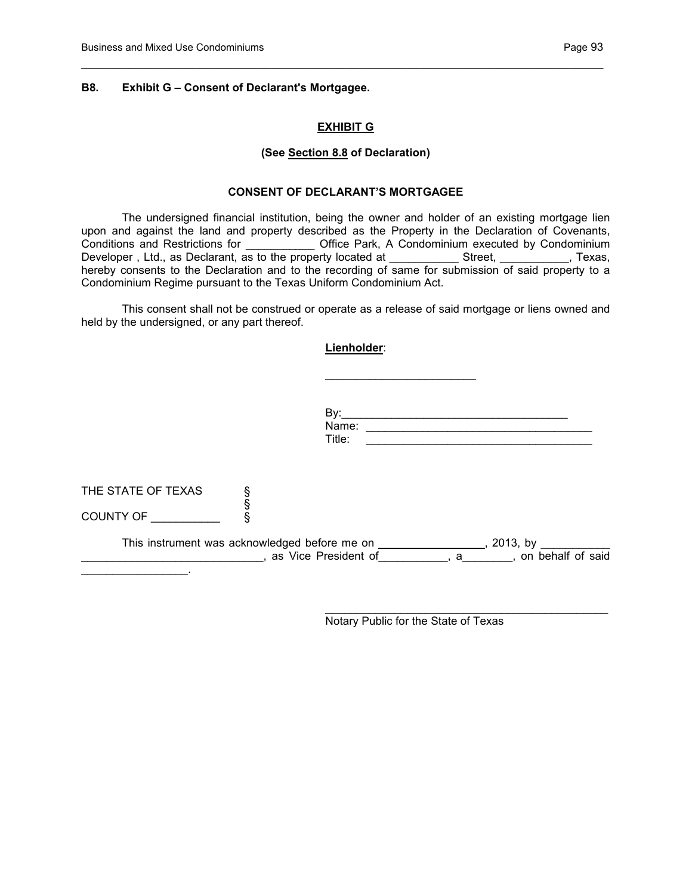**B8. Exhibit G – Consent of Declarant's Mortgagee.**

**EXHIBIT G**

**(See Section 8.8 of Declaration)**

**CONSENT OF DECLARANT'S MORTGAGEE**

The undersigned financial institution, being the owner and holder of an existing mortgage lien upon and against the land and property described as the Property in the Declaration of Covenants, Conditions and Restrictions for ___________ Office Park, A Condominium executed by Condominium Developer , Ltd., as Declarant, as to the property located at ___________ Street, ___________, Texas, hereby consents to the Declaration and to the recording of same for submission of said property to a Condominium Regime pursuant to the Texas Uniform Condominium Act.

This consent shall not be construed or operate as a release of said mortgage or liens owned and held by the undersigned, or any part thereof.

**Lienholder**:

________________________

By:_____________________________________
Name: _____________________________________
Title: _____________________________________

THE STATE OF TEXAS §
§
COUNTY OF ___________ §

This instrument was acknowledged before me on _________________, 2013, by ___________ ____________________________, as Vice President of___________, a________, on behalf of said _________________.

_______________________________________________
Notary Public for the State of Texas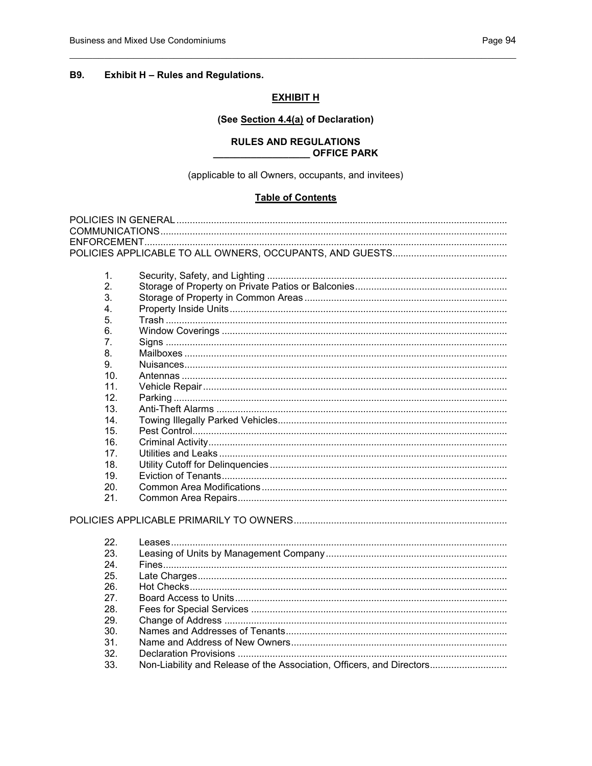### B9. Exhibit H – Rules and Regulations.

**EXHIBIT H**

**(See Section 4.4(a) of Declaration)**

**RULES AND REGULATIONS**
**_________________ OFFICE PARK**

(applicable to all Owners, occupants, and invitees)

**Table of Contents**

POLICIES IN GENERAL
COMMUNICATIONS
ENFORCEMENT
POLICIES APPLICABLE TO ALL OWNERS, OCCUPANTS, AND GUESTS

1. Security, Safety, and Lighting
2. Storage of Property on Private Patios or Balconies
3. Storage of Property in Common Areas
4. Property Inside Units
5. Trash
6. Window Coverings
7. Signs
8. Mailboxes
9. Nuisances
10. Antennas
11. Vehicle Repair
12. Parking
13. Anti-Theft Alarms
14. Towing Illegally Parked Vehicles
15. Pest Control
16. Criminal Activity
17. Utilities and Leaks
18. Utility Cutoff for Delinquencies
19. Eviction of Tenants
20. Common Area Modifications
21. Common Area Repairs

POLICIES APPLICABLE PRIMARILY TO OWNERS

22. Leases
23. Leasing of Units by Management Company
24. Fines
25. Late Charges
26. Hot Checks
27. Board Access to Units
28. Fees for Special Services
29. Change of Address
30. Names and Addresses of Tenants
31. Name and Address of New Owners
32. Declaration Provisions
33. Non-Liability and Release of the Association, Officers, and Directors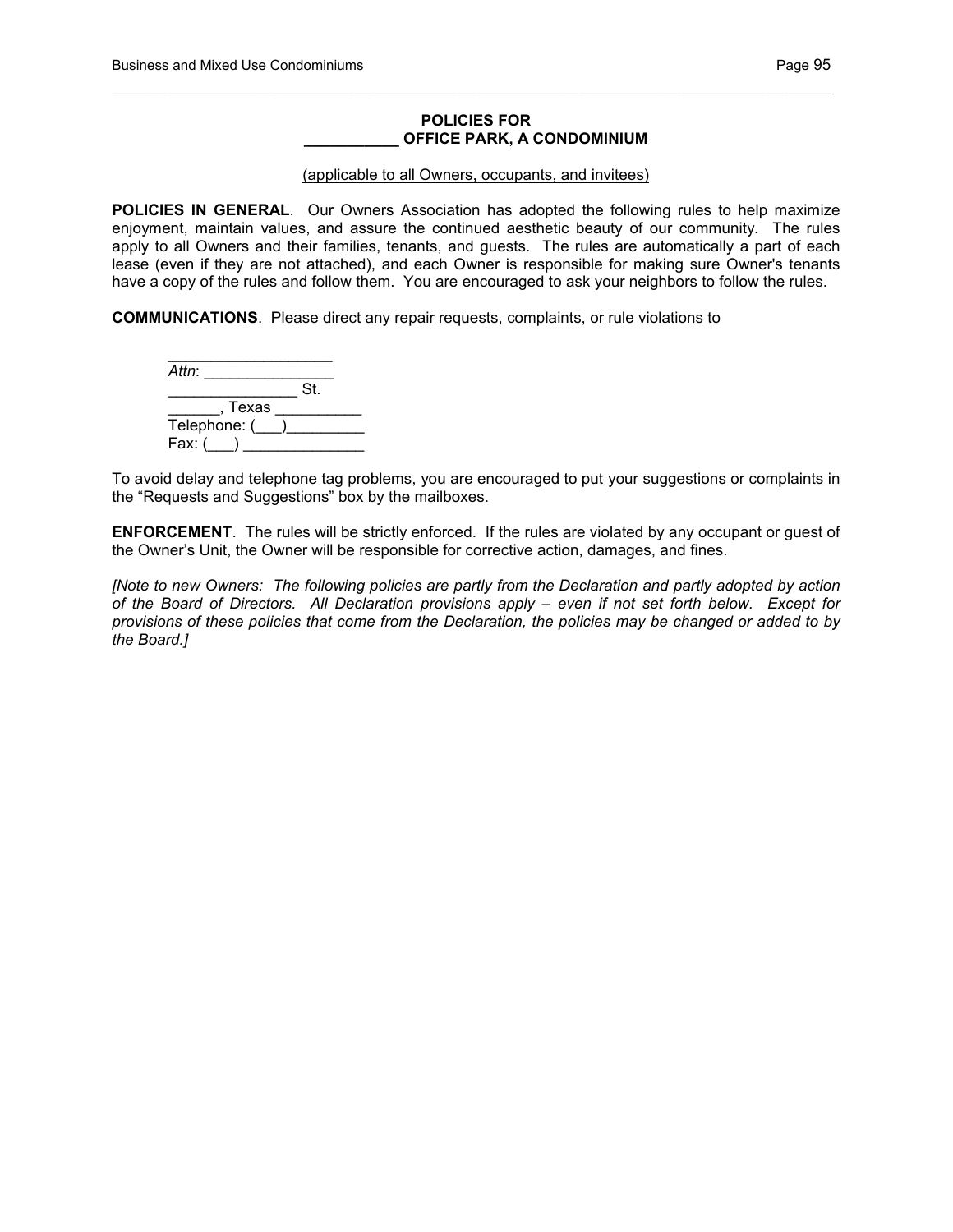# POLICIES FOR ___________ OFFICE PARK, A CONDOMINIUM

(applicable to all Owners, occupants, and invitees)

**POLICIES IN GENERAL**. Our Owners Association has adopted the following rules to help maximize enjoyment, maintain values, and assure the continued aesthetic beauty of our community. The rules apply to all Owners and their families, tenants, and guests. The rules are automatically a part of each lease (even if they are not attached), and each Owner is responsible for making sure Owner's tenants have a copy of the rules and follow them. You are encouraged to ask your neighbors to follow the rules.

**COMMUNICATIONS**. Please direct any repair requests, complaints, or rule violations to

> ___________________
> *Attn*: _______________
> _______________ St.
> ______, Texas __________
> Telephone: (___)_________
> Fax: (___) ______________

To avoid delay and telephone tag problems, you are encouraged to put your suggestions or complaints in the "Requests and Suggestions" box by the mailboxes.

**ENFORCEMENT**. The rules will be strictly enforced. If the rules are violated by any occupant or guest of the Owner's Unit, the Owner will be responsible for corrective action, damages, and fines.

*[Note to new Owners: The following policies are partly from the Declaration and partly adopted by action of the Board of Directors. All Declaration provisions apply – even if not set forth below. Except for provisions of these policies that come from the Declaration, the policies may be changed or added to by the Board.]*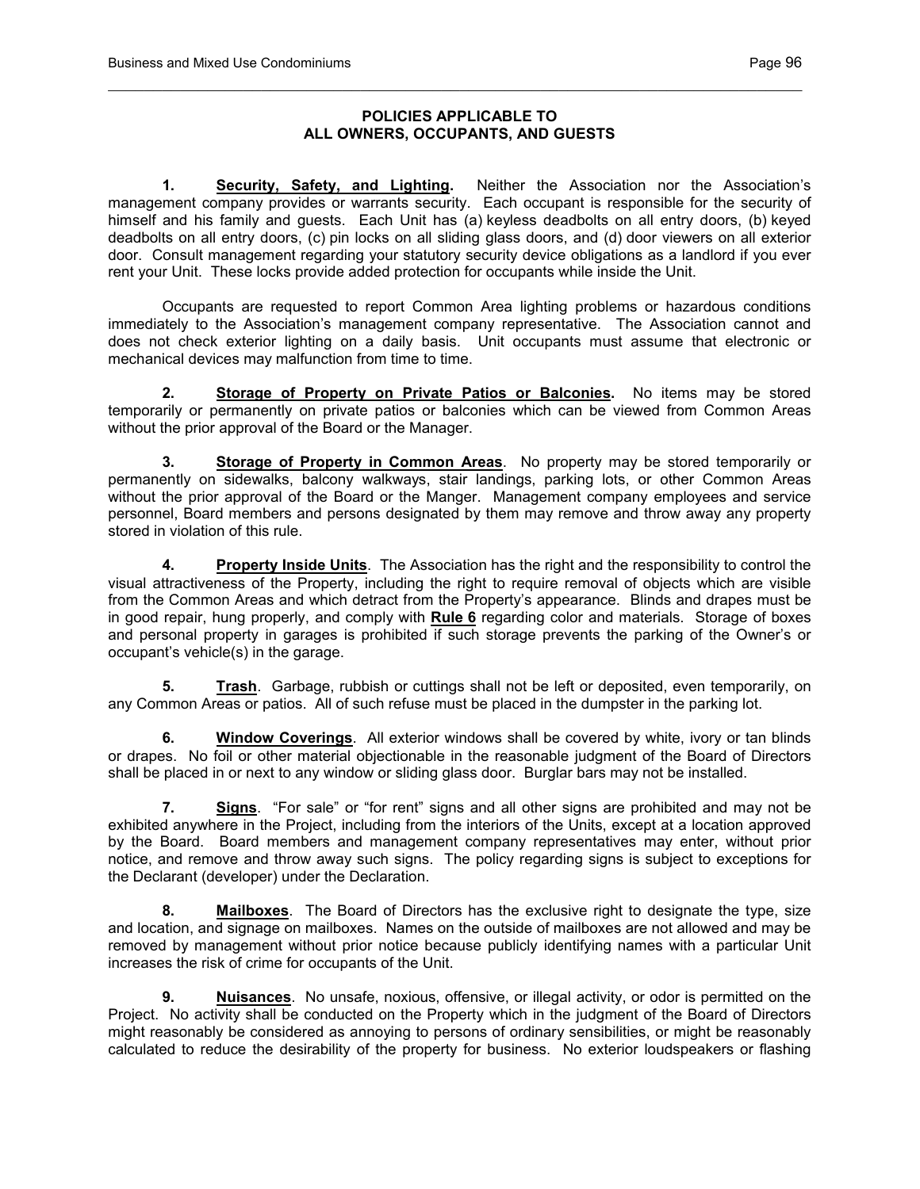## POLICIES APPLICABLE TO ALL OWNERS, OCCUPANTS, AND GUESTS

**1. Security, Safety, and Lighting.** Neither the Association nor the Association's management company provides or warrants security. Each occupant is responsible for the security of himself and his family and guests. Each Unit has (a) keyless deadbolts on all entry doors, (b) keyed deadbolts on all entry doors, (c) pin locks on all sliding glass doors, and (d) door viewers on all exterior door. Consult management regarding your statutory security device obligations as a landlord if you ever rent your Unit. These locks provide added protection for occupants while inside the Unit.

Occupants are requested to report Common Area lighting problems or hazardous conditions immediately to the Association's management company representative. The Association cannot and does not check exterior lighting on a daily basis. Unit occupants must assume that electronic or mechanical devices may malfunction from time to time.

**2. Storage of Property on Private Patios or Balconies.** No items may be stored temporarily or permanently on private patios or balconies which can be viewed from Common Areas without the prior approval of the Board or the Manager.

**3. Storage of Property in Common Areas**. No property may be stored temporarily or permanently on sidewalks, balcony walkways, stair landings, parking lots, or other Common Areas without the prior approval of the Board or the Manger. Management company employees and service personnel, Board members and persons designated by them may remove and throw away any property stored in violation of this rule.

**4. Property Inside Units**. The Association has the right and the responsibility to control the visual attractiveness of the Property, including the right to require removal of objects which are visible from the Common Areas and which detract from the Property's appearance. Blinds and drapes must be in good repair, hung properly, and comply with **Rule 6** regarding color and materials. Storage of boxes and personal property in garages is prohibited if such storage prevents the parking of the Owner's or occupant's vehicle(s) in the garage.

**5. Trash**. Garbage, rubbish or cuttings shall not be left or deposited, even temporarily, on any Common Areas or patios. All of such refuse must be placed in the dumpster in the parking lot.

**6. Window Coverings**. All exterior windows shall be covered by white, ivory or tan blinds or drapes. No foil or other material objectionable in the reasonable judgment of the Board of Directors shall be placed in or next to any window or sliding glass door. Burglar bars may not be installed.

**7. Signs**. "For sale" or "for rent" signs and all other signs are prohibited and may not be exhibited anywhere in the Project, including from the interiors of the Units, except at a location approved by the Board. Board members and management company representatives may enter, without prior notice, and remove and throw away such signs. The policy regarding signs is subject to exceptions for the Declarant (developer) under the Declaration.

**8. Mailboxes**. The Board of Directors has the exclusive right to designate the type, size and location, and signage on mailboxes. Names on the outside of mailboxes are not allowed and may be removed by management without prior notice because publicly identifying names with a particular Unit increases the risk of crime for occupants of the Unit.

**9. Nuisances**. No unsafe, noxious, offensive, or illegal activity, or odor is permitted on the Project. No activity shall be conducted on the Property which in the judgment of the Board of Directors might reasonably be considered as annoying to persons of ordinary sensibilities, or might be reasonably calculated to reduce the desirability of the property for business. No exterior loudspeakers or flashing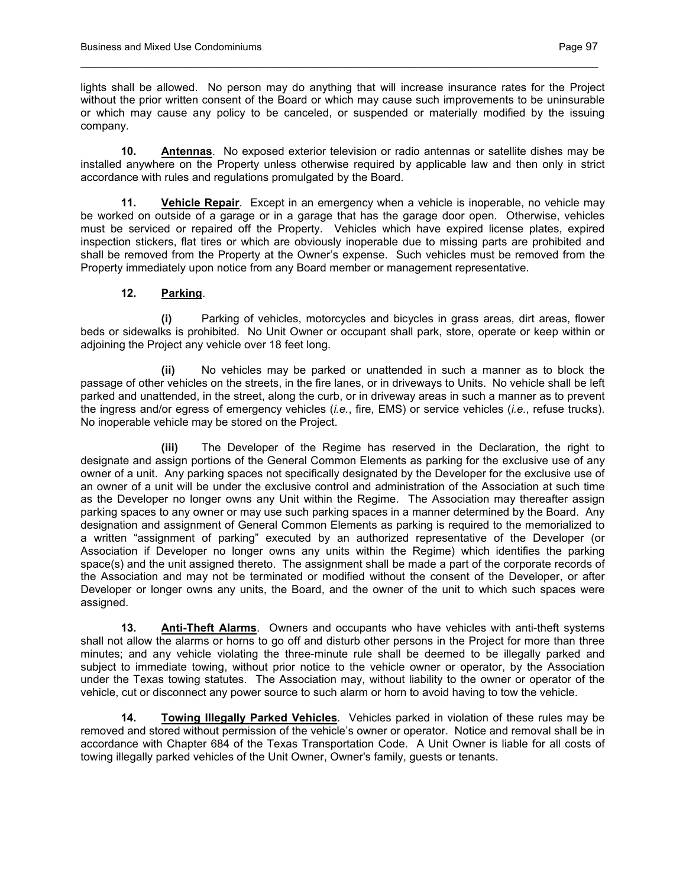lights shall be allowed. No person may do anything that will increase insurance rates for the Project without the prior written consent of the Board or which may cause such improvements to be uninsurable or which may cause any policy to be canceled, or suspended or materially modified by the issuing company.

**10. Antennas**. No exposed exterior television or radio antennas or satellite dishes may be installed anywhere on the Property unless otherwise required by applicable law and then only in strict accordance with rules and regulations promulgated by the Board.

**11. Vehicle Repair**. Except in an emergency when a vehicle is inoperable, no vehicle may be worked on outside of a garage or in a garage that has the garage door open. Otherwise, vehicles must be serviced or repaired off the Property. Vehicles which have expired license plates, expired inspection stickers, flat tires or which are obviously inoperable due to missing parts are prohibited and shall be removed from the Property at the Owner's expense. Such vehicles must be removed from the Property immediately upon notice from any Board member or management representative.

**12. Parking**.

**(i)** Parking of vehicles, motorcycles and bicycles in grass areas, dirt areas, flower beds or sidewalks is prohibited. No Unit Owner or occupant shall park, store, operate or keep within or adjoining the Project any vehicle over 18 feet long.

**(ii)** No vehicles may be parked or unattended in such a manner as to block the passage of other vehicles on the streets, in the fire lanes, or in driveways to Units. No vehicle shall be left parked and unattended, in the street, along the curb, or in driveway areas in such a manner as to prevent the ingress and/or egress of emergency vehicles (*i.e.*, fire, EMS) or service vehicles (*i.e.*, refuse trucks). No inoperable vehicle may be stored on the Project.

**(iii)** The Developer of the Regime has reserved in the Declaration, the right to designate and assign portions of the General Common Elements as parking for the exclusive use of any owner of a unit. Any parking spaces not specifically designated by the Developer for the exclusive use of an owner of a unit will be under the exclusive control and administration of the Association at such time as the Developer no longer owns any Unit within the Regime. The Association may thereafter assign parking spaces to any owner or may use such parking spaces in a manner determined by the Board. Any designation and assignment of General Common Elements as parking is required to the memorialized to a written "assignment of parking" executed by an authorized representative of the Developer (or Association if Developer no longer owns any units within the Regime) which identifies the parking space(s) and the unit assigned thereto. The assignment shall be made a part of the corporate records of the Association and may not be terminated or modified without the consent of the Developer, or after Developer or longer owns any units, the Board, and the owner of the unit to which such spaces were assigned.

**13. Anti-Theft Alarms**. Owners and occupants who have vehicles with anti-theft systems shall not allow the alarms or horns to go off and disturb other persons in the Project for more than three minutes; and any vehicle violating the three-minute rule shall be deemed to be illegally parked and subject to immediate towing, without prior notice to the vehicle owner or operator, by the Association under the Texas towing statutes. The Association may, without liability to the owner or operator of the vehicle, cut or disconnect any power source to such alarm or horn to avoid having to tow the vehicle.

**14. Towing Illegally Parked Vehicles**. Vehicles parked in violation of these rules may be removed and stored without permission of the vehicle's owner or operator. Notice and removal shall be in accordance with Chapter 684 of the Texas Transportation Code. A Unit Owner is liable for all costs of towing illegally parked vehicles of the Unit Owner, Owner's family, guests or tenants.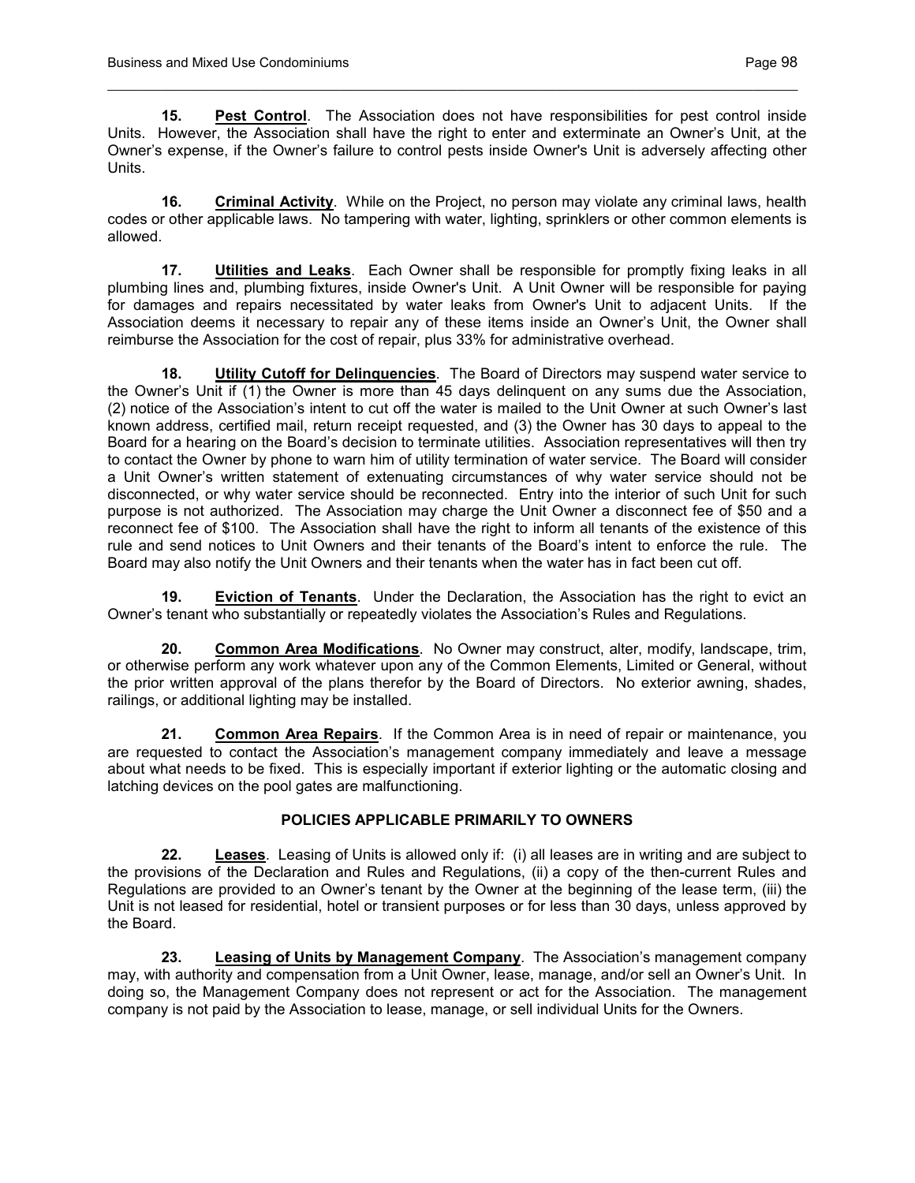**15. Pest Control**. The Association does not have responsibilities for pest control inside Units. However, the Association shall have the right to enter and exterminate an Owner's Unit, at the Owner's expense, if the Owner's failure to control pests inside Owner's Unit is adversely affecting other Units.

**16. Criminal Activity**. While on the Project, no person may violate any criminal laws, health codes or other applicable laws. No tampering with water, lighting, sprinklers or other common elements is allowed.

**17. Utilities and Leaks**. Each Owner shall be responsible for promptly fixing leaks in all plumbing lines and, plumbing fixtures, inside Owner's Unit. A Unit Owner will be responsible for paying for damages and repairs necessitated by water leaks from Owner's Unit to adjacent Units. If the Association deems it necessary to repair any of these items inside an Owner's Unit, the Owner shall reimburse the Association for the cost of repair, plus 33% for administrative overhead.

**18. Utility Cutoff for Delinquencies**. The Board of Directors may suspend water service to the Owner's Unit if (1) the Owner is more than 45 days delinquent on any sums due the Association, (2) notice of the Association's intent to cut off the water is mailed to the Unit Owner at such Owner's last known address, certified mail, return receipt requested, and (3) the Owner has 30 days to appeal to the Board for a hearing on the Board's decision to terminate utilities. Association representatives will then try to contact the Owner by phone to warn him of utility termination of water service. The Board will consider a Unit Owner's written statement of extenuating circumstances of why water service should not be disconnected, or why water service should be reconnected. Entry into the interior of such Unit for such purpose is not authorized. The Association may charge the Unit Owner a disconnect fee of $50 and a reconnect fee of $100. The Association shall have the right to inform all tenants of the existence of this rule and send notices to Unit Owners and their tenants of the Board's intent to enforce the rule. The Board may also notify the Unit Owners and their tenants when the water has in fact been cut off.

**19. Eviction of Tenants**. Under the Declaration, the Association has the right to evict an Owner's tenant who substantially or repeatedly violates the Association's Rules and Regulations.

**20. Common Area Modifications**. No Owner may construct, alter, modify, landscape, trim, or otherwise perform any work whatever upon any of the Common Elements, Limited or General, without the prior written approval of the plans therefor by the Board of Directors. No exterior awning, shades, railings, or additional lighting may be installed.

**21. Common Area Repairs**. If the Common Area is in need of repair or maintenance, you are requested to contact the Association's management company immediately and leave a message about what needs to be fixed. This is especially important if exterior lighting or the automatic closing and latching devices on the pool gates are malfunctioning.

## POLICIES APPLICABLE PRIMARILY TO OWNERS

**22. Leases**. Leasing of Units is allowed only if: (i) all leases are in writing and are subject to the provisions of the Declaration and Rules and Regulations, (ii) a copy of the then-current Rules and Regulations are provided to an Owner's tenant by the Owner at the beginning of the lease term, (iii) the Unit is not leased for residential, hotel or transient purposes or for less than 30 days, unless approved by the Board.

**23. Leasing of Units by Management Company**. The Association's management company may, with authority and compensation from a Unit Owner, lease, manage, and/or sell an Owner's Unit. In doing so, the Management Company does not represent or act for the Association. The management company is not paid by the Association to lease, manage, or sell individual Units for the Owners.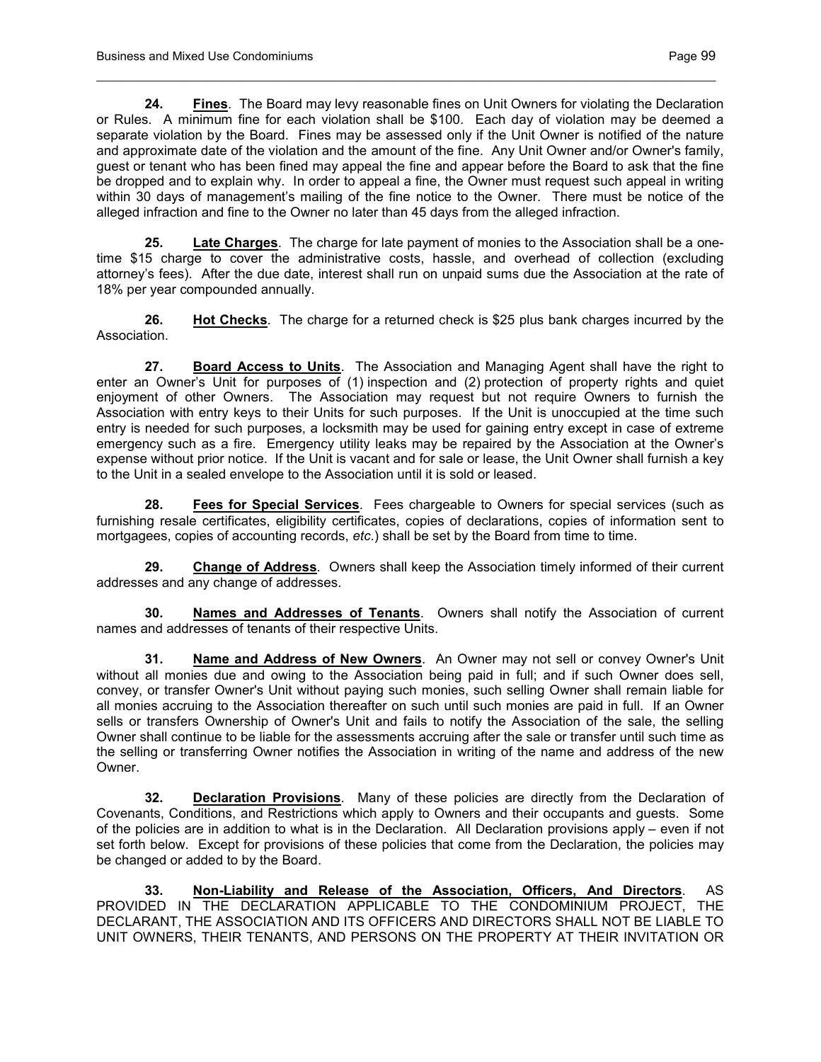**24. <u>Fines</u>**. The Board may levy reasonable fines on Unit Owners for violating the Declaration or Rules. A minimum fine for each violation shall be $100. Each day of violation may be deemed a separate violation by the Board. Fines may be assessed only if the Unit Owner is notified of the nature and approximate date of the violation and the amount of the fine. Any Unit Owner and/or Owner's family, guest or tenant who has been fined may appeal the fine and appear before the Board to ask that the fine be dropped and to explain why. In order to appeal a fine, the Owner must request such appeal in writing within 30 days of management's mailing of the fine notice to the Owner. There must be notice of the alleged infraction and fine to the Owner no later than 45 days from the alleged infraction.

**25. <u>Late Charges</u>**. The charge for late payment of monies to the Association shall be a one-time $15 charge to cover the administrative costs, hassle, and overhead of collection (excluding attorney's fees). After the due date, interest shall run on unpaid sums due the Association at the rate of 18% per year compounded annually.

**26. <u>Hot Checks</u>**. The charge for a returned check is $25 plus bank charges incurred by the Association.

**27. <u>Board Access to Units</u>**. The Association and Managing Agent shall have the right to enter an Owner's Unit for purposes of (1) inspection and (2) protection of property rights and quiet enjoyment of other Owners. The Association may request but not require Owners to furnish the Association with entry keys to their Units for such purposes. If the Unit is unoccupied at the time such entry is needed for such purposes, a locksmith may be used for gaining entry except in case of extreme emergency such as a fire. Emergency utility leaks may be repaired by the Association at the Owner's expense without prior notice. If the Unit is vacant and for sale or lease, the Unit Owner shall furnish a key to the Unit in a sealed envelope to the Association until it is sold or leased.

**28. <u>Fees for Special Services</u>**. Fees chargeable to Owners for special services (such as furnishing resale certificates, eligibility certificates, copies of declarations, copies of information sent to mortgagees, copies of accounting records, *etc*.) shall be set by the Board from time to time.

**29. <u>Change of Address</u>**. Owners shall keep the Association timely informed of their current addresses and any change of addresses.

**30. <u>Names and Addresses of Tenants</u>**. Owners shall notify the Association of current names and addresses of tenants of their respective Units.

**31. <u>Name and Address of New Owners</u>**. An Owner may not sell or convey Owner's Unit without all monies due and owing to the Association being paid in full; and if such Owner does sell, convey, or transfer Owner's Unit without paying such monies, such selling Owner shall remain liable for all monies accruing to the Association thereafter on such until such monies are paid in full. If an Owner sells or transfers Ownership of Owner's Unit and fails to notify the Association of the sale, the selling Owner shall continue to be liable for the assessments accruing after the sale or transfer until such time as the selling or transferring Owner notifies the Association in writing of the name and address of the new Owner.

**32. <u>Declaration Provisions</u>**. Many of these policies are directly from the Declaration of Covenants, Conditions, and Restrictions which apply to Owners and their occupants and guests. Some of the policies are in addition to what is in the Declaration. All Declaration provisions apply – even if not set forth below. Except for provisions of these policies that come from the Declaration, the policies may be changed or added to by the Board.

**33. <u>Non-Liability and Release of the Association, Officers, And Directors</u>**. AS PROVIDED IN THE DECLARATION APPLICABLE TO THE CONDOMINIUM PROJECT, THE DECLARANT, THE ASSOCIATION AND ITS OFFICERS AND DIRECTORS SHALL NOT BE LIABLE TO UNIT OWNERS, THEIR TENANTS, AND PERSONS ON THE PROPERTY AT THEIR INVITATION OR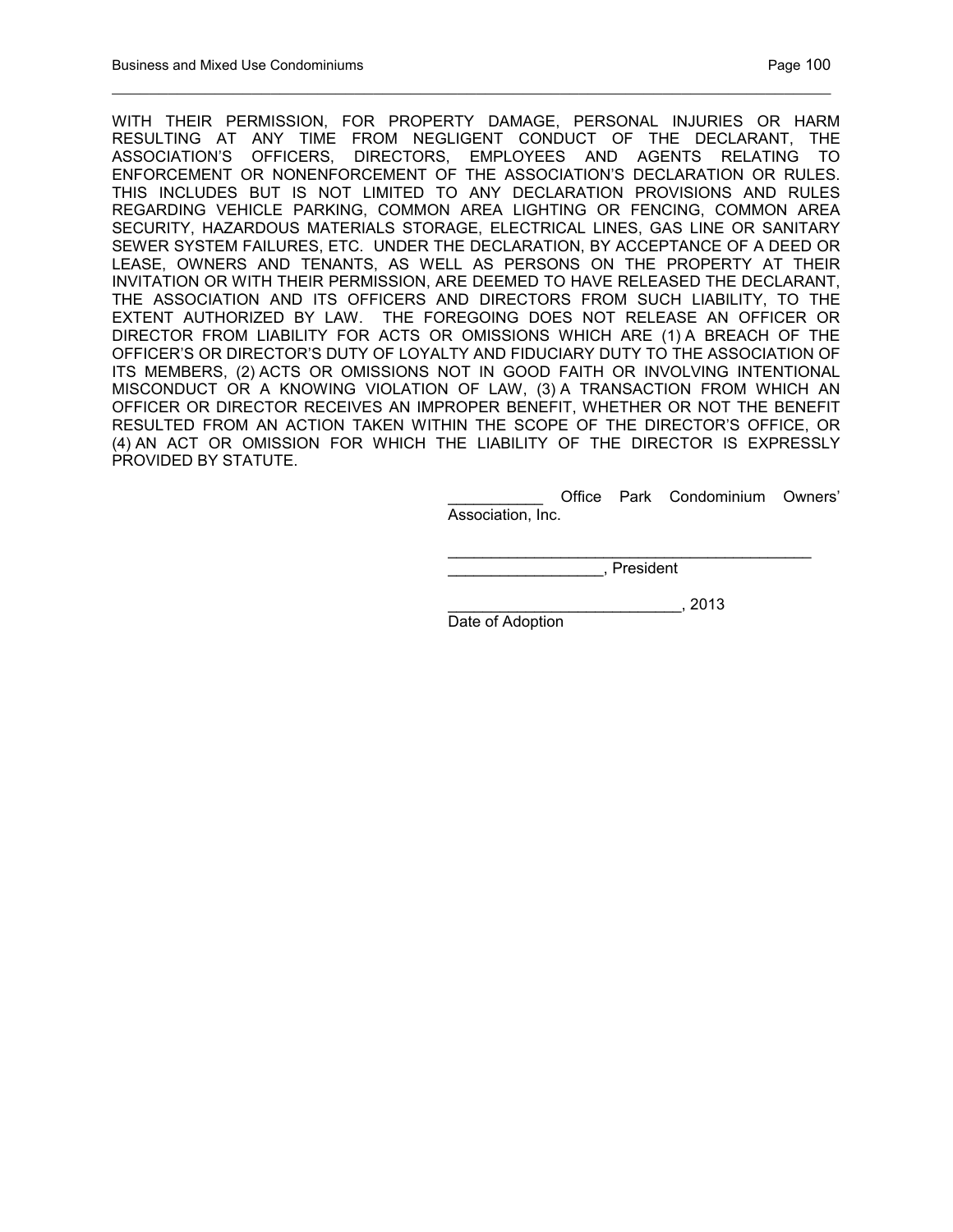WITH THEIR PERMISSION, FOR PROPERTY DAMAGE, PERSONAL INJURIES OR HARM RESULTING AT ANY TIME FROM NEGLIGENT CONDUCT OF THE DECLARANT, THE ASSOCIATION'S OFFICERS, DIRECTORS, EMPLOYEES AND AGENTS RELATING TO ENFORCEMENT OR NONENFORCEMENT OF THE ASSOCIATION'S DECLARATION OR RULES. THIS INCLUDES BUT IS NOT LIMITED TO ANY DECLARATION PROVISIONS AND RULES REGARDING VEHICLE PARKING, COMMON AREA LIGHTING OR FENCING, COMMON AREA SECURITY, HAZARDOUS MATERIALS STORAGE, ELECTRICAL LINES, GAS LINE OR SANITARY SEWER SYSTEM FAILURES, ETC. UNDER THE DECLARATION, BY ACCEPTANCE OF A DEED OR LEASE, OWNERS AND TENANTS, AS WELL AS PERSONS ON THE PROPERTY AT THEIR INVITATION OR WITH THEIR PERMISSION, ARE DEEMED TO HAVE RELEASED THE DECLARANT, THE ASSOCIATION AND ITS OFFICERS AND DIRECTORS FROM SUCH LIABILITY, TO THE EXTENT AUTHORIZED BY LAW. THE FOREGOING DOES NOT RELEASE AN OFFICER OR DIRECTOR FROM LIABILITY FOR ACTS OR OMISSIONS WHICH ARE (1) A BREACH OF THE OFFICER'S OR DIRECTOR'S DUTY OF LOYALTY AND FIDUCIARY DUTY TO THE ASSOCIATION OF ITS MEMBERS, (2) ACTS OR OMISSIONS NOT IN GOOD FAITH OR INVOLVING INTENTIONAL MISCONDUCT OR A KNOWING VIOLATION OF LAW, (3) A TRANSACTION FROM WHICH AN OFFICER OR DIRECTOR RECEIVES AN IMPROPER BENEFIT, WHETHER OR NOT THE BENEFIT RESULTED FROM AN ACTION TAKEN WITHIN THE SCOPE OF THE DIRECTOR'S OFFICE, OR (4) AN ACT OR OMISSION FOR WHICH THE LIABILITY OF THE DIRECTOR IS EXPRESSLY PROVIDED BY STATUTE.

___________ Office Park Condominium Owners' Association, Inc.

____________________________________________
__________________, President

___________________________, 2013
Date of Adoption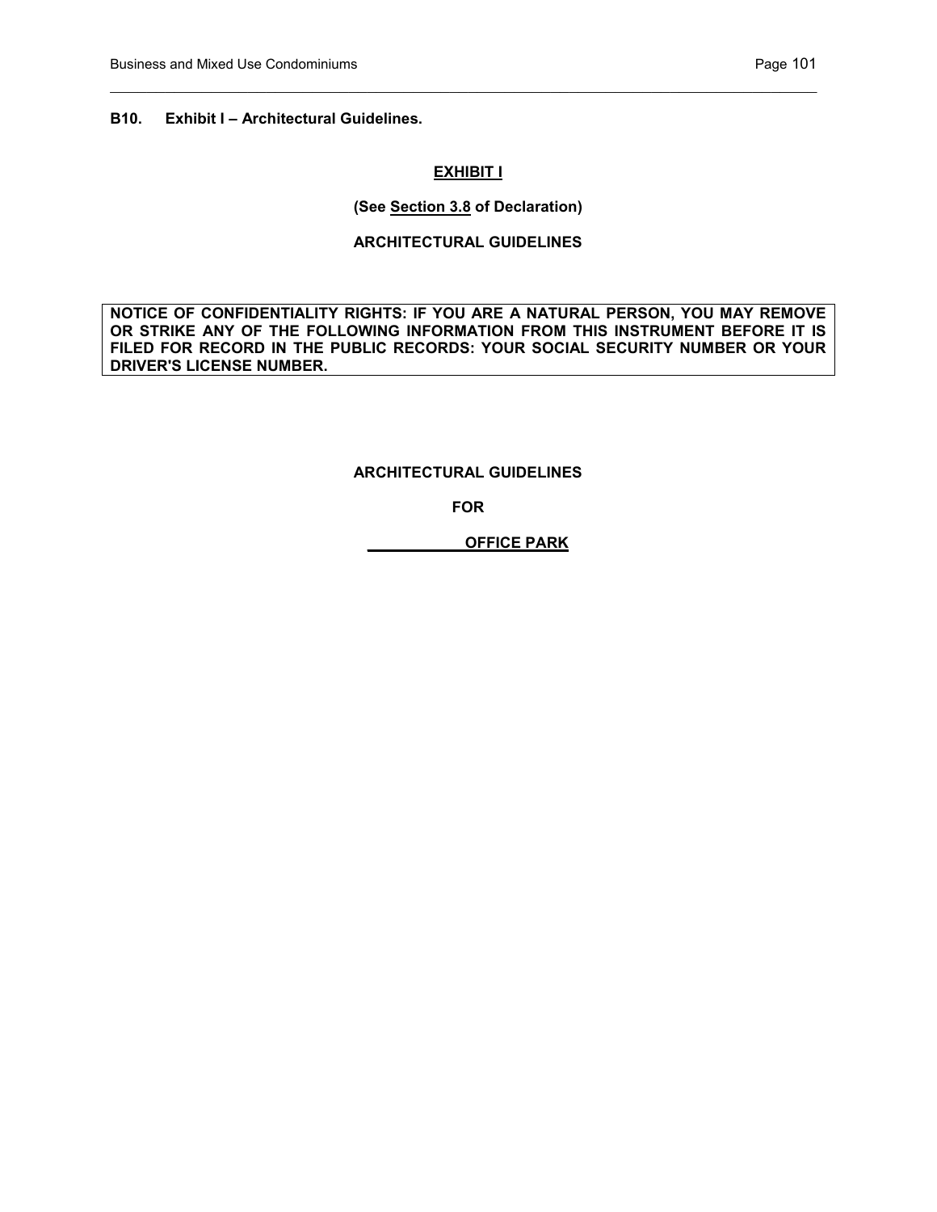**B10. Exhibit I – Architectural Guidelines.**

**<u>EXHIBIT I</u>**

**(See <u>Section 3.8</u> of Declaration)**

**ARCHITECTURAL GUIDELINES**

| **NOTICE OF CONFIDENTIALITY RIGHTS: IF YOU ARE A NATURAL PERSON, YOU MAY REMOVE OR STRIKE ANY OF THE FOLLOWING INFORMATION FROM THIS INSTRUMENT BEFORE IT IS FILED FOR RECORD IN THE PUBLIC RECORDS: YOUR SOCIAL SECURITY NUMBER OR YOUR DRIVER'S LICENSE NUMBER.** |
| --- |

**ARCHITECTURAL GUIDELINES**

**FOR**

**<u>____________ OFFICE PARK</u>**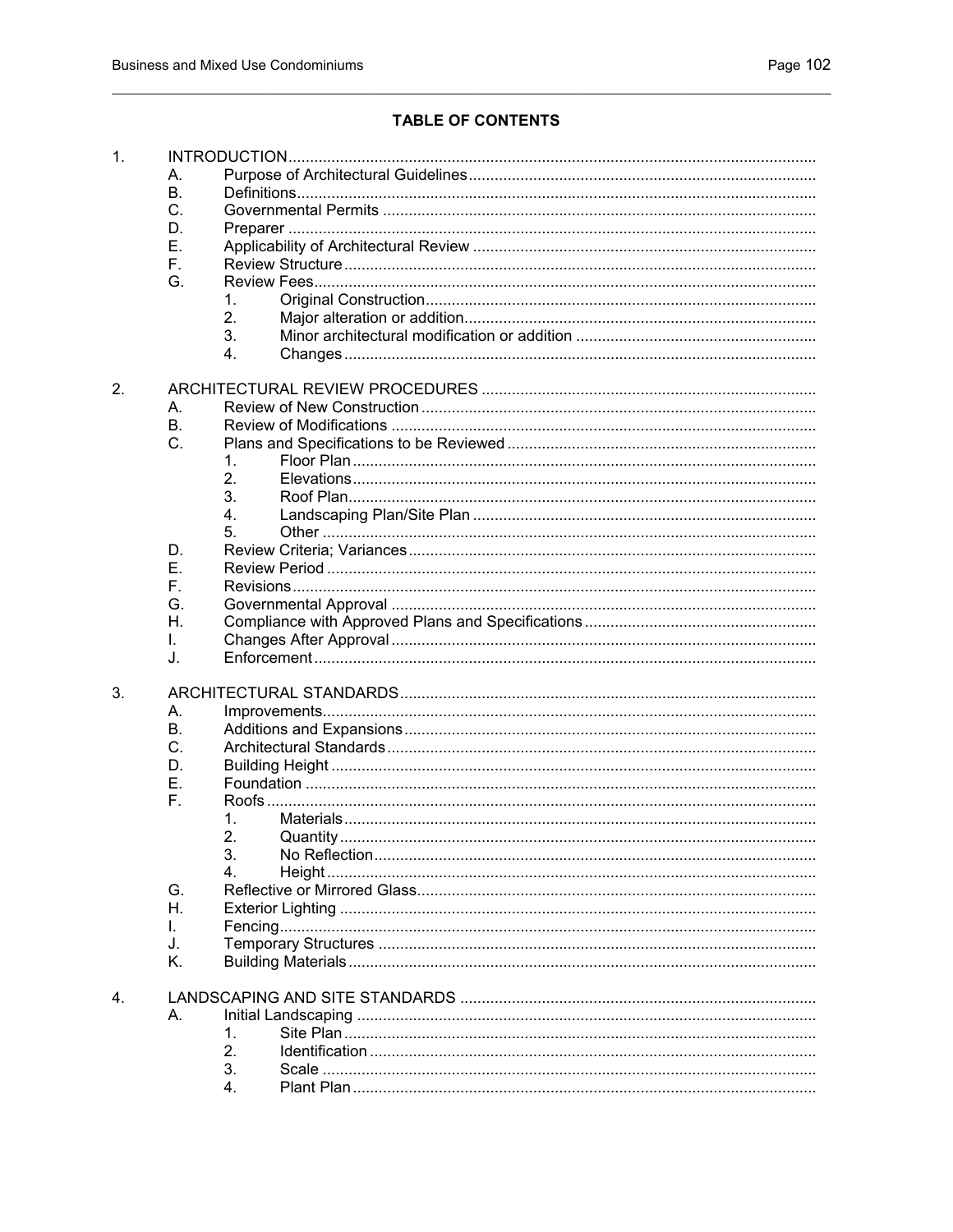## TABLE OF CONTENTS

1. INTRODUCTION
   - A. Purpose of Architectural Guidelines
   - B. Definitions
   - C. Governmental Permits
   - D. Preparer
   - E. Applicability of Architectural Review
   - F. Review Structure
   - G. Review Fees
     1. Original Construction
     2. Major alteration or addition
     3. Minor architectural modification or addition
     4. Changes

2. ARCHITECTURAL REVIEW PROCEDURES
   - A. Review of New Construction
   - B. Review of Modifications
   - C. Plans and Specifications to be Reviewed
     1. Floor Plan
     2. Elevations
     3. Roof Plan
     4. Landscaping Plan/Site Plan
     5. Other
   - D. Review Criteria; Variances
   - E. Review Period
   - F. Revisions
   - G. Governmental Approval
   - H. Compliance with Approved Plans and Specifications
   - I. Changes After Approval
   - J. Enforcement

3. ARCHITECTURAL STANDARDS
   - A. Improvements
   - B. Additions and Expansions
   - C. Architectural Standards
   - D. Building Height
   - E. Foundation
   - F. Roofs
     1. Materials
     2. Quantity
     3. No Reflection
     4. Height
   - G. Reflective or Mirrored Glass
   - H. Exterior Lighting
   - I. Fencing
   - J. Temporary Structures
   - K. Building Materials

4. LANDSCAPING AND SITE STANDARDS
   - A. Initial Landscaping
     1. Site Plan
     2. Identification
     3. Scale
     4. Plant Plan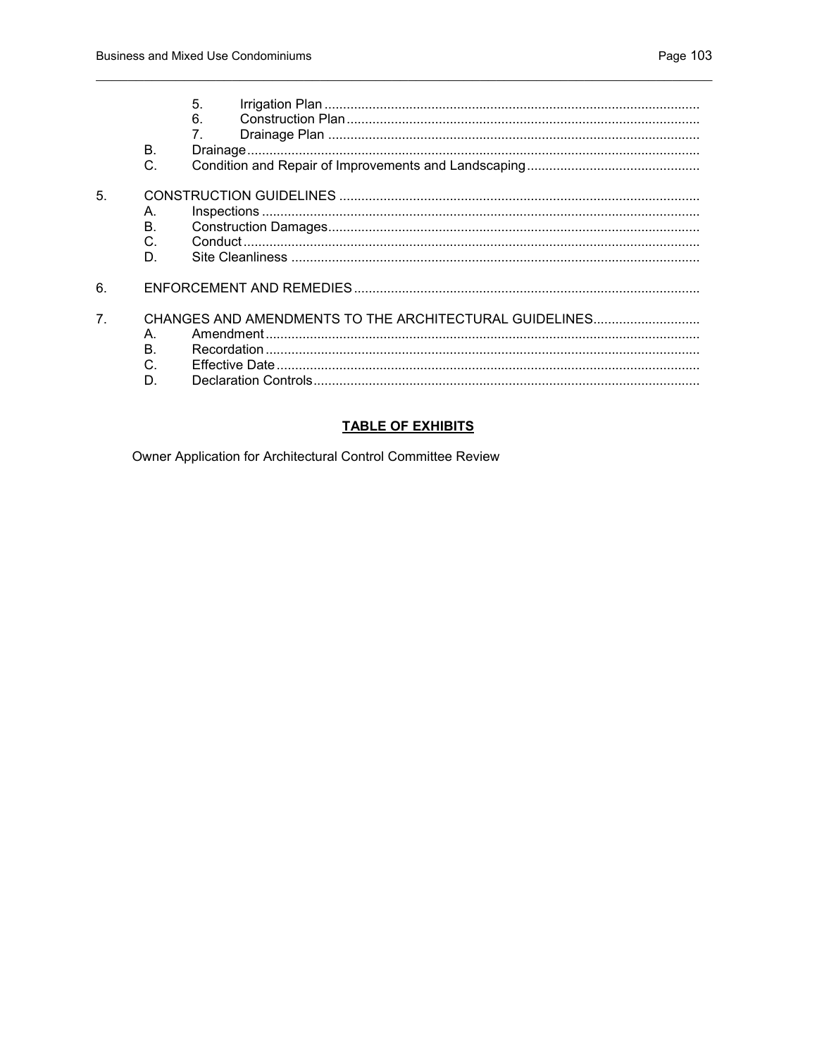5. Irrigation Plan
6. Construction Plan
7. Drainage Plan

B. Drainage

C. Condition and Repair of Improvements and Landscaping

5. CONSTRUCTION GUIDELINES
   - A. Inspections
   - B. Construction Damages
   - C. Conduct
   - D. Site Cleanliness

6. ENFORCEMENT AND REMEDIES

7. CHANGES AND AMENDMENTS TO THE ARCHITECTURAL GUIDELINES
   - A. Amendment
   - B. Recordation
   - C. Effective Date
   - D. Declaration Controls

**TABLE OF EXHIBITS**

Owner Application for Architectural Control Committee Review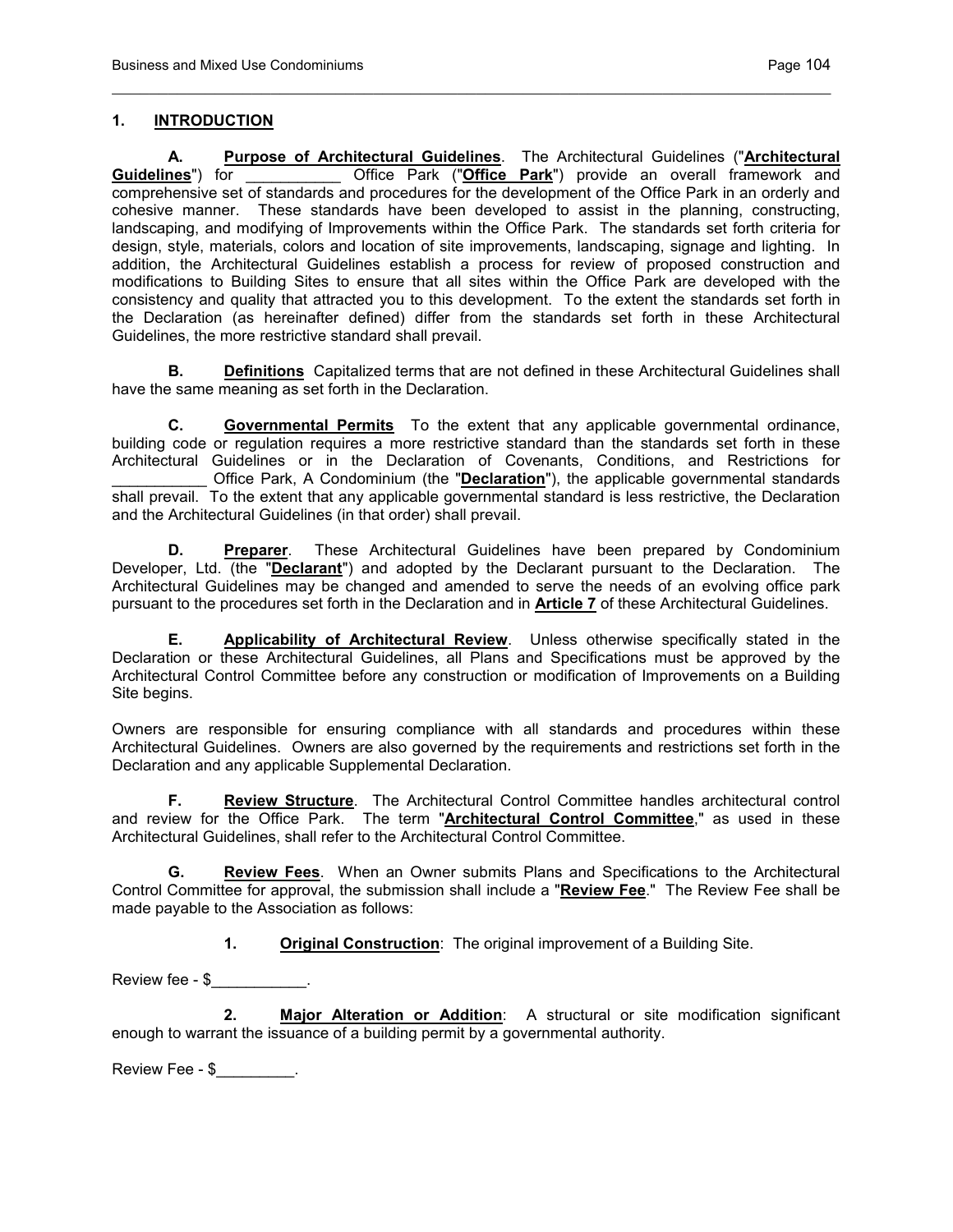## 1. INTRODUCTION

**A. Purpose of Architectural Guidelines**. The Architectural Guidelines ("**Architectural Guidelines**") for ___________ Office Park ("**Office Park**") provide an overall framework and comprehensive set of standards and procedures for the development of the Office Park in an orderly and cohesive manner. These standards have been developed to assist in the planning, constructing, landscaping, and modifying of Improvements within the Office Park. The standards set forth criteria for design, style, materials, colors and location of site improvements, landscaping, signage and lighting. In addition, the Architectural Guidelines establish a process for review of proposed construction and modifications to Building Sites to ensure that all sites within the Office Park are developed with the consistency and quality that attracted you to this development. To the extent the standards set forth in the Declaration (as hereinafter defined) differ from the standards set forth in these Architectural Guidelines, the more restrictive standard shall prevail.

**B. Definitions** Capitalized terms that are not defined in these Architectural Guidelines shall have the same meaning as set forth in the Declaration.

**C. Governmental Permits** To the extent that any applicable governmental ordinance, building code or regulation requires a more restrictive standard than the standards set forth in these Architectural Guidelines or in the Declaration of Covenants, Conditions, and Restrictions for ___________ Office Park, A Condominium (the "**Declaration**"), the applicable governmental standards shall prevail. To the extent that any applicable governmental standard is less restrictive, the Declaration and the Architectural Guidelines (in that order) shall prevail.

**D. Preparer**. These Architectural Guidelines have been prepared by Condominium Developer, Ltd. (the "**Declarant**") and adopted by the Declarant pursuant to the Declaration. The Architectural Guidelines may be changed and amended to serve the needs of an evolving office park pursuant to the procedures set forth in the Declaration and in **Article 7** of these Architectural Guidelines.

**E. Applicability of Architectural Review**. Unless otherwise specifically stated in the Declaration or these Architectural Guidelines, all Plans and Specifications must be approved by the Architectural Control Committee before any construction or modification of Improvements on a Building Site begins.

Owners are responsible for ensuring compliance with all standards and procedures within these Architectural Guidelines. Owners are also governed by the requirements and restrictions set forth in the Declaration and any applicable Supplemental Declaration.

**F. Review Structure**. The Architectural Control Committee handles architectural control and review for the Office Park. The term "**Architectural Control Committee**," as used in these Architectural Guidelines, shall refer to the Architectural Control Committee.

**G. Review Fees**. When an Owner submits Plans and Specifications to the Architectural Control Committee for approval, the submission shall include a "**Review Fee**." The Review Fee shall be made payable to the Association as follows:

**1. Original Construction**: The original improvement of a Building Site.

Review fee - $___________.

**2. Major Alteration or Addition**: A structural or site modification significant enough to warrant the issuance of a building permit by a governmental authority.

Review Fee - $_________.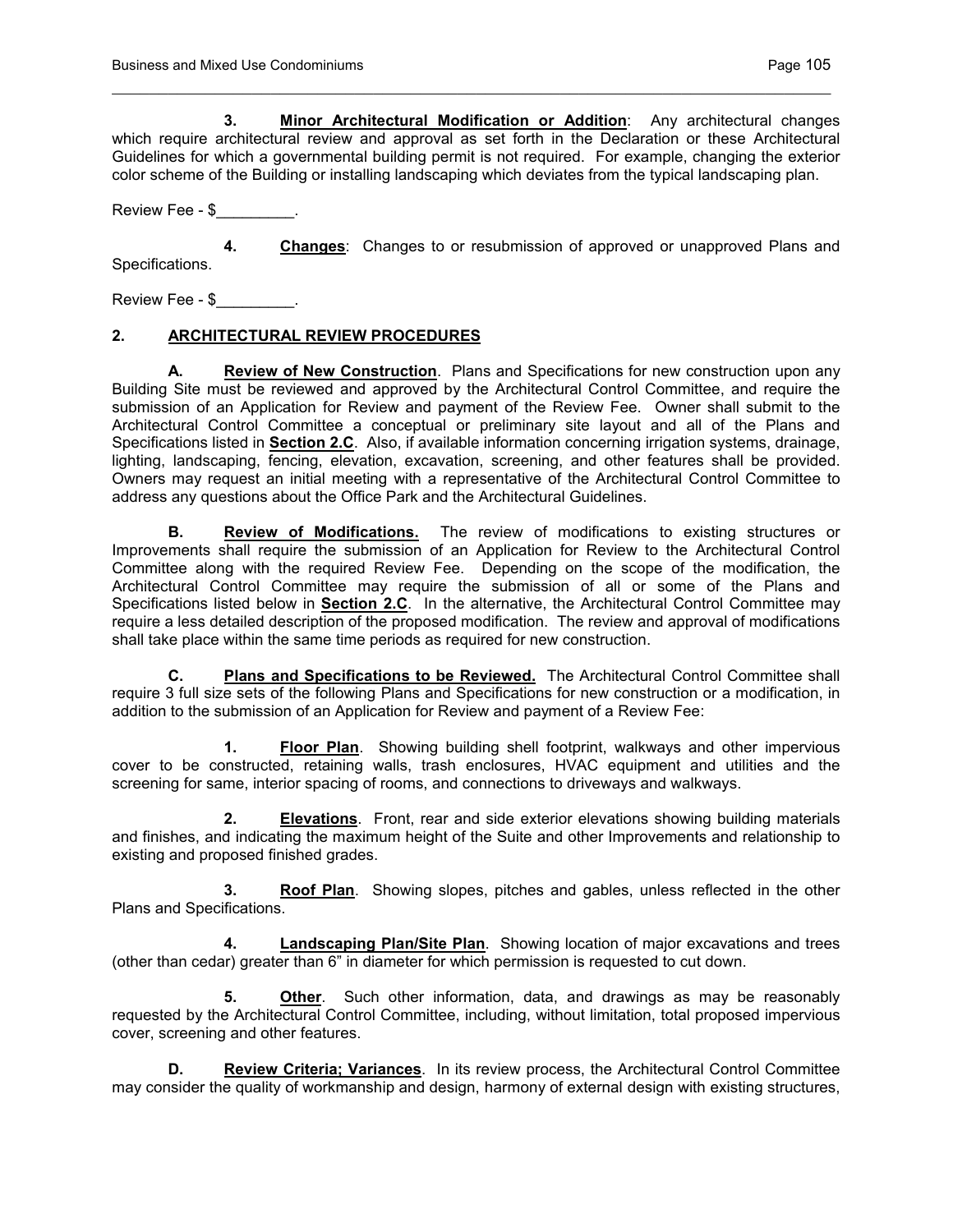**3. Minor Architectural Modification or Addition**: Any architectural changes which require architectural review and approval as set forth in the Declaration or these Architectural Guidelines for which a governmental building permit is not required. For example, changing the exterior color scheme of the Building or installing landscaping which deviates from the typical landscaping plan.

Review Fee - $_________.

**4. Changes**: Changes to or resubmission of approved or unapproved Plans and Specifications.

Review Fee - $_________.

## 2. ARCHITECTURAL REVIEW PROCEDURES

**A. Review of New Construction**. Plans and Specifications for new construction upon any Building Site must be reviewed and approved by the Architectural Control Committee, and require the submission of an Application for Review and payment of the Review Fee. Owner shall submit to the Architectural Control Committee a conceptual or preliminary site layout and all of the Plans and Specifications listed in **Section 2.C**. Also, if available information concerning irrigation systems, drainage, lighting, landscaping, fencing, elevation, excavation, screening, and other features shall be provided. Owners may request an initial meeting with a representative of the Architectural Control Committee to address any questions about the Office Park and the Architectural Guidelines.

**B. Review of Modifications.** The review of modifications to existing structures or Improvements shall require the submission of an Application for Review to the Architectural Control Committee along with the required Review Fee. Depending on the scope of the modification, the Architectural Control Committee may require the submission of all or some of the Plans and Specifications listed below in **Section 2.C**. In the alternative, the Architectural Control Committee may require a less detailed description of the proposed modification. The review and approval of modifications shall take place within the same time periods as required for new construction.

**C. Plans and Specifications to be Reviewed.** The Architectural Control Committee shall require 3 full size sets of the following Plans and Specifications for new construction or a modification, in addition to the submission of an Application for Review and payment of a Review Fee:

**1. Floor Plan**. Showing building shell footprint, walkways and other impervious cover to be constructed, retaining walls, trash enclosures, HVAC equipment and utilities and the screening for same, interior spacing of rooms, and connections to driveways and walkways.

**2. Elevations**. Front, rear and side exterior elevations showing building materials and finishes, and indicating the maximum height of the Suite and other Improvements and relationship to existing and proposed finished grades.

**3. Roof Plan**. Showing slopes, pitches and gables, unless reflected in the other Plans and Specifications.

**4. Landscaping Plan/Site Plan**. Showing location of major excavations and trees (other than cedar) greater than 6" in diameter for which permission is requested to cut down.

**5. Other**. Such other information, data, and drawings as may be reasonably requested by the Architectural Control Committee, including, without limitation, total proposed impervious cover, screening and other features.

**D. Review Criteria; Variances**. In its review process, the Architectural Control Committee may consider the quality of workmanship and design, harmony of external design with existing structures,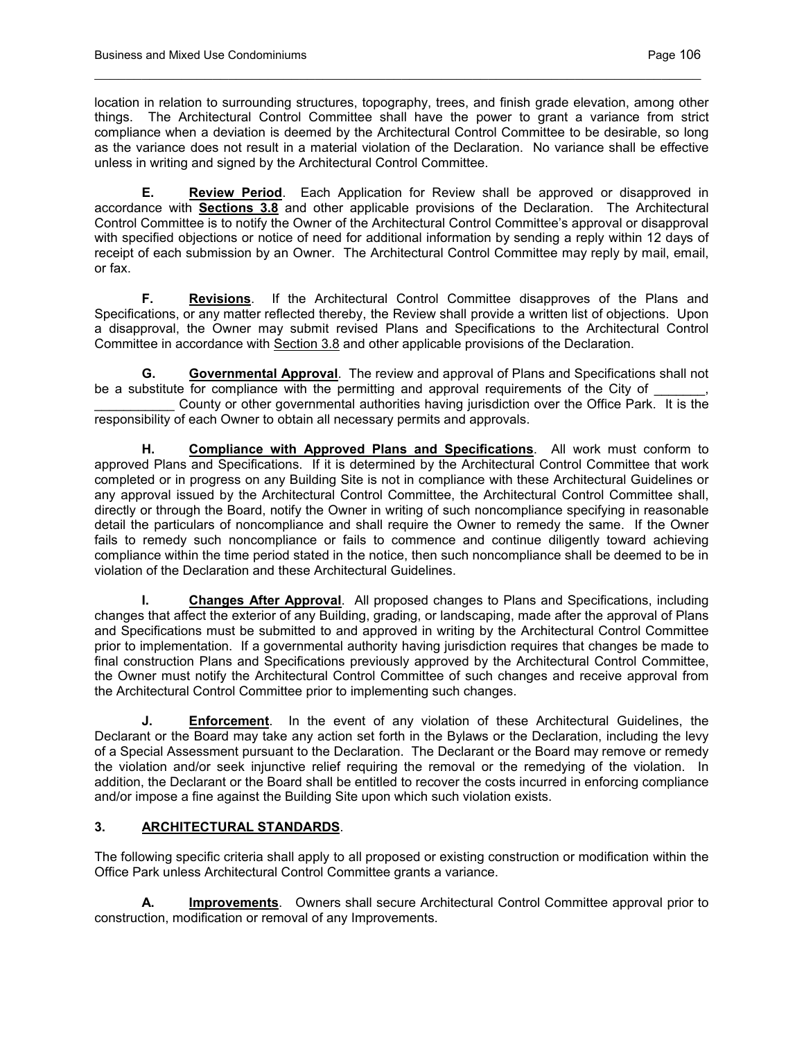location in relation to surrounding structures, topography, trees, and finish grade elevation, among other things. The Architectural Control Committee shall have the power to grant a variance from strict compliance when a deviation is deemed by the Architectural Control Committee to be desirable, so long as the variance does not result in a material violation of the Declaration. No variance shall be effective unless in writing and signed by the Architectural Control Committee.

**E. Review Period**. Each Application for Review shall be approved or disapproved in accordance with **Sections 3.8** and other applicable provisions of the Declaration. The Architectural Control Committee is to notify the Owner of the Architectural Control Committee's approval or disapproval with specified objections or notice of need for additional information by sending a reply within 12 days of receipt of each submission by an Owner. The Architectural Control Committee may reply by mail, email, or fax.

**F. Revisions**. If the Architectural Control Committee disapproves of the Plans and Specifications, or any matter reflected thereby, the Review shall provide a written list of objections. Upon a disapproval, the Owner may submit revised Plans and Specifications to the Architectural Control Committee in accordance with Section 3.8 and other applicable provisions of the Declaration.

**G. Governmental Approval**. The review and approval of Plans and Specifications shall not be a substitute for compliance with the permitting and approval requirements of the City of _______, ___________ County or other governmental authorities having jurisdiction over the Office Park. It is the responsibility of each Owner to obtain all necessary permits and approvals.

**H. Compliance with Approved Plans and Specifications**. All work must conform to approved Plans and Specifications. If it is determined by the Architectural Control Committee that work completed or in progress on any Building Site is not in compliance with these Architectural Guidelines or any approval issued by the Architectural Control Committee, the Architectural Control Committee shall, directly or through the Board, notify the Owner in writing of such noncompliance specifying in reasonable detail the particulars of noncompliance and shall require the Owner to remedy the same. If the Owner fails to remedy such noncompliance or fails to commence and continue diligently toward achieving compliance within the time period stated in the notice, then such noncompliance shall be deemed to be in violation of the Declaration and these Architectural Guidelines.

**I. Changes After Approval**. All proposed changes to Plans and Specifications, including changes that affect the exterior of any Building, grading, or landscaping, made after the approval of Plans and Specifications must be submitted to and approved in writing by the Architectural Control Committee prior to implementation. If a governmental authority having jurisdiction requires that changes be made to final construction Plans and Specifications previously approved by the Architectural Control Committee, the Owner must notify the Architectural Control Committee of such changes and receive approval from the Architectural Control Committee prior to implementing such changes.

**J. Enforcement**. In the event of any violation of these Architectural Guidelines, the Declarant or the Board may take any action set forth in the Bylaws or the Declaration, including the levy of a Special Assessment pursuant to the Declaration. The Declarant or the Board may remove or remedy the violation and/or seek injunctive relief requiring the removal or the remedying of the violation. In addition, the Declarant or the Board shall be entitled to recover the costs incurred in enforcing compliance and/or impose a fine against the Building Site upon which such violation exists.

## 3. ARCHITECTURAL STANDARDS.

The following specific criteria shall apply to all proposed or existing construction or modification within the Office Park unless Architectural Control Committee grants a variance.

**A. Improvements**. Owners shall secure Architectural Control Committee approval prior to construction, modification or removal of any Improvements.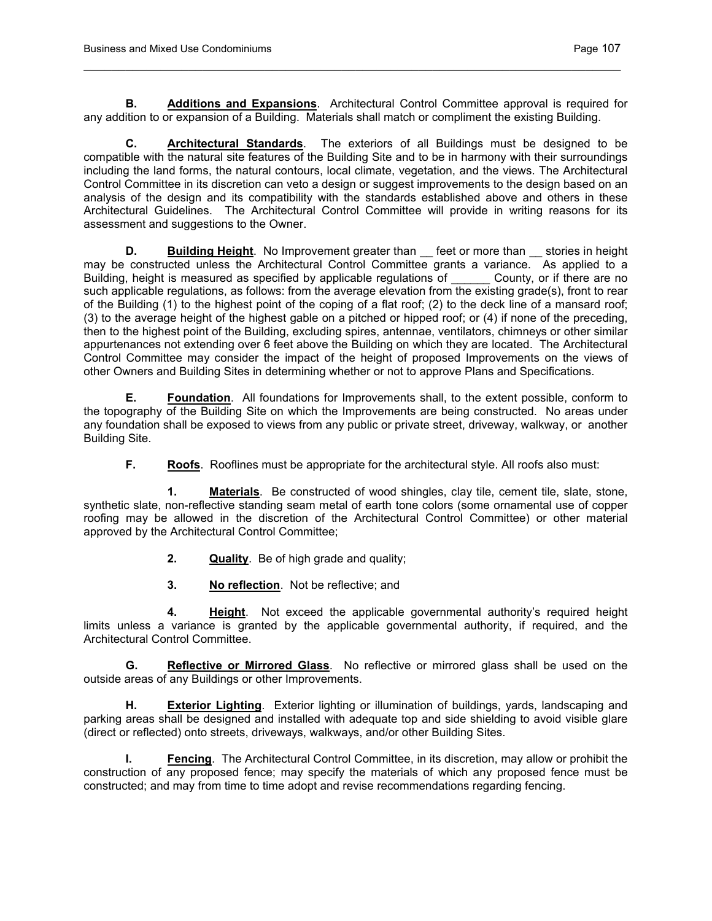**B. Additions and Expansions**. Architectural Control Committee approval is required for any addition to or expansion of a Building. Materials shall match or compliment the existing Building.

**C. Architectural Standards**. The exteriors of all Buildings must be designed to be compatible with the natural site features of the Building Site and to be in harmony with their surroundings including the land forms, the natural contours, local climate, vegetation, and the views. The Architectural Control Committee in its discretion can veto a design or suggest improvements to the design based on an analysis of the design and its compatibility with the standards established above and others in these Architectural Guidelines. The Architectural Control Committee will provide in writing reasons for its assessment and suggestions to the Owner.

**D. Building Height**. No Improvement greater than __ feet or more than __ stories in height may be constructed unless the Architectural Control Committee grants a variance. As applied to a Building, height is measured as specified by applicable regulations of ______ County, or if there are no such applicable regulations, as follows: from the average elevation from the existing grade(s), front to rear of the Building (1) to the highest point of the coping of a flat roof; (2) to the deck line of a mansard roof; (3) to the average height of the highest gable on a pitched or hipped roof; or (4) if none of the preceding, then to the highest point of the Building, excluding spires, antennae, ventilators, chimneys or other similar appurtenances not extending over 6 feet above the Building on which they are located. The Architectural Control Committee may consider the impact of the height of proposed Improvements on the views of other Owners and Building Sites in determining whether or not to approve Plans and Specifications.

**E. Foundation**. All foundations for Improvements shall, to the extent possible, conform to the topography of the Building Site on which the Improvements are being constructed. No areas under any foundation shall be exposed to views from any public or private street, driveway, walkway, or another Building Site.

**F. Roofs**. Rooflines must be appropriate for the architectural style. All roofs also must:

1. **Materials**. Be constructed of wood shingles, clay tile, cement tile, slate, stone, synthetic slate, non-reflective standing seam metal of earth tone colors (some ornamental use of copper roofing may be allowed in the discretion of the Architectural Control Committee) or other material approved by the Architectural Control Committee;

2. **Quality**. Be of high grade and quality;

3. **No reflection**. Not be reflective; and

4. **Height**. Not exceed the applicable governmental authority's required height limits unless a variance is granted by the applicable governmental authority, if required, and the Architectural Control Committee.

**G. Reflective or Mirrored Glass**. No reflective or mirrored glass shall be used on the outside areas of any Buildings or other Improvements.

**H. Exterior Lighting**. Exterior lighting or illumination of buildings, yards, landscaping and parking areas shall be designed and installed with adequate top and side shielding to avoid visible glare (direct or reflected) onto streets, driveways, walkways, and/or other Building Sites.

**I. Fencing**. The Architectural Control Committee, in its discretion, may allow or prohibit the construction of any proposed fence; may specify the materials of which any proposed fence must be constructed; and may from time to time adopt and revise recommendations regarding fencing.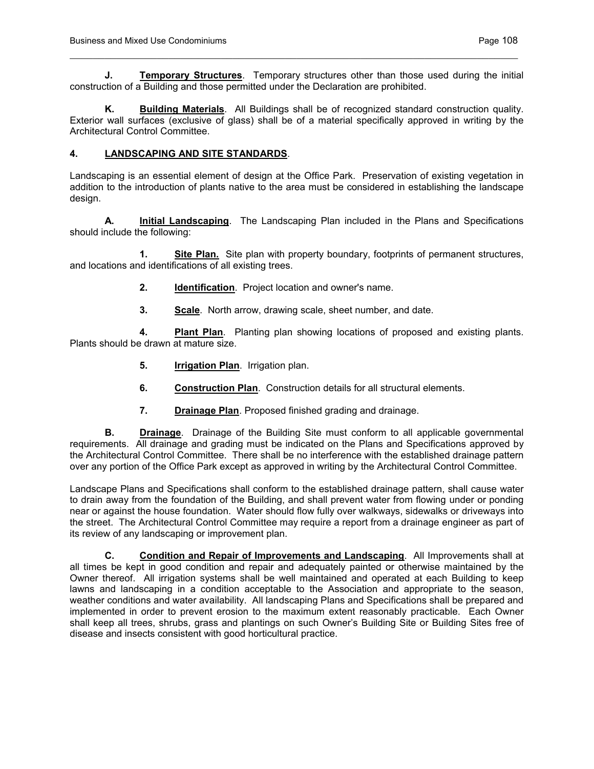**J. Temporary Structures**. Temporary structures other than those used during the initial construction of a Building and those permitted under the Declaration are prohibited.

**K. Building Materials**. All Buildings shall be of recognized standard construction quality. Exterior wall surfaces (exclusive of glass) shall be of a material specifically approved in writing by the Architectural Control Committee.

## 4. LANDSCAPING AND SITE STANDARDS.

Landscaping is an essential element of design at the Office Park. Preservation of existing vegetation in addition to the introduction of plants native to the area must be considered in establishing the landscape design.

**A. Initial Landscaping**. The Landscaping Plan included in the Plans and Specifications should include the following:

**1. Site Plan.** Site plan with property boundary, footprints of permanent structures, and locations and identifications of all existing trees.

**2. Identification**. Project location and owner's name.

**3. Scale**. North arrow, drawing scale, sheet number, and date.

**4. Plant Plan**. Planting plan showing locations of proposed and existing plants. Plants should be drawn at mature size.

**5. Irrigation Plan**. Irrigation plan.

**6. Construction Plan**. Construction details for all structural elements.

**7. Drainage Plan**. Proposed finished grading and drainage.

**B. Drainage**. Drainage of the Building Site must conform to all applicable governmental requirements. All drainage and grading must be indicated on the Plans and Specifications approved by the Architectural Control Committee. There shall be no interference with the established drainage pattern over any portion of the Office Park except as approved in writing by the Architectural Control Committee.

Landscape Plans and Specifications shall conform to the established drainage pattern, shall cause water to drain away from the foundation of the Building, and shall prevent water from flowing under or ponding near or against the house foundation. Water should flow fully over walkways, sidewalks or driveways into the street. The Architectural Control Committee may require a report from a drainage engineer as part of its review of any landscaping or improvement plan.

**C. Condition and Repair of Improvements and Landscaping**. All Improvements shall at all times be kept in good condition and repair and adequately painted or otherwise maintained by the Owner thereof. All irrigation systems shall be well maintained and operated at each Building to keep lawns and landscaping in a condition acceptable to the Association and appropriate to the season, weather conditions and water availability. All landscaping Plans and Specifications shall be prepared and implemented in order to prevent erosion to the maximum extent reasonably practicable. Each Owner shall keep all trees, shrubs, grass and plantings on such Owner's Building Site or Building Sites free of disease and insects consistent with good horticultural practice.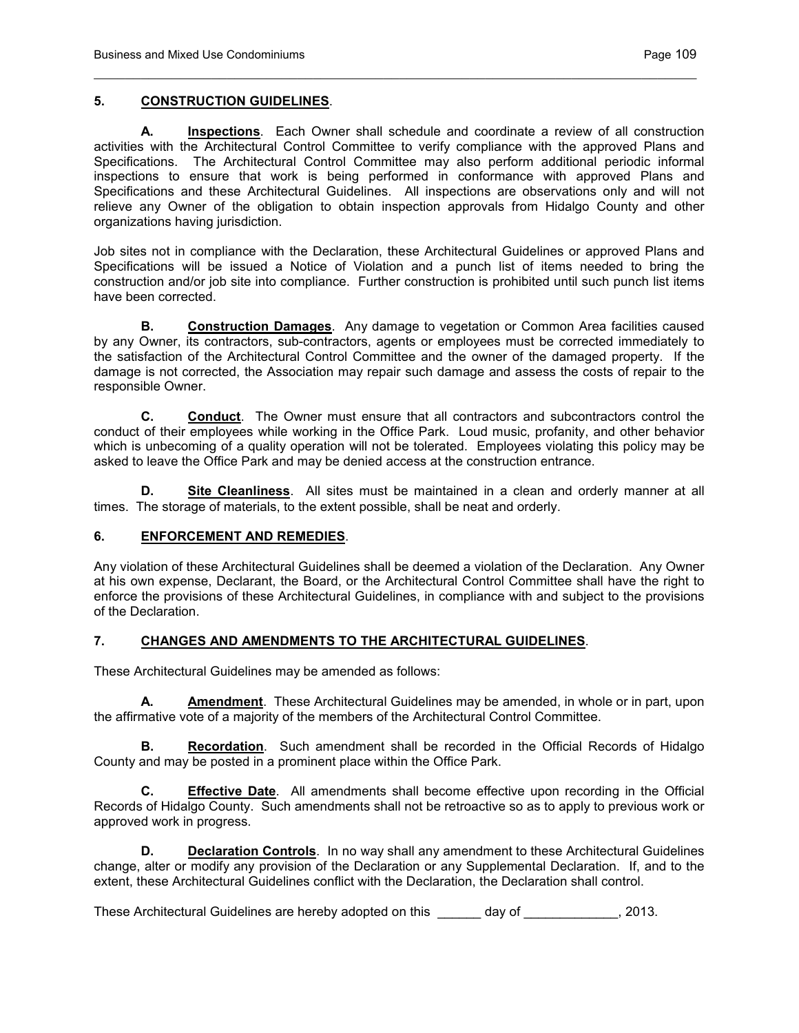## 5. CONSTRUCTION GUIDELINES.

**A. Inspections**. Each Owner shall schedule and coordinate a review of all construction activities with the Architectural Control Committee to verify compliance with the approved Plans and Specifications. The Architectural Control Committee may also perform additional periodic informal inspections to ensure that work is being performed in conformance with approved Plans and Specifications and these Architectural Guidelines. All inspections are observations only and will not relieve any Owner of the obligation to obtain inspection approvals from Hidalgo County and other organizations having jurisdiction.

Job sites not in compliance with the Declaration, these Architectural Guidelines or approved Plans and Specifications will be issued a Notice of Violation and a punch list of items needed to bring the construction and/or job site into compliance. Further construction is prohibited until such punch list items have been corrected.

**B. Construction Damages**. Any damage to vegetation or Common Area facilities caused by any Owner, its contractors, sub-contractors, agents or employees must be corrected immediately to the satisfaction of the Architectural Control Committee and the owner of the damaged property. If the damage is not corrected, the Association may repair such damage and assess the costs of repair to the responsible Owner.

**C. Conduct**. The Owner must ensure that all contractors and subcontractors control the conduct of their employees while working in the Office Park. Loud music, profanity, and other behavior which is unbecoming of a quality operation will not be tolerated. Employees violating this policy may be asked to leave the Office Park and may be denied access at the construction entrance.

**D. Site Cleanliness**. All sites must be maintained in a clean and orderly manner at all times. The storage of materials, to the extent possible, shall be neat and orderly.

## 6. ENFORCEMENT AND REMEDIES.

Any violation of these Architectural Guidelines shall be deemed a violation of the Declaration. Any Owner at his own expense, Declarant, the Board, or the Architectural Control Committee shall have the right to enforce the provisions of these Architectural Guidelines, in compliance with and subject to the provisions of the Declaration.

## 7. CHANGES AND AMENDMENTS TO THE ARCHITECTURAL GUIDELINES.

These Architectural Guidelines may be amended as follows:

**A. Amendment**. These Architectural Guidelines may be amended, in whole or in part, upon the affirmative vote of a majority of the members of the Architectural Control Committee.

**B. Recordation**. Such amendment shall be recorded in the Official Records of Hidalgo County and may be posted in a prominent place within the Office Park.

**C. Effective Date**. All amendments shall become effective upon recording in the Official Records of Hidalgo County. Such amendments shall not be retroactive so as to apply to previous work or approved work in progress.

**D. Declaration Controls**. In no way shall any amendment to these Architectural Guidelines change, alter or modify any provision of the Declaration or any Supplemental Declaration. If, and to the extent, these Architectural Guidelines conflict with the Declaration, the Declaration shall control.

These Architectural Guidelines are hereby adopted on this ______ day of _____________, 2013.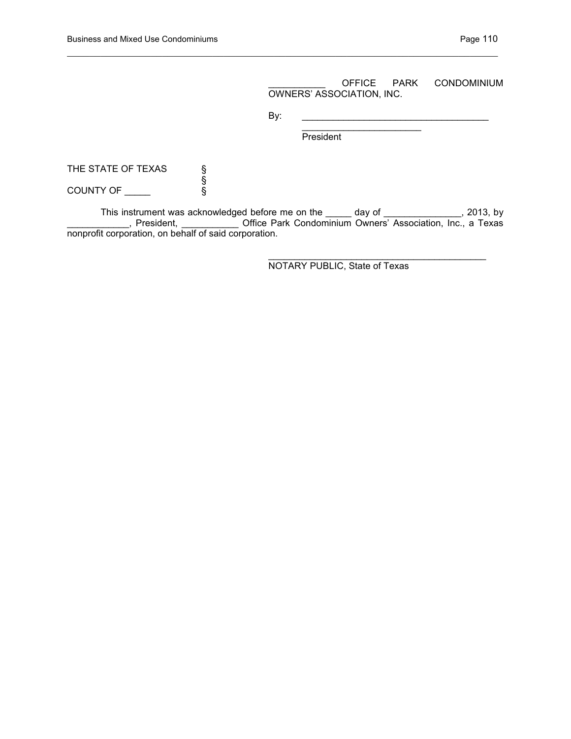___________ OFFICE PARK CONDOMINIUM OWNERS' ASSOCIATION, INC.

By: ______________________________________
________________________
President

THE STATE OF TEXAS §
§
COUNTY OF _____ §

This instrument was acknowledged before me on the _____ day of _______________, 2013, by ____________, President, ___________ Office Park Condominium Owners' Association, Inc., a Texas nonprofit corporation, on behalf of said corporation.

_____________________________________________
NOTARY PUBLIC, State of Texas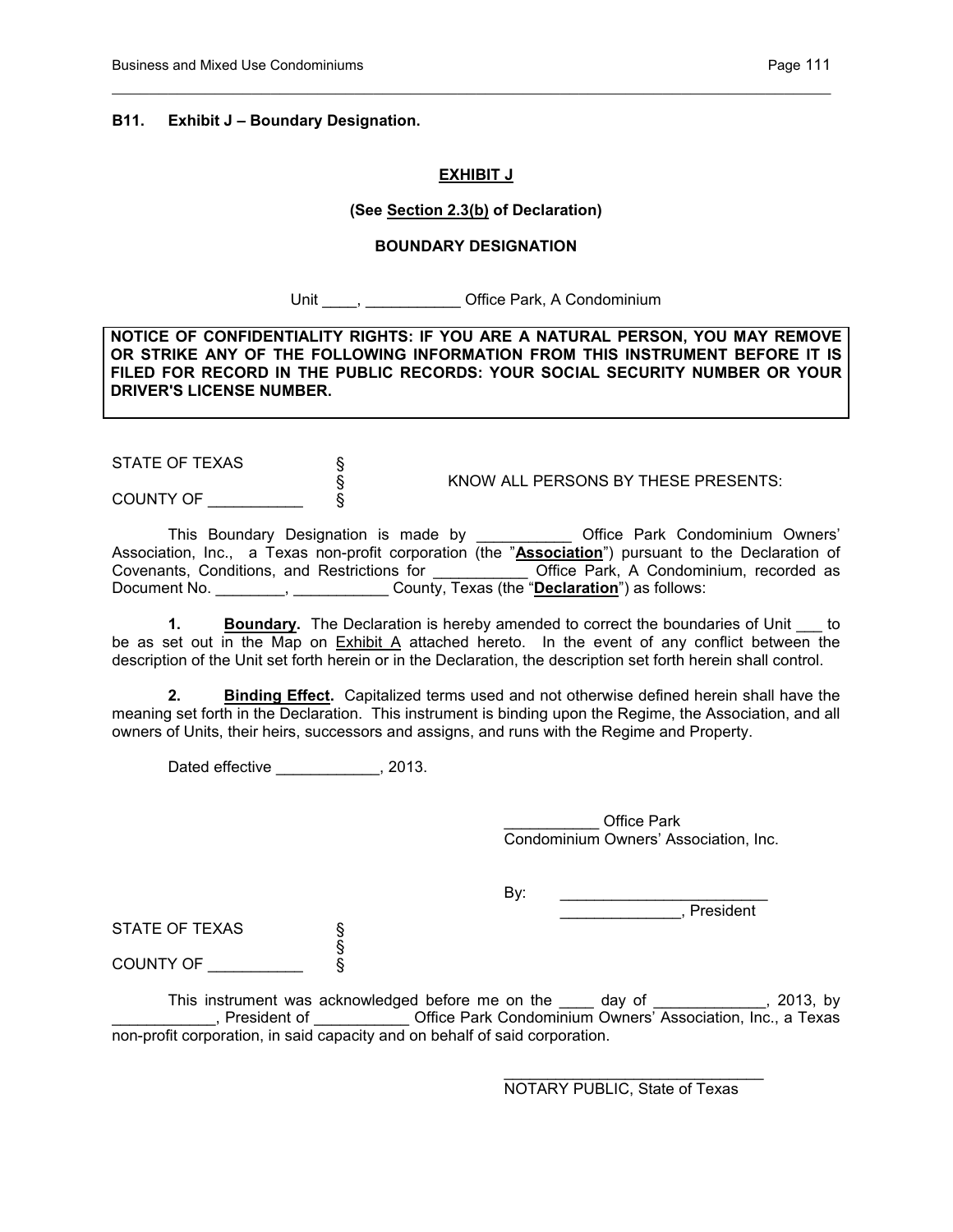**B11. Exhibit J – Boundary Designation.**

**EXHIBIT J**

**(See Section 2.3(b) of Declaration)**

**BOUNDARY DESIGNATION**

Unit ____, ___________ Office Park, A Condominium

**NOTICE OF CONFIDENTIALITY RIGHTS: IF YOU ARE A NATURAL PERSON, YOU MAY REMOVE OR STRIKE ANY OF THE FOLLOWING INFORMATION FROM THIS INSTRUMENT BEFORE IT IS FILED FOR RECORD IN THE PUBLIC RECORDS: YOUR SOCIAL SECURITY NUMBER OR YOUR DRIVER'S LICENSE NUMBER.**

STATE OF TEXAS §
§ KNOW ALL PERSONS BY THESE PRESENTS:
COUNTY OF ___________ §

This Boundary Designation is made by ___________ Office Park Condominium Owners' Association, Inc., a Texas non-profit corporation (the "**Association**") pursuant to the Declaration of Covenants, Conditions, and Restrictions for ___________ Office Park, A Condominium, recorded as Document No. ________, ___________ County, Texas (the "**Declaration**") as follows:

**1. Boundary.** The Declaration is hereby amended to correct the boundaries of Unit ___ to be as set out in the Map on Exhibit A attached hereto. In the event of any conflict between the description of the Unit set forth herein or in the Declaration, the description set forth herein shall control.

**2. Binding Effect.** Capitalized terms used and not otherwise defined herein shall have the meaning set forth in the Declaration. This instrument is binding upon the Regime, the Association, and all owners of Units, their heirs, successors and assigns, and runs with the Regime and Property.

Dated effective ____________, 2013.

___________ Office Park
Condominium Owners' Association, Inc.

By: ________________________
______________, President

STATE OF TEXAS §
§
COUNTY OF ___________ §

This instrument was acknowledged before me on the ____ day of _____________, 2013, by ____________, President of ___________ Office Park Condominium Owners' Association, Inc., a Texas non-profit corporation, in said capacity and on behalf of said corporation.

_______________________________
NOTARY PUBLIC, State of Texas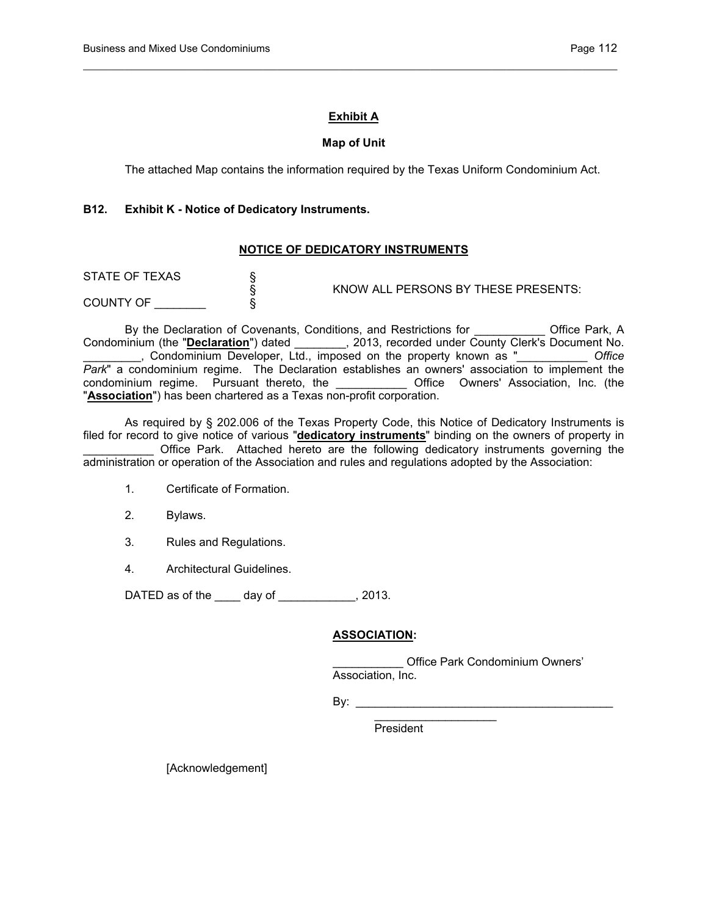**Exhibit A**

**Map of Unit**

The attached Map contains the information required by the Texas Uniform Condominium Act.

**B12. Exhibit K - Notice of Dedicatory Instruments.**

**NOTICE OF DEDICATORY INSTRUMENTS**

STATE OF TEXAS §
§ KNOW ALL PERSONS BY THESE PRESENTS:
COUNTY OF ________ §

By the Declaration of Covenants, Conditions, and Restrictions for ___________ Office Park, A Condominium (the "**Declaration**") dated ________, 2013, recorded under County Clerk's Document No. _________, Condominium Developer, Ltd., imposed on the property known as "___________ *Office Park*" a condominium regime. The Declaration establishes an owners' association to implement the condominium regime. Pursuant thereto, the ___________ Office Owners' Association, Inc. (the "**Association**") has been chartered as a Texas non-profit corporation.

As required by § 202.006 of the Texas Property Code, this Notice of Dedicatory Instruments is filed for record to give notice of various "**dedicatory instruments**" binding on the owners of property in ___________ Office Park. Attached hereto are the following dedicatory instruments governing the administration or operation of the Association and rules and regulations adopted by the Association:

1. Certificate of Formation.
2. Bylaws.
3. Rules and Regulations.
4. Architectural Guidelines.

DATED as of the ____ day of ____________, 2013.

**ASSOCIATION:**

___________ Office Park Condominium Owners' Association, Inc.

By: ________________________________________
____________________
President

[Acknowledgement]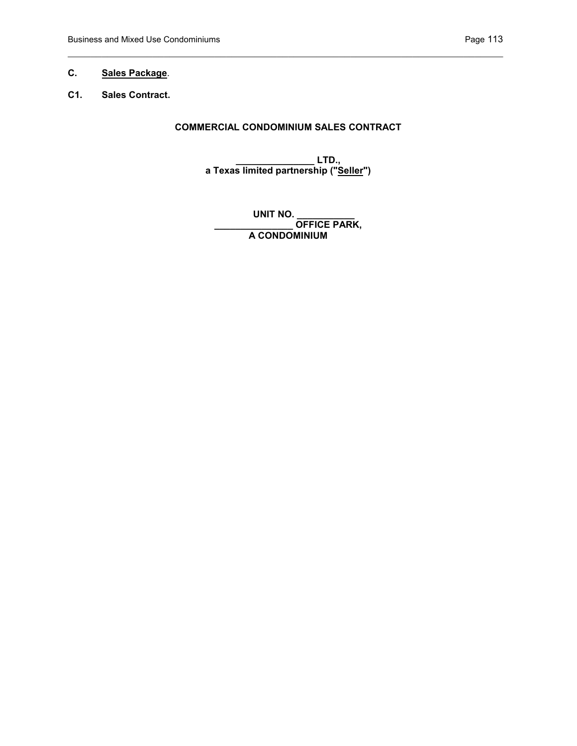**C.** **<u>Sales Package</u>**.

**C1.** **Sales Contract.**

**COMMERCIAL CONDOMINIUM SALES CONTRACT**

**_______________ LTD.,**
**a Texas limited partnership ("<u>Seller</u>")**

**UNIT NO. ___________**
**_______________ OFFICE PARK,**
**A CONDOMINIUM**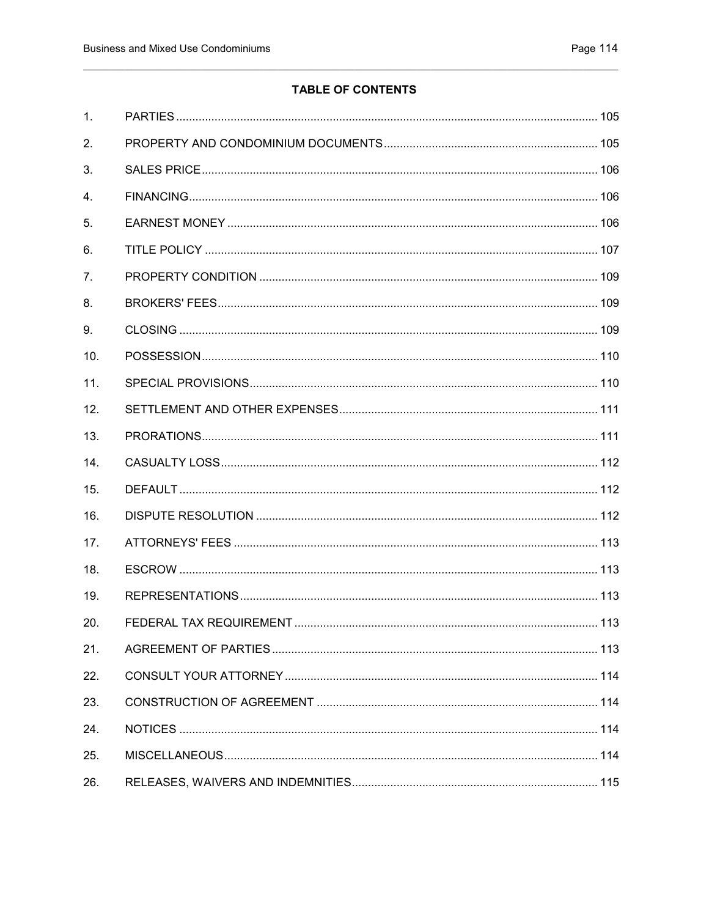## TABLE OF CONTENTS

| | | |
|---|---|---|
| 1. | PARTIES | 105 |
| 2. | PROPERTY AND CONDOMINIUM DOCUMENTS | 105 |
| 3. | SALES PRICE | 106 |
| 4. | FINANCING | 106 |
| 5. | EARNEST MONEY | 106 |
| 6. | TITLE POLICY | 107 |
| 7. | PROPERTY CONDITION | 109 |
| 8. | BROKERS' FEES | 109 |
| 9. | CLOSING | 109 |
| 10. | POSSESSION | 110 |
| 11. | SPECIAL PROVISIONS | 110 |
| 12. | SETTLEMENT AND OTHER EXPENSES | 111 |
| 13. | PRORATIONS | 111 |
| 14. | CASUALTY LOSS | 112 |
| 15. | DEFAULT | 112 |
| 16. | DISPUTE RESOLUTION | 112 |
| 17. | ATTORNEYS' FEES | 113 |
| 18. | ESCROW | 113 |
| 19. | REPRESENTATIONS | 113 |
| 20. | FEDERAL TAX REQUIREMENT | 113 |
| 21. | AGREEMENT OF PARTIES | 113 |
| 22. | CONSULT YOUR ATTORNEY | 114 |
| 23. | CONSTRUCTION OF AGREEMENT | 114 |
| 24. | NOTICES | 114 |
| 25. | MISCELLANEOUS | 114 |
| 26. | RELEASES, WAIVERS AND INDEMNITIES | 115 |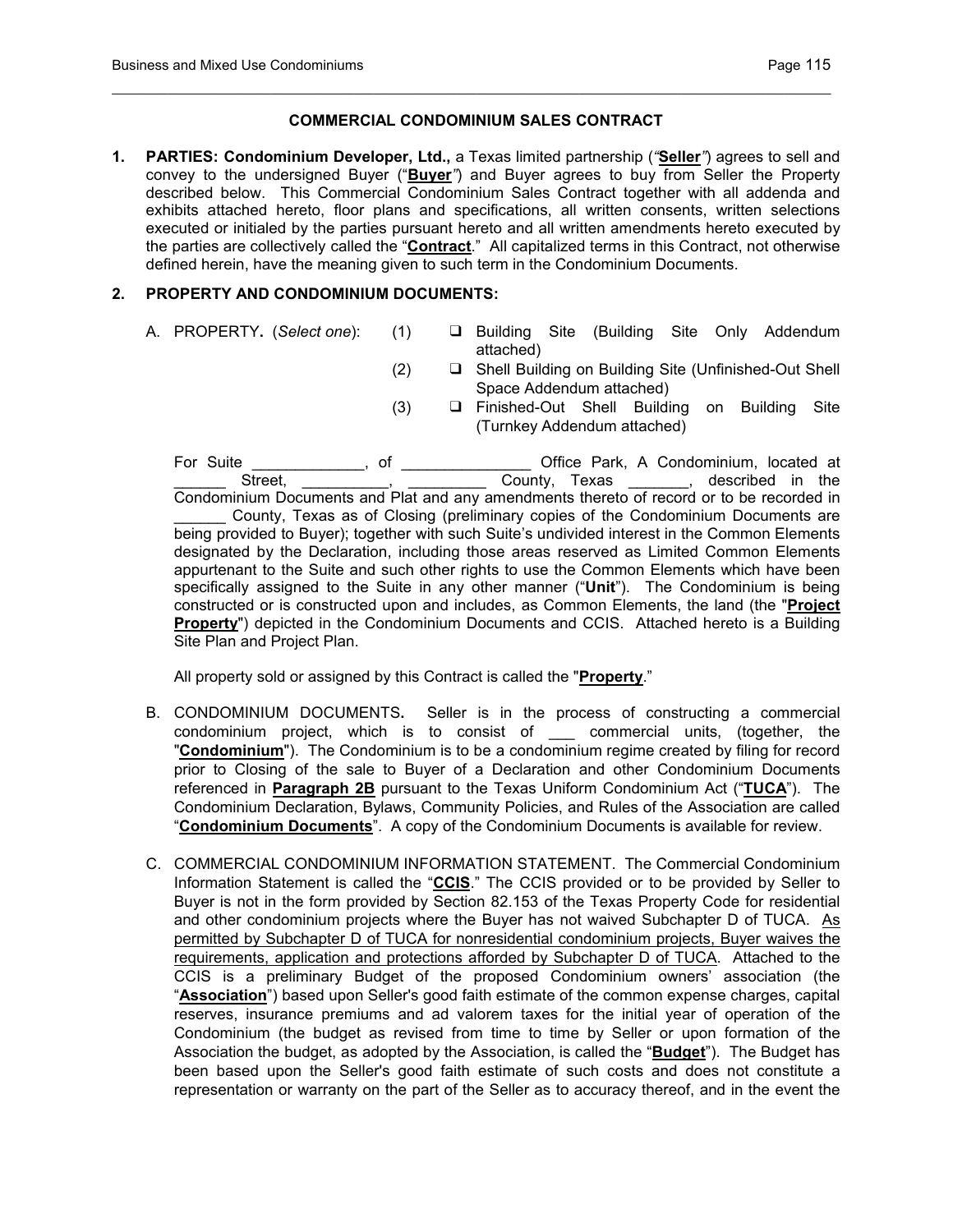## COMMERCIAL CONDOMINIUM SALES CONTRACT

**1. PARTIES: Condominium Developer, Ltd.,** a Texas limited partnership (*"**Seller**"*) agrees to sell and convey to the undersigned Buyer ("**Buyer**") and Buyer agrees to buy from Seller the Property described below. This Commercial Condominium Sales Contract together with all addenda and exhibits attached hereto, floor plans and specifications, all written consents, written selections executed or initialed by the parties pursuant hereto and all written amendments hereto executed by the parties are collectively called the "**Contract**." All capitalized terms in this Contract, not otherwise defined herein, have the meaning given to such term in the Condominium Documents.

**2. PROPERTY AND CONDOMINIUM DOCUMENTS:**

A. PROPERTY**.** (*Select one*):

(1) ❑ Building Site (Building Site Only Addendum attached)

(2) ❑ Shell Building on Building Site (Unfinished-Out Shell Space Addendum attached)

(3) ❑ Finished-Out Shell Building on Building Site (Turnkey Addendum attached)

For Suite _____________, of _______________ Office Park, A Condominium, located at ______ Street, __________, _________ County, Texas _______, described in the Condominium Documents and Plat and any amendments thereto of record or to be recorded in ______ County, Texas as of Closing (preliminary copies of the Condominium Documents are being provided to Buyer); together with such Suite's undivided interest in the Common Elements designated by the Declaration, including those areas reserved as Limited Common Elements appurtenant to the Suite and such other rights to use the Common Elements which have been specifically assigned to the Suite in any other manner ("**Unit**"). The Condominium is being constructed or is constructed upon and includes, as Common Elements, the land (the "**Project Property**") depicted in the Condominium Documents and CCIS. Attached hereto is a Building Site Plan and Project Plan.

All property sold or assigned by this Contract is called the "**Property**."

B. CONDOMINIUM DOCUMENTS**.** Seller is in the process of constructing a commercial condominium project, which is to consist of ___ commercial units, (together, the "**Condominium**"). The Condominium is to be a condominium regime created by filing for record prior to Closing of the sale to Buyer of a Declaration and other Condominium Documents referenced in **Paragraph 2B** pursuant to the Texas Uniform Condominium Act ("**TUCA**"). The Condominium Declaration, Bylaws, Community Policies, and Rules of the Association are called "**Condominium Documents**". A copy of the Condominium Documents is available for review.

C. COMMERCIAL CONDOMINIUM INFORMATION STATEMENT. The Commercial Condominium Information Statement is called the "**CCIS**." The CCIS provided or to be provided by Seller to Buyer is not in the form provided by Section 82.153 of the Texas Property Code for residential and other condominium projects where the Buyer has not waived Subchapter D of TUCA. <u>As permitted by Subchapter D of TUCA for nonresidential condominium projects, Buyer waives the requirements, application and protections afforded by Subchapter D of TUCA</u>. Attached to the CCIS is a preliminary Budget of the proposed Condominium owners' association (the "**Association**") based upon Seller's good faith estimate of the common expense charges, capital reserves, insurance premiums and ad valorem taxes for the initial year of operation of the Condominium (the budget as revised from time to time by Seller or upon formation of the Association the budget, as adopted by the Association, is called the "**Budget**"). The Budget has been based upon the Seller's good faith estimate of such costs and does not constitute a representation or warranty on the part of the Seller as to accuracy thereof, and in the event the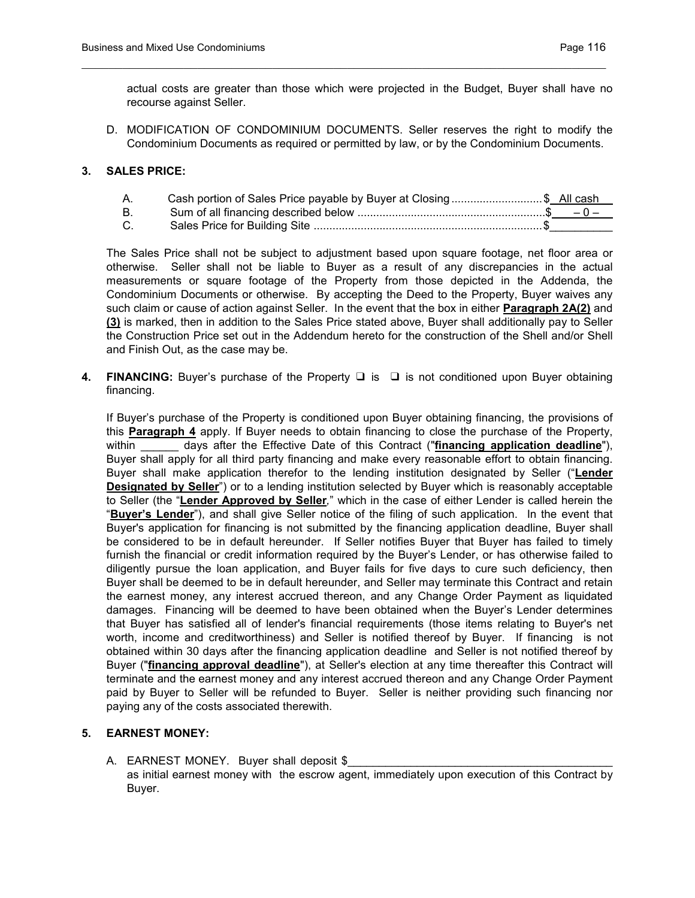actual costs are greater than those which were projected in the Budget, Buyer shall have no recourse against Seller.

D. MODIFICATION OF CONDOMINIUM DOCUMENTS. Seller reserves the right to modify the Condominium Documents as required or permitted by law, or by the Condominium Documents.

**3. SALES PRICE:**

A. Cash portion of Sales Price payable by Buyer at Closing ............................ $ All cash
B. Sum of all financing described below ............................................................$ – 0 –
C. Sales Price for Building Site ........................................................................$__________

The Sales Price shall not be subject to adjustment based upon square footage, net floor area or otherwise. Seller shall not be liable to Buyer as a result of any discrepancies in the actual measurements or square footage of the Property from those depicted in the Addenda, the Condominium Documents or otherwise. By accepting the Deed to the Property, Buyer waives any such claim or cause of action against Seller. In the event that the box in either **Paragraph 2A(2)** and **(3)** is marked, then in addition to the Sales Price stated above, Buyer shall additionally pay to Seller the Construction Price set out in the Addendum hereto for the construction of the Shell and/or Shell and Finish Out, as the case may be.

**4. FINANCING:** Buyer's purchase of the Property ❑ is ❑ is not conditioned upon Buyer obtaining financing.

If Buyer's purchase of the Property is conditioned upon Buyer obtaining financing, the provisions of this **Paragraph 4** apply. If Buyer needs to obtain financing to close the purchase of the Property, within ______ days after the Effective Date of this Contract ("**financing application deadline**"), Buyer shall apply for all third party financing and make every reasonable effort to obtain financing. Buyer shall make application therefor to the lending institution designated by Seller ("**Lender Designated by Seller**") or to a lending institution selected by Buyer which is reasonably acceptable to Seller (the "**Lender Approved by Seller**," which in the case of either Lender is called herein the "**Buyer's Lender**"), and shall give Seller notice of the filing of such application. In the event that Buyer's application for financing is not submitted by the financing application deadline, Buyer shall be considered to be in default hereunder. If Seller notifies Buyer that Buyer has failed to timely furnish the financial or credit information required by the Buyer's Lender, or has otherwise failed to diligently pursue the loan application, and Buyer fails for five days to cure such deficiency, then Buyer shall be deemed to be in default hereunder, and Seller may terminate this Contract and retain the earnest money, any interest accrued thereon, and any Change Order Payment as liquidated damages. Financing will be deemed to have been obtained when the Buyer's Lender determines that Buyer has satisfied all of lender's financial requirements (those items relating to Buyer's net worth, income and creditworthiness) and Seller is notified thereof by Buyer. If financing is not obtained within 30 days after the financing application deadline and Seller is not notified thereof by Buyer ("**financing approval deadline**"), at Seller's election at any time thereafter this Contract will terminate and the earnest money and any interest accrued thereon and any Change Order Payment paid by Buyer to Seller will be refunded to Buyer. Seller is neither providing such financing nor paying any of the costs associated therewith.

**5. EARNEST MONEY:**

A. EARNEST MONEY. Buyer shall deposit $__________________________________________ as initial earnest money with the escrow agent, immediately upon execution of this Contract by Buyer.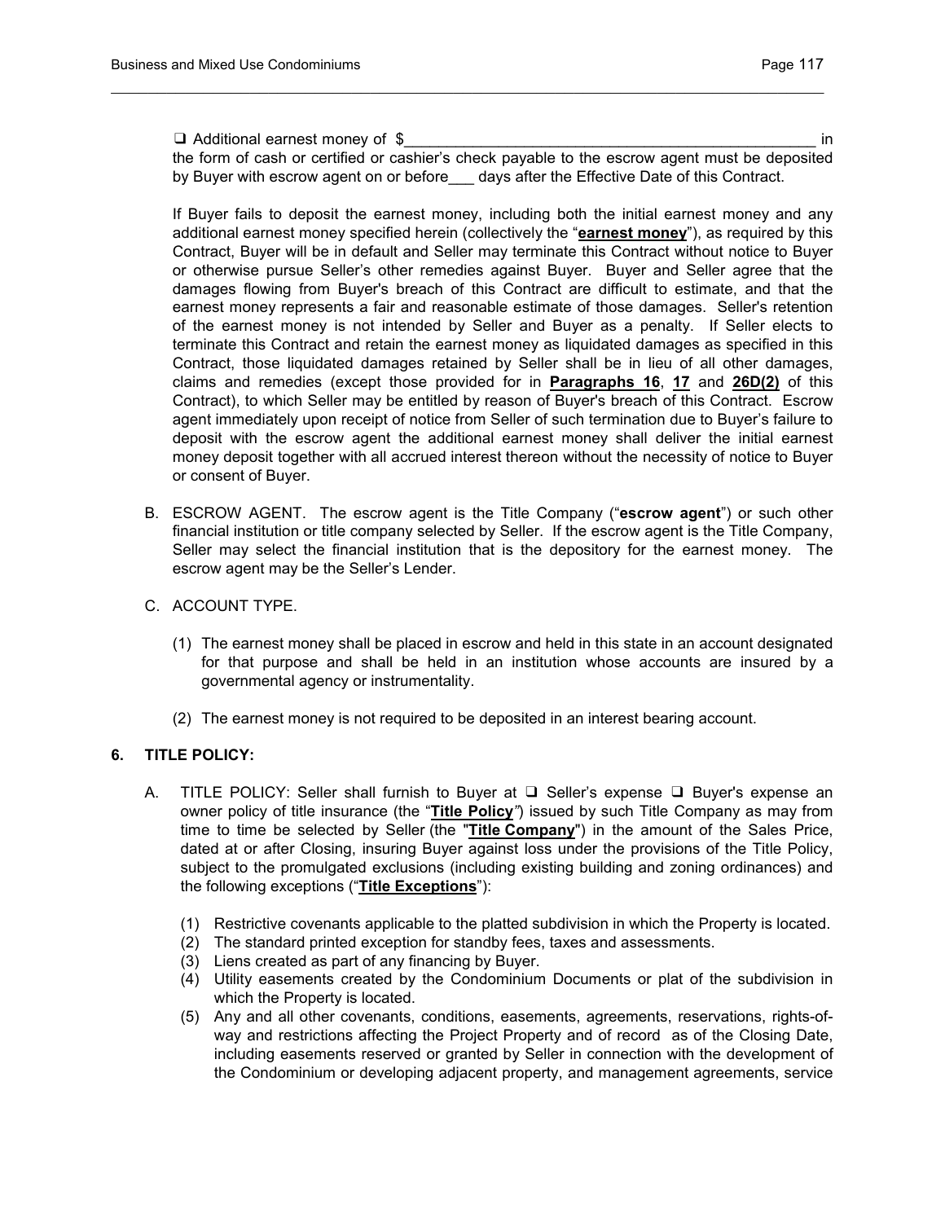❑ Additional earnest money of $_________________________________________________ in the form of cash or certified or cashier's check payable to the escrow agent must be deposited by Buyer with escrow agent on or before___ days after the Effective Date of this Contract.

If Buyer fails to deposit the earnest money, including both the initial earnest money and any additional earnest money specified herein (collectively the "**earnest money**"), as required by this Contract, Buyer will be in default and Seller may terminate this Contract without notice to Buyer or otherwise pursue Seller's other remedies against Buyer. Buyer and Seller agree that the damages flowing from Buyer's breach of this Contract are difficult to estimate, and that the earnest money represents a fair and reasonable estimate of those damages. Seller's retention of the earnest money is not intended by Seller and Buyer as a penalty. If Seller elects to terminate this Contract and retain the earnest money as liquidated damages as specified in this Contract, those liquidated damages retained by Seller shall be in lieu of all other damages, claims and remedies (except those provided for in **Paragraphs 16**, **17** and **26D(2)** of this Contract), to which Seller may be entitled by reason of Buyer's breach of this Contract. Escrow agent immediately upon receipt of notice from Seller of such termination due to Buyer's failure to deposit with the escrow agent the additional earnest money shall deliver the initial earnest money deposit together with all accrued interest thereon without the necessity of notice to Buyer or consent of Buyer.

B. ESCROW AGENT. The escrow agent is the Title Company ("**escrow agent**") or such other financial institution or title company selected by Seller. If the escrow agent is the Title Company, Seller may select the financial institution that is the depository for the earnest money. The escrow agent may be the Seller's Lender.

C. ACCOUNT TYPE.

   (1) The earnest money shall be placed in escrow and held in this state in an account designated for that purpose and shall be held in an institution whose accounts are insured by a governmental agency or instrumentality.

   (2) The earnest money is not required to be deposited in an interest bearing account.

**6. TITLE POLICY:**

A. TITLE POLICY: Seller shall furnish to Buyer at ❑ Seller's expense ❑ Buyer's expense an owner policy of title insurance (the "**Title Policy**") issued by such Title Company as may from time to time be selected by Seller (the "**Title Company**") in the amount of the Sales Price, dated at or after Closing, insuring Buyer against loss under the provisions of the Title Policy, subject to the promulgated exclusions (including existing building and zoning ordinances) and the following exceptions ("**Title Exceptions**"):

   (1) Restrictive covenants applicable to the platted subdivision in which the Property is located.
   (2) The standard printed exception for standby fees, taxes and assessments.
   (3) Liens created as part of any financing by Buyer.
   (4) Utility easements created by the Condominium Documents or plat of the subdivision in which the Property is located.
   (5) Any and all other covenants, conditions, easements, agreements, reservations, rights-of-way and restrictions affecting the Project Property and of record as of the Closing Date, including easements reserved or granted by Seller in connection with the development of the Condominium or developing adjacent property, and management agreements, service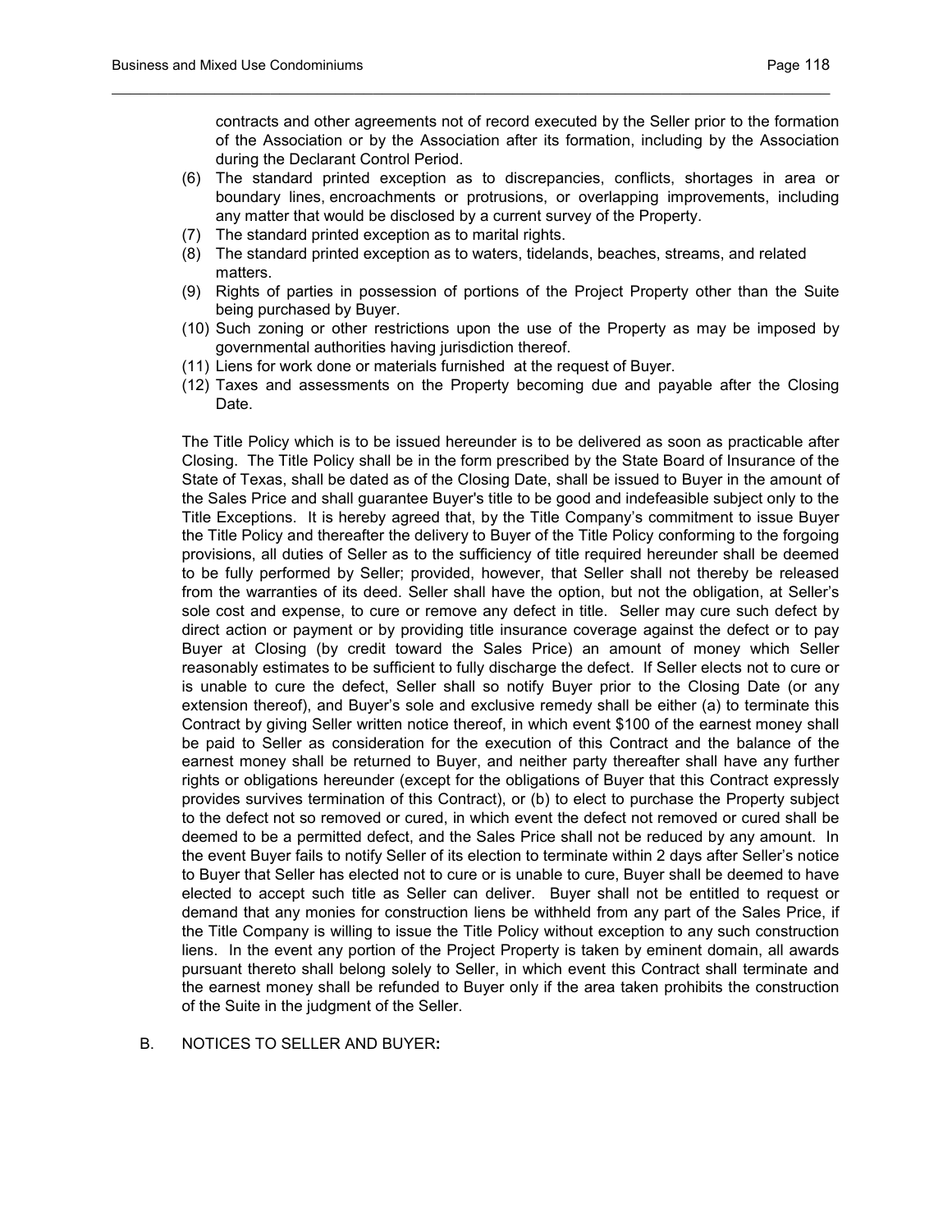contracts and other agreements not of record executed by the Seller prior to the formation of the Association or by the Association after its formation, including by the Association during the Declarant Control Period.

(6) The standard printed exception as to discrepancies, conflicts, shortages in area or boundary lines, encroachments or protrusions, or overlapping improvements, including any matter that would be disclosed by a current survey of the Property.

(7) The standard printed exception as to marital rights.

(8) The standard printed exception as to waters, tidelands, beaches, streams, and related matters.

(9) Rights of parties in possession of portions of the Project Property other than the Suite being purchased by Buyer.

(10) Such zoning or other restrictions upon the use of the Property as may be imposed by governmental authorities having jurisdiction thereof.

(11) Liens for work done or materials furnished at the request of Buyer.

(12) Taxes and assessments on the Property becoming due and payable after the Closing Date.

The Title Policy which is to be issued hereunder is to be delivered as soon as practicable after Closing. The Title Policy shall be in the form prescribed by the State Board of Insurance of the State of Texas, shall be dated as of the Closing Date, shall be issued to Buyer in the amount of the Sales Price and shall guarantee Buyer's title to be good and indefeasible subject only to the Title Exceptions. It is hereby agreed that, by the Title Company's commitment to issue Buyer the Title Policy and thereafter the delivery to Buyer of the Title Policy conforming to the forgoing provisions, all duties of Seller as to the sufficiency of title required hereunder shall be deemed to be fully performed by Seller; provided, however, that Seller shall not thereby be released from the warranties of its deed. Seller shall have the option, but not the obligation, at Seller's sole cost and expense, to cure or remove any defect in title. Seller may cure such defect by direct action or payment or by providing title insurance coverage against the defect or to pay Buyer at Closing (by credit toward the Sales Price) an amount of money which Seller reasonably estimates to be sufficient to fully discharge the defect. If Seller elects not to cure or is unable to cure the defect, Seller shall so notify Buyer prior to the Closing Date (or any extension thereof), and Buyer's sole and exclusive remedy shall be either (a) to terminate this Contract by giving Seller written notice thereof, in which event $100 of the earnest money shall be paid to Seller as consideration for the execution of this Contract and the balance of the earnest money shall be returned to Buyer, and neither party thereafter shall have any further rights or obligations hereunder (except for the obligations of Buyer that this Contract expressly provides survives termination of this Contract), or (b) to elect to purchase the Property subject to the defect not so removed or cured, in which event the defect not removed or cured shall be deemed to be a permitted defect, and the Sales Price shall not be reduced by any amount. In the event Buyer fails to notify Seller of its election to terminate within 2 days after Seller's notice to Buyer that Seller has elected not to cure or is unable to cure, Buyer shall be deemed to have elected to accept such title as Seller can deliver. Buyer shall not be entitled to request or demand that any monies for construction liens be withheld from any part of the Sales Price, if the Title Company is willing to issue the Title Policy without exception to any such construction liens. In the event any portion of the Project Property is taken by eminent domain, all awards pursuant thereto shall belong solely to Seller, in which event this Contract shall terminate and the earnest money shall be refunded to Buyer only if the area taken prohibits the construction of the Suite in the judgment of the Seller.

B. NOTICES TO SELLER AND BUYER**:**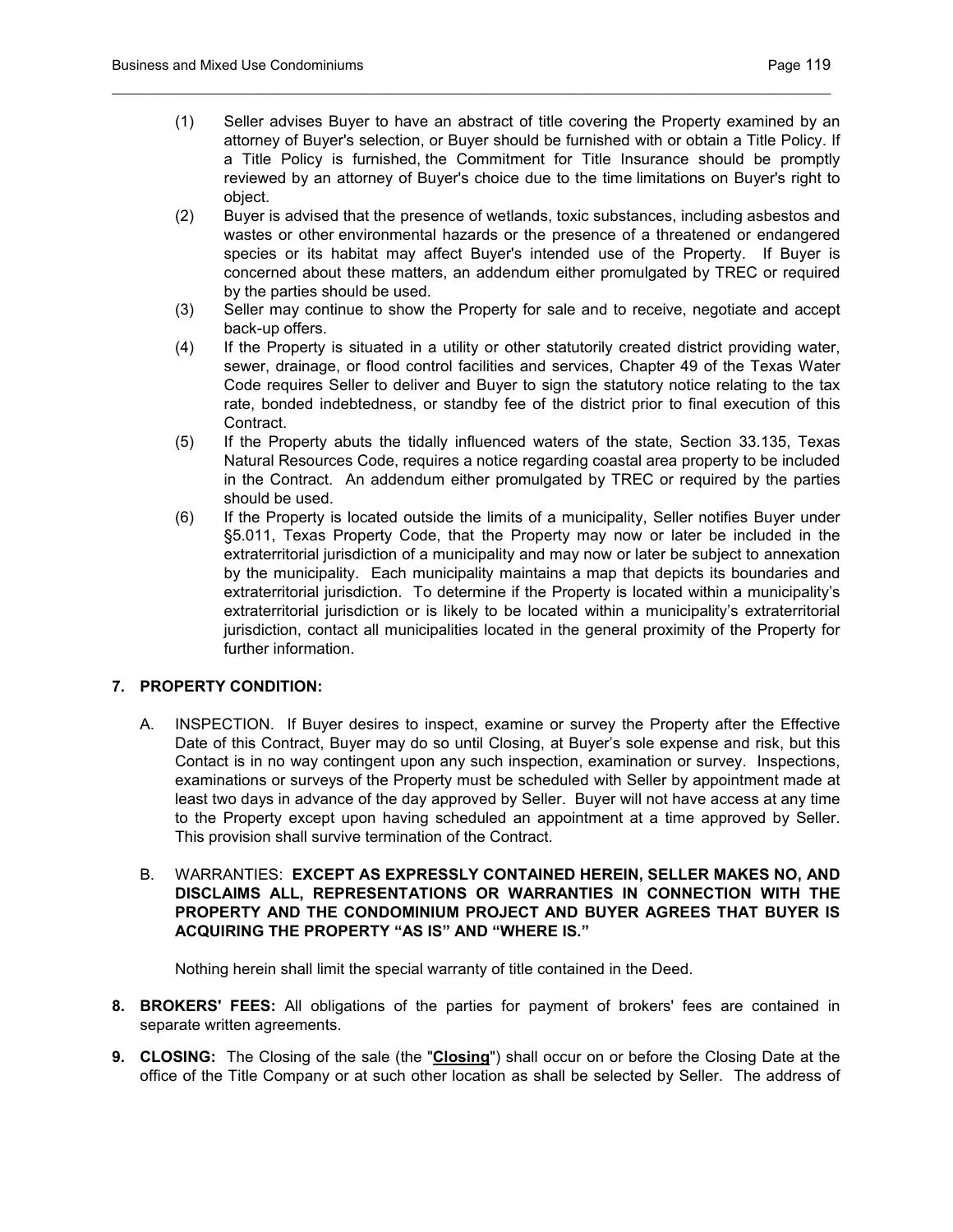(1) Seller advises Buyer to have an abstract of title covering the Property examined by an attorney of Buyer's selection, or Buyer should be furnished with or obtain a Title Policy. If a Title Policy is furnished, the Commitment for Title Insurance should be promptly reviewed by an attorney of Buyer's choice due to the time limitations on Buyer's right to object.

(2) Buyer is advised that the presence of wetlands, toxic substances, including asbestos and wastes or other environmental hazards or the presence of a threatened or endangered species or its habitat may affect Buyer's intended use of the Property. If Buyer is concerned about these matters, an addendum either promulgated by TREC or required by the parties should be used.

(3) Seller may continue to show the Property for sale and to receive, negotiate and accept back-up offers.

(4) If the Property is situated in a utility or other statutorily created district providing water, sewer, drainage, or flood control facilities and services, Chapter 49 of the Texas Water Code requires Seller to deliver and Buyer to sign the statutory notice relating to the tax rate, bonded indebtedness, or standby fee of the district prior to final execution of this Contract.

(5) If the Property abuts the tidally influenced waters of the state, Section 33.135, Texas Natural Resources Code, requires a notice regarding coastal area property to be included in the Contract. An addendum either promulgated by TREC or required by the parties should be used.

(6) If the Property is located outside the limits of a municipality, Seller notifies Buyer under §5.011, Texas Property Code, that the Property may now or later be included in the extraterritorial jurisdiction of a municipality and may now or later be subject to annexation by the municipality. Each municipality maintains a map that depicts its boundaries and extraterritorial jurisdiction. To determine if the Property is located within a municipality's extraterritorial jurisdiction or is likely to be located within a municipality's extraterritorial jurisdiction, contact all municipalities located in the general proximity of the Property for further information.

**7. PROPERTY CONDITION:**

A. INSPECTION. If Buyer desires to inspect, examine or survey the Property after the Effective Date of this Contract, Buyer may do so until Closing, at Buyer's sole expense and risk, but this Contact is in no way contingent upon any such inspection, examination or survey. Inspections, examinations or surveys of the Property must be scheduled with Seller by appointment made at least two days in advance of the day approved by Seller. Buyer will not have access at any time to the Property except upon having scheduled an appointment at a time approved by Seller. This provision shall survive termination of the Contract.

B. WARRANTIES: **EXCEPT AS EXPRESSLY CONTAINED HEREIN, SELLER MAKES NO, AND DISCLAIMS ALL, REPRESENTATIONS OR WARRANTIES IN CONNECTION WITH THE PROPERTY AND THE CONDOMINIUM PROJECT AND BUYER AGREES THAT BUYER IS ACQUIRING THE PROPERTY "AS IS" AND "WHERE IS."**

Nothing herein shall limit the special warranty of title contained in the Deed.

**8. BROKERS' FEES:** All obligations of the parties for payment of brokers' fees are contained in separate written agreements.

**9. CLOSING:** The Closing of the sale (the "**<u>Closing</u>**") shall occur on or before the Closing Date at the office of the Title Company or at such other location as shall be selected by Seller. The address of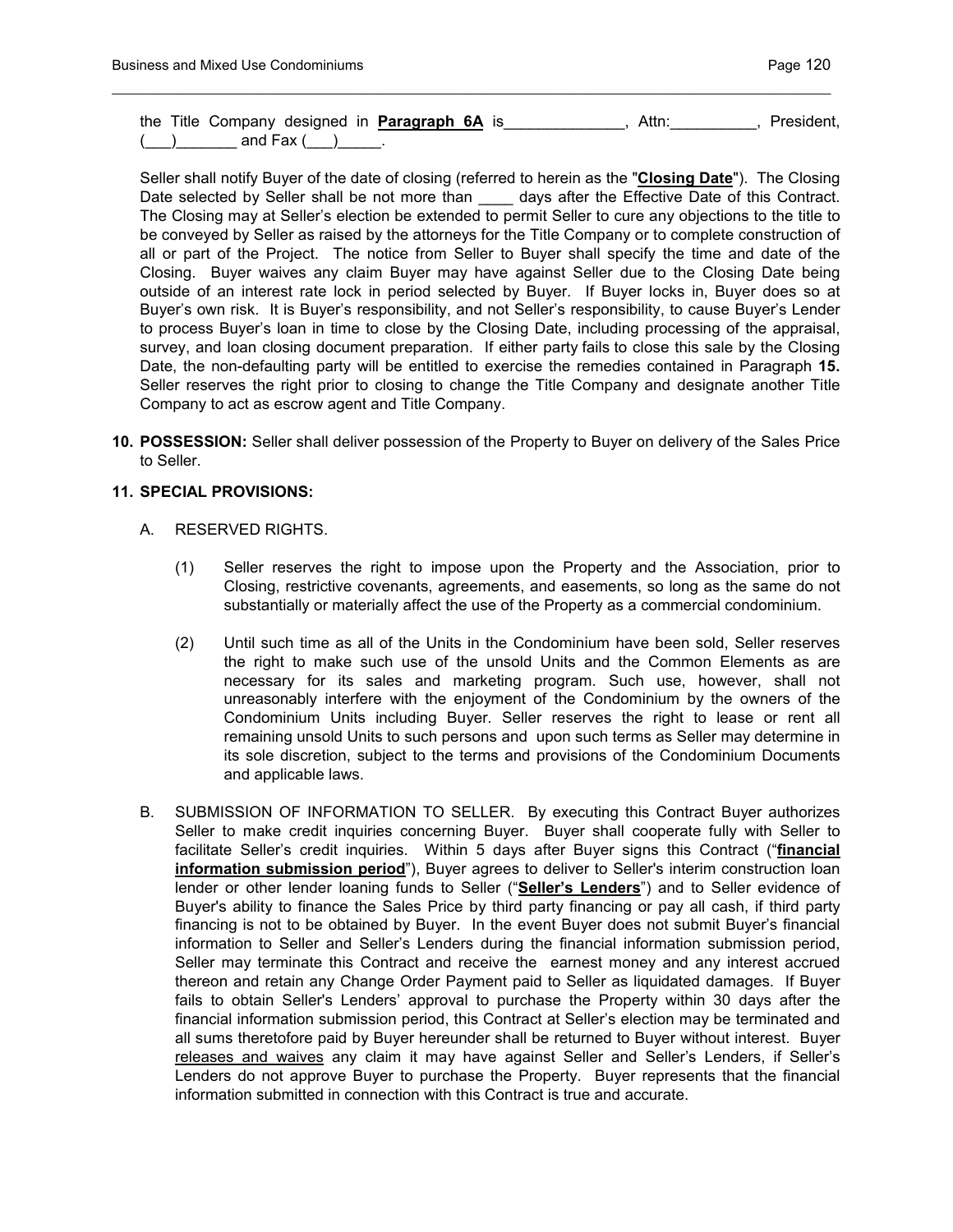the Title Company designed in **Paragraph 6A** is______________, Attn:__________, President, (___)_______ and Fax (___)_____.

Seller shall notify Buyer of the date of closing (referred to herein as the "**Closing Date**"). The Closing Date selected by Seller shall be not more than ____ days after the Effective Date of this Contract. The Closing may at Seller's election be extended to permit Seller to cure any objections to the title to be conveyed by Seller as raised by the attorneys for the Title Company or to complete construction of all or part of the Project. The notice from Seller to Buyer shall specify the time and date of the Closing. Buyer waives any claim Buyer may have against Seller due to the Closing Date being outside of an interest rate lock in period selected by Buyer. If Buyer locks in, Buyer does so at Buyer's own risk. It is Buyer's responsibility, and not Seller's responsibility, to cause Buyer's Lender to process Buyer's loan in time to close by the Closing Date, including processing of the appraisal, survey, and loan closing document preparation. If either party fails to close this sale by the Closing Date, the non-defaulting party will be entitled to exercise the remedies contained in Paragraph **15.** Seller reserves the right prior to closing to change the Title Company and designate another Title Company to act as escrow agent and Title Company.

**10. POSSESSION:** Seller shall deliver possession of the Property to Buyer on delivery of the Sales Price to Seller.

**11. SPECIAL PROVISIONS:**

A. RESERVED RIGHTS.

(1) Seller reserves the right to impose upon the Property and the Association, prior to Closing, restrictive covenants, agreements, and easements, so long as the same do not substantially or materially affect the use of the Property as a commercial condominium.

(2) Until such time as all of the Units in the Condominium have been sold, Seller reserves the right to make such use of the unsold Units and the Common Elements as are necessary for its sales and marketing program. Such use, however, shall not unreasonably interfere with the enjoyment of the Condominium by the owners of the Condominium Units including Buyer. Seller reserves the right to lease or rent all remaining unsold Units to such persons and upon such terms as Seller may determine in its sole discretion, subject to the terms and provisions of the Condominium Documents and applicable laws.

B. SUBMISSION OF INFORMATION TO SELLER. By executing this Contract Buyer authorizes Seller to make credit inquiries concerning Buyer. Buyer shall cooperate fully with Seller to facilitate Seller's credit inquiries. Within 5 days after Buyer signs this Contract ("**financial information submission period**"), Buyer agrees to deliver to Seller's interim construction loan lender or other lender loaning funds to Seller ("**Seller's Lenders**") and to Seller evidence of Buyer's ability to finance the Sales Price by third party financing or pay all cash, if third party financing is not to be obtained by Buyer. In the event Buyer does not submit Buyer's financial information to Seller and Seller's Lenders during the financial information submission period, Seller may terminate this Contract and receive the earnest money and any interest accrued thereon and retain any Change Order Payment paid to Seller as liquidated damages. If Buyer fails to obtain Seller's Lenders' approval to purchase the Property within 30 days after the financial information submission period, this Contract at Seller's election may be terminated and all sums theretofore paid by Buyer hereunder shall be returned to Buyer without interest. Buyer releases and waives any claim it may have against Seller and Seller's Lenders, if Seller's Lenders do not approve Buyer to purchase the Property. Buyer represents that the financial information submitted in connection with this Contract is true and accurate.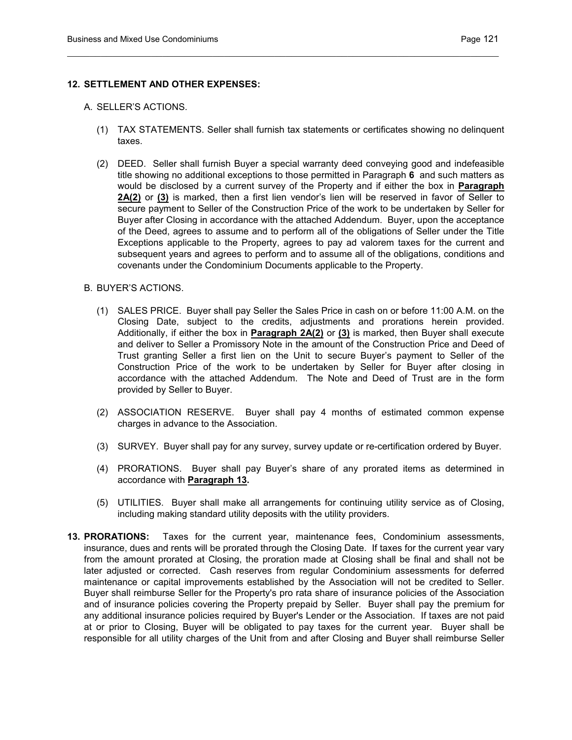**12. SETTLEMENT AND OTHER EXPENSES:**

A. SELLER'S ACTIONS.

(1) TAX STATEMENTS. Seller shall furnish tax statements or certificates showing no delinquent taxes.

(2) DEED. Seller shall furnish Buyer a special warranty deed conveying good and indefeasible title showing no additional exceptions to those permitted in Paragraph **6** and such matters as would be disclosed by a current survey of the Property and if either the box in **Paragraph 2A(2)** or **(3)** is marked, then a first lien vendor's lien will be reserved in favor of Seller to secure payment to Seller of the Construction Price of the work to be undertaken by Seller for Buyer after Closing in accordance with the attached Addendum. Buyer, upon the acceptance of the Deed, agrees to assume and to perform all of the obligations of Seller under the Title Exceptions applicable to the Property, agrees to pay ad valorem taxes for the current and subsequent years and agrees to perform and to assume all of the obligations, conditions and covenants under the Condominium Documents applicable to the Property.

B. BUYER'S ACTIONS.

(1) SALES PRICE. Buyer shall pay Seller the Sales Price in cash on or before 11:00 A.M. on the Closing Date, subject to the credits, adjustments and prorations herein provided. Additionally, if either the box in **Paragraph 2A(2)** or **(3)** is marked, then Buyer shall execute and deliver to Seller a Promissory Note in the amount of the Construction Price and Deed of Trust granting Seller a first lien on the Unit to secure Buyer's payment to Seller of the Construction Price of the work to be undertaken by Seller for Buyer after closing in accordance with the attached Addendum. The Note and Deed of Trust are in the form provided by Seller to Buyer.

(2) ASSOCIATION RESERVE. Buyer shall pay 4 months of estimated common expense charges in advance to the Association.

(3) SURVEY. Buyer shall pay for any survey, survey update or re-certification ordered by Buyer.

(4) PRORATIONS. Buyer shall pay Buyer's share of any prorated items as determined in accordance with **Paragraph 13.**

(5) UTILITIES. Buyer shall make all arrangements for continuing utility service as of Closing, including making standard utility deposits with the utility providers.

**13. PRORATIONS:** Taxes for the current year, maintenance fees, Condominium assessments, insurance, dues and rents will be prorated through the Closing Date. If taxes for the current year vary from the amount prorated at Closing, the proration made at Closing shall be final and shall not be later adjusted or corrected. Cash reserves from regular Condominium assessments for deferred maintenance or capital improvements established by the Association will not be credited to Seller. Buyer shall reimburse Seller for the Property's pro rata share of insurance policies of the Association and of insurance policies covering the Property prepaid by Seller. Buyer shall pay the premium for any additional insurance policies required by Buyer's Lender or the Association. If taxes are not paid at or prior to Closing, Buyer will be obligated to pay taxes for the current year. Buyer shall be responsible for all utility charges of the Unit from and after Closing and Buyer shall reimburse Seller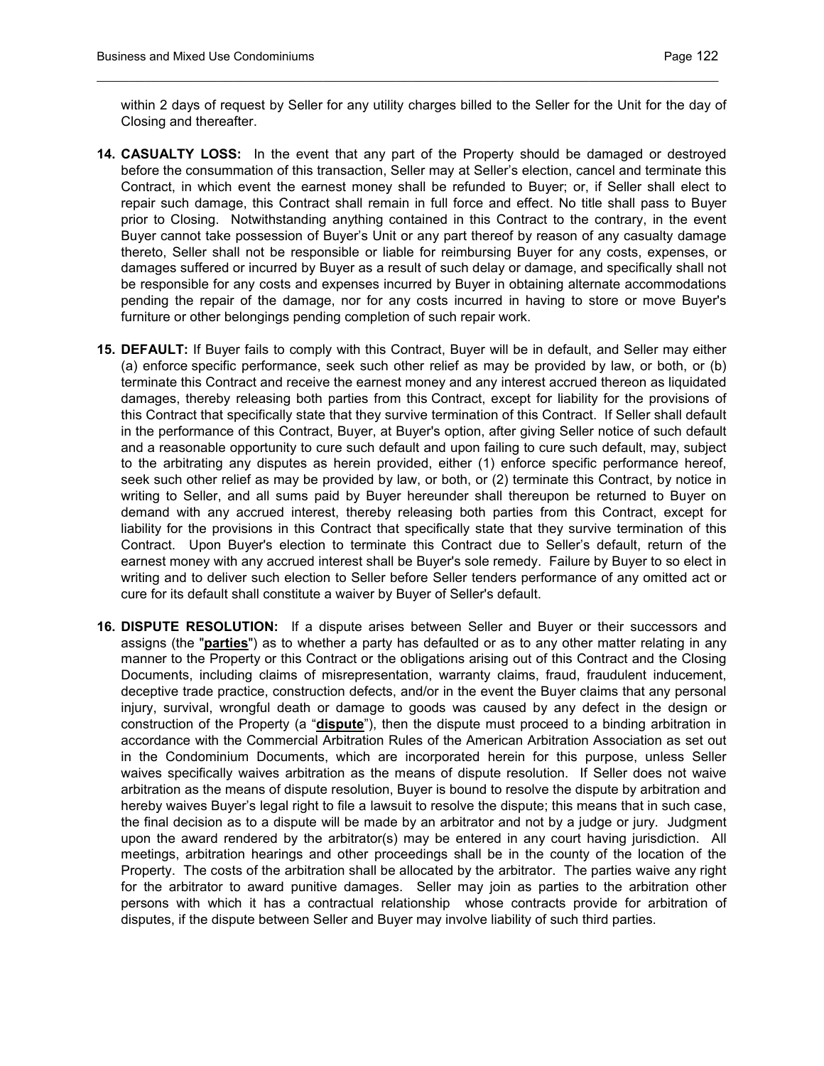within 2 days of request by Seller for any utility charges billed to the Seller for the Unit for the day of Closing and thereafter.

**14. CASUALTY LOSS:** In the event that any part of the Property should be damaged or destroyed before the consummation of this transaction, Seller may at Seller's election, cancel and terminate this Contract, in which event the earnest money shall be refunded to Buyer; or, if Seller shall elect to repair such damage, this Contract shall remain in full force and effect. No title shall pass to Buyer prior to Closing. Notwithstanding anything contained in this Contract to the contrary, in the event Buyer cannot take possession of Buyer's Unit or any part thereof by reason of any casualty damage thereto, Seller shall not be responsible or liable for reimbursing Buyer for any costs, expenses, or damages suffered or incurred by Buyer as a result of such delay or damage, and specifically shall not be responsible for any costs and expenses incurred by Buyer in obtaining alternate accommodations pending the repair of the damage, nor for any costs incurred in having to store or move Buyer's furniture or other belongings pending completion of such repair work.

**15. DEFAULT:** If Buyer fails to comply with this Contract, Buyer will be in default, and Seller may either (a) enforce specific performance, seek such other relief as may be provided by law, or both, or (b) terminate this Contract and receive the earnest money and any interest accrued thereon as liquidated damages, thereby releasing both parties from this Contract, except for liability for the provisions of this Contract that specifically state that they survive termination of this Contract. If Seller shall default in the performance of this Contract, Buyer, at Buyer's option, after giving Seller notice of such default and a reasonable opportunity to cure such default and upon failing to cure such default, may, subject to the arbitrating any disputes as herein provided, either (1) enforce specific performance hereof, seek such other relief as may be provided by law, or both, or (2) terminate this Contract, by notice in writing to Seller, and all sums paid by Buyer hereunder shall thereupon be returned to Buyer on demand with any accrued interest, thereby releasing both parties from this Contract, except for liability for the provisions in this Contract that specifically state that they survive termination of this Contract. Upon Buyer's election to terminate this Contract due to Seller's default, return of the earnest money with any accrued interest shall be Buyer's sole remedy. Failure by Buyer to so elect in writing and to deliver such election to Seller before Seller tenders performance of any omitted act or cure for its default shall constitute a waiver by Buyer of Seller's default.

**16. DISPUTE RESOLUTION:** If a dispute arises between Seller and Buyer or their successors and assigns (the "**parties**") as to whether a party has defaulted or as to any other matter relating in any manner to the Property or this Contract or the obligations arising out of this Contract and the Closing Documents, including claims of misrepresentation, warranty claims, fraud, fraudulent inducement, deceptive trade practice, construction defects, and/or in the event the Buyer claims that any personal injury, survival, wrongful death or damage to goods was caused by any defect in the design or construction of the Property (a "**dispute**"), then the dispute must proceed to a binding arbitration in accordance with the Commercial Arbitration Rules of the American Arbitration Association as set out in the Condominium Documents, which are incorporated herein for this purpose, unless Seller waives specifically waives arbitration as the means of dispute resolution. If Seller does not waive arbitration as the means of dispute resolution, Buyer is bound to resolve the dispute by arbitration and hereby waives Buyer's legal right to file a lawsuit to resolve the dispute; this means that in such case, the final decision as to a dispute will be made by an arbitrator and not by a judge or jury. Judgment upon the award rendered by the arbitrator(s) may be entered in any court having jurisdiction. All meetings, arbitration hearings and other proceedings shall be in the county of the location of the Property. The costs of the arbitration shall be allocated by the arbitrator. The parties waive any right for the arbitrator to award punitive damages. Seller may join as parties to the arbitration other persons with which it has a contractual relationship whose contracts provide for arbitration of disputes, if the dispute between Seller and Buyer may involve liability of such third parties.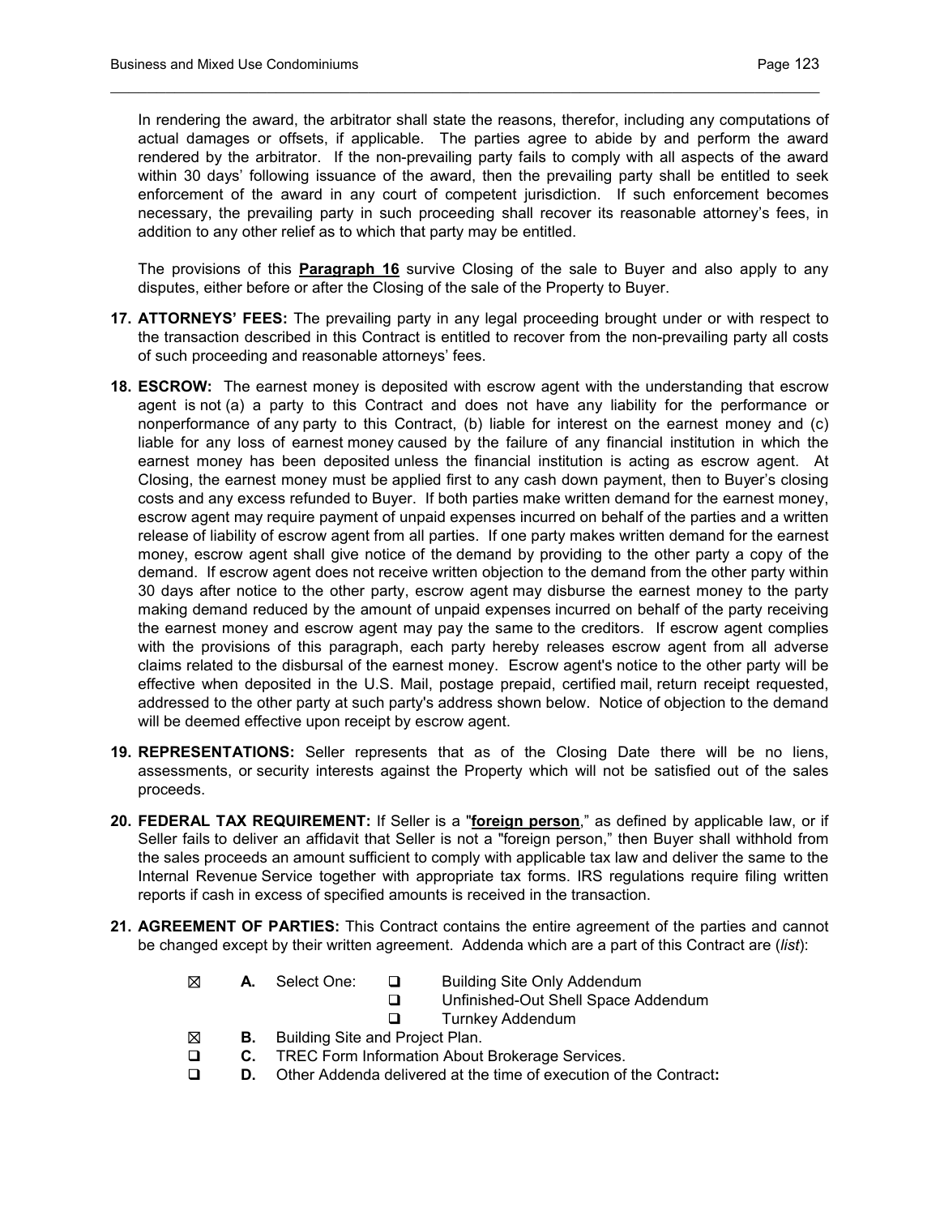In rendering the award, the arbitrator shall state the reasons, therefor, including any computations of actual damages or offsets, if applicable. The parties agree to abide by and perform the award rendered by the arbitrator. If the non-prevailing party fails to comply with all aspects of the award within 30 days' following issuance of the award, then the prevailing party shall be entitled to seek enforcement of the award in any court of competent jurisdiction. If such enforcement becomes necessary, the prevailing party in such proceeding shall recover its reasonable attorney's fees, in addition to any other relief as to which that party may be entitled.

The provisions of this **Paragraph 16** survive Closing of the sale to Buyer and also apply to any disputes, either before or after the Closing of the sale of the Property to Buyer.

**17. ATTORNEYS' FEES:** The prevailing party in any legal proceeding brought under or with respect to the transaction described in this Contract is entitled to recover from the non-prevailing party all costs of such proceeding and reasonable attorneys' fees.

**18. ESCROW:** The earnest money is deposited with escrow agent with the understanding that escrow agent is not (a) a party to this Contract and does not have any liability for the performance or nonperformance of any party to this Contract, (b) liable for interest on the earnest money and (c) liable for any loss of earnest money caused by the failure of any financial institution in which the earnest money has been deposited unless the financial institution is acting as escrow agent. At Closing, the earnest money must be applied first to any cash down payment, then to Buyer's closing costs and any excess refunded to Buyer. If both parties make written demand for the earnest money, escrow agent may require payment of unpaid expenses incurred on behalf of the parties and a written release of liability of escrow agent from all parties. If one party makes written demand for the earnest money, escrow agent shall give notice of the demand by providing to the other party a copy of the demand. If escrow agent does not receive written objection to the demand from the other party within 30 days after notice to the other party, escrow agent may disburse the earnest money to the party making demand reduced by the amount of unpaid expenses incurred on behalf of the party receiving the earnest money and escrow agent may pay the same to the creditors. If escrow agent complies with the provisions of this paragraph, each party hereby releases escrow agent from all adverse claims related to the disbursal of the earnest money. Escrow agent's notice to the other party will be effective when deposited in the U.S. Mail, postage prepaid, certified mail, return receipt requested, addressed to the other party at such party's address shown below. Notice of objection to the demand will be deemed effective upon receipt by escrow agent.

**19. REPRESENTATIONS:** Seller represents that as of the Closing Date there will be no liens, assessments, or security interests against the Property which will not be satisfied out of the sales proceeds.

**20. FEDERAL TAX REQUIREMENT:** If Seller is a "**foreign person**," as defined by applicable law, or if Seller fails to deliver an affidavit that Seller is not a "foreign person," then Buyer shall withhold from the sales proceeds an amount sufficient to comply with applicable tax law and deliver the same to the Internal Revenue Service together with appropriate tax forms. IRS regulations require filing written reports if cash in excess of specified amounts is received in the transaction.

**21. AGREEMENT OF PARTIES:** This Contract contains the entire agreement of the parties and cannot be changed except by their written agreement. Addenda which are a part of this Contract are (*list*):

- ☒ **A.** Select One:
  - ❑ Building Site Only Addendum
  - ❑ Unfinished-Out Shell Space Addendum
  - ❑ Turnkey Addendum
- ☒ **B.** Building Site and Project Plan.
- ❑ **C.** TREC Form Information About Brokerage Services.
- ❑ **D.** Other Addenda delivered at the time of execution of the Contract**:**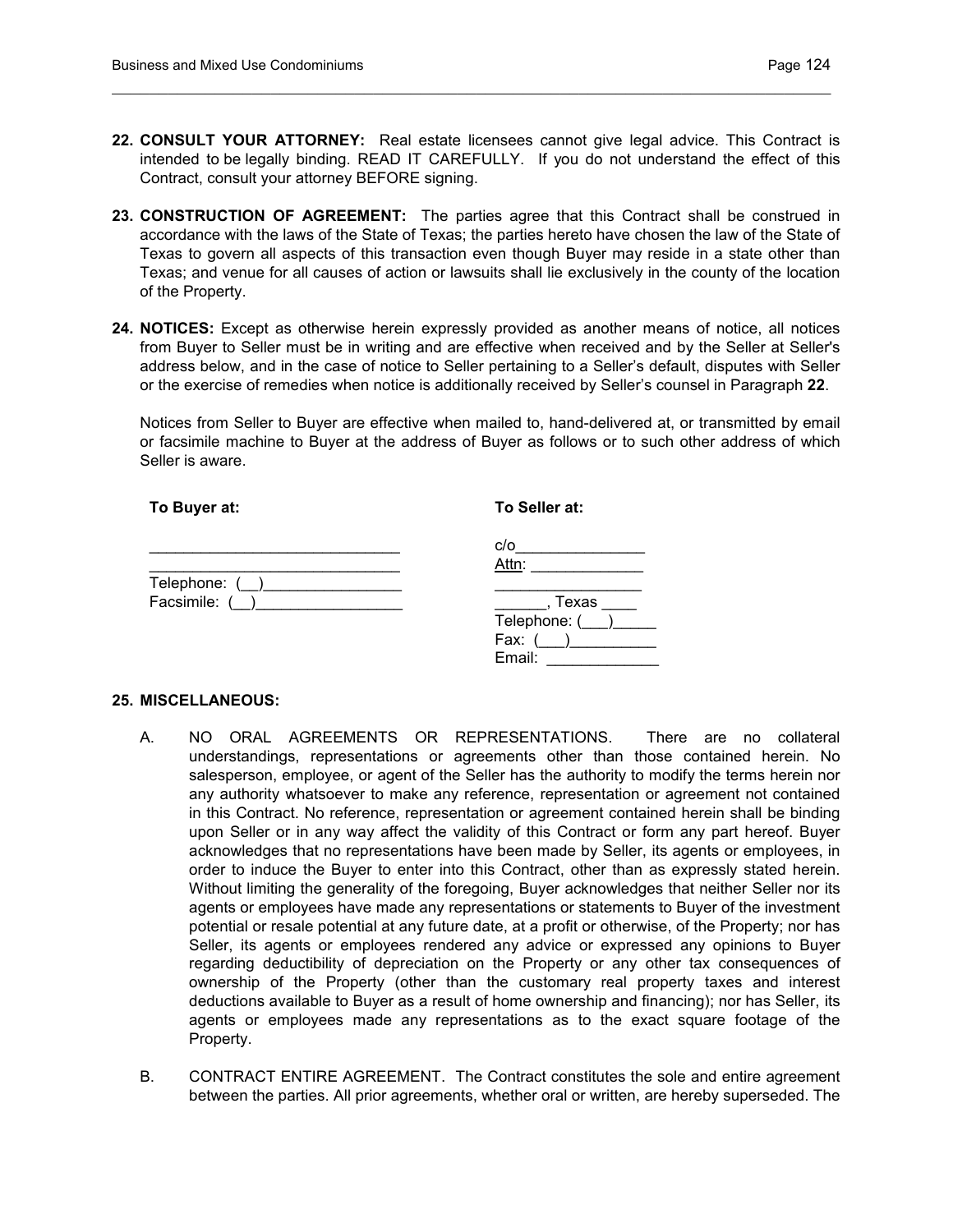**22. CONSULT YOUR ATTORNEY:** Real estate licensees cannot give legal advice. This Contract is intended to be legally binding. READ IT CAREFULLY. If you do not understand the effect of this Contract, consult your attorney BEFORE signing.

**23. CONSTRUCTION OF AGREEMENT:** The parties agree that this Contract shall be construed in accordance with the laws of the State of Texas; the parties hereto have chosen the law of the State of Texas to govern all aspects of this transaction even though Buyer may reside in a state other than Texas; and venue for all causes of action or lawsuits shall lie exclusively in the county of the location of the Property.

**24. NOTICES:** Except as otherwise herein expressly provided as another means of notice, all notices from Buyer to Seller must be in writing and are effective when received and by the Seller at Seller's address below, and in the case of notice to Seller pertaining to a Seller's default, disputes with Seller or the exercise of remedies when notice is additionally received by Seller's counsel in Paragraph **22**.

Notices from Seller to Buyer are effective when mailed to, hand-delivered at, or transmitted by email or facsimile machine to Buyer at the address of Buyer as follows or to such other address of which Seller is aware.

**To Buyer at:**

_____________________________
_____________________________
Telephone: (__)________________
Facsimile: (__)_________________

**To Seller at:**

c/o_______________
Attn: _____________
_________________
______, Texas ____
Telephone: (___)_____
Fax: (___)__________
Email: _____________

**25. MISCELLANEOUS:**

A. NO ORAL AGREEMENTS OR REPRESENTATIONS. There are no collateral understandings, representations or agreements other than those contained herein. No salesperson, employee, or agent of the Seller has the authority to modify the terms herein nor any authority whatsoever to make any reference, representation or agreement not contained in this Contract. No reference, representation or agreement contained herein shall be binding upon Seller or in any way affect the validity of this Contract or form any part hereof. Buyer acknowledges that no representations have been made by Seller, its agents or employees, in order to induce the Buyer to enter into this Contract, other than as expressly stated herein. Without limiting the generality of the foregoing, Buyer acknowledges that neither Seller nor its agents or employees have made any representations or statements to Buyer of the investment potential or resale potential at any future date, at a profit or otherwise, of the Property; nor has Seller, its agents or employees rendered any advice or expressed any opinions to Buyer regarding deductibility of depreciation on the Property or any other tax consequences of ownership of the Property (other than the customary real property taxes and interest deductions available to Buyer as a result of home ownership and financing); nor has Seller, its agents or employees made any representations as to the exact square footage of the Property.

B. CONTRACT ENTIRE AGREEMENT. The Contract constitutes the sole and entire agreement between the parties. All prior agreements, whether oral or written, are hereby superseded. The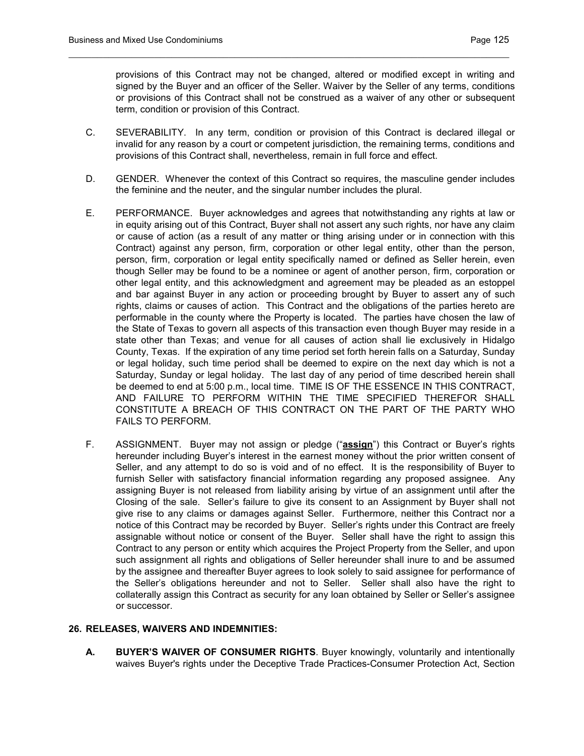provisions of this Contract may not be changed, altered or modified except in writing and signed by the Buyer and an officer of the Seller. Waiver by the Seller of any terms, conditions or provisions of this Contract shall not be construed as a waiver of any other or subsequent term, condition or provision of this Contract.

C. SEVERABILITY. In any term, condition or provision of this Contract is declared illegal or invalid for any reason by a court or competent jurisdiction, the remaining terms, conditions and provisions of this Contract shall, nevertheless, remain in full force and effect.

D. GENDER. Whenever the context of this Contract so requires, the masculine gender includes the feminine and the neuter, and the singular number includes the plural.

E. PERFORMANCE. Buyer acknowledges and agrees that notwithstanding any rights at law or in equity arising out of this Contract, Buyer shall not assert any such rights, nor have any claim or cause of action (as a result of any matter or thing arising under or in connection with this Contract) against any person, firm, corporation or other legal entity, other than the person, person, firm, corporation or legal entity specifically named or defined as Seller herein, even though Seller may be found to be a nominee or agent of another person, firm, corporation or other legal entity, and this acknowledgment and agreement may be pleaded as an estoppel and bar against Buyer in any action or proceeding brought by Buyer to assert any of such rights, claims or causes of action. This Contract and the obligations of the parties hereto are performable in the county where the Property is located. The parties have chosen the law of the State of Texas to govern all aspects of this transaction even though Buyer may reside in a state other than Texas; and venue for all causes of action shall lie exclusively in Hidalgo County, Texas. If the expiration of any time period set forth herein falls on a Saturday, Sunday or legal holiday, such time period shall be deemed to expire on the next day which is not a Saturday, Sunday or legal holiday. The last day of any period of time described herein shall be deemed to end at 5:00 p.m., local time. TIME IS OF THE ESSENCE IN THIS CONTRACT, AND FAILURE TO PERFORM WITHIN THE TIME SPECIFIED THEREFOR SHALL CONSTITUTE A BREACH OF THIS CONTRACT ON THE PART OF THE PARTY WHO FAILS TO PERFORM.

F. ASSIGNMENT. Buyer may not assign or pledge ("**assign**") this Contract or Buyer's rights hereunder including Buyer's interest in the earnest money without the prior written consent of Seller, and any attempt to do so is void and of no effect. It is the responsibility of Buyer to furnish Seller with satisfactory financial information regarding any proposed assignee. Any assigning Buyer is not released from liability arising by virtue of an assignment until after the Closing of the sale. Seller's failure to give its consent to an Assignment by Buyer shall not give rise to any claims or damages against Seller. Furthermore, neither this Contract nor a notice of this Contract may be recorded by Buyer. Seller's rights under this Contract are freely assignable without notice or consent of the Buyer. Seller shall have the right to assign this Contract to any person or entity which acquires the Project Property from the Seller, and upon such assignment all rights and obligations of Seller hereunder shall inure to and be assumed by the assignee and thereafter Buyer agrees to look solely to said assignee for performance of the Seller's obligations hereunder and not to Seller. Seller shall also have the right to collaterally assign this Contract as security for any loan obtained by Seller or Seller's assignee or successor.

**26. RELEASES, WAIVERS AND INDEMNITIES:**

**A. BUYER'S WAIVER OF CONSUMER RIGHTS**. Buyer knowingly, voluntarily and intentionally waives Buyer's rights under the Deceptive Trade Practices-Consumer Protection Act, Section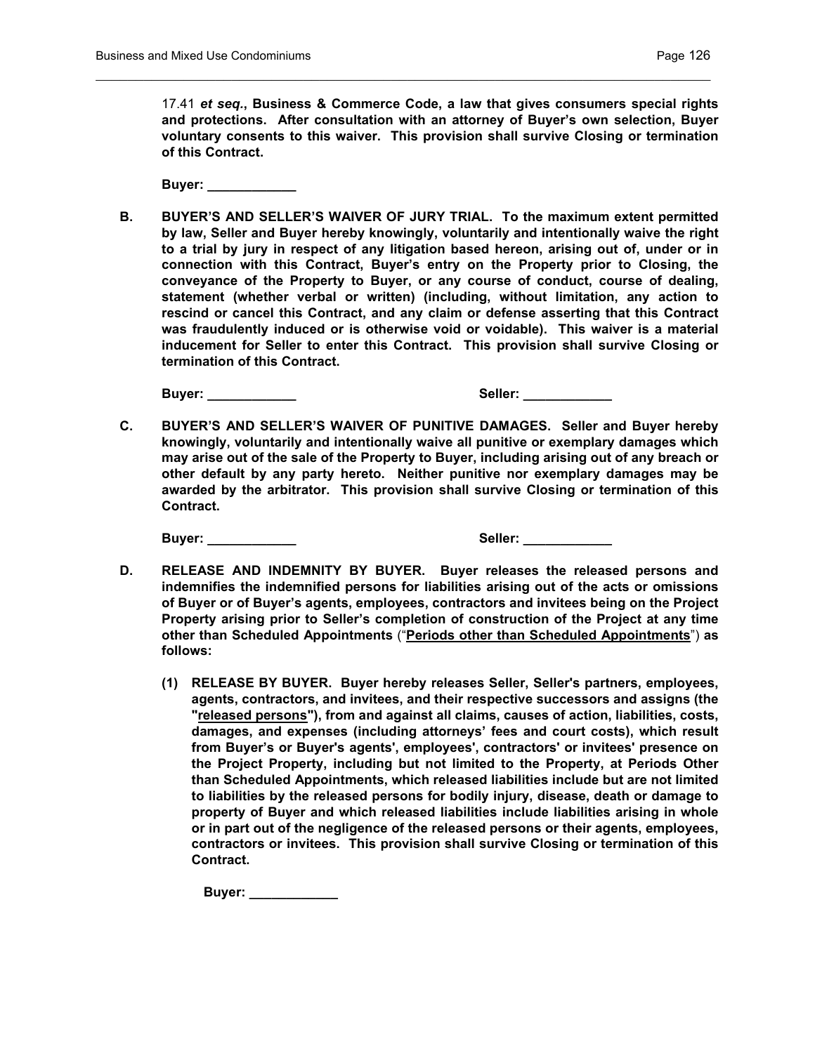17.41 ***et seq.*,** **Business & Commerce Code, a law that gives consumers special rights and protections. After consultation with an attorney of Buyer's own selection, Buyer voluntary consents to this waiver. This provision shall survive Closing or termination of this Contract.**

**Buyer: ____________**

**B. BUYER'S AND SELLER'S WAIVER OF JURY TRIAL. To the maximum extent permitted by law, Seller and Buyer hereby knowingly, voluntarily and intentionally waive the right to a trial by jury in respect of any litigation based hereon, arising out of, under or in connection with this Contract, Buyer's entry on the Property prior to Closing, the conveyance of the Property to Buyer, or any course of conduct, course of dealing, statement (whether verbal or written) (including, without limitation, any action to rescind or cancel this Contract, and any claim or defense asserting that this Contract was fraudulently induced or is otherwise void or voidable). This waiver is a material inducement for Seller to enter this Contract. This provision shall survive Closing or termination of this Contract.**

**Buyer: ____________** **Seller: ____________**

**C. BUYER'S AND SELLER'S WAIVER OF PUNITIVE DAMAGES. Seller and Buyer hereby knowingly, voluntarily and intentionally waive all punitive or exemplary damages which may arise out of the sale of the Property to Buyer, including arising out of any breach or other default by any party hereto. Neither punitive nor exemplary damages may be awarded by the arbitrator. This provision shall survive Closing or termination of this Contract.**

**Buyer: ____________** **Seller: ____________**

**D. RELEASE AND INDEMNITY BY BUYER. Buyer releases the released persons and indemnifies the indemnified persons for liabilities arising out of the acts or omissions of Buyer or of Buyer's agents, employees, contractors and invitees being on the Project Property arising prior to Seller's completion of construction of the Project at any time other than Scheduled Appointments** ("**<u>Periods other than Scheduled Appointments</u>**") **as follows:**

**(1) RELEASE BY BUYER. Buyer hereby releases Seller, Seller's partners, employees, agents, contractors, and invitees, and their respective successors and assigns (the "<u>released persons</u>"), from and against all claims, causes of action, liabilities, costs, damages, and expenses (including attorneys' fees and court costs), which result from Buyer's or Buyer's agents', employees', contractors' or invitees' presence on the Project Property, including but not limited to the Property, at Periods Other than Scheduled Appointments, which released liabilities include but are not limited to liabilities by the released persons for bodily injury, disease, death or damage to property of Buyer and which released liabilities include liabilities arising in whole or in part out of the negligence of the released persons or their agents, employees, contractors or invitees. This provision shall survive Closing or termination of this Contract.**

**Buyer: ____________**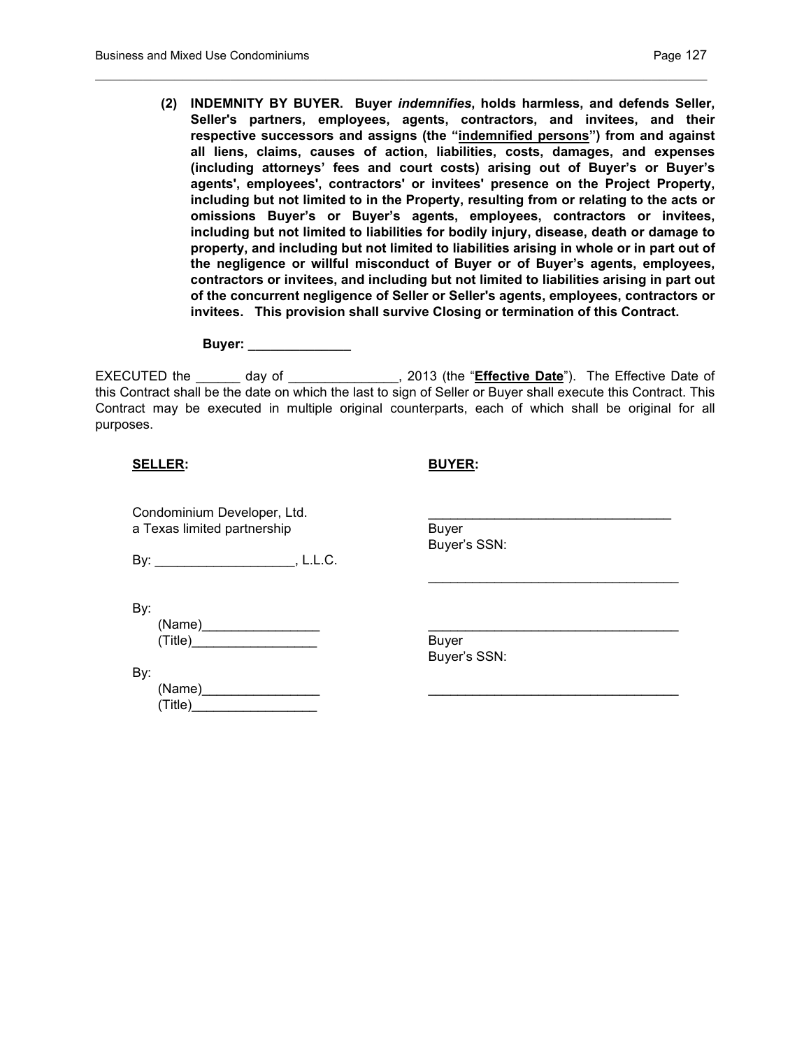**(2) INDEMNITY BY BUYER. Buyer *indemnifies*, holds harmless, and defends Seller, Seller's partners, employees, agents, contractors, and invitees, and their respective successors and assigns (the "<u>indemnified persons</u>") from and against all liens, claims, causes of action, liabilities, costs, damages, and expenses (including attorneys' fees and court costs) arising out of Buyer's or Buyer's agents', employees', contractors' or invitees' presence on the Project Property, including but not limited to in the Property, resulting from or relating to the acts or omissions Buyer's or Buyer's agents, employees, contractors or invitees, including but not limited to liabilities for bodily injury, disease, death or damage to property, and including but not limited to liabilities arising in whole or in part out of the negligence or willful misconduct of Buyer or of Buyer's agents, employees, contractors or invitees, and including but not limited to liabilities arising in part out of the concurrent negligence of Seller or Seller's agents, employees, contractors or invitees. This provision shall survive Closing or termination of this Contract.**

**Buyer: ______________**

EXECUTED the ______ day of _______________, 2013 (the "**<u>Effective Date</u>**"). The Effective Date of this Contract shall be the date on which the last to sign of Seller or Buyer shall execute this Contract. This Contract may be executed in multiple original counterparts, each of which shall be original for all purposes.

**<u>SELLER</u>:**

Condominium Developer, Ltd.
a Texas limited partnership

By: ___________________, L.L.C.

By:
(Name)________________
(Title)_________________

By:
(Name)________________
(Title)_________________

**<u>BUYER</u>:**

_________________________________
Buyer
Buyer's SSN:

___________________________________

___________________________________
Buyer
Buyer's SSN:

___________________________________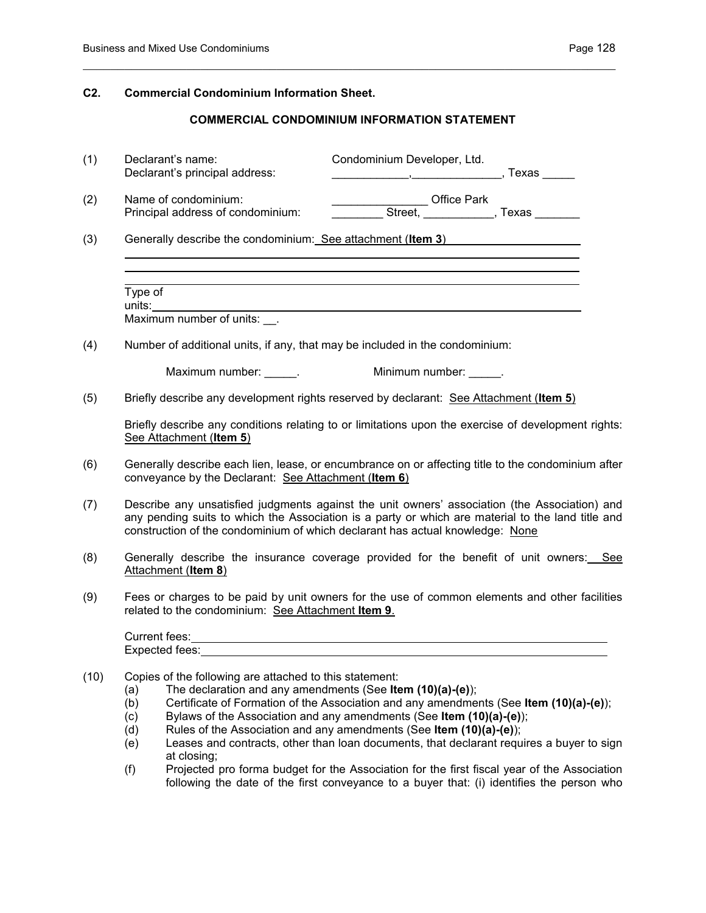### C2. Commercial Condominium Information Sheet.

**COMMERCIAL CONDOMINIUM INFORMATION STATEMENT**

(1) Declarant's name: Condominium Developer, Ltd.
Declarant's principal address: ____________,______________, Texas _____

(2) Name of condominium: _______________ Office Park
Principal address of condominium: ________ Street, ___________, Texas _______

(3) Generally describe the condominium: See attachment (**Item 3**)

Type of units:
Maximum number of units: __.

(4) Number of additional units, if any, that may be included in the condominium:

Maximum number: _____. Minimum number: _____.

(5) Briefly describe any development rights reserved by declarant: See Attachment (**Item 5**)

Briefly describe any conditions relating to or limitations upon the exercise of development rights: See Attachment (**Item 5**)

(6) Generally describe each lien, lease, or encumbrance on or affecting title to the condominium after conveyance by the Declarant: See Attachment (**Item 6**)

(7) Describe any unsatisfied judgments against the unit owners' association (the Association) and any pending suits to which the Association is a party or which are material to the land title and construction of the condominium of which declarant has actual knowledge: None

(8) Generally describe the insurance coverage provided for the benefit of unit owners: See Attachment (**Item 8**)

(9) Fees or charges to be paid by unit owners for the use of common elements and other facilities related to the condominium: See Attachment **Item 9**.

Current fees:
Expected fees:

(10) Copies of the following are attached to this statement:
- (a) The declaration and any amendments (See **Item (10)(a)-(e)**);
- (b) Certificate of Formation of the Association and any amendments (See **Item (10)(a)-(e)**);
- (c) Bylaws of the Association and any amendments (See **Item (10)(a)-(e)**);
- (d) Rules of the Association and any amendments (See **Item (10)(a)-(e)**);
- (e) Leases and contracts, other than loan documents, that declarant requires a buyer to sign at closing;
- (f) Projected pro forma budget for the Association for the first fiscal year of the Association following the date of the first conveyance to a buyer that: (i) identifies the person who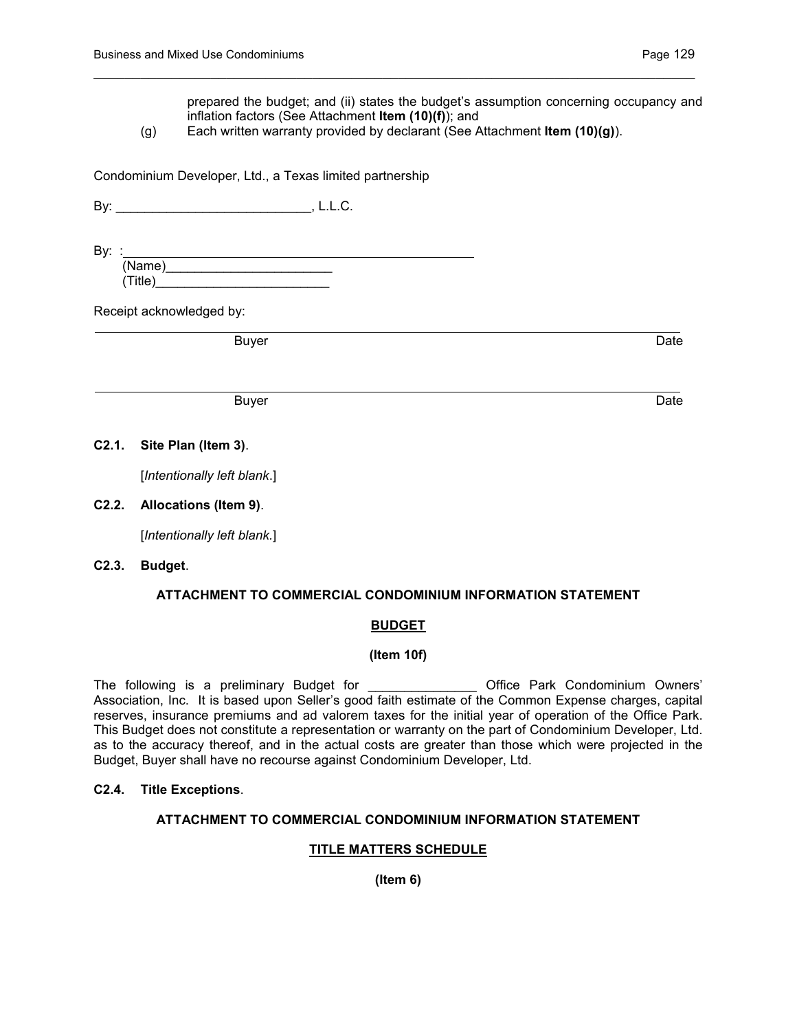prepared the budget; and (ii) states the budget's assumption concerning occupancy and inflation factors (See Attachment **Item (10)(f)**); and

(g) Each written warranty provided by declarant (See Attachment **Item (10)(g)**).

Condominium Developer, Ltd., a Texas limited partnership

By: ___________________________, L.L.C.

By: :_______________________________________________
(Name)________________________
(Title)_________________________

Receipt acknowledged by:

_____________________________________________________________________________
Buyer Date

_____________________________________________________________________________
Buyer Date

**C2.1. Site Plan (Item 3)**.

[*Intentionally left blank*.]

**C2.2. Allocations (Item 9)**.

[*Intentionally left blank*.]

**C2.3. Budget**.

**ATTACHMENT TO COMMERCIAL CONDOMINIUM INFORMATION STATEMENT**

**BUDGET**

**(Item 10f)**

The following is a preliminary Budget for _______________ Office Park Condominium Owners' Association, Inc. It is based upon Seller's good faith estimate of the Common Expense charges, capital reserves, insurance premiums and ad valorem taxes for the initial year of operation of the Office Park. This Budget does not constitute a representation or warranty on the part of Condominium Developer, Ltd. as to the accuracy thereof, and in the actual costs are greater than those which were projected in the Budget, Buyer shall have no recourse against Condominium Developer, Ltd.

**C2.4. Title Exceptions**.

**ATTACHMENT TO COMMERCIAL CONDOMINIUM INFORMATION STATEMENT**

**TITLE MATTERS SCHEDULE**

**(Item 6)**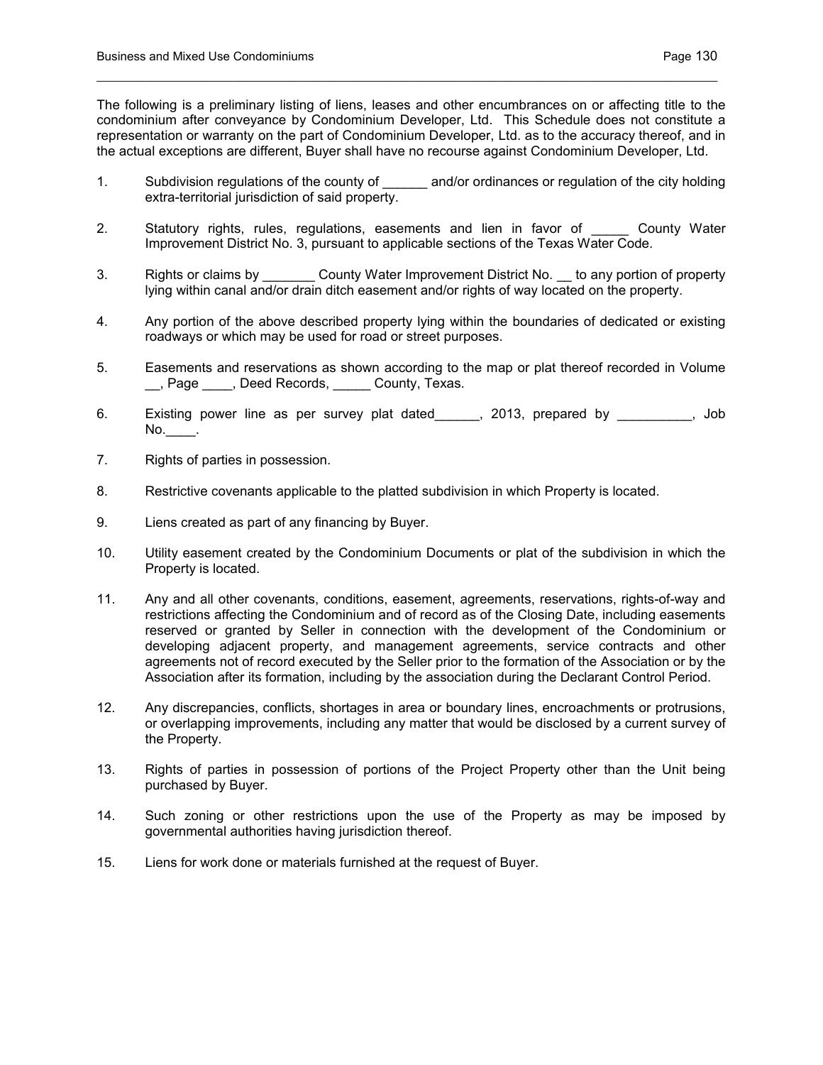The following is a preliminary listing of liens, leases and other encumbrances on or affecting title to the condominium after conveyance by Condominium Developer, Ltd. This Schedule does not constitute a representation or warranty on the part of Condominium Developer, Ltd. as to the accuracy thereof, and in the actual exceptions are different, Buyer shall have no recourse against Condominium Developer, Ltd.

1. Subdivision regulations of the county of ______ and/or ordinances or regulation of the city holding extra-territorial jurisdiction of said property.

2. Statutory rights, rules, regulations, easements and lien in favor of _____ County Water Improvement District No. 3, pursuant to applicable sections of the Texas Water Code.

3. Rights or claims by _______ County Water Improvement District No. __ to any portion of property lying within canal and/or drain ditch easement and/or rights of way located on the property.

4. Any portion of the above described property lying within the boundaries of dedicated or existing roadways or which may be used for road or street purposes.

5. Easements and reservations as shown according to the map or plat thereof recorded in Volume __, Page ____, Deed Records, _____ County, Texas.

6. Existing power line as per survey plat dated______, 2013, prepared by __________, Job No.____.

7. Rights of parties in possession.

8. Restrictive covenants applicable to the platted subdivision in which Property is located.

9. Liens created as part of any financing by Buyer.

10. Utility easement created by the Condominium Documents or plat of the subdivision in which the Property is located.

11. Any and all other covenants, conditions, easement, agreements, reservations, rights-of-way and restrictions affecting the Condominium and of record as of the Closing Date, including easements reserved or granted by Seller in connection with the development of the Condominium or developing adjacent property, and management agreements, service contracts and other agreements not of record executed by the Seller prior to the formation of the Association or by the Association after its formation, including by the association during the Declarant Control Period.

12. Any discrepancies, conflicts, shortages in area or boundary lines, encroachments or protrusions, or overlapping improvements, including any matter that would be disclosed by a current survey of the Property.

13. Rights of parties in possession of portions of the Project Property other than the Unit being purchased by Buyer.

14. Such zoning or other restrictions upon the use of the Property as may be imposed by governmental authorities having jurisdiction thereof.

15. Liens for work done or materials furnished at the request of Buyer.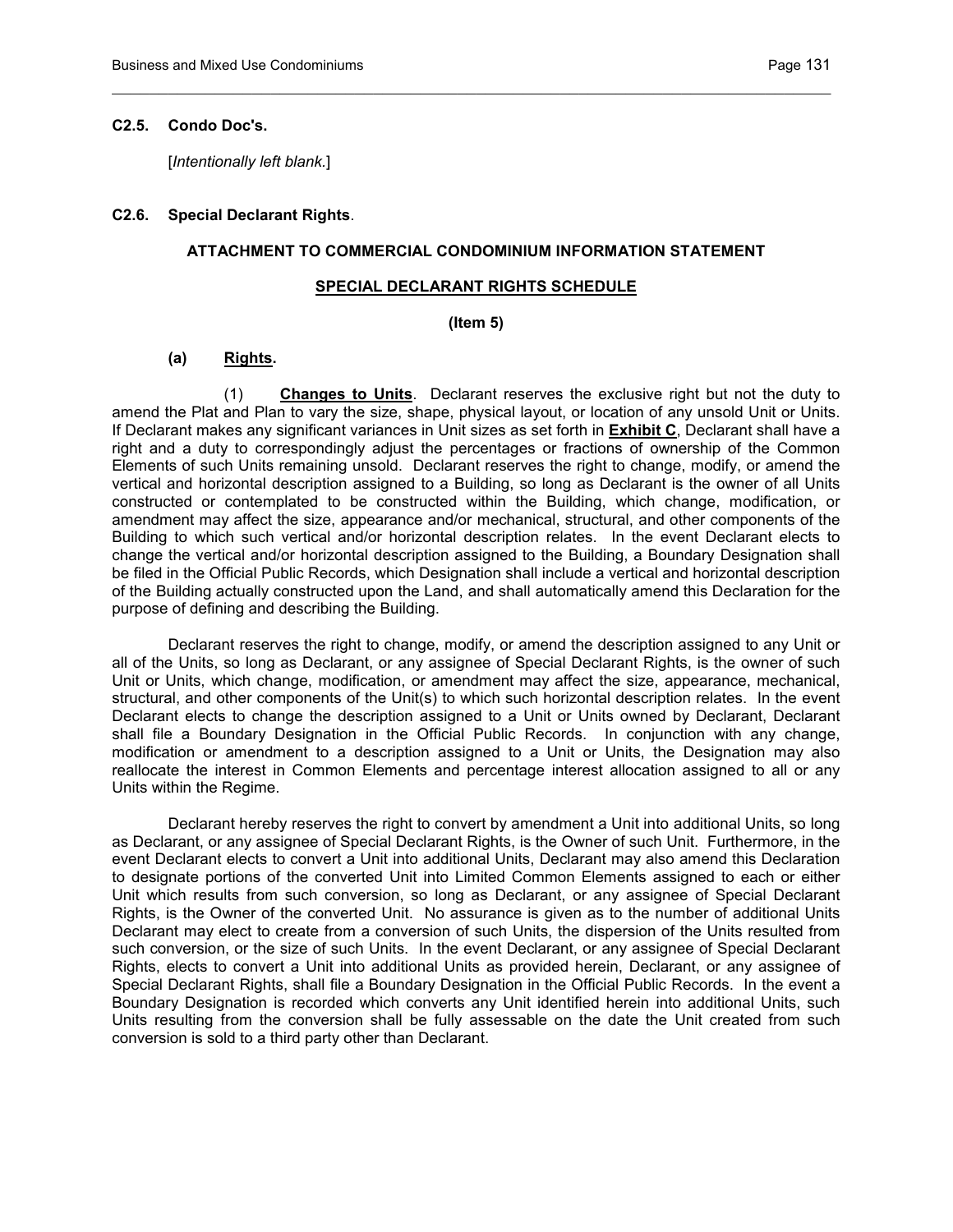**C2.5. Condo Doc's.**

[*Intentionally left blank.*]

**C2.6. Special Declarant Rights**.

**ATTACHMENT TO COMMERCIAL CONDOMINIUM INFORMATION STATEMENT**

**SPECIAL DECLARANT RIGHTS SCHEDULE**

**(Item 5)**

**(a) Rights.**

(1) **Changes to Units**. Declarant reserves the exclusive right but not the duty to amend the Plat and Plan to vary the size, shape, physical layout, or location of any unsold Unit or Units. If Declarant makes any significant variances in Unit sizes as set forth in **Exhibit C**, Declarant shall have a right and a duty to correspondingly adjust the percentages or fractions of ownership of the Common Elements of such Units remaining unsold. Declarant reserves the right to change, modify, or amend the vertical and horizontal description assigned to a Building, so long as Declarant is the owner of all Units constructed or contemplated to be constructed within the Building, which change, modification, or amendment may affect the size, appearance and/or mechanical, structural, and other components of the Building to which such vertical and/or horizontal description relates. In the event Declarant elects to change the vertical and/or horizontal description assigned to the Building, a Boundary Designation shall be filed in the Official Public Records, which Designation shall include a vertical and horizontal description of the Building actually constructed upon the Land, and shall automatically amend this Declaration for the purpose of defining and describing the Building.

Declarant reserves the right to change, modify, or amend the description assigned to any Unit or all of the Units, so long as Declarant, or any assignee of Special Declarant Rights, is the owner of such Unit or Units, which change, modification, or amendment may affect the size, appearance, mechanical, structural, and other components of the Unit(s) to which such horizontal description relates. In the event Declarant elects to change the description assigned to a Unit or Units owned by Declarant, Declarant shall file a Boundary Designation in the Official Public Records. In conjunction with any change, modification or amendment to a description assigned to a Unit or Units, the Designation may also reallocate the interest in Common Elements and percentage interest allocation assigned to all or any Units within the Regime.

Declarant hereby reserves the right to convert by amendment a Unit into additional Units, so long as Declarant, or any assignee of Special Declarant Rights, is the Owner of such Unit. Furthermore, in the event Declarant elects to convert a Unit into additional Units, Declarant may also amend this Declaration to designate portions of the converted Unit into Limited Common Elements assigned to each or either Unit which results from such conversion, so long as Declarant, or any assignee of Special Declarant Rights, is the Owner of the converted Unit. No assurance is given as to the number of additional Units Declarant may elect to create from a conversion of such Units, the dispersion of the Units resulted from such conversion, or the size of such Units. In the event Declarant, or any assignee of Special Declarant Rights, elects to convert a Unit into additional Units as provided herein, Declarant, or any assignee of Special Declarant Rights, shall file a Boundary Designation in the Official Public Records. In the event a Boundary Designation is recorded which converts any Unit identified herein into additional Units, such Units resulting from the conversion shall be fully assessable on the date the Unit created from such conversion is sold to a third party other than Declarant.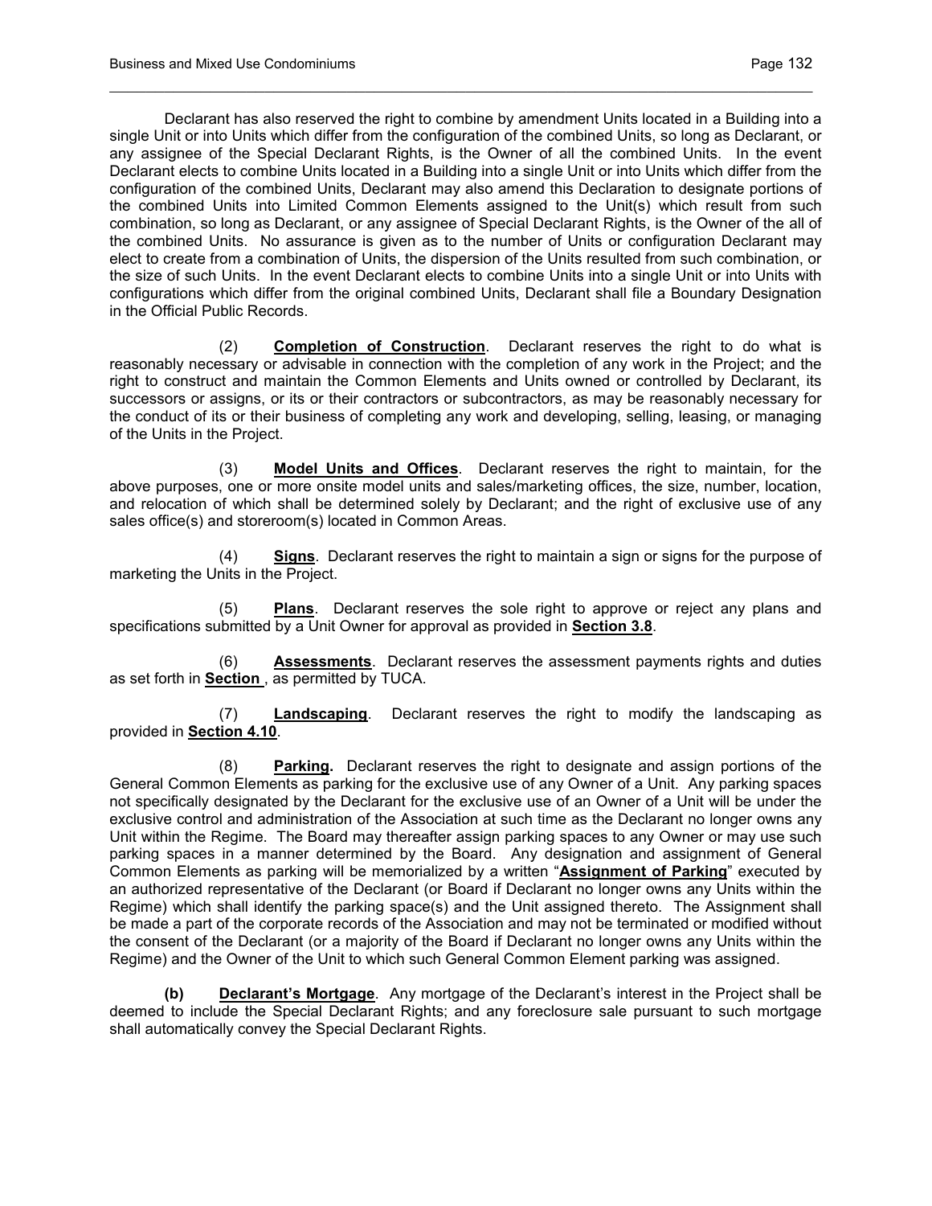Declarant has also reserved the right to combine by amendment Units located in a Building into a single Unit or into Units which differ from the configuration of the combined Units, so long as Declarant, or any assignee of the Special Declarant Rights, is the Owner of all the combined Units. In the event Declarant elects to combine Units located in a Building into a single Unit or into Units which differ from the configuration of the combined Units, Declarant may also amend this Declaration to designate portions of the combined Units into Limited Common Elements assigned to the Unit(s) which result from such combination, so long as Declarant, or any assignee of Special Declarant Rights, is the Owner of the all of the combined Units. No assurance is given as to the number of Units or configuration Declarant may elect to create from a combination of Units, the dispersion of the Units resulted from such combination, or the size of such Units. In the event Declarant elects to combine Units into a single Unit or into Units with configurations which differ from the original combined Units, Declarant shall file a Boundary Designation in the Official Public Records.

(2) **Completion of Construction**. Declarant reserves the right to do what is reasonably necessary or advisable in connection with the completion of any work in the Project; and the right to construct and maintain the Common Elements and Units owned or controlled by Declarant, its successors or assigns, or its or their contractors or subcontractors, as may be reasonably necessary for the conduct of its or their business of completing any work and developing, selling, leasing, or managing of the Units in the Project.

(3) **Model Units and Offices**. Declarant reserves the right to maintain, for the above purposes, one or more onsite model units and sales/marketing offices, the size, number, location, and relocation of which shall be determined solely by Declarant; and the right of exclusive use of any sales office(s) and storeroom(s) located in Common Areas.

(4) **Signs**. Declarant reserves the right to maintain a sign or signs for the purpose of marketing the Units in the Project.

(5) **Plans**. Declarant reserves the sole right to approve or reject any plans and specifications submitted by a Unit Owner for approval as provided in **Section 3.8**.

(6) **Assessments**. Declarant reserves the assessment payments rights and duties as set forth in **Section** , as permitted by TUCA.

(7) **Landscaping**. Declarant reserves the right to modify the landscaping as provided in **Section 4.10**.

(8) **Parking.** Declarant reserves the right to designate and assign portions of the General Common Elements as parking for the exclusive use of any Owner of a Unit. Any parking spaces not specifically designated by the Declarant for the exclusive use of an Owner of a Unit will be under the exclusive control and administration of the Association at such time as the Declarant no longer owns any Unit within the Regime. The Board may thereafter assign parking spaces to any Owner or may use such parking spaces in a manner determined by the Board. Any designation and assignment of General Common Elements as parking will be memorialized by a written "**Assignment of Parking**" executed by an authorized representative of the Declarant (or Board if Declarant no longer owns any Units within the Regime) which shall identify the parking space(s) and the Unit assigned thereto. The Assignment shall be made a part of the corporate records of the Association and may not be terminated or modified without the consent of the Declarant (or a majority of the Board if Declarant no longer owns any Units within the Regime) and the Owner of the Unit to which such General Common Element parking was assigned.

**(b) Declarant's Mortgage**. Any mortgage of the Declarant's interest in the Project shall be deemed to include the Special Declarant Rights; and any foreclosure sale pursuant to such mortgage shall automatically convey the Special Declarant Rights.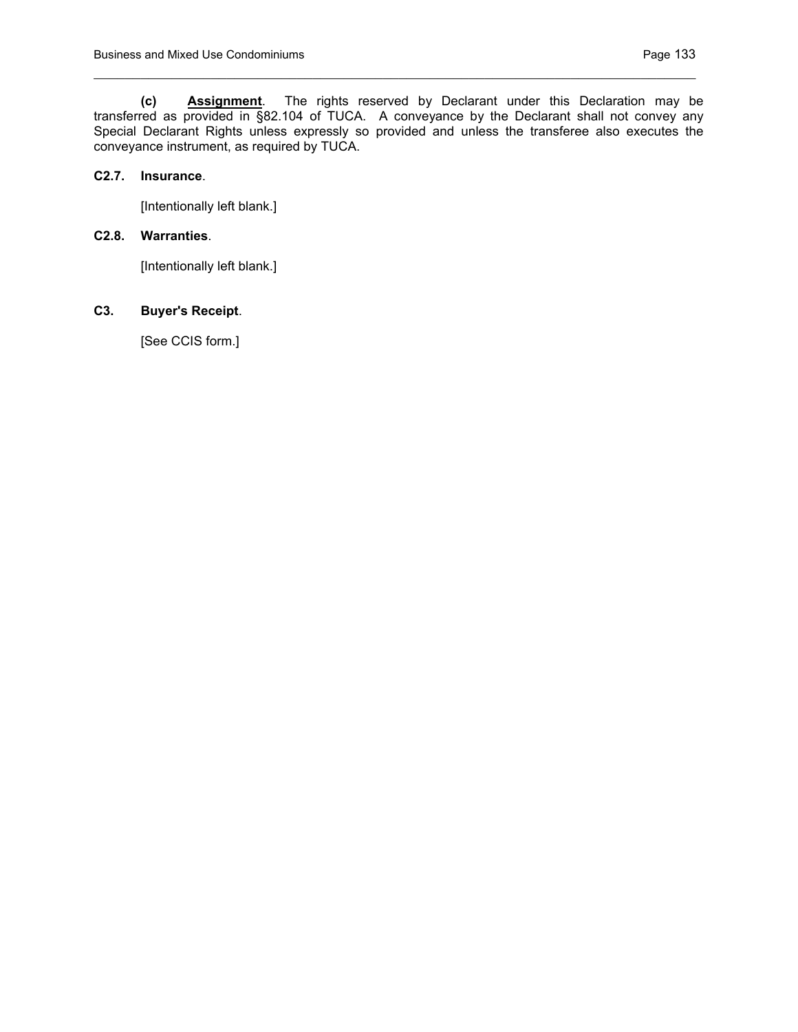**(c)** **Assignment**. The rights reserved by Declarant under this Declaration may be transferred as provided in §82.104 of TUCA. A conveyance by the Declarant shall not convey any Special Declarant Rights unless expressly so provided and unless the transferee also executes the conveyance instrument, as required by TUCA.

**C2.7. Insurance**.

[Intentionally left blank.]

**C2.8. Warranties**.

[Intentionally left blank.]

**C3. Buyer's Receipt**.

[See CCIS form.]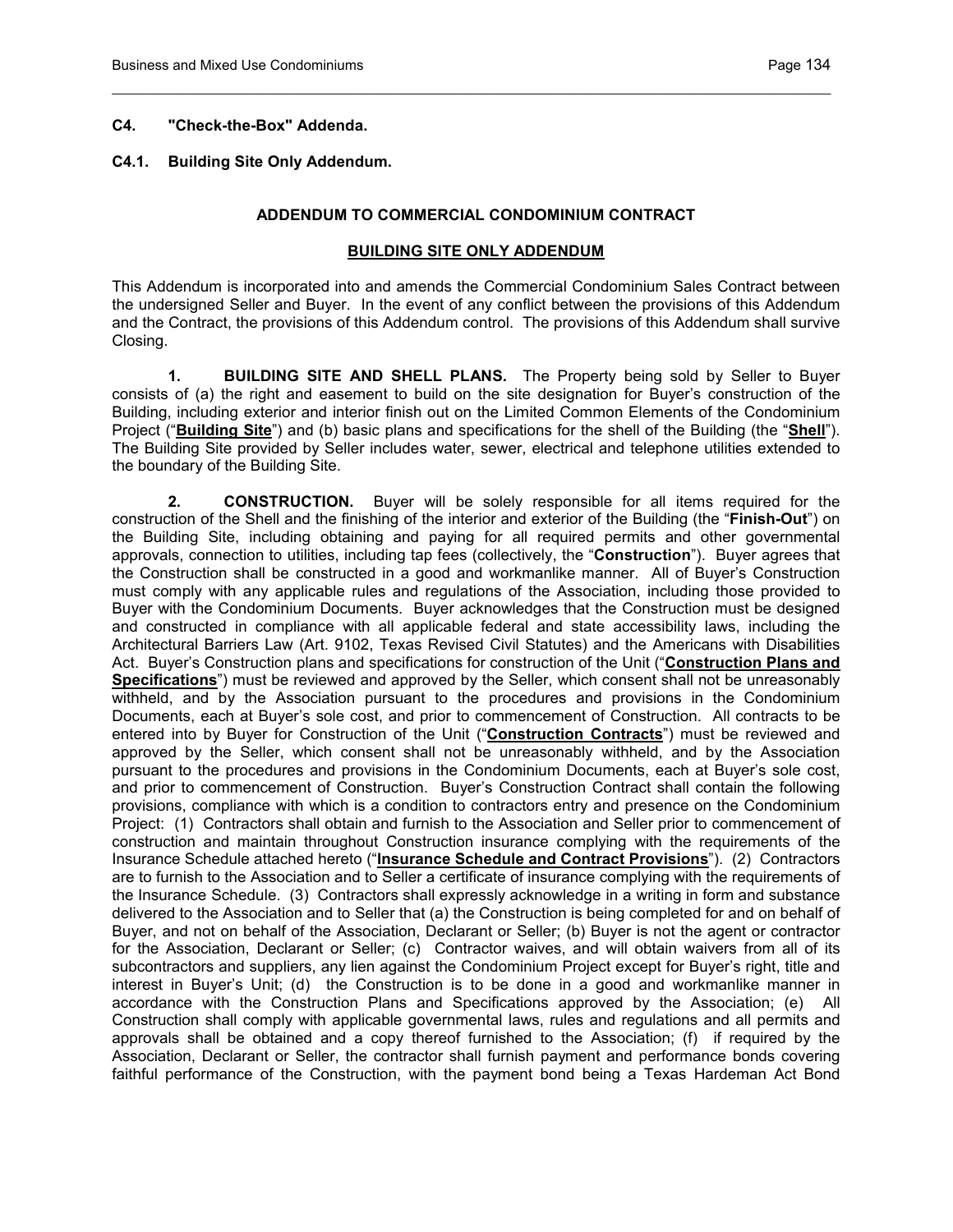**C4. "Check-the-Box" Addenda.**

**C4.1. Building Site Only Addendum.**

**ADDENDUM TO COMMERCIAL CONDOMINIUM CONTRACT**

**BUILDING SITE ONLY ADDENDUM**

This Addendum is incorporated into and amends the Commercial Condominium Sales Contract between the undersigned Seller and Buyer. In the event of any conflict between the provisions of this Addendum and the Contract, the provisions of this Addendum control. The provisions of this Addendum shall survive Closing.

**1. BUILDING SITE AND SHELL PLANS.** The Property being sold by Seller to Buyer consists of (a) the right and easement to build on the site designation for Buyer's construction of the Building, including exterior and interior finish out on the Limited Common Elements of the Condominium Project ("**Building Site**") and (b) basic plans and specifications for the shell of the Building (the "**Shell**"). The Building Site provided by Seller includes water, sewer, electrical and telephone utilities extended to the boundary of the Building Site.

**2. CONSTRUCTION.** Buyer will be solely responsible for all items required for the construction of the Shell and the finishing of the interior and exterior of the Building (the "**Finish-Out**") on the Building Site, including obtaining and paying for all required permits and other governmental approvals, connection to utilities, including tap fees (collectively, the "**Construction**"). Buyer agrees that the Construction shall be constructed in a good and workmanlike manner. All of Buyer's Construction must comply with any applicable rules and regulations of the Association, including those provided to Buyer with the Condominium Documents. Buyer acknowledges that the Construction must be designed and constructed in compliance with all applicable federal and state accessibility laws, including the Architectural Barriers Law (Art. 9102, Texas Revised Civil Statutes) and the Americans with Disabilities Act. Buyer's Construction plans and specifications for construction of the Unit ("**Construction Plans and Specifications**") must be reviewed and approved by the Seller, which consent shall not be unreasonably withheld, and by the Association pursuant to the procedures and provisions in the Condominium Documents, each at Buyer's sole cost, and prior to commencement of Construction. All contracts to be entered into by Buyer for Construction of the Unit ("**Construction Contracts**") must be reviewed and approved by the Seller, which consent shall not be unreasonably withheld, and by the Association pursuant to the procedures and provisions in the Condominium Documents, each at Buyer's sole cost, and prior to commencement of Construction. Buyer's Construction Contract shall contain the following provisions, compliance with which is a condition to contractors entry and presence on the Condominium Project: (1) Contractors shall obtain and furnish to the Association and Seller prior to commencement of construction and maintain throughout Construction insurance complying with the requirements of the Insurance Schedule attached hereto ("**Insurance Schedule and Contract Provisions**"). (2) Contractors are to furnish to the Association and to Seller a certificate of insurance complying with the requirements of the Insurance Schedule. (3) Contractors shall expressly acknowledge in a writing in form and substance delivered to the Association and to Seller that (a) the Construction is being completed for and on behalf of Buyer, and not on behalf of the Association, Declarant or Seller; (b) Buyer is not the agent or contractor for the Association, Declarant or Seller; (c) Contractor waives, and will obtain waivers from all of its subcontractors and suppliers, any lien against the Condominium Project except for Buyer's right, title and interest in Buyer's Unit; (d) the Construction is to be done in a good and workmanlike manner in accordance with the Construction Plans and Specifications approved by the Association; (e) All Construction shall comply with applicable governmental laws, rules and regulations and all permits and approvals shall be obtained and a copy thereof furnished to the Association; (f) if required by the Association, Declarant or Seller, the contractor shall furnish payment and performance bonds covering faithful performance of the Construction, with the payment bond being a Texas Hardeman Act Bond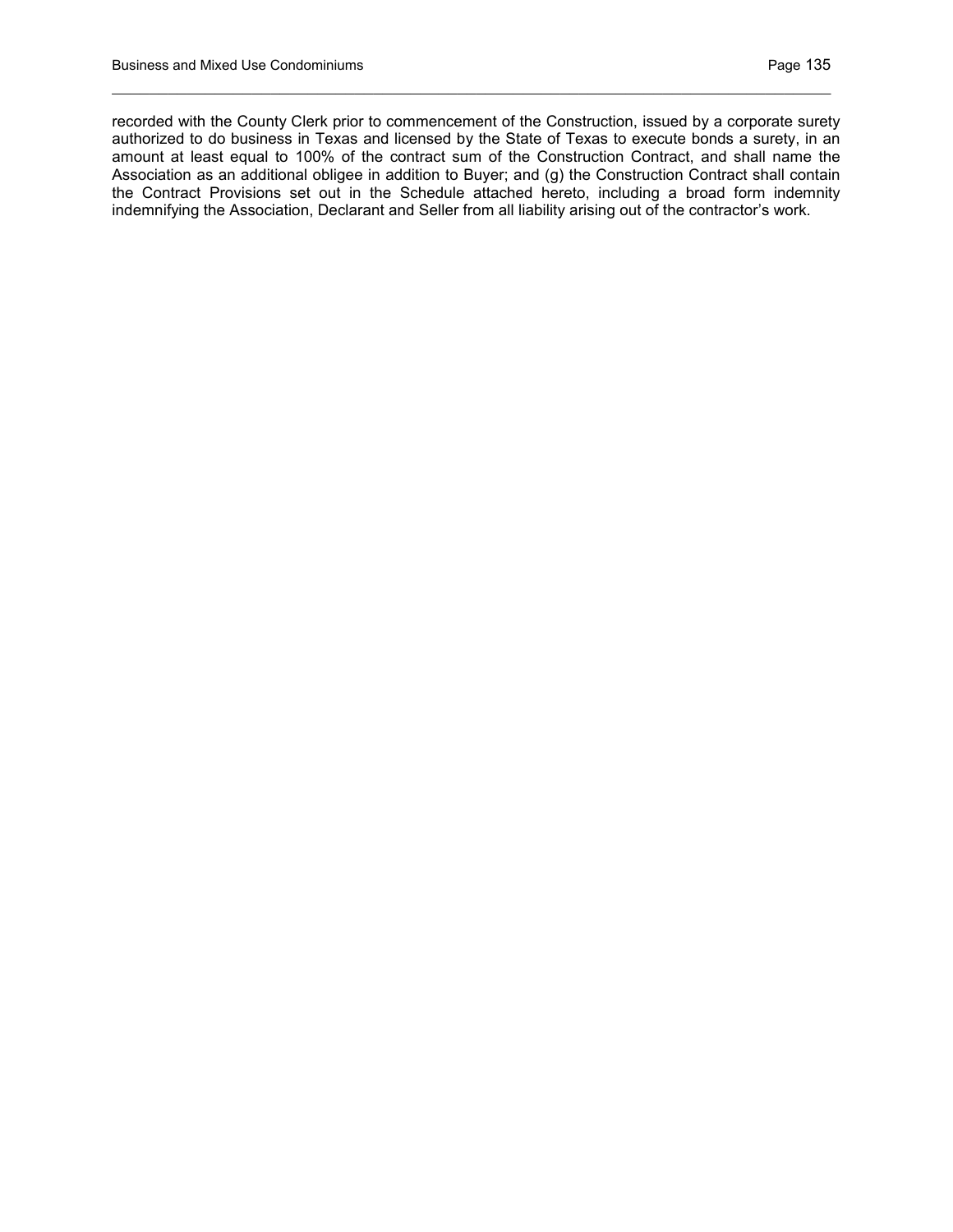recorded with the County Clerk prior to commencement of the Construction, issued by a corporate surety authorized to do business in Texas and licensed by the State of Texas to execute bonds a surety, in an amount at least equal to 100% of the contract sum of the Construction Contract, and shall name the Association as an additional obligee in addition to Buyer; and (g) the Construction Contract shall contain the Contract Provisions set out in the Schedule attached hereto, including a broad form indemnity indemnifying the Association, Declarant and Seller from all liability arising out of the contractor's work.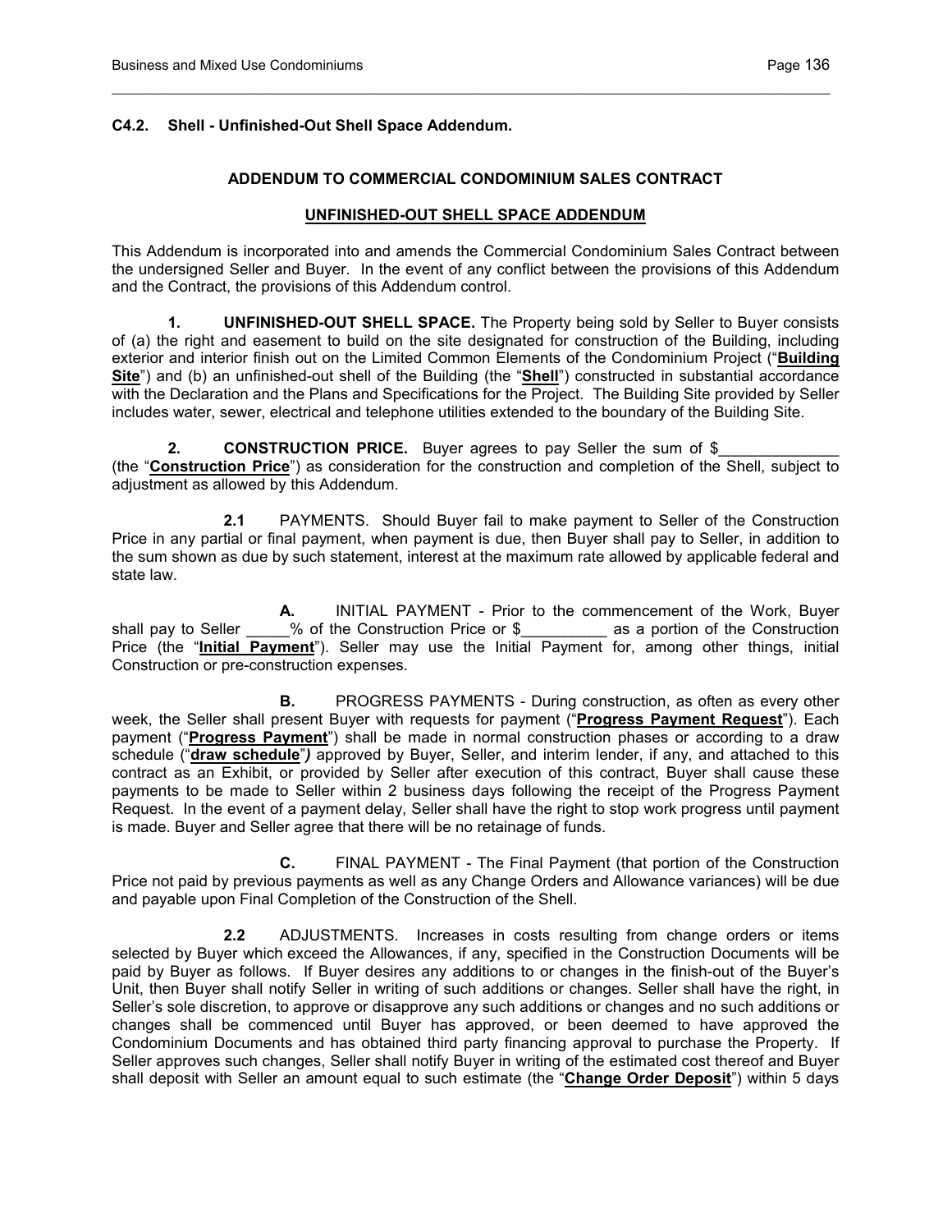### C4.2. Shell - Unfinished-Out Shell Space Addendum.

**ADDENDUM TO COMMERCIAL CONDOMINIUM SALES CONTRACT**

**UNFINISHED-OUT SHELL SPACE ADDENDUM**

This Addendum is incorporated into and amends the Commercial Condominium Sales Contract between the undersigned Seller and Buyer. In the event of any conflict between the provisions of this Addendum and the Contract, the provisions of this Addendum control.

**1. UNFINISHED-OUT SHELL SPACE.** The Property being sold by Seller to Buyer consists of (a) the right and easement to build on the site designated for construction of the Building, including exterior and interior finish out on the Limited Common Elements of the Condominium Project ("**Building Site**") and (b) an unfinished-out shell of the Building (the "**Shell**") constructed in substantial accordance with the Declaration and the Plans and Specifications for the Project. The Building Site provided by Seller includes water, sewer, electrical and telephone utilities extended to the boundary of the Building Site.

**2. CONSTRUCTION PRICE.** Buyer agrees to pay Seller the sum of $______________ (the "**Construction Price**") as consideration for the construction and completion of the Shell, subject to adjustment as allowed by this Addendum.

**2.1** PAYMENTS. Should Buyer fail to make payment to Seller of the Construction Price in any partial or final payment, when payment is due, then Buyer shall pay to Seller, in addition to the sum shown as due by such statement, interest at the maximum rate allowed by applicable federal and state law.

**A.** INITIAL PAYMENT - Prior to the commencement of the Work, Buyer shall pay to Seller _____% of the Construction Price or $__________ as a portion of the Construction Price (the "**Initial Payment**"). Seller may use the Initial Payment for, among other things, initial Construction or pre-construction expenses.

**B.** PROGRESS PAYMENTS - During construction, as often as every other week, the Seller shall present Buyer with requests for payment ("**Progress Payment Request**"). Each payment ("**Progress Payment**") shall be made in normal construction phases or according to a draw schedule ("**draw schedule**"*)* approved by Buyer, Seller, and interim lender, if any, and attached to this contract as an Exhibit, or provided by Seller after execution of this contract, Buyer shall cause these payments to be made to Seller within 2 business days following the receipt of the Progress Payment Request. In the event of a payment delay, Seller shall have the right to stop work progress until payment is made. Buyer and Seller agree that there will be no retainage of funds.

**C.** FINAL PAYMENT - The Final Payment (that portion of the Construction Price not paid by previous payments as well as any Change Orders and Allowance variances) will be due and payable upon Final Completion of the Construction of the Shell.

**2.2** ADJUSTMENTS. Increases in costs resulting from change orders or items selected by Buyer which exceed the Allowances, if any, specified in the Construction Documents will be paid by Buyer as follows. If Buyer desires any additions to or changes in the finish-out of the Buyer's Unit, then Buyer shall notify Seller in writing of such additions or changes. Seller shall have the right, in Seller's sole discretion, to approve or disapprove any such additions or changes and no such additions or changes shall be commenced until Buyer has approved, or been deemed to have approved the Condominium Documents and has obtained third party financing approval to purchase the Property. If Seller approves such changes, Seller shall notify Buyer in writing of the estimated cost thereof and Buyer shall deposit with Seller an amount equal to such estimate (the "**Change Order Deposit**") within 5 days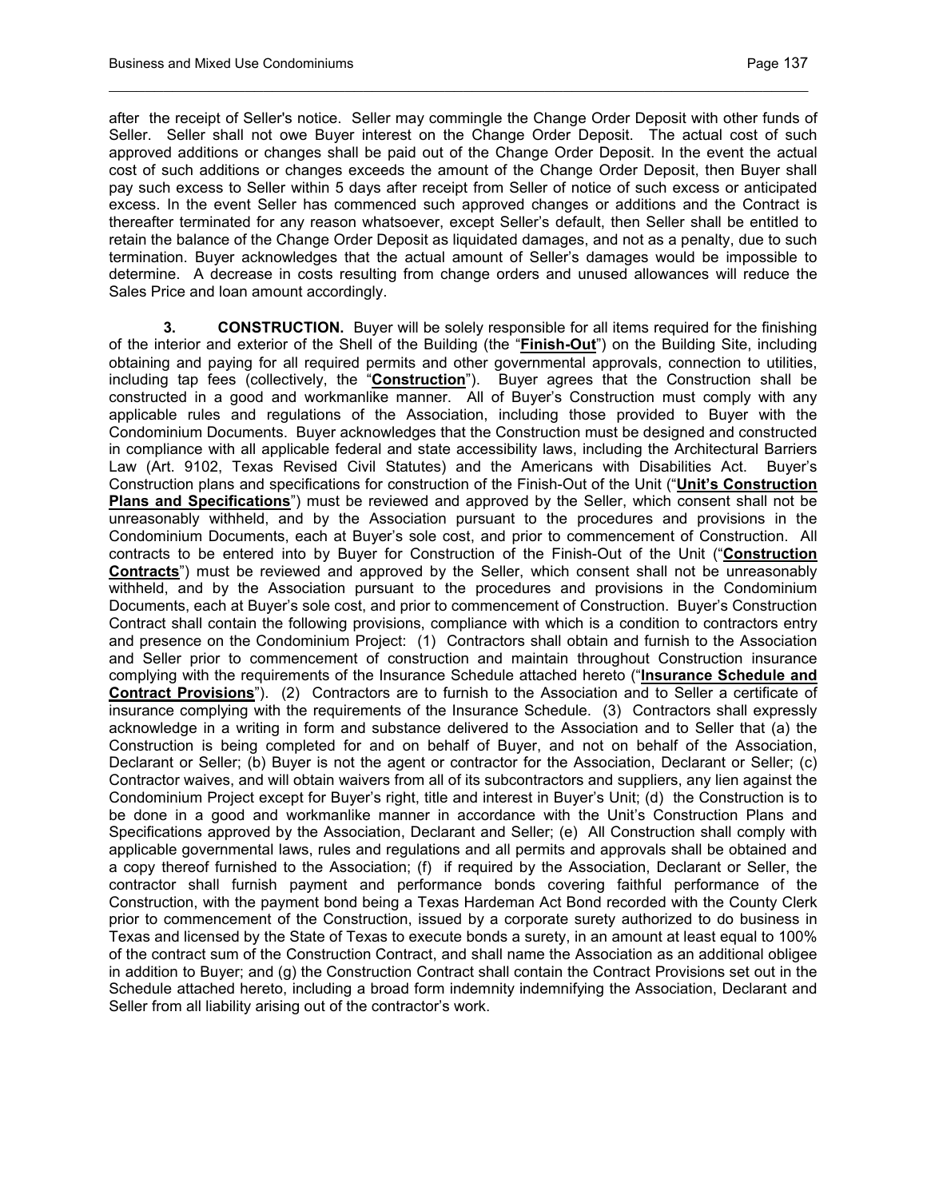after the receipt of Seller's notice. Seller may commingle the Change Order Deposit with other funds of Seller. Seller shall not owe Buyer interest on the Change Order Deposit. The actual cost of such approved additions or changes shall be paid out of the Change Order Deposit. In the event the actual cost of such additions or changes exceeds the amount of the Change Order Deposit, then Buyer shall pay such excess to Seller within 5 days after receipt from Seller of notice of such excess or anticipated excess. In the event Seller has commenced such approved changes or additions and the Contract is thereafter terminated for any reason whatsoever, except Seller's default, then Seller shall be entitled to retain the balance of the Change Order Deposit as liquidated damages, and not as a penalty, due to such termination. Buyer acknowledges that the actual amount of Seller's damages would be impossible to determine. A decrease in costs resulting from change orders and unused allowances will reduce the Sales Price and loan amount accordingly.

**3. CONSTRUCTION.** Buyer will be solely responsible for all items required for the finishing of the interior and exterior of the Shell of the Building (the "**Finish-Out**") on the Building Site, including obtaining and paying for all required permits and other governmental approvals, connection to utilities, including tap fees (collectively, the "**Construction**"). Buyer agrees that the Construction shall be constructed in a good and workmanlike manner. All of Buyer's Construction must comply with any applicable rules and regulations of the Association, including those provided to Buyer with the Condominium Documents. Buyer acknowledges that the Construction must be designed and constructed in compliance with all applicable federal and state accessibility laws, including the Architectural Barriers Law (Art. 9102, Texas Revised Civil Statutes) and the Americans with Disabilities Act. Buyer's Construction plans and specifications for construction of the Finish-Out of the Unit ("**Unit's Construction Plans and Specifications**") must be reviewed and approved by the Seller, which consent shall not be unreasonably withheld, and by the Association pursuant to the procedures and provisions in the Condominium Documents, each at Buyer's sole cost, and prior to commencement of Construction. All contracts to be entered into by Buyer for Construction of the Finish-Out of the Unit ("**Construction Contracts**") must be reviewed and approved by the Seller, which consent shall not be unreasonably withheld, and by the Association pursuant to the procedures and provisions in the Condominium Documents, each at Buyer's sole cost, and prior to commencement of Construction. Buyer's Construction Contract shall contain the following provisions, compliance with which is a condition to contractors entry and presence on the Condominium Project: (1) Contractors shall obtain and furnish to the Association and Seller prior to commencement of construction and maintain throughout Construction insurance complying with the requirements of the Insurance Schedule attached hereto ("**Insurance Schedule and Contract Provisions**"). (2) Contractors are to furnish to the Association and to Seller a certificate of insurance complying with the requirements of the Insurance Schedule. (3) Contractors shall expressly acknowledge in a writing in form and substance delivered to the Association and to Seller that (a) the Construction is being completed for and on behalf of Buyer, and not on behalf of the Association, Declarant or Seller; (b) Buyer is not the agent or contractor for the Association, Declarant or Seller; (c) Contractor waives, and will obtain waivers from all of its subcontractors and suppliers, any lien against the Condominium Project except for Buyer's right, title and interest in Buyer's Unit; (d) the Construction is to be done in a good and workmanlike manner in accordance with the Unit's Construction Plans and Specifications approved by the Association, Declarant and Seller; (e) All Construction shall comply with applicable governmental laws, rules and regulations and all permits and approvals shall be obtained and a copy thereof furnished to the Association; (f) if required by the Association, Declarant or Seller, the contractor shall furnish payment and performance bonds covering faithful performance of the Construction, with the payment bond being a Texas Hardeman Act Bond recorded with the County Clerk prior to commencement of the Construction, issued by a corporate surety authorized to do business in Texas and licensed by the State of Texas to execute bonds a surety, in an amount at least equal to 100% of the contract sum of the Construction Contract, and shall name the Association as an additional obligee in addition to Buyer; and (g) the Construction Contract shall contain the Contract Provisions set out in the Schedule attached hereto, including a broad form indemnity indemnifying the Association, Declarant and Seller from all liability arising out of the contractor's work.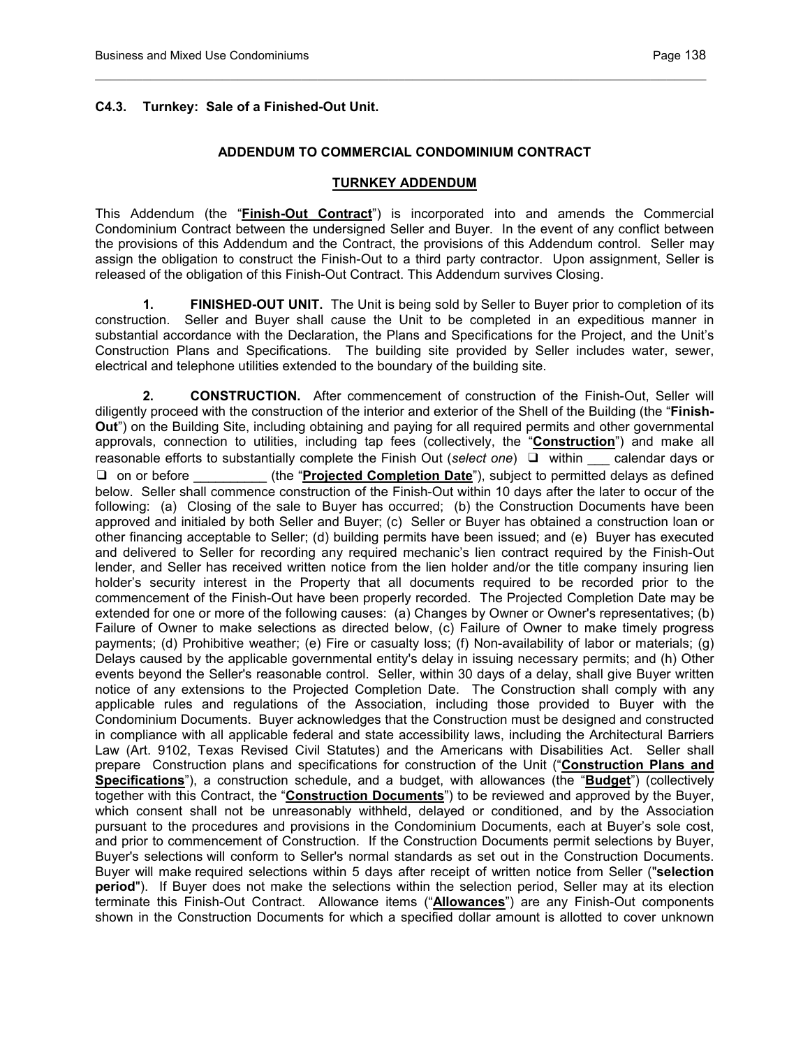### C4.3. Turnkey: Sale of a Finished-Out Unit.

**ADDENDUM TO COMMERCIAL CONDOMINIUM CONTRACT**

**<u>TURNKEY ADDENDUM</u>**

This Addendum (the "**<u>Finish-Out Contract</u>**") is incorporated into and amends the Commercial Condominium Contract between the undersigned Seller and Buyer. In the event of any conflict between the provisions of this Addendum and the Contract, the provisions of this Addendum control. Seller may assign the obligation to construct the Finish-Out to a third party contractor. Upon assignment, Seller is released of the obligation of this Finish-Out Contract. This Addendum survives Closing.

**1. FINISHED-OUT UNIT.** The Unit is being sold by Seller to Buyer prior to completion of its construction. Seller and Buyer shall cause the Unit to be completed in an expeditious manner in substantial accordance with the Declaration, the Plans and Specifications for the Project, and the Unit's Construction Plans and Specifications. The building site provided by Seller includes water, sewer, electrical and telephone utilities extended to the boundary of the building site.

**2. CONSTRUCTION.** After commencement of construction of the Finish-Out, Seller will diligently proceed with the construction of the interior and exterior of the Shell of the Building (the "**Finish-Out**") on the Building Site, including obtaining and paying for all required permits and other governmental approvals, connection to utilities, including tap fees (collectively, the "**<u>Construction</u>**") and make all reasonable efforts to substantially complete the Finish Out (*select one*) ❑ within ___ calendar days or ❑ on or before __________ (the "**<u>Projected Completion Date</u>**"), subject to permitted delays as defined below. Seller shall commence construction of the Finish-Out within 10 days after the later to occur of the following: (a) Closing of the sale to Buyer has occurred; (b) the Construction Documents have been approved and initialed by both Seller and Buyer; (c) Seller or Buyer has obtained a construction loan or other financing acceptable to Seller; (d) building permits have been issued; and (e) Buyer has executed and delivered to Seller for recording any required mechanic's lien contract required by the Finish-Out lender, and Seller has received written notice from the lien holder and/or the title company insuring lien holder's security interest in the Property that all documents required to be recorded prior to the commencement of the Finish-Out have been properly recorded. The Projected Completion Date may be extended for one or more of the following causes: (a) Changes by Owner or Owner's representatives; (b) Failure of Owner to make selections as directed below, (c) Failure of Owner to make timely progress payments; (d) Prohibitive weather; (e) Fire or casualty loss; (f) Non-availability of labor or materials; (g) Delays caused by the applicable governmental entity's delay in issuing necessary permits; and (h) Other events beyond the Seller's reasonable control. Seller, within 30 days of a delay, shall give Buyer written notice of any extensions to the Projected Completion Date. The Construction shall comply with any applicable rules and regulations of the Association, including those provided to Buyer with the Condominium Documents. Buyer acknowledges that the Construction must be designed and constructed in compliance with all applicable federal and state accessibility laws, including the Architectural Barriers Law (Art. 9102, Texas Revised Civil Statutes) and the Americans with Disabilities Act. Seller shall prepare Construction plans and specifications for construction of the Unit ("**<u>Construction Plans and Specifications</u>**"), a construction schedule, and a budget, with allowances (the "**<u>Budget</u>**") (collectively together with this Contract, the "**<u>Construction Documents</u>**") to be reviewed and approved by the Buyer, which consent shall not be unreasonably withheld, delayed or conditioned, and by the Association pursuant to the procedures and provisions in the Condominium Documents, each at Buyer's sole cost, and prior to commencement of Construction. If the Construction Documents permit selections by Buyer, Buyer's selections will conform to Seller's normal standards as set out in the Construction Documents. Buyer will make required selections within 5 days after receipt of written notice from Seller ("**selection period**"). If Buyer does not make the selections within the selection period, Seller may at its election terminate this Finish-Out Contract. Allowance items ("**<u>Allowances</u>**") are any Finish-Out components shown in the Construction Documents for which a specified dollar amount is allotted to cover unknown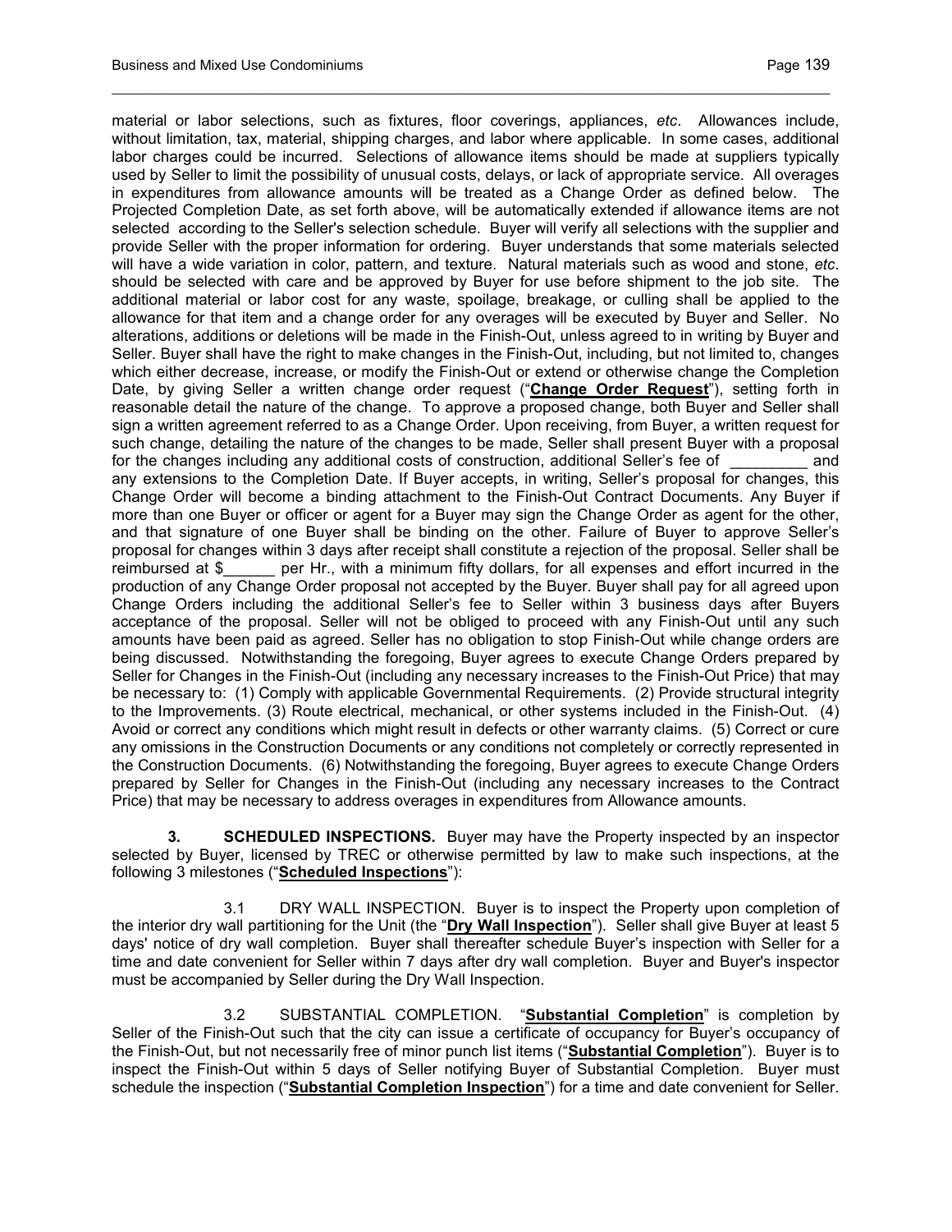material or labor selections, such as fixtures, floor coverings, appliances, *etc*. Allowances include, without limitation, tax, material, shipping charges, and labor where applicable. In some cases, additional labor charges could be incurred. Selections of allowance items should be made at suppliers typically used by Seller to limit the possibility of unusual costs, delays, or lack of appropriate service. All overages in expenditures from allowance amounts will be treated as a Change Order as defined below. The Projected Completion Date, as set forth above, will be automatically extended if allowance items are not selected according to the Seller's selection schedule. Buyer will verify all selections with the supplier and provide Seller with the proper information for ordering. Buyer understands that some materials selected will have a wide variation in color, pattern, and texture. Natural materials such as wood and stone, *etc*. should be selected with care and be approved by Buyer for use before shipment to the job site. The additional material or labor cost for any waste, spoilage, breakage, or culling shall be applied to the allowance for that item and a change order for any overages will be executed by Buyer and Seller. No alterations, additions or deletions will be made in the Finish-Out, unless agreed to in writing by Buyer and Seller. Buyer shall have the right to make changes in the Finish-Out, including, but not limited to, changes which either decrease, increase, or modify the Finish-Out or extend or otherwise change the Completion Date, by giving Seller a written change order request ("**Change Order Request**"), setting forth in reasonable detail the nature of the change. To approve a proposed change, both Buyer and Seller shall sign a written agreement referred to as a Change Order. Upon receiving, from Buyer, a written request for such change, detailing the nature of the changes to be made, Seller shall present Buyer with a proposal for the changes including any additional costs of construction, additional Seller's fee of _________ and any extensions to the Completion Date. If Buyer accepts, in writing, Seller's proposal for changes, this Change Order will become a binding attachment to the Finish-Out Contract Documents. Any Buyer if more than one Buyer or officer or agent for a Buyer may sign the Change Order as agent for the other, and that signature of one Buyer shall be binding on the other. Failure of Buyer to approve Seller's proposal for changes within 3 days after receipt shall constitute a rejection of the proposal. Seller shall be reimbursed at $______ per Hr., with a minimum fifty dollars, for all expenses and effort incurred in the production of any Change Order proposal not accepted by the Buyer. Buyer shall pay for all agreed upon Change Orders including the additional Seller's fee to Seller within 3 business days after Buyers acceptance of the proposal. Seller will not be obliged to proceed with any Finish-Out until any such amounts have been paid as agreed. Seller has no obligation to stop Finish-Out while change orders are being discussed. Notwithstanding the foregoing, Buyer agrees to execute Change Orders prepared by Seller for Changes in the Finish-Out (including any necessary increases to the Finish-Out Price) that may be necessary to: (1) Comply with applicable Governmental Requirements. (2) Provide structural integrity to the Improvements. (3) Route electrical, mechanical, or other systems included in the Finish-Out. (4) Avoid or correct any conditions which might result in defects or other warranty claims. (5) Correct or cure any omissions in the Construction Documents or any conditions not completely or correctly represented in the Construction Documents. (6) Notwithstanding the foregoing, Buyer agrees to execute Change Orders prepared by Seller for Changes in the Finish-Out (including any necessary increases to the Contract Price) that may be necessary to address overages in expenditures from Allowance amounts.

**3. SCHEDULED INSPECTIONS.** Buyer may have the Property inspected by an inspector selected by Buyer, licensed by TREC or otherwise permitted by law to make such inspections, at the following 3 milestones ("**Scheduled Inspections**"):

3.1 DRY WALL INSPECTION. Buyer is to inspect the Property upon completion of the interior dry wall partitioning for the Unit (the "**Dry Wall Inspection**"). Seller shall give Buyer at least 5 days' notice of dry wall completion. Buyer shall thereafter schedule Buyer's inspection with Seller for a time and date convenient for Seller within 7 days after dry wall completion. Buyer and Buyer's inspector must be accompanied by Seller during the Dry Wall Inspection.

3.2 SUBSTANTIAL COMPLETION. "**Substantial Completion**" is completion by Seller of the Finish-Out such that the city can issue a certificate of occupancy for Buyer's occupancy of the Finish-Out, but not necessarily free of minor punch list items ("**Substantial Completion**"). Buyer is to inspect the Finish-Out within 5 days of Seller notifying Buyer of Substantial Completion. Buyer must schedule the inspection ("**Substantial Completion Inspection**") for a time and date convenient for Seller.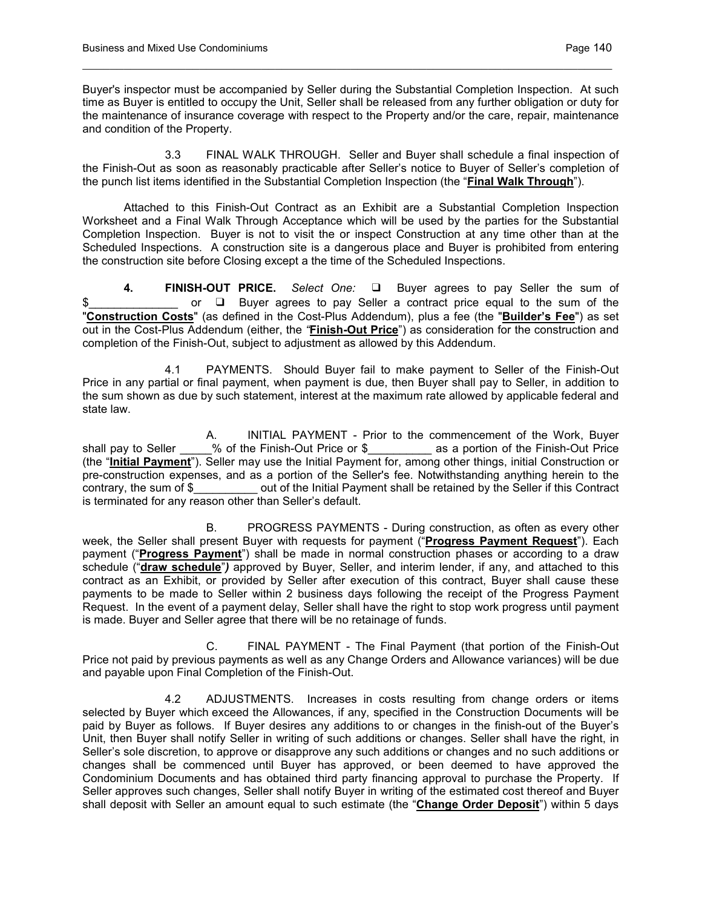Buyer's inspector must be accompanied by Seller during the Substantial Completion Inspection. At such time as Buyer is entitled to occupy the Unit, Seller shall be released from any further obligation or duty for the maintenance of insurance coverage with respect to the Property and/or the care, repair, maintenance and condition of the Property.

3.3 FINAL WALK THROUGH. Seller and Buyer shall schedule a final inspection of the Finish-Out as soon as reasonably practicable after Seller's notice to Buyer of Seller's completion of the punch list items identified in the Substantial Completion Inspection (the "**Final Walk Through**").

Attached to this Finish-Out Contract as an Exhibit are a Substantial Completion Inspection Worksheet and a Final Walk Through Acceptance which will be used by the parties for the Substantial Completion Inspection. Buyer is not to visit the or inspect Construction at any time other than at the Scheduled Inspections. A construction site is a dangerous place and Buyer is prohibited from entering the construction site before Closing except a the time of the Scheduled Inspections.

**4. FINISH-OUT PRICE.** *Select One:* ❑ Buyer agrees to pay Seller the sum of $______________ or ❑ Buyer agrees to pay Seller a contract price equal to the sum of the "**Construction Costs**" (as defined in the Cost-Plus Addendum), plus a fee (the "**Builder's Fee**") as set out in the Cost-Plus Addendum (either, the "**Finish-Out Price**") as consideration for the construction and completion of the Finish-Out, subject to adjustment as allowed by this Addendum.

4.1 PAYMENTS. Should Buyer fail to make payment to Seller of the Finish-Out Price in any partial or final payment, when payment is due, then Buyer shall pay to Seller, in addition to the sum shown as due by such statement, interest at the maximum rate allowed by applicable federal and state law.

A. INITIAL PAYMENT - Prior to the commencement of the Work, Buyer shall pay to Seller _____% of the Finish-Out Price or $__________ as a portion of the Finish-Out Price (the "**Initial Payment**"). Seller may use the Initial Payment for, among other things, initial Construction or pre-construction expenses, and as a portion of the Seller's fee. Notwithstanding anything herein to the contrary, the sum of $__________ out of the Initial Payment shall be retained by the Seller if this Contract is terminated for any reason other than Seller's default.

B. PROGRESS PAYMENTS - During construction, as often as every other week, the Seller shall present Buyer with requests for payment ("**Progress Payment Request**"). Each payment ("**Progress Payment**") shall be made in normal construction phases or according to a draw schedule ("**draw schedule**") approved by Buyer, Seller, and interim lender, if any, and attached to this contract as an Exhibit, or provided by Seller after execution of this contract, Buyer shall cause these payments to be made to Seller within 2 business days following the receipt of the Progress Payment Request. In the event of a payment delay, Seller shall have the right to stop work progress until payment is made. Buyer and Seller agree that there will be no retainage of funds.

C. FINAL PAYMENT - The Final Payment (that portion of the Finish-Out Price not paid by previous payments as well as any Change Orders and Allowance variances) will be due and payable upon Final Completion of the Finish-Out.

4.2 ADJUSTMENTS. Increases in costs resulting from change orders or items selected by Buyer which exceed the Allowances, if any, specified in the Construction Documents will be paid by Buyer as follows. If Buyer desires any additions to or changes in the finish-out of the Buyer's Unit, then Buyer shall notify Seller in writing of such additions or changes. Seller shall have the right, in Seller's sole discretion, to approve or disapprove any such additions or changes and no such additions or changes shall be commenced until Buyer has approved, or been deemed to have approved the Condominium Documents and has obtained third party financing approval to purchase the Property. If Seller approves such changes, Seller shall notify Buyer in writing of the estimated cost thereof and Buyer shall deposit with Seller an amount equal to such estimate (the "**Change Order Deposit**") within 5 days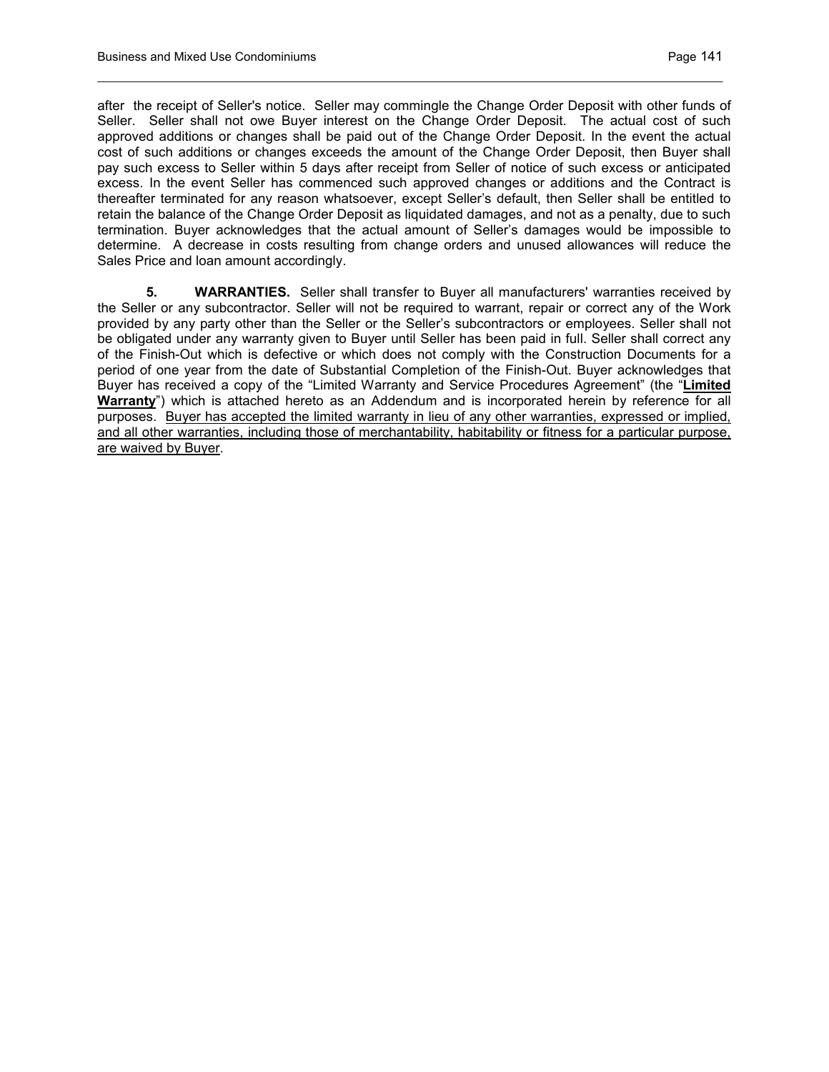after the receipt of Seller's notice. Seller may commingle the Change Order Deposit with other funds of Seller. Seller shall not owe Buyer interest on the Change Order Deposit. The actual cost of such approved additions or changes shall be paid out of the Change Order Deposit. In the event the actual cost of such additions or changes exceeds the amount of the Change Order Deposit, then Buyer shall pay such excess to Seller within 5 days after receipt from Seller of notice of such excess or anticipated excess. In the event Seller has commenced such approved changes or additions and the Contract is thereafter terminated for any reason whatsoever, except Seller's default, then Seller shall be entitled to retain the balance of the Change Order Deposit as liquidated damages, and not as a penalty, due to such termination. Buyer acknowledges that the actual amount of Seller's damages would be impossible to determine. A decrease in costs resulting from change orders and unused allowances will reduce the Sales Price and loan amount accordingly.

**5. WARRANTIES.** Seller shall transfer to Buyer all manufacturers' warranties received by the Seller or any subcontractor. Seller will not be required to warrant, repair or correct any of the Work provided by any party other than the Seller or the Seller's subcontractors or employees. Seller shall not be obligated under any warranty given to Buyer until Seller has been paid in full. Seller shall correct any of the Finish-Out which is defective or which does not comply with the Construction Documents for a period of one year from the date of Substantial Completion of the Finish-Out. Buyer acknowledges that Buyer has received a copy of the "Limited Warranty and Service Procedures Agreement" (the "**Limited Warranty**") which is attached hereto as an Addendum and is incorporated herein by reference for all purposes. Buyer has accepted the limited warranty in lieu of any other warranties, expressed or implied, and all other warranties, including those of merchantability, habitability or fitness for a particular purpose, are waived by Buyer.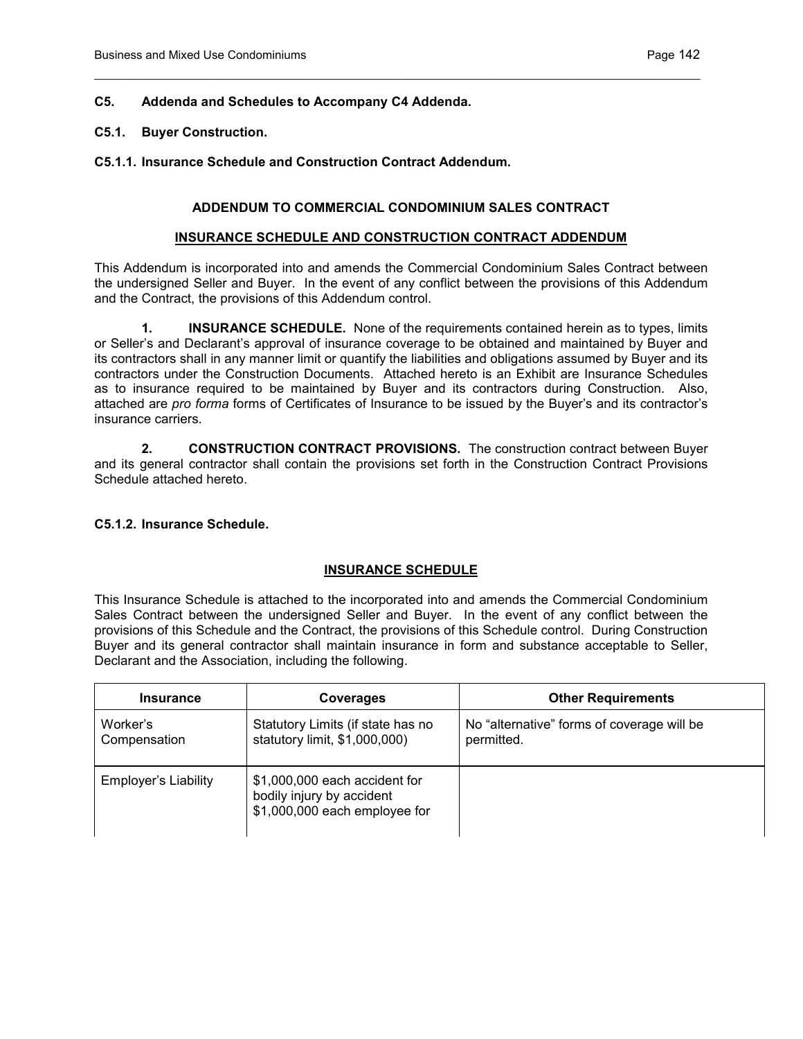**C5. Addenda and Schedules to Accompany C4 Addenda.**

**C5.1. Buyer Construction.**

**C5.1.1. Insurance Schedule and Construction Contract Addendum.**

**ADDENDUM TO COMMERCIAL CONDOMINIUM SALES CONTRACT**

**INSURANCE SCHEDULE AND CONSTRUCTION CONTRACT ADDENDUM**

This Addendum is incorporated into and amends the Commercial Condominium Sales Contract between the undersigned Seller and Buyer. In the event of any conflict between the provisions of this Addendum and the Contract, the provisions of this Addendum control.

**1. INSURANCE SCHEDULE.** None of the requirements contained herein as to types, limits or Seller's and Declarant's approval of insurance coverage to be obtained and maintained by Buyer and its contractors shall in any manner limit or quantify the liabilities and obligations assumed by Buyer and its contractors under the Construction Documents. Attached hereto is an Exhibit are Insurance Schedules as to insurance required to be maintained by Buyer and its contractors during Construction. Also, attached are *pro forma* forms of Certificates of Insurance to be issued by the Buyer's and its contractor's insurance carriers.

**2. CONSTRUCTION CONTRACT PROVISIONS.** The construction contract between Buyer and its general contractor shall contain the provisions set forth in the Construction Contract Provisions Schedule attached hereto.

**C5.1.2. Insurance Schedule.**

**INSURANCE SCHEDULE**

This Insurance Schedule is attached to the incorporated into and amends the Commercial Condominium Sales Contract between the undersigned Seller and Buyer. In the event of any conflict between the provisions of this Schedule and the Contract, the provisions of this Schedule control. During Construction Buyer and its general contractor shall maintain insurance in form and substance acceptable to Seller, Declarant and the Association, including the following.

| Insurance | Coverages | Other Requirements |
|---|---|---|
| Worker's Compensation | Statutory Limits (if state has no statutory limit, $1,000,000) | No "alternative" forms of coverage will be permitted. |
| Employer's Liability | $1,000,000 each accident for bodily injury by accident<br>$1,000,000 each employee for | |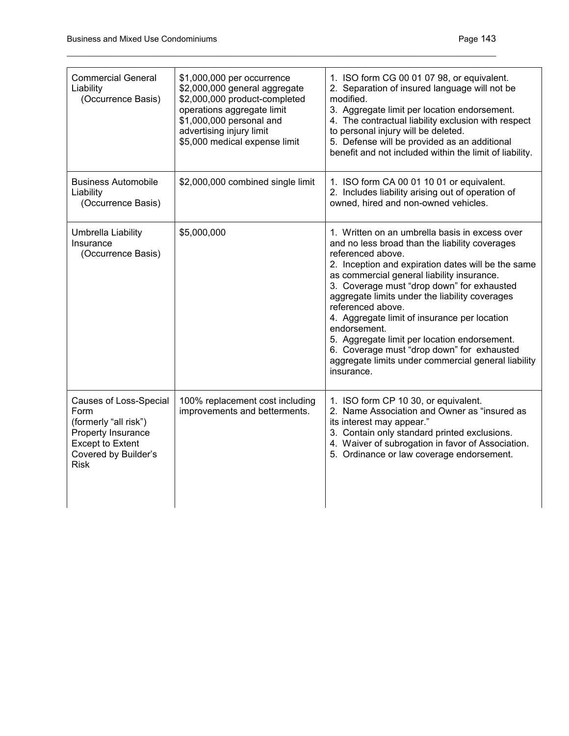| Commercial General Liability (Occurrence Basis) | \$1,000,000 per occurrence<br>\$2,000,000 general aggregate<br>\$2,000,000 product-completed operations aggregate limit<br>\$1,000,000 personal and advertising injury limit<br>\$5,000 medical expense limit | 1. ISO form CG 00 01 07 98, or equivalent.<br>2. Separation of insured language will not be modified.<br>3. Aggregate limit per location endorsement.<br>4. The contractual liability exclusion with respect to personal injury will be deleted.<br>5. Defense will be provided as an additional benefit and not included within the limit of liability. |
|---|---|---|
| Business Automobile Liability (Occurrence Basis) | \$2,000,000 combined single limit | 1. ISO form CA 00 01 10 01 or equivalent.<br>2. Includes liability arising out of operation of owned, hired and non-owned vehicles. |
| Umbrella Liability Insurance (Occurrence Basis) | \$5,000,000 | 1. Written on an umbrella basis in excess over and no less broad than the liability coverages referenced above.<br>2. Inception and expiration dates will be the same as commercial general liability insurance.<br>3. Coverage must "drop down" for exhausted aggregate limits under the liability coverages referenced above.<br>4. Aggregate limit of insurance per location endorsement.<br>5. Aggregate limit per location endorsement.<br>6. Coverage must "drop down" for exhausted aggregate limits under commercial general liability insurance. |
| Causes of Loss-Special Form (formerly "all risk") Property Insurance Except to Extent Covered by Builder's Risk | 100% replacement cost including improvements and betterments. | 1. ISO form CP 10 30, or equivalent.<br>2. Name Association and Owner as "insured as its interest may appear."<br>3. Contain only standard printed exclusions.<br>4. Waiver of subrogation in favor of Association.<br>5. Ordinance or law coverage endorsement. |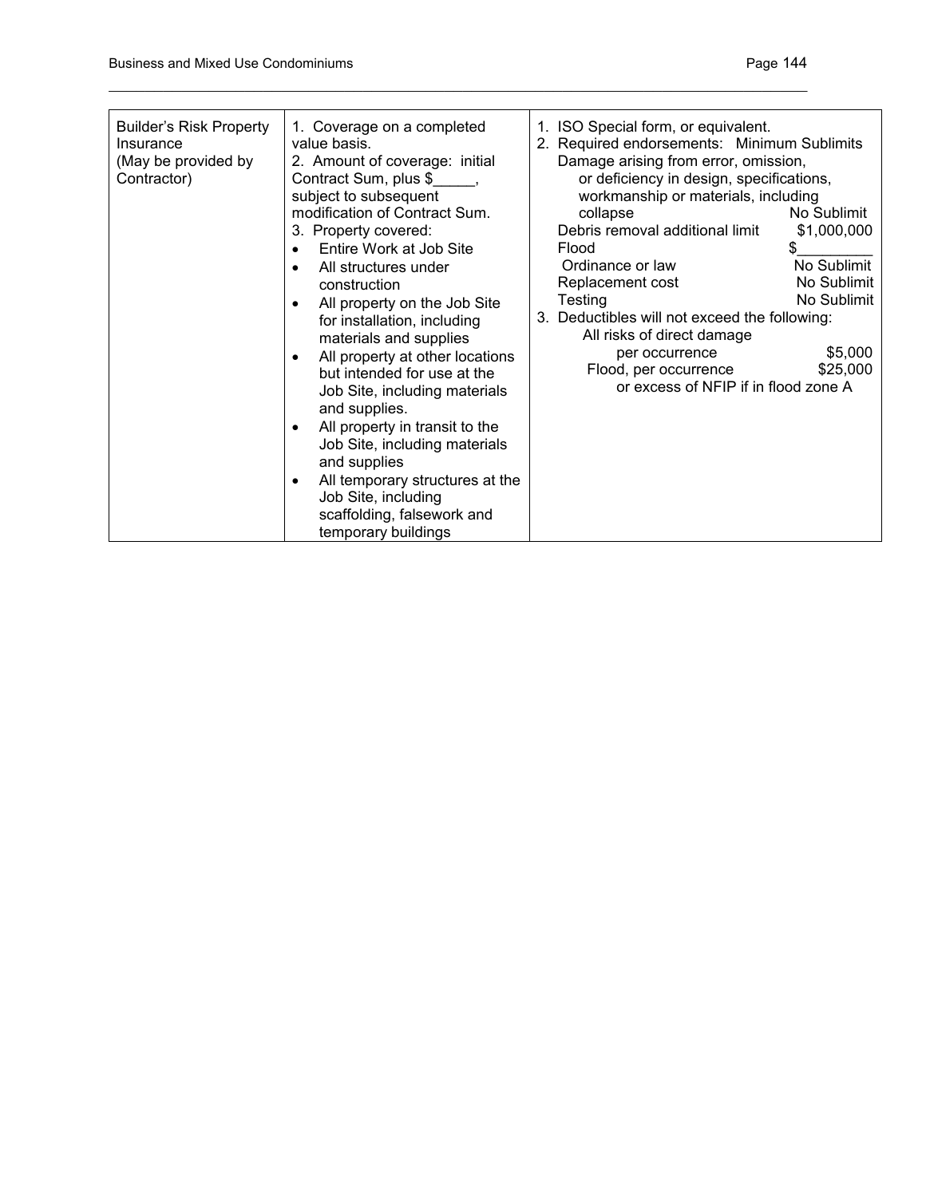| | | |
|---|---|---|
| Builder's Risk Property Insurance<br>(May be provided by Contractor) | 1. Coverage on a completed value basis.<br>2. Amount of coverage: initial Contract Sum, plus $_____, subject to subsequent modification of Contract Sum.<br>3. Property covered:<br>• Entire Work at Job Site<br>• All structures under construction<br>• All property on the Job Site for installation, including materials and supplies<br>• All property at other locations but intended for use at the Job Site, including materials and supplies.<br>• All property in transit to the Job Site, including materials and supplies<br>• All temporary structures at the Job Site, including scaffolding, falsework and temporary buildings | 1. ISO Special form, or equivalent.<br>2. Required endorsements: Minimum Sublimits<br>Damage arising from error, omission, or deficiency in design, specifications, workmanship or materials, including collapse — No Sublimit<br>Debris removal additional limit — $1,000,000<br>Flood — $_________<br>Ordinance or law — No Sublimit<br>Replacement cost — No Sublimit<br>Testing — No Sublimit<br>3. Deductibles will not exceed the following:<br>All risks of direct damage per occurrence — $5,000<br>Flood, per occurrence — $25,000 or excess of NFIP if in flood zone A |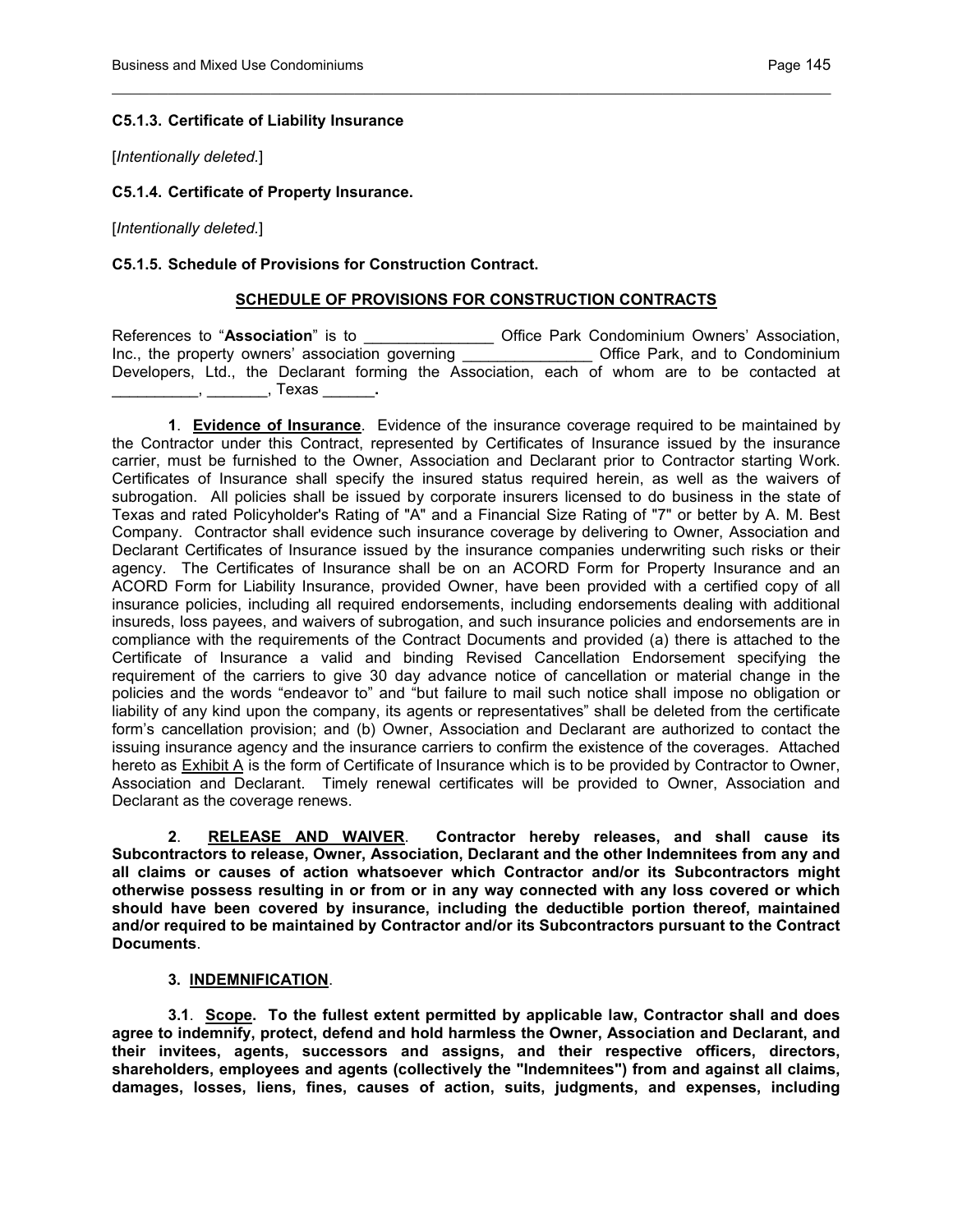**C5.1.3. Certificate of Liability Insurance**

[*Intentionally deleted.*]

**C5.1.4. Certificate of Property Insurance.**

[*Intentionally deleted.*]

**C5.1.5. Schedule of Provisions for Construction Contract.**

**SCHEDULE OF PROVISIONS FOR CONSTRUCTION CONTRACTS**

References to "**Association**" is to _______________ Office Park Condominium Owners' Association, Inc., the property owners' association governing _______________ Office Park, and to Condominium Developers, Ltd., the Declarant forming the Association, each of whom are to be contacted at __________, _______, Texas ______**.**

**1**. **Evidence of Insurance**. Evidence of the insurance coverage required to be maintained by the Contractor under this Contract, represented by Certificates of Insurance issued by the insurance carrier, must be furnished to the Owner, Association and Declarant prior to Contractor starting Work. Certificates of Insurance shall specify the insured status required herein, as well as the waivers of subrogation. All policies shall be issued by corporate insurers licensed to do business in the state of Texas and rated Policyholder's Rating of "A" and a Financial Size Rating of "7" or better by A. M. Best Company. Contractor shall evidence such insurance coverage by delivering to Owner, Association and Declarant Certificates of Insurance issued by the insurance companies underwriting such risks or their agency. The Certificates of Insurance shall be on an ACORD Form for Property Insurance and an ACORD Form for Liability Insurance, provided Owner, have been provided with a certified copy of all insurance policies, including all required endorsements, including endorsements dealing with additional insureds, loss payees, and waivers of subrogation, and such insurance policies and endorsements are in compliance with the requirements of the Contract Documents and provided (a) there is attached to the Certificate of Insurance a valid and binding Revised Cancellation Endorsement specifying the requirement of the carriers to give 30 day advance notice of cancellation or material change in the policies and the words "endeavor to" and "but failure to mail such notice shall impose no obligation or liability of any kind upon the company, its agents or representatives" shall be deleted from the certificate form's cancellation provision; and (b) Owner, Association and Declarant are authorized to contact the issuing insurance agency and the insurance carriers to confirm the existence of the coverages. Attached hereto as Exhibit A is the form of Certificate of Insurance which is to be provided by Contractor to Owner, Association and Declarant. Timely renewal certificates will be provided to Owner, Association and Declarant as the coverage renews.

**2**. **RELEASE AND WAIVER**. **Contractor hereby releases, and shall cause its Subcontractors to release, Owner, Association, Declarant and the other Indemnitees from any and all claims or causes of action whatsoever which Contractor and/or its Subcontractors might otherwise possess resulting in or from or in any way connected with any loss covered or which should have been covered by insurance, including the deductible portion thereof, maintained and/or required to be maintained by Contractor and/or its Subcontractors pursuant to the Contract Documents**.

**3. INDEMNIFICATION**.

**3.1**. **Scope. To the fullest extent permitted by applicable law, Contractor shall and does agree to indemnify, protect, defend and hold harmless the Owner, Association and Declarant, and their invitees, agents, successors and assigns, and their respective officers, directors, shareholders, employees and agents (collectively the "Indemnitees") from and against all claims, damages, losses, liens, fines, causes of action, suits, judgments, and expenses, including**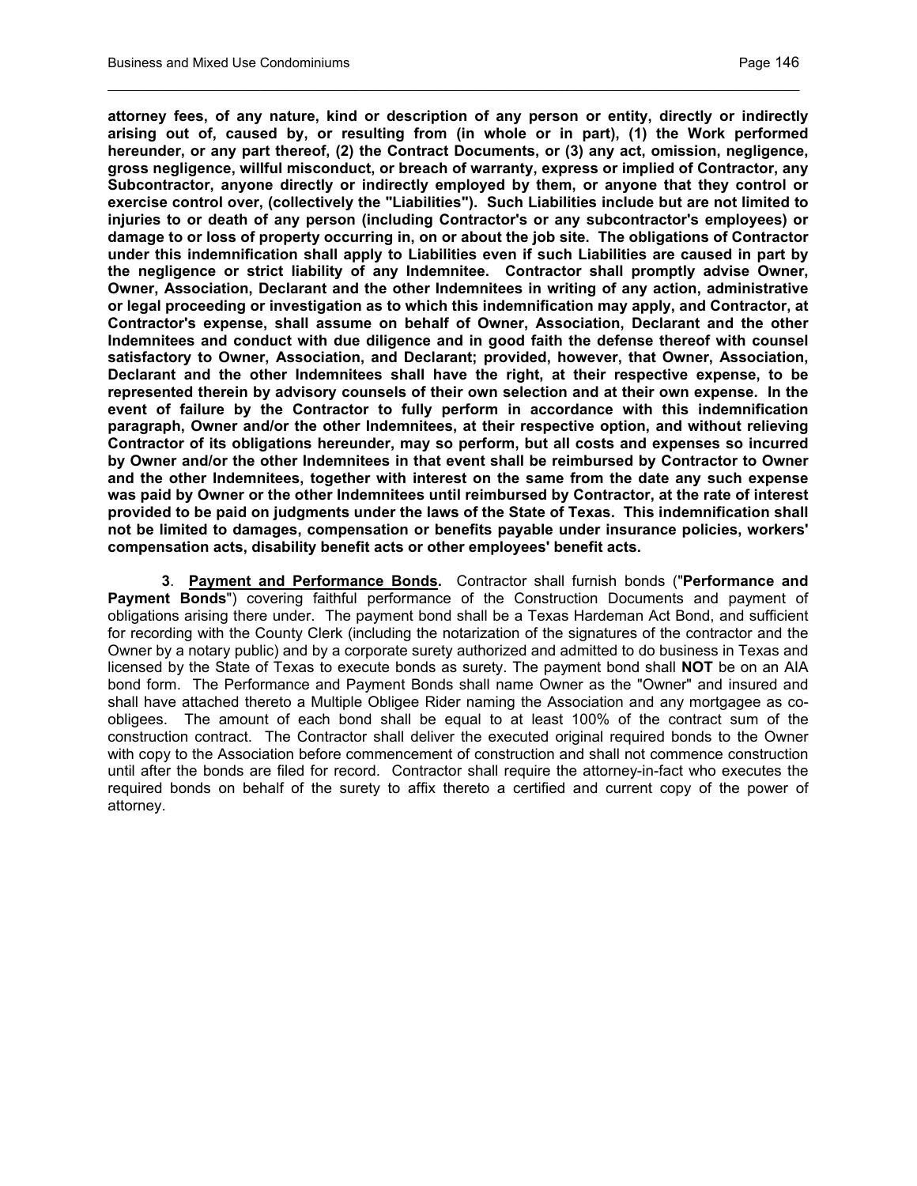**attorney fees, of any nature, kind or description of any person or entity, directly or indirectly arising out of, caused by, or resulting from (in whole or in part), (1) the Work performed hereunder, or any part thereof, (2) the Contract Documents, or (3) any act, omission, negligence, gross negligence, willful misconduct, or breach of warranty, express or implied of Contractor, any Subcontractor, anyone directly or indirectly employed by them, or anyone that they control or exercise control over, (collectively the "Liabilities"). Such Liabilities include but are not limited to injuries to or death of any person (including Contractor's or any subcontractor's employees) or damage to or loss of property occurring in, on or about the job site. The obligations of Contractor under this indemnification shall apply to Liabilities even if such Liabilities are caused in part by the negligence or strict liability of any Indemnitee. Contractor shall promptly advise Owner, Owner, Association, Declarant and the other Indemnitees in writing of any action, administrative or legal proceeding or investigation as to which this indemnification may apply, and Contractor, at Contractor's expense, shall assume on behalf of Owner, Association, Declarant and the other Indemnitees and conduct with due diligence and in good faith the defense thereof with counsel satisfactory to Owner, Association, and Declarant; provided, however, that Owner, Association, Declarant and the other Indemnitees shall have the right, at their respective expense, to be represented therein by advisory counsels of their own selection and at their own expense. In the event of failure by the Contractor to fully perform in accordance with this indemnification paragraph, Owner and/or the other Indemnitees, at their respective option, and without relieving Contractor of its obligations hereunder, may so perform, but all costs and expenses so incurred by Owner and/or the other Indemnitees in that event shall be reimbursed by Contractor to Owner and the other Indemnitees, together with interest on the same from the date any such expense was paid by Owner or the other Indemnitees until reimbursed by Contractor, at the rate of interest provided to be paid on judgments under the laws of the State of Texas. This indemnification shall not be limited to damages, compensation or benefits payable under insurance policies, workers' compensation acts, disability benefit acts or other employees' benefit acts.**

**3**. **<u>Payment and Performance Bonds</u>.** Contractor shall furnish bonds ("**Performance and Payment Bonds**") covering faithful performance of the Construction Documents and payment of obligations arising there under. The payment bond shall be a Texas Hardeman Act Bond, and sufficient for recording with the County Clerk (including the notarization of the signatures of the contractor and the Owner by a notary public) and by a corporate surety authorized and admitted to do business in Texas and licensed by the State of Texas to execute bonds as surety. The payment bond shall **NOT** be on an AIA bond form. The Performance and Payment Bonds shall name Owner as the "Owner" and insured and shall have attached thereto a Multiple Obligee Rider naming the Association and any mortgagee as co-obligees. The amount of each bond shall be equal to at least 100% of the contract sum of the construction contract. The Contractor shall deliver the executed original required bonds to the Owner with copy to the Association before commencement of construction and shall not commence construction until after the bonds are filed for record. Contractor shall require the attorney-in-fact who executes the required bonds on behalf of the surety to affix thereto a certified and current copy of the power of attorney.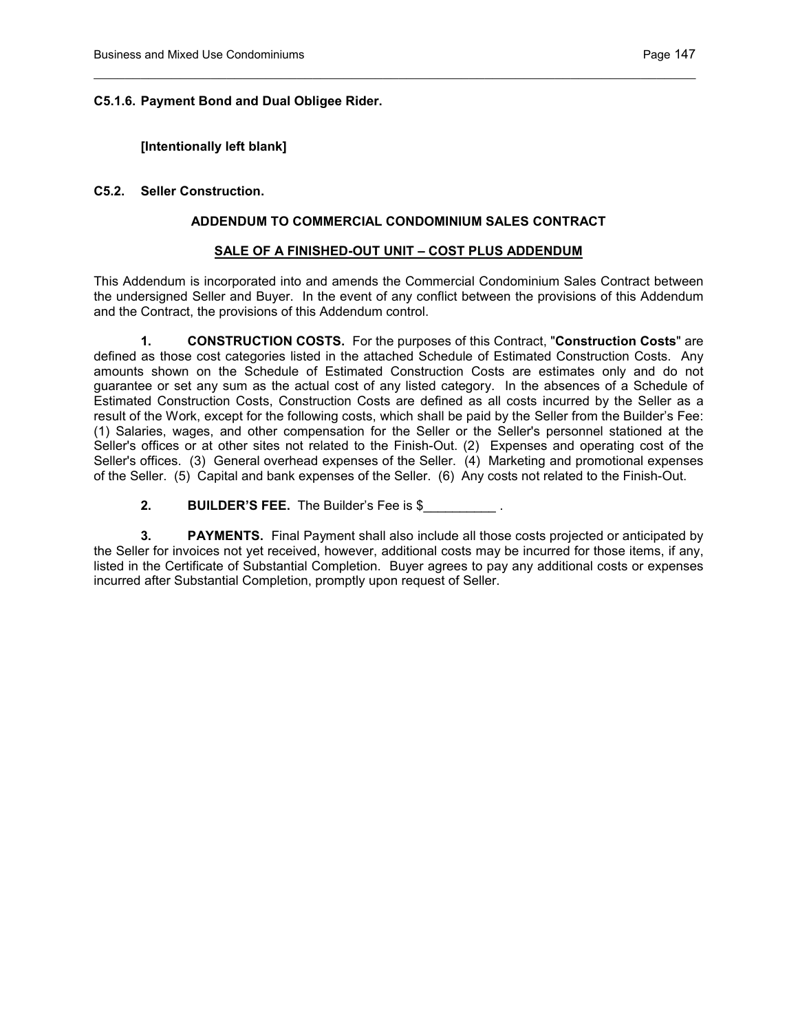**C5.1.6. Payment Bond and Dual Obligee Rider.**

**[Intentionally left blank]**

**C5.2. Seller Construction.**

**ADDENDUM TO COMMERCIAL CONDOMINIUM SALES CONTRACT**

**SALE OF A FINISHED-OUT UNIT – COST PLUS ADDENDUM**

This Addendum is incorporated into and amends the Commercial Condominium Sales Contract between the undersigned Seller and Buyer. In the event of any conflict between the provisions of this Addendum and the Contract, the provisions of this Addendum control.

**1. CONSTRUCTION COSTS.** For the purposes of this Contract, "**Construction Costs**" are defined as those cost categories listed in the attached Schedule of Estimated Construction Costs. Any amounts shown on the Schedule of Estimated Construction Costs are estimates only and do not guarantee or set any sum as the actual cost of any listed category. In the absences of a Schedule of Estimated Construction Costs, Construction Costs are defined as all costs incurred by the Seller as a result of the Work, except for the following costs, which shall be paid by the Seller from the Builder's Fee: (1) Salaries, wages, and other compensation for the Seller or the Seller's personnel stationed at the Seller's offices or at other sites not related to the Finish-Out. (2) Expenses and operating cost of the Seller's offices. (3) General overhead expenses of the Seller. (4) Marketing and promotional expenses of the Seller. (5) Capital and bank expenses of the Seller. (6) Any costs not related to the Finish-Out.

**2. BUILDER'S FEE.** The Builder's Fee is $__________ .

**3. PAYMENTS.** Final Payment shall also include all those costs projected or anticipated by the Seller for invoices not yet received, however, additional costs may be incurred for those items, if any, listed in the Certificate of Substantial Completion. Buyer agrees to pay any additional costs or expenses incurred after Substantial Completion, promptly upon request of Seller.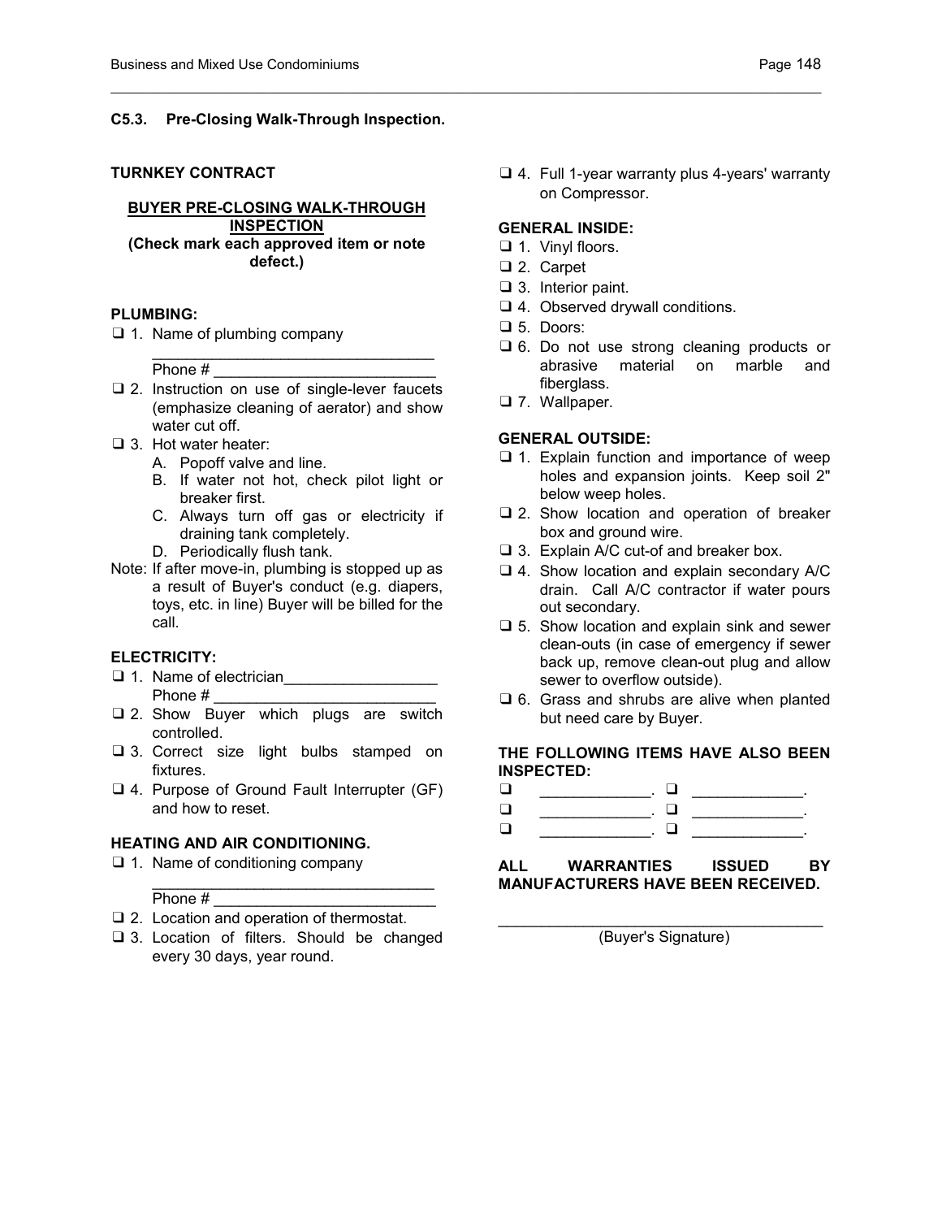### C5.3. Pre-Closing Walk-Through Inspection.

**TURNKEY CONTRACT**

**BUYER PRE-CLOSING WALK-THROUGH INSPECTION**
**(Check mark each approved item or note defect.)**

**PLUMBING:**

- ❑ 1. Name of plumbing company ________________________________
  Phone # __________________________
- ❑ 2. Instruction on use of single-lever faucets (emphasize cleaning of aerator) and show water cut off.
- ❑ 3. Hot water heater:
  - A. Popoff valve and line.
  - B. If water not hot, check pilot light or breaker first.
  - C. Always turn off gas or electricity if draining tank completely.
  - D. Periodically flush tank.

Note: If after move-in, plumbing is stopped up as a result of Buyer's conduct (e.g. diapers, toys, etc. in line) Buyer will be billed for the call.

**ELECTRICITY:**

- ❑ 1. Name of electrician__________________
  Phone # __________________________
- ❑ 2. Show Buyer which plugs are switch controlled.
- ❑ 3. Correct size light bulbs stamped on fixtures.
- ❑ 4. Purpose of Ground Fault Interrupter (GF) and how to reset.

**HEATING AND AIR CONDITIONING.**

- ❑ 1. Name of conditioning company ________________________________
  Phone # __________________________
- ❑ 2. Location and operation of thermostat.
- ❑ 3. Location of filters. Should be changed every 30 days, year round.
- ❑ 4. Full 1-year warranty plus 4-years' warranty on Compressor.

**GENERAL INSIDE:**

- ❑ 1. Vinyl floors.
- ❑ 2. Carpet
- ❑ 3. Interior paint.
- ❑ 4. Observed drywall conditions.
- ❑ 5. Doors:
- ❑ 6. Do not use strong cleaning products or abrasive material on marble and fiberglass.
- ❑ 7. Wallpaper.

**GENERAL OUTSIDE:**

- ❑ 1. Explain function and importance of weep holes and expansion joints. Keep soil 2" below weep holes.
- ❑ 2. Show location and operation of breaker box and ground wire.
- ❑ 3. Explain A/C cut-of and breaker box.
- ❑ 4. Show location and explain secondary A/C drain. Call A/C contractor if water pours out secondary.
- ❑ 5. Show location and explain sink and sewer clean-outs (in case of emergency if sewer back up, remove clean-out plug and allow sewer to overflow outside).
- ❑ 6. Grass and shrubs are alive when planted but need care by Buyer.

**THE FOLLOWING ITEMS HAVE ALSO BEEN INSPECTED:**

❑ _____________. ❑ _____________.
❑ _____________. ❑ _____________.
❑ _____________. ❑ _____________.

**ALL WARRANTIES ISSUED BY MANUFACTURERS HAVE BEEN RECEIVED.**

______________________________________
(Buyer's Signature)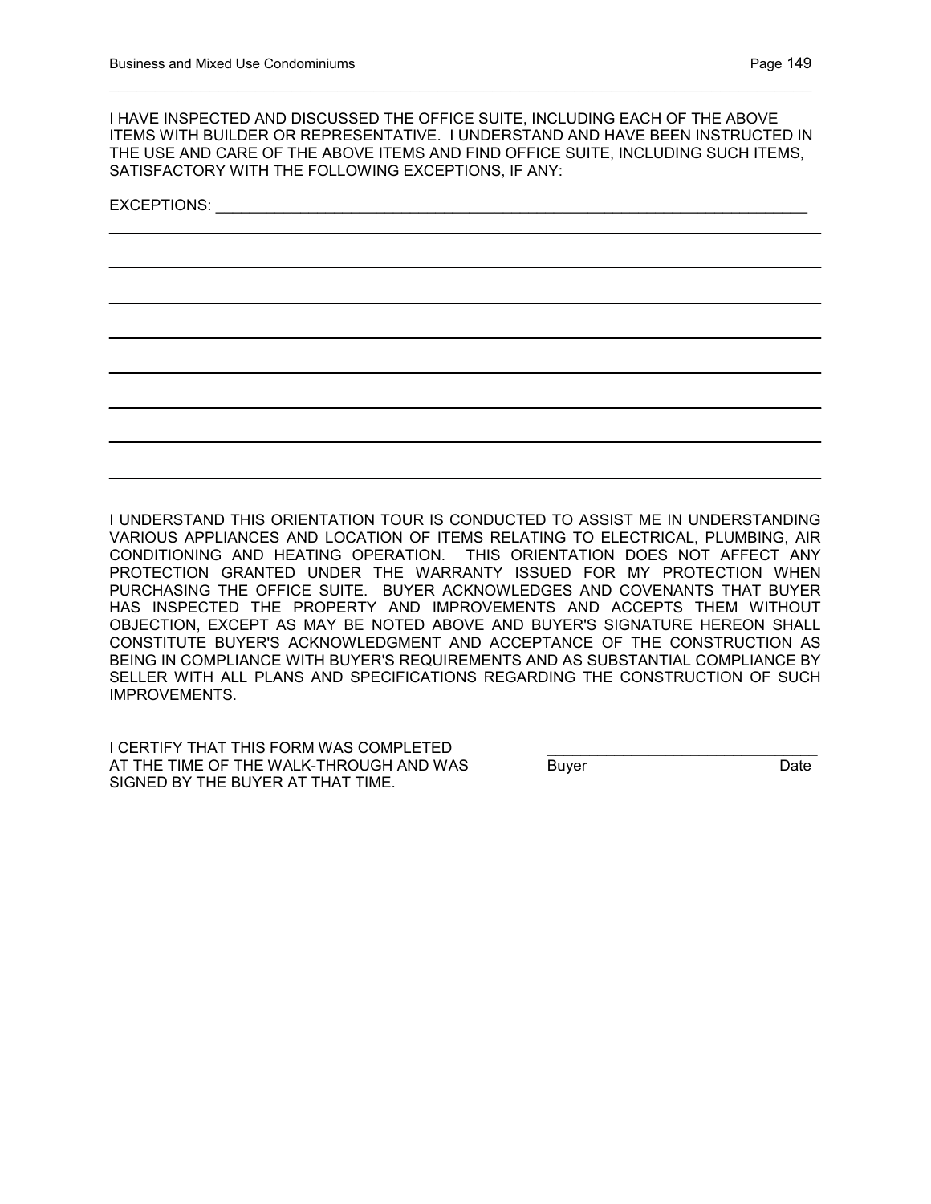I HAVE INSPECTED AND DISCUSSED THE OFFICE SUITE, INCLUDING EACH OF THE ABOVE ITEMS WITH BUILDER OR REPRESENTATIVE. I UNDERSTAND AND HAVE BEEN INSTRUCTED IN THE USE AND CARE OF THE ABOVE ITEMS AND FIND OFFICE SUITE, INCLUDING SUCH ITEMS, SATISFACTORY WITH THE FOLLOWING EXCEPTIONS, IF ANY:

EXCEPTIONS: ___________________________________________________________________________

_______________________________________________________________________________

_______________________________________________________________________________

_______________________________________________________________________________

_______________________________________________________________________________

_______________________________________________________________________________

_______________________________________________________________________________

_______________________________________________________________________________

_______________________________________________________________________________

I UNDERSTAND THIS ORIENTATION TOUR IS CONDUCTED TO ASSIST ME IN UNDERSTANDING VARIOUS APPLIANCES AND LOCATION OF ITEMS RELATING TO ELECTRICAL, PLUMBING, AIR CONDITIONING AND HEATING OPERATION. THIS ORIENTATION DOES NOT AFFECT ANY PROTECTION GRANTED UNDER THE WARRANTY ISSUED FOR MY PROTECTION WHEN PURCHASING THE OFFICE SUITE. BUYER ACKNOWLEDGES AND COVENANTS THAT BUYER HAS INSPECTED THE PROPERTY AND IMPROVEMENTS AND ACCEPTS THEM WITHOUT OBJECTION, EXCEPT AS MAY BE NOTED ABOVE AND BUYER'S SIGNATURE HEREON SHALL CONSTITUTE BUYER'S ACKNOWLEDGMENT AND ACCEPTANCE OF THE CONSTRUCTION AS BEING IN COMPLIANCE WITH BUYER'S REQUIREMENTS AND AS SUBSTANTIAL COMPLIANCE BY SELLER WITH ALL PLANS AND SPECIFICATIONS REGARDING THE CONSTRUCTION OF SUCH IMPROVEMENTS.

I CERTIFY THAT THIS FORM WAS COMPLETED AT THE TIME OF THE WALK-THROUGH AND WAS SIGNED BY THE BUYER AT THAT TIME.

________________________________
Buyer                                                    Date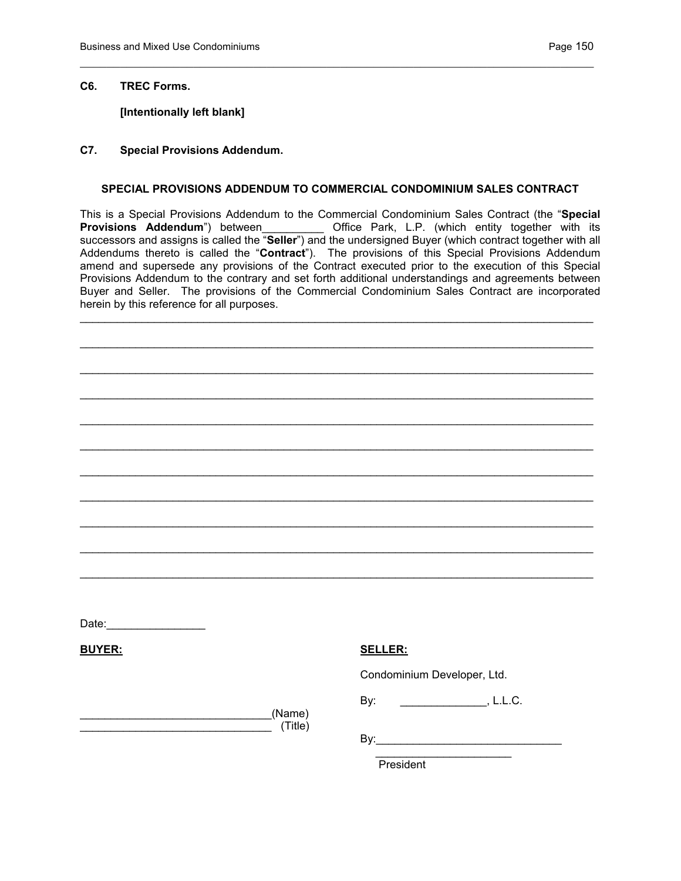**C6. TREC Forms.**

**[Intentionally left blank]**

**C7. Special Provisions Addendum.**

**SPECIAL PROVISIONS ADDENDUM TO COMMERCIAL CONDOMINIUM SALES CONTRACT**

This is a Special Provisions Addendum to the Commercial Condominium Sales Contract (the "**Special Provisions Addendum**") between__________ Office Park, L.P. (which entity together with its successors and assigns is called the "**Seller**") and the undersigned Buyer (which contract together with all Addendums thereto is called the "**Contract**"). The provisions of this Special Provisions Addendum amend and supersede any provisions of the Contract executed prior to the execution of this Special Provisions Addendum to the contrary and set forth additional understandings and agreements between Buyer and Seller. The provisions of the Commercial Condominium Sales Contract are incorporated herein by this reference for all purposes.

______________________________________________________________________________

______________________________________________________________________________

______________________________________________________________________________

______________________________________________________________________________

______________________________________________________________________________

______________________________________________________________________________

______________________________________________________________________________

______________________________________________________________________________

______________________________________________________________________________

______________________________________________________________________________

______________________________________________________________________________

Date:________________

**BUYER:**

______________________________(Name)
______________________________ (Title)

**SELLER:**

Condominium Developer, Ltd.

By: ______________, L.L.C.

By:______________________________
______________________
President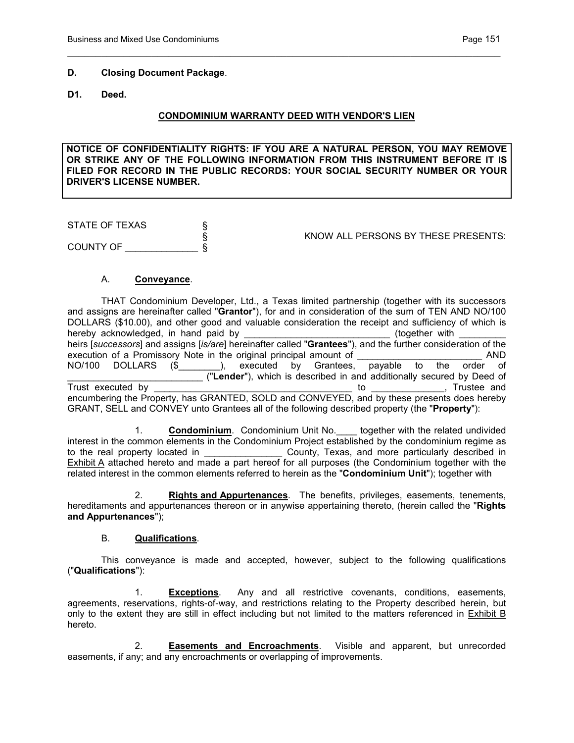**D. Closing Document Package**.

**D1. Deed.**

**CONDOMINIUM WARRANTY DEED WITH VENDOR'S LIEN**

**NOTICE OF CONFIDENTIALITY RIGHTS: IF YOU ARE A NATURAL PERSON, YOU MAY REMOVE OR STRIKE ANY OF THE FOLLOWING INFORMATION FROM THIS INSTRUMENT BEFORE IT IS FILED FOR RECORD IN THE PUBLIC RECORDS: YOUR SOCIAL SECURITY NUMBER OR YOUR DRIVER'S LICENSE NUMBER.**

STATE OF TEXAS §
§ KNOW ALL PERSONS BY THESE PRESENTS:
COUNTY OF ______________ §

A. **Conveyance**.

THAT Condominium Developer, Ltd., a Texas limited partnership (together with its successors and assigns are hereinafter called "**Grantor**"), for and in consideration of the sum of TEN AND NO/100 DOLLARS ($10.00), and other good and valuable consideration the receipt and sufficiency of which is hereby acknowledged, in hand paid by ____________________________ (together with _________ heirs [*successors*] and assigns [*is/are*] hereinafter called "**Grantees**"), and the further consideration of the execution of a Promissory Note in the original principal amount of ________________________ AND NO/100 DOLLARS ($________), executed by Grantees, payable to the order of __________________________ ("**Lender**"), which is described in and additionally secured by Deed of Trust executed by ______________________________________ to ______________, Trustee and encumbering the Property, has GRANTED, SOLD and CONVEYED, and by these presents does hereby GRANT, SELL and CONVEY unto Grantees all of the following described property (the "**Property**"):

1. **Condominium**. Condominium Unit No.____ together with the related undivided interest in the common elements in the Condominium Project established by the condominium regime as to the real property located in _______________ County, Texas, and more particularly described in Exhibit A attached hereto and made a part hereof for all purposes (the Condominium together with the related interest in the common elements referred to herein as the "**Condominium Unit**"); together with

2. **Rights and Appurtenances**. The benefits, privileges, easements, tenements, hereditaments and appurtenances thereon or in anywise appertaining thereto, (herein called the "**Rights and Appurtenances**");

B. **Qualifications**.

This conveyance is made and accepted, however, subject to the following qualifications ("**Qualifications**"):

1. **Exceptions**. Any and all restrictive covenants, conditions, easements, agreements, reservations, rights-of-way, and restrictions relating to the Property described herein, but only to the extent they are still in effect including but not limited to the matters referenced in Exhibit B hereto.

2. **Easements and Encroachments**. Visible and apparent, but unrecorded easements, if any; and any encroachments or overlapping of improvements.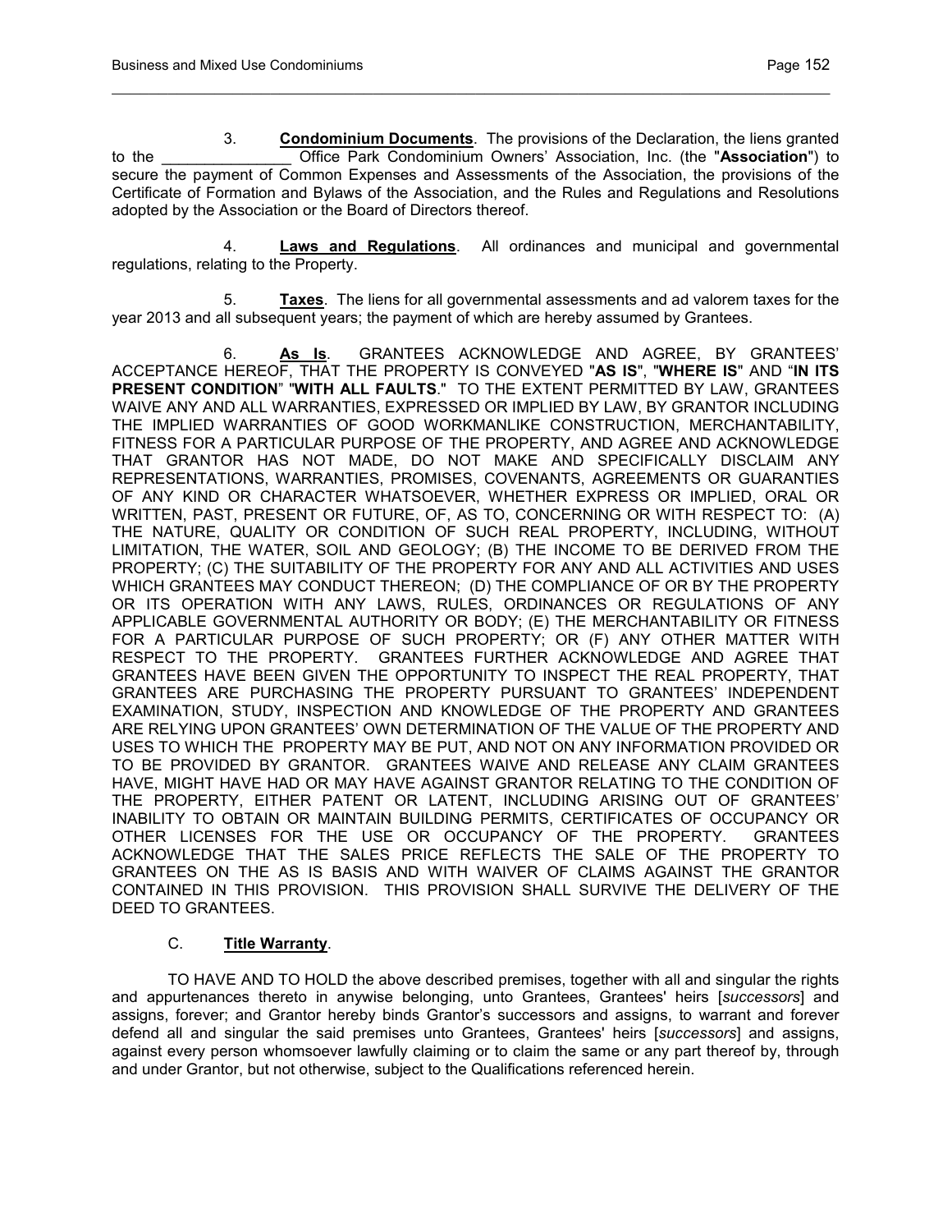3. **Condominium Documents**. The provisions of the Declaration, the liens granted to the _______________ Office Park Condominium Owners' Association, Inc. (the "**Association**") to secure the payment of Common Expenses and Assessments of the Association, the provisions of the Certificate of Formation and Bylaws of the Association, and the Rules and Regulations and Resolutions adopted by the Association or the Board of Directors thereof.

4. **Laws and Regulations**. All ordinances and municipal and governmental regulations, relating to the Property.

5. **Taxes**. The liens for all governmental assessments and ad valorem taxes for the year 2013 and all subsequent years; the payment of which are hereby assumed by Grantees.

6. **As Is**. GRANTEES ACKNOWLEDGE AND AGREE, BY GRANTEES' ACCEPTANCE HEREOF, THAT THE PROPERTY IS CONVEYED "**AS IS**", "**WHERE IS**" AND "**IN ITS PRESENT CONDITION**" "**WITH ALL FAULTS**." TO THE EXTENT PERMITTED BY LAW, GRANTEES WAIVE ANY AND ALL WARRANTIES, EXPRESSED OR IMPLIED BY LAW, BY GRANTOR INCLUDING THE IMPLIED WARRANTIES OF GOOD WORKMANLIKE CONSTRUCTION, MERCHANTABILITY, FITNESS FOR A PARTICULAR PURPOSE OF THE PROPERTY, AND AGREE AND ACKNOWLEDGE THAT GRANTOR HAS NOT MADE, DO NOT MAKE AND SPECIFICALLY DISCLAIM ANY REPRESENTATIONS, WARRANTIES, PROMISES, COVENANTS, AGREEMENTS OR GUARANTIES OF ANY KIND OR CHARACTER WHATSOEVER, WHETHER EXPRESS OR IMPLIED, ORAL OR WRITTEN, PAST, PRESENT OR FUTURE, OF, AS TO, CONCERNING OR WITH RESPECT TO: (A) THE NATURE, QUALITY OR CONDITION OF SUCH REAL PROPERTY, INCLUDING, WITHOUT LIMITATION, THE WATER, SOIL AND GEOLOGY; (B) THE INCOME TO BE DERIVED FROM THE PROPERTY; (C) THE SUITABILITY OF THE PROPERTY FOR ANY AND ALL ACTIVITIES AND USES WHICH GRANTEES MAY CONDUCT THEREON; (D) THE COMPLIANCE OF OR BY THE PROPERTY OR ITS OPERATION WITH ANY LAWS, RULES, ORDINANCES OR REGULATIONS OF ANY APPLICABLE GOVERNMENTAL AUTHORITY OR BODY; (E) THE MERCHANTABILITY OR FITNESS FOR A PARTICULAR PURPOSE OF SUCH PROPERTY; OR (F) ANY OTHER MATTER WITH RESPECT TO THE PROPERTY. GRANTEES FURTHER ACKNOWLEDGE AND AGREE THAT GRANTEES HAVE BEEN GIVEN THE OPPORTUNITY TO INSPECT THE REAL PROPERTY, THAT GRANTEES ARE PURCHASING THE PROPERTY PURSUANT TO GRANTEES' INDEPENDENT EXAMINATION, STUDY, INSPECTION AND KNOWLEDGE OF THE PROPERTY AND GRANTEES ARE RELYING UPON GRANTEES' OWN DETERMINATION OF THE VALUE OF THE PROPERTY AND USES TO WHICH THE PROPERTY MAY BE PUT, AND NOT ON ANY INFORMATION PROVIDED OR TO BE PROVIDED BY GRANTOR. GRANTEES WAIVE AND RELEASE ANY CLAIM GRANTEES HAVE, MIGHT HAVE HAD OR MAY HAVE AGAINST GRANTOR RELATING TO THE CONDITION OF THE PROPERTY, EITHER PATENT OR LATENT, INCLUDING ARISING OUT OF GRANTEES' INABILITY TO OBTAIN OR MAINTAIN BUILDING PERMITS, CERTIFICATES OF OCCUPANCY OR OTHER LICENSES FOR THE USE OR OCCUPANCY OF THE PROPERTY. GRANTEES ACKNOWLEDGE THAT THE SALES PRICE REFLECTS THE SALE OF THE PROPERTY TO GRANTEES ON THE AS IS BASIS AND WITH WAIVER OF CLAIMS AGAINST THE GRANTOR CONTAINED IN THIS PROVISION. THIS PROVISION SHALL SURVIVE THE DELIVERY OF THE DEED TO GRANTEES.

C. **Title Warranty**.

TO HAVE AND TO HOLD the above described premises, together with all and singular the rights and appurtenances thereto in anywise belonging, unto Grantees, Grantees' heirs [*successors*] and assigns, forever; and Grantor hereby binds Grantor's successors and assigns, to warrant and forever defend all and singular the said premises unto Grantees, Grantees' heirs [*successors*] and assigns, against every person whomsoever lawfully claiming or to claim the same or any part thereof by, through and under Grantor, but not otherwise, subject to the Qualifications referenced herein.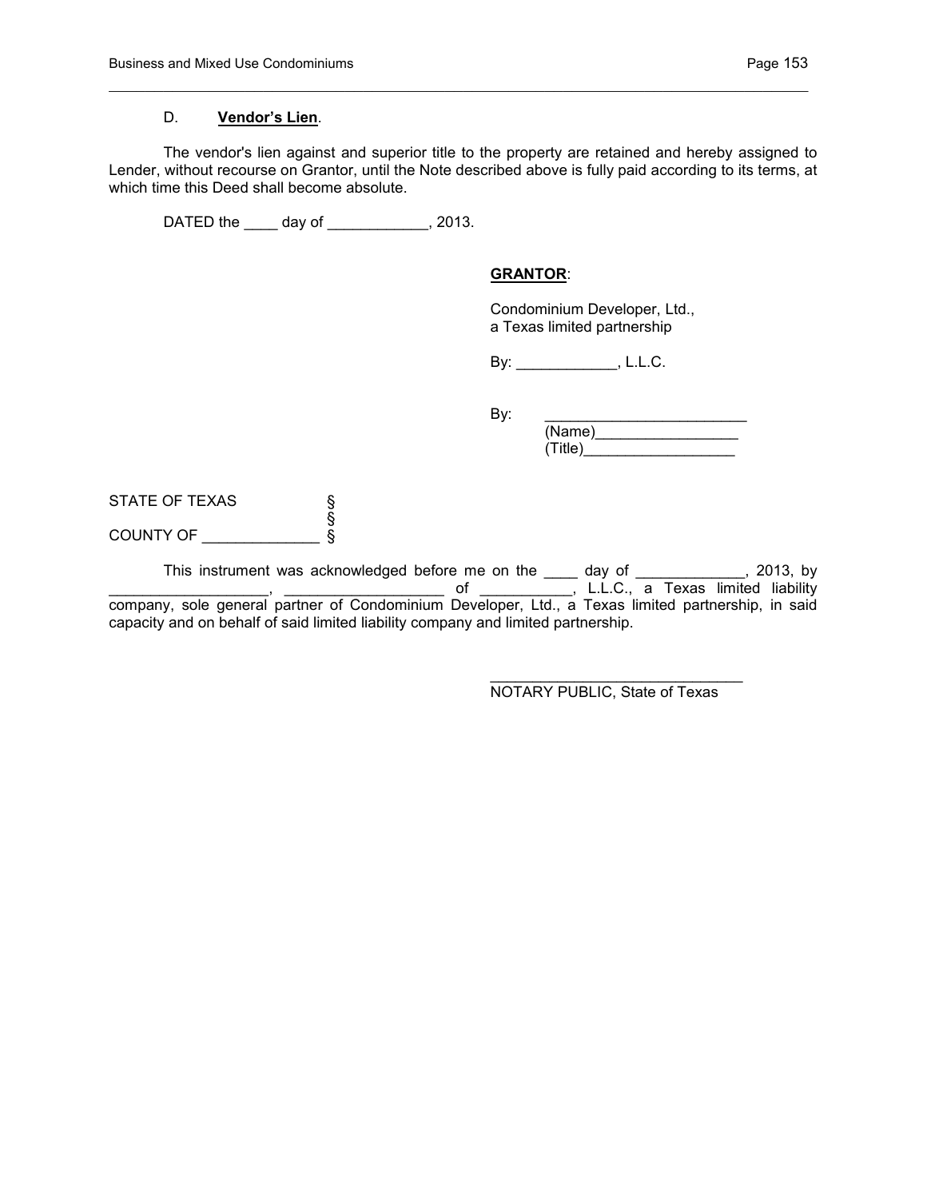D. **Vendor's Lien**.

The vendor's lien against and superior title to the property are retained and hereby assigned to Lender, without recourse on Grantor, until the Note described above is fully paid according to its terms, at which time this Deed shall become absolute.

DATED the ____ day of ____________, 2013.

**GRANTOR**:

Condominium Developer, Ltd.,
a Texas limited partnership

By: ____________, L.L.C.

By: ________________________
(Name)_________________
(Title)__________________

STATE OF TEXAS §
§
COUNTY OF ______________ §

This instrument was acknowledged before me on the ____ day of _____________, 2013, by ___________________, ___________________ of ___________, L.L.C., a Texas limited liability company, sole general partner of Condominium Developer, Ltd., a Texas limited partnership, in said capacity and on behalf of said limited liability company and limited partnership.

______________________________
NOTARY PUBLIC, State of Texas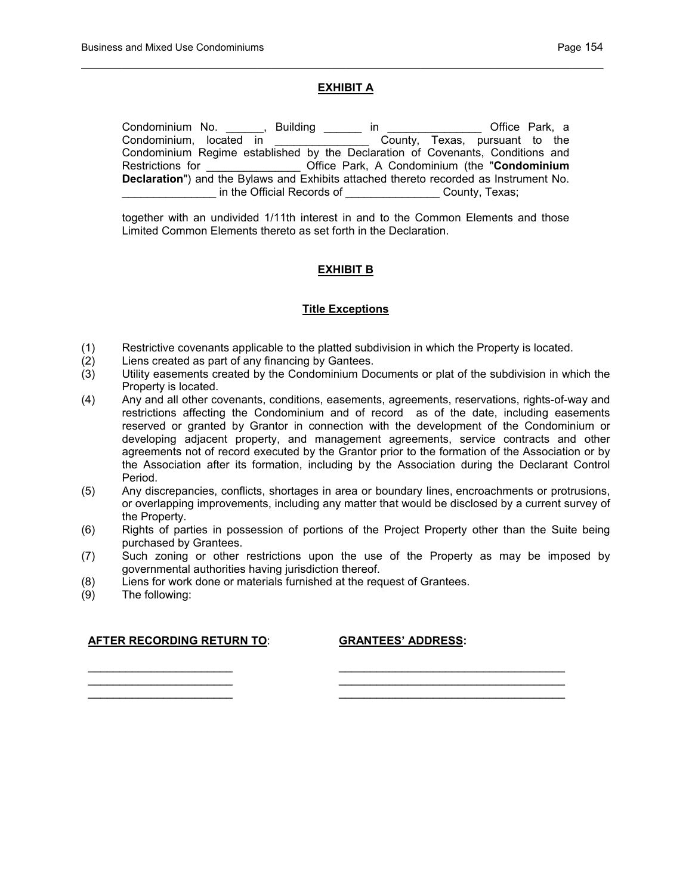## EXHIBIT A

Condominium No. ______, Building ______ in _______________ Office Park, a Condominium, located in _______________ County, Texas, pursuant to the Condominium Regime established by the Declaration of Covenants, Conditions and Restrictions for _______________ Office Park, A Condominium (the "**Condominium Declaration**") and the Bylaws and Exhibits attached thereto recorded as Instrument No. _______________ in the Official Records of _______________ County, Texas;

together with an undivided 1/11th interest in and to the Common Elements and those Limited Common Elements thereto as set forth in the Declaration.

## EXHIBIT B

### Title Exceptions

(1) Restrictive covenants applicable to the platted subdivision in which the Property is located.

(2) Liens created as part of any financing by Gantees.

(3) Utility easements created by the Condominium Documents or plat of the subdivision in which the Property is located.

(4) Any and all other covenants, conditions, easements, agreements, reservations, rights-of-way and restrictions affecting the Condominium and of record as of the date, including easements reserved or granted by Grantor in connection with the development of the Condominium or developing adjacent property, and management agreements, service contracts and other agreements not of record executed by the Grantor prior to the formation of the Association or by the Association after its formation, including by the Association during the Declarant Control Period.

(5) Any discrepancies, conflicts, shortages in area or boundary lines, encroachments or protrusions, or overlapping improvements, including any matter that would be disclosed by a current survey of the Property.

(6) Rights of parties in possession of portions of the Project Property other than the Suite being purchased by Grantees.

(7) Such zoning or other restrictions upon the use of the Property as may be imposed by governmental authorities having jurisdiction thereof.

(8) Liens for work done or materials furnished at the request of Grantees.

(9) The following:

**AFTER RECORDING RETURN TO**:

_______________________
_______________________
_______________________

**GRANTEES' ADDRESS:**

____________________________________
____________________________________
____________________________________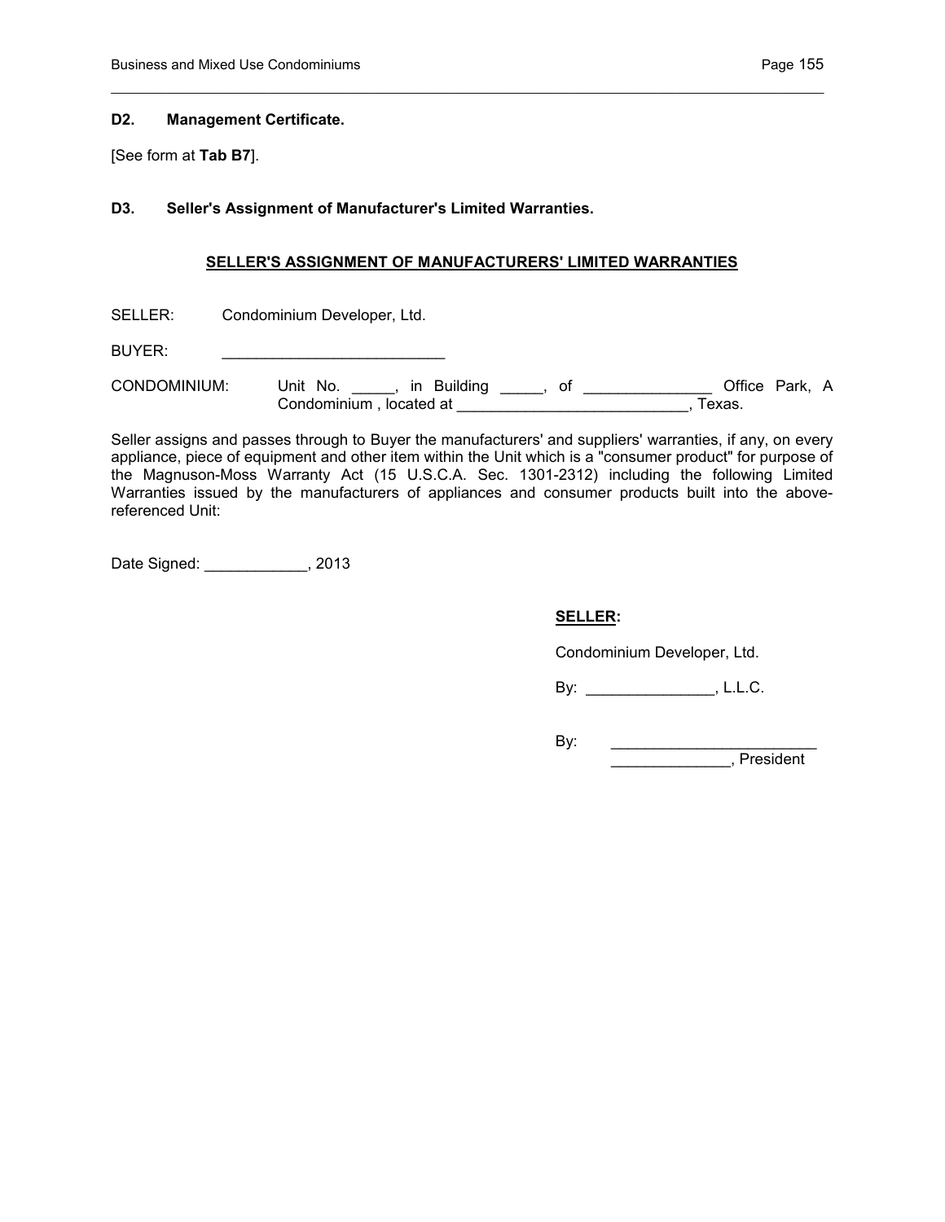### D2. Management Certificate.

[See form at **Tab B7**].

### D3. Seller's Assignment of Manufacturer's Limited Warranties.

**SELLER'S ASSIGNMENT OF MANUFACTURERS' LIMITED WARRANTIES**

SELLER: Condominium Developer, Ltd.

BUYER: __________________________

CONDOMINIUM: Unit No. _____, in Building _____, of _______________ Office Park, A Condominium , located at ___________________________, Texas.

Seller assigns and passes through to Buyer the manufacturers' and suppliers' warranties, if any, on every appliance, piece of equipment and other item within the Unit which is a "consumer product" for purpose of the Magnuson-Moss Warranty Act (15 U.S.C.A. Sec. 1301-2312) including the following Limited Warranties issued by the manufacturers of appliances and consumer products built into the above-referenced Unit:

Date Signed: ____________, 2013

**SELLER:**

Condominium Developer, Ltd.

By: _______________, L.L.C.

By: ________________________
______________, President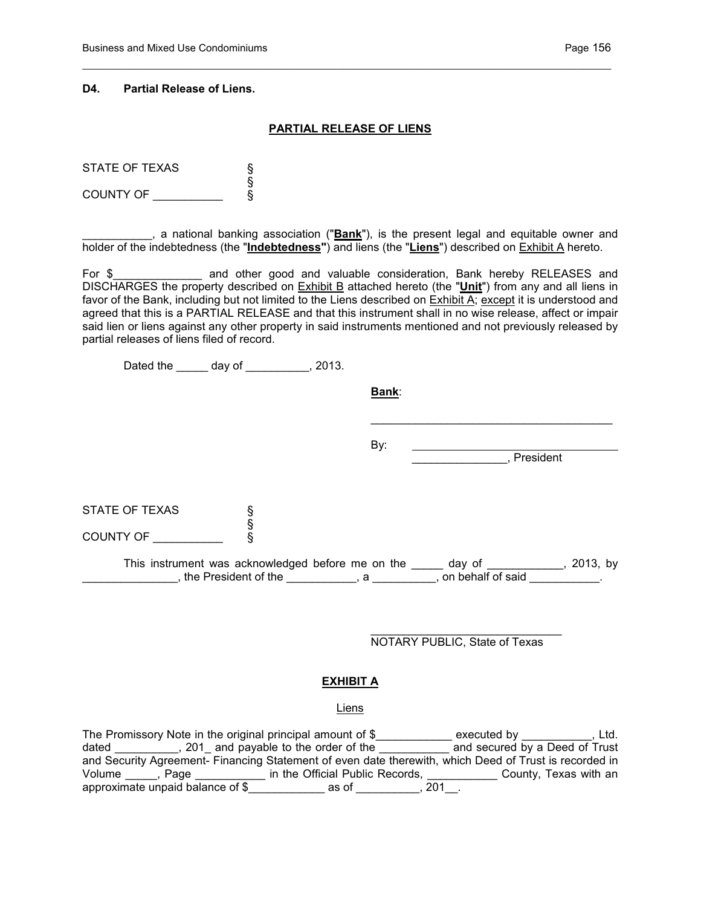**D4. Partial Release of Liens.**

**PARTIAL RELEASE OF LIENS**

STATE OF TEXAS §
§
COUNTY OF ___________ §

___________, a national banking association ("**Bank**"), is the present legal and equitable owner and holder of the indebtedness (the "**Indebtedness**") and liens (the "**Liens**") described on Exhibit A hereto.

For $______________ and other good and valuable consideration, Bank hereby RELEASES and DISCHARGES the property described on Exhibit B attached hereto (the "**Unit**") from any and all liens in favor of the Bank, including but not limited to the Liens described on Exhibit A; except it is understood and agreed that this is a PARTIAL RELEASE and that this instrument shall in no wise release, affect or impair said lien or liens against any other property in said instruments mentioned and not previously released by partial releases of liens filed of record.

Dated the _____ day of __________, 2013.

**Bank**:

______________________________________

By: ________________________________
_______________, President

STATE OF TEXAS §
§
COUNTY OF ___________ §

This instrument was acknowledged before me on the _____ day of ____________, 2013, by _______________, the President of the ___________, a __________, on behalf of said ___________.

_______________________________
NOTARY PUBLIC, State of Texas

**EXHIBIT A**

Liens

The Promissory Note in the original principal amount of $____________ executed by ___________, Ltd. dated __________, 201_ and payable to the order of the ___________ and secured by a Deed of Trust and Security Agreement- Financing Statement of even date therewith, which Deed of Trust is recorded in Volume _____, Page ___________ in the Official Public Records, ___________ County, Texas with an approximate unpaid balance of $____________ as of __________, 201__.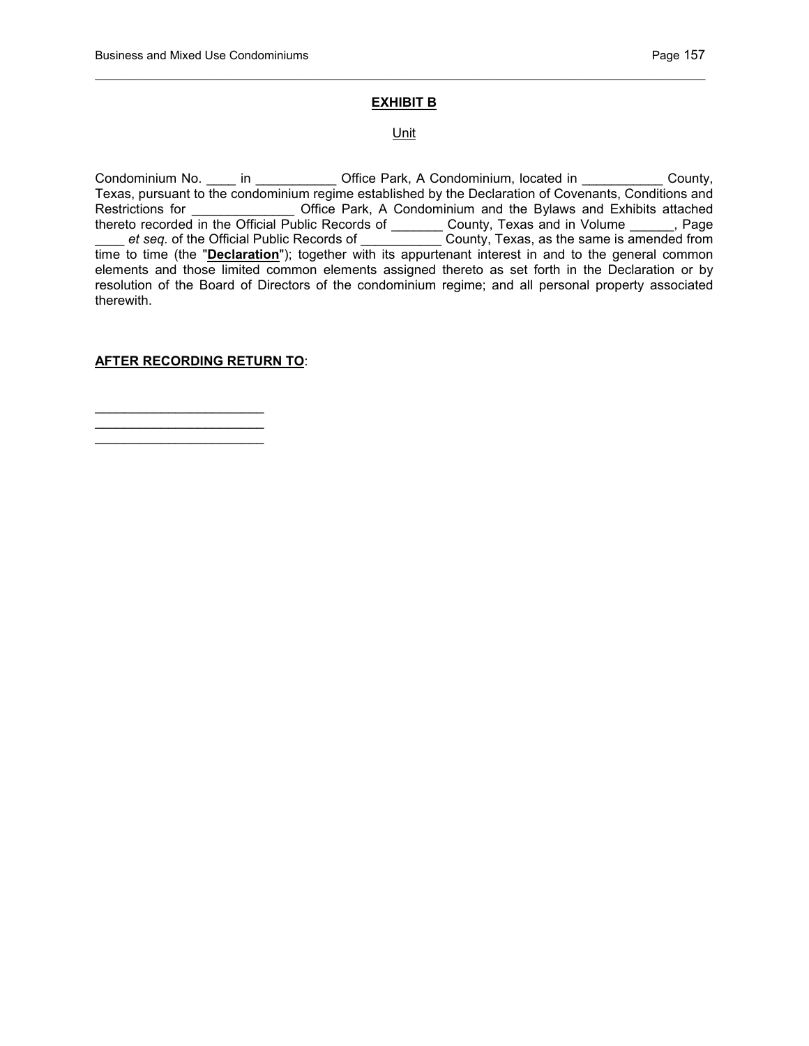**EXHIBIT B**

Unit

Condominium No. ____ in ___________ Office Park, A Condominium, located in ___________ County, Texas, pursuant to the condominium regime established by the Declaration of Covenants, Conditions and Restrictions for ______________ Office Park, A Condominium and the Bylaws and Exhibits attached thereto recorded in the Official Public Records of _______ County, Texas and in Volume ______, Page ____ *et seq.* of the Official Public Records of ___________ County, Texas, as the same is amended from time to time (the "**Declaration**"); together with its appurtenant interest in and to the general common elements and those limited common elements assigned thereto as set forth in the Declaration or by resolution of the Board of Directors of the condominium regime; and all personal property associated therewith.

**AFTER RECORDING RETURN TO**:

________________________
________________________
________________________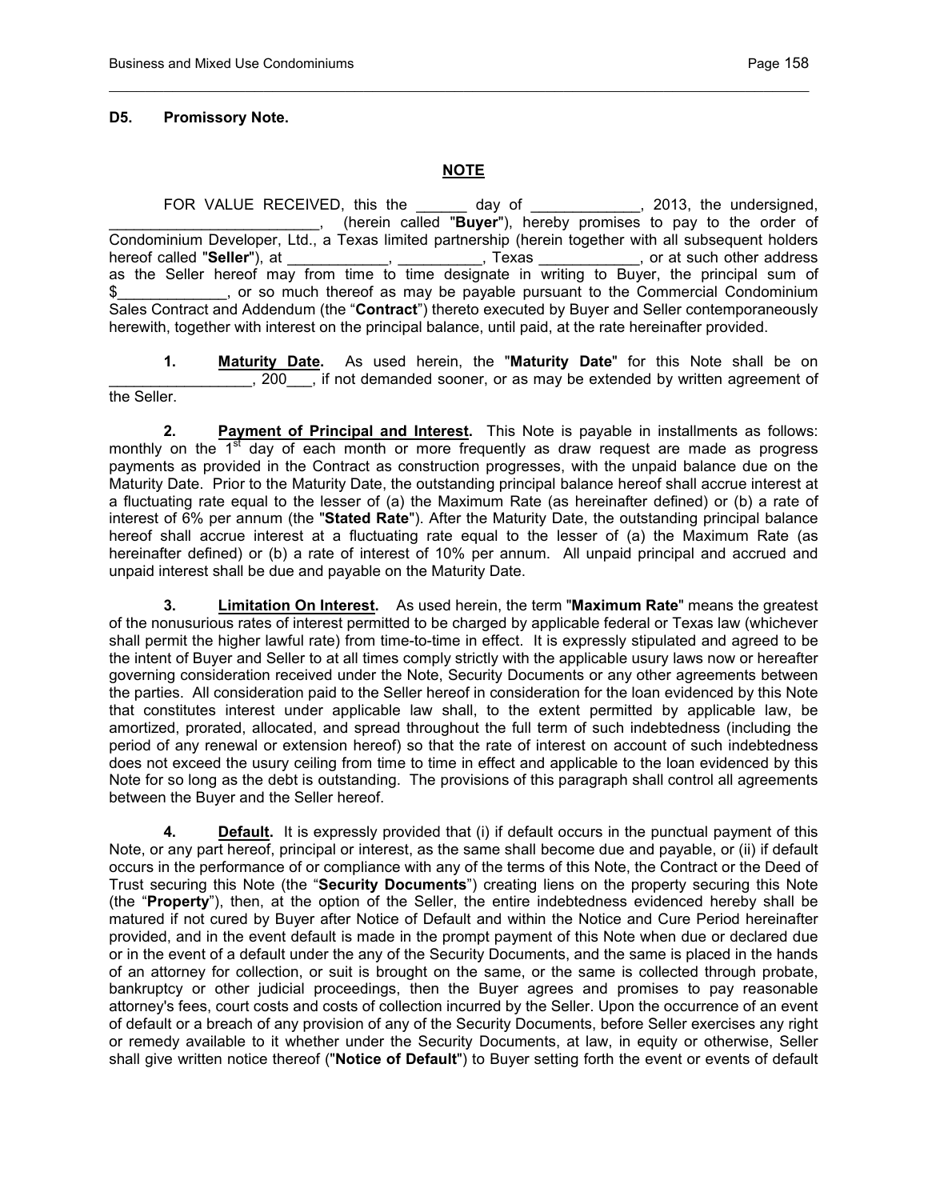**D5. Promissory Note.**

**NOTE**

FOR VALUE RECEIVED, this the ______ day of _____________, 2013, the undersigned, _________________________, (herein called "**Buyer**"), hereby promises to pay to the order of Condominium Developer, Ltd., a Texas limited partnership (herein together with all subsequent holders hereof called "**Seller**"), at ____________, __________, Texas ____________, or at such other address as the Seller hereof may from time to time designate in writing to Buyer, the principal sum of $_____________, or so much thereof as may be payable pursuant to the Commercial Condominium Sales Contract and Addendum (the "**Contract**") thereto executed by Buyer and Seller contemporaneously herewith, together with interest on the principal balance, until paid, at the rate hereinafter provided.

**1.** **Maturity Date.** As used herein, the "**Maturity Date**" for this Note shall be on _________________, 200___, if not demanded sooner, or as may be extended by written agreement of the Seller.

**2.** **Payment of Principal and Interest.** This Note is payable in installments as follows: monthly on the 1st day of each month or more frequently as draw request are made as progress payments as provided in the Contract as construction progresses, with the unpaid balance due on the Maturity Date. Prior to the Maturity Date, the outstanding principal balance hereof shall accrue interest at a fluctuating rate equal to the lesser of (a) the Maximum Rate (as hereinafter defined) or (b) a rate of interest of 6% per annum (the "**Stated Rate**"). After the Maturity Date, the outstanding principal balance hereof shall accrue interest at a fluctuating rate equal to the lesser of (a) the Maximum Rate (as hereinafter defined) or (b) a rate of interest of 10% per annum. All unpaid principal and accrued and unpaid interest shall be due and payable on the Maturity Date.

**3.** **Limitation On Interest.** As used herein, the term "**Maximum Rate**" means the greatest of the nonusurious rates of interest permitted to be charged by applicable federal or Texas law (whichever shall permit the higher lawful rate) from time-to-time in effect. It is expressly stipulated and agreed to be the intent of Buyer and Seller to at all times comply strictly with the applicable usury laws now or hereafter governing consideration received under the Note, Security Documents or any other agreements between the parties. All consideration paid to the Seller hereof in consideration for the loan evidenced by this Note that constitutes interest under applicable law shall, to the extent permitted by applicable law, be amortized, prorated, allocated, and spread throughout the full term of such indebtedness (including the period of any renewal or extension hereof) so that the rate of interest on account of such indebtedness does not exceed the usury ceiling from time to time in effect and applicable to the loan evidenced by this Note for so long as the debt is outstanding. The provisions of this paragraph shall control all agreements between the Buyer and the Seller hereof.

**4.** **Default.** It is expressly provided that (i) if default occurs in the punctual payment of this Note, or any part hereof, principal or interest, as the same shall become due and payable, or (ii) if default occurs in the performance of or compliance with any of the terms of this Note, the Contract or the Deed of Trust securing this Note (the "**Security Documents**") creating liens on the property securing this Note (the "**Property**"), then, at the option of the Seller, the entire indebtedness evidenced hereby shall be matured if not cured by Buyer after Notice of Default and within the Notice and Cure Period hereinafter provided, and in the event default is made in the prompt payment of this Note when due or declared due or in the event of a default under the any of the Security Documents, and the same is placed in the hands of an attorney for collection, or suit is brought on the same, or the same is collected through probate, bankruptcy or other judicial proceedings, then the Buyer agrees and promises to pay reasonable attorney's fees, court costs and costs of collection incurred by the Seller. Upon the occurrence of an event of default or a breach of any provision of any of the Security Documents, before Seller exercises any right or remedy available to it whether under the Security Documents, at law, in equity or otherwise, Seller shall give written notice thereof ("**Notice of Default**") to Buyer setting forth the event or events of default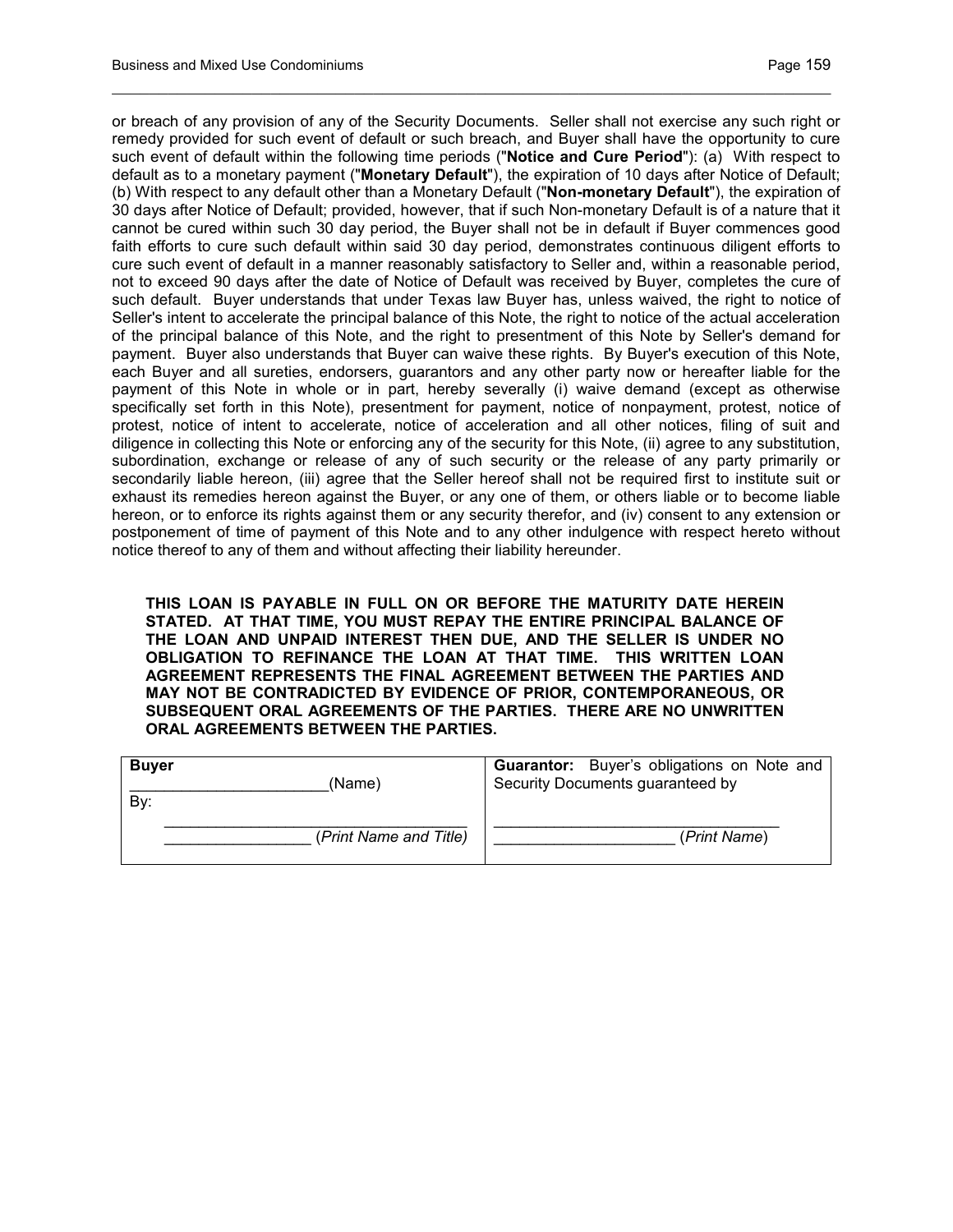or breach of any provision of any of the Security Documents. Seller shall not exercise any such right or remedy provided for such event of default or such breach, and Buyer shall have the opportunity to cure such event of default within the following time periods ("**Notice and Cure Period**"): (a) With respect to default as to a monetary payment ("**Monetary Default**"), the expiration of 10 days after Notice of Default; (b) With respect to any default other than a Monetary Default ("**Non-monetary Default**"), the expiration of 30 days after Notice of Default; provided, however, that if such Non-monetary Default is of a nature that it cannot be cured within such 30 day period, the Buyer shall not be in default if Buyer commences good faith efforts to cure such default within said 30 day period, demonstrates continuous diligent efforts to cure such event of default in a manner reasonably satisfactory to Seller and, within a reasonable period, not to exceed 90 days after the date of Notice of Default was received by Buyer, completes the cure of such default. Buyer understands that under Texas law Buyer has, unless waived, the right to notice of Seller's intent to accelerate the principal balance of this Note, the right to notice of the actual acceleration of the principal balance of this Note, and the right to presentment of this Note by Seller's demand for payment. Buyer also understands that Buyer can waive these rights. By Buyer's execution of this Note, each Buyer and all sureties, endorsers, guarantors and any other party now or hereafter liable for the payment of this Note in whole or in part, hereby severally (i) waive demand (except as otherwise specifically set forth in this Note), presentment for payment, notice of nonpayment, protest, notice of protest, notice of intent to accelerate, notice of acceleration and all other notices, filing of suit and diligence in collecting this Note or enforcing any of the security for this Note, (ii) agree to any substitution, subordination, exchange or release of any of such security or the release of any party primarily or secondarily liable hereon, (iii) agree that the Seller hereof shall not be required first to institute suit or exhaust its remedies hereon against the Buyer, or any one of them, or others liable or to become liable hereon, or to enforce its rights against them or any security therefor, and (iv) consent to any extension or postponement of time of payment of this Note and to any other indulgence with respect hereto without notice thereof to any of them and without affecting their liability hereunder.

**THIS LOAN IS PAYABLE IN FULL ON OR BEFORE THE MATURITY DATE HEREIN STATED. AT THAT TIME, YOU MUST REPAY THE ENTIRE PRINCIPAL BALANCE OF THE LOAN AND UNPAID INTEREST THEN DUE, AND THE SELLER IS UNDER NO OBLIGATION TO REFINANCE THE LOAN AT THAT TIME. THIS WRITTEN LOAN AGREEMENT REPRESENTS THE FINAL AGREEMENT BETWEEN THE PARTIES AND MAY NOT BE CONTRADICTED BY EVIDENCE OF PRIOR, CONTEMPORANEOUS, OR SUBSEQUENT ORAL AGREEMENTS OF THE PARTIES. THERE ARE NO UNWRITTEN ORAL AGREEMENTS BETWEEN THE PARTIES.**

| **Buyer** | **Guarantor:** Buyer's obligations on Note and Security Documents guaranteed by |
|---|---|
| ______________________(Name)<br>By:<br>___________________________________<br>________________ (*Print Name and Title*) | ________________________________<br>____________________ (*Print Name*) |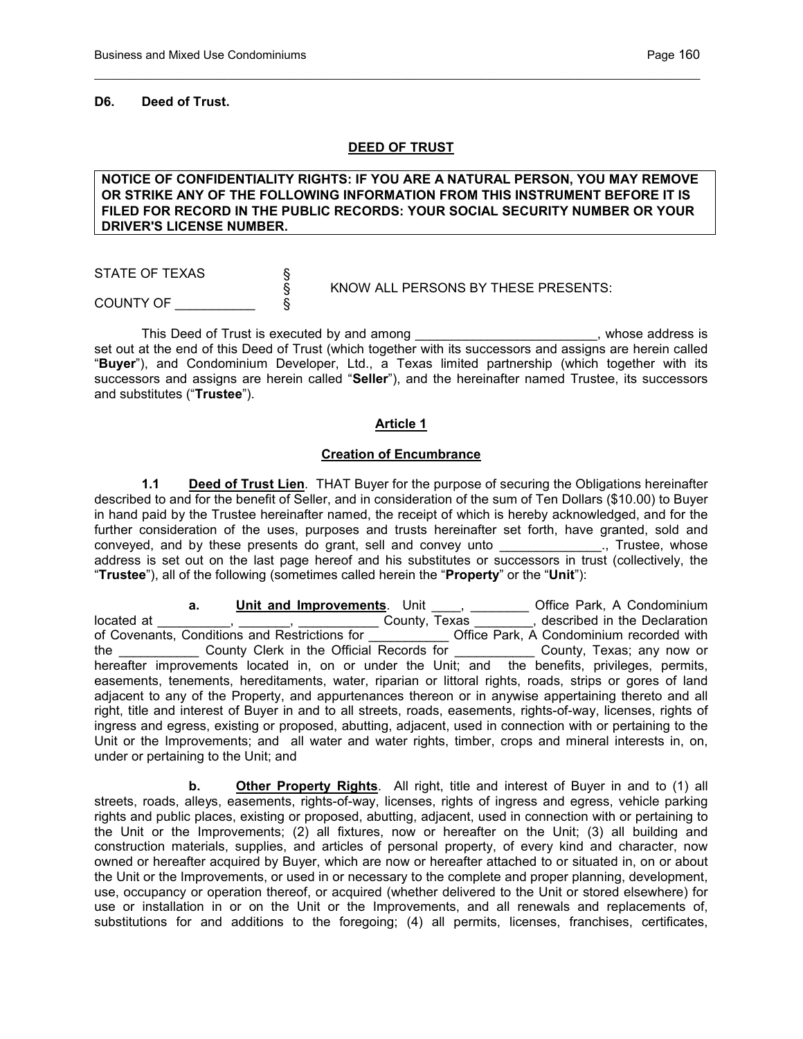**D6. Deed of Trust.**

**DEED OF TRUST**

**NOTICE OF CONFIDENTIALITY RIGHTS: IF YOU ARE A NATURAL PERSON, YOU MAY REMOVE OR STRIKE ANY OF THE FOLLOWING INFORMATION FROM THIS INSTRUMENT BEFORE IT IS FILED FOR RECORD IN THE PUBLIC RECORDS: YOUR SOCIAL SECURITY NUMBER OR YOUR DRIVER'S LICENSE NUMBER.**

STATE OF TEXAS §
§ KNOW ALL PERSONS BY THESE PRESENTS:
COUNTY OF ___________ §

This Deed of Trust is executed by and among _________________________, whose address is set out at the end of this Deed of Trust (which together with its successors and assigns are herein called "**Buyer**"), and Condominium Developer, Ltd., a Texas limited partnership (which together with its successors and assigns are herein called "**Seller**"), and the hereinafter named Trustee, its successors and substitutes ("**Trustee**").

**Article 1**

**Creation of Encumbrance**

**1.1 Deed of Trust Lien**. THAT Buyer for the purpose of securing the Obligations hereinafter described to and for the benefit of Seller, and in consideration of the sum of Ten Dollars ($10.00) to Buyer in hand paid by the Trustee hereinafter named, the receipt of which is hereby acknowledged, and for the further consideration of the uses, purposes and trusts hereinafter set forth, have granted, sold and conveyed, and by these presents do grant, sell and convey unto ______________., Trustee, whose address is set out on the last page hereof and his substitutes or successors in trust (collectively, the "**Trustee**"), all of the following (sometimes called herein the "**Property**" or the "**Unit**"):

**a. Unit and Improvements**. Unit ____, ________ Office Park, A Condominium located at __________, _______, ___________ County, Texas ________, described in the Declaration of Covenants, Conditions and Restrictions for ___________ Office Park, A Condominium recorded with the ___________ County Clerk in the Official Records for ___________ County, Texas; any now or hereafter improvements located in, on or under the Unit; and the benefits, privileges, permits, easements, tenements, hereditaments, water, riparian or littoral rights, roads, strips or gores of land adjacent to any of the Property, and appurtenances thereon or in anywise appertaining thereto and all right, title and interest of Buyer in and to all streets, roads, easements, rights-of-way, licenses, rights of ingress and egress, existing or proposed, abutting, adjacent, used in connection with or pertaining to the Unit or the Improvements; and all water and water rights, timber, crops and mineral interests in, on, under or pertaining to the Unit; and

**b. Other Property Rights**. All right, title and interest of Buyer in and to (1) all streets, roads, alleys, easements, rights-of-way, licenses, rights of ingress and egress, vehicle parking rights and public places, existing or proposed, abutting, adjacent, used in connection with or pertaining to the Unit or the Improvements; (2) all fixtures, now or hereafter on the Unit; (3) all building and construction materials, supplies, and articles of personal property, of every kind and character, now owned or hereafter acquired by Buyer, which are now or hereafter attached to or situated in, on or about the Unit or the Improvements, or used in or necessary to the complete and proper planning, development, use, occupancy or operation thereof, or acquired (whether delivered to the Unit or stored elsewhere) for use or installation in or on the Unit or the Improvements, and all renewals and replacements of, substitutions for and additions to the foregoing; (4) all permits, licenses, franchises, certificates,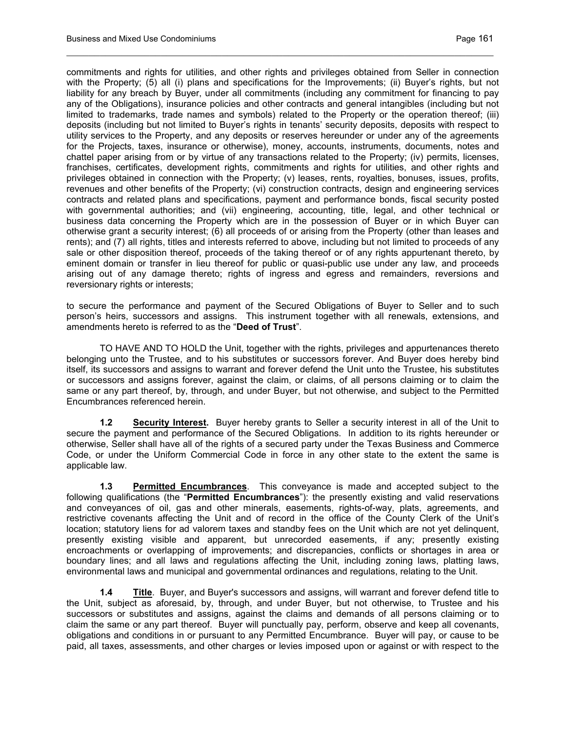commitments and rights for utilities, and other rights and privileges obtained from Seller in connection with the Property; (5) all (i) plans and specifications for the Improvements; (ii) Buyer's rights, but not liability for any breach by Buyer, under all commitments (including any commitment for financing to pay any of the Obligations), insurance policies and other contracts and general intangibles (including but not limited to trademarks, trade names and symbols) related to the Property or the operation thereof; (iii) deposits (including but not limited to Buyer's rights in tenants' security deposits, deposits with respect to utility services to the Property, and any deposits or reserves hereunder or under any of the agreements for the Projects, taxes, insurance or otherwise), money, accounts, instruments, documents, notes and chattel paper arising from or by virtue of any transactions related to the Property; (iv) permits, licenses, franchises, certificates, development rights, commitments and rights for utilities, and other rights and privileges obtained in connection with the Property; (v) leases, rents, royalties, bonuses, issues, profits, revenues and other benefits of the Property; (vi) construction contracts, design and engineering services contracts and related plans and specifications, payment and performance bonds, fiscal security posted with governmental authorities; and (vii) engineering, accounting, title, legal, and other technical or business data concerning the Property which are in the possession of Buyer or in which Buyer can otherwise grant a security interest; (6) all proceeds of or arising from the Property (other than leases and rents); and (7) all rights, titles and interests referred to above, including but not limited to proceeds of any sale or other disposition thereof, proceeds of the taking thereof or of any rights appurtenant thereto, by eminent domain or transfer in lieu thereof for public or quasi-public use under any law, and proceeds arising out of any damage thereto; rights of ingress and egress and remainders, reversions and reversionary rights or interests;

to secure the performance and payment of the Secured Obligations of Buyer to Seller and to such person's heirs, successors and assigns. This instrument together with all renewals, extensions, and amendments hereto is referred to as the "**Deed of Trust**".

TO HAVE AND TO HOLD the Unit, together with the rights, privileges and appurtenances thereto belonging unto the Trustee, and to his substitutes or successors forever. And Buyer does hereby bind itself, its successors and assigns to warrant and forever defend the Unit unto the Trustee, his substitutes or successors and assigns forever, against the claim, or claims, of all persons claiming or to claim the same or any part thereof, by, through, and under Buyer, but not otherwise, and subject to the Permitted Encumbrances referenced herein.

**1.2 Security Interest.** Buyer hereby grants to Seller a security interest in all of the Unit to secure the payment and performance of the Secured Obligations. In addition to its rights hereunder or otherwise, Seller shall have all of the rights of a secured party under the Texas Business and Commerce Code, or under the Uniform Commercial Code in force in any other state to the extent the same is applicable law.

**1.3 Permitted Encumbrances**. This conveyance is made and accepted subject to the following qualifications (the "**Permitted Encumbrances**"): the presently existing and valid reservations and conveyances of oil, gas and other minerals, easements, rights-of-way, plats, agreements, and restrictive covenants affecting the Unit and of record in the office of the County Clerk of the Unit's location; statutory liens for ad valorem taxes and standby fees on the Unit which are not yet delinquent, presently existing visible and apparent, but unrecorded easements, if any; presently existing encroachments or overlapping of improvements; and discrepancies, conflicts or shortages in area or boundary lines; and all laws and regulations affecting the Unit, including zoning laws, platting laws, environmental laws and municipal and governmental ordinances and regulations, relating to the Unit.

**1.4 Title**. Buyer, and Buyer's successors and assigns, will warrant and forever defend title to the Unit, subject as aforesaid, by, through, and under Buyer, but not otherwise, to Trustee and his successors or substitutes and assigns, against the claims and demands of all persons claiming or to claim the same or any part thereof. Buyer will punctually pay, perform, observe and keep all covenants, obligations and conditions in or pursuant to any Permitted Encumbrance. Buyer will pay, or cause to be paid, all taxes, assessments, and other charges or levies imposed upon or against or with respect to the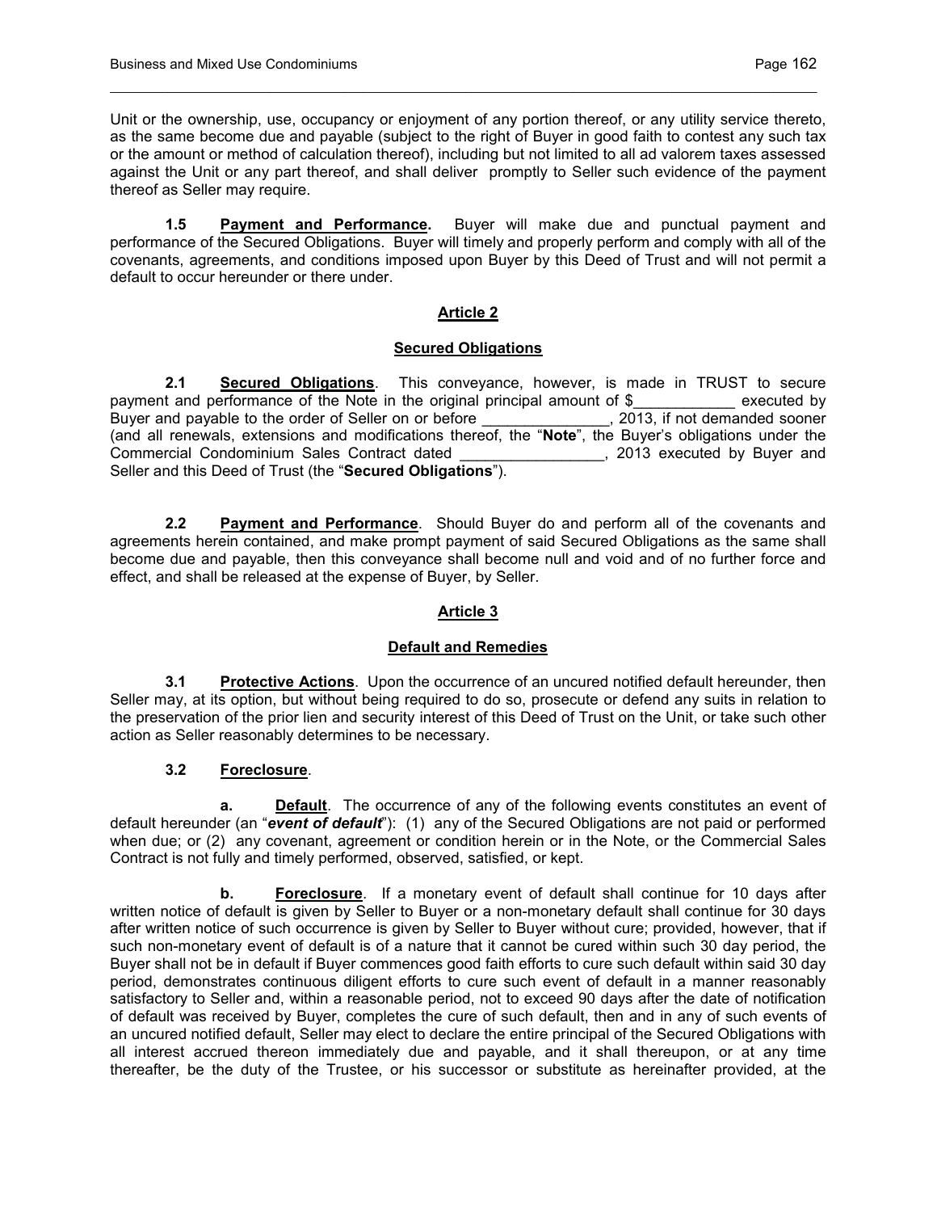Unit or the ownership, use, occupancy or enjoyment of any portion thereof, or any utility service thereto, as the same become due and payable (subject to the right of Buyer in good faith to contest any such tax or the amount or method of calculation thereof), including but not limited to all ad valorem taxes assessed against the Unit or any part thereof, and shall deliver promptly to Seller such evidence of the payment thereof as Seller may require.

**1.5 Payment and Performance.** Buyer will make due and punctual payment and performance of the Secured Obligations. Buyer will timely and properly perform and comply with all of the covenants, agreements, and conditions imposed upon Buyer by this Deed of Trust and will not permit a default to occur hereunder or there under.

## Article 2

## Secured Obligations

**2.1 Secured Obligations**. This conveyance, however, is made in TRUST to secure payment and performance of the Note in the original principal amount of $____________ executed by Buyer and payable to the order of Seller on or before _______________, 2013, if not demanded sooner (and all renewals, extensions and modifications thereof, the "**Note**", the Buyer's obligations under the Commercial Condominium Sales Contract dated _________________, 2013 executed by Buyer and Seller and this Deed of Trust (the "**Secured Obligations**").

**2.2 Payment and Performance**. Should Buyer do and perform all of the covenants and agreements herein contained, and make prompt payment of said Secured Obligations as the same shall become due and payable, then this conveyance shall become null and void and of no further force and effect, and shall be released at the expense of Buyer, by Seller.

## Article 3

## Default and Remedies

**3.1 Protective Actions**. Upon the occurrence of an uncured notified default hereunder, then Seller may, at its option, but without being required to do so, prosecute or defend any suits in relation to the preservation of the prior lien and security interest of this Deed of Trust on the Unit, or take such other action as Seller reasonably determines to be necessary.

**3.2 Foreclosure**.

**a. Default**. The occurrence of any of the following events constitutes an event of default hereunder (an "***event of default***"): (1) any of the Secured Obligations are not paid or performed when due; or (2) any covenant, agreement or condition herein or in the Note, or the Commercial Sales Contract is not fully and timely performed, observed, satisfied, or kept.

**b. Foreclosure**. If a monetary event of default shall continue for 10 days after written notice of default is given by Seller to Buyer or a non-monetary default shall continue for 30 days after written notice of such occurrence is given by Seller to Buyer without cure; provided, however, that if such non-monetary event of default is of a nature that it cannot be cured within such 30 day period, the Buyer shall not be in default if Buyer commences good faith efforts to cure such default within said 30 day period, demonstrates continuous diligent efforts to cure such event of default in a manner reasonably satisfactory to Seller and, within a reasonable period, not to exceed 90 days after the date of notification of default was received by Buyer, completes the cure of such default, then and in any of such events of an uncured notified default, Seller may elect to declare the entire principal of the Secured Obligations with all interest accrued thereon immediately due and payable, and it shall thereupon, or at any time thereafter, be the duty of the Trustee, or his successor or substitute as hereinafter provided, at the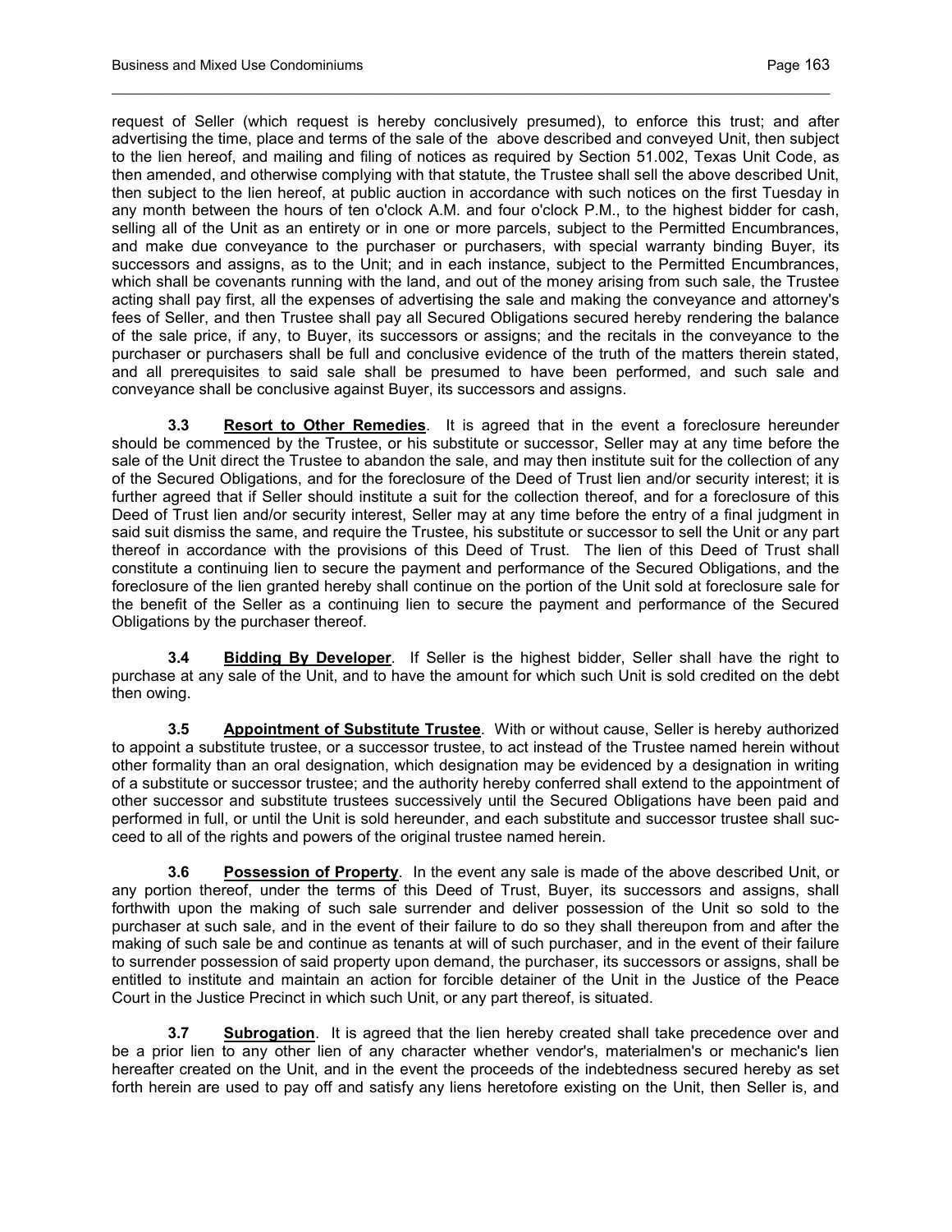request of Seller (which request is hereby conclusively presumed), to enforce this trust; and after advertising the time, place and terms of the sale of the above described and conveyed Unit, then subject to the lien hereof, and mailing and filing of notices as required by Section 51.002, Texas Unit Code, as then amended, and otherwise complying with that statute, the Trustee shall sell the above described Unit, then subject to the lien hereof, at public auction in accordance with such notices on the first Tuesday in any month between the hours of ten o'clock A.M. and four o'clock P.M., to the highest bidder for cash, selling all of the Unit as an entirety or in one or more parcels, subject to the Permitted Encumbrances, and make due conveyance to the purchaser or purchasers, with special warranty binding Buyer, its successors and assigns, as to the Unit; and in each instance, subject to the Permitted Encumbrances, which shall be covenants running with the land, and out of the money arising from such sale, the Trustee acting shall pay first, all the expenses of advertising the sale and making the conveyance and attorney's fees of Seller, and then Trustee shall pay all Secured Obligations secured hereby rendering the balance of the sale price, if any, to Buyer, its successors or assigns; and the recitals in the conveyance to the purchaser or purchasers shall be full and conclusive evidence of the truth of the matters therein stated, and all prerequisites to said sale shall be presumed to have been performed, and such sale and conveyance shall be conclusive against Buyer, its successors and assigns.

**3.3** **Resort to Other Remedies**. It is agreed that in the event a foreclosure hereunder should be commenced by the Trustee, or his substitute or successor, Seller may at any time before the sale of the Unit direct the Trustee to abandon the sale, and may then institute suit for the collection of any of the Secured Obligations, and for the foreclosure of the Deed of Trust lien and/or security interest; it is further agreed that if Seller should institute a suit for the collection thereof, and for a foreclosure of this Deed of Trust lien and/or security interest, Seller may at any time before the entry of a final judgment in said suit dismiss the same, and require the Trustee, his substitute or successor to sell the Unit or any part thereof in accordance with the provisions of this Deed of Trust. The lien of this Deed of Trust shall constitute a continuing lien to secure the payment and performance of the Secured Obligations, and the foreclosure of the lien granted hereby shall continue on the portion of the Unit sold at foreclosure sale for the benefit of the Seller as a continuing lien to secure the payment and performance of the Secured Obligations by the purchaser thereof.

**3.4** **Bidding By Developer**. If Seller is the highest bidder, Seller shall have the right to purchase at any sale of the Unit, and to have the amount for which such Unit is sold credited on the debt then owing.

**3.5** **Appointment of Substitute Trustee**. With or without cause, Seller is hereby authorized to appoint a substitute trustee, or a successor trustee, to act instead of the Trustee named herein without other formality than an oral designation, which designation may be evidenced by a designation in writing of a substitute or successor trustee; and the authority hereby conferred shall extend to the appointment of other successor and substitute trustees successively until the Secured Obligations have been paid and performed in full, or until the Unit is sold hereunder, and each substitute and successor trustee shall succeed to all of the rights and powers of the original trustee named herein.

**3.6** **Possession of Property**. In the event any sale is made of the above described Unit, or any portion thereof, under the terms of this Deed of Trust, Buyer, its successors and assigns, shall forthwith upon the making of such sale surrender and deliver possession of the Unit so sold to the purchaser at such sale, and in the event of their failure to do so they shall thereupon from and after the making of such sale be and continue as tenants at will of such purchaser, and in the event of their failure to surrender possession of said property upon demand, the purchaser, its successors or assigns, shall be entitled to institute and maintain an action for forcible detainer of the Unit in the Justice of the Peace Court in the Justice Precinct in which such Unit, or any part thereof, is situated.

**3.7** **Subrogation**. It is agreed that the lien hereby created shall take precedence over and be a prior lien to any other lien of any character whether vendor's, materialmen's or mechanic's lien hereafter created on the Unit, and in the event the proceeds of the indebtedness secured hereby as set forth herein are used to pay off and satisfy any liens heretofore existing on the Unit, then Seller is, and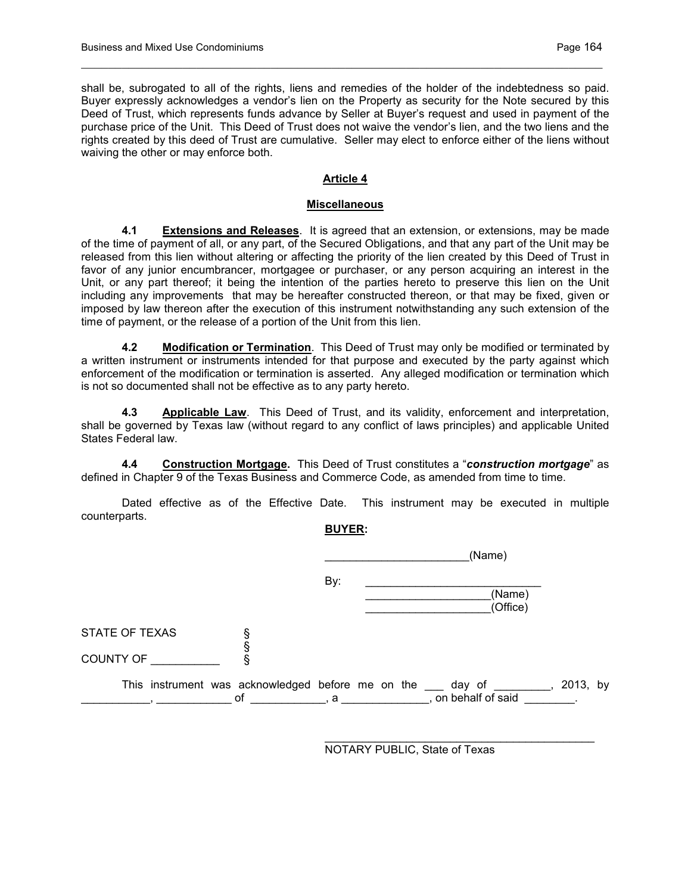shall be, subrogated to all of the rights, liens and remedies of the holder of the indebtedness so paid. Buyer expressly acknowledges a vendor's lien on the Property as security for the Note secured by this Deed of Trust, which represents funds advance by Seller at Buyer's request and used in payment of the purchase price of the Unit. This Deed of Trust does not waive the vendor's lien, and the two liens and the rights created by this deed of Trust are cumulative. Seller may elect to enforce either of the liens without waiving the other or may enforce both.

## Article 4

## Miscellaneous

**4.1** **Extensions and Releases**. It is agreed that an extension, or extensions, may be made of the time of payment of all, or any part, of the Secured Obligations, and that any part of the Unit may be released from this lien without altering or affecting the priority of the lien created by this Deed of Trust in favor of any junior encumbrancer, mortgagee or purchaser, or any person acquiring an interest in the Unit, or any part thereof; it being the intention of the parties hereto to preserve this lien on the Unit including any improvements that may be hereafter constructed thereon, or that may be fixed, given or imposed by law thereon after the execution of this instrument notwithstanding any such extension of the time of payment, or the release of a portion of the Unit from this lien.

**4.2** **Modification or Termination**. This Deed of Trust may only be modified or terminated by a written instrument or instruments intended for that purpose and executed by the party against which enforcement of the modification or termination is asserted. Any alleged modification or termination which is not so documented shall not be effective as to any party hereto.

**4.3** **Applicable Law**. This Deed of Trust, and its validity, enforcement and interpretation, shall be governed by Texas law (without regard to any conflict of laws principles) and applicable United States Federal law.

**4.4** **Construction Mortgage.** This Deed of Trust constitutes a "***construction mortgage***" as defined in Chapter 9 of the Texas Business and Commerce Code, as amended from time to time.

Dated effective as of the Effective Date. This instrument may be executed in multiple counterparts.

**BUYER:**

_______________________(Name)

By: ____________________________
____________________(Name)
____________________(Office)

STATE OF TEXAS §
§
COUNTY OF ___________ §

This instrument was acknowledged before me on the ___ day of _________, 2013, by ___________, ____________ of ____________, a ______________, on behalf of said ________.

_____________________________________________
NOTARY PUBLIC, State of Texas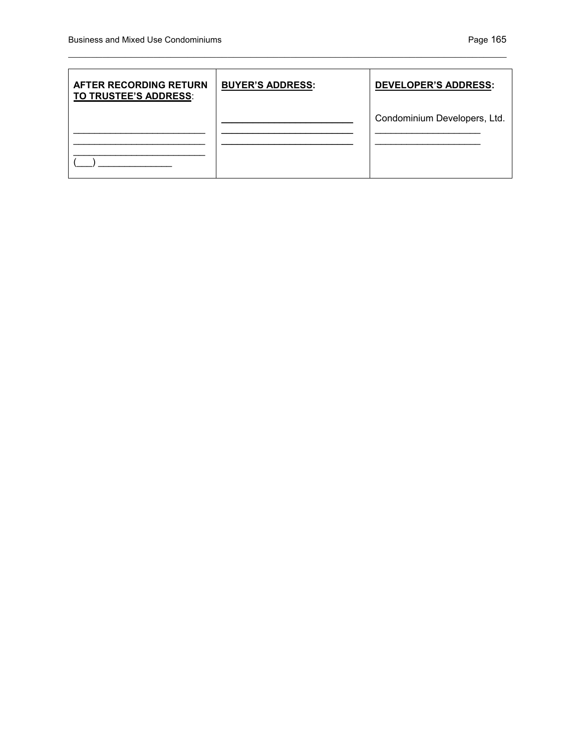| **AFTER RECORDING RETURN TO TRUSTEE'S ADDRESS**: | **BUYER'S ADDRESS:** | **DEVELOPER'S ADDRESS:** |
| --- | --- | --- |
| ________________________<br>________________________<br>________________________<br>(___) ______________ | ________________________<br>________________________<br>________________________ | Condominium Developers, Ltd.<br>____________________<br>____________________ |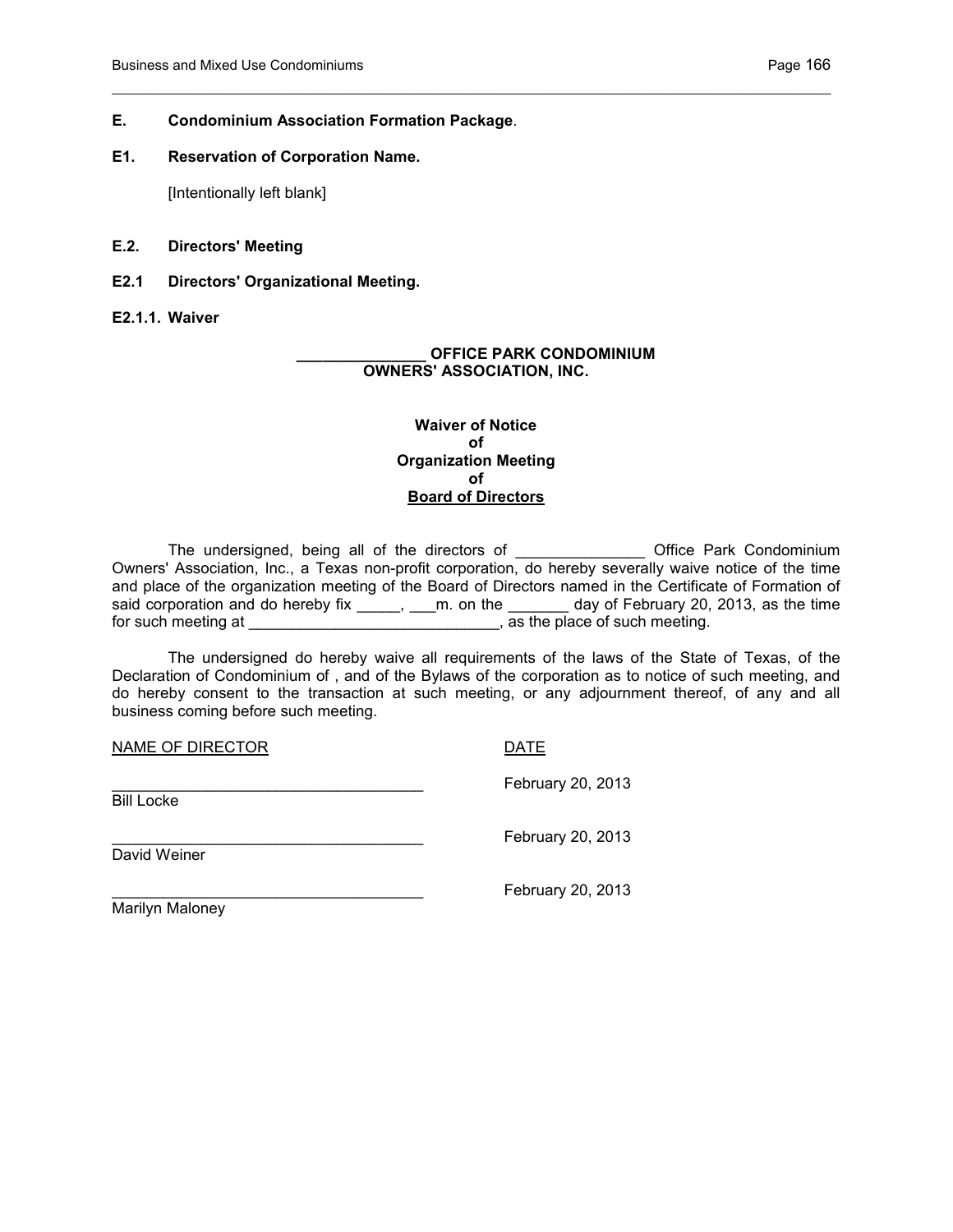## E. Condominium Association Formation Package.

### E1. Reservation of Corporation Name.

[Intentionally left blank]

### E.2. Directors' Meeting

### E2.1 Directors' Organizational Meeting.

### E2.1.1. Waiver

**_______________ OFFICE PARK CONDOMINIUM OWNERS' ASSOCIATION, INC.**

**Waiver of Notice
of
Organization Meeting
of
Board of Directors**

The undersigned, being all of the directors of _______________ Office Park Condominium Owners' Association, Inc., a Texas non-profit corporation, do hereby severally waive notice of the time and place of the organization meeting of the Board of Directors named in the Certificate of Formation of said corporation and do hereby fix _____, ___m. on the _______ day of February 20, 2013, as the time for such meeting at _____________________________, as the place of such meeting.

The undersigned do hereby waive all requirements of the laws of the State of Texas, of the Declaration of Condominium of , and of the Bylaws of the corporation as to notice of such meeting, and do hereby consent to the transaction at such meeting, or any adjournment thereof, of any and all business coming before such meeting.

| NAME OF DIRECTOR | DATE |
|---|---|
| ____________________________________<br>Bill Locke | February 20, 2013 |
| ____________________________________<br>David Weiner | February 20, 2013 |
| ____________________________________<br>Marilyn Maloney | February 20, 2013 |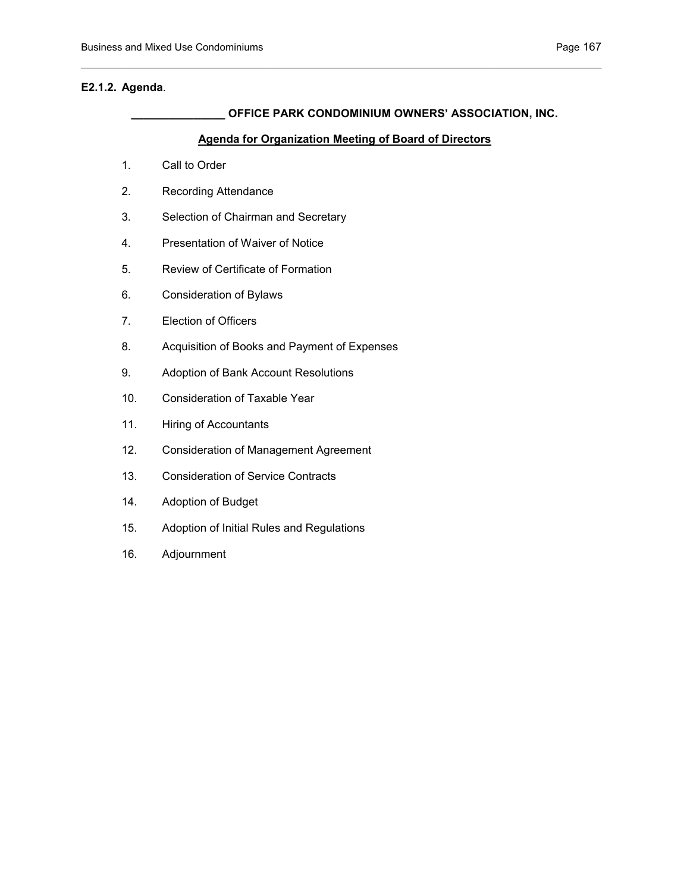**E2.1.2. Agenda**.

**_______________ OFFICE PARK CONDOMINIUM OWNERS' ASSOCIATION, INC.**

**Agenda for Organization Meeting of Board of Directors**

1. Call to Order
2. Recording Attendance
3. Selection of Chairman and Secretary
4. Presentation of Waiver of Notice
5. Review of Certificate of Formation
6. Consideration of Bylaws
7. Election of Officers
8. Acquisition of Books and Payment of Expenses
9. Adoption of Bank Account Resolutions
10. Consideration of Taxable Year
11. Hiring of Accountants
12. Consideration of Management Agreement
13. Consideration of Service Contracts
14. Adoption of Budget
15. Adoption of Initial Rules and Regulations
16. Adjournment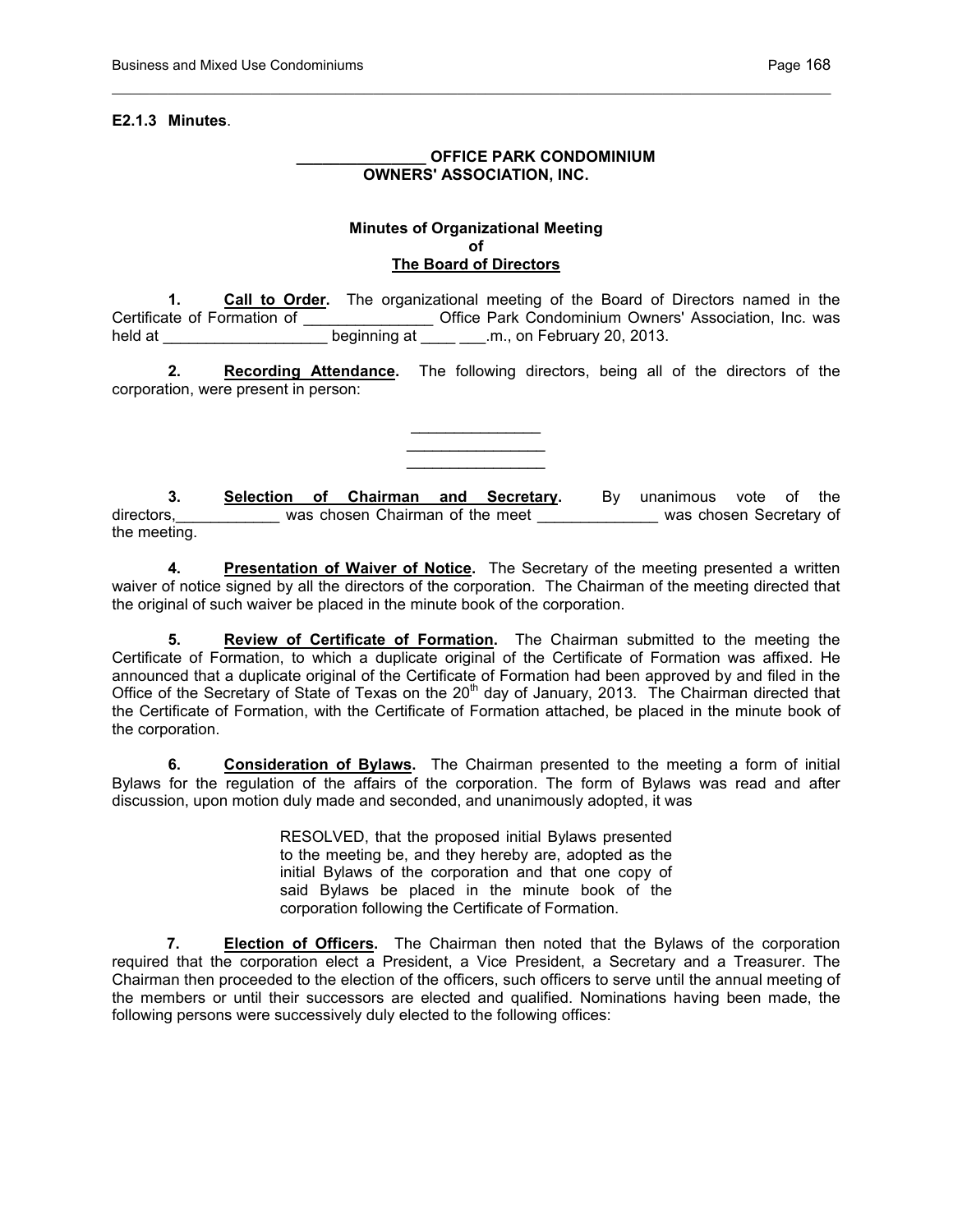**E2.1.3 Minutes**.

**_______________ OFFICE PARK CONDOMINIUM OWNERS' ASSOCIATION, INC.**

**Minutes of Organizational Meeting**
**of**
**The Board of Directors**

**1. Call to Order.** The organizational meeting of the Board of Directors named in the Certificate of Formation of _______________ Office Park Condominium Owners' Association, Inc. was held at ___________________ beginning at ____ ___.m., on February 20, 2013.

**2. Recording Attendance.** The following directors, being all of the directors of the corporation, were present in person:

_______________
________________
________________

**3. Selection of Chairman and Secretary.** By unanimous vote of the directors,____________ was chosen Chairman of the meet ______________ was chosen Secretary of the meeting.

**4. Presentation of Waiver of Notice.** The Secretary of the meeting presented a written waiver of notice signed by all the directors of the corporation. The Chairman of the meeting directed that the original of such waiver be placed in the minute book of the corporation.

**5. Review of Certificate of Formation.** The Chairman submitted to the meeting the Certificate of Formation, to which a duplicate original of the Certificate of Formation was affixed. He announced that a duplicate original of the Certificate of Formation had been approved by and filed in the Office of the Secretary of State of Texas on the 20th day of January, 2013. The Chairman directed that the Certificate of Formation, with the Certificate of Formation attached, be placed in the minute book of the corporation.

**6. Consideration of Bylaws.** The Chairman presented to the meeting a form of initial Bylaws for the regulation of the affairs of the corporation. The form of Bylaws was read and after discussion, upon motion duly made and seconded, and unanimously adopted, it was

> RESOLVED, that the proposed initial Bylaws presented to the meeting be, and they hereby are, adopted as the initial Bylaws of the corporation and that one copy of said Bylaws be placed in the minute book of the corporation following the Certificate of Formation.

**7. Election of Officers.** The Chairman then noted that the Bylaws of the corporation required that the corporation elect a President, a Vice President, a Secretary and a Treasurer. The Chairman then proceeded to the election of the officers, such officers to serve until the annual meeting of the members or until their successors are elected and qualified. Nominations having been made, the following persons were successively duly elected to the following offices: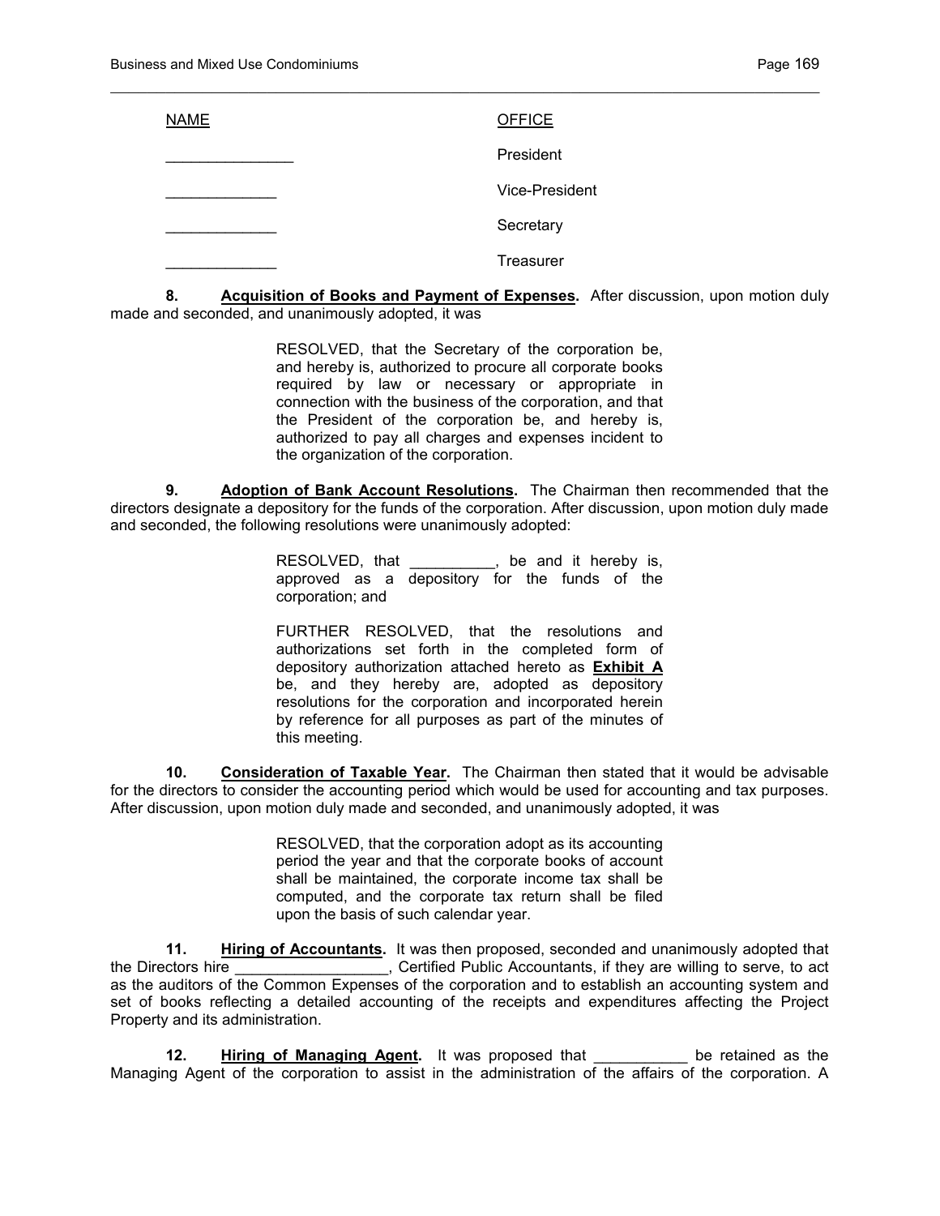| NAME | OFFICE |
|---|---|
| _______________ | President |
| _____________ | Vice-President |
| _____________ | Secretary |
| _____________ | Treasurer |

**8. Acquisition of Books and Payment of Expenses.** After discussion, upon motion duly made and seconded, and unanimously adopted, it was

> RESOLVED, that the Secretary of the corporation be, and hereby is, authorized to procure all corporate books required by law or necessary or appropriate in connection with the business of the corporation, and that the President of the corporation be, and hereby is, authorized to pay all charges and expenses incident to the organization of the corporation.

**9. Adoption of Bank Account Resolutions.** The Chairman then recommended that the directors designate a depository for the funds of the corporation. After discussion, upon motion duly made and seconded, the following resolutions were unanimously adopted:

> RESOLVED, that __________, be and it hereby is, approved as a depository for the funds of the corporation; and
>
> FURTHER RESOLVED, that the resolutions and authorizations set forth in the completed form of depository authorization attached hereto as **Exhibit A** be, and they hereby are, adopted as depository resolutions for the corporation and incorporated herein by reference for all purposes as part of the minutes of this meeting.

**10. Consideration of Taxable Year.** The Chairman then stated that it would be advisable for the directors to consider the accounting period which would be used for accounting and tax purposes. After discussion, upon motion duly made and seconded, and unanimously adopted, it was

> RESOLVED, that the corporation adopt as its accounting period the year and that the corporate books of account shall be maintained, the corporate income tax shall be computed, and the corporate tax return shall be filed upon the basis of such calendar year.

**11. Hiring of Accountants.** It was then proposed, seconded and unanimously adopted that the Directors hire __________________, Certified Public Accountants, if they are willing to serve, to act as the auditors of the Common Expenses of the corporation and to establish an accounting system and set of books reflecting a detailed accounting of the receipts and expenditures affecting the Project Property and its administration.

**12. Hiring of Managing Agent.** It was proposed that ___________ be retained as the Managing Agent of the corporation to assist in the administration of the affairs of the corporation. A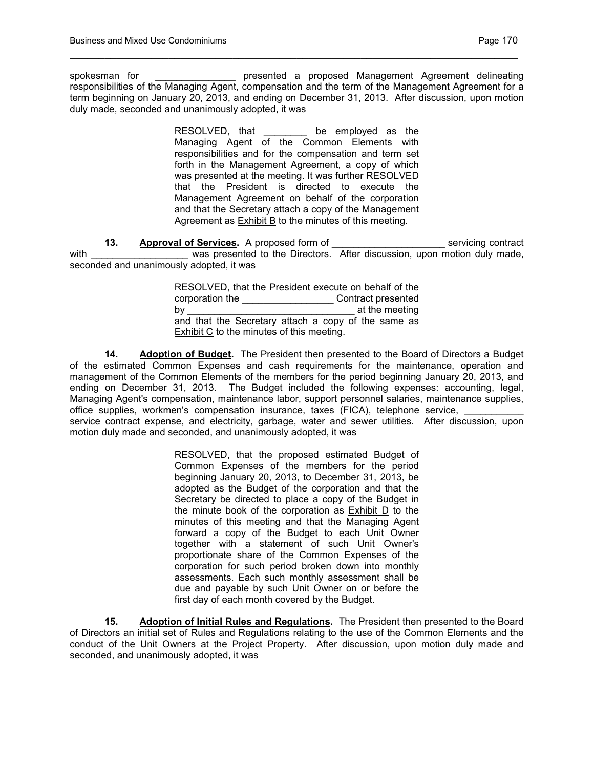spokesman for _______________ presented a proposed Management Agreement delineating responsibilities of the Managing Agent, compensation and the term of the Management Agreement for a term beginning on January 20, 2013, and ending on December 31, 2013. After discussion, upon motion duly made, seconded and unanimously adopted, it was

> RESOLVED, that ________ be employed as the Managing Agent of the Common Elements with responsibilities and for the compensation and term set forth in the Management Agreement, a copy of which was presented at the meeting. It was further RESOLVED that the President is directed to execute the Management Agreement on behalf of the corporation and that the Secretary attach a copy of the Management Agreement as <u>Exhibit B</u> to the minutes of this meeting.

**13. <u>Approval of Services</u>.** A proposed form of _____________________ servicing contract with __________________ was presented to the Directors. After discussion, upon motion duly made, seconded and unanimously adopted, it was

> RESOLVED, that the President execute on behalf of the corporation the _________________ Contract presented by _______________________________ at the meeting and that the Secretary attach a copy of the same as <u>Exhibit C</u> to the minutes of this meeting.

**14. <u>Adoption of Budget</u>.** The President then presented to the Board of Directors a Budget of the estimated Common Expenses and cash requirements for the maintenance, operation and management of the Common Elements of the members for the period beginning January 20, 2013, and ending on December 31, 2013. The Budget included the following expenses: accounting, legal, Managing Agent's compensation, maintenance labor, support personnel salaries, maintenance supplies, office supplies, workmen's compensation insurance, taxes (FICA), telephone service, ___________ service contract expense, and electricity, garbage, water and sewer utilities. After discussion, upon motion duly made and seconded, and unanimously adopted, it was

> RESOLVED, that the proposed estimated Budget of Common Expenses of the members for the period beginning January 20, 2013, to December 31, 2013, be adopted as the Budget of the corporation and that the Secretary be directed to place a copy of the Budget in the minute book of the corporation as <u>Exhibit D</u> to the minutes of this meeting and that the Managing Agent forward a copy of the Budget to each Unit Owner together with a statement of such Unit Owner's proportionate share of the Common Expenses of the corporation for such period broken down into monthly assessments. Each such monthly assessment shall be due and payable by such Unit Owner on or before the first day of each month covered by the Budget.

**15. <u>Adoption of Initial Rules and Regulations</u>.** The President then presented to the Board of Directors an initial set of Rules and Regulations relating to the use of the Common Elements and the conduct of the Unit Owners at the Project Property. After discussion, upon motion duly made and seconded, and unanimously adopted, it was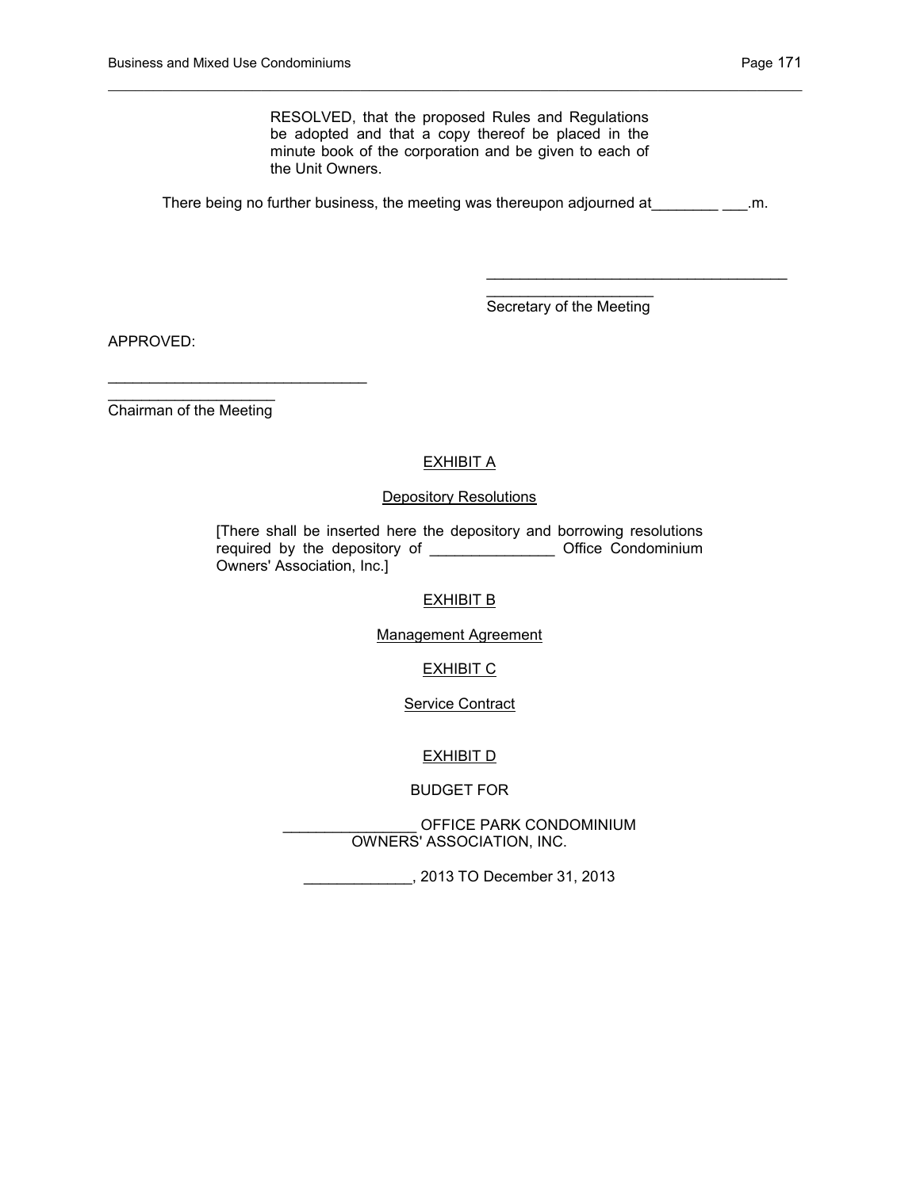RESOLVED, that the proposed Rules and Regulations be adopted and that a copy thereof be placed in the minute book of the corporation and be given to each of the Unit Owners.

There being no further business, the meeting was thereupon adjourned at________ ___.m.

_____________________________________
____________________
Secretary of the Meeting

APPROVED:

_______________________________
____________________
Chairman of the Meeting

EXHIBIT A

Depository Resolutions

[There shall be inserted here the depository and borrowing resolutions required by the depository of _______________ Office Condominium Owners' Association, Inc.]

EXHIBIT B

Management Agreement

EXHIBIT C

Service Contract

EXHIBIT D

BUDGET FOR

________________ OFFICE PARK CONDOMINIUM OWNERS' ASSOCIATION, INC.

_____________, 2013 TO December 31, 2013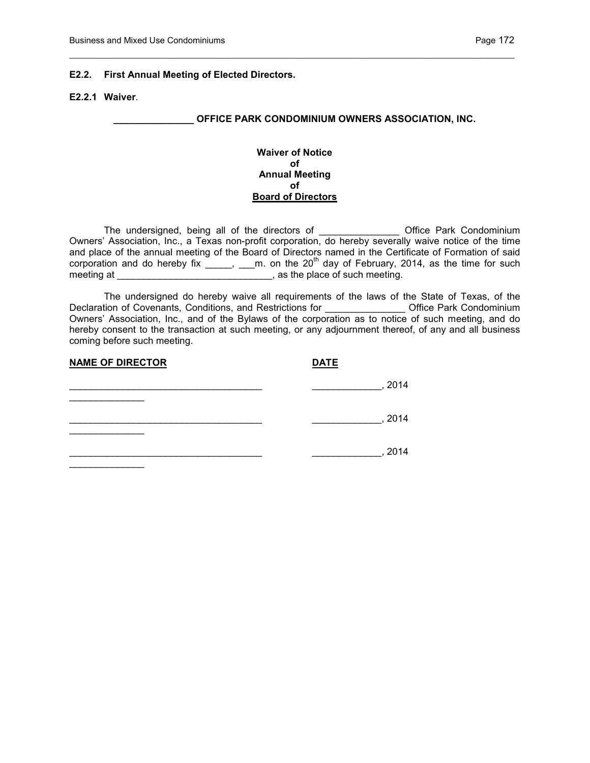**E2.2. First Annual Meeting of Elected Directors.**

**E2.2.1 Waiver**.

**_______________ OFFICE PARK CONDOMINIUM OWNERS ASSOCIATION, INC.**

**Waiver of Notice**
**of**
**Annual Meeting**
**of**
**Board of Directors**

The undersigned, being all of the directors of _______________ Office Park Condominium Owners' Association, Inc., a Texas non-profit corporation, do hereby severally waive notice of the time and place of the annual meeting of the Board of Directors named in the Certificate of Formation of said corporation and do hereby fix _____, ___m. on the 20th day of February, 2014, as the time for such meeting at ______________________________, as the place of such meeting.

The undersigned do hereby waive all requirements of the laws of the State of Texas, of the Declaration of Covenants, Conditions, and Restrictions for _______________ Office Park Condominium Owners' Association, Inc., and of the Bylaws of the corporation as to notice of such meeting, and do hereby consent to the transaction at such meeting, or any adjournment thereof, of any and all business coming before such meeting.

| NAME OF DIRECTOR | DATE |
|---|---|
| ____________________________________ | _____________, 2014 |
| ______________ | |
| ____________________________________ | _____________, 2014 |
| ______________ | |
| ____________________________________ | _____________, 2014 |
| ______________ | |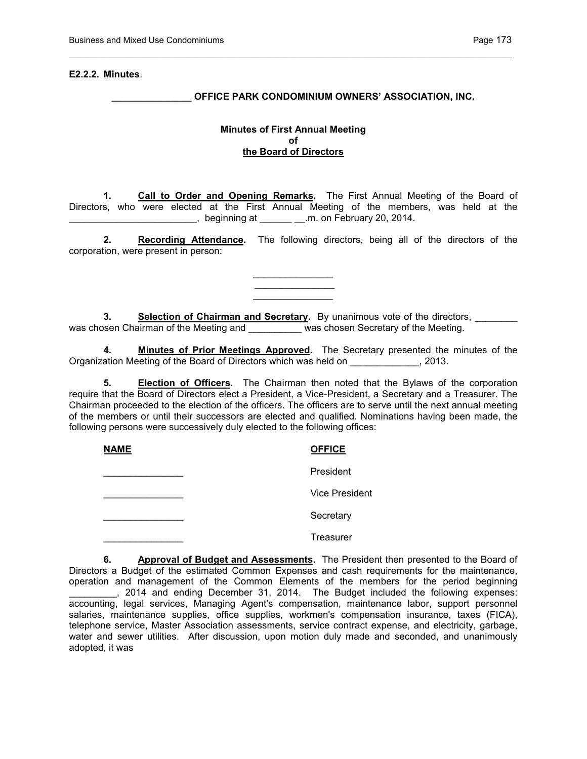**E2.2.2. Minutes**.

**_______________ OFFICE PARK CONDOMINIUM OWNERS' ASSOCIATION, INC.**

**Minutes of First Annual Meeting**
**of**
**the Board of Directors**

**1. Call to Order and Opening Remarks.** The First Annual Meeting of the Board of Directors, who were elected at the First Annual Meeting of the members, was held at the ________________________, beginning at ______ __.m. on February 20, 2014.

**2. Recording Attendance.** The following directors, being all of the directors of the corporation, were present in person:

_______________
_______________
_______________

**3. Selection of Chairman and Secretary.** By unanimous vote of the directors, ________ was chosen Chairman of the Meeting and __________ was chosen Secretary of the Meeting.

**4. Minutes of Prior Meetings Approved.** The Secretary presented the minutes of the Organization Meeting of the Board of Directors which was held on _____________, 2013.

**5. Election of Officers.** The Chairman then noted that the Bylaws of the corporation require that the Board of Directors elect a President, a Vice-President, a Secretary and a Treasurer. The Chairman proceeded to the election of the officers. The officers are to serve until the next annual meeting of the members or until their successors are elected and qualified. Nominations having been made, the following persons were successively duly elected to the following offices:

| NAME | OFFICE |
|---|---|
| _______________ | President |
| _______________ | Vice President |
| _______________ | Secretary |
| _______________ | Treasurer |

**6. Approval of Budget and Assessments.** The President then presented to the Board of Directors a Budget of the estimated Common Expenses and cash requirements for the maintenance, operation and management of the Common Elements of the members for the period beginning _________, 2014 and ending December 31, 2014. The Budget included the following expenses: accounting, legal services, Managing Agent's compensation, maintenance labor, support personnel salaries, maintenance supplies, office supplies, workmen's compensation insurance, taxes (FICA), telephone service, Master Association assessments, service contract expense, and electricity, garbage, water and sewer utilities. After discussion, upon motion duly made and seconded, and unanimously adopted, it was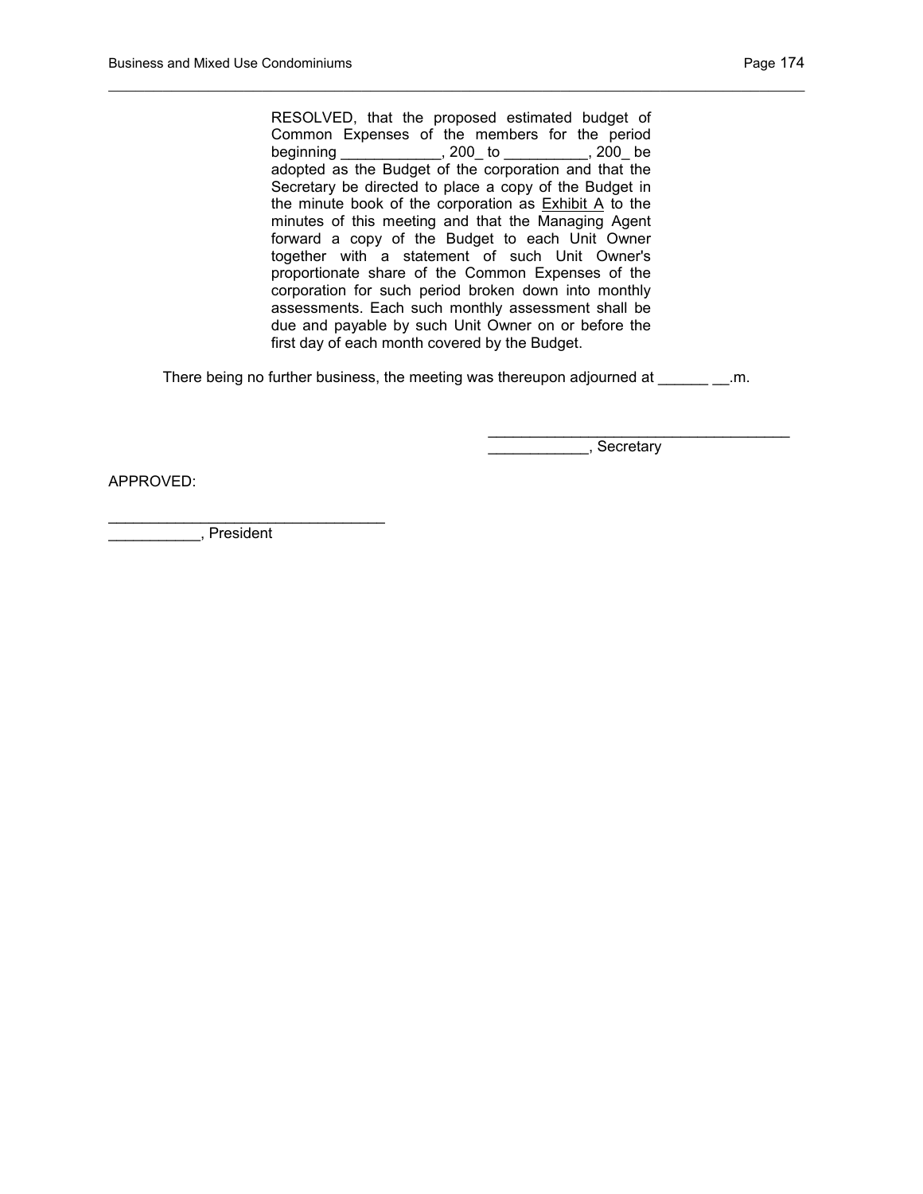RESOLVED, that the proposed estimated budget of Common Expenses of the members for the period beginning ____________, 200_ to __________, 200_ be adopted as the Budget of the corporation and that the Secretary be directed to place a copy of the Budget in the minute book of the corporation as <u>Exhibit A</u> to the minutes of this meeting and that the Managing Agent forward a copy of the Budget to each Unit Owner together with a statement of such Unit Owner's proportionate share of the Common Expenses of the corporation for such period broken down into monthly assessments. Each such monthly assessment shall be due and payable by such Unit Owner on or before the first day of each month covered by the Budget.

There being no further business, the meeting was thereupon adjourned at ______ __.m.

_____________________________________
____________, Secretary

APPROVED:

_________________________________
___________, President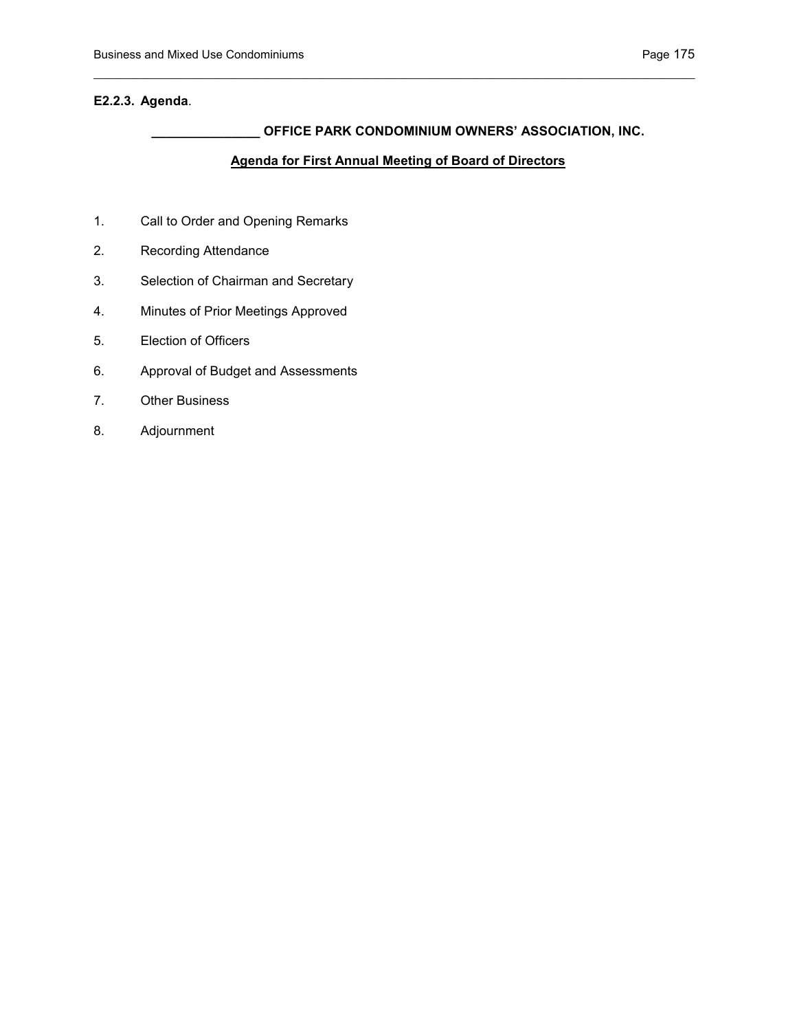**E2.2.3. Agenda**.

**_______________ OFFICE PARK CONDOMINIUM OWNERS' ASSOCIATION, INC.**

**Agenda for First Annual Meeting of Board of Directors**

1. Call to Order and Opening Remarks
2. Recording Attendance
3. Selection of Chairman and Secretary
4. Minutes of Prior Meetings Approved
5. Election of Officers
6. Approval of Budget and Assessments
7. Other Business
8. Adjournment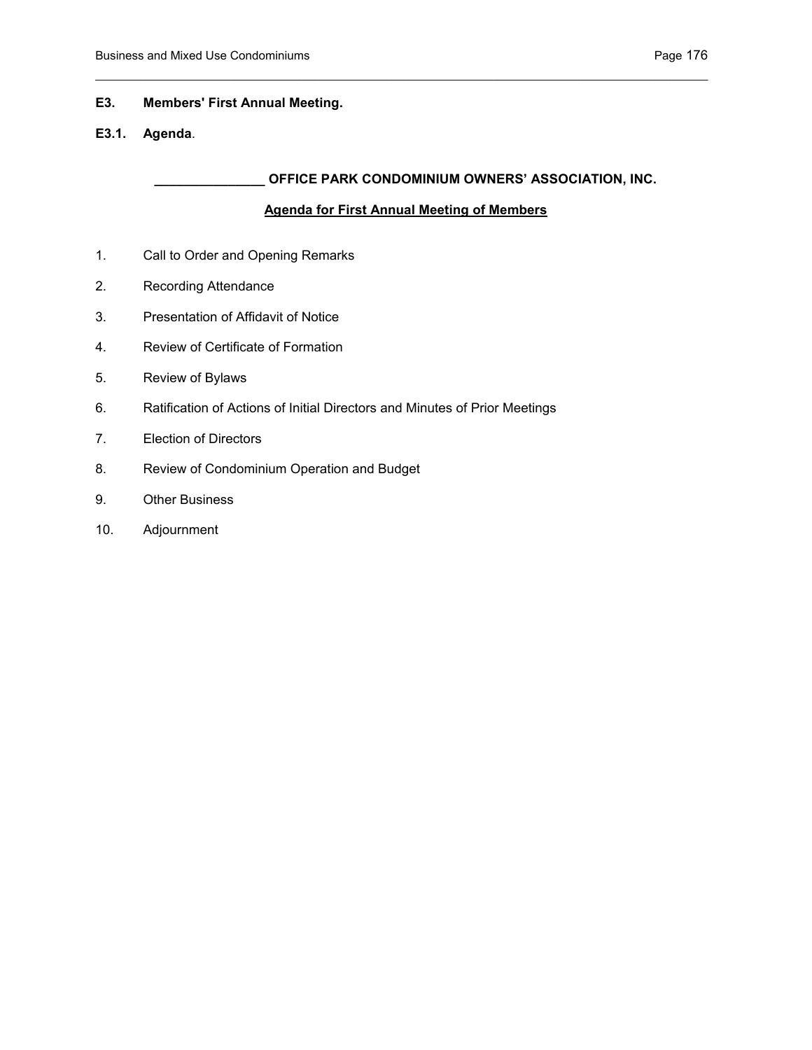## E3. Members' First Annual Meeting.

### E3.1. Agenda.

**_______________ OFFICE PARK CONDOMINIUM OWNERS' ASSOCIATION, INC.**

**Agenda for First Annual Meeting of Members**

1. Call to Order and Opening Remarks
2. Recording Attendance
3. Presentation of Affidavit of Notice
4. Review of Certificate of Formation
5. Review of Bylaws
6. Ratification of Actions of Initial Directors and Minutes of Prior Meetings
7. Election of Directors
8. Review of Condominium Operation and Budget
9. Other Business
10. Adjournment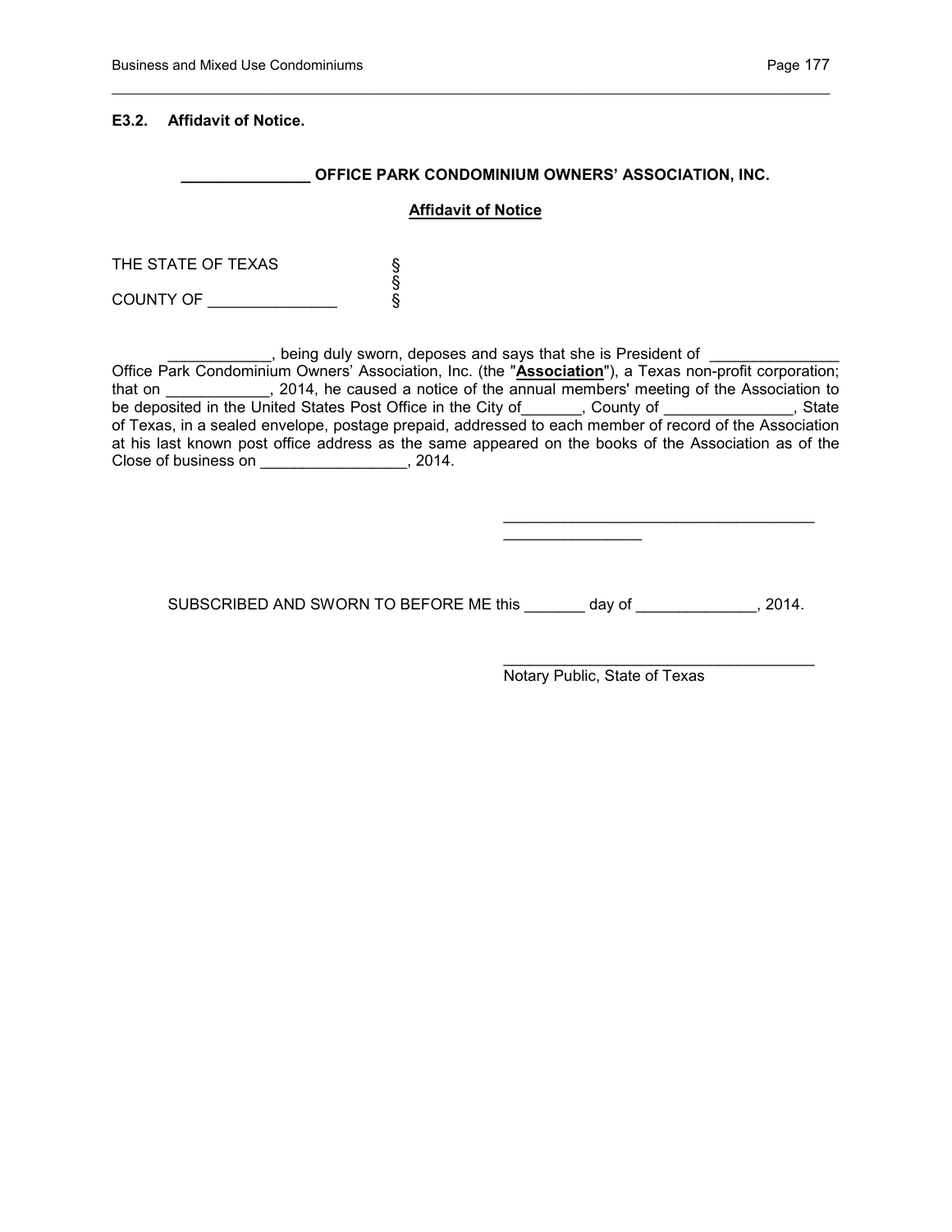### E3.2. Affidavit of Notice.

**_______________ OFFICE PARK CONDOMINIUM OWNERS' ASSOCIATION, INC.**

**Affidavit of Notice**

THE STATE OF TEXAS §
§
COUNTY OF _______________ §

____________, being duly sworn, deposes and says that she is President of _______________ Office Park Condominium Owners' Association, Inc. (the "**Association**"), a Texas non-profit corporation; that on ____________, 2014, he caused a notice of the annual members' meeting of the Association to be deposited in the United States Post Office in the City of_______, County of _______________, State of Texas, in a sealed envelope, postage prepaid, addressed to each member of record of the Association at his last known post office address as the same appeared on the books of the Association as of the Close of business on _________________, 2014.

_____________________________________
________________

SUBSCRIBED AND SWORN TO BEFORE ME this _______ day of ______________, 2014.

_____________________________________
Notary Public, State of Texas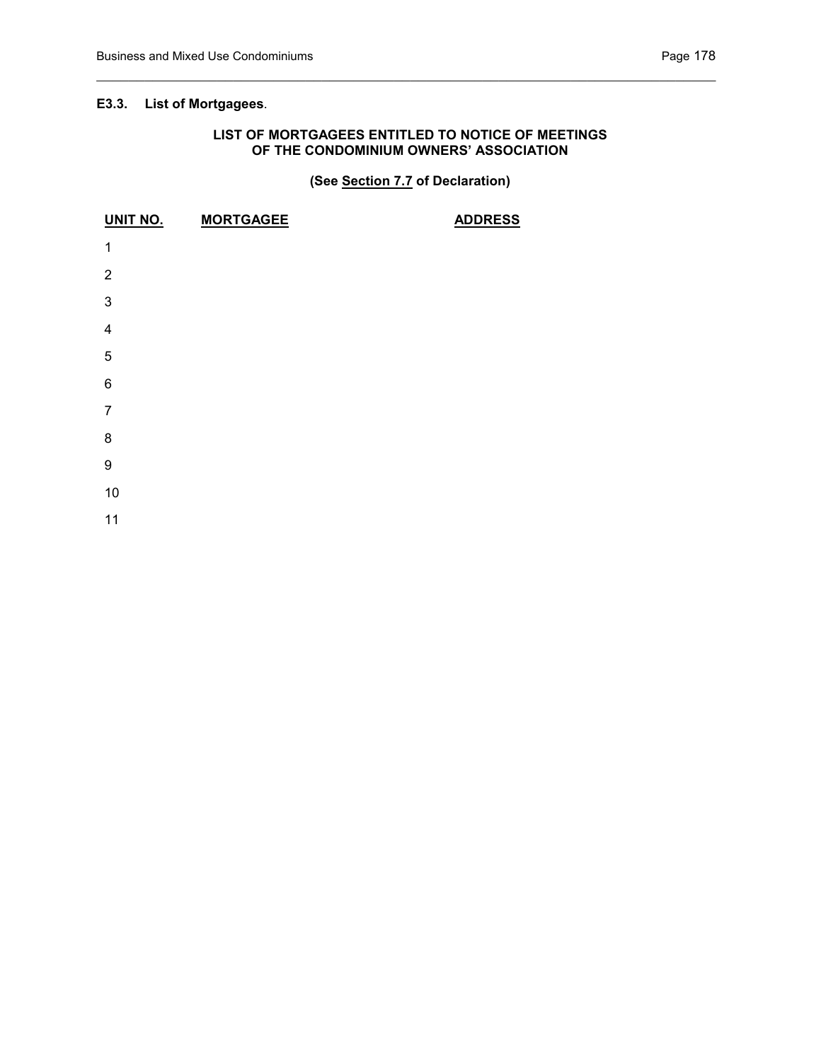### E3.3. List of Mortgagees.

**LIST OF MORTGAGEES ENTITLED TO NOTICE OF MEETINGS OF THE CONDOMINIUM OWNERS' ASSOCIATION**

**(See Section 7.7 of Declaration)**

| UNIT NO. | MORTGAGEE | ADDRESS |
|---|---|---|
| 1 | | |
| 2 | | |
| 3 | | |
| 4 | | |
| 5 | | |
| 6 | | |
| 7 | | |
| 8 | | |
| 9 | | |
| 10 | | |
| 11 | | |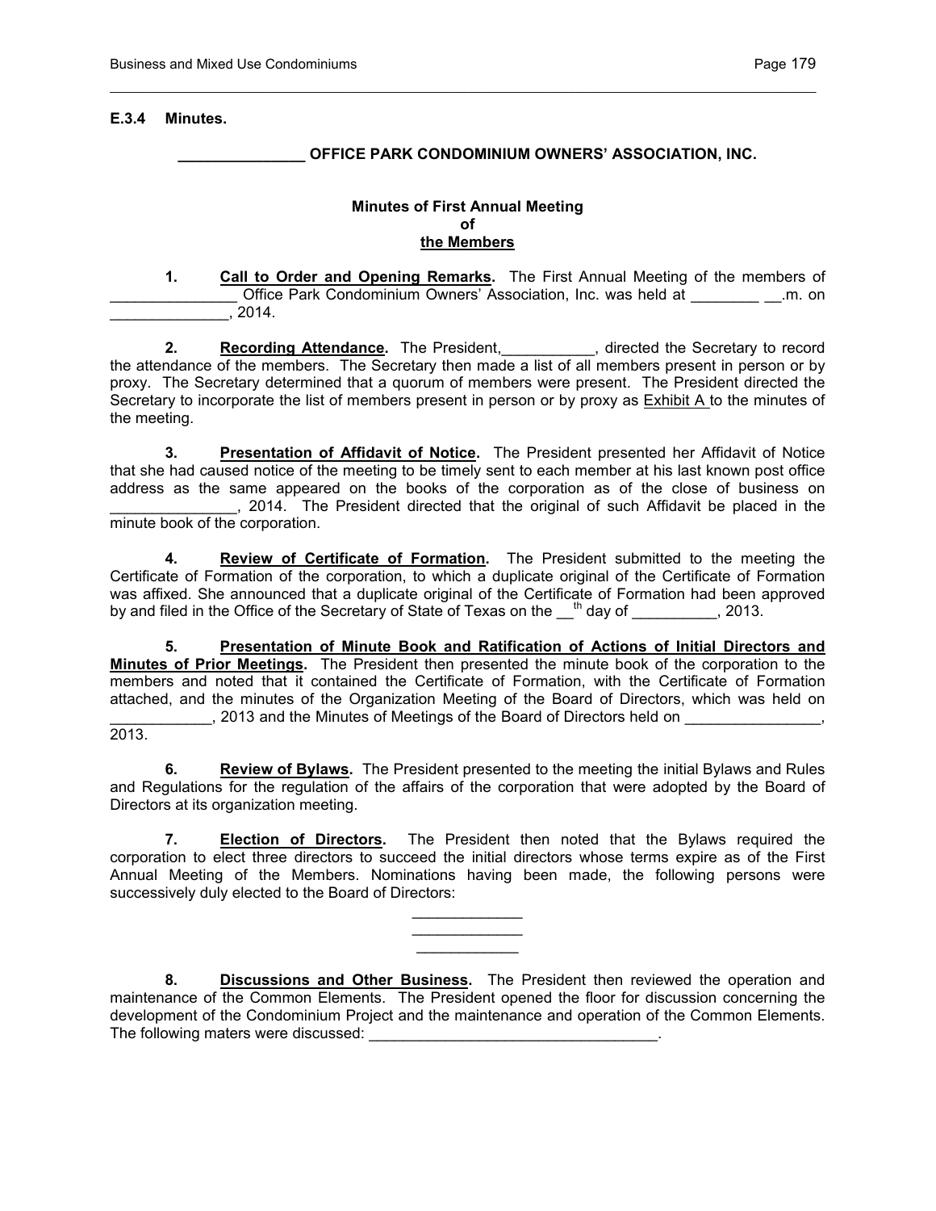### E.3.4 Minutes.

**_______________ OFFICE PARK CONDOMINIUM OWNERS' ASSOCIATION, INC.**

**Minutes of First Annual Meeting**
**of**
**<u>the Members</u>**

**1. <u>Call to Order and Opening Remarks</u>.** The First Annual Meeting of the members of _______________ Office Park Condominium Owners' Association, Inc. was held at ________ __.m. on ______________, 2014.

**2. <u>Recording Attendance</u>.** The President,___________, directed the Secretary to record the attendance of the members. The Secretary then made a list of all members present in person or by proxy. The Secretary determined that a quorum of members were present. The President directed the Secretary to incorporate the list of members present in person or by proxy as <u>Exhibit A</u> to the minutes of the meeting.

**3. <u>Presentation of Affidavit of Notice</u>.** The President presented her Affidavit of Notice that she had caused notice of the meeting to be timely sent to each member at his last known post office address as the same appeared on the books of the corporation as of the close of business on _______________, 2014. The President directed that the original of such Affidavit be placed in the minute book of the corporation.

**4. <u>Review of Certificate of Formation</u>.** The President submitted to the meeting the Certificate of Formation of the corporation, to which a duplicate original of the Certificate of Formation was affixed. She announced that a duplicate original of the Certificate of Formation had been approved by and filed in the Office of the Secretary of State of Texas on the __th day of __________, 2013.

**5. <u>Presentation of Minute Book and Ratification of Actions of Initial Directors and Minutes of Prior Meetings</u>.** The President then presented the minute book of the corporation to the members and noted that it contained the Certificate of Formation, with the Certificate of Formation attached, and the minutes of the Organization Meeting of the Board of Directors, which was held on ____________, 2013 and the Minutes of Meetings of the Board of Directors held on ________________, 2013.

**6. <u>Review of Bylaws</u>.** The President presented to the meeting the initial Bylaws and Rules and Regulations for the regulation of the affairs of the corporation that were adopted by the Board of Directors at its organization meeting.

**7. <u>Election of Directors</u>.** The President then noted that the Bylaws required the corporation to elect three directors to succeed the initial directors whose terms expire as of the First Annual Meeting of the Members. Nominations having been made, the following persons were successively duly elected to the Board of Directors:

_____________
_____________
____________

**8. <u>Discussions and Other Business</u>.** The President then reviewed the operation and maintenance of the Common Elements. The President opened the floor for discussion concerning the development of the Condominium Project and the maintenance and operation of the Common Elements. The following maters were discussed: __________________________________.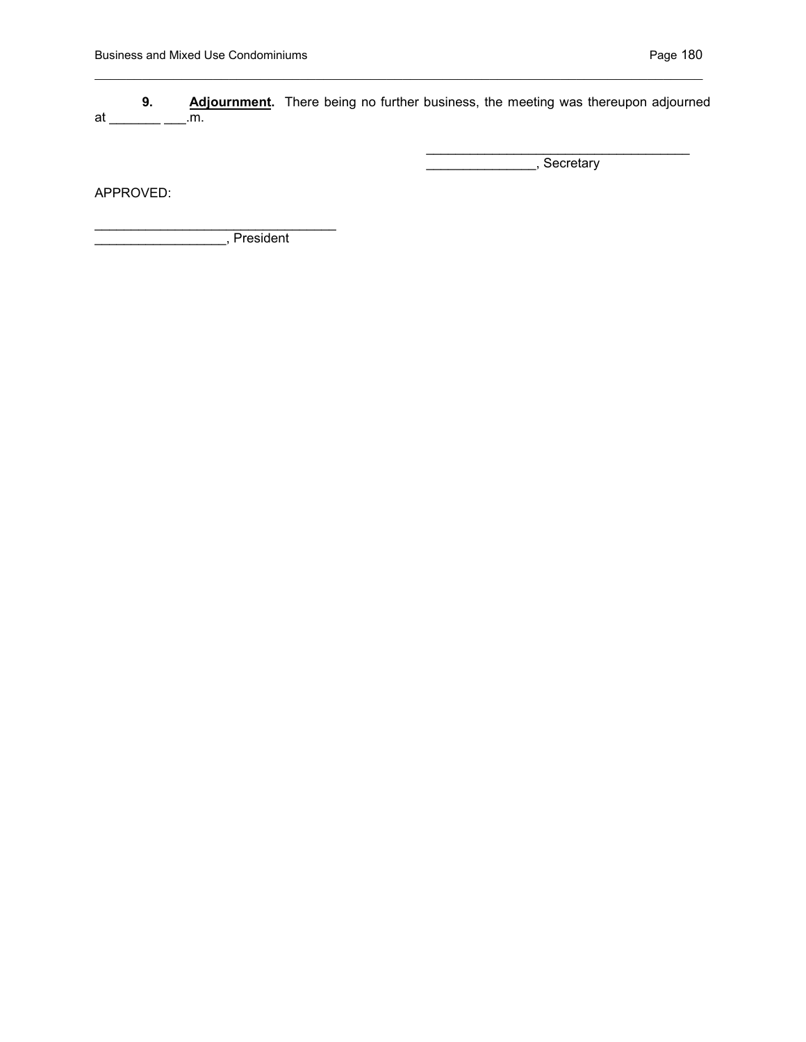**9.** **<u>Adjournment</u>.** There being no further business, the meeting was thereupon adjourned at _______ ___.m.

_____________________________________
_______________, Secretary

APPROVED:

__________________________________
__________________, President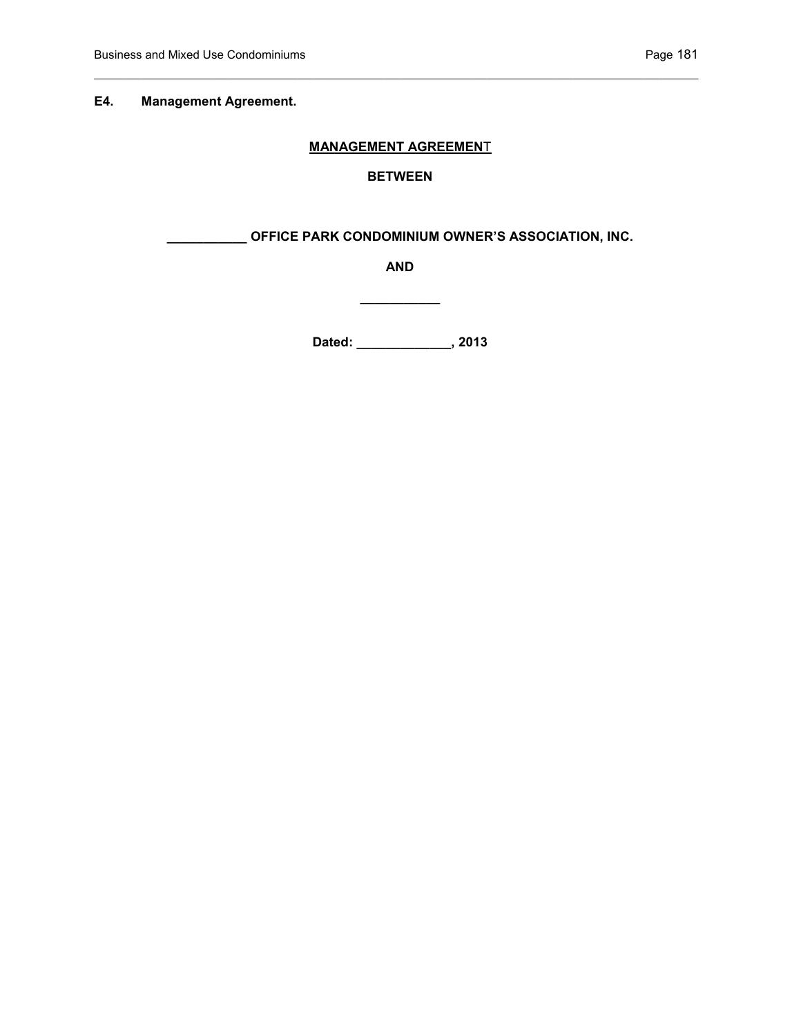**E4. Management Agreement.**

**MANAGEMENT AGREEMENT**

**BETWEEN**

**___________ OFFICE PARK CONDOMINIUM OWNER'S ASSOCIATION, INC.**

**AND**

**___________**

**Dated: _____________, 2013**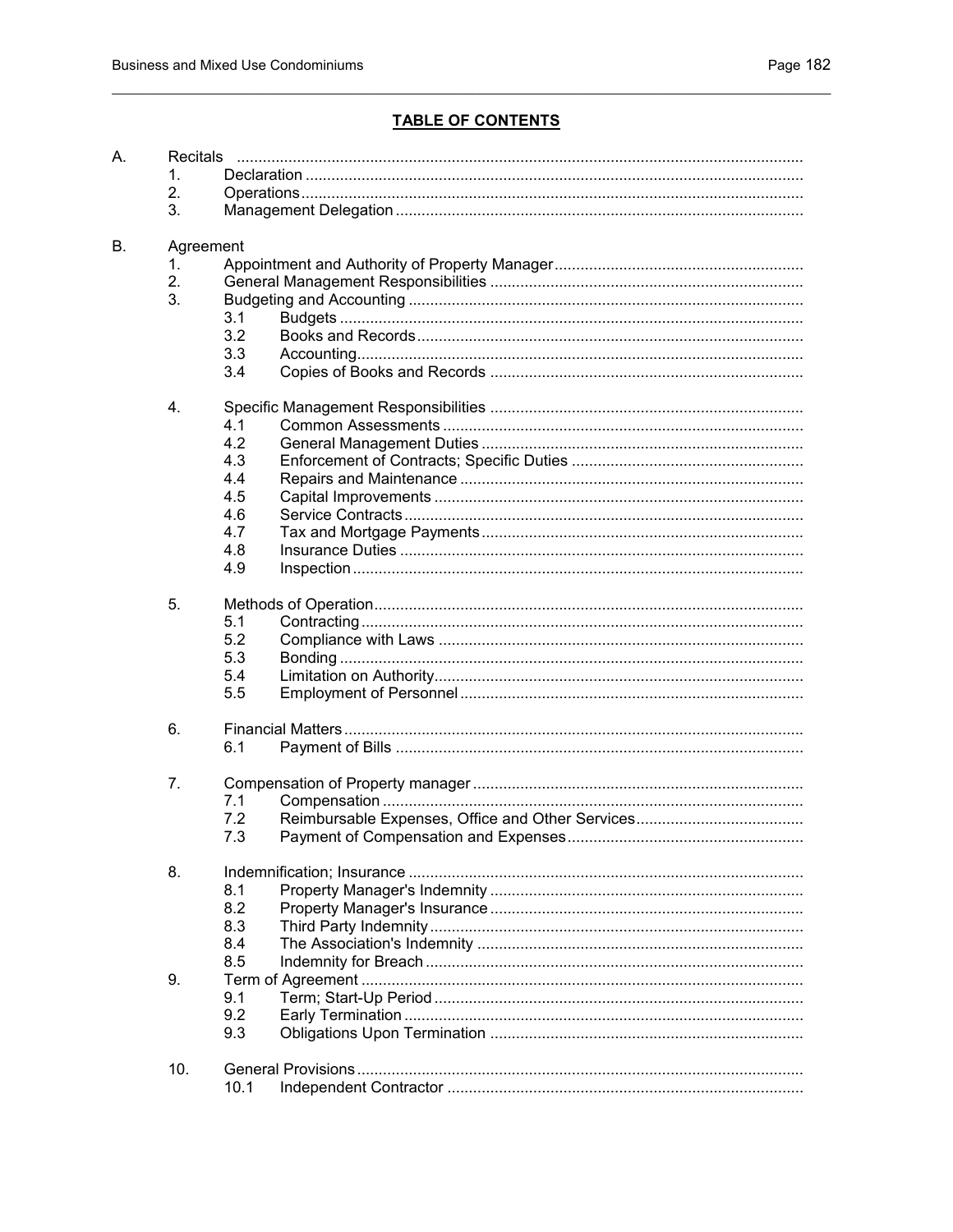## TABLE OF CONTENTS

A. Recitals
   1. Declaration
   2. Operations
   3. Management Delegation

B. Agreement
   1. Appointment and Authority of Property Manager
   2. General Management Responsibilities
   3. Budgeting and Accounting
      3.1 Budgets
      3.2 Books and Records
      3.3 Accounting
      3.4 Copies of Books and Records

   4. Specific Management Responsibilities
      4.1 Common Assessments
      4.2 General Management Duties
      4.3 Enforcement of Contracts; Specific Duties
      4.4 Repairs and Maintenance
      4.5 Capital Improvements
      4.6 Service Contracts
      4.7 Tax and Mortgage Payments
      4.8 Insurance Duties
      4.9 Inspection

   5. Methods of Operation
      5.1 Contracting
      5.2 Compliance with Laws
      5.3 Bonding
      5.4 Limitation on Authority
      5.5 Employment of Personnel

   6. Financial Matters
      6.1 Payment of Bills

   7. Compensation of Property manager
      7.1 Compensation
      7.2 Reimbursable Expenses, Office and Other Services
      7.3 Payment of Compensation and Expenses

   8. Indemnification; Insurance
      8.1 Property Manager's Indemnity
      8.2 Property Manager's Insurance
      8.3 Third Party Indemnity
      8.4 The Association's Indemnity
      8.5 Indemnity for Breach
   9. Term of Agreement
      9.1 Term; Start-Up Period
      9.2 Early Termination
      9.3 Obligations Upon Termination

   10. General Provisions
      10.1 Independent Contractor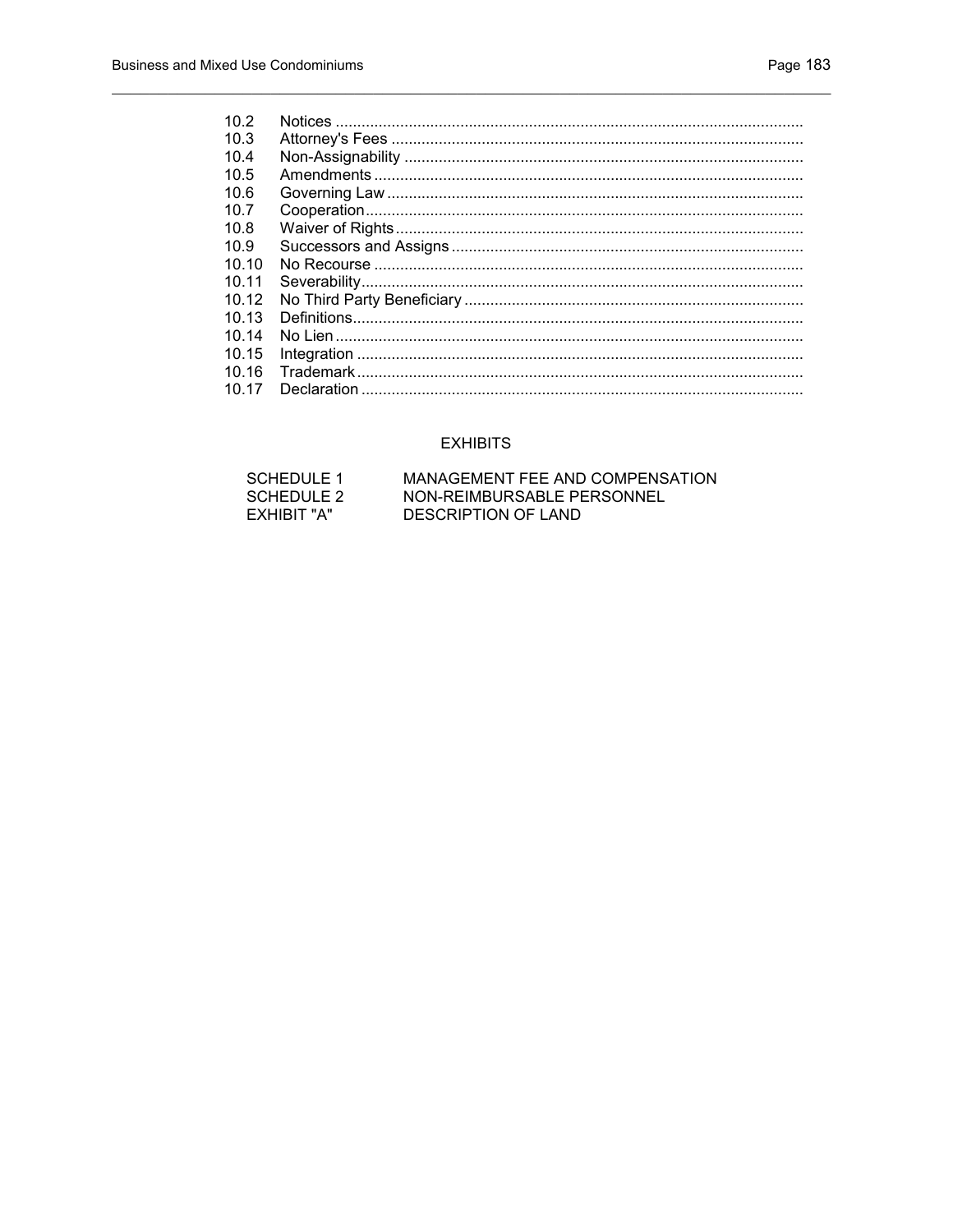| | |
|---|---|
| 10.2 | Notices |
| 10.3 | Attorney's Fees |
| 10.4 | Non-Assignability |
| 10.5 | Amendments |
| 10.6 | Governing Law |
| 10.7 | Cooperation |
| 10.8 | Waiver of Rights |
| 10.9 | Successors and Assigns |
| 10.10 | No Recourse |
| 10.11 | Severability |
| 10.12 | No Third Party Beneficiary |
| 10.13 | Definitions |
| 10.14 | No Lien |
| 10.15 | Integration |
| 10.16 | Trademark |
| 10.17 | Declaration |

## EXHIBITS

| | |
|---|---|
| SCHEDULE 1 | MANAGEMENT FEE AND COMPENSATION |
| SCHEDULE 2 | NON-REIMBURSABLE PERSONNEL |
| EXHIBIT "A" | DESCRIPTION OF LAND |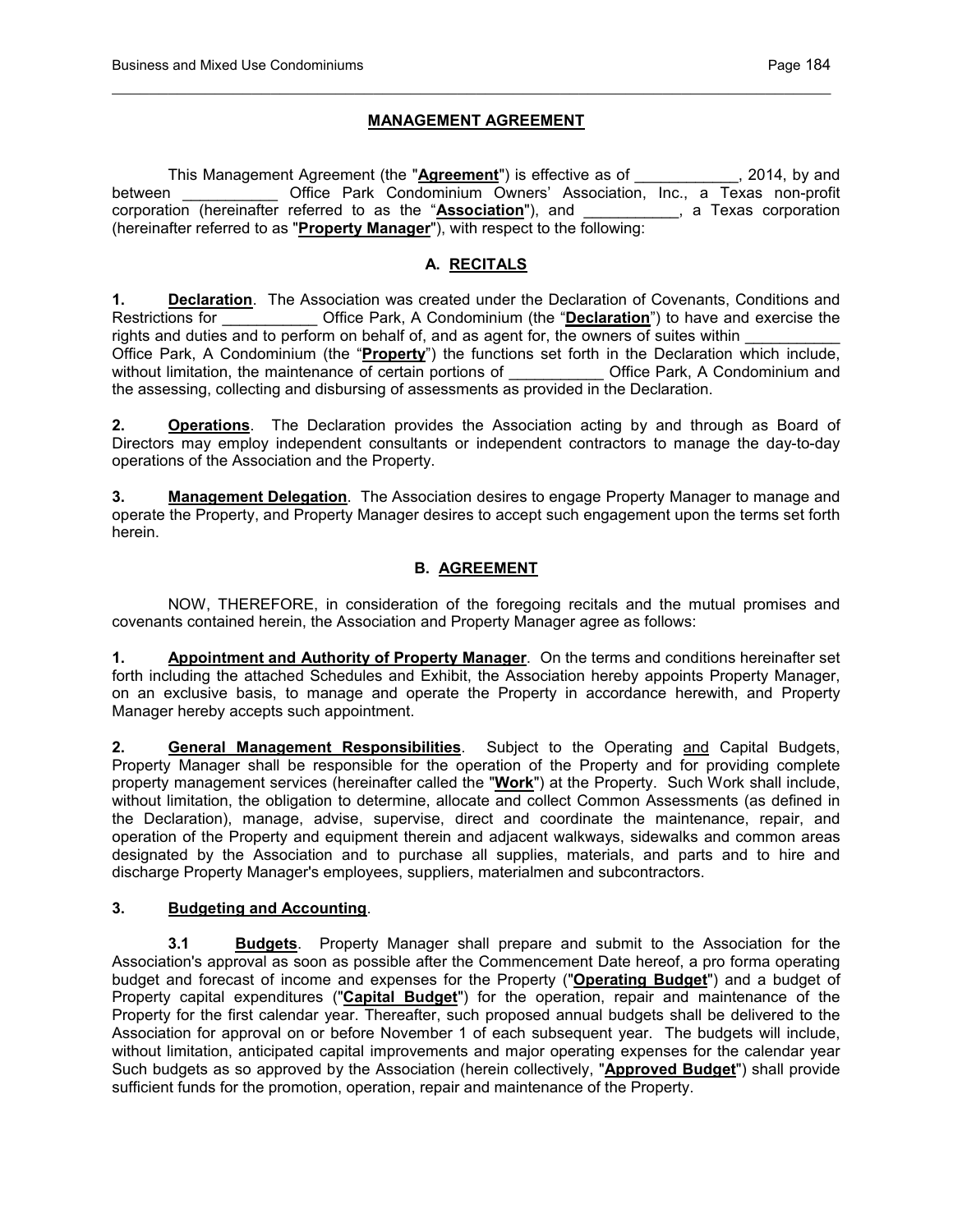# MANAGEMENT AGREEMENT

This Management Agreement (the "**Agreement**") is effective as of ____________, 2014, by and between ___________ Office Park Condominium Owners' Association, Inc., a Texas non-profit corporation (hereinafter referred to as the "**Association**"), and ___________, a Texas corporation (hereinafter referred to as "**Property Manager**"), with respect to the following:

## A. RECITALS

**1. Declaration**. The Association was created under the Declaration of Covenants, Conditions and Restrictions for ___________ Office Park, A Condominium (the "**Declaration**") to have and exercise the rights and duties and to perform on behalf of, and as agent for, the owners of suites within ___________ Office Park, A Condominium (the "**Property**") the functions set forth in the Declaration which include, without limitation, the maintenance of certain portions of ___________ Office Park, A Condominium and the assessing, collecting and disbursing of assessments as provided in the Declaration.

**2. Operations**. The Declaration provides the Association acting by and through as Board of Directors may employ independent consultants or independent contractors to manage the day-to-day operations of the Association and the Property.

**3. Management Delegation**. The Association desires to engage Property Manager to manage and operate the Property, and Property Manager desires to accept such engagement upon the terms set forth herein.

## B. AGREEMENT

NOW, THEREFORE, in consideration of the foregoing recitals and the mutual promises and covenants contained herein, the Association and Property Manager agree as follows:

**1. Appointment and Authority of Property Manager**. On the terms and conditions hereinafter set forth including the attached Schedules and Exhibit, the Association hereby appoints Property Manager, on an exclusive basis, to manage and operate the Property in accordance herewith, and Property Manager hereby accepts such appointment.

**2. General Management Responsibilities**. Subject to the Operating and Capital Budgets, Property Manager shall be responsible for the operation of the Property and for providing complete property management services (hereinafter called the "**Work**") at the Property. Such Work shall include, without limitation, the obligation to determine, allocate and collect Common Assessments (as defined in the Declaration), manage, advise, supervise, direct and coordinate the maintenance, repair, and operation of the Property and equipment therein and adjacent walkways, sidewalks and common areas designated by the Association and to purchase all supplies, materials, and parts and to hire and discharge Property Manager's employees, suppliers, materialmen and subcontractors.

**3. Budgeting and Accounting**.

**3.1 Budgets**. Property Manager shall prepare and submit to the Association for the Association's approval as soon as possible after the Commencement Date hereof, a pro forma operating budget and forecast of income and expenses for the Property ("**Operating Budget**") and a budget of Property capital expenditures ("**Capital Budget**") for the operation, repair and maintenance of the Property for the first calendar year. Thereafter, such proposed annual budgets shall be delivered to the Association for approval on or before November 1 of each subsequent year. The budgets will include, without limitation, anticipated capital improvements and major operating expenses for the calendar year Such budgets as so approved by the Association (herein collectively, "**Approved Budget**") shall provide sufficient funds for the promotion, operation, repair and maintenance of the Property.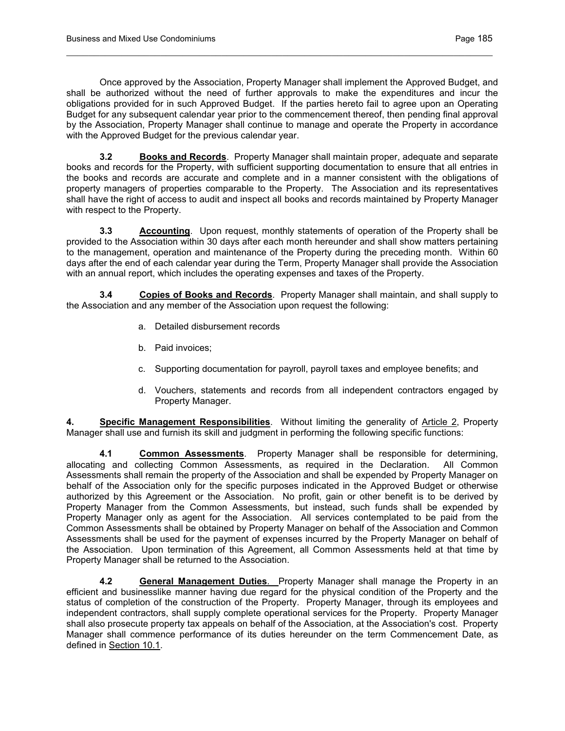Once approved by the Association, Property Manager shall implement the Approved Budget, and shall be authorized without the need of further approvals to make the expenditures and incur the obligations provided for in such Approved Budget. If the parties hereto fail to agree upon an Operating Budget for any subsequent calendar year prior to the commencement thereof, then pending final approval by the Association, Property Manager shall continue to manage and operate the Property in accordance with the Approved Budget for the previous calendar year.

**3.2 Books and Records**. Property Manager shall maintain proper, adequate and separate books and records for the Property, with sufficient supporting documentation to ensure that all entries in the books and records are accurate and complete and in a manner consistent with the obligations of property managers of properties comparable to the Property. The Association and its representatives shall have the right of access to audit and inspect all books and records maintained by Property Manager with respect to the Property.

**3.3 Accounting**. Upon request, monthly statements of operation of the Property shall be provided to the Association within 30 days after each month hereunder and shall show matters pertaining to the management, operation and maintenance of the Property during the preceding month. Within 60 days after the end of each calendar year during the Term, Property Manager shall provide the Association with an annual report, which includes the operating expenses and taxes of the Property.

**3.4 Copies of Books and Records**. Property Manager shall maintain, and shall supply to the Association and any member of the Association upon request the following:

a. Detailed disbursement records

b. Paid invoices;

c. Supporting documentation for payroll, payroll taxes and employee benefits; and

d. Vouchers, statements and records from all independent contractors engaged by Property Manager.

**4. Specific Management Responsibilities**. Without limiting the generality of Article 2, Property Manager shall use and furnish its skill and judgment in performing the following specific functions:

**4.1 Common Assessments**. Property Manager shall be responsible for determining, allocating and collecting Common Assessments, as required in the Declaration. All Common Assessments shall remain the property of the Association and shall be expended by Property Manager on behalf of the Association only for the specific purposes indicated in the Approved Budget or otherwise authorized by this Agreement or the Association. No profit, gain or other benefit is to be derived by Property Manager from the Common Assessments, but instead, such funds shall be expended by Property Manager only as agent for the Association. All services contemplated to be paid from the Common Assessments shall be obtained by Property Manager on behalf of the Association and Common Assessments shall be used for the payment of expenses incurred by the Property Manager on behalf of the Association. Upon termination of this Agreement, all Common Assessments held at that time by Property Manager shall be returned to the Association.

**4.2 General Management Duties**. Property Manager shall manage the Property in an efficient and businesslike manner having due regard for the physical condition of the Property and the status of completion of the construction of the Property. Property Manager, through its employees and independent contractors, shall supply complete operational services for the Property. Property Manager shall also prosecute property tax appeals on behalf of the Association, at the Association's cost. Property Manager shall commence performance of its duties hereunder on the term Commencement Date, as defined in Section 10.1.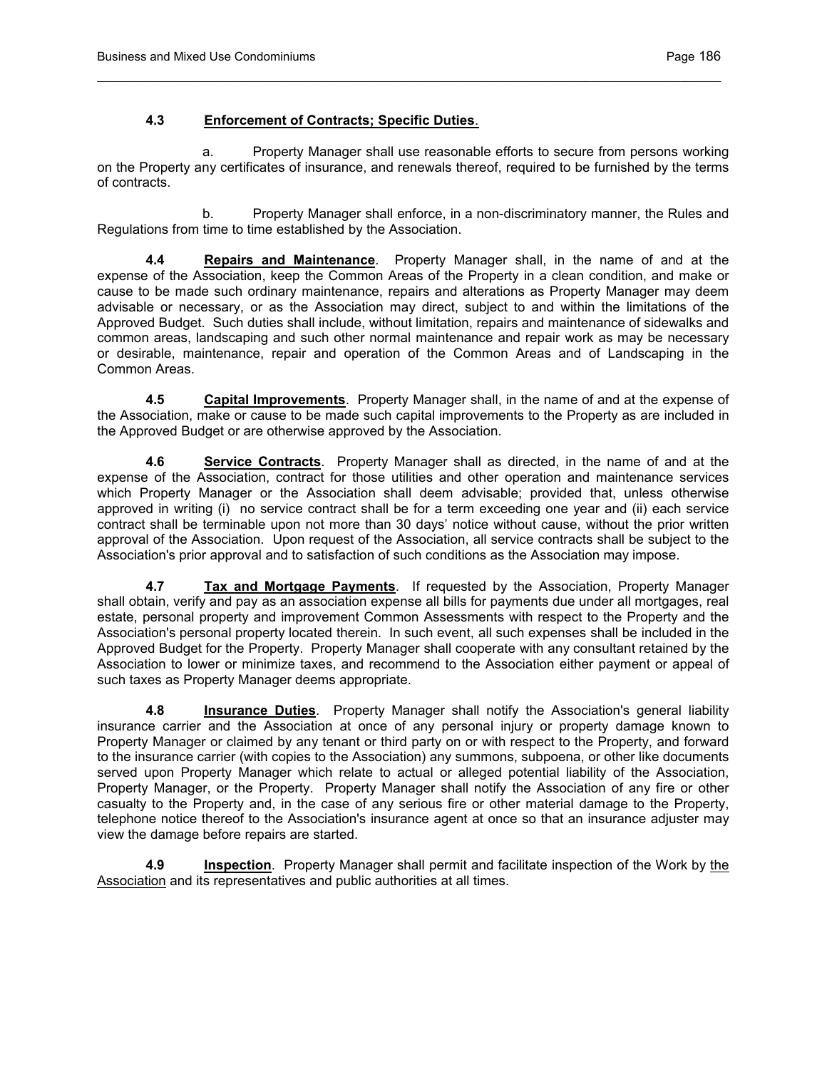**4.3 Enforcement of Contracts; Specific Duties.**

a. Property Manager shall use reasonable efforts to secure from persons working on the Property any certificates of insurance, and renewals thereof, required to be furnished by the terms of contracts.

b. Property Manager shall enforce, in a non-discriminatory manner, the Rules and Regulations from time to time established by the Association.

**4.4 Repairs and Maintenance**. Property Manager shall, in the name of and at the expense of the Association, keep the Common Areas of the Property in a clean condition, and make or cause to be made such ordinary maintenance, repairs and alterations as Property Manager may deem advisable or necessary, or as the Association may direct, subject to and within the limitations of the Approved Budget. Such duties shall include, without limitation, repairs and maintenance of sidewalks and common areas, landscaping and such other normal maintenance and repair work as may be necessary or desirable, maintenance, repair and operation of the Common Areas and of Landscaping in the Common Areas.

**4.5 Capital Improvements**. Property Manager shall, in the name of and at the expense of the Association, make or cause to be made such capital improvements to the Property as are included in the Approved Budget or are otherwise approved by the Association.

**4.6 Service Contracts**. Property Manager shall as directed, in the name of and at the expense of the Association, contract for those utilities and other operation and maintenance services which Property Manager or the Association shall deem advisable; provided that, unless otherwise approved in writing (i) no service contract shall be for a term exceeding one year and (ii) each service contract shall be terminable upon not more than 30 days' notice without cause, without the prior written approval of the Association. Upon request of the Association, all service contracts shall be subject to the Association's prior approval and to satisfaction of such conditions as the Association may impose.

**4.7 Tax and Mortgage Payments**. If requested by the Association, Property Manager shall obtain, verify and pay as an association expense all bills for payments due under all mortgages, real estate, personal property and improvement Common Assessments with respect to the Property and the Association's personal property located therein. In such event, all such expenses shall be included in the Approved Budget for the Property. Property Manager shall cooperate with any consultant retained by the Association to lower or minimize taxes, and recommend to the Association either payment or appeal of such taxes as Property Manager deems appropriate.

**4.8 Insurance Duties**. Property Manager shall notify the Association's general liability insurance carrier and the Association at once of any personal injury or property damage known to Property Manager or claimed by any tenant or third party on or with respect to the Property, and forward to the insurance carrier (with copies to the Association) any summons, subpoena, or other like documents served upon Property Manager which relate to actual or alleged potential liability of the Association, Property Manager, or the Property. Property Manager shall notify the Association of any fire or other casualty to the Property and, in the case of any serious fire or other material damage to the Property, telephone notice thereof to the Association's insurance agent at once so that an insurance adjuster may view the damage before repairs are started.

**4.9 Inspection**. Property Manager shall permit and facilitate inspection of the Work by the Association and its representatives and public authorities at all times.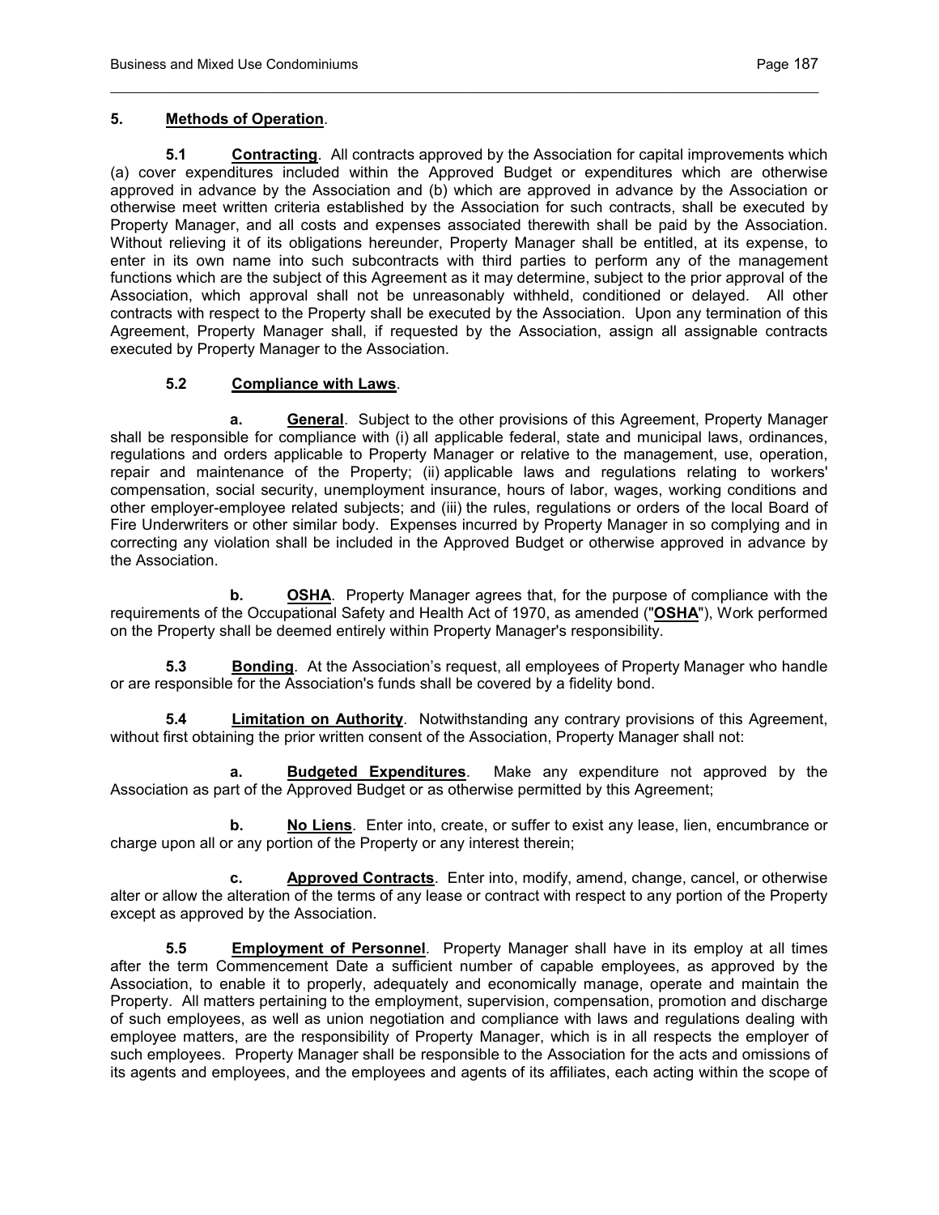## 5. Methods of Operation.

**5.1 Contracting**. All contracts approved by the Association for capital improvements which (a) cover expenditures included within the Approved Budget or expenditures which are otherwise approved in advance by the Association and (b) which are approved in advance by the Association or otherwise meet written criteria established by the Association for such contracts, shall be executed by Property Manager, and all costs and expenses associated therewith shall be paid by the Association. Without relieving it of its obligations hereunder, Property Manager shall be entitled, at its expense, to enter in its own name into such subcontracts with third parties to perform any of the management functions which are the subject of this Agreement as it may determine, subject to the prior approval of the Association, which approval shall not be unreasonably withheld, conditioned or delayed. All other contracts with respect to the Property shall be executed by the Association. Upon any termination of this Agreement, Property Manager shall, if requested by the Association, assign all assignable contracts executed by Property Manager to the Association.

**5.2 Compliance with Laws**.

**a. General**. Subject to the other provisions of this Agreement, Property Manager shall be responsible for compliance with (i) all applicable federal, state and municipal laws, ordinances, regulations and orders applicable to Property Manager or relative to the management, use, operation, repair and maintenance of the Property; (ii) applicable laws and regulations relating to workers' compensation, social security, unemployment insurance, hours of labor, wages, working conditions and other employer-employee related subjects; and (iii) the rules, regulations or orders of the local Board of Fire Underwriters or other similar body. Expenses incurred by Property Manager in so complying and in correcting any violation shall be included in the Approved Budget or otherwise approved in advance by the Association.

**b. OSHA**. Property Manager agrees that, for the purpose of compliance with the requirements of the Occupational Safety and Health Act of 1970, as amended ("**OSHA**"), Work performed on the Property shall be deemed entirely within Property Manager's responsibility.

**5.3 Bonding**. At the Association's request, all employees of Property Manager who handle or are responsible for the Association's funds shall be covered by a fidelity bond.

**5.4 Limitation on Authority**. Notwithstanding any contrary provisions of this Agreement, without first obtaining the prior written consent of the Association, Property Manager shall not:

**a. Budgeted Expenditures**. Make any expenditure not approved by the Association as part of the Approved Budget or as otherwise permitted by this Agreement;

**b. No Liens**. Enter into, create, or suffer to exist any lease, lien, encumbrance or charge upon all or any portion of the Property or any interest therein;

**c. Approved Contracts**. Enter into, modify, amend, change, cancel, or otherwise alter or allow the alteration of the terms of any lease or contract with respect to any portion of the Property except as approved by the Association.

**5.5 Employment of Personnel**. Property Manager shall have in its employ at all times after the term Commencement Date a sufficient number of capable employees, as approved by the Association, to enable it to properly, adequately and economically manage, operate and maintain the Property. All matters pertaining to the employment, supervision, compensation, promotion and discharge of such employees, as well as union negotiation and compliance with laws and regulations dealing with employee matters, are the responsibility of Property Manager, which is in all respects the employer of such employees. Property Manager shall be responsible to the Association for the acts and omissions of its agents and employees, and the employees and agents of its affiliates, each acting within the scope of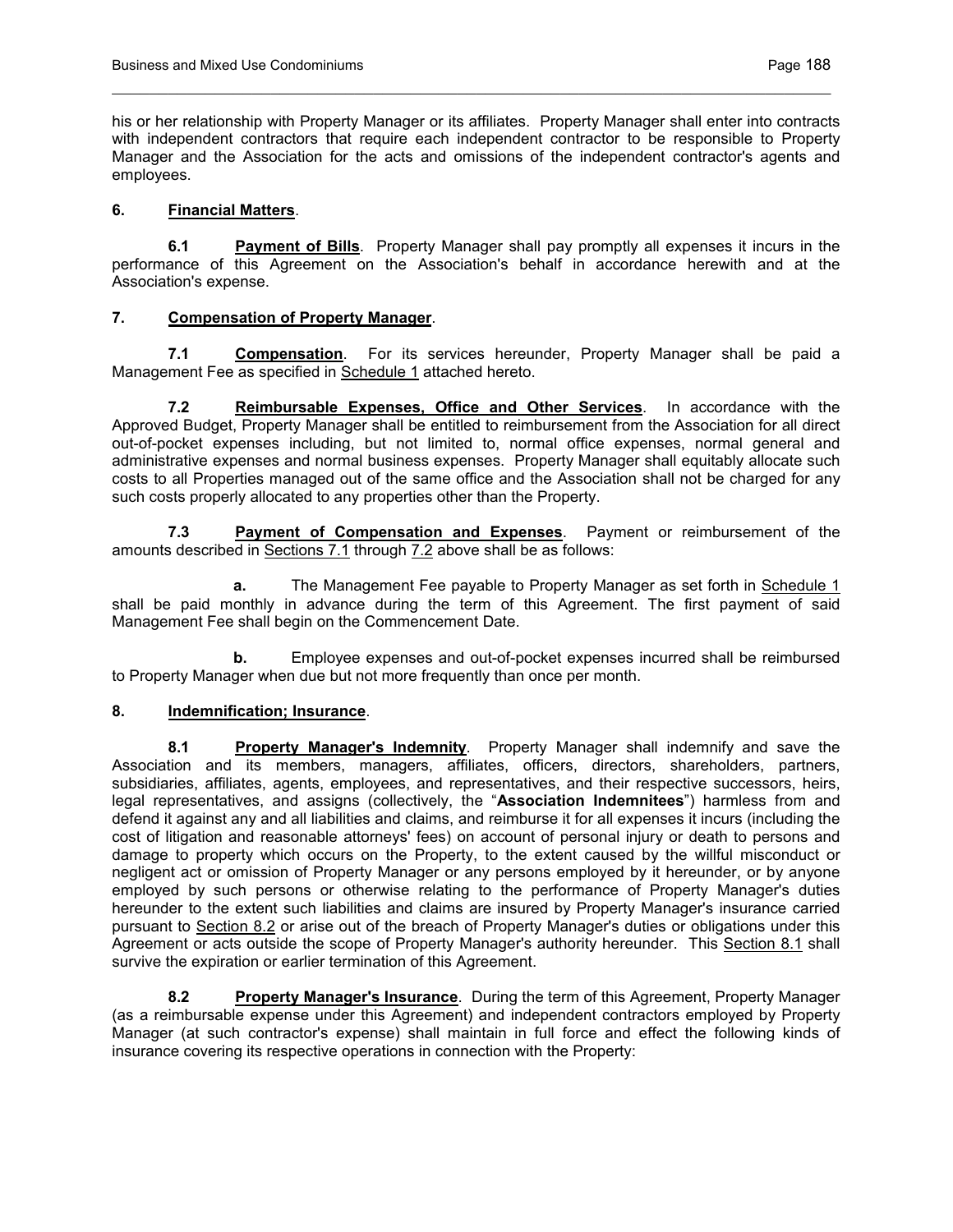his or her relationship with Property Manager or its affiliates. Property Manager shall enter into contracts with independent contractors that require each independent contractor to be responsible to Property Manager and the Association for the acts and omissions of the independent contractor's agents and employees.

**6. Financial Matters**.

**6.1 Payment of Bills**. Property Manager shall pay promptly all expenses it incurs in the performance of this Agreement on the Association's behalf in accordance herewith and at the Association's expense.

**7. Compensation of Property Manager**.

**7.1 Compensation**. For its services hereunder, Property Manager shall be paid a Management Fee as specified in Schedule 1 attached hereto.

**7.2 Reimbursable Expenses, Office and Other Services**. In accordance with the Approved Budget, Property Manager shall be entitled to reimbursement from the Association for all direct out-of-pocket expenses including, but not limited to, normal office expenses, normal general and administrative expenses and normal business expenses. Property Manager shall equitably allocate such costs to all Properties managed out of the same office and the Association shall not be charged for any such costs properly allocated to any properties other than the Property.

**7.3 Payment of Compensation and Expenses**. Payment or reimbursement of the amounts described in Sections 7.1 through 7.2 above shall be as follows:

**a.** The Management Fee payable to Property Manager as set forth in Schedule 1 shall be paid monthly in advance during the term of this Agreement. The first payment of said Management Fee shall begin on the Commencement Date.

**b.** Employee expenses and out-of-pocket expenses incurred shall be reimbursed to Property Manager when due but not more frequently than once per month.

**8. Indemnification; Insurance**.

**8.1 Property Manager's Indemnity**. Property Manager shall indemnify and save the Association and its members, managers, affiliates, officers, directors, shareholders, partners, subsidiaries, affiliates, agents, employees, and representatives, and their respective successors, heirs, legal representatives, and assigns (collectively, the "**Association Indemnitees**") harmless from and defend it against any and all liabilities and claims, and reimburse it for all expenses it incurs (including the cost of litigation and reasonable attorneys' fees) on account of personal injury or death to persons and damage to property which occurs on the Property, to the extent caused by the willful misconduct or negligent act or omission of Property Manager or any persons employed by it hereunder, or by anyone employed by such persons or otherwise relating to the performance of Property Manager's duties hereunder to the extent such liabilities and claims are insured by Property Manager's insurance carried pursuant to Section 8.2 or arise out of the breach of Property Manager's duties or obligations under this Agreement or acts outside the scope of Property Manager's authority hereunder. This Section 8.1 shall survive the expiration or earlier termination of this Agreement.

**8.2 Property Manager's Insurance**. During the term of this Agreement, Property Manager (as a reimbursable expense under this Agreement) and independent contractors employed by Property Manager (at such contractor's expense) shall maintain in full force and effect the following kinds of insurance covering its respective operations in connection with the Property: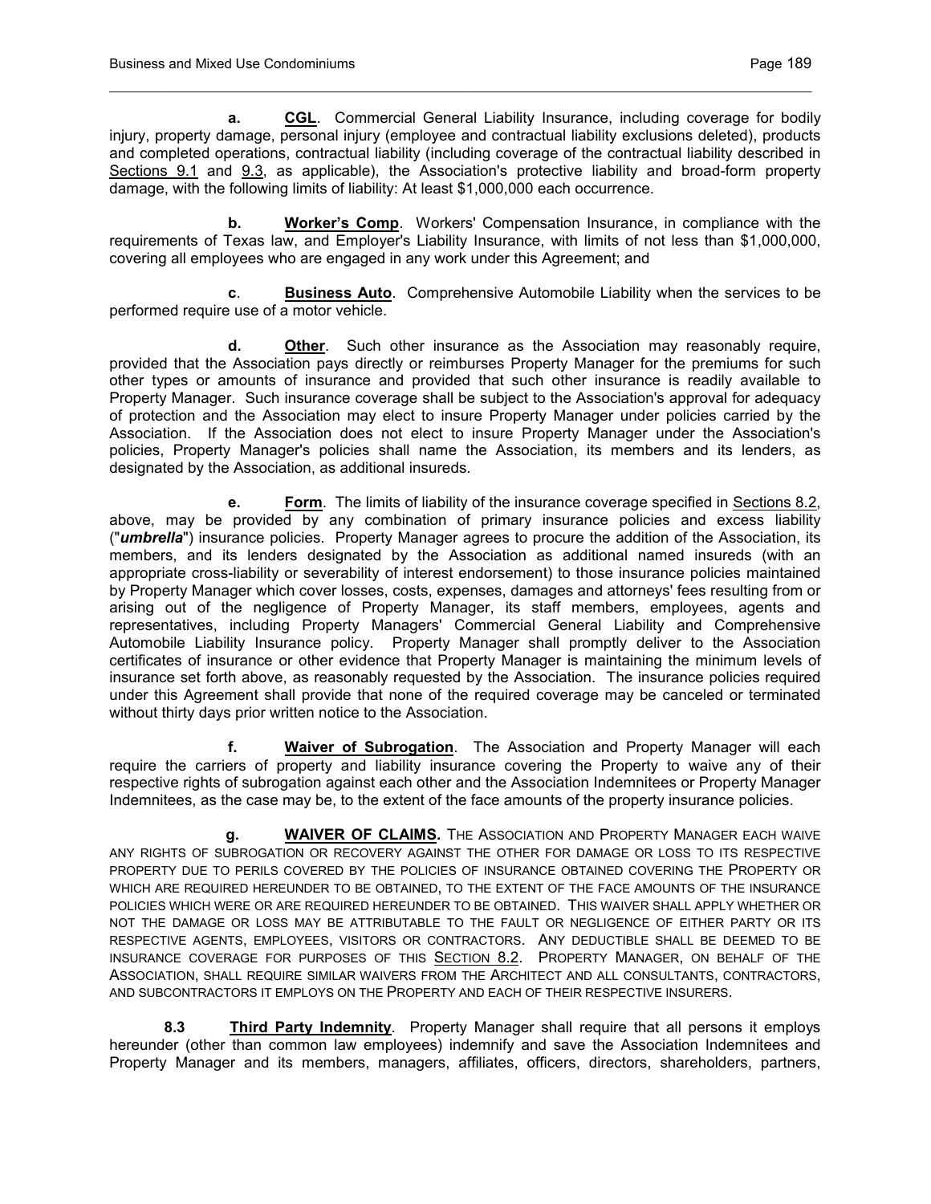**a. <u>CGL</u>**. Commercial General Liability Insurance, including coverage for bodily injury, property damage, personal injury (employee and contractual liability exclusions deleted), products and completed operations, contractual liability (including coverage of the contractual liability described in <u>Sections 9.1</u> and <u>9.3</u>, as applicable), the Association's protective liability and broad-form property damage, with the following limits of liability: At least $1,000,000 each occurrence.

**b. <u>Worker's Comp</u>**. Workers' Compensation Insurance, in compliance with the requirements of Texas law, and Employer's Liability Insurance, with limits of not less than $1,000,000, covering all employees who are engaged in any work under this Agreement; and

**c. <u>Business Auto</u>**. Comprehensive Automobile Liability when the services to be performed require use of a motor vehicle.

**d. <u>Other</u>**. Such other insurance as the Association may reasonably require, provided that the Association pays directly or reimburses Property Manager for the premiums for such other types or amounts of insurance and provided that such other insurance is readily available to Property Manager. Such insurance coverage shall be subject to the Association's approval for adequacy of protection and the Association may elect to insure Property Manager under policies carried by the Association. If the Association does not elect to insure Property Manager under the Association's policies, Property Manager's policies shall name the Association, its members and its lenders, as designated by the Association, as additional insureds.

**e. <u>Form</u>**. The limits of liability of the insurance coverage specified in <u>Sections 8.2</u>, above, may be provided by any combination of primary insurance policies and excess liability ("***umbrella***") insurance policies. Property Manager agrees to procure the addition of the Association, its members, and its lenders designated by the Association as additional named insureds (with an appropriate cross-liability or severability of interest endorsement) to those insurance policies maintained by Property Manager which cover losses, costs, expenses, damages and attorneys' fees resulting from or arising out of the negligence of Property Manager, its staff members, employees, agents and representatives, including Property Managers' Commercial General Liability and Comprehensive Automobile Liability Insurance policy. Property Manager shall promptly deliver to the Association certificates of insurance or other evidence that Property Manager is maintaining the minimum levels of insurance set forth above, as reasonably requested by the Association. The insurance policies required under this Agreement shall provide that none of the required coverage may be canceled or terminated without thirty days prior written notice to the Association.

**f. <u>Waiver of Subrogation</u>**. The Association and Property Manager will each require the carriers of property and liability insurance covering the Property to waive any of their respective rights of subrogation against each other and the Association Indemnitees or Property Manager Indemnitees, as the case may be, to the extent of the face amounts of the property insurance policies.

**g. <u>WAIVER OF CLAIMS</u>.** THE ASSOCIATION AND PROPERTY MANAGER EACH WAIVE ANY RIGHTS OF SUBROGATION OR RECOVERY AGAINST THE OTHER FOR DAMAGE OR LOSS TO ITS RESPECTIVE PROPERTY DUE TO PERILS COVERED BY THE POLICIES OF INSURANCE OBTAINED COVERING THE PROPERTY OR WHICH ARE REQUIRED HEREUNDER TO BE OBTAINED, TO THE EXTENT OF THE FACE AMOUNTS OF THE INSURANCE POLICIES WHICH WERE OR ARE REQUIRED HEREUNDER TO BE OBTAINED. THIS WAIVER SHALL APPLY WHETHER OR NOT THE DAMAGE OR LOSS MAY BE ATTRIBUTABLE TO THE FAULT OR NEGLIGENCE OF EITHER PARTY OR ITS RESPECTIVE AGENTS, EMPLOYEES, VISITORS OR CONTRACTORS. ANY DEDUCTIBLE SHALL BE DEEMED TO BE INSURANCE COVERAGE FOR PURPOSES OF THIS <u>SECTION 8.2</u>. PROPERTY MANAGER, ON BEHALF OF THE ASSOCIATION, SHALL REQUIRE SIMILAR WAIVERS FROM THE ARCHITECT AND ALL CONSULTANTS, CONTRACTORS, AND SUBCONTRACTORS IT EMPLOYS ON THE PROPERTY AND EACH OF THEIR RESPECTIVE INSURERS.

**8.3 <u>Third Party Indemnity</u>**. Property Manager shall require that all persons it employs hereunder (other than common law employees) indemnify and save the Association Indemnitees and Property Manager and its members, managers, affiliates, officers, directors, shareholders, partners,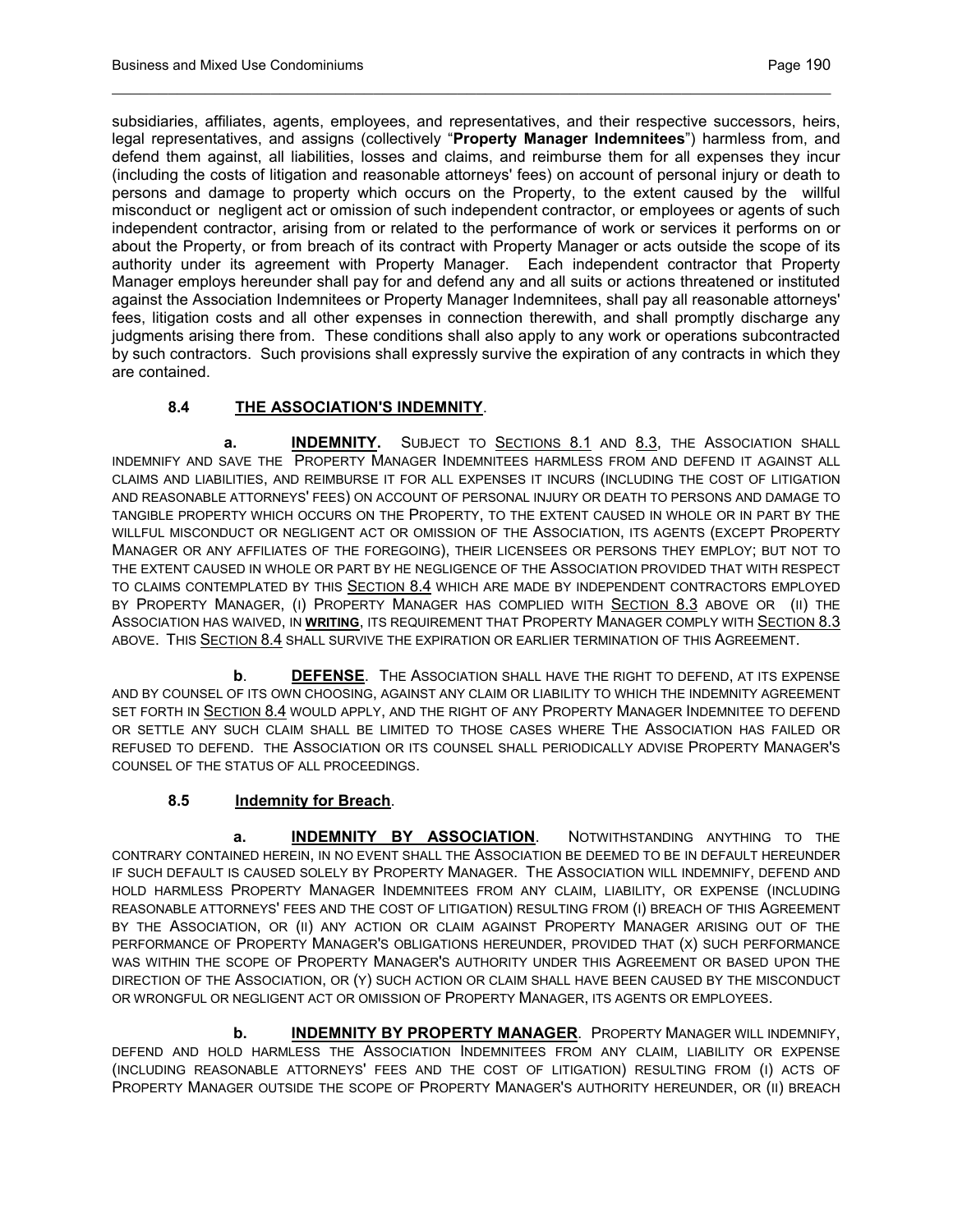subsidiaries, affiliates, agents, employees, and representatives, and their respective successors, heirs, legal representatives, and assigns (collectively "**Property Manager Indemnitees**") harmless from, and defend them against, all liabilities, losses and claims, and reimburse them for all expenses they incur (including the costs of litigation and reasonable attorneys' fees) on account of personal injury or death to persons and damage to property which occurs on the Property, to the extent caused by the willful misconduct or negligent act or omission of such independent contractor, or employees or agents of such independent contractor, arising from or related to the performance of work or services it performs on or about the Property, or from breach of its contract with Property Manager or acts outside the scope of its authority under its agreement with Property Manager. Each independent contractor that Property Manager employs hereunder shall pay for and defend any and all suits or actions threatened or instituted against the Association Indemnitees or Property Manager Indemnitees, shall pay all reasonable attorneys' fees, litigation costs and all other expenses in connection therewith, and shall promptly discharge any judgments arising there from. These conditions shall also apply to any work or operations subcontracted by such contractors. Such provisions shall expressly survive the expiration of any contracts in which they are contained.

### 8.4 THE ASSOCIATION'S INDEMNITY.

**a. INDEMNITY.** SUBJECT TO SECTIONS 8.1 AND 8.3, THE ASSOCIATION SHALL INDEMNIFY AND SAVE THE PROPERTY MANAGER INDEMNITEES HARMLESS FROM AND DEFEND IT AGAINST ALL CLAIMS AND LIABILITIES, AND REIMBURSE IT FOR ALL EXPENSES IT INCURS (INCLUDING THE COST OF LITIGATION AND REASONABLE ATTORNEYS' FEES) ON ACCOUNT OF PERSONAL INJURY OR DEATH TO PERSONS AND DAMAGE TO TANGIBLE PROPERTY WHICH OCCURS ON THE PROPERTY, TO THE EXTENT CAUSED IN WHOLE OR IN PART BY THE WILLFUL MISCONDUCT OR NEGLIGENT ACT OR OMISSION OF THE ASSOCIATION, ITS AGENTS (EXCEPT PROPERTY MANAGER OR ANY AFFILIATES OF THE FOREGOING), THEIR LICENSEES OR PERSONS THEY EMPLOY; BUT NOT TO THE EXTENT CAUSED IN WHOLE OR PART BY HE NEGLIGENCE OF THE ASSOCIATION PROVIDED THAT WITH RESPECT TO CLAIMS CONTEMPLATED BY THIS SECTION 8.4 WHICH ARE MADE BY INDEPENDENT CONTRACTORS EMPLOYED BY PROPERTY MANAGER, (I) PROPERTY MANAGER HAS COMPLIED WITH SECTION 8.3 ABOVE OR (II) THE ASSOCIATION HAS WAIVED, IN **WRITING**, ITS REQUIREMENT THAT PROPERTY MANAGER COMPLY WITH SECTION 8.3 ABOVE. THIS SECTION 8.4 SHALL SURVIVE THE EXPIRATION OR EARLIER TERMINATION OF THIS AGREEMENT.

**b. DEFENSE**. THE ASSOCIATION SHALL HAVE THE RIGHT TO DEFEND, AT ITS EXPENSE AND BY COUNSEL OF ITS OWN CHOOSING, AGAINST ANY CLAIM OR LIABILITY TO WHICH THE INDEMNITY AGREEMENT SET FORTH IN SECTION 8.4 WOULD APPLY, AND THE RIGHT OF ANY PROPERTY MANAGER INDEMNITEE TO DEFEND OR SETTLE ANY SUCH CLAIM SHALL BE LIMITED TO THOSE CASES WHERE THE ASSOCIATION HAS FAILED OR REFUSED TO DEFEND. THE ASSOCIATION OR ITS COUNSEL SHALL PERIODICALLY ADVISE PROPERTY MANAGER'S COUNSEL OF THE STATUS OF ALL PROCEEDINGS.

### 8.5 Indemnity for Breach.

**a. INDEMNITY BY ASSOCIATION**. NOTWITHSTANDING ANYTHING TO THE CONTRARY CONTAINED HEREIN, IN NO EVENT SHALL THE ASSOCIATION BE DEEMED TO BE IN DEFAULT HEREUNDER IF SUCH DEFAULT IS CAUSED SOLELY BY PROPERTY MANAGER. THE ASSOCIATION WILL INDEMNIFY, DEFEND AND HOLD HARMLESS PROPERTY MANAGER INDEMNITEES FROM ANY CLAIM, LIABILITY, OR EXPENSE (INCLUDING REASONABLE ATTORNEYS' FEES AND THE COST OF LITIGATION) RESULTING FROM (I) BREACH OF THIS AGREEMENT BY THE ASSOCIATION, OR (II) ANY ACTION OR CLAIM AGAINST PROPERTY MANAGER ARISING OUT OF THE PERFORMANCE OF PROPERTY MANAGER'S OBLIGATIONS HEREUNDER, PROVIDED THAT (X) SUCH PERFORMANCE WAS WITHIN THE SCOPE OF PROPERTY MANAGER'S AUTHORITY UNDER THIS AGREEMENT OR BASED UPON THE DIRECTION OF THE ASSOCIATION, OR (Y) SUCH ACTION OR CLAIM SHALL HAVE BEEN CAUSED BY THE MISCONDUCT OR WRONGFUL OR NEGLIGENT ACT OR OMISSION OF PROPERTY MANAGER, ITS AGENTS OR EMPLOYEES.

**b. INDEMNITY BY PROPERTY MANAGER**. PROPERTY MANAGER WILL INDEMNIFY, DEFEND AND HOLD HARMLESS THE ASSOCIATION INDEMNITEES FROM ANY CLAIM, LIABILITY OR EXPENSE (INCLUDING REASONABLE ATTORNEYS' FEES AND THE COST OF LITIGATION) RESULTING FROM (I) ACTS OF PROPERTY MANAGER OUTSIDE THE SCOPE OF PROPERTY MANAGER'S AUTHORITY HEREUNDER, OR (II) BREACH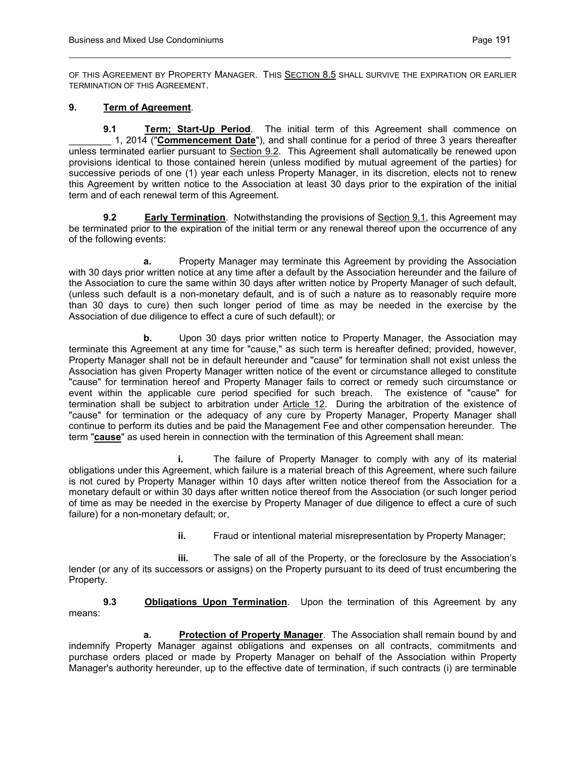OF THIS AGREEMENT BY PROPERTY MANAGER. THIS SECTION 8.5 SHALL SURVIVE THE EXPIRATION OR EARLIER TERMINATION OF THIS AGREEMENT.

**9. Term of Agreement**.

**9.1 Term; Start-Up Period**. The initial term of this Agreement shall commence on ________ 1, 2014 ("**Commencement Date**"), and shall continue for a period of three 3 years thereafter unless terminated earlier pursuant to Section 9.2. This Agreement shall automatically be renewed upon provisions identical to those contained herein (unless modified by mutual agreement of the parties) for successive periods of one (1) year each unless Property Manager, in its discretion, elects not to renew this Agreement by written notice to the Association at least 30 days prior to the expiration of the initial term and of each renewal term of this Agreement.

**9.2 Early Termination**. Notwithstanding the provisions of Section 9.1, this Agreement may be terminated prior to the expiration of the initial term or any renewal thereof upon the occurrence of any of the following events:

**a.** Property Manager may terminate this Agreement by providing the Association with 30 days prior written notice at any time after a default by the Association hereunder and the failure of the Association to cure the same within 30 days after written notice by Property Manager of such default, (unless such default is a non-monetary default, and is of such a nature as to reasonably require more than 30 days to cure) then such longer period of time as may be needed in the exercise by the Association of due diligence to effect a cure of such default); or

**b.** Upon 30 days prior written notice to Property Manager, the Association may terminate this Agreement at any time for "cause," as such term is hereafter defined; provided, however, Property Manager shall not be in default hereunder and "cause" for termination shall not exist unless the Association has given Property Manager written notice of the event or circumstance alleged to constitute "cause" for termination hereof and Property Manager fails to correct or remedy such circumstance or event within the applicable cure period specified for such breach. The existence of "cause" for termination shall be subject to arbitration under Article 12. During the arbitration of the existence of "cause" for termination or the adequacy of any cure by Property Manager, Property Manager shall continue to perform its duties and be paid the Management Fee and other compensation hereunder. The term "**cause**" as used herein in connection with the termination of this Agreement shall mean:

**i.** The failure of Property Manager to comply with any of its material obligations under this Agreement, which failure is a material breach of this Agreement, where such failure is not cured by Property Manager within 10 days after written notice thereof from the Association for a monetary default or within 30 days after written notice thereof from the Association (or such longer period of time as may be needed in the exercise by Property Manager of due diligence to effect a cure of such failure) for a non-monetary default; or,

**ii.** Fraud or intentional material misrepresentation by Property Manager;

**iii.** The sale of all of the Property, or the foreclosure by the Association's lender (or any of its successors or assigns) on the Property pursuant to its deed of trust encumbering the Property.

**9.3 Obligations Upon Termination**. Upon the termination of this Agreement by any means:

**a. Protection of Property Manager**. The Association shall remain bound by and indemnify Property Manager against obligations and expenses on all contracts, commitments and purchase orders placed or made by Property Manager on behalf of the Association within Property Manager's authority hereunder, up to the effective date of termination, if such contracts (i) are terminable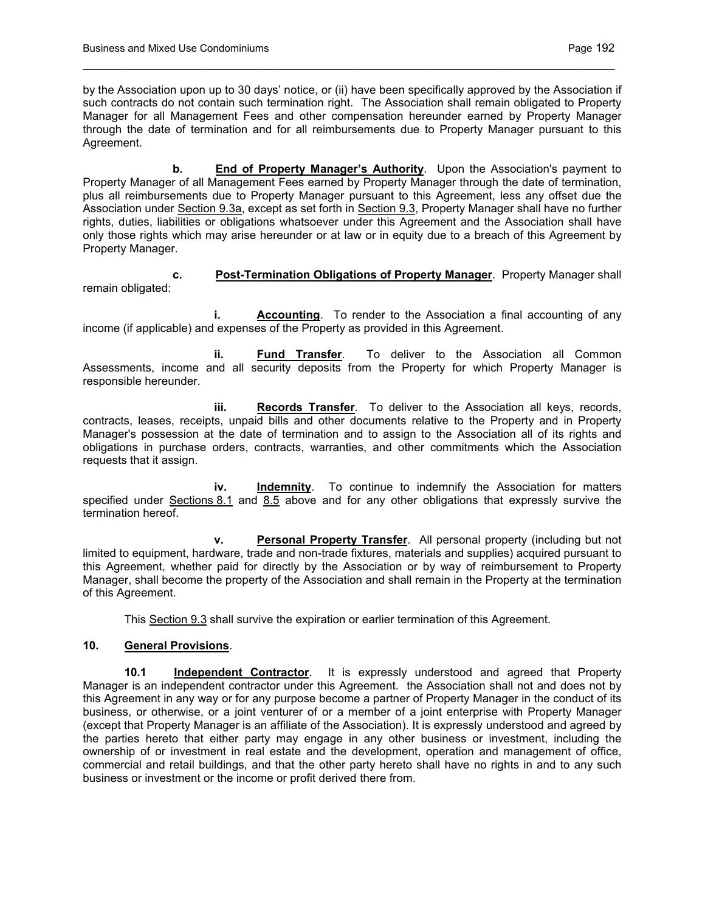by the Association upon up to 30 days' notice, or (ii) have been specifically approved by the Association if such contracts do not contain such termination right. The Association shall remain obligated to Property Manager for all Management Fees and other compensation hereunder earned by Property Manager through the date of termination and for all reimbursements due to Property Manager pursuant to this Agreement.

**b. <u>End of Property Manager's Authority</u>**. Upon the Association's payment to Property Manager of all Management Fees earned by Property Manager through the date of termination, plus all reimbursements due to Property Manager pursuant to this Agreement, less any offset due the Association under <u>Section 9.3a</u>, except as set forth in <u>Section 9.3</u>, Property Manager shall have no further rights, duties, liabilities or obligations whatsoever under this Agreement and the Association shall have only those rights which may arise hereunder or at law or in equity due to a breach of this Agreement by Property Manager.

**c. <u>Post-Termination Obligations of Property Manager</u>**. Property Manager shall remain obligated:

**i. <u>Accounting</u>**. To render to the Association a final accounting of any income (if applicable) and expenses of the Property as provided in this Agreement.

**ii. <u>Fund Transfer</u>**. To deliver to the Association all Common Assessments, income and all security deposits from the Property for which Property Manager is responsible hereunder.

**iii. <u>Records Transfer</u>**. To deliver to the Association all keys, records, contracts, leases, receipts, unpaid bills and other documents relative to the Property and in Property Manager's possession at the date of termination and to assign to the Association all of its rights and obligations in purchase orders, contracts, warranties, and other commitments which the Association requests that it assign.

**iv. <u>Indemnity</u>**. To continue to indemnify the Association for matters specified under <u>Sections 8.1</u> and <u>8.5</u> above and for any other obligations that expressly survive the termination hereof.

**v. <u>Personal Property Transfer</u>**. All personal property (including but not limited to equipment, hardware, trade and non-trade fixtures, materials and supplies) acquired pursuant to this Agreement, whether paid for directly by the Association or by way of reimbursement to Property Manager, shall become the property of the Association and shall remain in the Property at the termination of this Agreement.

This <u>Section 9.3</u> shall survive the expiration or earlier termination of this Agreement.

**10. <u>General Provisions</u>**.

**10.1 <u>Independent Contractor</u>**. It is expressly understood and agreed that Property Manager is an independent contractor under this Agreement. the Association shall not and does not by this Agreement in any way or for any purpose become a partner of Property Manager in the conduct of its business, or otherwise, or a joint venturer of or a member of a joint enterprise with Property Manager (except that Property Manager is an affiliate of the Association). It is expressly understood and agreed by the parties hereto that either party may engage in any other business or investment, including the ownership of or investment in real estate and the development, operation and management of office, commercial and retail buildings, and that the other party hereto shall have no rights in and to any such business or investment or the income or profit derived there from.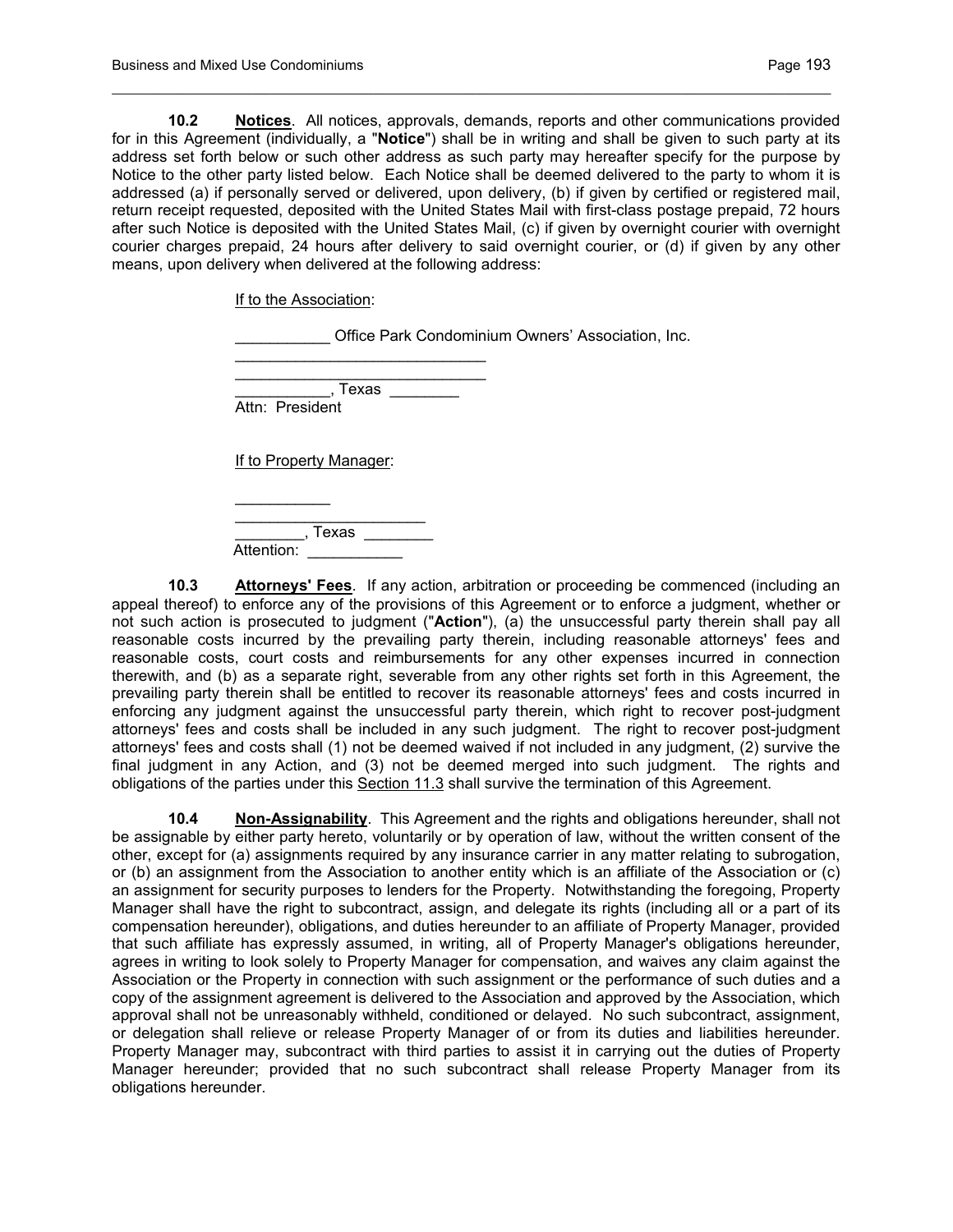**10.2 Notices**. All notices, approvals, demands, reports and other communications provided for in this Agreement (individually, a "**Notice**") shall be in writing and shall be given to such party at its address set forth below or such other address as such party may hereafter specify for the purpose by Notice to the other party listed below. Each Notice shall be deemed delivered to the party to whom it is addressed (a) if personally served or delivered, upon delivery, (b) if given by certified or registered mail, return receipt requested, deposited with the United States Mail with first-class postage prepaid, 72 hours after such Notice is deposited with the United States Mail, (c) if given by overnight courier with overnight courier charges prepaid, 24 hours after delivery to said overnight courier, or (d) if given by any other means, upon delivery when delivered at the following address:

If to the Association:

___________ Office Park Condominium Owners' Association, Inc.
_____________________________
_____________________________
___________, Texas ________
Attn: President

If to Property Manager:

___________
______________________
________, Texas ________
Attention: ___________

**10.3 Attorneys' Fees**. If any action, arbitration or proceeding be commenced (including an appeal thereof) to enforce any of the provisions of this Agreement or to enforce a judgment, whether or not such action is prosecuted to judgment ("**Action**"), (a) the unsuccessful party therein shall pay all reasonable costs incurred by the prevailing party therein, including reasonable attorneys' fees and reasonable costs, court costs and reimbursements for any other expenses incurred in connection therewith, and (b) as a separate right, severable from any other rights set forth in this Agreement, the prevailing party therein shall be entitled to recover its reasonable attorneys' fees and costs incurred in enforcing any judgment against the unsuccessful party therein, which right to recover post-judgment attorneys' fees and costs shall be included in any such judgment. The right to recover post-judgment attorneys' fees and costs shall (1) not be deemed waived if not included in any judgment, (2) survive the final judgment in any Action, and (3) not be deemed merged into such judgment. The rights and obligations of the parties under this Section 11.3 shall survive the termination of this Agreement.

**10.4 Non-Assignability**. This Agreement and the rights and obligations hereunder, shall not be assignable by either party hereto, voluntarily or by operation of law, without the written consent of the other, except for (a) assignments required by any insurance carrier in any matter relating to subrogation, or (b) an assignment from the Association to another entity which is an affiliate of the Association or (c) an assignment for security purposes to lenders for the Property. Notwithstanding the foregoing, Property Manager shall have the right to subcontract, assign, and delegate its rights (including all or a part of its compensation hereunder), obligations, and duties hereunder to an affiliate of Property Manager, provided that such affiliate has expressly assumed, in writing, all of Property Manager's obligations hereunder, agrees in writing to look solely to Property Manager for compensation, and waives any claim against the Association or the Property in connection with such assignment or the performance of such duties and a copy of the assignment agreement is delivered to the Association and approved by the Association, which approval shall not be unreasonably withheld, conditioned or delayed. No such subcontract, assignment, or delegation shall relieve or release Property Manager of or from its duties and liabilities hereunder. Property Manager may, subcontract with third parties to assist it in carrying out the duties of Property Manager hereunder; provided that no such subcontract shall release Property Manager from its obligations hereunder.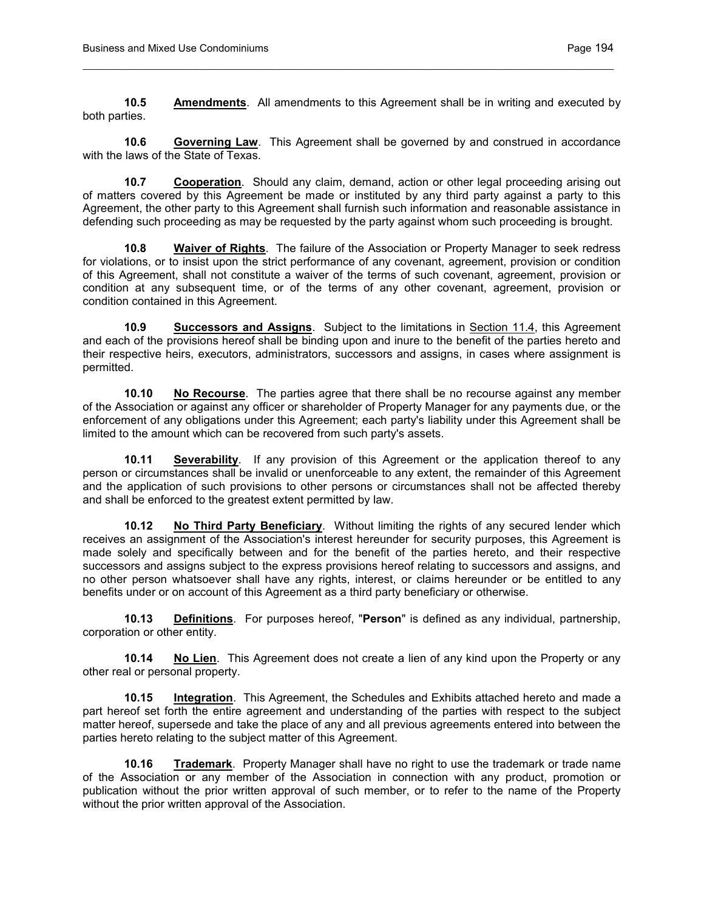**10.5** **Amendments**. All amendments to this Agreement shall be in writing and executed by both parties.

**10.6** **Governing Law**. This Agreement shall be governed by and construed in accordance with the laws of the State of Texas.

**10.7** **Cooperation**. Should any claim, demand, action or other legal proceeding arising out of matters covered by this Agreement be made or instituted by any third party against a party to this Agreement, the other party to this Agreement shall furnish such information and reasonable assistance in defending such proceeding as may be requested by the party against whom such proceeding is brought.

**10.8** **Waiver of Rights**. The failure of the Association or Property Manager to seek redress for violations, or to insist upon the strict performance of any covenant, agreement, provision or condition of this Agreement, shall not constitute a waiver of the terms of such covenant, agreement, provision or condition at any subsequent time, or of the terms of any other covenant, agreement, provision or condition contained in this Agreement.

**10.9** **Successors and Assigns**. Subject to the limitations in Section 11.4, this Agreement and each of the provisions hereof shall be binding upon and inure to the benefit of the parties hereto and their respective heirs, executors, administrators, successors and assigns, in cases where assignment is permitted.

**10.10** **No Recourse**. The parties agree that there shall be no recourse against any member of the Association or against any officer or shareholder of Property Manager for any payments due, or the enforcement of any obligations under this Agreement; each party's liability under this Agreement shall be limited to the amount which can be recovered from such party's assets.

**10.11** **Severability**. If any provision of this Agreement or the application thereof to any person or circumstances shall be invalid or unenforceable to any extent, the remainder of this Agreement and the application of such provisions to other persons or circumstances shall not be affected thereby and shall be enforced to the greatest extent permitted by law.

**10.12** **No Third Party Beneficiary**. Without limiting the rights of any secured lender which receives an assignment of the Association's interest hereunder for security purposes, this Agreement is made solely and specifically between and for the benefit of the parties hereto, and their respective successors and assigns subject to the express provisions hereof relating to successors and assigns, and no other person whatsoever shall have any rights, interest, or claims hereunder or be entitled to any benefits under or on account of this Agreement as a third party beneficiary or otherwise.

**10.13** **Definitions**. For purposes hereof, "**Person**" is defined as any individual, partnership, corporation or other entity.

**10.14** **No Lien**. This Agreement does not create a lien of any kind upon the Property or any other real or personal property.

**10.15** **Integration**. This Agreement, the Schedules and Exhibits attached hereto and made a part hereof set forth the entire agreement and understanding of the parties with respect to the subject matter hereof, supersede and take the place of any and all previous agreements entered into between the parties hereto relating to the subject matter of this Agreement.

**10.16** **Trademark**. Property Manager shall have no right to use the trademark or trade name of the Association or any member of the Association in connection with any product, promotion or publication without the prior written approval of such member, or to refer to the name of the Property without the prior written approval of the Association.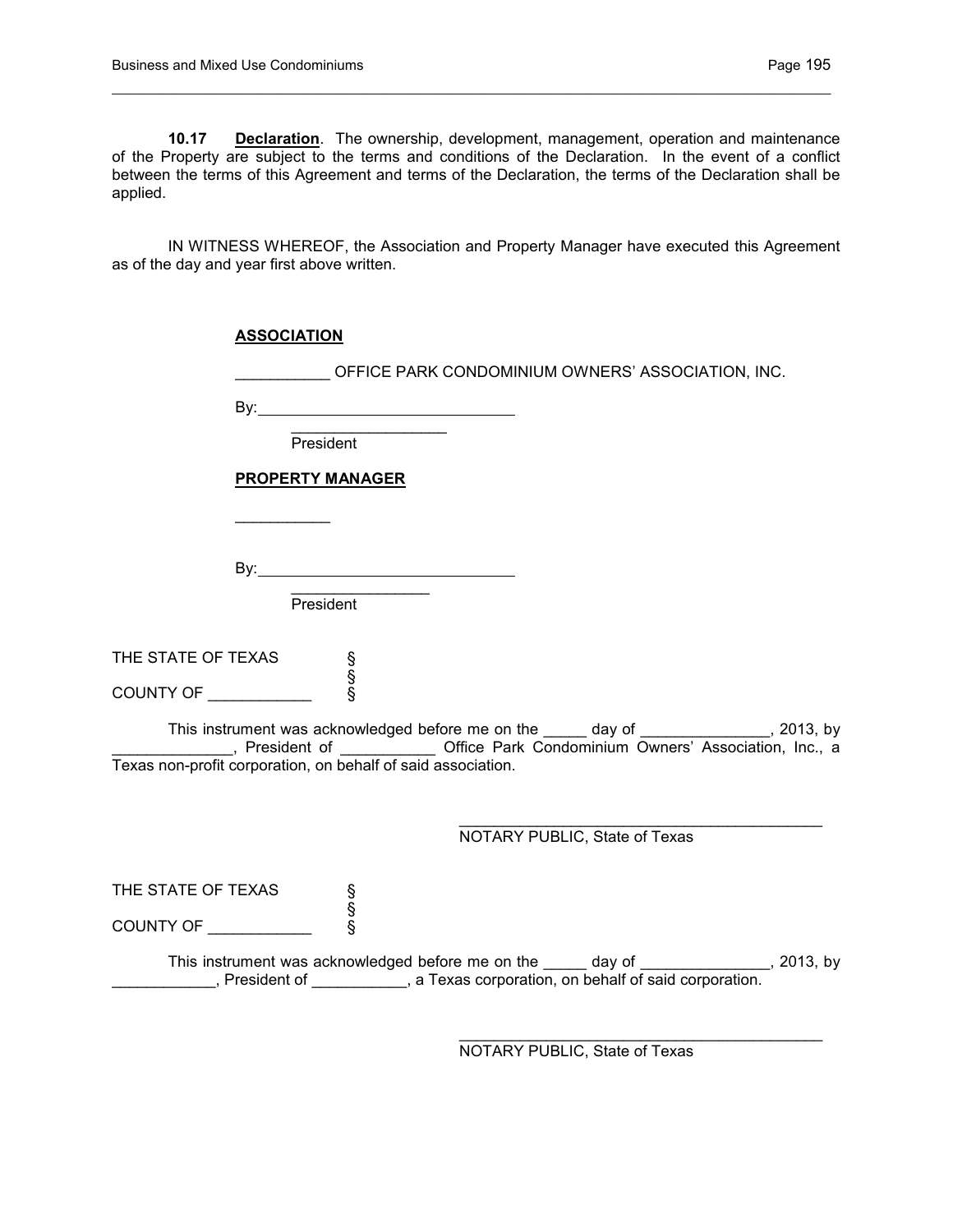**10.17 Declaration**. The ownership, development, management, operation and maintenance of the Property are subject to the terms and conditions of the Declaration. In the event of a conflict between the terms of this Agreement and terms of the Declaration, the terms of the Declaration shall be applied.

IN WITNESS WHEREOF, the Association and Property Manager have executed this Agreement as of the day and year first above written.

**ASSOCIATION**

___________ OFFICE PARK CONDOMINIUM OWNERS' ASSOCIATION, INC.

By:______________________________

__________________
President

**PROPERTY MANAGER**

___________

By:______________________________

________________
President

THE STATE OF TEXAS §
§
COUNTY OF ____________ §

This instrument was acknowledged before me on the _____ day of _______________, 2013, by ______________, President of ___________ Office Park Condominium Owners' Association, Inc., a Texas non-profit corporation, on behalf of said association.

____________________________________________
NOTARY PUBLIC, State of Texas

THE STATE OF TEXAS §
§
COUNTY OF ____________ §

This instrument was acknowledged before me on the _____ day of _______________, 2013, by ____________, President of ___________, a Texas corporation, on behalf of said corporation.

____________________________________________
NOTARY PUBLIC, State of Texas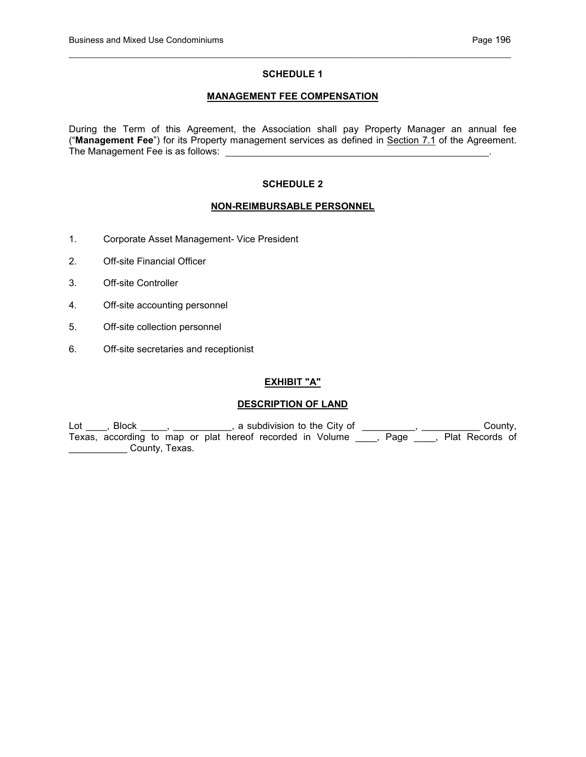## SCHEDULE 1

### MANAGEMENT FEE COMPENSATION

During the Term of this Agreement, the Association shall pay Property Manager an annual fee ("**Management Fee**") for its Property management services as defined in Section 7.1 of the Agreement. The Management Fee is as follows: ______________________________________________________.

## SCHEDULE 2

### NON-REIMBURSABLE PERSONNEL

1. Corporate Asset Management- Vice President
2. Off-site Financial Officer
3. Off-site Controller
4. Off-site accounting personnel
5. Off-site collection personnel
6. Off-site secretaries and receptionist

## EXHIBIT "A"

### DESCRIPTION OF LAND

Lot ____, Block _____, ___________, a subdivision to the City of __________, ___________ County, Texas, according to map or plat hereof recorded in Volume ____, Page ____, Plat Records of ___________ County, Texas.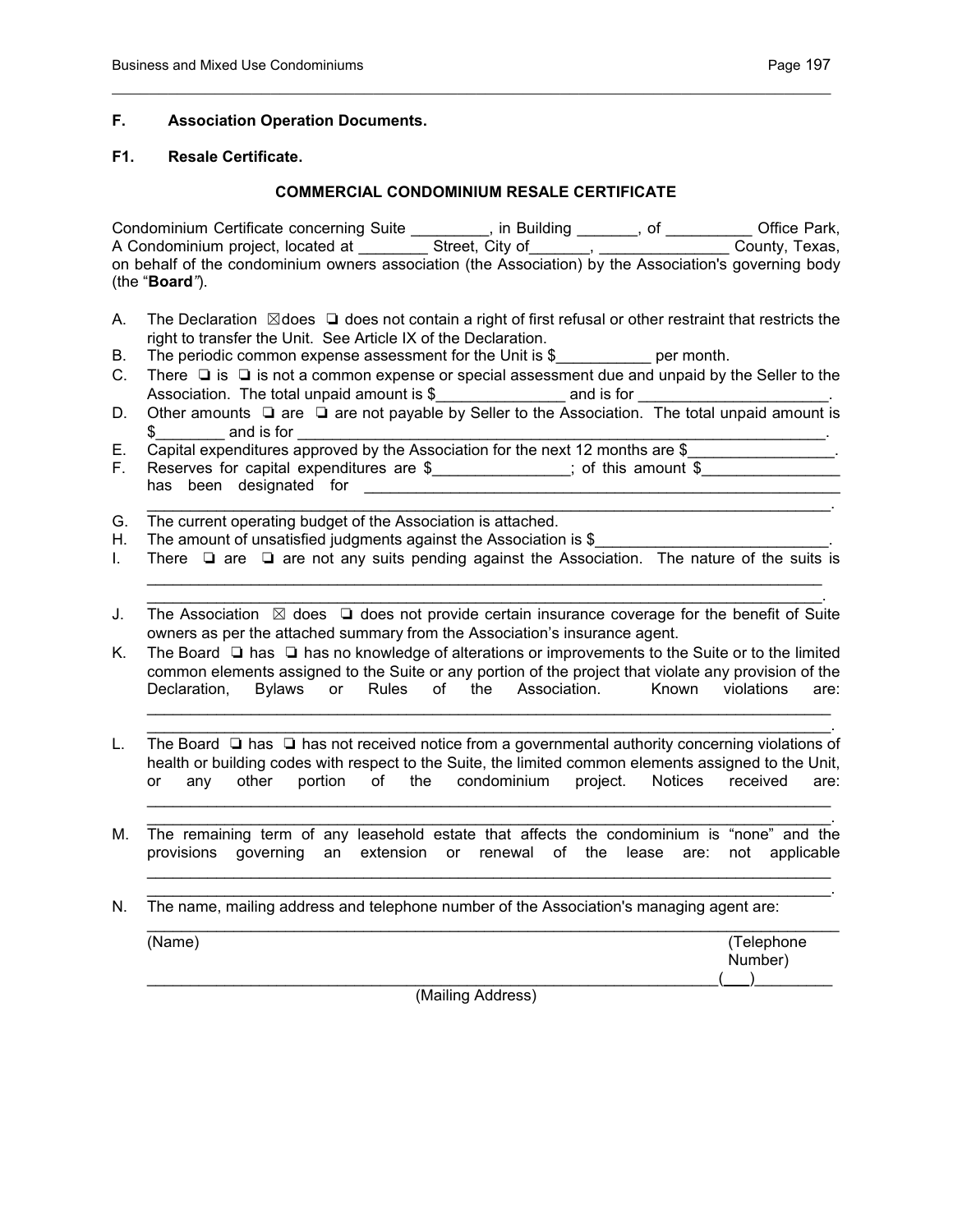## F. Association Operation Documents.

### F1. Resale Certificate.

**COMMERCIAL CONDOMINIUM RESALE CERTIFICATE**

Condominium Certificate concerning Suite _________, in Building _______, of __________ Office Park, A Condominium project, located at ________ Street, City of_______, _______________ County, Texas, on behalf of the condominium owners association (the Association) by the Association's governing body (the "**Board**").

A. The Declaration ☒does ❑ does not contain a right of first refusal or other restraint that restricts the right to transfer the Unit. See Article IX of the Declaration.

B. The periodic common expense assessment for the Unit is $___________ per month.

C. There ❑ is ❑ is not a common expense or special assessment due and unpaid by the Seller to the Association. The total unpaid amount is $_______________ and is for ______________________.

D. Other amounts ❑ are ❑ are not payable by Seller to the Association. The total unpaid amount is $________ and is for _________________________________________________________________.

E. Capital expenditures approved by the Association for the next 12 months are $_________________.

F. Reserves for capital expenditures are $________________; of this amount $________________ has been designated for ___________________________________________________________ _____________________________________________________________________________.

G. The current operating budget of the Association is attached.

H. The amount of unsatisfied judgments against the Association is $___________________________.

I. There ❑ are ❑ are not any suits pending against the Association. The nature of the suits is _____________________________________________________________________________ _____________________________________________________________________________.

J. The Association ☒ does ❑ does not provide certain insurance coverage for the benefit of Suite owners as per the attached summary from the Association's insurance agent.

K. The Board ❑ has ❑ has no knowledge of alterations or improvements to the Suite or to the limited common elements assigned to the Suite or any portion of the project that violate any provision of the Declaration, Bylaws or Rules of the Association. Known violations are: _____________________________________________________________________________ _____________________________________________________________________________.

L. The Board ❑ has ❑ has not received notice from a governmental authority concerning violations of health or building codes with respect to the Suite, the limited common elements assigned to the Unit, or any other portion of the condominium project. Notices received are: _____________________________________________________________________________ _____________________________________________________________________________.

M. The remaining term of any leasehold estate that affects the condominium is "none" and the provisions governing an extension or renewal of the lease are: not applicable _____________________________________________________________________________ _____________________________________________________________________________.

N. The name, mailing address and telephone number of the Association's managing agent are:

_____________________________________________________________________________
(Name) (Telephone Number)

_______________________________________________________________________(___)_________
(Mailing Address)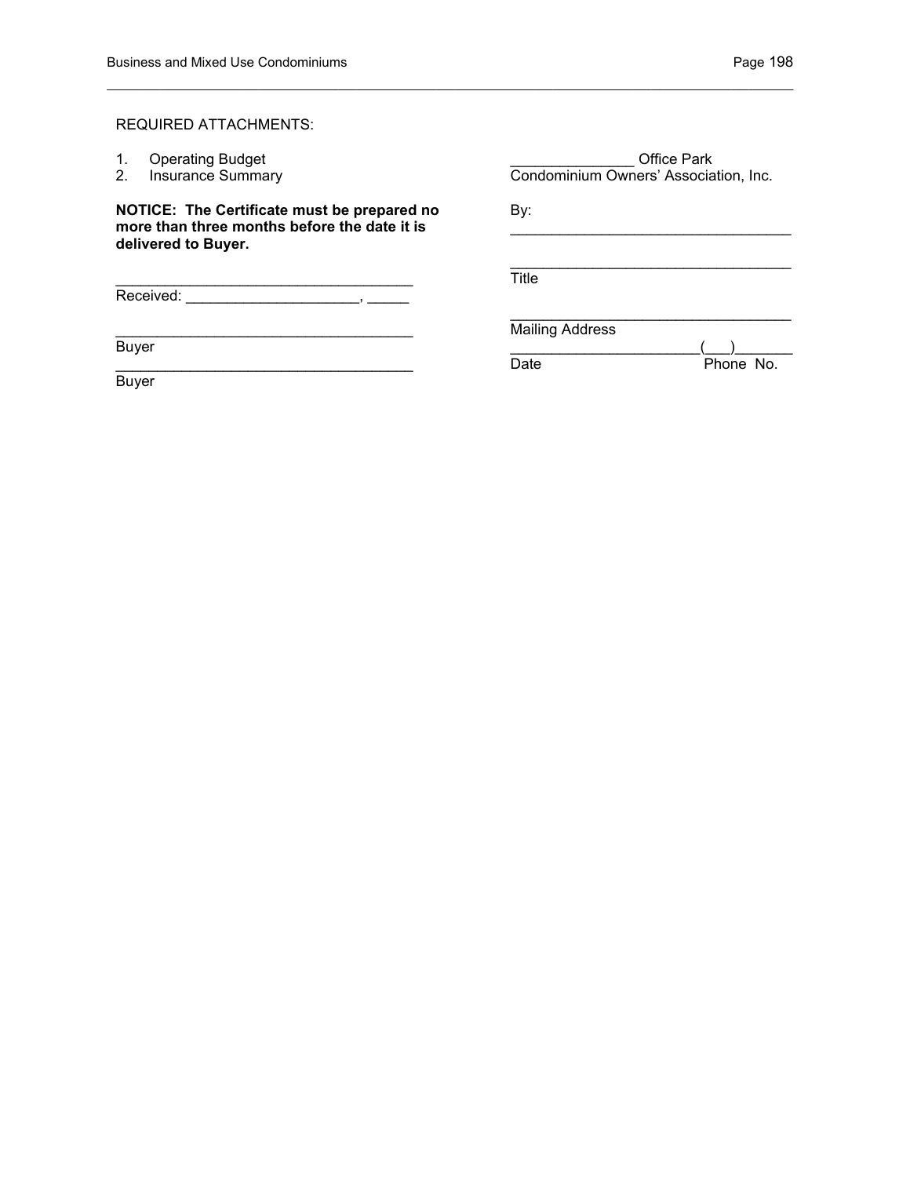REQUIRED ATTACHMENTS:

1. Operating Budget
2. Insurance Summary

**NOTICE: The Certificate must be prepared no more than three months before the date it is delivered to Buyer.**

_____________________________________
Received: ____________________, _____

_____________________________________
Buyer

_____________________________________
Buyer

_______________ Office Park
Condominium Owners' Association, Inc.

By:
___________________________________

___________________________________
Title

___________________________________
Mailing Address

_______________________(___)_______
Date Phone No.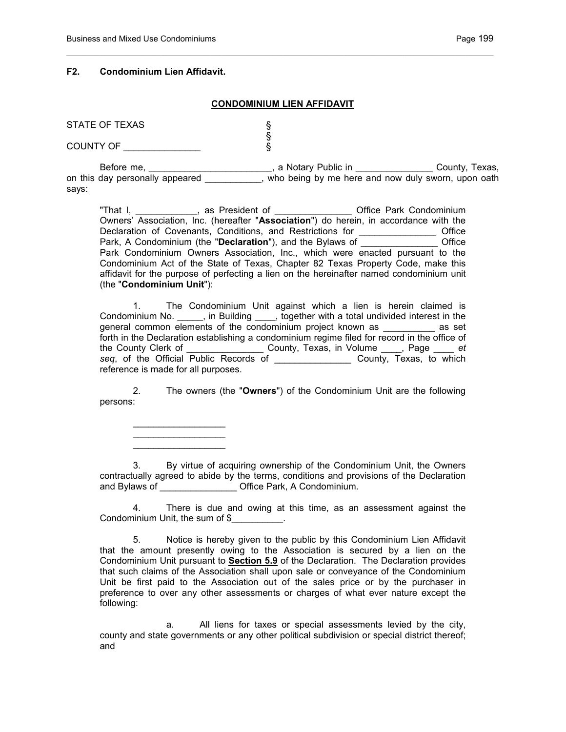**F2. Condominium Lien Affidavit.**

**CONDOMINIUM LIEN AFFIDAVIT**

STATE OF TEXAS §
§
COUNTY OF _______________ §

Before me, _________________________, a Notary Public in _______________ County, Texas, on this day personally appeared ___________, who being by me here and now duly sworn, upon oath says:

> "That I, ____________, as President of _______________ Office Park Condominium Owners' Association, Inc. (hereafter "**Association**") do herein, in accordance with the Declaration of Covenants, Conditions, and Restrictions for _______________ Office Park, A Condominium (the "**Declaration**"), and the Bylaws of _______________ Office Park Condominium Owners Association, Inc., which were enacted pursuant to the Condominium Act of the State of Texas, Chapter 82 Texas Property Code, make this affidavit for the purpose of perfecting a lien on the hereinafter named condominium unit (the "**Condominium Unit**"):
>
> 1. The Condominium Unit against which a lien is herein claimed is Condominium No. _____, in Building ____, together with a total undivided interest in the general common elements of the condominium project known as __________ as set forth in the Declaration establishing a condominium regime filed for record in the office of the County Clerk of _______________ County, Texas, in Volume ____, Page ____ *et seq*, of the Official Public Records of _______________ County, Texas, to which reference is made for all purposes.
>
> 2. The owners (the "**Owners**") of the Condominium Unit are the following persons:
>
> ___________________
> ___________________
> ___________________
>
> 3. By virtue of acquiring ownership of the Condominium Unit, the Owners contractually agreed to abide by the terms, conditions and provisions of the Declaration and Bylaws of _______________ Office Park, A Condominium.
>
> 4. There is due and owing at this time, as an assessment against the Condominium Unit, the sum of $__________.
>
> 5. Notice is hereby given to the public by this Condominium Lien Affidavit that the amount presently owing to the Association is secured by a lien on the Condominium Unit pursuant to <u>**Section 5.9**</u> of the Declaration. The Declaration provides that such claims of the Association shall upon sale or conveyance of the Condominium Unit be first paid to the Association out of the sales price or by the purchaser in preference to over any other assessments or charges of what ever nature except the following:
>
> a. All liens for taxes or special assessments levied by the city, county and state governments or any other political subdivision or special district thereof; and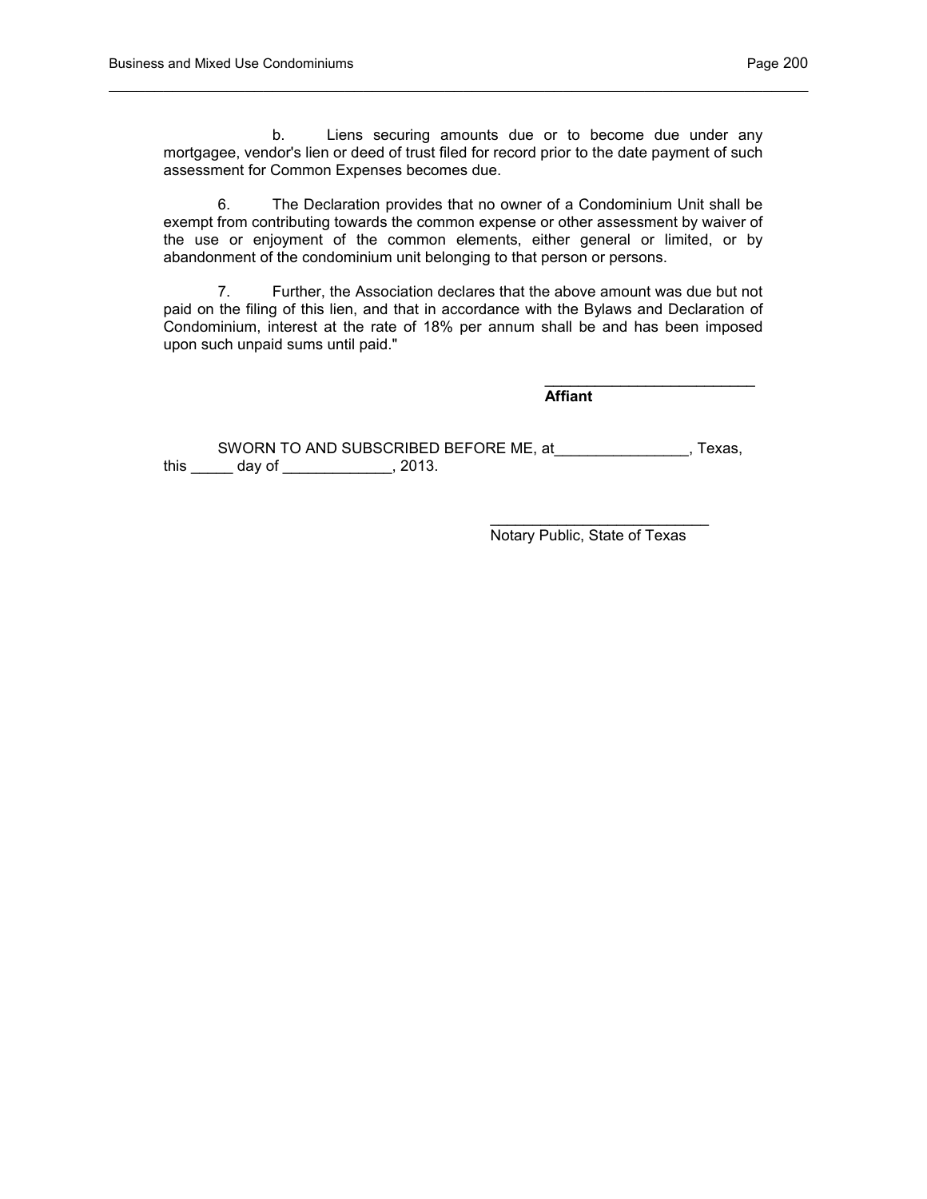b. Liens securing amounts due or to become due under any mortgagee, vendor's lien or deed of trust filed for record prior to the date payment of such assessment for Common Expenses becomes due.

6. The Declaration provides that no owner of a Condominium Unit shall be exempt from contributing towards the common expense or other assessment by waiver of the use or enjoyment of the common elements, either general or limited, or by abandonment of the condominium unit belonging to that person or persons.

7. Further, the Association declares that the above amount was due but not paid on the filing of this lien, and that in accordance with the Bylaws and Declaration of Condominium, interest at the rate of 18% per annum shall be and has been imposed upon such unpaid sums until paid."

\_\_\_\_\_\_\_\_\_\_\_\_\_\_\_\_\_\_\_\_\_\_\_\_\_\_
**Affiant**

SWORN TO AND SUBSCRIBED BEFORE ME, at\_\_\_\_\_\_\_\_\_\_\_\_\_\_\_\_, Texas, this \_\_\_\_\_ day of \_\_\_\_\_\_\_\_\_\_\_\_\_, 2013.

\_\_\_\_\_\_\_\_\_\_\_\_\_\_\_\_\_\_\_\_\_\_\_\_\_\_
Notary Public, State of Texas